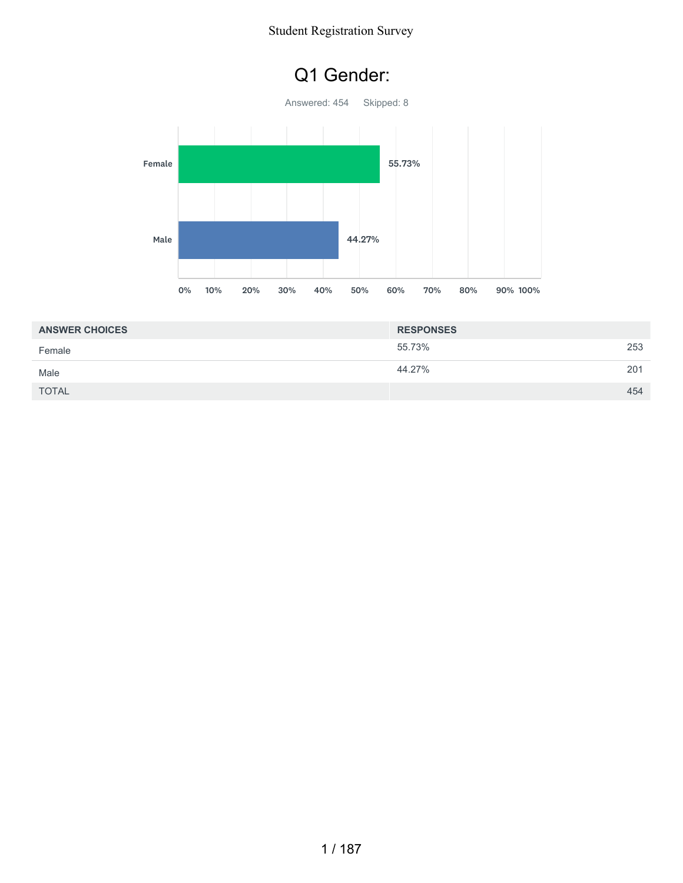# Q1 Gender:

Answered: 454 Skipped: 8

| ANSWER CHOICES | RESPONSES | |
|---|---|---|
| Female | 55.73% | 253 |
| Male | 44.27% | 201 |
| TOTAL | | 454 |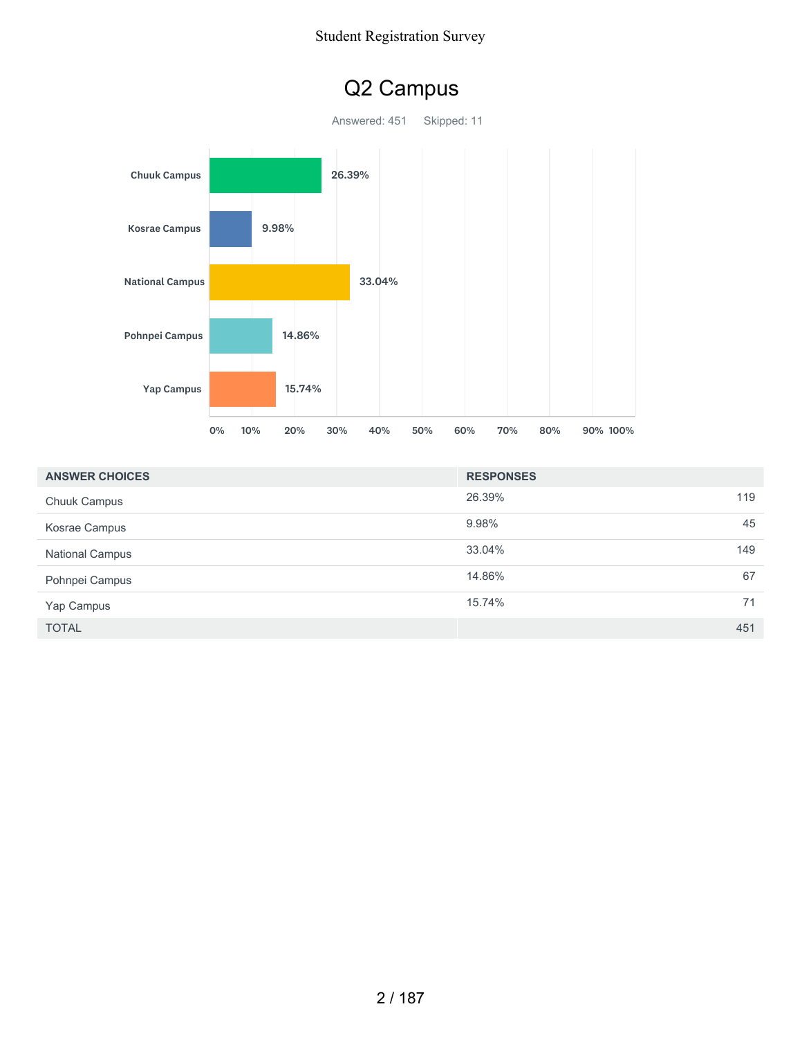# Q2 Campus

Answered: 451 Skipped: 11

| ANSWER CHOICES | RESPONSES | |
|---|---|---|
| Chuuk Campus | 26.39% | 119 |
| Kosrae Campus | 9.98% | 45 |
| National Campus | 33.04% | 149 |
| Pohnpei Campus | 14.86% | 67 |
| Yap Campus | 15.74% | 71 |
| TOTAL | | 451 |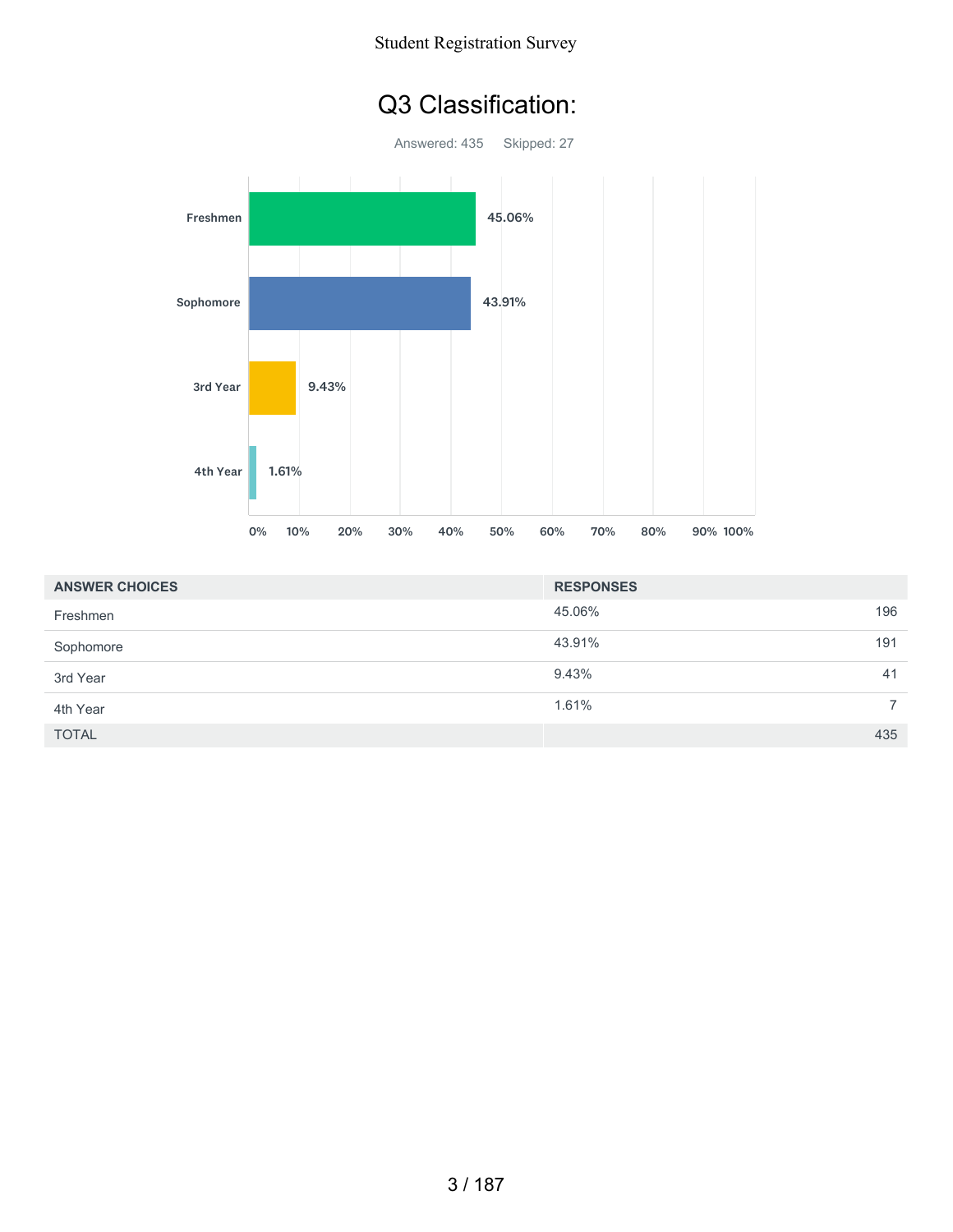# Q3 Classification:

Answered: 435 Skipped: 27

| ANSWER CHOICES | RESPONSES | |
|---|---|---|
| Freshmen | 45.06% | 196 |
| Sophomore | 43.91% | 191 |
| 3rd Year | 9.43% | 41 |
| 4th Year | 1.61% | 7 |
| TOTAL | | 435 |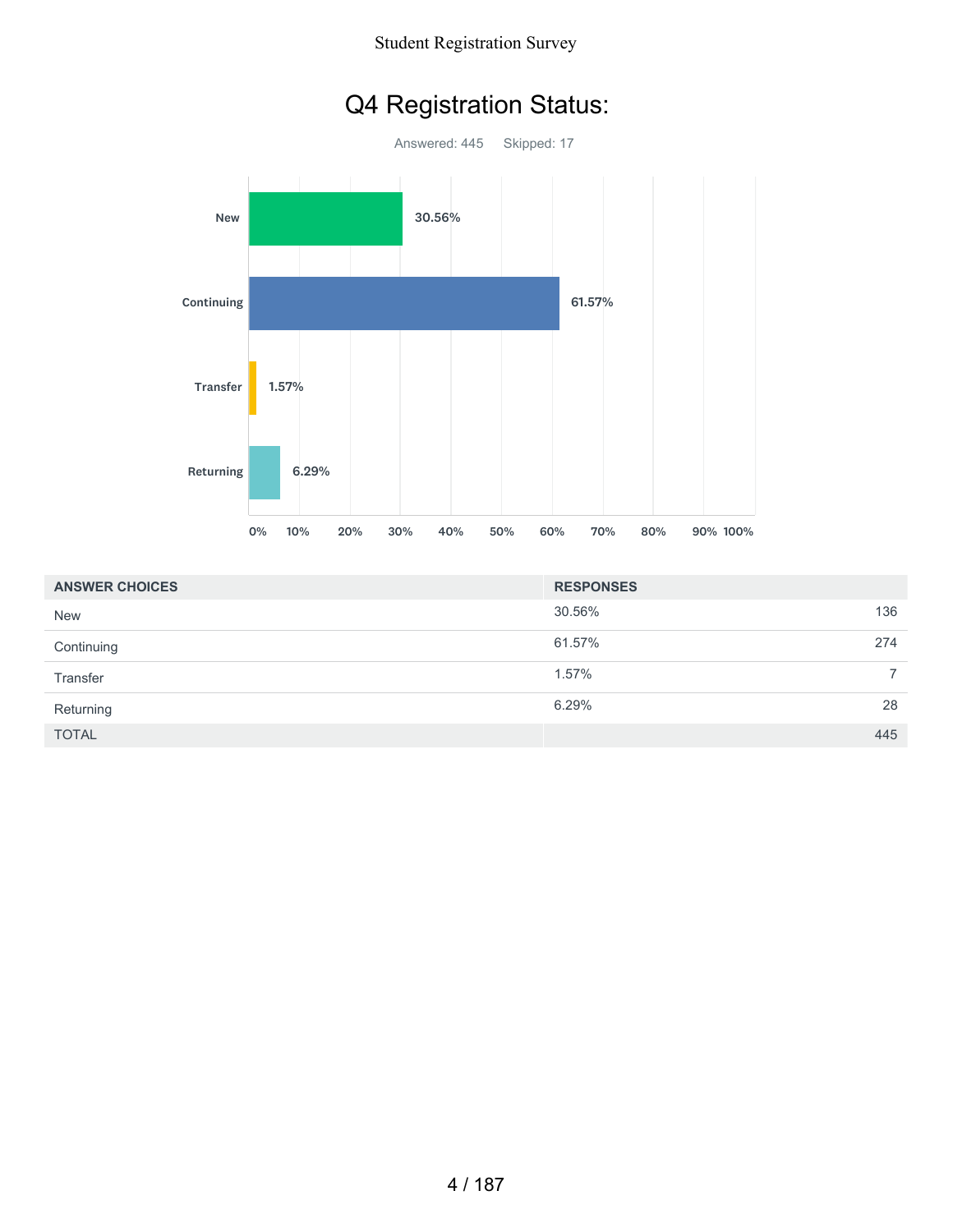# Q4 Registration Status:

Answered: 445 Skipped: 17

| ANSWER CHOICES | RESPONSES | |
|---|---|---|
| New | 30.56% | 136 |
| Continuing | 61.57% | 274 |
| Transfer | 1.57% | 7 |
| Returning | 6.29% | 28 |
| TOTAL | | 445 |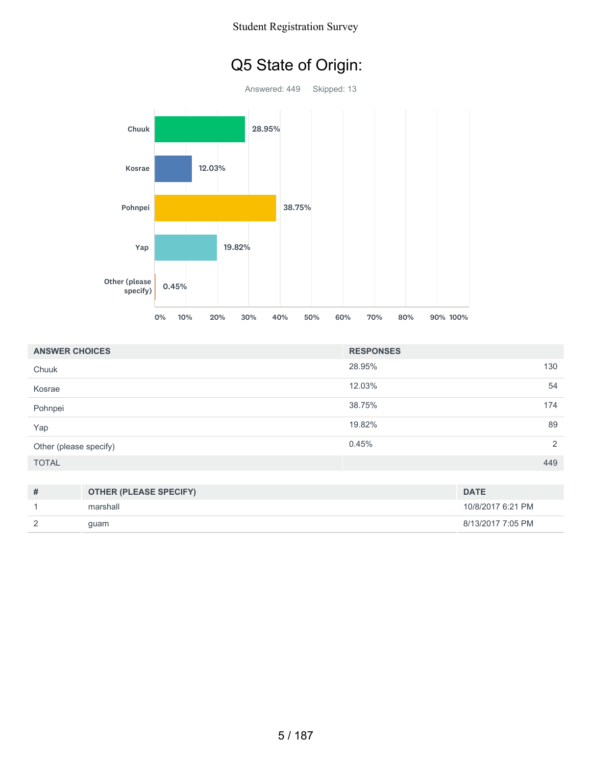# Q5 State of Origin:

Answered: 449 Skipped: 13

| ANSWER CHOICES | RESPONSES | |
|---|---|---|
| Chuuk | 28.95% | 130 |
| Kosrae | 12.03% | 54 |
| Pohnpei | 38.75% | 174 |
| Yap | 19.82% | 89 |
| Other (please specify) | 0.45% | 2 |
| TOTAL | | 449 |

| # | OTHER (PLEASE SPECIFY) | DATE |
|---|---|---|
| 1 | marshall | 10/8/2017 6:21 PM |
| 2 | guam | 8/13/2017 7:05 PM |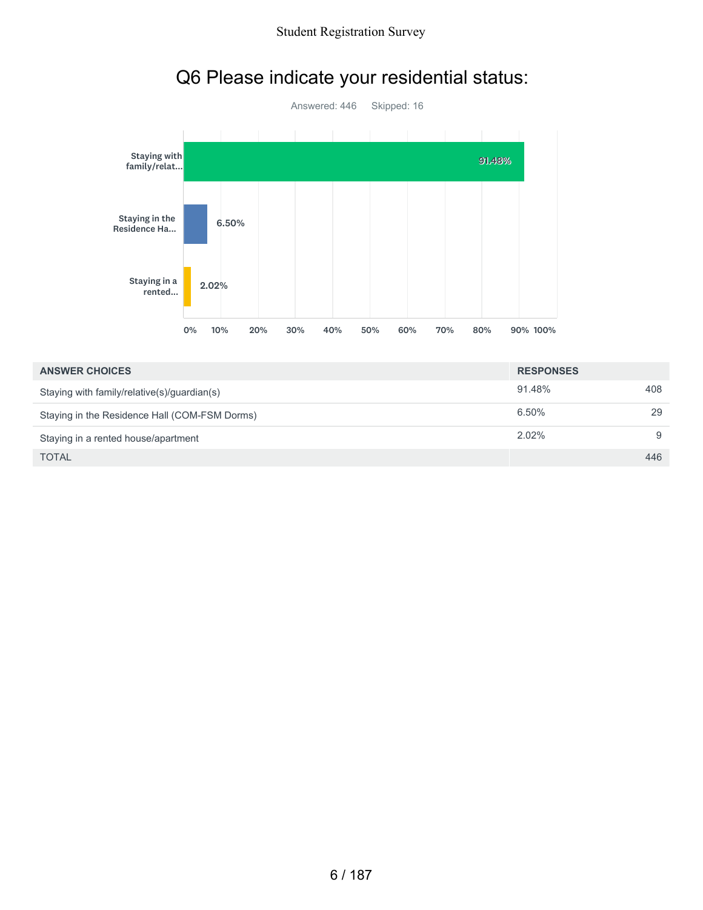# Q6 Please indicate your residential status:

Answered: 446 Skipped: 16

| ANSWER CHOICES | RESPONSES | |
|---|---|---|
| Staying with family/relative(s)/guardian(s) | 91.48% | 408 |
| Staying in the Residence Hall (COM-FSM Dorms) | 6.50% | 29 |
| Staying in a rented house/apartment | 2.02% | 9 |
| TOTAL | | 446 |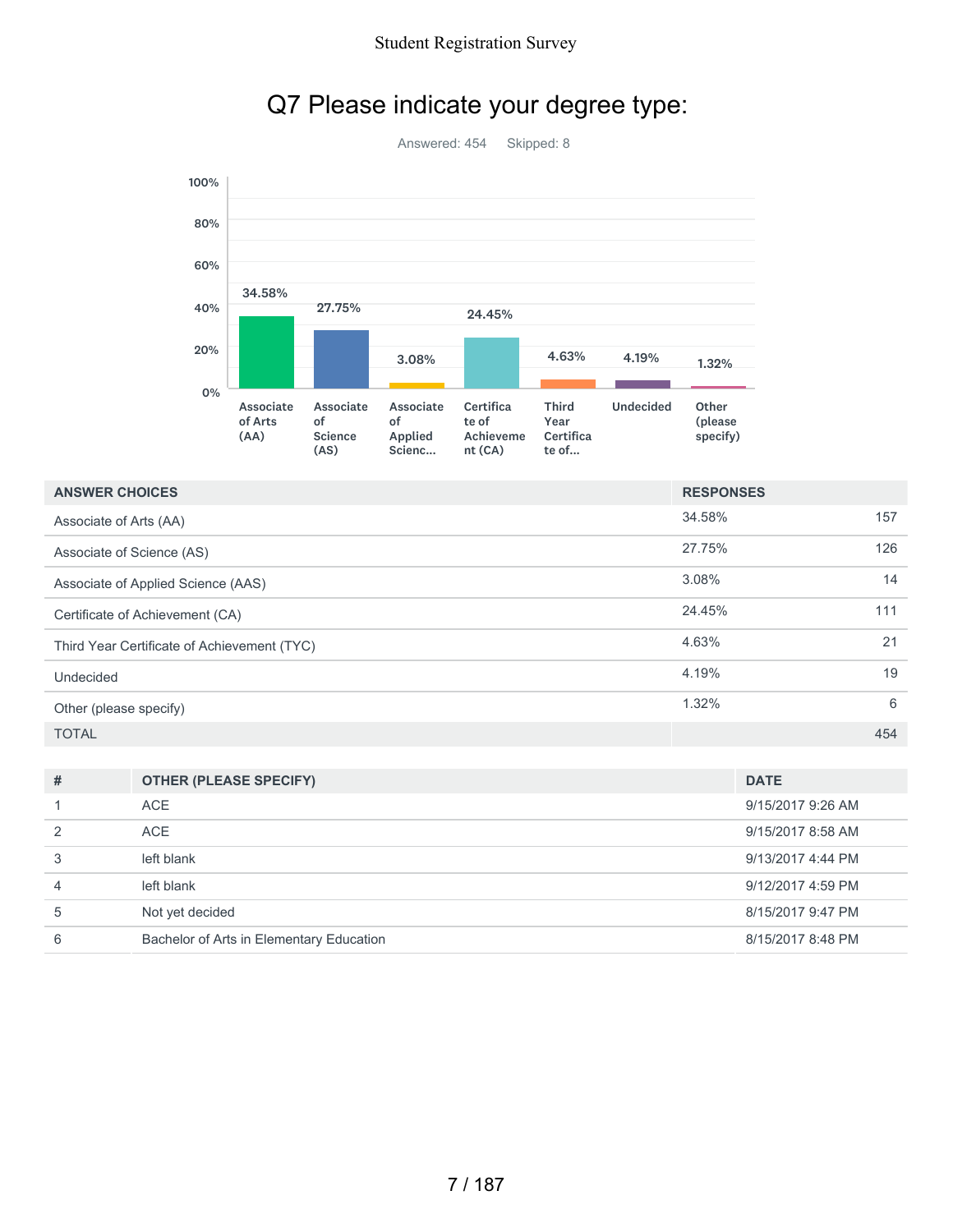# Q7 Please indicate your degree type:

Answered: 454    Skipped: 8

| ANSWER CHOICES | RESPONSES | |
|---|---|---|
| Associate of Arts (AA) | 34.58% | 157 |
| Associate of Science (AS) | 27.75% | 126 |
| Associate of Applied Science (AAS) | 3.08% | 14 |
| Certificate of Achievement (CA) | 24.45% | 111 |
| Third Year Certificate of Achievement (TYC) | 4.63% | 21 |
| Undecided | 4.19% | 19 |
| Other (please specify) | 1.32% | 6 |
| TOTAL | | 454 |

| # | OTHER (PLEASE SPECIFY) | DATE |
|---|---|---|
| 1 | ACE | 9/15/2017 9:26 AM |
| 2 | ACE | 9/15/2017 8:58 AM |
| 3 | left blank | 9/13/2017 4:44 PM |
| 4 | left blank | 9/12/2017 4:59 PM |
| 5 | Not yet decided | 8/15/2017 9:47 PM |
| 6 | Bachelor of Arts in Elementary Education | 8/15/2017 8:48 PM |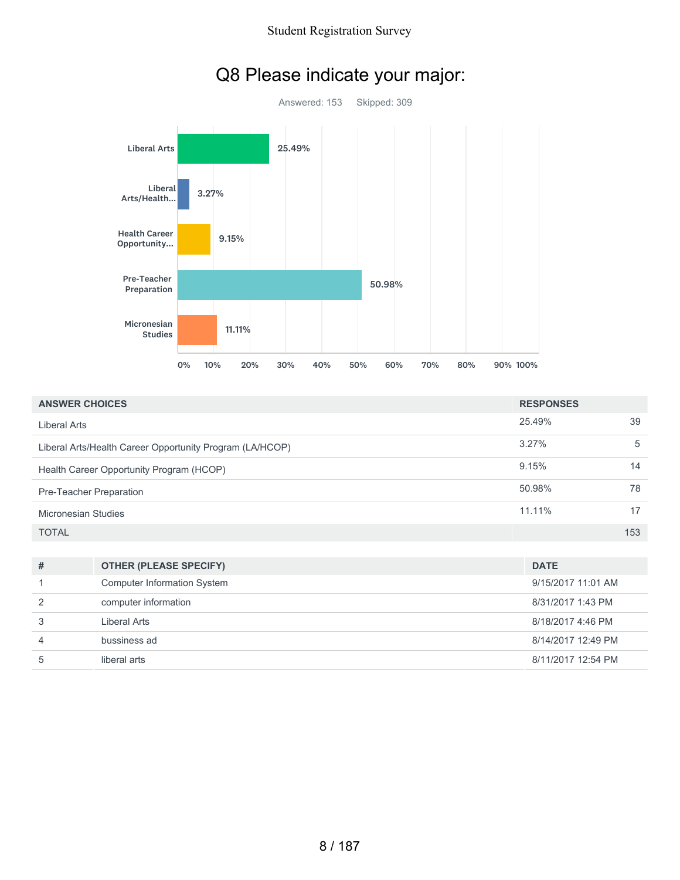# Q8 Please indicate your major:

Answered: 153    Skipped: 309

| ANSWER CHOICES | RESPONSES | |
|---|---|---|
| Liberal Arts | 25.49% | 39 |
| Liberal Arts/Health Career Opportunity Program (LA/HCOP) | 3.27% | 5 |
| Health Career Opportunity Program (HCOP) | 9.15% | 14 |
| Pre-Teacher Preparation | 50.98% | 78 |
| Micronesian Studies | 11.11% | 17 |
| TOTAL | | 153 |

| # | OTHER (PLEASE SPECIFY) | DATE |
|---|---|---|
| 1 | Computer Information System | 9/15/2017 11:01 AM |
| 2 | computer information | 8/31/2017 1:43 PM |
| 3 | Liberal Arts | 8/18/2017 4:46 PM |
| 4 | bussiness ad | 8/14/2017 12:49 PM |
| 5 | liberal arts | 8/11/2017 12:54 PM |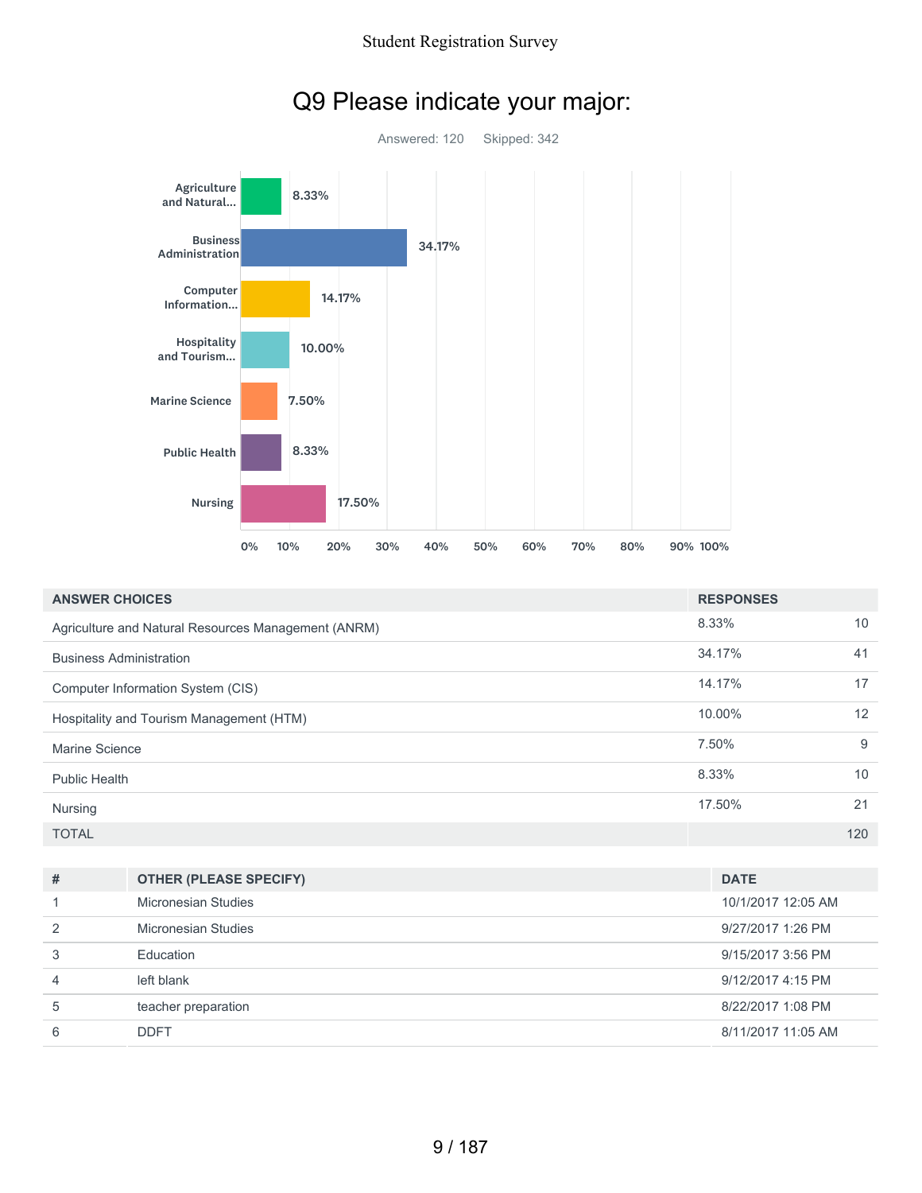# Q9 Please indicate your major:

Answered: 120 Skipped: 342

| ANSWER CHOICES | RESPONSES | |
|---|---|---|
| Agriculture and Natural Resources Management (ANRM) | 8.33% | 10 |
| Business Administration | 34.17% | 41 |
| Computer Information System (CIS) | 14.17% | 17 |
| Hospitality and Tourism Management (HTM) | 10.00% | 12 |
| Marine Science | 7.50% | 9 |
| Public Health | 8.33% | 10 |
| Nursing | 17.50% | 21 |
| TOTAL | | 120 |

| # | OTHER (PLEASE SPECIFY) | DATE |
|---|---|---|
| 1 | Micronesian Studies | 10/1/2017 12:05 AM |
| 2 | Micronesian Studies | 9/27/2017 1:26 PM |
| 3 | Education | 9/15/2017 3:56 PM |
| 4 | left blank | 9/12/2017 4:15 PM |
| 5 | teacher preparation | 8/22/2017 1:08 PM |
| 6 | DDFT | 8/11/2017 11:05 AM |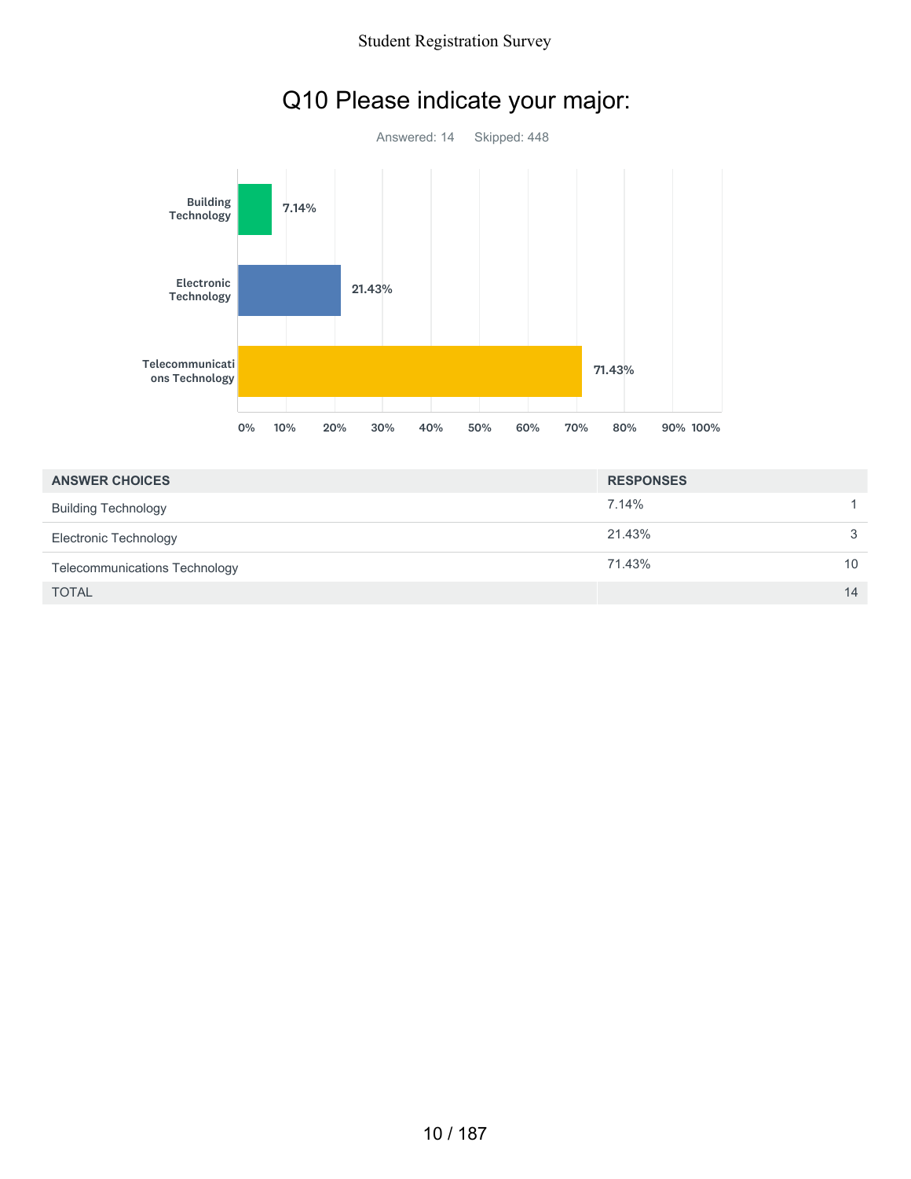# Q10 Please indicate your major:

Answered: 14 Skipped: 448

| ANSWER CHOICES | RESPONSES | |
|---|---|---|
| Building Technology | 7.14% | 1 |
| Electronic Technology | 21.43% | 3 |
| Telecommunications Technology | 71.43% | 10 |
| TOTAL | | 14 |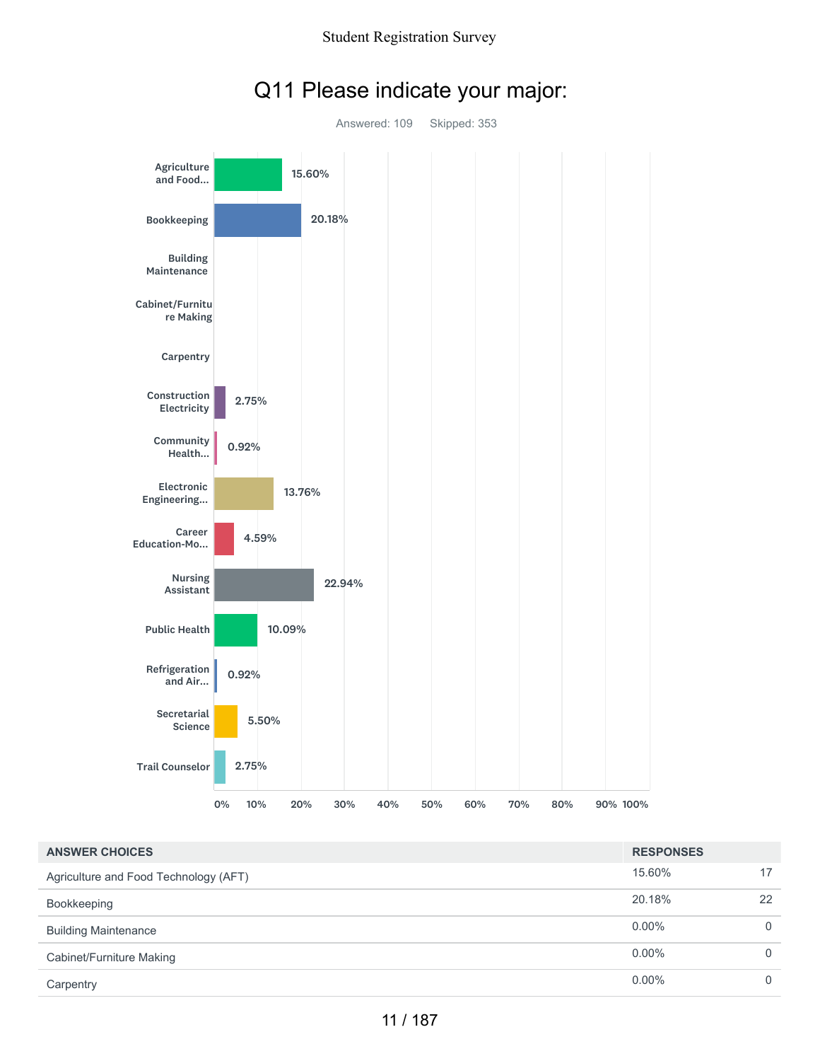# Q11 Please indicate your major:

Answered: 109 Skipped: 353

| Major | Percentage |
|---|---|
| Agriculture and Food... | 15.60% |
| Bookkeeping | 20.18% |
| Building Maintenance | |
| Cabinet/Furniture Making | |
| Carpentry | |
| Construction Electricity | 2.75% |
| Community Health... | 0.92% |
| Electronic Engineering... | 13.76% |
| Career Education-Mo... | 4.59% |
| Nursing Assistant | 22.94% |
| Public Health | 10.09% |
| Refrigeration and Air... | 0.92% |
| Secretarial Science | 5.50% |
| Trail Counselor | 2.75% |

| ANSWER CHOICES | RESPONSES | |
|---|---|---|
| Agriculture and Food Technology (AFT) | 15.60% | 17 |
| Bookkeeping | 20.18% | 22 |
| Building Maintenance | 0.00% | 0 |
| Cabinet/Furniture Making | 0.00% | 0 |
| Carpentry | 0.00% | 0 |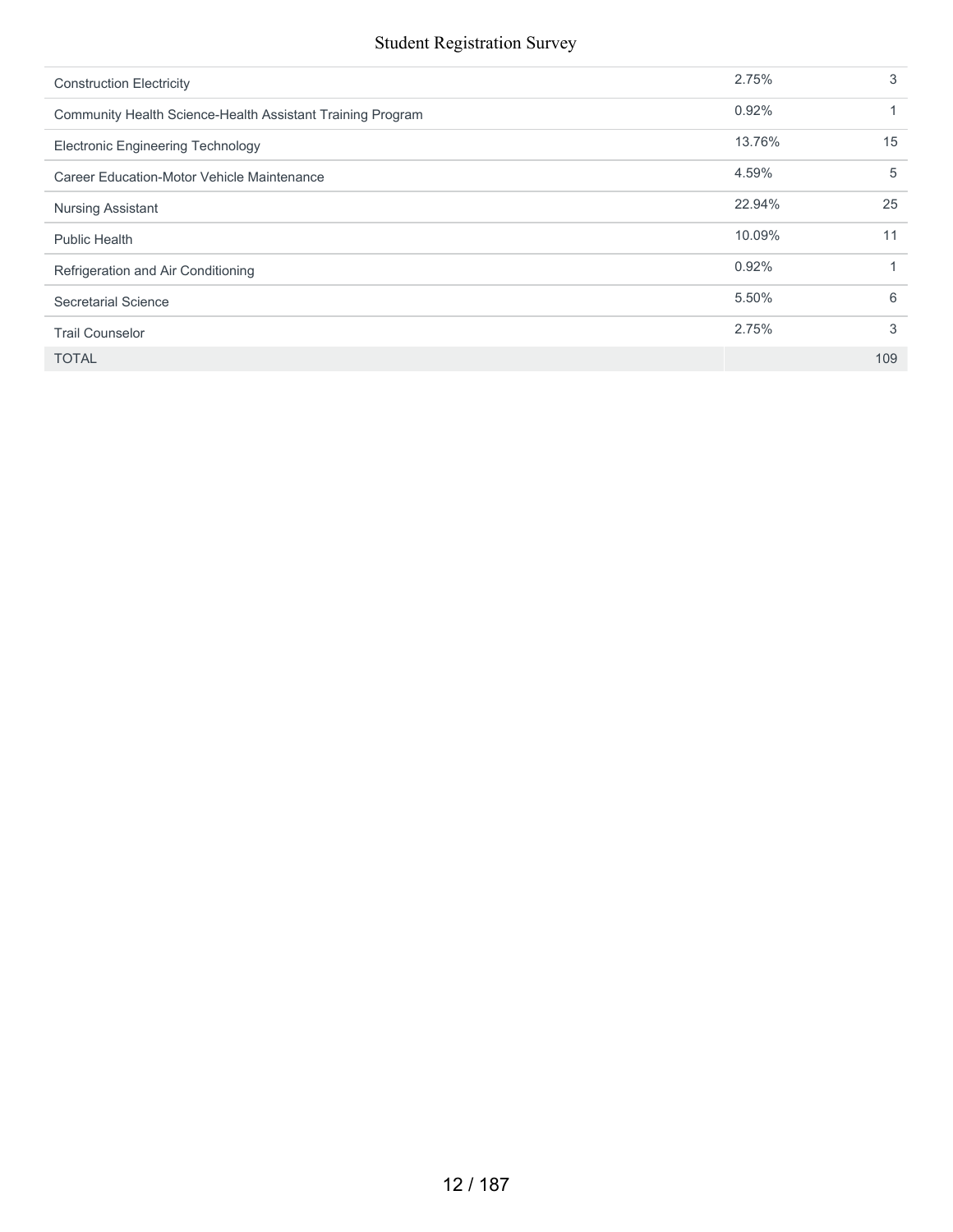| | | |
|---|---|---|
| Construction Electricity | 2.75% | 3 |
| Community Health Science-Health Assistant Training Program | 0.92% | 1 |
| Electronic Engineering Technology | 13.76% | 15 |
| Career Education-Motor Vehicle Maintenance | 4.59% | 5 |
| Nursing Assistant | 22.94% | 25 |
| Public Health | 10.09% | 11 |
| Refrigeration and Air Conditioning | 0.92% | 1 |
| Secretarial Science | 5.50% | 6 |
| Trail Counselor | 2.75% | 3 |
| TOTAL | | 109 |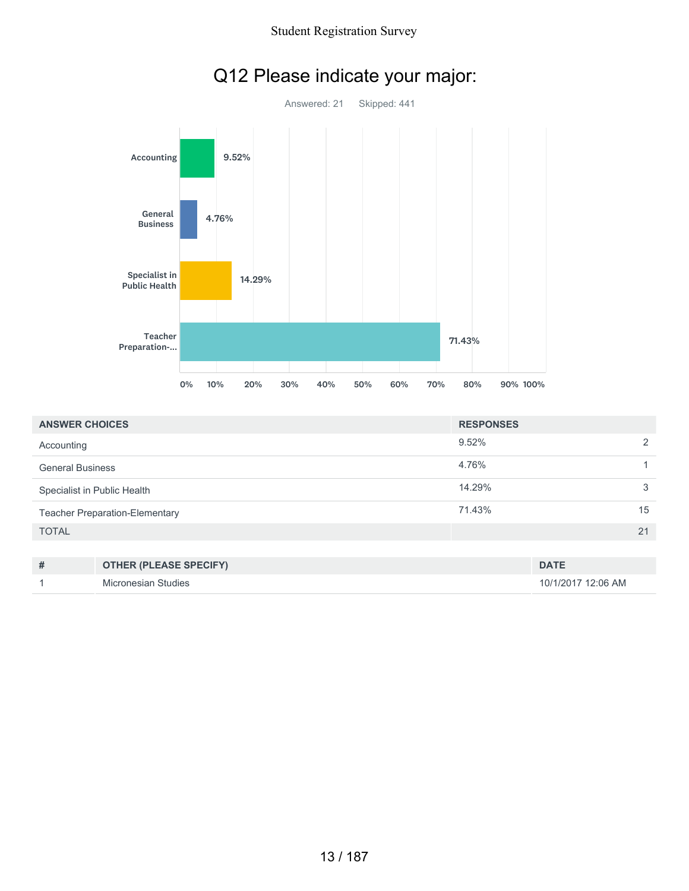# Q12 Please indicate your major:

Answered: 21    Skipped: 441

| ANSWER CHOICES | RESPONSES | |
|---|---|---|
| Accounting | 9.52% | 2 |
| General Business | 4.76% | 1 |
| Specialist in Public Health | 14.29% | 3 |
| Teacher Preparation-Elementary | 71.43% | 15 |
| TOTAL | | 21 |

| # | OTHER (PLEASE SPECIFY) | DATE |
|---|---|---|
| 1 | Micronesian Studies | 10/1/2017 12:06 AM |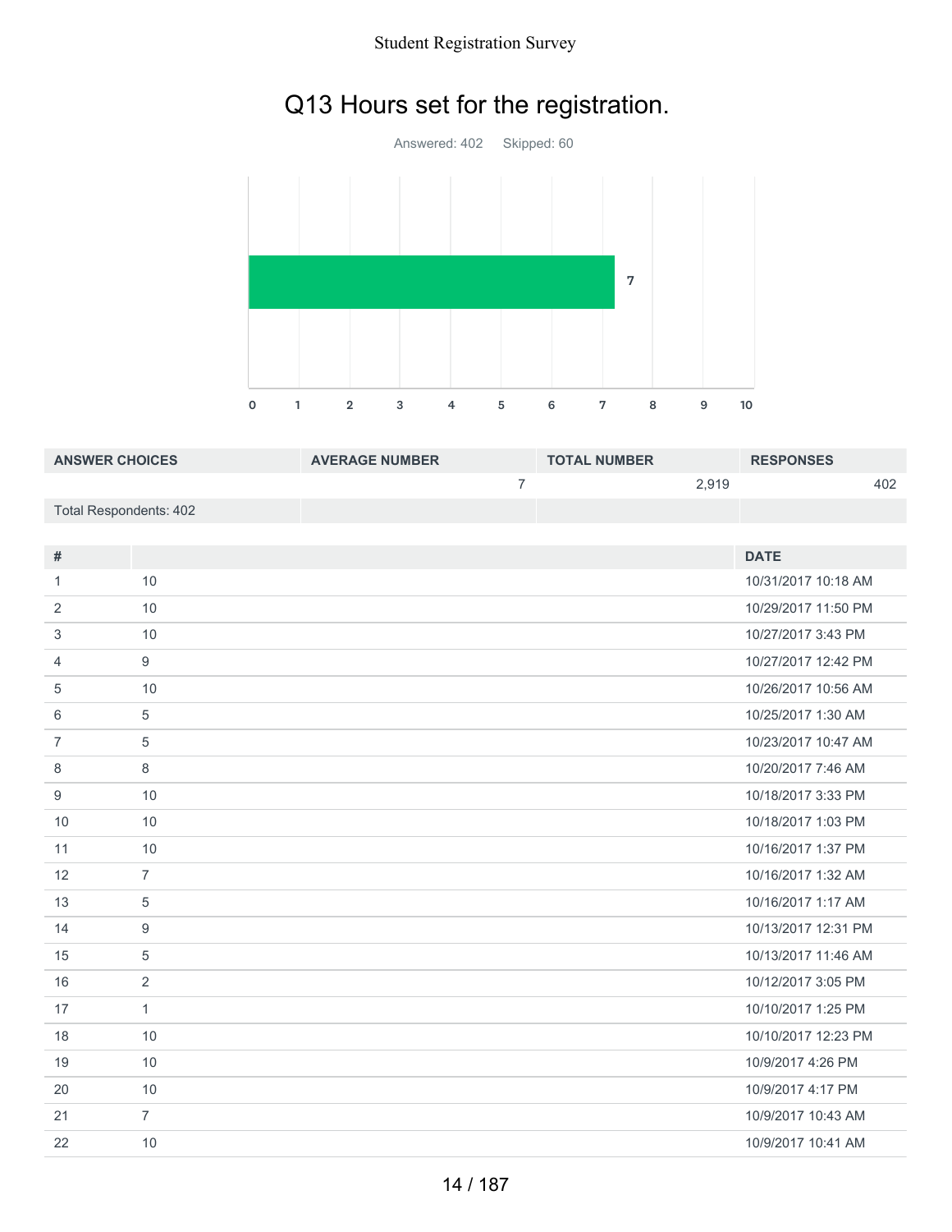# Q13 Hours set for the registration.

Answered: 402 Skipped: 60

| ANSWER CHOICES | AVERAGE NUMBER | TOTAL NUMBER | RESPONSES |
|---|---|---|---|
| | 7 | 2,919 | 402 |
| Total Respondents: 402 | | | |

| # | | DATE |
|---|---|---|
| 1 | 10 | 10/31/2017 10:18 AM |
| 2 | 10 | 10/29/2017 11:50 PM |
| 3 | 10 | 10/27/2017 3:43 PM |
| 4 | 9 | 10/27/2017 12:42 PM |
| 5 | 10 | 10/26/2017 10:56 AM |
| 6 | 5 | 10/25/2017 1:30 AM |
| 7 | 5 | 10/23/2017 10:47 AM |
| 8 | 8 | 10/20/2017 7:46 AM |
| 9 | 10 | 10/18/2017 3:33 PM |
| 10 | 10 | 10/18/2017 1:03 PM |
| 11 | 10 | 10/16/2017 1:37 PM |
| 12 | 7 | 10/16/2017 1:32 AM |
| 13 | 5 | 10/16/2017 1:17 AM |
| 14 | 9 | 10/13/2017 12:31 PM |
| 15 | 5 | 10/13/2017 11:46 AM |
| 16 | 2 | 10/12/2017 3:05 PM |
| 17 | 1 | 10/10/2017 1:25 PM |
| 18 | 10 | 10/10/2017 12:23 PM |
| 19 | 10 | 10/9/2017 4:26 PM |
| 20 | 10 | 10/9/2017 4:17 PM |
| 21 | 7 | 10/9/2017 10:43 AM |
| 22 | 10 | 10/9/2017 10:41 AM |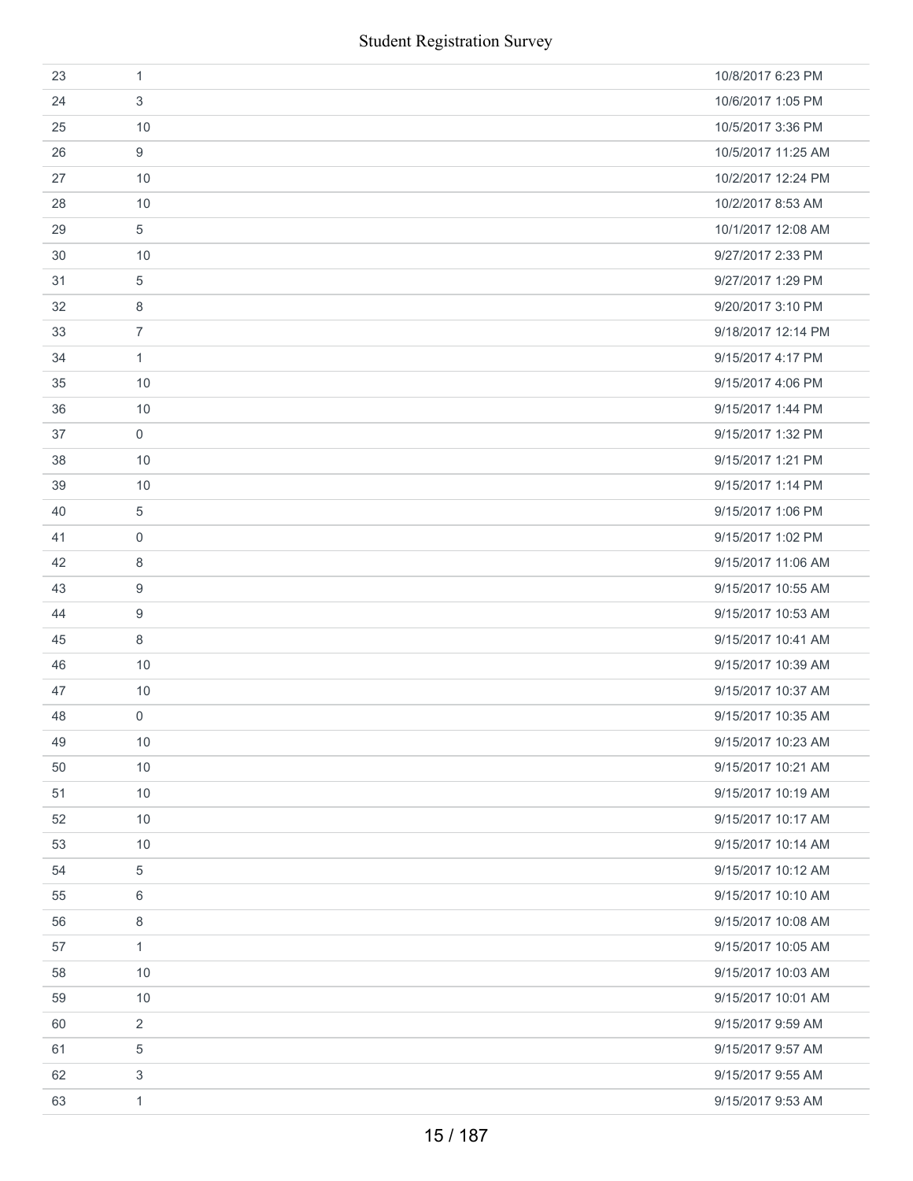| | | |
|---|---|---|
| 23 | 1 | 10/8/2017 6:23 PM |
| 24 | 3 | 10/6/2017 1:05 PM |
| 25 | 10 | 10/5/2017 3:36 PM |
| 26 | 9 | 10/5/2017 11:25 AM |
| 27 | 10 | 10/2/2017 12:24 PM |
| 28 | 10 | 10/2/2017 8:53 AM |
| 29 | 5 | 10/1/2017 12:08 AM |
| 30 | 10 | 9/27/2017 2:33 PM |
| 31 | 5 | 9/27/2017 1:29 PM |
| 32 | 8 | 9/20/2017 3:10 PM |
| 33 | 7 | 9/18/2017 12:14 PM |
| 34 | 1 | 9/15/2017 4:17 PM |
| 35 | 10 | 9/15/2017 4:06 PM |
| 36 | 10 | 9/15/2017 1:44 PM |
| 37 | 0 | 9/15/2017 1:32 PM |
| 38 | 10 | 9/15/2017 1:21 PM |
| 39 | 10 | 9/15/2017 1:14 PM |
| 40 | 5 | 9/15/2017 1:06 PM |
| 41 | 0 | 9/15/2017 1:02 PM |
| 42 | 8 | 9/15/2017 11:06 AM |
| 43 | 9 | 9/15/2017 10:55 AM |
| 44 | 9 | 9/15/2017 10:53 AM |
| 45 | 8 | 9/15/2017 10:41 AM |
| 46 | 10 | 9/15/2017 10:39 AM |
| 47 | 10 | 9/15/2017 10:37 AM |
| 48 | 0 | 9/15/2017 10:35 AM |
| 49 | 10 | 9/15/2017 10:23 AM |
| 50 | 10 | 9/15/2017 10:21 AM |
| 51 | 10 | 9/15/2017 10:19 AM |
| 52 | 10 | 9/15/2017 10:17 AM |
| 53 | 10 | 9/15/2017 10:14 AM |
| 54 | 5 | 9/15/2017 10:12 AM |
| 55 | 6 | 9/15/2017 10:10 AM |
| 56 | 8 | 9/15/2017 10:08 AM |
| 57 | 1 | 9/15/2017 10:05 AM |
| 58 | 10 | 9/15/2017 10:03 AM |
| 59 | 10 | 9/15/2017 10:01 AM |
| 60 | 2 | 9/15/2017 9:59 AM |
| 61 | 5 | 9/15/2017 9:57 AM |
| 62 | 3 | 9/15/2017 9:55 AM |
| 63 | 1 | 9/15/2017 9:53 AM |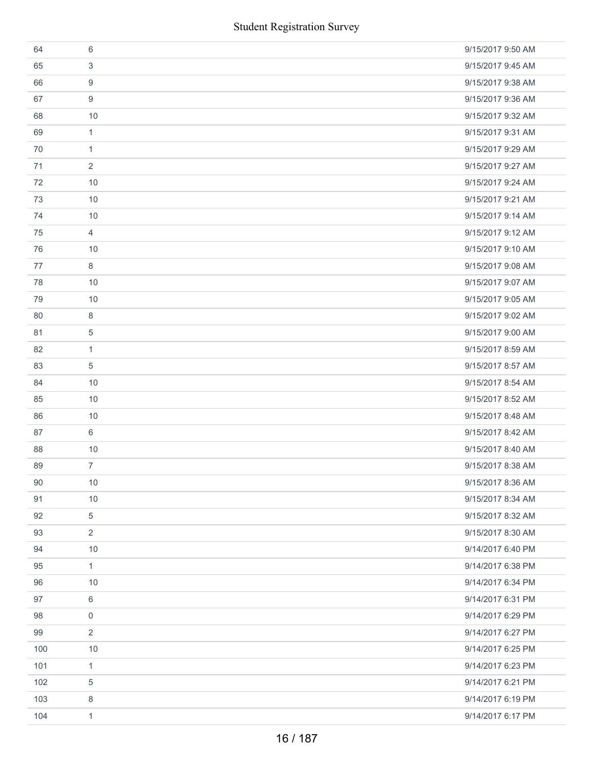| | | |
|---|---|---|
| 64 | 6 | 9/15/2017 9:50 AM |
| 65 | 3 | 9/15/2017 9:45 AM |
| 66 | 9 | 9/15/2017 9:38 AM |
| 67 | 9 | 9/15/2017 9:36 AM |
| 68 | 10 | 9/15/2017 9:32 AM |
| 69 | 1 | 9/15/2017 9:31 AM |
| 70 | 1 | 9/15/2017 9:29 AM |
| 71 | 2 | 9/15/2017 9:27 AM |
| 72 | 10 | 9/15/2017 9:24 AM |
| 73 | 10 | 9/15/2017 9:21 AM |
| 74 | 10 | 9/15/2017 9:14 AM |
| 75 | 4 | 9/15/2017 9:12 AM |
| 76 | 10 | 9/15/2017 9:10 AM |
| 77 | 8 | 9/15/2017 9:08 AM |
| 78 | 10 | 9/15/2017 9:07 AM |
| 79 | 10 | 9/15/2017 9:05 AM |
| 80 | 8 | 9/15/2017 9:02 AM |
| 81 | 5 | 9/15/2017 9:00 AM |
| 82 | 1 | 9/15/2017 8:59 AM |
| 83 | 5 | 9/15/2017 8:57 AM |
| 84 | 10 | 9/15/2017 8:54 AM |
| 85 | 10 | 9/15/2017 8:52 AM |
| 86 | 10 | 9/15/2017 8:48 AM |
| 87 | 6 | 9/15/2017 8:42 AM |
| 88 | 10 | 9/15/2017 8:40 AM |
| 89 | 7 | 9/15/2017 8:38 AM |
| 90 | 10 | 9/15/2017 8:36 AM |
| 91 | 10 | 9/15/2017 8:34 AM |
| 92 | 5 | 9/15/2017 8:32 AM |
| 93 | 2 | 9/15/2017 8:30 AM |
| 94 | 10 | 9/14/2017 6:40 PM |
| 95 | 1 | 9/14/2017 6:38 PM |
| 96 | 10 | 9/14/2017 6:34 PM |
| 97 | 6 | 9/14/2017 6:31 PM |
| 98 | 0 | 9/14/2017 6:29 PM |
| 99 | 2 | 9/14/2017 6:27 PM |
| 100 | 10 | 9/14/2017 6:25 PM |
| 101 | 1 | 9/14/2017 6:23 PM |
| 102 | 5 | 9/14/2017 6:21 PM |
| 103 | 8 | 9/14/2017 6:19 PM |
| 104 | 1 | 9/14/2017 6:17 PM |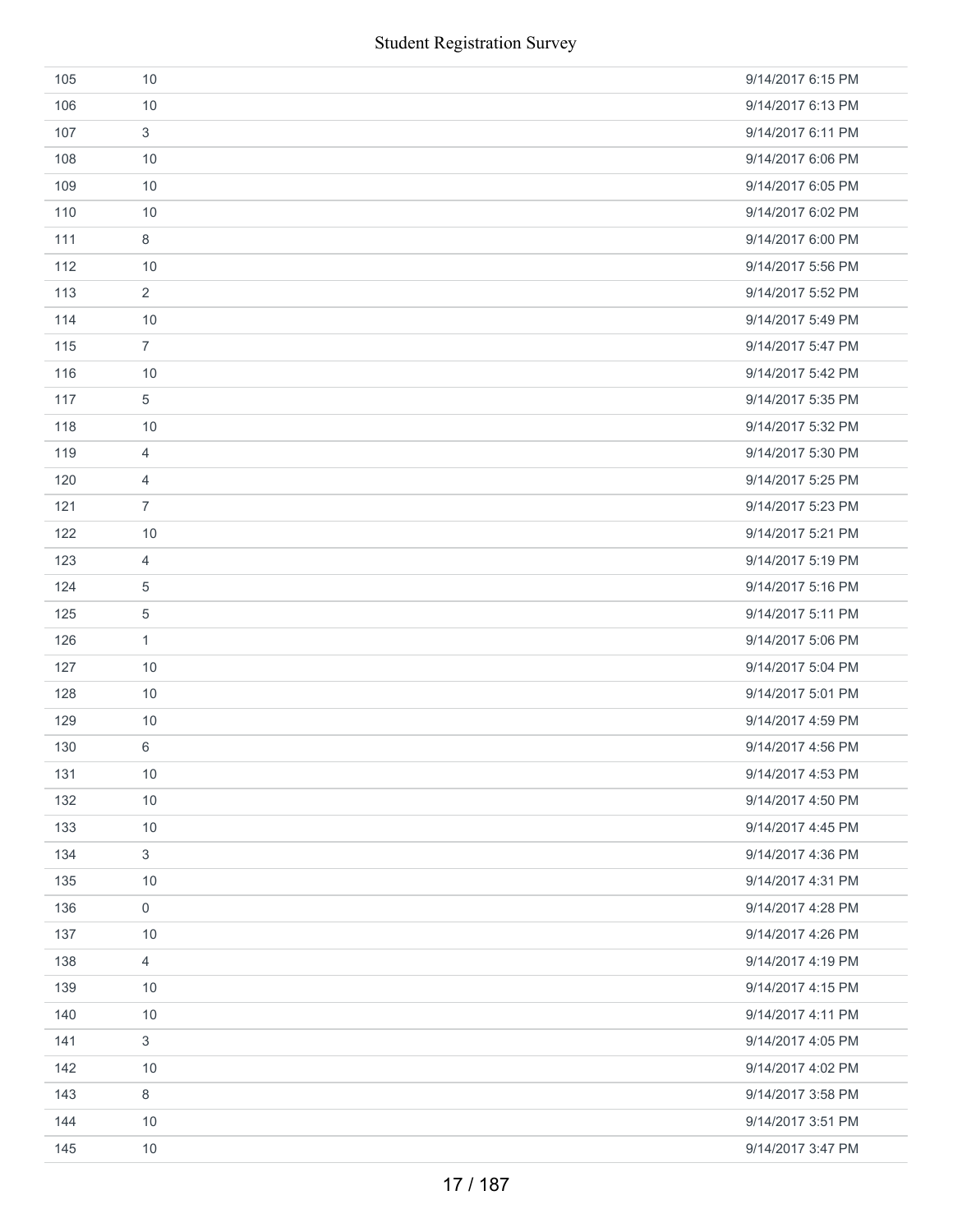| | | |
|---|---|---|
| 105 | 10 | 9/14/2017 6:15 PM |
| 106 | 10 | 9/14/2017 6:13 PM |
| 107 | 3 | 9/14/2017 6:11 PM |
| 108 | 10 | 9/14/2017 6:06 PM |
| 109 | 10 | 9/14/2017 6:05 PM |
| 110 | 10 | 9/14/2017 6:02 PM |
| 111 | 8 | 9/14/2017 6:00 PM |
| 112 | 10 | 9/14/2017 5:56 PM |
| 113 | 2 | 9/14/2017 5:52 PM |
| 114 | 10 | 9/14/2017 5:49 PM |
| 115 | 7 | 9/14/2017 5:47 PM |
| 116 | 10 | 9/14/2017 5:42 PM |
| 117 | 5 | 9/14/2017 5:35 PM |
| 118 | 10 | 9/14/2017 5:32 PM |
| 119 | 4 | 9/14/2017 5:30 PM |
| 120 | 4 | 9/14/2017 5:25 PM |
| 121 | 7 | 9/14/2017 5:23 PM |
| 122 | 10 | 9/14/2017 5:21 PM |
| 123 | 4 | 9/14/2017 5:19 PM |
| 124 | 5 | 9/14/2017 5:16 PM |
| 125 | 5 | 9/14/2017 5:11 PM |
| 126 | 1 | 9/14/2017 5:06 PM |
| 127 | 10 | 9/14/2017 5:04 PM |
| 128 | 10 | 9/14/2017 5:01 PM |
| 129 | 10 | 9/14/2017 4:59 PM |
| 130 | 6 | 9/14/2017 4:56 PM |
| 131 | 10 | 9/14/2017 4:53 PM |
| 132 | 10 | 9/14/2017 4:50 PM |
| 133 | 10 | 9/14/2017 4:45 PM |
| 134 | 3 | 9/14/2017 4:36 PM |
| 135 | 10 | 9/14/2017 4:31 PM |
| 136 | 0 | 9/14/2017 4:28 PM |
| 137 | 10 | 9/14/2017 4:26 PM |
| 138 | 4 | 9/14/2017 4:19 PM |
| 139 | 10 | 9/14/2017 4:15 PM |
| 140 | 10 | 9/14/2017 4:11 PM |
| 141 | 3 | 9/14/2017 4:05 PM |
| 142 | 10 | 9/14/2017 4:02 PM |
| 143 | 8 | 9/14/2017 3:58 PM |
| 144 | 10 | 9/14/2017 3:51 PM |
| 145 | 10 | 9/14/2017 3:47 PM |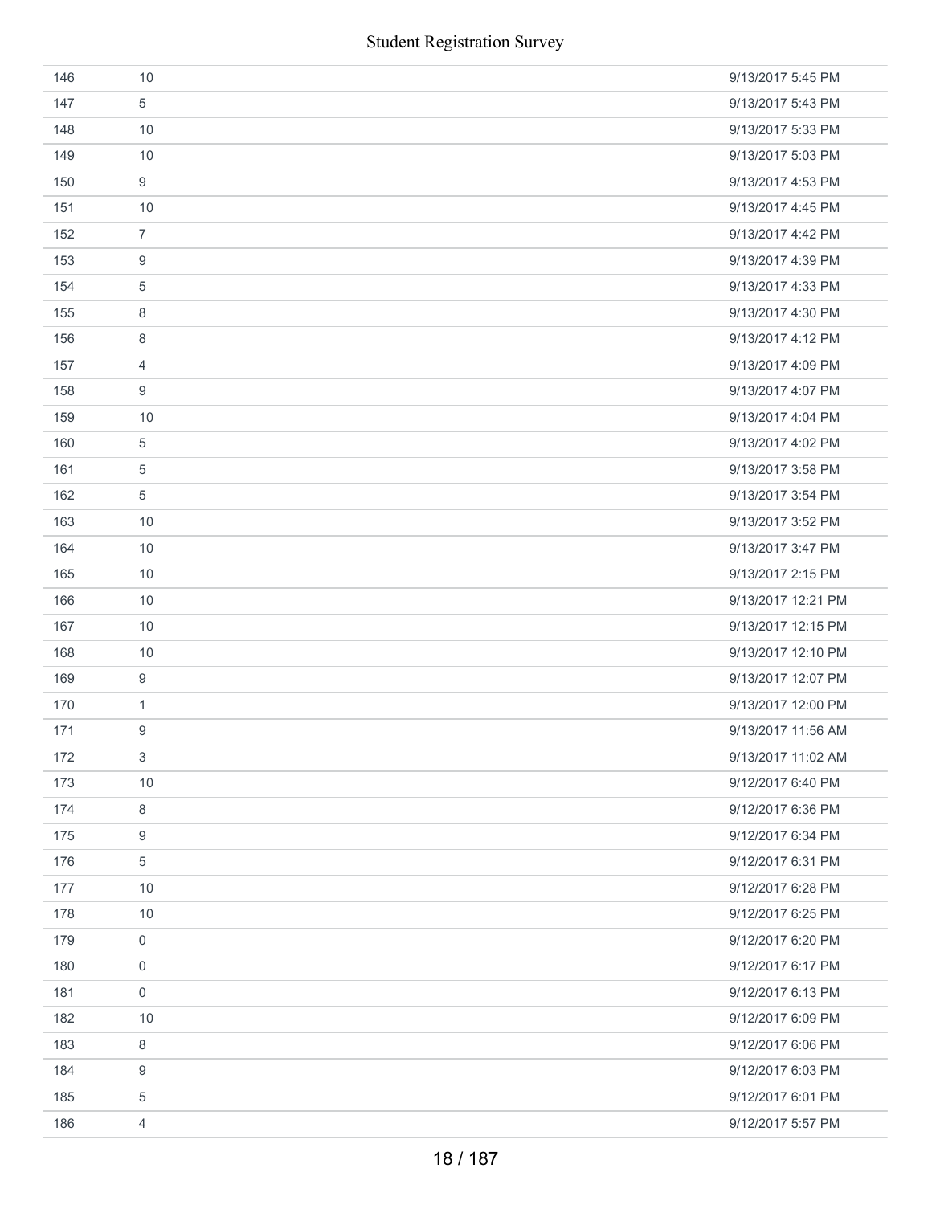| | | |
|---|---|---|
| 146 | 10 | 9/13/2017 5:45 PM |
| 147 | 5 | 9/13/2017 5:43 PM |
| 148 | 10 | 9/13/2017 5:33 PM |
| 149 | 10 | 9/13/2017 5:03 PM |
| 150 | 9 | 9/13/2017 4:53 PM |
| 151 | 10 | 9/13/2017 4:45 PM |
| 152 | 7 | 9/13/2017 4:42 PM |
| 153 | 9 | 9/13/2017 4:39 PM |
| 154 | 5 | 9/13/2017 4:33 PM |
| 155 | 8 | 9/13/2017 4:30 PM |
| 156 | 8 | 9/13/2017 4:12 PM |
| 157 | 4 | 9/13/2017 4:09 PM |
| 158 | 9 | 9/13/2017 4:07 PM |
| 159 | 10 | 9/13/2017 4:04 PM |
| 160 | 5 | 9/13/2017 4:02 PM |
| 161 | 5 | 9/13/2017 3:58 PM |
| 162 | 5 | 9/13/2017 3:54 PM |
| 163 | 10 | 9/13/2017 3:52 PM |
| 164 | 10 | 9/13/2017 3:47 PM |
| 165 | 10 | 9/13/2017 2:15 PM |
| 166 | 10 | 9/13/2017 12:21 PM |
| 167 | 10 | 9/13/2017 12:15 PM |
| 168 | 10 | 9/13/2017 12:10 PM |
| 169 | 9 | 9/13/2017 12:07 PM |
| 170 | 1 | 9/13/2017 12:00 PM |
| 171 | 9 | 9/13/2017 11:56 AM |
| 172 | 3 | 9/13/2017 11:02 AM |
| 173 | 10 | 9/12/2017 6:40 PM |
| 174 | 8 | 9/12/2017 6:36 PM |
| 175 | 9 | 9/12/2017 6:34 PM |
| 176 | 5 | 9/12/2017 6:31 PM |
| 177 | 10 | 9/12/2017 6:28 PM |
| 178 | 10 | 9/12/2017 6:25 PM |
| 179 | 0 | 9/12/2017 6:20 PM |
| 180 | 0 | 9/12/2017 6:17 PM |
| 181 | 0 | 9/12/2017 6:13 PM |
| 182 | 10 | 9/12/2017 6:09 PM |
| 183 | 8 | 9/12/2017 6:06 PM |
| 184 | 9 | 9/12/2017 6:03 PM |
| 185 | 5 | 9/12/2017 6:01 PM |
| 186 | 4 | 9/12/2017 5:57 PM |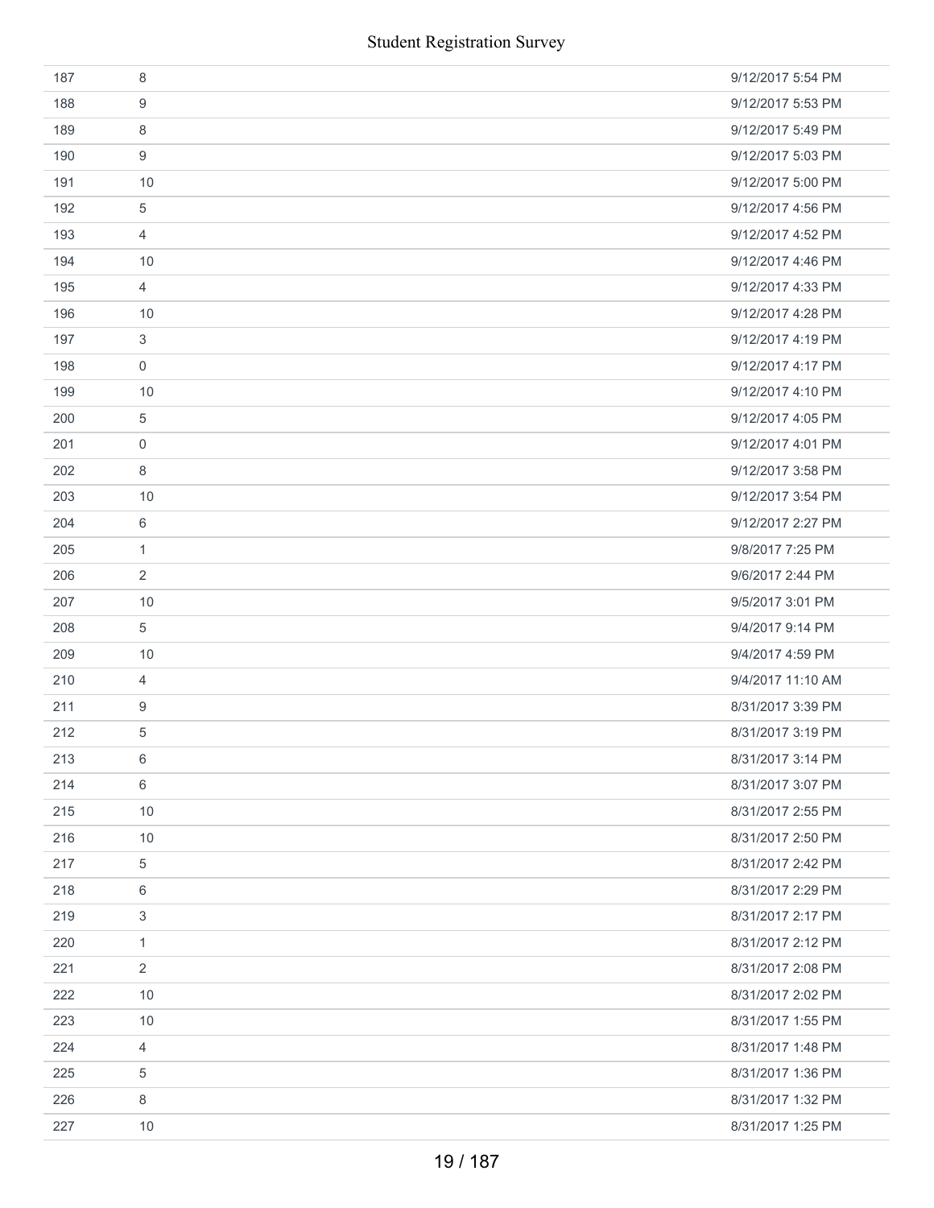| | | |
|---|---|---|
| 187 | 8 | 9/12/2017 5:54 PM |
| 188 | 9 | 9/12/2017 5:53 PM |
| 189 | 8 | 9/12/2017 5:49 PM |
| 190 | 9 | 9/12/2017 5:03 PM |
| 191 | 10 | 9/12/2017 5:00 PM |
| 192 | 5 | 9/12/2017 4:56 PM |
| 193 | 4 | 9/12/2017 4:52 PM |
| 194 | 10 | 9/12/2017 4:46 PM |
| 195 | 4 | 9/12/2017 4:33 PM |
| 196 | 10 | 9/12/2017 4:28 PM |
| 197 | 3 | 9/12/2017 4:19 PM |
| 198 | 0 | 9/12/2017 4:17 PM |
| 199 | 10 | 9/12/2017 4:10 PM |
| 200 | 5 | 9/12/2017 4:05 PM |
| 201 | 0 | 9/12/2017 4:01 PM |
| 202 | 8 | 9/12/2017 3:58 PM |
| 203 | 10 | 9/12/2017 3:54 PM |
| 204 | 6 | 9/12/2017 2:27 PM |
| 205 | 1 | 9/8/2017 7:25 PM |
| 206 | 2 | 9/6/2017 2:44 PM |
| 207 | 10 | 9/5/2017 3:01 PM |
| 208 | 5 | 9/4/2017 9:14 PM |
| 209 | 10 | 9/4/2017 4:59 PM |
| 210 | 4 | 9/4/2017 11:10 AM |
| 211 | 9 | 8/31/2017 3:39 PM |
| 212 | 5 | 8/31/2017 3:19 PM |
| 213 | 6 | 8/31/2017 3:14 PM |
| 214 | 6 | 8/31/2017 3:07 PM |
| 215 | 10 | 8/31/2017 2:55 PM |
| 216 | 10 | 8/31/2017 2:50 PM |
| 217 | 5 | 8/31/2017 2:42 PM |
| 218 | 6 | 8/31/2017 2:29 PM |
| 219 | 3 | 8/31/2017 2:17 PM |
| 220 | 1 | 8/31/2017 2:12 PM |
| 221 | 2 | 8/31/2017 2:08 PM |
| 222 | 10 | 8/31/2017 2:02 PM |
| 223 | 10 | 8/31/2017 1:55 PM |
| 224 | 4 | 8/31/2017 1:48 PM |
| 225 | 5 | 8/31/2017 1:36 PM |
| 226 | 8 | 8/31/2017 1:32 PM |
| 227 | 10 | 8/31/2017 1:25 PM |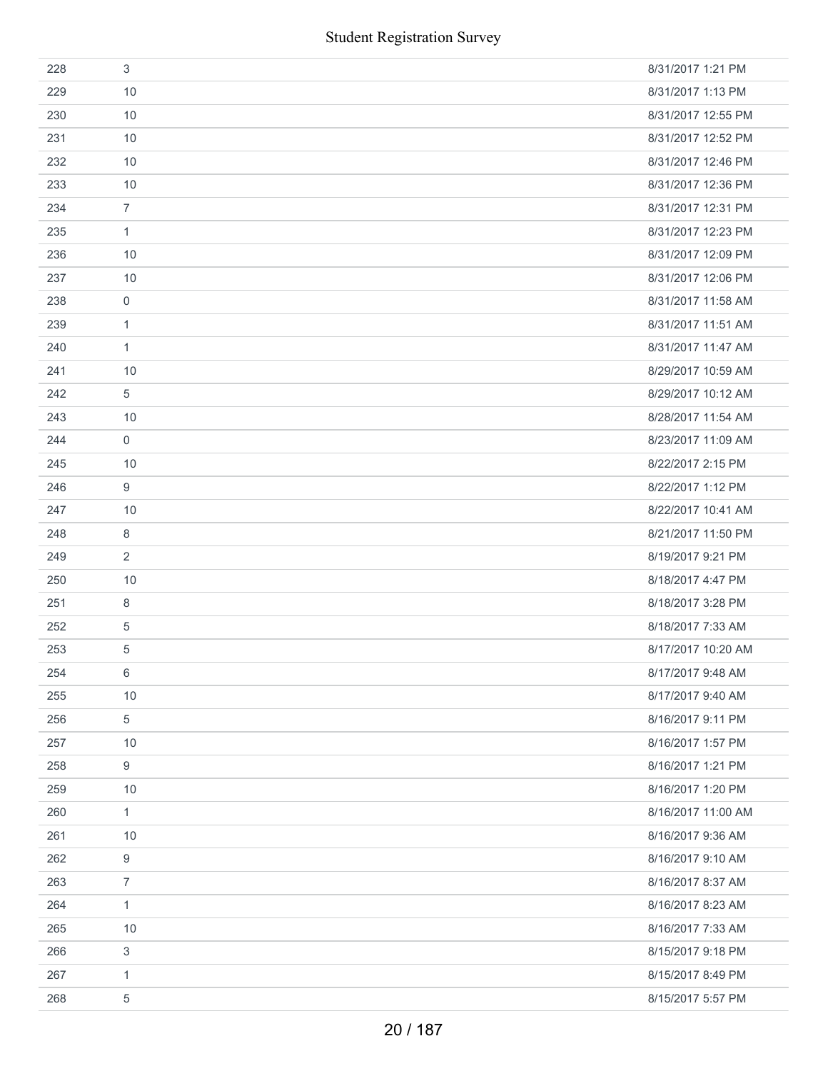| | | |
|---|---|---|
| 228 | 3 | 8/31/2017 1:21 PM |
| 229 | 10 | 8/31/2017 1:13 PM |
| 230 | 10 | 8/31/2017 12:55 PM |
| 231 | 10 | 8/31/2017 12:52 PM |
| 232 | 10 | 8/31/2017 12:46 PM |
| 233 | 10 | 8/31/2017 12:36 PM |
| 234 | 7 | 8/31/2017 12:31 PM |
| 235 | 1 | 8/31/2017 12:23 PM |
| 236 | 10 | 8/31/2017 12:09 PM |
| 237 | 10 | 8/31/2017 12:06 PM |
| 238 | 0 | 8/31/2017 11:58 AM |
| 239 | 1 | 8/31/2017 11:51 AM |
| 240 | 1 | 8/31/2017 11:47 AM |
| 241 | 10 | 8/29/2017 10:59 AM |
| 242 | 5 | 8/29/2017 10:12 AM |
| 243 | 10 | 8/28/2017 11:54 AM |
| 244 | 0 | 8/23/2017 11:09 AM |
| 245 | 10 | 8/22/2017 2:15 PM |
| 246 | 9 | 8/22/2017 1:12 PM |
| 247 | 10 | 8/22/2017 10:41 AM |
| 248 | 8 | 8/21/2017 11:50 PM |
| 249 | 2 | 8/19/2017 9:21 PM |
| 250 | 10 | 8/18/2017 4:47 PM |
| 251 | 8 | 8/18/2017 3:28 PM |
| 252 | 5 | 8/18/2017 7:33 AM |
| 253 | 5 | 8/17/2017 10:20 AM |
| 254 | 6 | 8/17/2017 9:48 AM |
| 255 | 10 | 8/17/2017 9:40 AM |
| 256 | 5 | 8/16/2017 9:11 PM |
| 257 | 10 | 8/16/2017 1:57 PM |
| 258 | 9 | 8/16/2017 1:21 PM |
| 259 | 10 | 8/16/2017 1:20 PM |
| 260 | 1 | 8/16/2017 11:00 AM |
| 261 | 10 | 8/16/2017 9:36 AM |
| 262 | 9 | 8/16/2017 9:10 AM |
| 263 | 7 | 8/16/2017 8:37 AM |
| 264 | 1 | 8/16/2017 8:23 AM |
| 265 | 10 | 8/16/2017 7:33 AM |
| 266 | 3 | 8/15/2017 9:18 PM |
| 267 | 1 | 8/15/2017 8:49 PM |
| 268 | 5 | 8/15/2017 5:57 PM |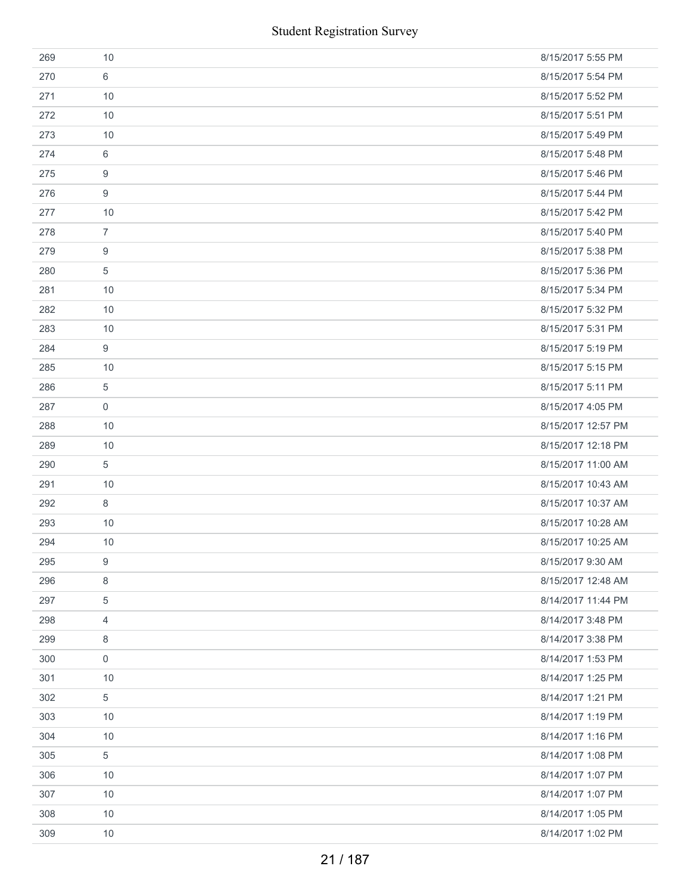| | | |
|---|---|---|
| 269 | 10 | 8/15/2017 5:55 PM |
| 270 | 6 | 8/15/2017 5:54 PM |
| 271 | 10 | 8/15/2017 5:52 PM |
| 272 | 10 | 8/15/2017 5:51 PM |
| 273 | 10 | 8/15/2017 5:49 PM |
| 274 | 6 | 8/15/2017 5:48 PM |
| 275 | 9 | 8/15/2017 5:46 PM |
| 276 | 9 | 8/15/2017 5:44 PM |
| 277 | 10 | 8/15/2017 5:42 PM |
| 278 | 7 | 8/15/2017 5:40 PM |
| 279 | 9 | 8/15/2017 5:38 PM |
| 280 | 5 | 8/15/2017 5:36 PM |
| 281 | 10 | 8/15/2017 5:34 PM |
| 282 | 10 | 8/15/2017 5:32 PM |
| 283 | 10 | 8/15/2017 5:31 PM |
| 284 | 9 | 8/15/2017 5:19 PM |
| 285 | 10 | 8/15/2017 5:15 PM |
| 286 | 5 | 8/15/2017 5:11 PM |
| 287 | 0 | 8/15/2017 4:05 PM |
| 288 | 10 | 8/15/2017 12:57 PM |
| 289 | 10 | 8/15/2017 12:18 PM |
| 290 | 5 | 8/15/2017 11:00 AM |
| 291 | 10 | 8/15/2017 10:43 AM |
| 292 | 8 | 8/15/2017 10:37 AM |
| 293 | 10 | 8/15/2017 10:28 AM |
| 294 | 10 | 8/15/2017 10:25 AM |
| 295 | 9 | 8/15/2017 9:30 AM |
| 296 | 8 | 8/15/2017 12:48 AM |
| 297 | 5 | 8/14/2017 11:44 PM |
| 298 | 4 | 8/14/2017 3:48 PM |
| 299 | 8 | 8/14/2017 3:38 PM |
| 300 | 0 | 8/14/2017 1:53 PM |
| 301 | 10 | 8/14/2017 1:25 PM |
| 302 | 5 | 8/14/2017 1:21 PM |
| 303 | 10 | 8/14/2017 1:19 PM |
| 304 | 10 | 8/14/2017 1:16 PM |
| 305 | 5 | 8/14/2017 1:08 PM |
| 306 | 10 | 8/14/2017 1:07 PM |
| 307 | 10 | 8/14/2017 1:07 PM |
| 308 | 10 | 8/14/2017 1:05 PM |
| 309 | 10 | 8/14/2017 1:02 PM |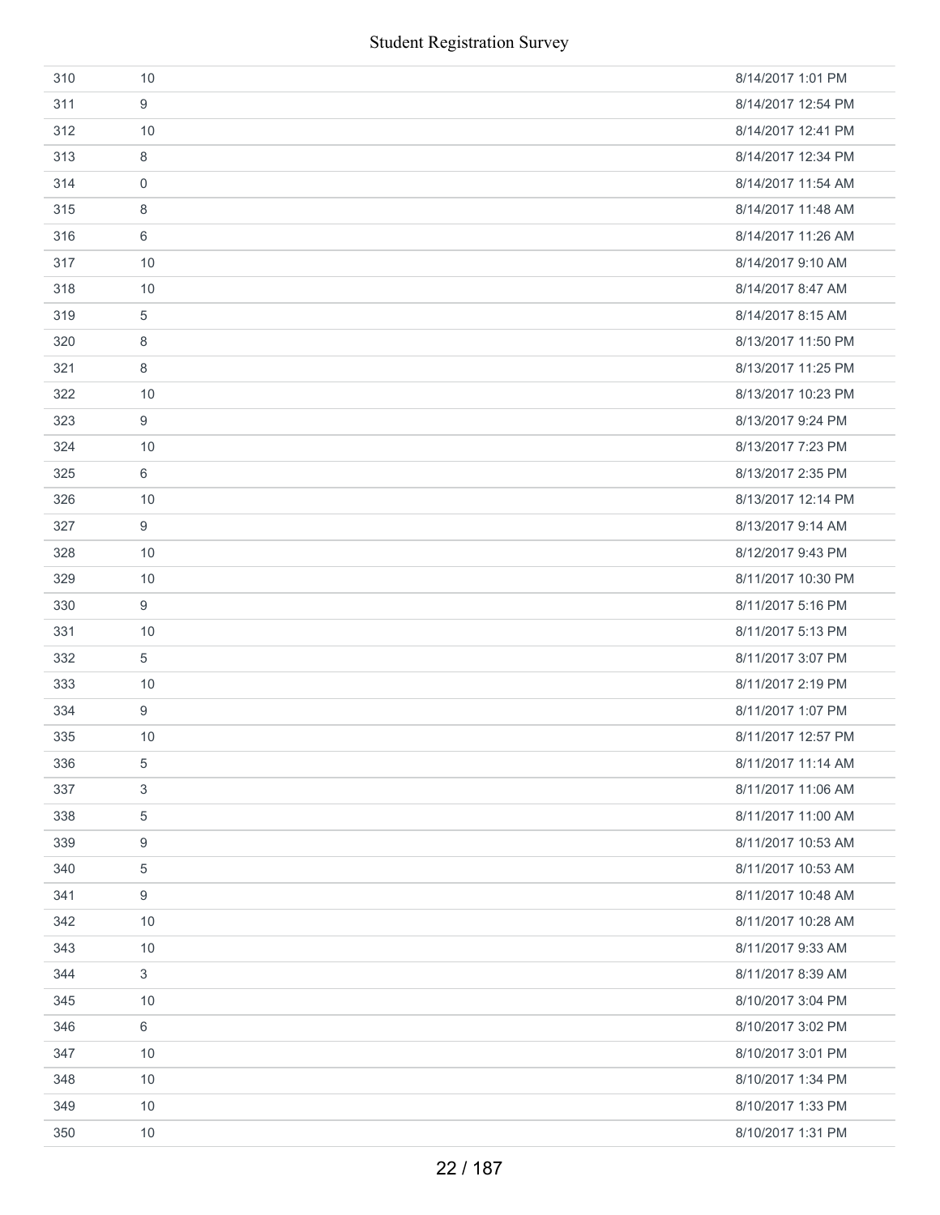| | | |
|---|---|---|
| 310 | 10 | 8/14/2017 1:01 PM |
| 311 | 9 | 8/14/2017 12:54 PM |
| 312 | 10 | 8/14/2017 12:41 PM |
| 313 | 8 | 8/14/2017 12:34 PM |
| 314 | 0 | 8/14/2017 11:54 AM |
| 315 | 8 | 8/14/2017 11:48 AM |
| 316 | 6 | 8/14/2017 11:26 AM |
| 317 | 10 | 8/14/2017 9:10 AM |
| 318 | 10 | 8/14/2017 8:47 AM |
| 319 | 5 | 8/14/2017 8:15 AM |
| 320 | 8 | 8/13/2017 11:50 PM |
| 321 | 8 | 8/13/2017 11:25 PM |
| 322 | 10 | 8/13/2017 10:23 PM |
| 323 | 9 | 8/13/2017 9:24 PM |
| 324 | 10 | 8/13/2017 7:23 PM |
| 325 | 6 | 8/13/2017 2:35 PM |
| 326 | 10 | 8/13/2017 12:14 PM |
| 327 | 9 | 8/13/2017 9:14 AM |
| 328 | 10 | 8/12/2017 9:43 PM |
| 329 | 10 | 8/11/2017 10:30 PM |
| 330 | 9 | 8/11/2017 5:16 PM |
| 331 | 10 | 8/11/2017 5:13 PM |
| 332 | 5 | 8/11/2017 3:07 PM |
| 333 | 10 | 8/11/2017 2:19 PM |
| 334 | 9 | 8/11/2017 1:07 PM |
| 335 | 10 | 8/11/2017 12:57 PM |
| 336 | 5 | 8/11/2017 11:14 AM |
| 337 | 3 | 8/11/2017 11:06 AM |
| 338 | 5 | 8/11/2017 11:00 AM |
| 339 | 9 | 8/11/2017 10:53 AM |
| 340 | 5 | 8/11/2017 10:53 AM |
| 341 | 9 | 8/11/2017 10:48 AM |
| 342 | 10 | 8/11/2017 10:28 AM |
| 343 | 10 | 8/11/2017 9:33 AM |
| 344 | 3 | 8/11/2017 8:39 AM |
| 345 | 10 | 8/10/2017 3:04 PM |
| 346 | 6 | 8/10/2017 3:02 PM |
| 347 | 10 | 8/10/2017 3:01 PM |
| 348 | 10 | 8/10/2017 1:34 PM |
| 349 | 10 | 8/10/2017 1:33 PM |
| 350 | 10 | 8/10/2017 1:31 PM |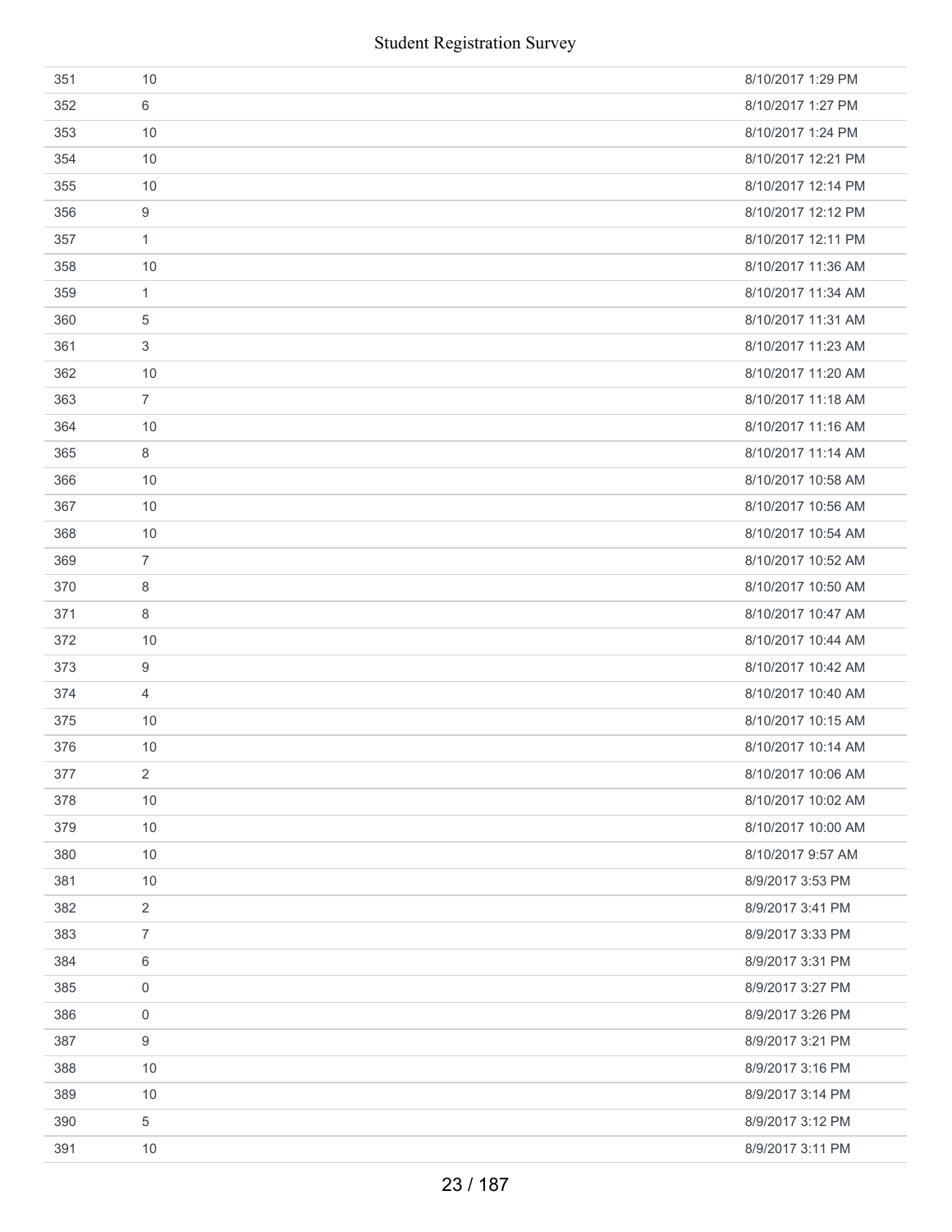| | | |
|---|---|---|
| 351 | 10 | 8/10/2017 1:29 PM |
| 352 | 6 | 8/10/2017 1:27 PM |
| 353 | 10 | 8/10/2017 1:24 PM |
| 354 | 10 | 8/10/2017 12:21 PM |
| 355 | 10 | 8/10/2017 12:14 PM |
| 356 | 9 | 8/10/2017 12:12 PM |
| 357 | 1 | 8/10/2017 12:11 PM |
| 358 | 10 | 8/10/2017 11:36 AM |
| 359 | 1 | 8/10/2017 11:34 AM |
| 360 | 5 | 8/10/2017 11:31 AM |
| 361 | 3 | 8/10/2017 11:23 AM |
| 362 | 10 | 8/10/2017 11:20 AM |
| 363 | 7 | 8/10/2017 11:18 AM |
| 364 | 10 | 8/10/2017 11:16 AM |
| 365 | 8 | 8/10/2017 11:14 AM |
| 366 | 10 | 8/10/2017 10:58 AM |
| 367 | 10 | 8/10/2017 10:56 AM |
| 368 | 10 | 8/10/2017 10:54 AM |
| 369 | 7 | 8/10/2017 10:52 AM |
| 370 | 8 | 8/10/2017 10:50 AM |
| 371 | 8 | 8/10/2017 10:47 AM |
| 372 | 10 | 8/10/2017 10:44 AM |
| 373 | 9 | 8/10/2017 10:42 AM |
| 374 | 4 | 8/10/2017 10:40 AM |
| 375 | 10 | 8/10/2017 10:15 AM |
| 376 | 10 | 8/10/2017 10:14 AM |
| 377 | 2 | 8/10/2017 10:06 AM |
| 378 | 10 | 8/10/2017 10:02 AM |
| 379 | 10 | 8/10/2017 10:00 AM |
| 380 | 10 | 8/10/2017 9:57 AM |
| 381 | 10 | 8/9/2017 3:53 PM |
| 382 | 2 | 8/9/2017 3:41 PM |
| 383 | 7 | 8/9/2017 3:33 PM |
| 384 | 6 | 8/9/2017 3:31 PM |
| 385 | 0 | 8/9/2017 3:27 PM |
| 386 | 0 | 8/9/2017 3:26 PM |
| 387 | 9 | 8/9/2017 3:21 PM |
| 388 | 10 | 8/9/2017 3:16 PM |
| 389 | 10 | 8/9/2017 3:14 PM |
| 390 | 5 | 8/9/2017 3:12 PM |
| 391 | 10 | 8/9/2017 3:11 PM |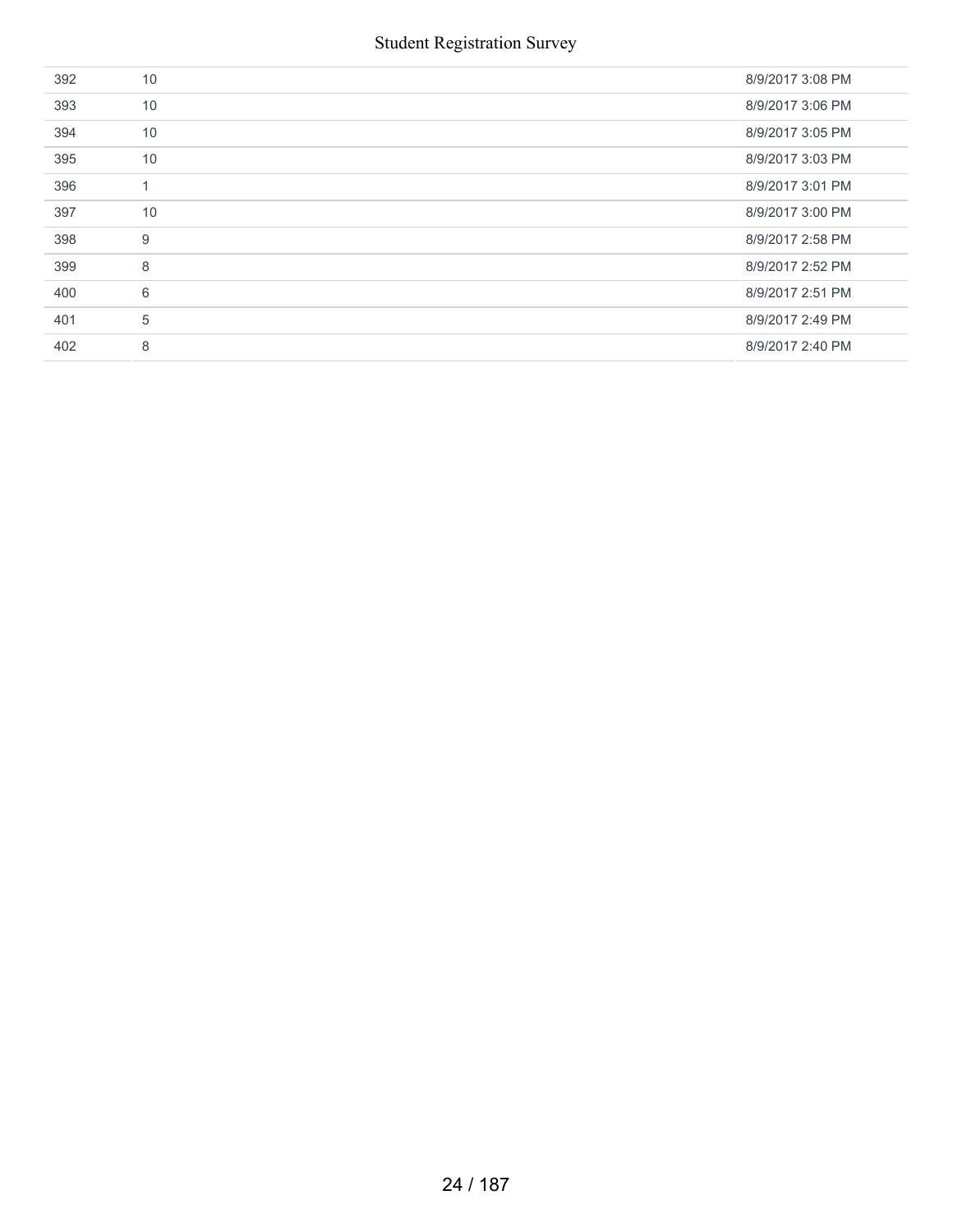| | | |
|---|---|---|
| 392 | 10 | 8/9/2017 3:08 PM |
| 393 | 10 | 8/9/2017 3:06 PM |
| 394 | 10 | 8/9/2017 3:05 PM |
| 395 | 10 | 8/9/2017 3:03 PM |
| 396 | 1 | 8/9/2017 3:01 PM |
| 397 | 10 | 8/9/2017 3:00 PM |
| 398 | 9 | 8/9/2017 2:58 PM |
| 399 | 8 | 8/9/2017 2:52 PM |
| 400 | 6 | 8/9/2017 2:51 PM |
| 401 | 5 | 8/9/2017 2:49 PM |
| 402 | 8 | 8/9/2017 2:40 PM |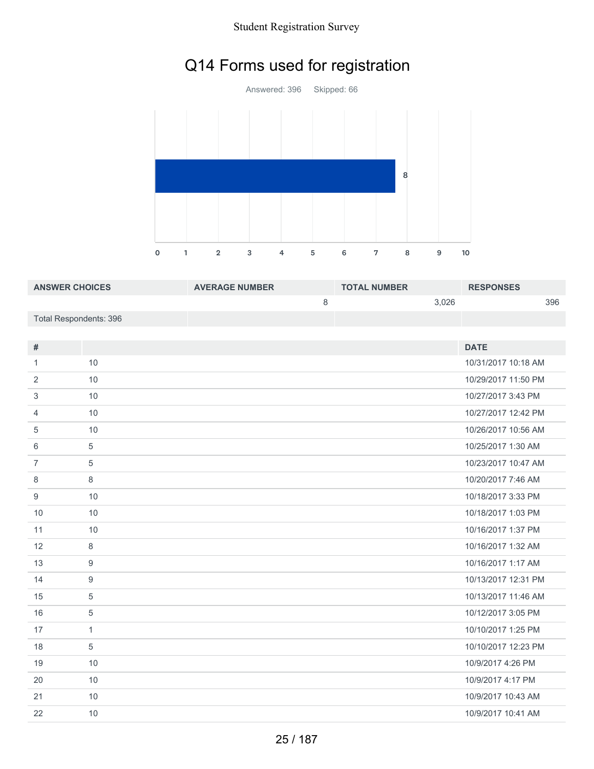# Q14 Forms used for registration

Answered: 396 Skipped: 66

| ANSWER CHOICES | AVERAGE NUMBER | TOTAL NUMBER | RESPONSES |
|---|---|---|---|
| | 8 | 3,026 | 396 |
| Total Respondents: 396 | | | |

| # | | DATE |
|---|---|---|
| 1 | 10 | 10/31/2017 10:18 AM |
| 2 | 10 | 10/29/2017 11:50 PM |
| 3 | 10 | 10/27/2017 3:43 PM |
| 4 | 10 | 10/27/2017 12:42 PM |
| 5 | 10 | 10/26/2017 10:56 AM |
| 6 | 5 | 10/25/2017 1:30 AM |
| 7 | 5 | 10/23/2017 10:47 AM |
| 8 | 8 | 10/20/2017 7:46 AM |
| 9 | 10 | 10/18/2017 3:33 PM |
| 10 | 10 | 10/18/2017 1:03 PM |
| 11 | 10 | 10/16/2017 1:37 PM |
| 12 | 8 | 10/16/2017 1:32 AM |
| 13 | 9 | 10/16/2017 1:17 AM |
| 14 | 9 | 10/13/2017 12:31 PM |
| 15 | 5 | 10/13/2017 11:46 AM |
| 16 | 5 | 10/12/2017 3:05 PM |
| 17 | 1 | 10/10/2017 1:25 PM |
| 18 | 5 | 10/10/2017 12:23 PM |
| 19 | 10 | 10/9/2017 4:26 PM |
| 20 | 10 | 10/9/2017 4:17 PM |
| 21 | 10 | 10/9/2017 10:43 AM |
| 22 | 10 | 10/9/2017 10:41 AM |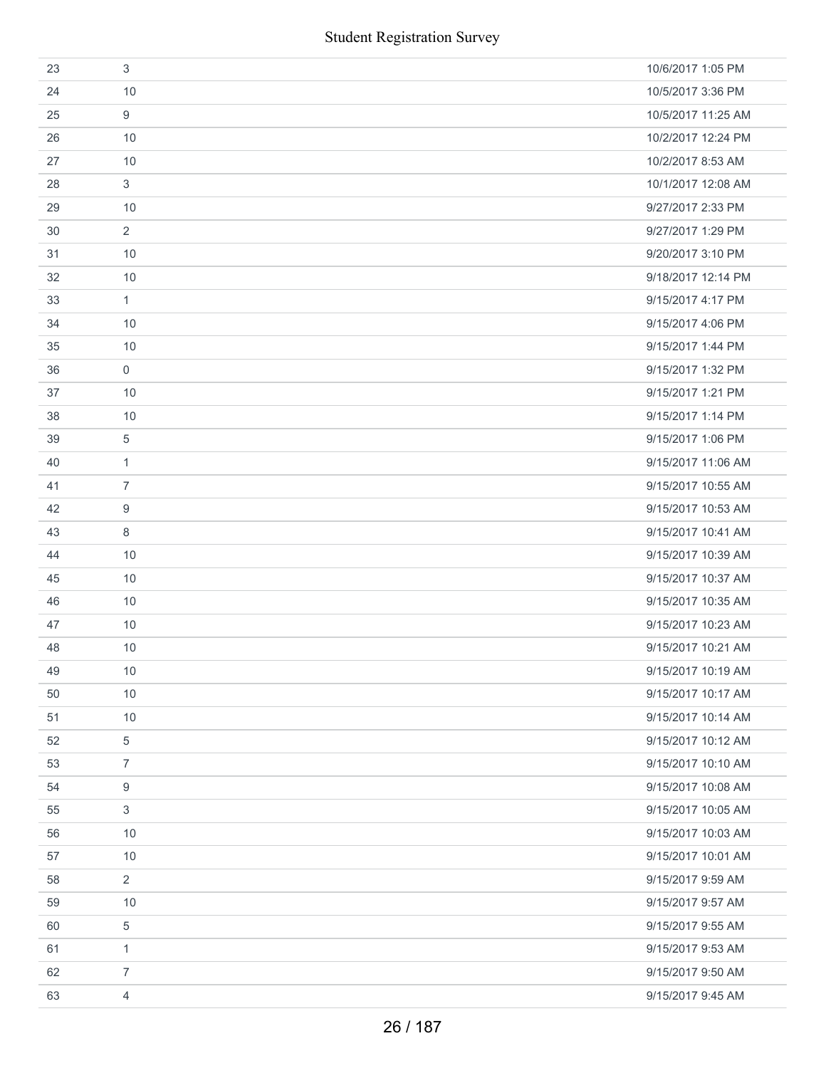| | | |
|---|---|---|
| 23 | 3 | 10/6/2017 1:05 PM |
| 24 | 10 | 10/5/2017 3:36 PM |
| 25 | 9 | 10/5/2017 11:25 AM |
| 26 | 10 | 10/2/2017 12:24 PM |
| 27 | 10 | 10/2/2017 8:53 AM |
| 28 | 3 | 10/1/2017 12:08 AM |
| 29 | 10 | 9/27/2017 2:33 PM |
| 30 | 2 | 9/27/2017 1:29 PM |
| 31 | 10 | 9/20/2017 3:10 PM |
| 32 | 10 | 9/18/2017 12:14 PM |
| 33 | 1 | 9/15/2017 4:17 PM |
| 34 | 10 | 9/15/2017 4:06 PM |
| 35 | 10 | 9/15/2017 1:44 PM |
| 36 | 0 | 9/15/2017 1:32 PM |
| 37 | 10 | 9/15/2017 1:21 PM |
| 38 | 10 | 9/15/2017 1:14 PM |
| 39 | 5 | 9/15/2017 1:06 PM |
| 40 | 1 | 9/15/2017 11:06 AM |
| 41 | 7 | 9/15/2017 10:55 AM |
| 42 | 9 | 9/15/2017 10:53 AM |
| 43 | 8 | 9/15/2017 10:41 AM |
| 44 | 10 | 9/15/2017 10:39 AM |
| 45 | 10 | 9/15/2017 10:37 AM |
| 46 | 10 | 9/15/2017 10:35 AM |
| 47 | 10 | 9/15/2017 10:23 AM |
| 48 | 10 | 9/15/2017 10:21 AM |
| 49 | 10 | 9/15/2017 10:19 AM |
| 50 | 10 | 9/15/2017 10:17 AM |
| 51 | 10 | 9/15/2017 10:14 AM |
| 52 | 5 | 9/15/2017 10:12 AM |
| 53 | 7 | 9/15/2017 10:10 AM |
| 54 | 9 | 9/15/2017 10:08 AM |
| 55 | 3 | 9/15/2017 10:05 AM |
| 56 | 10 | 9/15/2017 10:03 AM |
| 57 | 10 | 9/15/2017 10:01 AM |
| 58 | 2 | 9/15/2017 9:59 AM |
| 59 | 10 | 9/15/2017 9:57 AM |
| 60 | 5 | 9/15/2017 9:55 AM |
| 61 | 1 | 9/15/2017 9:53 AM |
| 62 | 7 | 9/15/2017 9:50 AM |
| 63 | 4 | 9/15/2017 9:45 AM |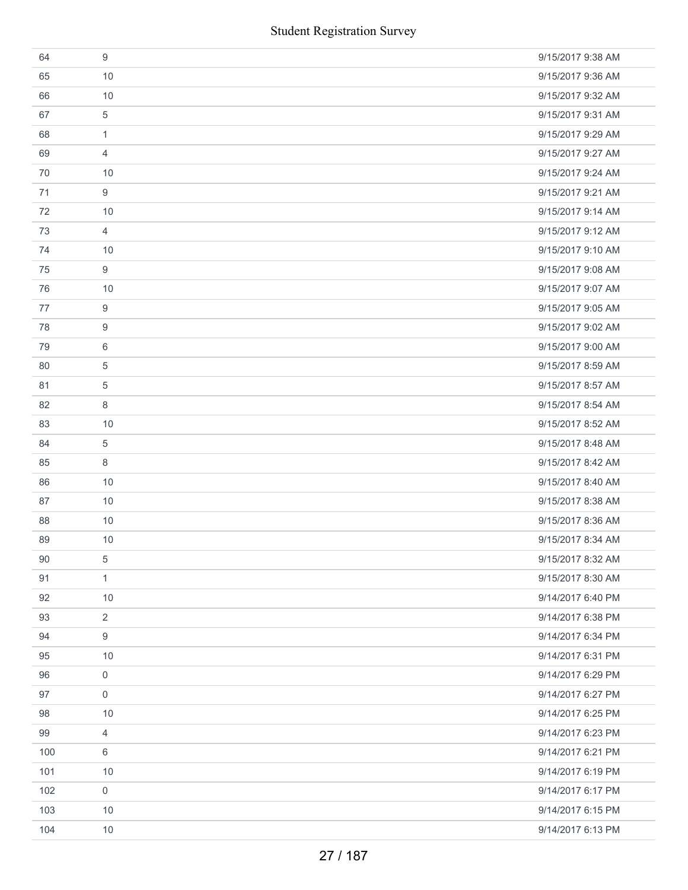| | | |
|---|---|---|
| 64 | 9 | 9/15/2017 9:38 AM |
| 65 | 10 | 9/15/2017 9:36 AM |
| 66 | 10 | 9/15/2017 9:32 AM |
| 67 | 5 | 9/15/2017 9:31 AM |
| 68 | 1 | 9/15/2017 9:29 AM |
| 69 | 4 | 9/15/2017 9:27 AM |
| 70 | 10 | 9/15/2017 9:24 AM |
| 71 | 9 | 9/15/2017 9:21 AM |
| 72 | 10 | 9/15/2017 9:14 AM |
| 73 | 4 | 9/15/2017 9:12 AM |
| 74 | 10 | 9/15/2017 9:10 AM |
| 75 | 9 | 9/15/2017 9:08 AM |
| 76 | 10 | 9/15/2017 9:07 AM |
| 77 | 9 | 9/15/2017 9:05 AM |
| 78 | 9 | 9/15/2017 9:02 AM |
| 79 | 6 | 9/15/2017 9:00 AM |
| 80 | 5 | 9/15/2017 8:59 AM |
| 81 | 5 | 9/15/2017 8:57 AM |
| 82 | 8 | 9/15/2017 8:54 AM |
| 83 | 10 | 9/15/2017 8:52 AM |
| 84 | 5 | 9/15/2017 8:48 AM |
| 85 | 8 | 9/15/2017 8:42 AM |
| 86 | 10 | 9/15/2017 8:40 AM |
| 87 | 10 | 9/15/2017 8:38 AM |
| 88 | 10 | 9/15/2017 8:36 AM |
| 89 | 10 | 9/15/2017 8:34 AM |
| 90 | 5 | 9/15/2017 8:32 AM |
| 91 | 1 | 9/15/2017 8:30 AM |
| 92 | 10 | 9/14/2017 6:40 PM |
| 93 | 2 | 9/14/2017 6:38 PM |
| 94 | 9 | 9/14/2017 6:34 PM |
| 95 | 10 | 9/14/2017 6:31 PM |
| 96 | 0 | 9/14/2017 6:29 PM |
| 97 | 0 | 9/14/2017 6:27 PM |
| 98 | 10 | 9/14/2017 6:25 PM |
| 99 | 4 | 9/14/2017 6:23 PM |
| 100 | 6 | 9/14/2017 6:21 PM |
| 101 | 10 | 9/14/2017 6:19 PM |
| 102 | 0 | 9/14/2017 6:17 PM |
| 103 | 10 | 9/14/2017 6:15 PM |
| 104 | 10 | 9/14/2017 6:13 PM |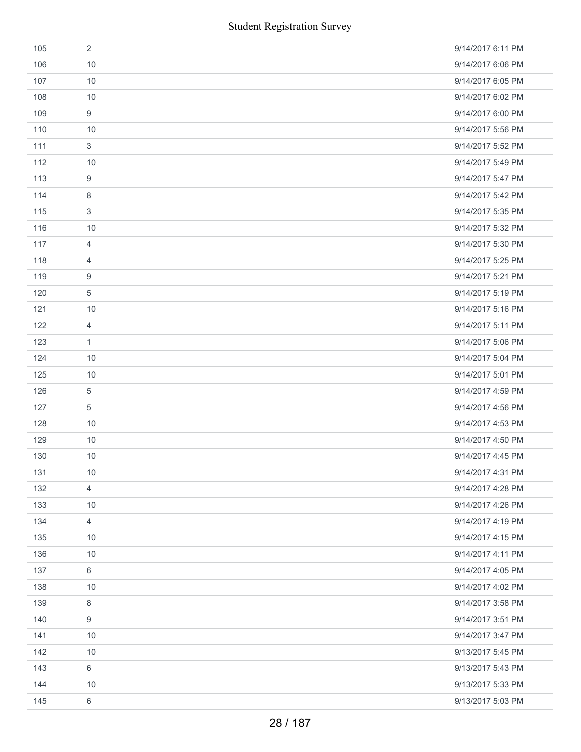| | | |
|---|---|---|
| 105 | 2 | 9/14/2017 6:11 PM |
| 106 | 10 | 9/14/2017 6:06 PM |
| 107 | 10 | 9/14/2017 6:05 PM |
| 108 | 10 | 9/14/2017 6:02 PM |
| 109 | 9 | 9/14/2017 6:00 PM |
| 110 | 10 | 9/14/2017 5:56 PM |
| 111 | 3 | 9/14/2017 5:52 PM |
| 112 | 10 | 9/14/2017 5:49 PM |
| 113 | 9 | 9/14/2017 5:47 PM |
| 114 | 8 | 9/14/2017 5:42 PM |
| 115 | 3 | 9/14/2017 5:35 PM |
| 116 | 10 | 9/14/2017 5:32 PM |
| 117 | 4 | 9/14/2017 5:30 PM |
| 118 | 4 | 9/14/2017 5:25 PM |
| 119 | 9 | 9/14/2017 5:21 PM |
| 120 | 5 | 9/14/2017 5:19 PM |
| 121 | 10 | 9/14/2017 5:16 PM |
| 122 | 4 | 9/14/2017 5:11 PM |
| 123 | 1 | 9/14/2017 5:06 PM |
| 124 | 10 | 9/14/2017 5:04 PM |
| 125 | 10 | 9/14/2017 5:01 PM |
| 126 | 5 | 9/14/2017 4:59 PM |
| 127 | 5 | 9/14/2017 4:56 PM |
| 128 | 10 | 9/14/2017 4:53 PM |
| 129 | 10 | 9/14/2017 4:50 PM |
| 130 | 10 | 9/14/2017 4:45 PM |
| 131 | 10 | 9/14/2017 4:31 PM |
| 132 | 4 | 9/14/2017 4:28 PM |
| 133 | 10 | 9/14/2017 4:26 PM |
| 134 | 4 | 9/14/2017 4:19 PM |
| 135 | 10 | 9/14/2017 4:15 PM |
| 136 | 10 | 9/14/2017 4:11 PM |
| 137 | 6 | 9/14/2017 4:05 PM |
| 138 | 10 | 9/14/2017 4:02 PM |
| 139 | 8 | 9/14/2017 3:58 PM |
| 140 | 9 | 9/14/2017 3:51 PM |
| 141 | 10 | 9/14/2017 3:47 PM |
| 142 | 10 | 9/13/2017 5:45 PM |
| 143 | 6 | 9/13/2017 5:43 PM |
| 144 | 10 | 9/13/2017 5:33 PM |
| 145 | 6 | 9/13/2017 5:03 PM |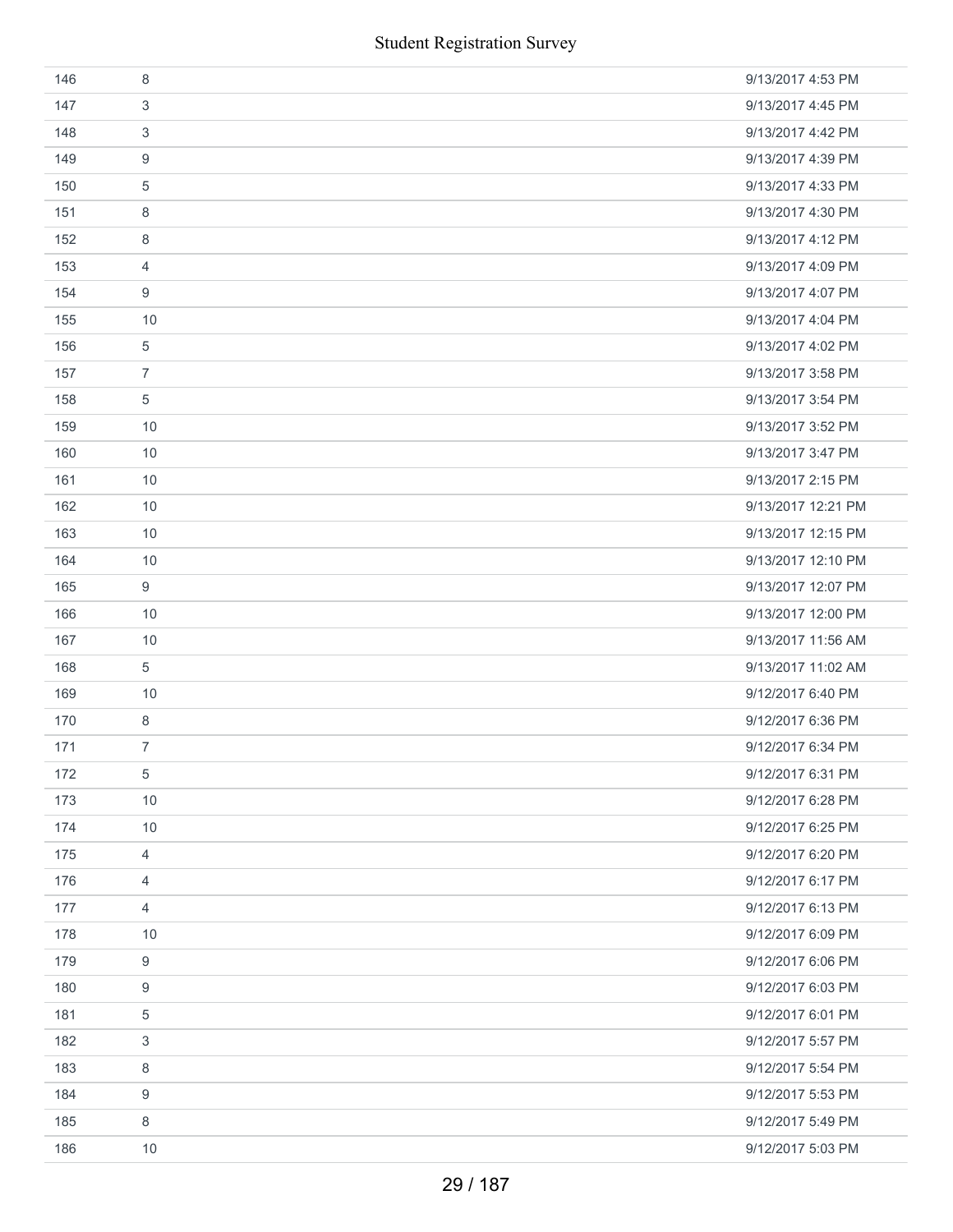| | | |
|---|---|---|
| 146 | 8 | 9/13/2017 4:53 PM |
| 147 | 3 | 9/13/2017 4:45 PM |
| 148 | 3 | 9/13/2017 4:42 PM |
| 149 | 9 | 9/13/2017 4:39 PM |
| 150 | 5 | 9/13/2017 4:33 PM |
| 151 | 8 | 9/13/2017 4:30 PM |
| 152 | 8 | 9/13/2017 4:12 PM |
| 153 | 4 | 9/13/2017 4:09 PM |
| 154 | 9 | 9/13/2017 4:07 PM |
| 155 | 10 | 9/13/2017 4:04 PM |
| 156 | 5 | 9/13/2017 4:02 PM |
| 157 | 7 | 9/13/2017 3:58 PM |
| 158 | 5 | 9/13/2017 3:54 PM |
| 159 | 10 | 9/13/2017 3:52 PM |
| 160 | 10 | 9/13/2017 3:47 PM |
| 161 | 10 | 9/13/2017 2:15 PM |
| 162 | 10 | 9/13/2017 12:21 PM |
| 163 | 10 | 9/13/2017 12:15 PM |
| 164 | 10 | 9/13/2017 12:10 PM |
| 165 | 9 | 9/13/2017 12:07 PM |
| 166 | 10 | 9/13/2017 12:00 PM |
| 167 | 10 | 9/13/2017 11:56 AM |
| 168 | 5 | 9/13/2017 11:02 AM |
| 169 | 10 | 9/12/2017 6:40 PM |
| 170 | 8 | 9/12/2017 6:36 PM |
| 171 | 7 | 9/12/2017 6:34 PM |
| 172 | 5 | 9/12/2017 6:31 PM |
| 173 | 10 | 9/12/2017 6:28 PM |
| 174 | 10 | 9/12/2017 6:25 PM |
| 175 | 4 | 9/12/2017 6:20 PM |
| 176 | 4 | 9/12/2017 6:17 PM |
| 177 | 4 | 9/12/2017 6:13 PM |
| 178 | 10 | 9/12/2017 6:09 PM |
| 179 | 9 | 9/12/2017 6:06 PM |
| 180 | 9 | 9/12/2017 6:03 PM |
| 181 | 5 | 9/12/2017 6:01 PM |
| 182 | 3 | 9/12/2017 5:57 PM |
| 183 | 8 | 9/12/2017 5:54 PM |
| 184 | 9 | 9/12/2017 5:53 PM |
| 185 | 8 | 9/12/2017 5:49 PM |
| 186 | 10 | 9/12/2017 5:03 PM |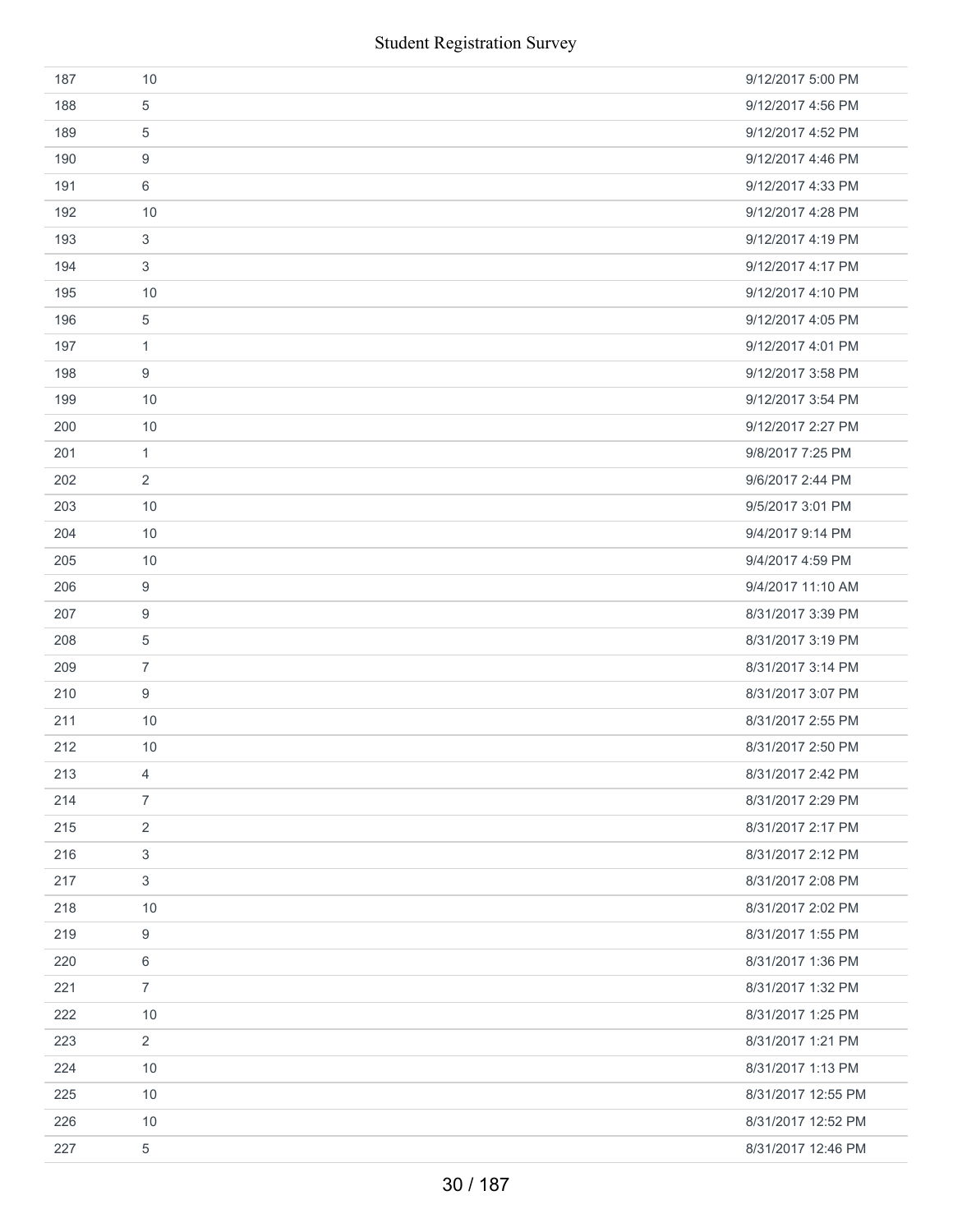| | | |
|---|---|---|
| 187 | 10 | 9/12/2017 5:00 PM |
| 188 | 5 | 9/12/2017 4:56 PM |
| 189 | 5 | 9/12/2017 4:52 PM |
| 190 | 9 | 9/12/2017 4:46 PM |
| 191 | 6 | 9/12/2017 4:33 PM |
| 192 | 10 | 9/12/2017 4:28 PM |
| 193 | 3 | 9/12/2017 4:19 PM |
| 194 | 3 | 9/12/2017 4:17 PM |
| 195 | 10 | 9/12/2017 4:10 PM |
| 196 | 5 | 9/12/2017 4:05 PM |
| 197 | 1 | 9/12/2017 4:01 PM |
| 198 | 9 | 9/12/2017 3:58 PM |
| 199 | 10 | 9/12/2017 3:54 PM |
| 200 | 10 | 9/12/2017 2:27 PM |
| 201 | 1 | 9/8/2017 7:25 PM |
| 202 | 2 | 9/6/2017 2:44 PM |
| 203 | 10 | 9/5/2017 3:01 PM |
| 204 | 10 | 9/4/2017 9:14 PM |
| 205 | 10 | 9/4/2017 4:59 PM |
| 206 | 9 | 9/4/2017 11:10 AM |
| 207 | 9 | 8/31/2017 3:39 PM |
| 208 | 5 | 8/31/2017 3:19 PM |
| 209 | 7 | 8/31/2017 3:14 PM |
| 210 | 9 | 8/31/2017 3:07 PM |
| 211 | 10 | 8/31/2017 2:55 PM |
| 212 | 10 | 8/31/2017 2:50 PM |
| 213 | 4 | 8/31/2017 2:42 PM |
| 214 | 7 | 8/31/2017 2:29 PM |
| 215 | 2 | 8/31/2017 2:17 PM |
| 216 | 3 | 8/31/2017 2:12 PM |
| 217 | 3 | 8/31/2017 2:08 PM |
| 218 | 10 | 8/31/2017 2:02 PM |
| 219 | 9 | 8/31/2017 1:55 PM |
| 220 | 6 | 8/31/2017 1:36 PM |
| 221 | 7 | 8/31/2017 1:32 PM |
| 222 | 10 | 8/31/2017 1:25 PM |
| 223 | 2 | 8/31/2017 1:21 PM |
| 224 | 10 | 8/31/2017 1:13 PM |
| 225 | 10 | 8/31/2017 12:55 PM |
| 226 | 10 | 8/31/2017 12:52 PM |
| 227 | 5 | 8/31/2017 12:46 PM |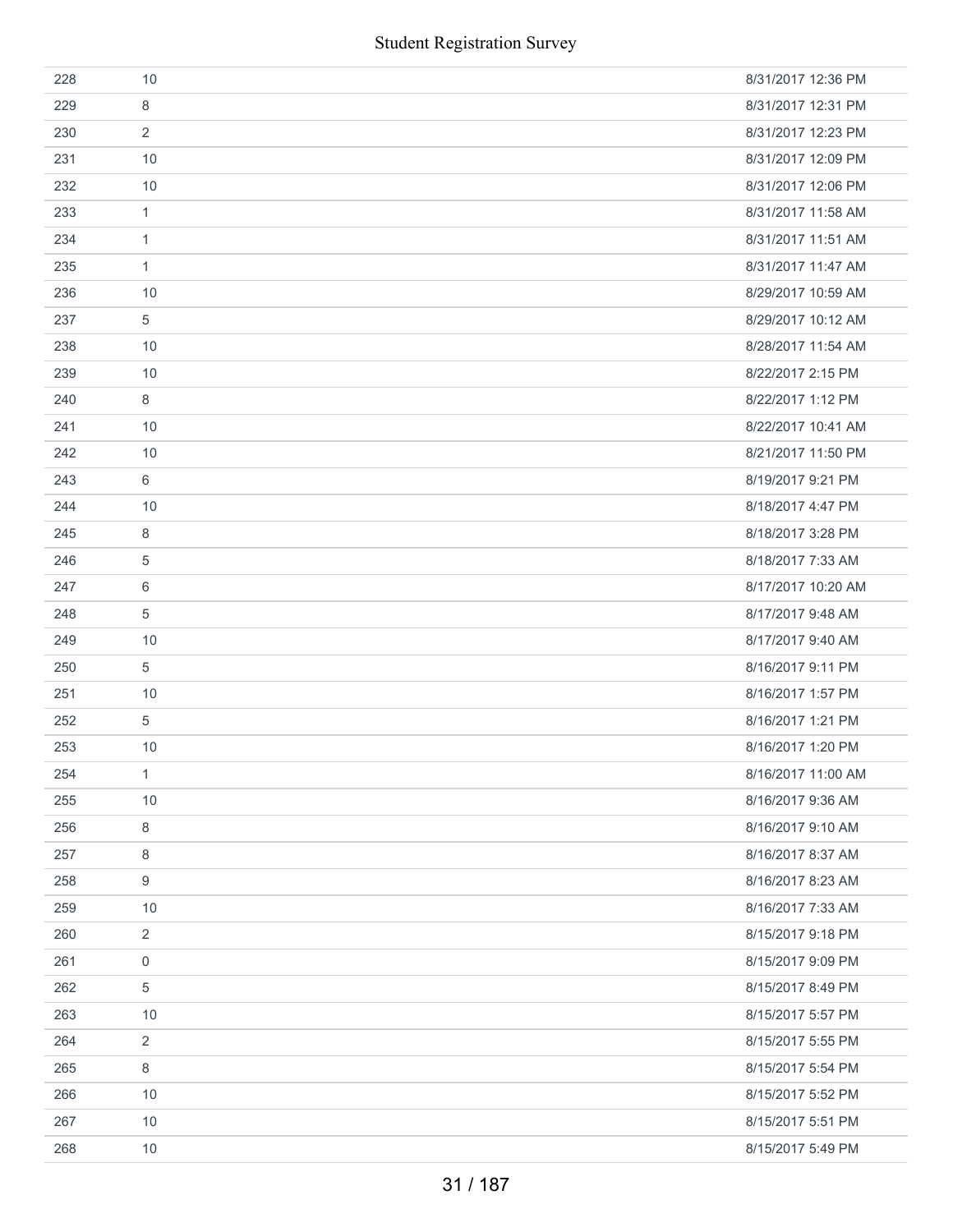| | | |
|---|---|---|
| 228 | 10 | 8/31/2017 12:36 PM |
| 229 | 8 | 8/31/2017 12:31 PM |
| 230 | 2 | 8/31/2017 12:23 PM |
| 231 | 10 | 8/31/2017 12:09 PM |
| 232 | 10 | 8/31/2017 12:06 PM |
| 233 | 1 | 8/31/2017 11:58 AM |
| 234 | 1 | 8/31/2017 11:51 AM |
| 235 | 1 | 8/31/2017 11:47 AM |
| 236 | 10 | 8/29/2017 10:59 AM |
| 237 | 5 | 8/29/2017 10:12 AM |
| 238 | 10 | 8/28/2017 11:54 AM |
| 239 | 10 | 8/22/2017 2:15 PM |
| 240 | 8 | 8/22/2017 1:12 PM |
| 241 | 10 | 8/22/2017 10:41 AM |
| 242 | 10 | 8/21/2017 11:50 PM |
| 243 | 6 | 8/19/2017 9:21 PM |
| 244 | 10 | 8/18/2017 4:47 PM |
| 245 | 8 | 8/18/2017 3:28 PM |
| 246 | 5 | 8/18/2017 7:33 AM |
| 247 | 6 | 8/17/2017 10:20 AM |
| 248 | 5 | 8/17/2017 9:48 AM |
| 249 | 10 | 8/17/2017 9:40 AM |
| 250 | 5 | 8/16/2017 9:11 PM |
| 251 | 10 | 8/16/2017 1:57 PM |
| 252 | 5 | 8/16/2017 1:21 PM |
| 253 | 10 | 8/16/2017 1:20 PM |
| 254 | 1 | 8/16/2017 11:00 AM |
| 255 | 10 | 8/16/2017 9:36 AM |
| 256 | 8 | 8/16/2017 9:10 AM |
| 257 | 8 | 8/16/2017 8:37 AM |
| 258 | 9 | 8/16/2017 8:23 AM |
| 259 | 10 | 8/16/2017 7:33 AM |
| 260 | 2 | 8/15/2017 9:18 PM |
| 261 | 0 | 8/15/2017 9:09 PM |
| 262 | 5 | 8/15/2017 8:49 PM |
| 263 | 10 | 8/15/2017 5:57 PM |
| 264 | 2 | 8/15/2017 5:55 PM |
| 265 | 8 | 8/15/2017 5:54 PM |
| 266 | 10 | 8/15/2017 5:52 PM |
| 267 | 10 | 8/15/2017 5:51 PM |
| 268 | 10 | 8/15/2017 5:49 PM |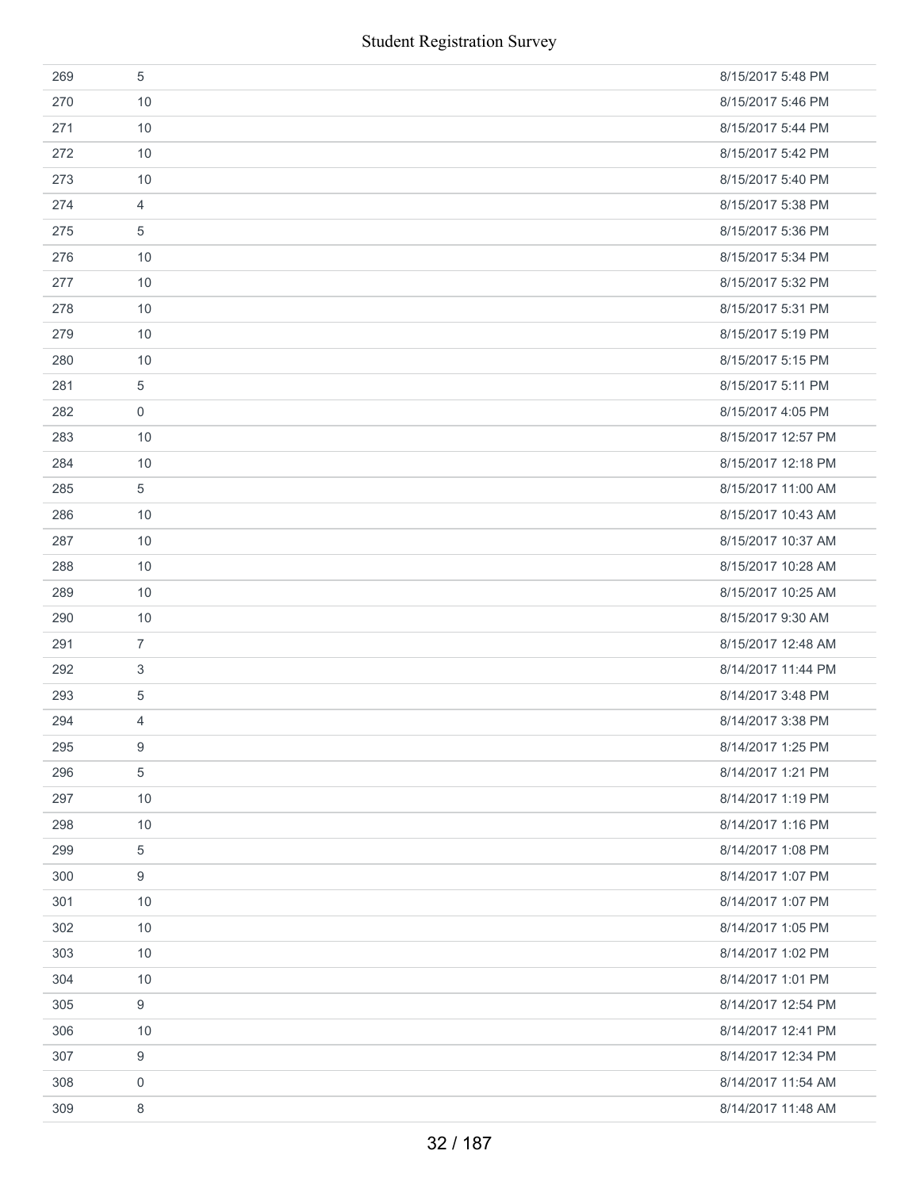| | | |
|---|---|---|
| 269 | 5 | 8/15/2017 5:48 PM |
| 270 | 10 | 8/15/2017 5:46 PM |
| 271 | 10 | 8/15/2017 5:44 PM |
| 272 | 10 | 8/15/2017 5:42 PM |
| 273 | 10 | 8/15/2017 5:40 PM |
| 274 | 4 | 8/15/2017 5:38 PM |
| 275 | 5 | 8/15/2017 5:36 PM |
| 276 | 10 | 8/15/2017 5:34 PM |
| 277 | 10 | 8/15/2017 5:32 PM |
| 278 | 10 | 8/15/2017 5:31 PM |
| 279 | 10 | 8/15/2017 5:19 PM |
| 280 | 10 | 8/15/2017 5:15 PM |
| 281 | 5 | 8/15/2017 5:11 PM |
| 282 | 0 | 8/15/2017 4:05 PM |
| 283 | 10 | 8/15/2017 12:57 PM |
| 284 | 10 | 8/15/2017 12:18 PM |
| 285 | 5 | 8/15/2017 11:00 AM |
| 286 | 10 | 8/15/2017 10:43 AM |
| 287 | 10 | 8/15/2017 10:37 AM |
| 288 | 10 | 8/15/2017 10:28 AM |
| 289 | 10 | 8/15/2017 10:25 AM |
| 290 | 10 | 8/15/2017 9:30 AM |
| 291 | 7 | 8/15/2017 12:48 AM |
| 292 | 3 | 8/14/2017 11:44 PM |
| 293 | 5 | 8/14/2017 3:48 PM |
| 294 | 4 | 8/14/2017 3:38 PM |
| 295 | 9 | 8/14/2017 1:25 PM |
| 296 | 5 | 8/14/2017 1:21 PM |
| 297 | 10 | 8/14/2017 1:19 PM |
| 298 | 10 | 8/14/2017 1:16 PM |
| 299 | 5 | 8/14/2017 1:08 PM |
| 300 | 9 | 8/14/2017 1:07 PM |
| 301 | 10 | 8/14/2017 1:07 PM |
| 302 | 10 | 8/14/2017 1:05 PM |
| 303 | 10 | 8/14/2017 1:02 PM |
| 304 | 10 | 8/14/2017 1:01 PM |
| 305 | 9 | 8/14/2017 12:54 PM |
| 306 | 10 | 8/14/2017 12:41 PM |
| 307 | 9 | 8/14/2017 12:34 PM |
| 308 | 0 | 8/14/2017 11:54 AM |
| 309 | 8 | 8/14/2017 11:48 AM |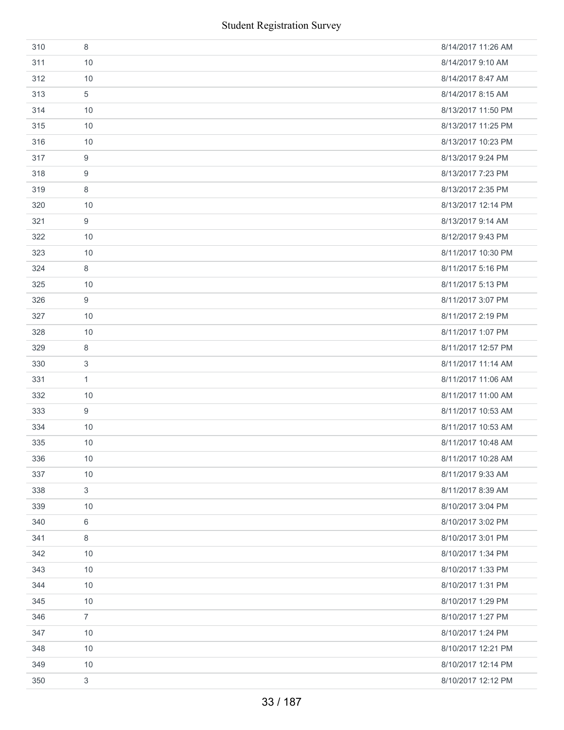| | | |
|---|---|---|
| 310 | 8 | 8/14/2017 11:26 AM |
| 311 | 10 | 8/14/2017 9:10 AM |
| 312 | 10 | 8/14/2017 8:47 AM |
| 313 | 5 | 8/14/2017 8:15 AM |
| 314 | 10 | 8/13/2017 11:50 PM |
| 315 | 10 | 8/13/2017 11:25 PM |
| 316 | 10 | 8/13/2017 10:23 PM |
| 317 | 9 | 8/13/2017 9:24 PM |
| 318 | 9 | 8/13/2017 7:23 PM |
| 319 | 8 | 8/13/2017 2:35 PM |
| 320 | 10 | 8/13/2017 12:14 PM |
| 321 | 9 | 8/13/2017 9:14 AM |
| 322 | 10 | 8/12/2017 9:43 PM |
| 323 | 10 | 8/11/2017 10:30 PM |
| 324 | 8 | 8/11/2017 5:16 PM |
| 325 | 10 | 8/11/2017 5:13 PM |
| 326 | 9 | 8/11/2017 3:07 PM |
| 327 | 10 | 8/11/2017 2:19 PM |
| 328 | 10 | 8/11/2017 1:07 PM |
| 329 | 8 | 8/11/2017 12:57 PM |
| 330 | 3 | 8/11/2017 11:14 AM |
| 331 | 1 | 8/11/2017 11:06 AM |
| 332 | 10 | 8/11/2017 11:00 AM |
| 333 | 9 | 8/11/2017 10:53 AM |
| 334 | 10 | 8/11/2017 10:53 AM |
| 335 | 10 | 8/11/2017 10:48 AM |
| 336 | 10 | 8/11/2017 10:28 AM |
| 337 | 10 | 8/11/2017 9:33 AM |
| 338 | 3 | 8/11/2017 8:39 AM |
| 339 | 10 | 8/10/2017 3:04 PM |
| 340 | 6 | 8/10/2017 3:02 PM |
| 341 | 8 | 8/10/2017 3:01 PM |
| 342 | 10 | 8/10/2017 1:34 PM |
| 343 | 10 | 8/10/2017 1:33 PM |
| 344 | 10 | 8/10/2017 1:31 PM |
| 345 | 10 | 8/10/2017 1:29 PM |
| 346 | 7 | 8/10/2017 1:27 PM |
| 347 | 10 | 8/10/2017 1:24 PM |
| 348 | 10 | 8/10/2017 12:21 PM |
| 349 | 10 | 8/10/2017 12:14 PM |
| 350 | 3 | 8/10/2017 12:12 PM |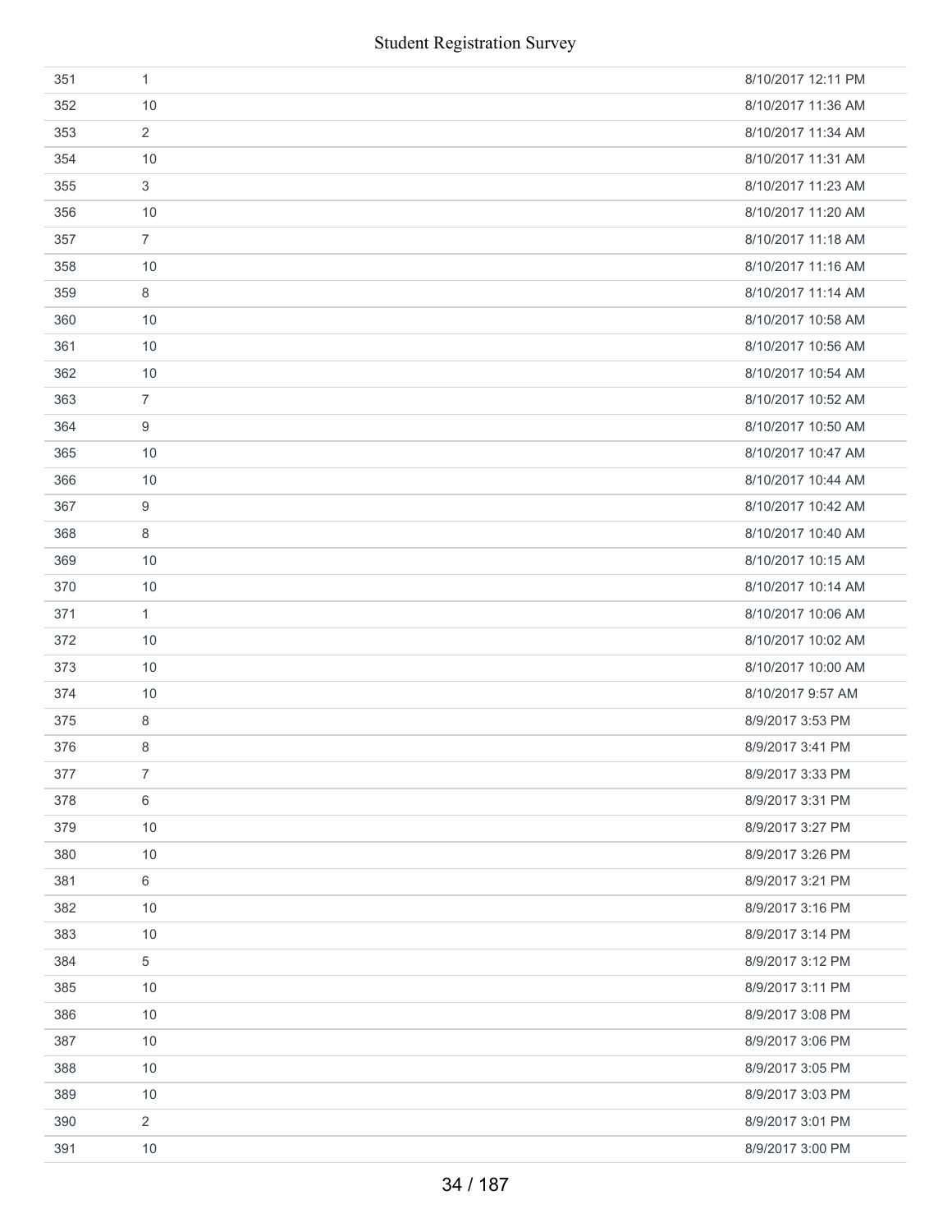| | | |
|---|---|---|
| 351 | 1 | 8/10/2017 12:11 PM |
| 352 | 10 | 8/10/2017 11:36 AM |
| 353 | 2 | 8/10/2017 11:34 AM |
| 354 | 10 | 8/10/2017 11:31 AM |
| 355 | 3 | 8/10/2017 11:23 AM |
| 356 | 10 | 8/10/2017 11:20 AM |
| 357 | 7 | 8/10/2017 11:18 AM |
| 358 | 10 | 8/10/2017 11:16 AM |
| 359 | 8 | 8/10/2017 11:14 AM |
| 360 | 10 | 8/10/2017 10:58 AM |
| 361 | 10 | 8/10/2017 10:56 AM |
| 362 | 10 | 8/10/2017 10:54 AM |
| 363 | 7 | 8/10/2017 10:52 AM |
| 364 | 9 | 8/10/2017 10:50 AM |
| 365 | 10 | 8/10/2017 10:47 AM |
| 366 | 10 | 8/10/2017 10:44 AM |
| 367 | 9 | 8/10/2017 10:42 AM |
| 368 | 8 | 8/10/2017 10:40 AM |
| 369 | 10 | 8/10/2017 10:15 AM |
| 370 | 10 | 8/10/2017 10:14 AM |
| 371 | 1 | 8/10/2017 10:06 AM |
| 372 | 10 | 8/10/2017 10:02 AM |
| 373 | 10 | 8/10/2017 10:00 AM |
| 374 | 10 | 8/10/2017 9:57 AM |
| 375 | 8 | 8/9/2017 3:53 PM |
| 376 | 8 | 8/9/2017 3:41 PM |
| 377 | 7 | 8/9/2017 3:33 PM |
| 378 | 6 | 8/9/2017 3:31 PM |
| 379 | 10 | 8/9/2017 3:27 PM |
| 380 | 10 | 8/9/2017 3:26 PM |
| 381 | 6 | 8/9/2017 3:21 PM |
| 382 | 10 | 8/9/2017 3:16 PM |
| 383 | 10 | 8/9/2017 3:14 PM |
| 384 | 5 | 8/9/2017 3:12 PM |
| 385 | 10 | 8/9/2017 3:11 PM |
| 386 | 10 | 8/9/2017 3:08 PM |
| 387 | 10 | 8/9/2017 3:06 PM |
| 388 | 10 | 8/9/2017 3:05 PM |
| 389 | 10 | 8/9/2017 3:03 PM |
| 390 | 2 | 8/9/2017 3:01 PM |
| 391 | 10 | 8/9/2017 3:00 PM |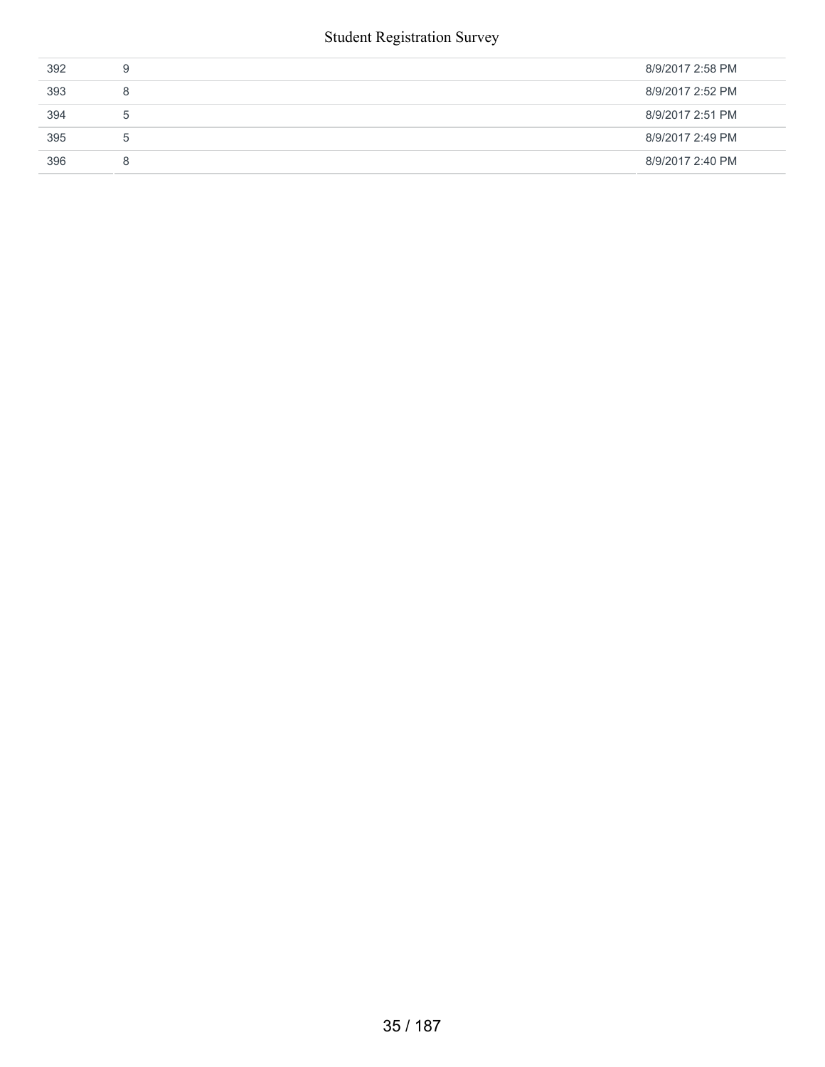| | | |
|---|---|---|
| 392 | 9 | 8/9/2017 2:58 PM |
| 393 | 8 | 8/9/2017 2:52 PM |
| 394 | 5 | 8/9/2017 2:51 PM |
| 395 | 5 | 8/9/2017 2:49 PM |
| 396 | 8 | 8/9/2017 2:40 PM |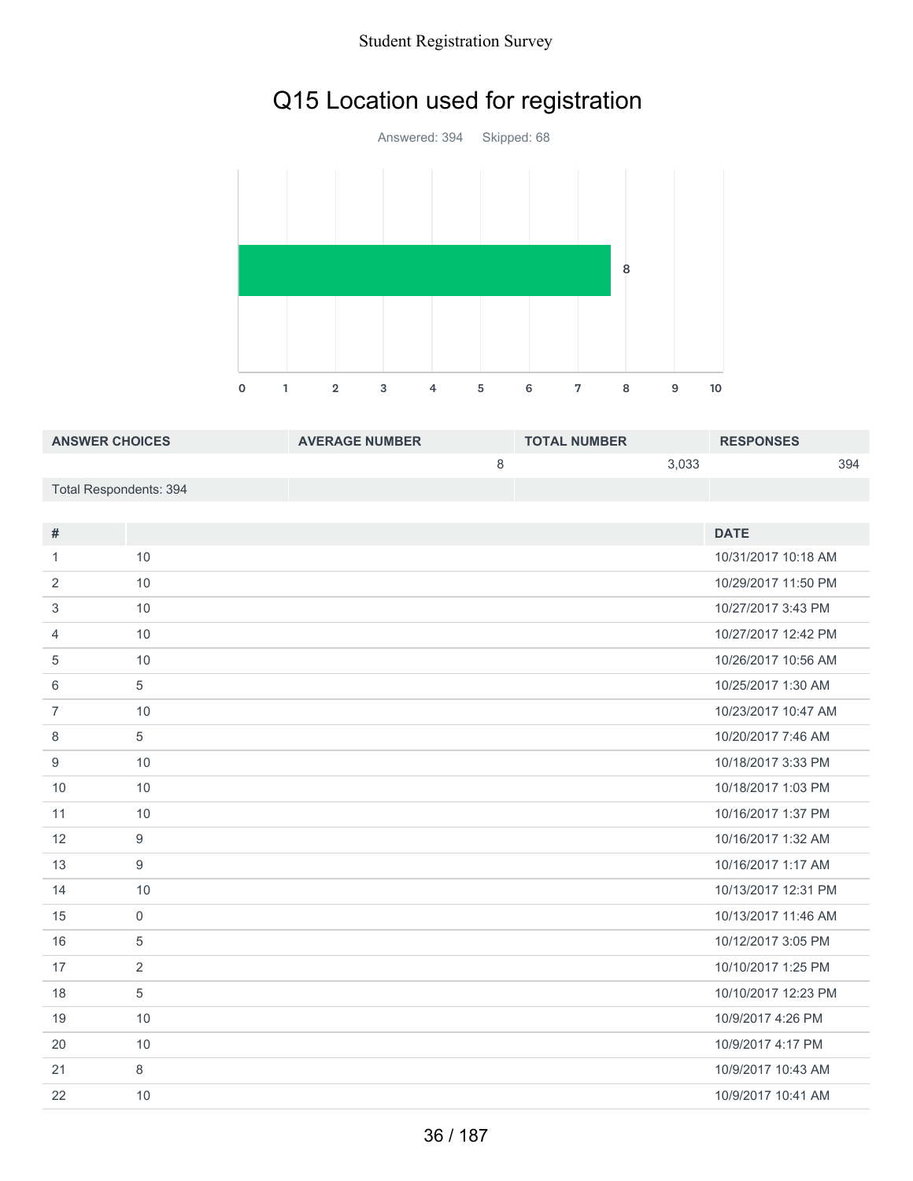# Q15 Location used for registration

Answered: 394 Skipped: 68

| ANSWER CHOICES | AVERAGE NUMBER | TOTAL NUMBER | RESPONSES |
|---|---|---|---|
| | 8 | 3,033 | 394 |
| Total Respondents: 394 | | | |

| # | | DATE |
|---|---|---|
| 1 | 10 | 10/31/2017 10:18 AM |
| 2 | 10 | 10/29/2017 11:50 PM |
| 3 | 10 | 10/27/2017 3:43 PM |
| 4 | 10 | 10/27/2017 12:42 PM |
| 5 | 10 | 10/26/2017 10:56 AM |
| 6 | 5 | 10/25/2017 1:30 AM |
| 7 | 10 | 10/23/2017 10:47 AM |
| 8 | 5 | 10/20/2017 7:46 AM |
| 9 | 10 | 10/18/2017 3:33 PM |
| 10 | 10 | 10/18/2017 1:03 PM |
| 11 | 10 | 10/16/2017 1:37 PM |
| 12 | 9 | 10/16/2017 1:32 AM |
| 13 | 9 | 10/16/2017 1:17 AM |
| 14 | 10 | 10/13/2017 12:31 PM |
| 15 | 0 | 10/13/2017 11:46 AM |
| 16 | 5 | 10/12/2017 3:05 PM |
| 17 | 2 | 10/10/2017 1:25 PM |
| 18 | 5 | 10/10/2017 12:23 PM |
| 19 | 10 | 10/9/2017 4:26 PM |
| 20 | 10 | 10/9/2017 4:17 PM |
| 21 | 8 | 10/9/2017 10:43 AM |
| 22 | 10 | 10/9/2017 10:41 AM |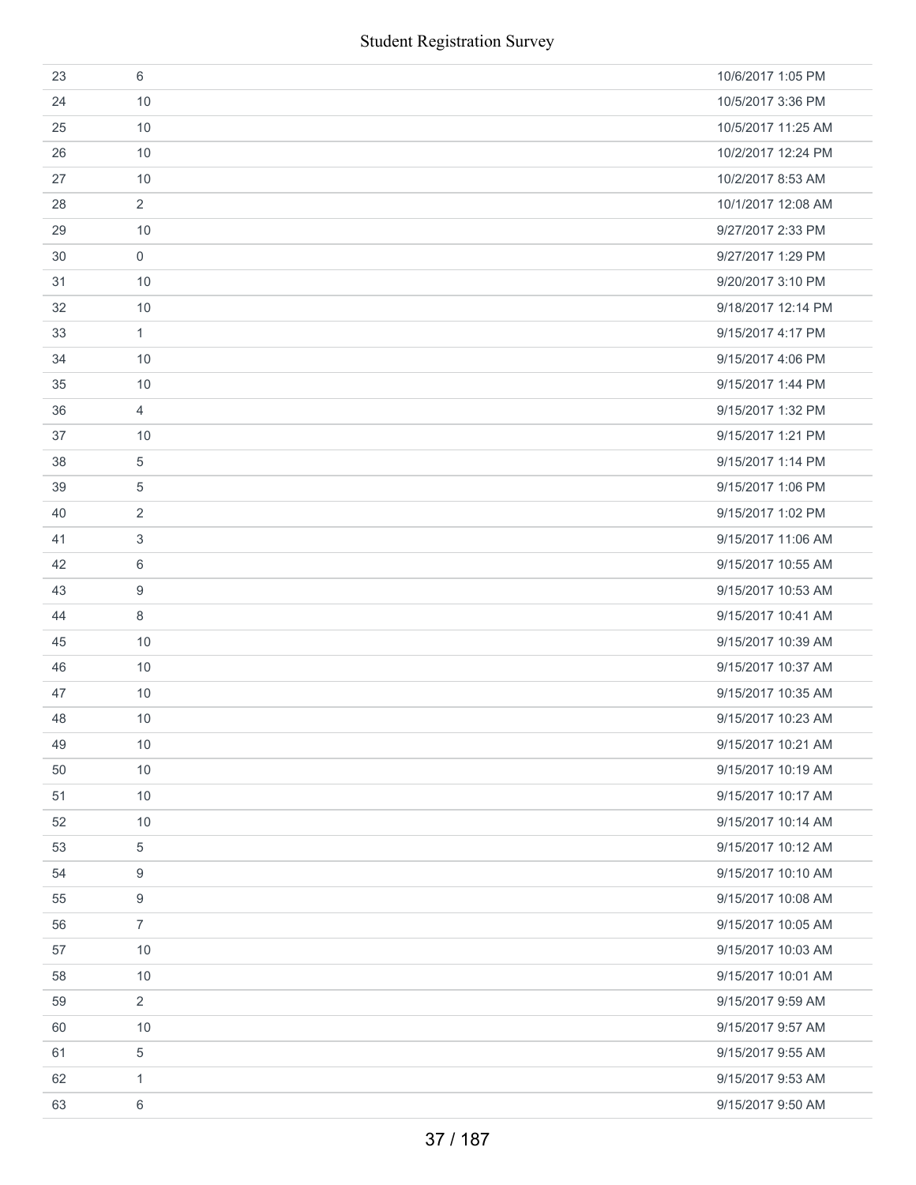| | | |
|---|---|---|
| 23 | 6 | 10/6/2017 1:05 PM |
| 24 | 10 | 10/5/2017 3:36 PM |
| 25 | 10 | 10/5/2017 11:25 AM |
| 26 | 10 | 10/2/2017 12:24 PM |
| 27 | 10 | 10/2/2017 8:53 AM |
| 28 | 2 | 10/1/2017 12:08 AM |
| 29 | 10 | 9/27/2017 2:33 PM |
| 30 | 0 | 9/27/2017 1:29 PM |
| 31 | 10 | 9/20/2017 3:10 PM |
| 32 | 10 | 9/18/2017 12:14 PM |
| 33 | 1 | 9/15/2017 4:17 PM |
| 34 | 10 | 9/15/2017 4:06 PM |
| 35 | 10 | 9/15/2017 1:44 PM |
| 36 | 4 | 9/15/2017 1:32 PM |
| 37 | 10 | 9/15/2017 1:21 PM |
| 38 | 5 | 9/15/2017 1:14 PM |
| 39 | 5 | 9/15/2017 1:06 PM |
| 40 | 2 | 9/15/2017 1:02 PM |
| 41 | 3 | 9/15/2017 11:06 AM |
| 42 | 6 | 9/15/2017 10:55 AM |
| 43 | 9 | 9/15/2017 10:53 AM |
| 44 | 8 | 9/15/2017 10:41 AM |
| 45 | 10 | 9/15/2017 10:39 AM |
| 46 | 10 | 9/15/2017 10:37 AM |
| 47 | 10 | 9/15/2017 10:35 AM |
| 48 | 10 | 9/15/2017 10:23 AM |
| 49 | 10 | 9/15/2017 10:21 AM |
| 50 | 10 | 9/15/2017 10:19 AM |
| 51 | 10 | 9/15/2017 10:17 AM |
| 52 | 10 | 9/15/2017 10:14 AM |
| 53 | 5 | 9/15/2017 10:12 AM |
| 54 | 9 | 9/15/2017 10:10 AM |
| 55 | 9 | 9/15/2017 10:08 AM |
| 56 | 7 | 9/15/2017 10:05 AM |
| 57 | 10 | 9/15/2017 10:03 AM |
| 58 | 10 | 9/15/2017 10:01 AM |
| 59 | 2 | 9/15/2017 9:59 AM |
| 60 | 10 | 9/15/2017 9:57 AM |
| 61 | 5 | 9/15/2017 9:55 AM |
| 62 | 1 | 9/15/2017 9:53 AM |
| 63 | 6 | 9/15/2017 9:50 AM |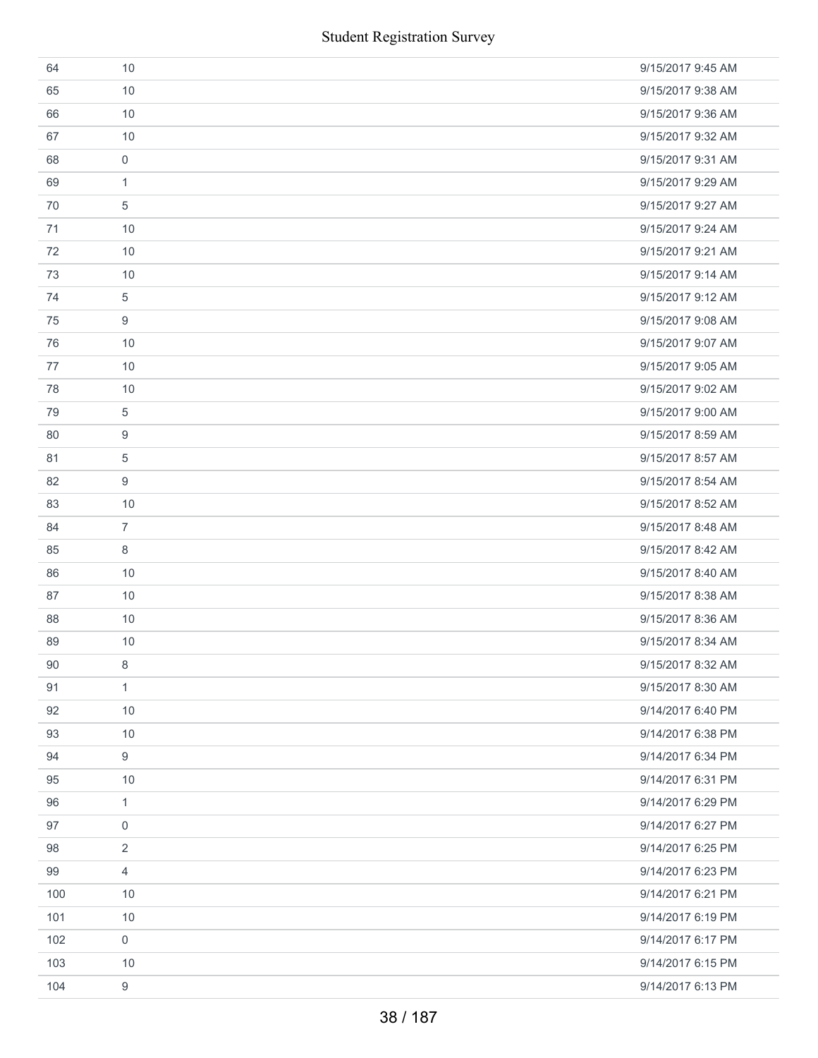| | | |
|---|---|---|
| 64 | 10 | 9/15/2017 9:45 AM |
| 65 | 10 | 9/15/2017 9:38 AM |
| 66 | 10 | 9/15/2017 9:36 AM |
| 67 | 10 | 9/15/2017 9:32 AM |
| 68 | 0 | 9/15/2017 9:31 AM |
| 69 | 1 | 9/15/2017 9:29 AM |
| 70 | 5 | 9/15/2017 9:27 AM |
| 71 | 10 | 9/15/2017 9:24 AM |
| 72 | 10 | 9/15/2017 9:21 AM |
| 73 | 10 | 9/15/2017 9:14 AM |
| 74 | 5 | 9/15/2017 9:12 AM |
| 75 | 9 | 9/15/2017 9:08 AM |
| 76 | 10 | 9/15/2017 9:07 AM |
| 77 | 10 | 9/15/2017 9:05 AM |
| 78 | 10 | 9/15/2017 9:02 AM |
| 79 | 5 | 9/15/2017 9:00 AM |
| 80 | 9 | 9/15/2017 8:59 AM |
| 81 | 5 | 9/15/2017 8:57 AM |
| 82 | 9 | 9/15/2017 8:54 AM |
| 83 | 10 | 9/15/2017 8:52 AM |
| 84 | 7 | 9/15/2017 8:48 AM |
| 85 | 8 | 9/15/2017 8:42 AM |
| 86 | 10 | 9/15/2017 8:40 AM |
| 87 | 10 | 9/15/2017 8:38 AM |
| 88 | 10 | 9/15/2017 8:36 AM |
| 89 | 10 | 9/15/2017 8:34 AM |
| 90 | 8 | 9/15/2017 8:32 AM |
| 91 | 1 | 9/15/2017 8:30 AM |
| 92 | 10 | 9/14/2017 6:40 PM |
| 93 | 10 | 9/14/2017 6:38 PM |
| 94 | 9 | 9/14/2017 6:34 PM |
| 95 | 10 | 9/14/2017 6:31 PM |
| 96 | 1 | 9/14/2017 6:29 PM |
| 97 | 0 | 9/14/2017 6:27 PM |
| 98 | 2 | 9/14/2017 6:25 PM |
| 99 | 4 | 9/14/2017 6:23 PM |
| 100 | 10 | 9/14/2017 6:21 PM |
| 101 | 10 | 9/14/2017 6:19 PM |
| 102 | 0 | 9/14/2017 6:17 PM |
| 103 | 10 | 9/14/2017 6:15 PM |
| 104 | 9 | 9/14/2017 6:13 PM |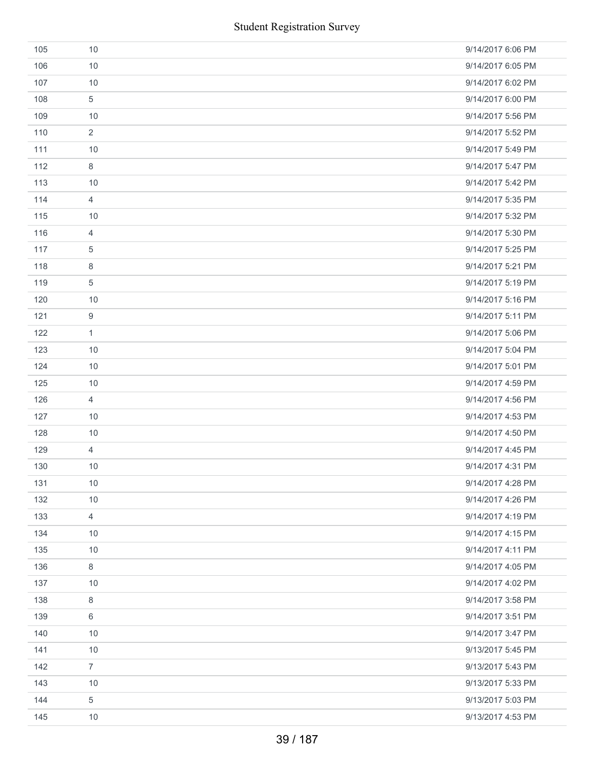| | | |
|---|---|---|
| 105 | 10 | 9/14/2017 6:06 PM |
| 106 | 10 | 9/14/2017 6:05 PM |
| 107 | 10 | 9/14/2017 6:02 PM |
| 108 | 5 | 9/14/2017 6:00 PM |
| 109 | 10 | 9/14/2017 5:56 PM |
| 110 | 2 | 9/14/2017 5:52 PM |
| 111 | 10 | 9/14/2017 5:49 PM |
| 112 | 8 | 9/14/2017 5:47 PM |
| 113 | 10 | 9/14/2017 5:42 PM |
| 114 | 4 | 9/14/2017 5:35 PM |
| 115 | 10 | 9/14/2017 5:32 PM |
| 116 | 4 | 9/14/2017 5:30 PM |
| 117 | 5 | 9/14/2017 5:25 PM |
| 118 | 8 | 9/14/2017 5:21 PM |
| 119 | 5 | 9/14/2017 5:19 PM |
| 120 | 10 | 9/14/2017 5:16 PM |
| 121 | 9 | 9/14/2017 5:11 PM |
| 122 | 1 | 9/14/2017 5:06 PM |
| 123 | 10 | 9/14/2017 5:04 PM |
| 124 | 10 | 9/14/2017 5:01 PM |
| 125 | 10 | 9/14/2017 4:59 PM |
| 126 | 4 | 9/14/2017 4:56 PM |
| 127 | 10 | 9/14/2017 4:53 PM |
| 128 | 10 | 9/14/2017 4:50 PM |
| 129 | 4 | 9/14/2017 4:45 PM |
| 130 | 10 | 9/14/2017 4:31 PM |
| 131 | 10 | 9/14/2017 4:28 PM |
| 132 | 10 | 9/14/2017 4:26 PM |
| 133 | 4 | 9/14/2017 4:19 PM |
| 134 | 10 | 9/14/2017 4:15 PM |
| 135 | 10 | 9/14/2017 4:11 PM |
| 136 | 8 | 9/14/2017 4:05 PM |
| 137 | 10 | 9/14/2017 4:02 PM |
| 138 | 8 | 9/14/2017 3:58 PM |
| 139 | 6 | 9/14/2017 3:51 PM |
| 140 | 10 | 9/14/2017 3:47 PM |
| 141 | 10 | 9/13/2017 5:45 PM |
| 142 | 7 | 9/13/2017 5:43 PM |
| 143 | 10 | 9/13/2017 5:33 PM |
| 144 | 5 | 9/13/2017 5:03 PM |
| 145 | 10 | 9/13/2017 4:53 PM |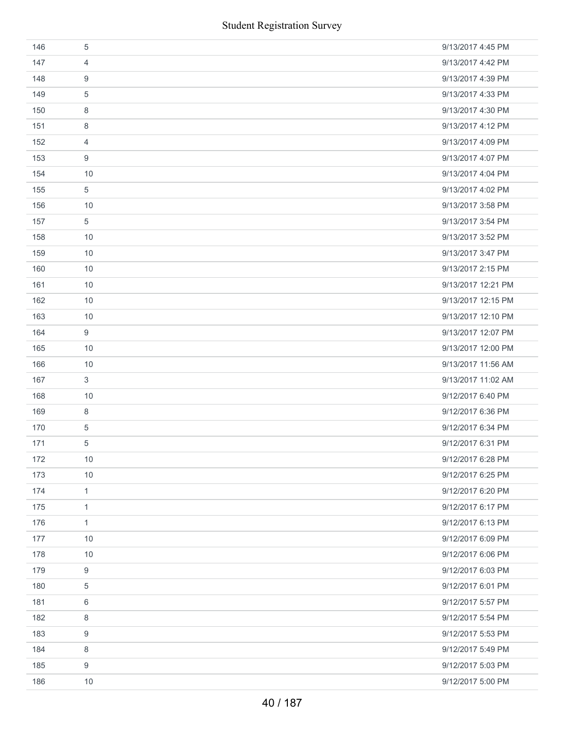| | | |
|---|---|---|
| 146 | 5 | 9/13/2017 4:45 PM |
| 147 | 4 | 9/13/2017 4:42 PM |
| 148 | 9 | 9/13/2017 4:39 PM |
| 149 | 5 | 9/13/2017 4:33 PM |
| 150 | 8 | 9/13/2017 4:30 PM |
| 151 | 8 | 9/13/2017 4:12 PM |
| 152 | 4 | 9/13/2017 4:09 PM |
| 153 | 9 | 9/13/2017 4:07 PM |
| 154 | 10 | 9/13/2017 4:04 PM |
| 155 | 5 | 9/13/2017 4:02 PM |
| 156 | 10 | 9/13/2017 3:58 PM |
| 157 | 5 | 9/13/2017 3:54 PM |
| 158 | 10 | 9/13/2017 3:52 PM |
| 159 | 10 | 9/13/2017 3:47 PM |
| 160 | 10 | 9/13/2017 2:15 PM |
| 161 | 10 | 9/13/2017 12:21 PM |
| 162 | 10 | 9/13/2017 12:15 PM |
| 163 | 10 | 9/13/2017 12:10 PM |
| 164 | 9 | 9/13/2017 12:07 PM |
| 165 | 10 | 9/13/2017 12:00 PM |
| 166 | 10 | 9/13/2017 11:56 AM |
| 167 | 3 | 9/13/2017 11:02 AM |
| 168 | 10 | 9/12/2017 6:40 PM |
| 169 | 8 | 9/12/2017 6:36 PM |
| 170 | 5 | 9/12/2017 6:34 PM |
| 171 | 5 | 9/12/2017 6:31 PM |
| 172 | 10 | 9/12/2017 6:28 PM |
| 173 | 10 | 9/12/2017 6:25 PM |
| 174 | 1 | 9/12/2017 6:20 PM |
| 175 | 1 | 9/12/2017 6:17 PM |
| 176 | 1 | 9/12/2017 6:13 PM |
| 177 | 10 | 9/12/2017 6:09 PM |
| 178 | 10 | 9/12/2017 6:06 PM |
| 179 | 9 | 9/12/2017 6:03 PM |
| 180 | 5 | 9/12/2017 6:01 PM |
| 181 | 6 | 9/12/2017 5:57 PM |
| 182 | 8 | 9/12/2017 5:54 PM |
| 183 | 9 | 9/12/2017 5:53 PM |
| 184 | 8 | 9/12/2017 5:49 PM |
| 185 | 9 | 9/12/2017 5:03 PM |
| 186 | 10 | 9/12/2017 5:00 PM |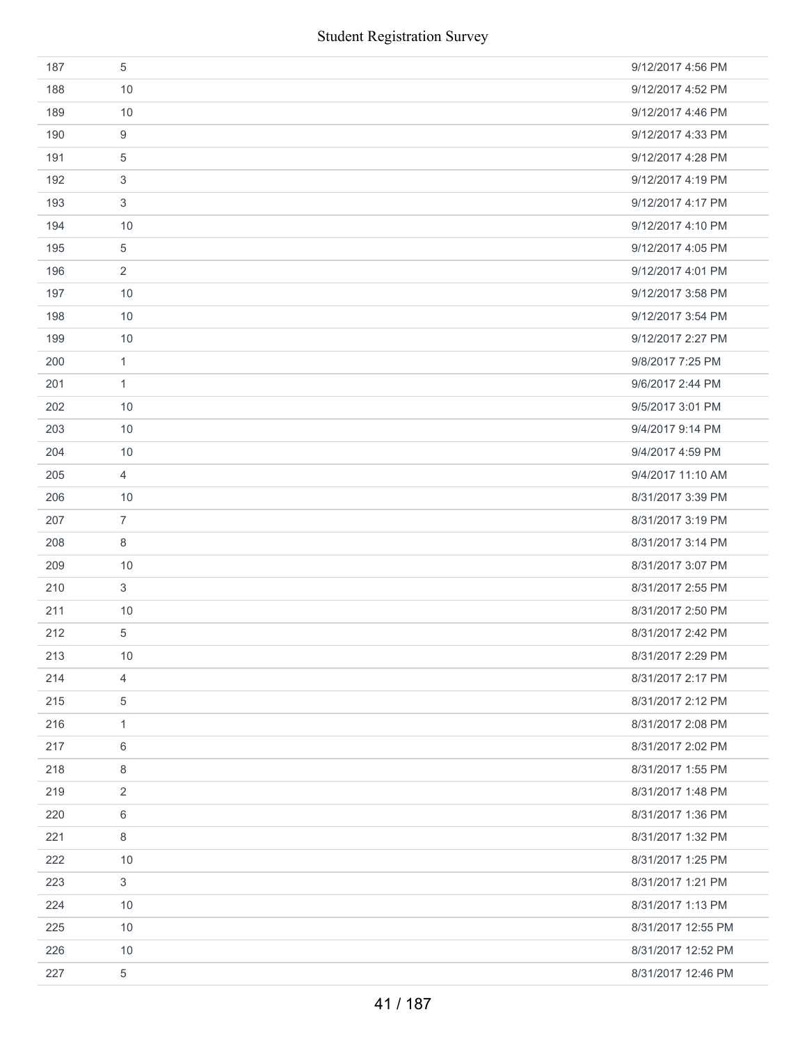| | | |
|---|---|---|
| 187 | 5 | 9/12/2017 4:56 PM |
| 188 | 10 | 9/12/2017 4:52 PM |
| 189 | 10 | 9/12/2017 4:46 PM |
| 190 | 9 | 9/12/2017 4:33 PM |
| 191 | 5 | 9/12/2017 4:28 PM |
| 192 | 3 | 9/12/2017 4:19 PM |
| 193 | 3 | 9/12/2017 4:17 PM |
| 194 | 10 | 9/12/2017 4:10 PM |
| 195 | 5 | 9/12/2017 4:05 PM |
| 196 | 2 | 9/12/2017 4:01 PM |
| 197 | 10 | 9/12/2017 3:58 PM |
| 198 | 10 | 9/12/2017 3:54 PM |
| 199 | 10 | 9/12/2017 2:27 PM |
| 200 | 1 | 9/8/2017 7:25 PM |
| 201 | 1 | 9/6/2017 2:44 PM |
| 202 | 10 | 9/5/2017 3:01 PM |
| 203 | 10 | 9/4/2017 9:14 PM |
| 204 | 10 | 9/4/2017 4:59 PM |
| 205 | 4 | 9/4/2017 11:10 AM |
| 206 | 10 | 8/31/2017 3:39 PM |
| 207 | 7 | 8/31/2017 3:19 PM |
| 208 | 8 | 8/31/2017 3:14 PM |
| 209 | 10 | 8/31/2017 3:07 PM |
| 210 | 3 | 8/31/2017 2:55 PM |
| 211 | 10 | 8/31/2017 2:50 PM |
| 212 | 5 | 8/31/2017 2:42 PM |
| 213 | 10 | 8/31/2017 2:29 PM |
| 214 | 4 | 8/31/2017 2:17 PM |
| 215 | 5 | 8/31/2017 2:12 PM |
| 216 | 1 | 8/31/2017 2:08 PM |
| 217 | 6 | 8/31/2017 2:02 PM |
| 218 | 8 | 8/31/2017 1:55 PM |
| 219 | 2 | 8/31/2017 1:48 PM |
| 220 | 6 | 8/31/2017 1:36 PM |
| 221 | 8 | 8/31/2017 1:32 PM |
| 222 | 10 | 8/31/2017 1:25 PM |
| 223 | 3 | 8/31/2017 1:21 PM |
| 224 | 10 | 8/31/2017 1:13 PM |
| 225 | 10 | 8/31/2017 12:55 PM |
| 226 | 10 | 8/31/2017 12:52 PM |
| 227 | 5 | 8/31/2017 12:46 PM |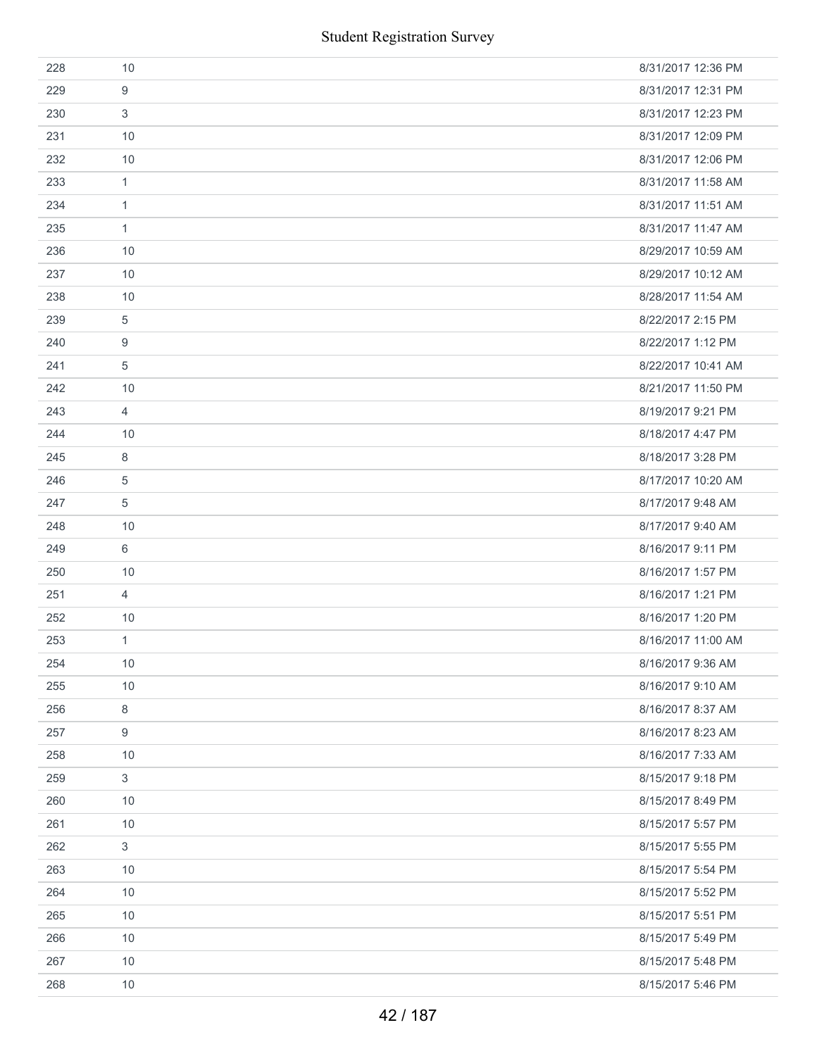| | | |
|---|---|---|
| 228 | 10 | 8/31/2017 12:36 PM |
| 229 | 9 | 8/31/2017 12:31 PM |
| 230 | 3 | 8/31/2017 12:23 PM |
| 231 | 10 | 8/31/2017 12:09 PM |
| 232 | 10 | 8/31/2017 12:06 PM |
| 233 | 1 | 8/31/2017 11:58 AM |
| 234 | 1 | 8/31/2017 11:51 AM |
| 235 | 1 | 8/31/2017 11:47 AM |
| 236 | 10 | 8/29/2017 10:59 AM |
| 237 | 10 | 8/29/2017 10:12 AM |
| 238 | 10 | 8/28/2017 11:54 AM |
| 239 | 5 | 8/22/2017 2:15 PM |
| 240 | 9 | 8/22/2017 1:12 PM |
| 241 | 5 | 8/22/2017 10:41 AM |
| 242 | 10 | 8/21/2017 11:50 PM |
| 243 | 4 | 8/19/2017 9:21 PM |
| 244 | 10 | 8/18/2017 4:47 PM |
| 245 | 8 | 8/18/2017 3:28 PM |
| 246 | 5 | 8/17/2017 10:20 AM |
| 247 | 5 | 8/17/2017 9:48 AM |
| 248 | 10 | 8/17/2017 9:40 AM |
| 249 | 6 | 8/16/2017 9:11 PM |
| 250 | 10 | 8/16/2017 1:57 PM |
| 251 | 4 | 8/16/2017 1:21 PM |
| 252 | 10 | 8/16/2017 1:20 PM |
| 253 | 1 | 8/16/2017 11:00 AM |
| 254 | 10 | 8/16/2017 9:36 AM |
| 255 | 10 | 8/16/2017 9:10 AM |
| 256 | 8 | 8/16/2017 8:37 AM |
| 257 | 9 | 8/16/2017 8:23 AM |
| 258 | 10 | 8/16/2017 7:33 AM |
| 259 | 3 | 8/15/2017 9:18 PM |
| 260 | 10 | 8/15/2017 8:49 PM |
| 261 | 10 | 8/15/2017 5:57 PM |
| 262 | 3 | 8/15/2017 5:55 PM |
| 263 | 10 | 8/15/2017 5:54 PM |
| 264 | 10 | 8/15/2017 5:52 PM |
| 265 | 10 | 8/15/2017 5:51 PM |
| 266 | 10 | 8/15/2017 5:49 PM |
| 267 | 10 | 8/15/2017 5:48 PM |
| 268 | 10 | 8/15/2017 5:46 PM |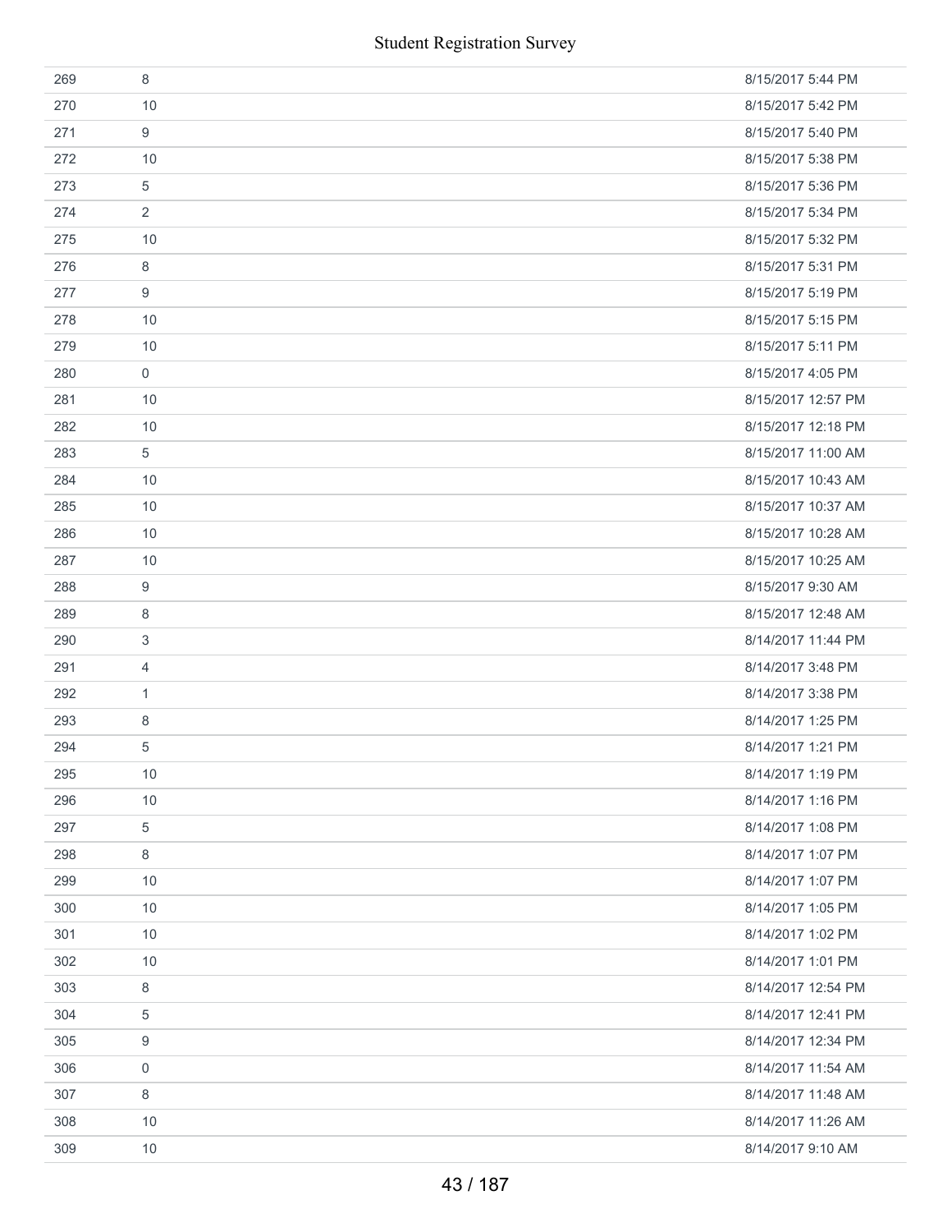| | | |
|---|---|---|
| 269 | 8 | 8/15/2017 5:44 PM |
| 270 | 10 | 8/15/2017 5:42 PM |
| 271 | 9 | 8/15/2017 5:40 PM |
| 272 | 10 | 8/15/2017 5:38 PM |
| 273 | 5 | 8/15/2017 5:36 PM |
| 274 | 2 | 8/15/2017 5:34 PM |
| 275 | 10 | 8/15/2017 5:32 PM |
| 276 | 8 | 8/15/2017 5:31 PM |
| 277 | 9 | 8/15/2017 5:19 PM |
| 278 | 10 | 8/15/2017 5:15 PM |
| 279 | 10 | 8/15/2017 5:11 PM |
| 280 | 0 | 8/15/2017 4:05 PM |
| 281 | 10 | 8/15/2017 12:57 PM |
| 282 | 10 | 8/15/2017 12:18 PM |
| 283 | 5 | 8/15/2017 11:00 AM |
| 284 | 10 | 8/15/2017 10:43 AM |
| 285 | 10 | 8/15/2017 10:37 AM |
| 286 | 10 | 8/15/2017 10:28 AM |
| 287 | 10 | 8/15/2017 10:25 AM |
| 288 | 9 | 8/15/2017 9:30 AM |
| 289 | 8 | 8/15/2017 12:48 AM |
| 290 | 3 | 8/14/2017 11:44 PM |
| 291 | 4 | 8/14/2017 3:48 PM |
| 292 | 1 | 8/14/2017 3:38 PM |
| 293 | 8 | 8/14/2017 1:25 PM |
| 294 | 5 | 8/14/2017 1:21 PM |
| 295 | 10 | 8/14/2017 1:19 PM |
| 296 | 10 | 8/14/2017 1:16 PM |
| 297 | 5 | 8/14/2017 1:08 PM |
| 298 | 8 | 8/14/2017 1:07 PM |
| 299 | 10 | 8/14/2017 1:07 PM |
| 300 | 10 | 8/14/2017 1:05 PM |
| 301 | 10 | 8/14/2017 1:02 PM |
| 302 | 10 | 8/14/2017 1:01 PM |
| 303 | 8 | 8/14/2017 12:54 PM |
| 304 | 5 | 8/14/2017 12:41 PM |
| 305 | 9 | 8/14/2017 12:34 PM |
| 306 | 0 | 8/14/2017 11:54 AM |
| 307 | 8 | 8/14/2017 11:48 AM |
| 308 | 10 | 8/14/2017 11:26 AM |
| 309 | 10 | 8/14/2017 9:10 AM |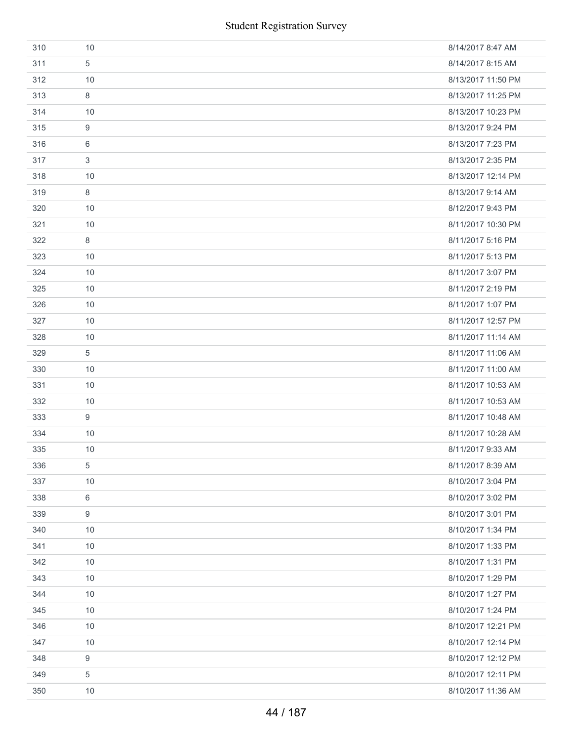| | | |
|---|---|---|
| 310 | 10 | 8/14/2017 8:47 AM |
| 311 | 5 | 8/14/2017 8:15 AM |
| 312 | 10 | 8/13/2017 11:50 PM |
| 313 | 8 | 8/13/2017 11:25 PM |
| 314 | 10 | 8/13/2017 10:23 PM |
| 315 | 9 | 8/13/2017 9:24 PM |
| 316 | 6 | 8/13/2017 7:23 PM |
| 317 | 3 | 8/13/2017 2:35 PM |
| 318 | 10 | 8/13/2017 12:14 PM |
| 319 | 8 | 8/13/2017 9:14 AM |
| 320 | 10 | 8/12/2017 9:43 PM |
| 321 | 10 | 8/11/2017 10:30 PM |
| 322 | 8 | 8/11/2017 5:16 PM |
| 323 | 10 | 8/11/2017 5:13 PM |
| 324 | 10 | 8/11/2017 3:07 PM |
| 325 | 10 | 8/11/2017 2:19 PM |
| 326 | 10 | 8/11/2017 1:07 PM |
| 327 | 10 | 8/11/2017 12:57 PM |
| 328 | 10 | 8/11/2017 11:14 AM |
| 329 | 5 | 8/11/2017 11:06 AM |
| 330 | 10 | 8/11/2017 11:00 AM |
| 331 | 10 | 8/11/2017 10:53 AM |
| 332 | 10 | 8/11/2017 10:53 AM |
| 333 | 9 | 8/11/2017 10:48 AM |
| 334 | 10 | 8/11/2017 10:28 AM |
| 335 | 10 | 8/11/2017 9:33 AM |
| 336 | 5 | 8/11/2017 8:39 AM |
| 337 | 10 | 8/10/2017 3:04 PM |
| 338 | 6 | 8/10/2017 3:02 PM |
| 339 | 9 | 8/10/2017 3:01 PM |
| 340 | 10 | 8/10/2017 1:34 PM |
| 341 | 10 | 8/10/2017 1:33 PM |
| 342 | 10 | 8/10/2017 1:31 PM |
| 343 | 10 | 8/10/2017 1:29 PM |
| 344 | 10 | 8/10/2017 1:27 PM |
| 345 | 10 | 8/10/2017 1:24 PM |
| 346 | 10 | 8/10/2017 12:21 PM |
| 347 | 10 | 8/10/2017 12:14 PM |
| 348 | 9 | 8/10/2017 12:12 PM |
| 349 | 5 | 8/10/2017 12:11 PM |
| 350 | 10 | 8/10/2017 11:36 AM |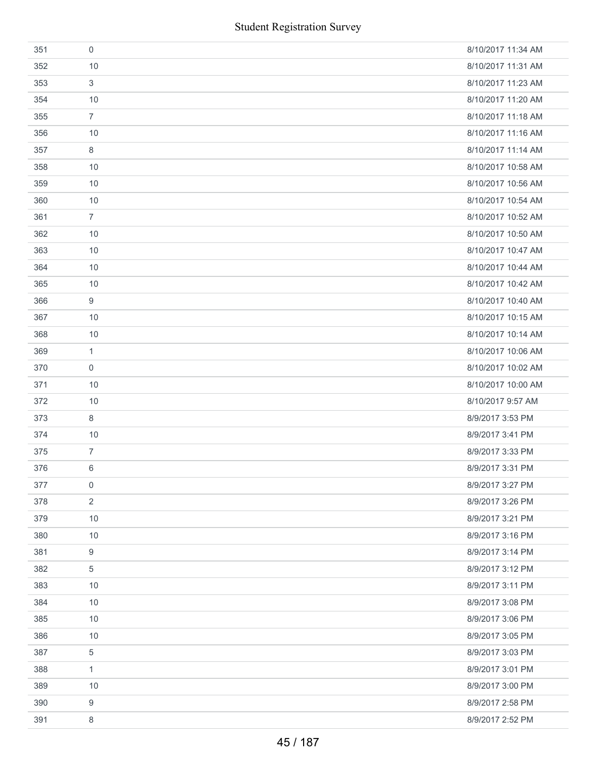| | | |
|---|---|---|
| 351 | 0 | 8/10/2017 11:34 AM |
| 352 | 10 | 8/10/2017 11:31 AM |
| 353 | 3 | 8/10/2017 11:23 AM |
| 354 | 10 | 8/10/2017 11:20 AM |
| 355 | 7 | 8/10/2017 11:18 AM |
| 356 | 10 | 8/10/2017 11:16 AM |
| 357 | 8 | 8/10/2017 11:14 AM |
| 358 | 10 | 8/10/2017 10:58 AM |
| 359 | 10 | 8/10/2017 10:56 AM |
| 360 | 10 | 8/10/2017 10:54 AM |
| 361 | 7 | 8/10/2017 10:52 AM |
| 362 | 10 | 8/10/2017 10:50 AM |
| 363 | 10 | 8/10/2017 10:47 AM |
| 364 | 10 | 8/10/2017 10:44 AM |
| 365 | 10 | 8/10/2017 10:42 AM |
| 366 | 9 | 8/10/2017 10:40 AM |
| 367 | 10 | 8/10/2017 10:15 AM |
| 368 | 10 | 8/10/2017 10:14 AM |
| 369 | 1 | 8/10/2017 10:06 AM |
| 370 | 0 | 8/10/2017 10:02 AM |
| 371 | 10 | 8/10/2017 10:00 AM |
| 372 | 10 | 8/10/2017 9:57 AM |
| 373 | 8 | 8/9/2017 3:53 PM |
| 374 | 10 | 8/9/2017 3:41 PM |
| 375 | 7 | 8/9/2017 3:33 PM |
| 376 | 6 | 8/9/2017 3:31 PM |
| 377 | 0 | 8/9/2017 3:27 PM |
| 378 | 2 | 8/9/2017 3:26 PM |
| 379 | 10 | 8/9/2017 3:21 PM |
| 380 | 10 | 8/9/2017 3:16 PM |
| 381 | 9 | 8/9/2017 3:14 PM |
| 382 | 5 | 8/9/2017 3:12 PM |
| 383 | 10 | 8/9/2017 3:11 PM |
| 384 | 10 | 8/9/2017 3:08 PM |
| 385 | 10 | 8/9/2017 3:06 PM |
| 386 | 10 | 8/9/2017 3:05 PM |
| 387 | 5 | 8/9/2017 3:03 PM |
| 388 | 1 | 8/9/2017 3:01 PM |
| 389 | 10 | 8/9/2017 3:00 PM |
| 390 | 9 | 8/9/2017 2:58 PM |
| 391 | 8 | 8/9/2017 2:52 PM |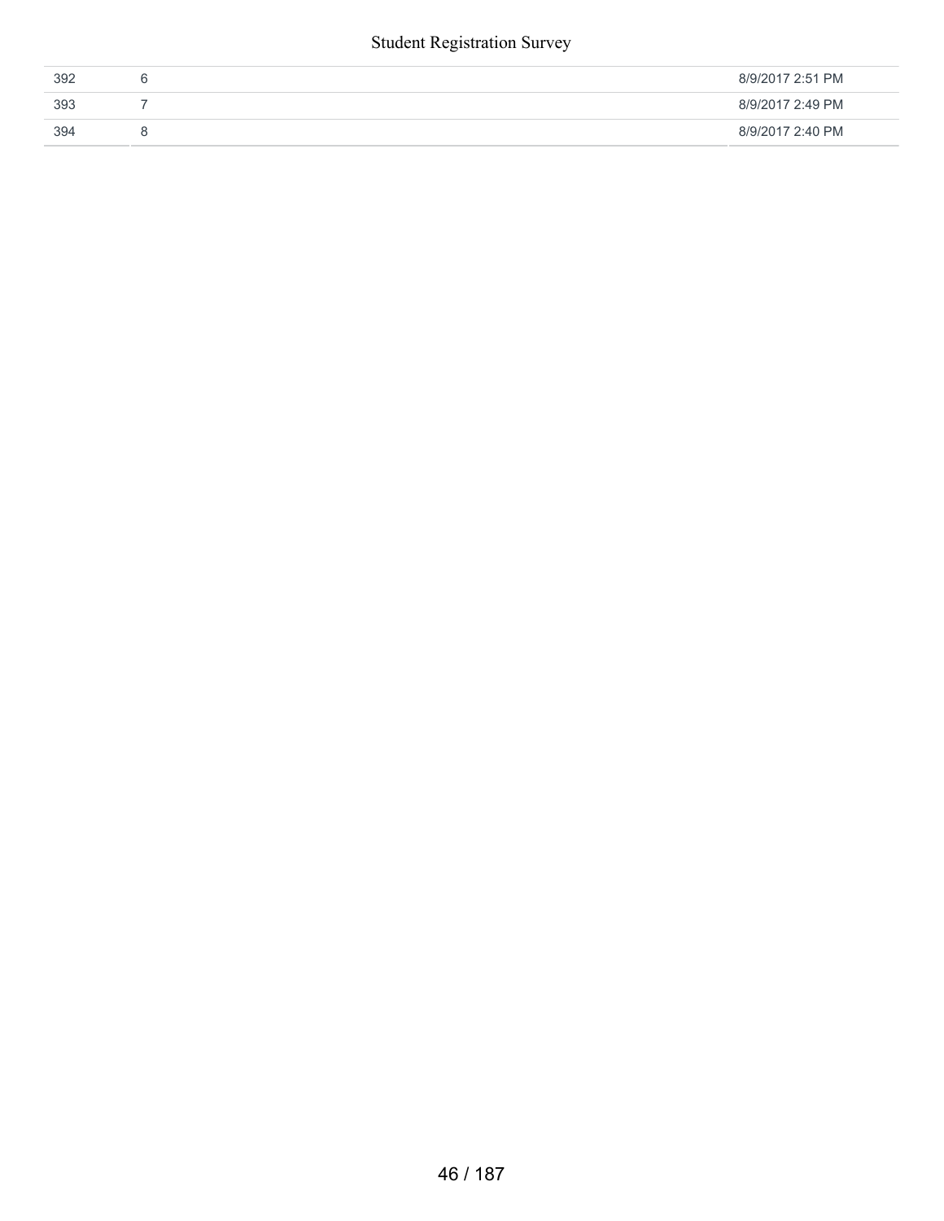| | | |
|---|---|---|
| 392 | 6 | 8/9/2017 2:51 PM |
| 393 | 7 | 8/9/2017 2:49 PM |
| 394 | 8 | 8/9/2017 2:40 PM |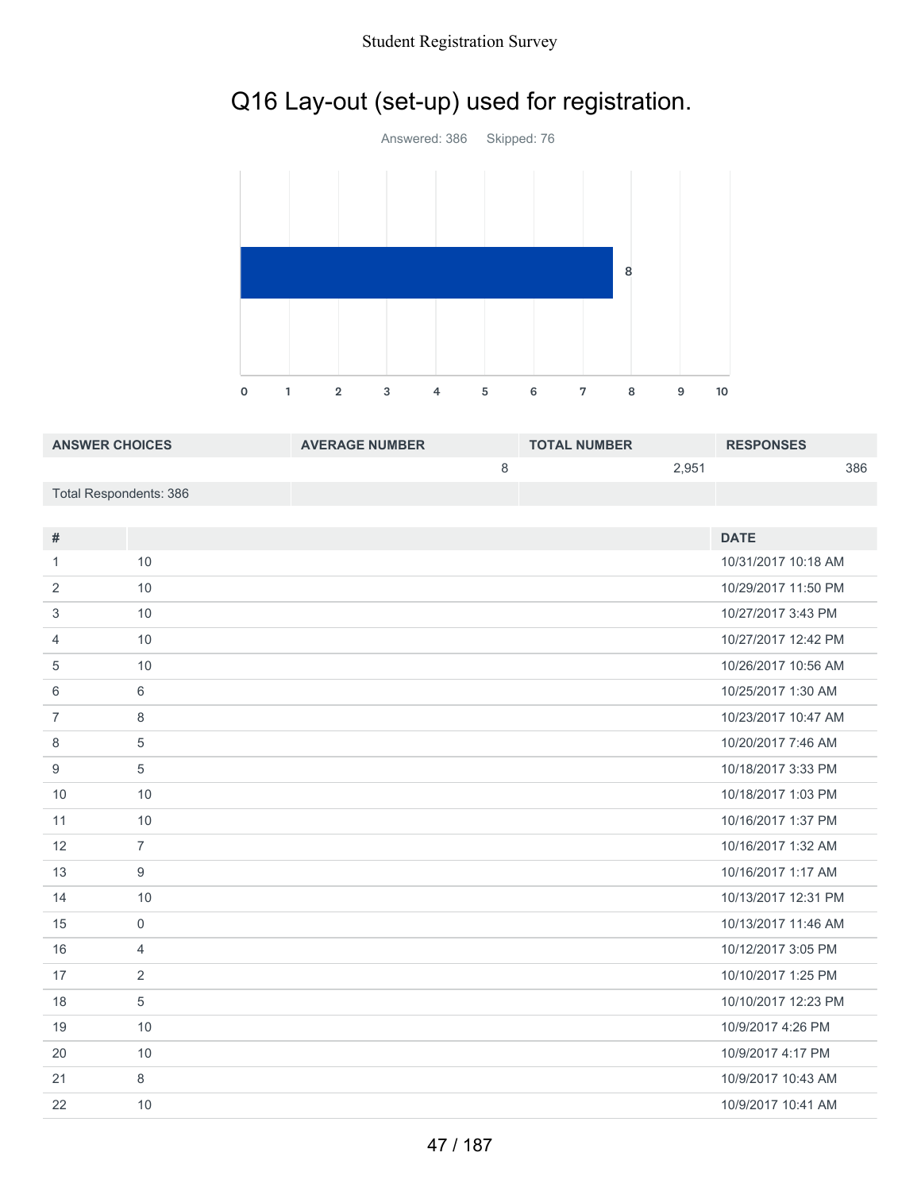# Q16 Lay-out (set-up) used for registration.

Answered: 386 Skipped: 76

| ANSWER CHOICES | AVERAGE NUMBER | TOTAL NUMBER | RESPONSES |
|---|---|---|---|
| | 8 | 2,951 | 386 |
| Total Respondents: 386 | | | |

| # | | DATE |
|---|---|---|
| 1 | 10 | 10/31/2017 10:18 AM |
| 2 | 10 | 10/29/2017 11:50 PM |
| 3 | 10 | 10/27/2017 3:43 PM |
| 4 | 10 | 10/27/2017 12:42 PM |
| 5 | 10 | 10/26/2017 10:56 AM |
| 6 | 6 | 10/25/2017 1:30 AM |
| 7 | 8 | 10/23/2017 10:47 AM |
| 8 | 5 | 10/20/2017 7:46 AM |
| 9 | 5 | 10/18/2017 3:33 PM |
| 10 | 10 | 10/18/2017 1:03 PM |
| 11 | 10 | 10/16/2017 1:37 PM |
| 12 | 7 | 10/16/2017 1:32 AM |
| 13 | 9 | 10/16/2017 1:17 AM |
| 14 | 10 | 10/13/2017 12:31 PM |
| 15 | 0 | 10/13/2017 11:46 AM |
| 16 | 4 | 10/12/2017 3:05 PM |
| 17 | 2 | 10/10/2017 1:25 PM |
| 18 | 5 | 10/10/2017 12:23 PM |
| 19 | 10 | 10/9/2017 4:26 PM |
| 20 | 10 | 10/9/2017 4:17 PM |
| 21 | 8 | 10/9/2017 10:43 AM |
| 22 | 10 | 10/9/2017 10:41 AM |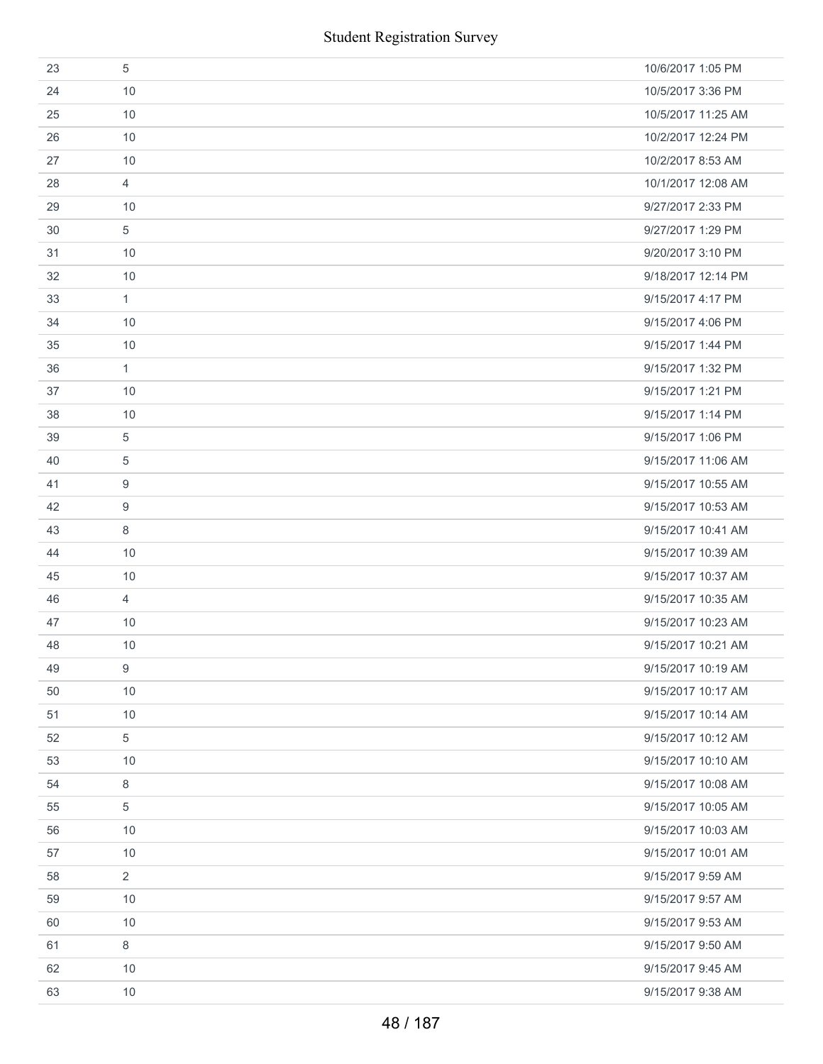| | | |
|---|---|---|
| 23 | 5 | 10/6/2017 1:05 PM |
| 24 | 10 | 10/5/2017 3:36 PM |
| 25 | 10 | 10/5/2017 11:25 AM |
| 26 | 10 | 10/2/2017 12:24 PM |
| 27 | 10 | 10/2/2017 8:53 AM |
| 28 | 4 | 10/1/2017 12:08 AM |
| 29 | 10 | 9/27/2017 2:33 PM |
| 30 | 5 | 9/27/2017 1:29 PM |
| 31 | 10 | 9/20/2017 3:10 PM |
| 32 | 10 | 9/18/2017 12:14 PM |
| 33 | 1 | 9/15/2017 4:17 PM |
| 34 | 10 | 9/15/2017 4:06 PM |
| 35 | 10 | 9/15/2017 1:44 PM |
| 36 | 1 | 9/15/2017 1:32 PM |
| 37 | 10 | 9/15/2017 1:21 PM |
| 38 | 10 | 9/15/2017 1:14 PM |
| 39 | 5 | 9/15/2017 1:06 PM |
| 40 | 5 | 9/15/2017 11:06 AM |
| 41 | 9 | 9/15/2017 10:55 AM |
| 42 | 9 | 9/15/2017 10:53 AM |
| 43 | 8 | 9/15/2017 10:41 AM |
| 44 | 10 | 9/15/2017 10:39 AM |
| 45 | 10 | 9/15/2017 10:37 AM |
| 46 | 4 | 9/15/2017 10:35 AM |
| 47 | 10 | 9/15/2017 10:23 AM |
| 48 | 10 | 9/15/2017 10:21 AM |
| 49 | 9 | 9/15/2017 10:19 AM |
| 50 | 10 | 9/15/2017 10:17 AM |
| 51 | 10 | 9/15/2017 10:14 AM |
| 52 | 5 | 9/15/2017 10:12 AM |
| 53 | 10 | 9/15/2017 10:10 AM |
| 54 | 8 | 9/15/2017 10:08 AM |
| 55 | 5 | 9/15/2017 10:05 AM |
| 56 | 10 | 9/15/2017 10:03 AM |
| 57 | 10 | 9/15/2017 10:01 AM |
| 58 | 2 | 9/15/2017 9:59 AM |
| 59 | 10 | 9/15/2017 9:57 AM |
| 60 | 10 | 9/15/2017 9:53 AM |
| 61 | 8 | 9/15/2017 9:50 AM |
| 62 | 10 | 9/15/2017 9:45 AM |
| 63 | 10 | 9/15/2017 9:38 AM |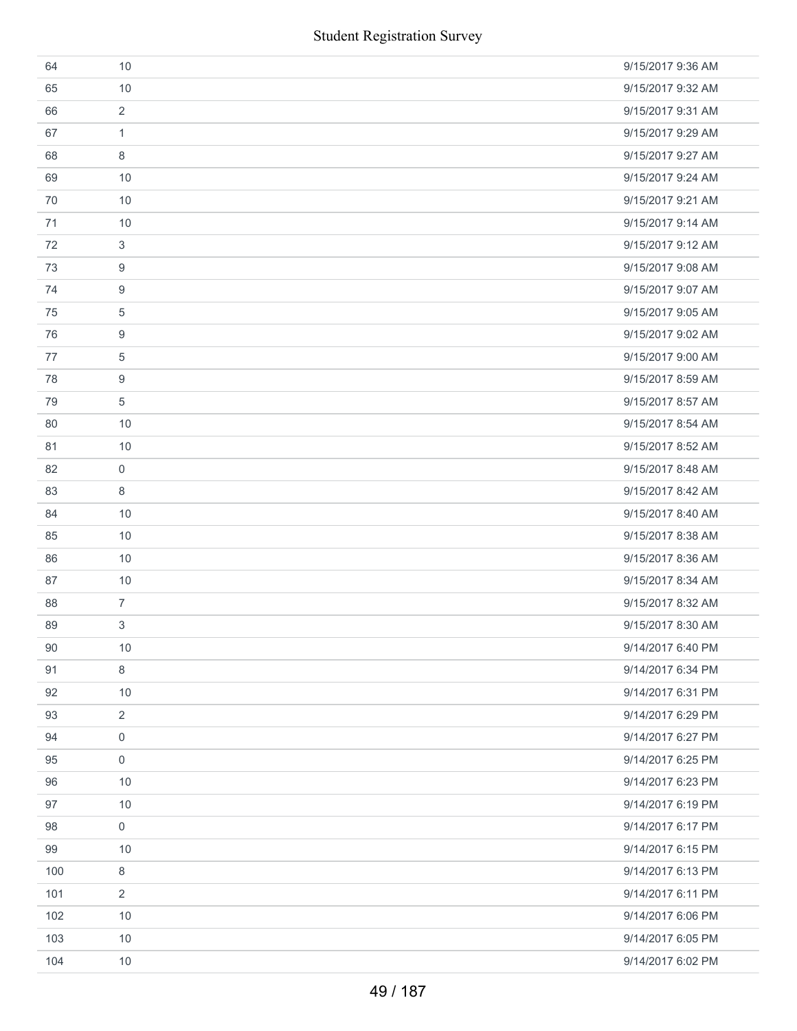| | | |
|---|---|---|
| 64 | 10 | 9/15/2017 9:36 AM |
| 65 | 10 | 9/15/2017 9:32 AM |
| 66 | 2 | 9/15/2017 9:31 AM |
| 67 | 1 | 9/15/2017 9:29 AM |
| 68 | 8 | 9/15/2017 9:27 AM |
| 69 | 10 | 9/15/2017 9:24 AM |
| 70 | 10 | 9/15/2017 9:21 AM |
| 71 | 10 | 9/15/2017 9:14 AM |
| 72 | 3 | 9/15/2017 9:12 AM |
| 73 | 9 | 9/15/2017 9:08 AM |
| 74 | 9 | 9/15/2017 9:07 AM |
| 75 | 5 | 9/15/2017 9:05 AM |
| 76 | 9 | 9/15/2017 9:02 AM |
| 77 | 5 | 9/15/2017 9:00 AM |
| 78 | 9 | 9/15/2017 8:59 AM |
| 79 | 5 | 9/15/2017 8:57 AM |
| 80 | 10 | 9/15/2017 8:54 AM |
| 81 | 10 | 9/15/2017 8:52 AM |
| 82 | 0 | 9/15/2017 8:48 AM |
| 83 | 8 | 9/15/2017 8:42 AM |
| 84 | 10 | 9/15/2017 8:40 AM |
| 85 | 10 | 9/15/2017 8:38 AM |
| 86 | 10 | 9/15/2017 8:36 AM |
| 87 | 10 | 9/15/2017 8:34 AM |
| 88 | 7 | 9/15/2017 8:32 AM |
| 89 | 3 | 9/15/2017 8:30 AM |
| 90 | 10 | 9/14/2017 6:40 PM |
| 91 | 8 | 9/14/2017 6:34 PM |
| 92 | 10 | 9/14/2017 6:31 PM |
| 93 | 2 | 9/14/2017 6:29 PM |
| 94 | 0 | 9/14/2017 6:27 PM |
| 95 | 0 | 9/14/2017 6:25 PM |
| 96 | 10 | 9/14/2017 6:23 PM |
| 97 | 10 | 9/14/2017 6:19 PM |
| 98 | 0 | 9/14/2017 6:17 PM |
| 99 | 10 | 9/14/2017 6:15 PM |
| 100 | 8 | 9/14/2017 6:13 PM |
| 101 | 2 | 9/14/2017 6:11 PM |
| 102 | 10 | 9/14/2017 6:06 PM |
| 103 | 10 | 9/14/2017 6:05 PM |
| 104 | 10 | 9/14/2017 6:02 PM |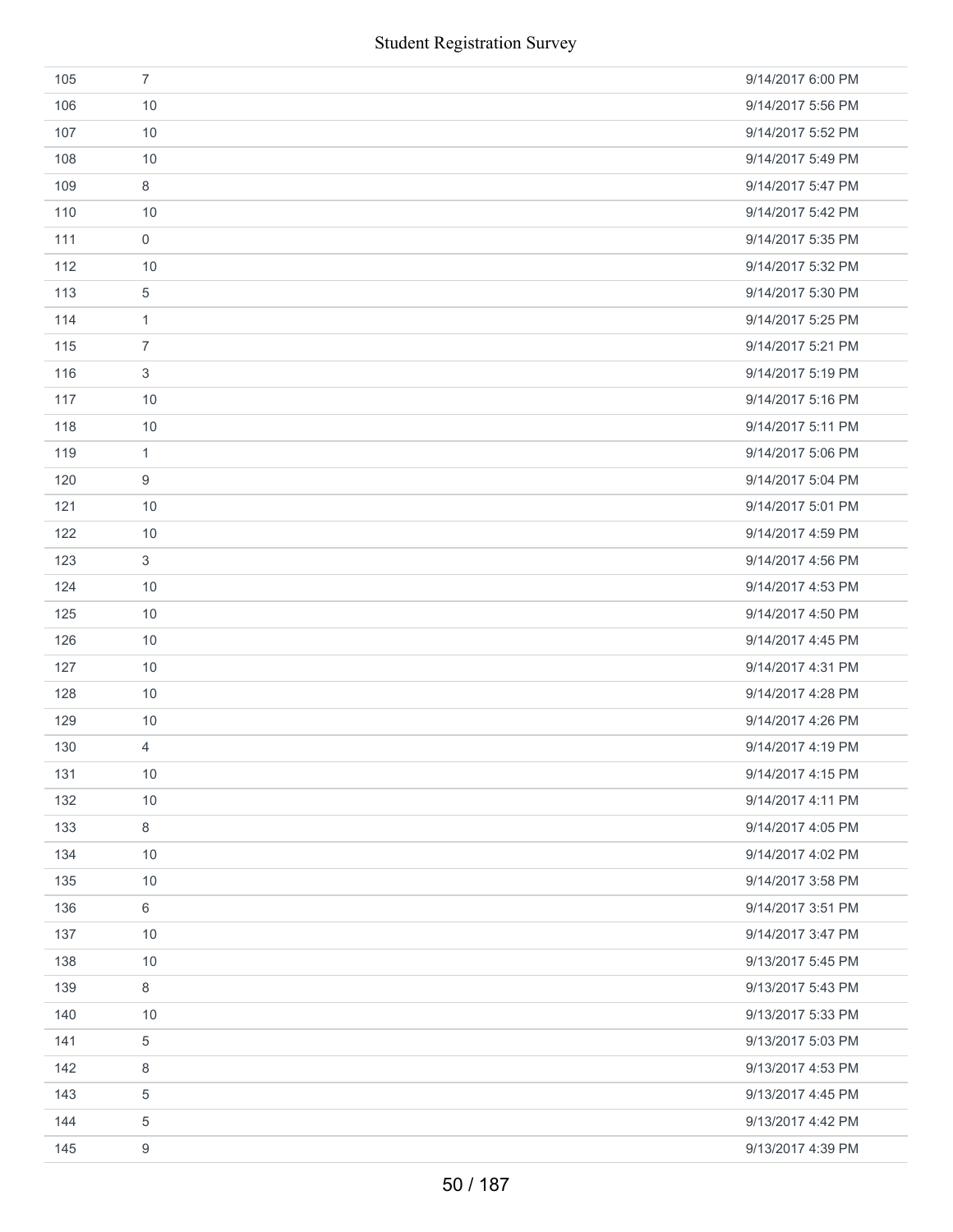| | | |
|---|---|---|
| 105 | 7 | 9/14/2017 6:00 PM |
| 106 | 10 | 9/14/2017 5:56 PM |
| 107 | 10 | 9/14/2017 5:52 PM |
| 108 | 10 | 9/14/2017 5:49 PM |
| 109 | 8 | 9/14/2017 5:47 PM |
| 110 | 10 | 9/14/2017 5:42 PM |
| 111 | 0 | 9/14/2017 5:35 PM |
| 112 | 10 | 9/14/2017 5:32 PM |
| 113 | 5 | 9/14/2017 5:30 PM |
| 114 | 1 | 9/14/2017 5:25 PM |
| 115 | 7 | 9/14/2017 5:21 PM |
| 116 | 3 | 9/14/2017 5:19 PM |
| 117 | 10 | 9/14/2017 5:16 PM |
| 118 | 10 | 9/14/2017 5:11 PM |
| 119 | 1 | 9/14/2017 5:06 PM |
| 120 | 9 | 9/14/2017 5:04 PM |
| 121 | 10 | 9/14/2017 5:01 PM |
| 122 | 10 | 9/14/2017 4:59 PM |
| 123 | 3 | 9/14/2017 4:56 PM |
| 124 | 10 | 9/14/2017 4:53 PM |
| 125 | 10 | 9/14/2017 4:50 PM |
| 126 | 10 | 9/14/2017 4:45 PM |
| 127 | 10 | 9/14/2017 4:31 PM |
| 128 | 10 | 9/14/2017 4:28 PM |
| 129 | 10 | 9/14/2017 4:26 PM |
| 130 | 4 | 9/14/2017 4:19 PM |
| 131 | 10 | 9/14/2017 4:15 PM |
| 132 | 10 | 9/14/2017 4:11 PM |
| 133 | 8 | 9/14/2017 4:05 PM |
| 134 | 10 | 9/14/2017 4:02 PM |
| 135 | 10 | 9/14/2017 3:58 PM |
| 136 | 6 | 9/14/2017 3:51 PM |
| 137 | 10 | 9/14/2017 3:47 PM |
| 138 | 10 | 9/13/2017 5:45 PM |
| 139 | 8 | 9/13/2017 5:43 PM |
| 140 | 10 | 9/13/2017 5:33 PM |
| 141 | 5 | 9/13/2017 5:03 PM |
| 142 | 8 | 9/13/2017 4:53 PM |
| 143 | 5 | 9/13/2017 4:45 PM |
| 144 | 5 | 9/13/2017 4:42 PM |
| 145 | 9 | 9/13/2017 4:39 PM |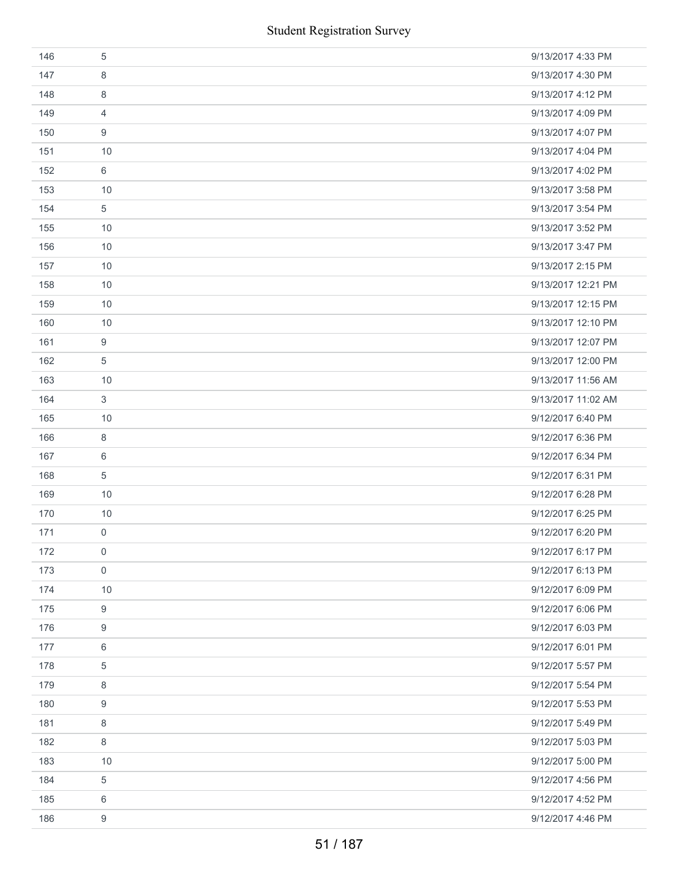| | | |
|---|---|---|
| 146 | 5 | 9/13/2017 4:33 PM |
| 147 | 8 | 9/13/2017 4:30 PM |
| 148 | 8 | 9/13/2017 4:12 PM |
| 149 | 4 | 9/13/2017 4:09 PM |
| 150 | 9 | 9/13/2017 4:07 PM |
| 151 | 10 | 9/13/2017 4:04 PM |
| 152 | 6 | 9/13/2017 4:02 PM |
| 153 | 10 | 9/13/2017 3:58 PM |
| 154 | 5 | 9/13/2017 3:54 PM |
| 155 | 10 | 9/13/2017 3:52 PM |
| 156 | 10 | 9/13/2017 3:47 PM |
| 157 | 10 | 9/13/2017 2:15 PM |
| 158 | 10 | 9/13/2017 12:21 PM |
| 159 | 10 | 9/13/2017 12:15 PM |
| 160 | 10 | 9/13/2017 12:10 PM |
| 161 | 9 | 9/13/2017 12:07 PM |
| 162 | 5 | 9/13/2017 12:00 PM |
| 163 | 10 | 9/13/2017 11:56 AM |
| 164 | 3 | 9/13/2017 11:02 AM |
| 165 | 10 | 9/12/2017 6:40 PM |
| 166 | 8 | 9/12/2017 6:36 PM |
| 167 | 6 | 9/12/2017 6:34 PM |
| 168 | 5 | 9/12/2017 6:31 PM |
| 169 | 10 | 9/12/2017 6:28 PM |
| 170 | 10 | 9/12/2017 6:25 PM |
| 171 | 0 | 9/12/2017 6:20 PM |
| 172 | 0 | 9/12/2017 6:17 PM |
| 173 | 0 | 9/12/2017 6:13 PM |
| 174 | 10 | 9/12/2017 6:09 PM |
| 175 | 9 | 9/12/2017 6:06 PM |
| 176 | 9 | 9/12/2017 6:03 PM |
| 177 | 6 | 9/12/2017 6:01 PM |
| 178 | 5 | 9/12/2017 5:57 PM |
| 179 | 8 | 9/12/2017 5:54 PM |
| 180 | 9 | 9/12/2017 5:53 PM |
| 181 | 8 | 9/12/2017 5:49 PM |
| 182 | 8 | 9/12/2017 5:03 PM |
| 183 | 10 | 9/12/2017 5:00 PM |
| 184 | 5 | 9/12/2017 4:56 PM |
| 185 | 6 | 9/12/2017 4:52 PM |
| 186 | 9 | 9/12/2017 4:46 PM |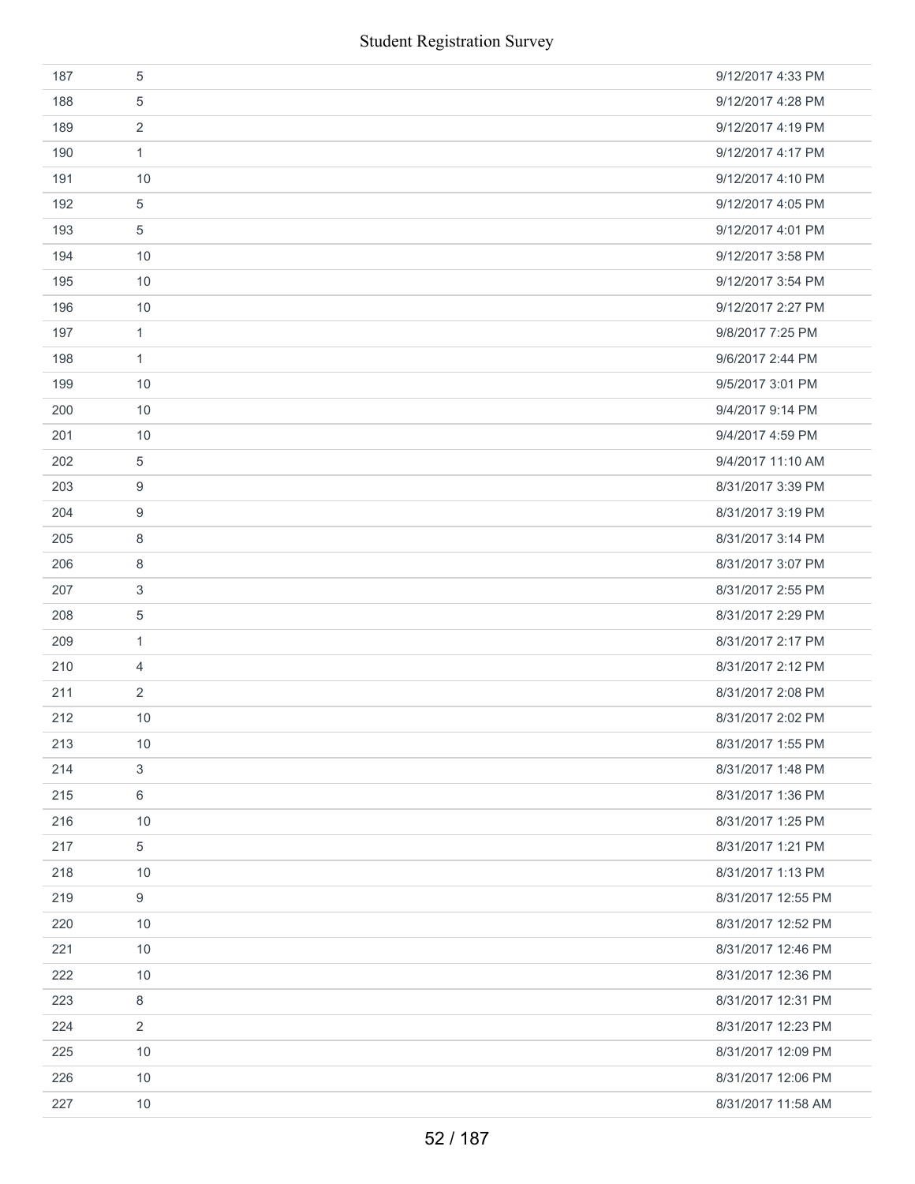| | | |
|---|---|---|
| 187 | 5 | 9/12/2017 4:33 PM |
| 188 | 5 | 9/12/2017 4:28 PM |
| 189 | 2 | 9/12/2017 4:19 PM |
| 190 | 1 | 9/12/2017 4:17 PM |
| 191 | 10 | 9/12/2017 4:10 PM |
| 192 | 5 | 9/12/2017 4:05 PM |
| 193 | 5 | 9/12/2017 4:01 PM |
| 194 | 10 | 9/12/2017 3:58 PM |
| 195 | 10 | 9/12/2017 3:54 PM |
| 196 | 10 | 9/12/2017 2:27 PM |
| 197 | 1 | 9/8/2017 7:25 PM |
| 198 | 1 | 9/6/2017 2:44 PM |
| 199 | 10 | 9/5/2017 3:01 PM |
| 200 | 10 | 9/4/2017 9:14 PM |
| 201 | 10 | 9/4/2017 4:59 PM |
| 202 | 5 | 9/4/2017 11:10 AM |
| 203 | 9 | 8/31/2017 3:39 PM |
| 204 | 9 | 8/31/2017 3:19 PM |
| 205 | 8 | 8/31/2017 3:14 PM |
| 206 | 8 | 8/31/2017 3:07 PM |
| 207 | 3 | 8/31/2017 2:55 PM |
| 208 | 5 | 8/31/2017 2:29 PM |
| 209 | 1 | 8/31/2017 2:17 PM |
| 210 | 4 | 8/31/2017 2:12 PM |
| 211 | 2 | 8/31/2017 2:08 PM |
| 212 | 10 | 8/31/2017 2:02 PM |
| 213 | 10 | 8/31/2017 1:55 PM |
| 214 | 3 | 8/31/2017 1:48 PM |
| 215 | 6 | 8/31/2017 1:36 PM |
| 216 | 10 | 8/31/2017 1:25 PM |
| 217 | 5 | 8/31/2017 1:21 PM |
| 218 | 10 | 8/31/2017 1:13 PM |
| 219 | 9 | 8/31/2017 12:55 PM |
| 220 | 10 | 8/31/2017 12:52 PM |
| 221 | 10 | 8/31/2017 12:46 PM |
| 222 | 10 | 8/31/2017 12:36 PM |
| 223 | 8 | 8/31/2017 12:31 PM |
| 224 | 2 | 8/31/2017 12:23 PM |
| 225 | 10 | 8/31/2017 12:09 PM |
| 226 | 10 | 8/31/2017 12:06 PM |
| 227 | 10 | 8/31/2017 11:58 AM |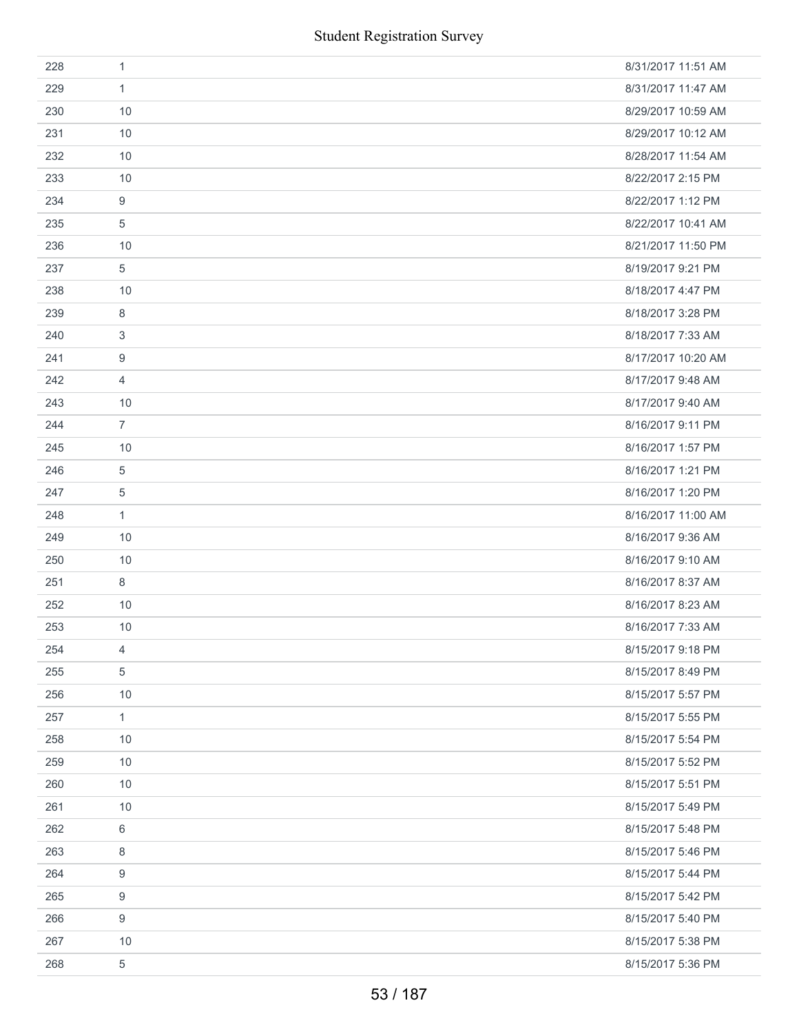| | | |
|---|---|---|
| 228 | 1 | 8/31/2017 11:51 AM |
| 229 | 1 | 8/31/2017 11:47 AM |
| 230 | 10 | 8/29/2017 10:59 AM |
| 231 | 10 | 8/29/2017 10:12 AM |
| 232 | 10 | 8/28/2017 11:54 AM |
| 233 | 10 | 8/22/2017 2:15 PM |
| 234 | 9 | 8/22/2017 1:12 PM |
| 235 | 5 | 8/22/2017 10:41 AM |
| 236 | 10 | 8/21/2017 11:50 PM |
| 237 | 5 | 8/19/2017 9:21 PM |
| 238 | 10 | 8/18/2017 4:47 PM |
| 239 | 8 | 8/18/2017 3:28 PM |
| 240 | 3 | 8/18/2017 7:33 AM |
| 241 | 9 | 8/17/2017 10:20 AM |
| 242 | 4 | 8/17/2017 9:48 AM |
| 243 | 10 | 8/17/2017 9:40 AM |
| 244 | 7 | 8/16/2017 9:11 PM |
| 245 | 10 | 8/16/2017 1:57 PM |
| 246 | 5 | 8/16/2017 1:21 PM |
| 247 | 5 | 8/16/2017 1:20 PM |
| 248 | 1 | 8/16/2017 11:00 AM |
| 249 | 10 | 8/16/2017 9:36 AM |
| 250 | 10 | 8/16/2017 9:10 AM |
| 251 | 8 | 8/16/2017 8:37 AM |
| 252 | 10 | 8/16/2017 8:23 AM |
| 253 | 10 | 8/16/2017 7:33 AM |
| 254 | 4 | 8/15/2017 9:18 PM |
| 255 | 5 | 8/15/2017 8:49 PM |
| 256 | 10 | 8/15/2017 5:57 PM |
| 257 | 1 | 8/15/2017 5:55 PM |
| 258 | 10 | 8/15/2017 5:54 PM |
| 259 | 10 | 8/15/2017 5:52 PM |
| 260 | 10 | 8/15/2017 5:51 PM |
| 261 | 10 | 8/15/2017 5:49 PM |
| 262 | 6 | 8/15/2017 5:48 PM |
| 263 | 8 | 8/15/2017 5:46 PM |
| 264 | 9 | 8/15/2017 5:44 PM |
| 265 | 9 | 8/15/2017 5:42 PM |
| 266 | 9 | 8/15/2017 5:40 PM |
| 267 | 10 | 8/15/2017 5:38 PM |
| 268 | 5 | 8/15/2017 5:36 PM |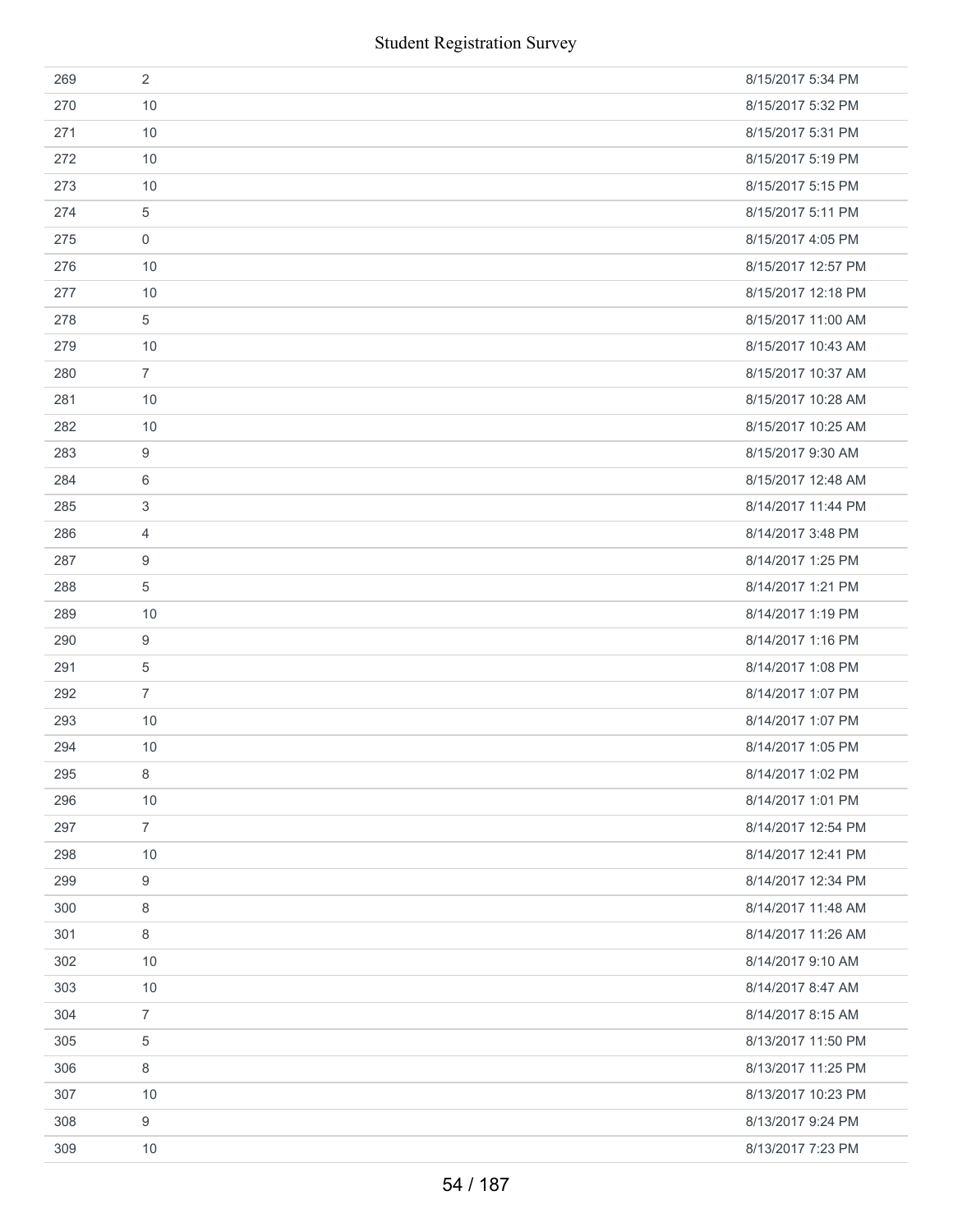| | | |
|---|---|---|
| 269 | 2 | 8/15/2017 5:34 PM |
| 270 | 10 | 8/15/2017 5:32 PM |
| 271 | 10 | 8/15/2017 5:31 PM |
| 272 | 10 | 8/15/2017 5:19 PM |
| 273 | 10 | 8/15/2017 5:15 PM |
| 274 | 5 | 8/15/2017 5:11 PM |
| 275 | 0 | 8/15/2017 4:05 PM |
| 276 | 10 | 8/15/2017 12:57 PM |
| 277 | 10 | 8/15/2017 12:18 PM |
| 278 | 5 | 8/15/2017 11:00 AM |
| 279 | 10 | 8/15/2017 10:43 AM |
| 280 | 7 | 8/15/2017 10:37 AM |
| 281 | 10 | 8/15/2017 10:28 AM |
| 282 | 10 | 8/15/2017 10:25 AM |
| 283 | 9 | 8/15/2017 9:30 AM |
| 284 | 6 | 8/15/2017 12:48 AM |
| 285 | 3 | 8/14/2017 11:44 PM |
| 286 | 4 | 8/14/2017 3:48 PM |
| 287 | 9 | 8/14/2017 1:25 PM |
| 288 | 5 | 8/14/2017 1:21 PM |
| 289 | 10 | 8/14/2017 1:19 PM |
| 290 | 9 | 8/14/2017 1:16 PM |
| 291 | 5 | 8/14/2017 1:08 PM |
| 292 | 7 | 8/14/2017 1:07 PM |
| 293 | 10 | 8/14/2017 1:07 PM |
| 294 | 10 | 8/14/2017 1:05 PM |
| 295 | 8 | 8/14/2017 1:02 PM |
| 296 | 10 | 8/14/2017 1:01 PM |
| 297 | 7 | 8/14/2017 12:54 PM |
| 298 | 10 | 8/14/2017 12:41 PM |
| 299 | 9 | 8/14/2017 12:34 PM |
| 300 | 8 | 8/14/2017 11:48 AM |
| 301 | 8 | 8/14/2017 11:26 AM |
| 302 | 10 | 8/14/2017 9:10 AM |
| 303 | 10 | 8/14/2017 8:47 AM |
| 304 | 7 | 8/14/2017 8:15 AM |
| 305 | 5 | 8/13/2017 11:50 PM |
| 306 | 8 | 8/13/2017 11:25 PM |
| 307 | 10 | 8/13/2017 10:23 PM |
| 308 | 9 | 8/13/2017 9:24 PM |
| 309 | 10 | 8/13/2017 7:23 PM |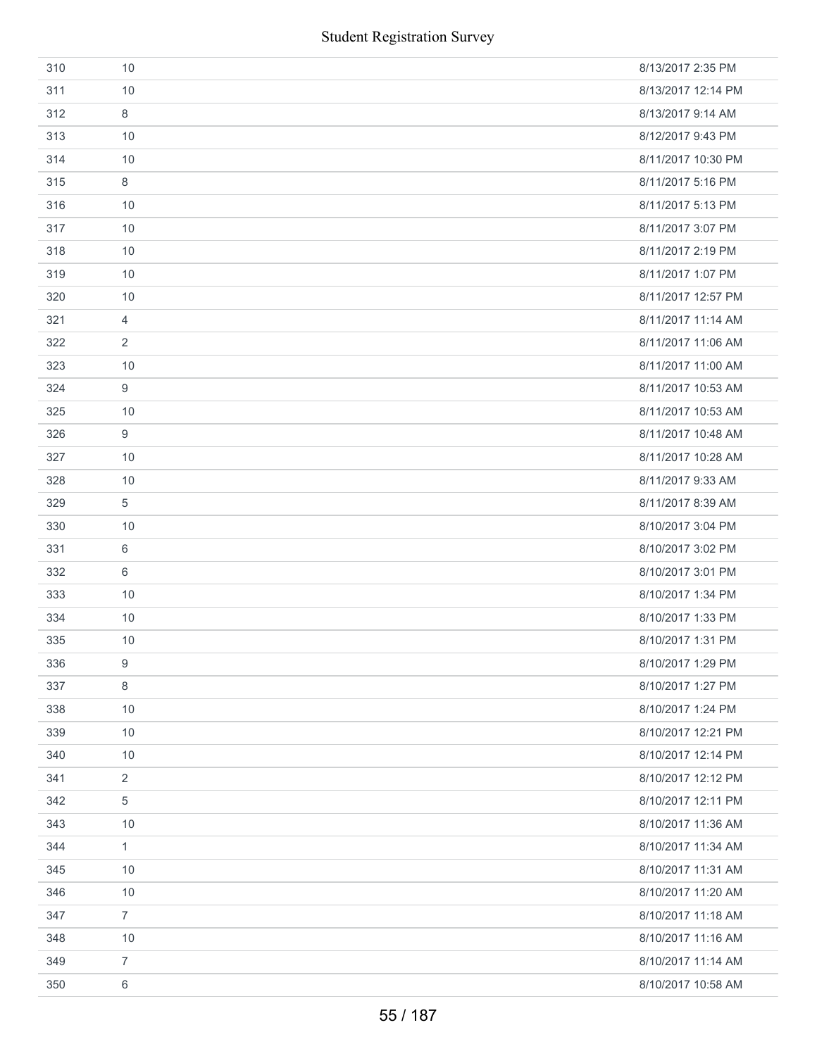| | | |
|---|---|---|
| 310 | 10 | 8/13/2017 2:35 PM |
| 311 | 10 | 8/13/2017 12:14 PM |
| 312 | 8 | 8/13/2017 9:14 AM |
| 313 | 10 | 8/12/2017 9:43 PM |
| 314 | 10 | 8/11/2017 10:30 PM |
| 315 | 8 | 8/11/2017 5:16 PM |
| 316 | 10 | 8/11/2017 5:13 PM |
| 317 | 10 | 8/11/2017 3:07 PM |
| 318 | 10 | 8/11/2017 2:19 PM |
| 319 | 10 | 8/11/2017 1:07 PM |
| 320 | 10 | 8/11/2017 12:57 PM |
| 321 | 4 | 8/11/2017 11:14 AM |
| 322 | 2 | 8/11/2017 11:06 AM |
| 323 | 10 | 8/11/2017 11:00 AM |
| 324 | 9 | 8/11/2017 10:53 AM |
| 325 | 10 | 8/11/2017 10:53 AM |
| 326 | 9 | 8/11/2017 10:48 AM |
| 327 | 10 | 8/11/2017 10:28 AM |
| 328 | 10 | 8/11/2017 9:33 AM |
| 329 | 5 | 8/11/2017 8:39 AM |
| 330 | 10 | 8/10/2017 3:04 PM |
| 331 | 6 | 8/10/2017 3:02 PM |
| 332 | 6 | 8/10/2017 3:01 PM |
| 333 | 10 | 8/10/2017 1:34 PM |
| 334 | 10 | 8/10/2017 1:33 PM |
| 335 | 10 | 8/10/2017 1:31 PM |
| 336 | 9 | 8/10/2017 1:29 PM |
| 337 | 8 | 8/10/2017 1:27 PM |
| 338 | 10 | 8/10/2017 1:24 PM |
| 339 | 10 | 8/10/2017 12:21 PM |
| 340 | 10 | 8/10/2017 12:14 PM |
| 341 | 2 | 8/10/2017 12:12 PM |
| 342 | 5 | 8/10/2017 12:11 PM |
| 343 | 10 | 8/10/2017 11:36 AM |
| 344 | 1 | 8/10/2017 11:34 AM |
| 345 | 10 | 8/10/2017 11:31 AM |
| 346 | 10 | 8/10/2017 11:20 AM |
| 347 | 7 | 8/10/2017 11:18 AM |
| 348 | 10 | 8/10/2017 11:16 AM |
| 349 | 7 | 8/10/2017 11:14 AM |
| 350 | 6 | 8/10/2017 10:58 AM |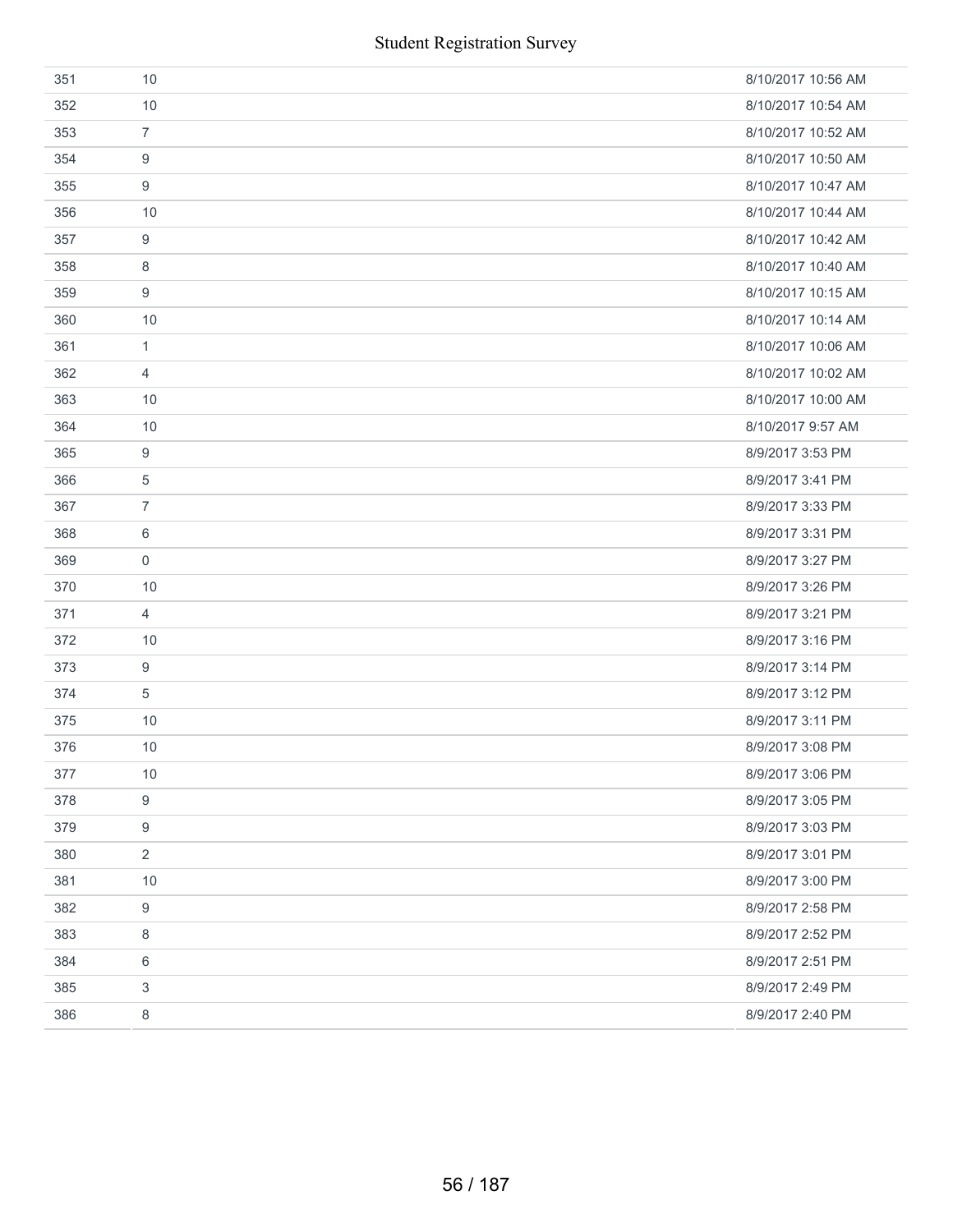| | | |
|---|---|---|
| 351 | 10 | 8/10/2017 10:56 AM |
| 352 | 10 | 8/10/2017 10:54 AM |
| 353 | 7 | 8/10/2017 10:52 AM |
| 354 | 9 | 8/10/2017 10:50 AM |
| 355 | 9 | 8/10/2017 10:47 AM |
| 356 | 10 | 8/10/2017 10:44 AM |
| 357 | 9 | 8/10/2017 10:42 AM |
| 358 | 8 | 8/10/2017 10:40 AM |
| 359 | 9 | 8/10/2017 10:15 AM |
| 360 | 10 | 8/10/2017 10:14 AM |
| 361 | 1 | 8/10/2017 10:06 AM |
| 362 | 4 | 8/10/2017 10:02 AM |
| 363 | 10 | 8/10/2017 10:00 AM |
| 364 | 10 | 8/10/2017 9:57 AM |
| 365 | 9 | 8/9/2017 3:53 PM |
| 366 | 5 | 8/9/2017 3:41 PM |
| 367 | 7 | 8/9/2017 3:33 PM |
| 368 | 6 | 8/9/2017 3:31 PM |
| 369 | 0 | 8/9/2017 3:27 PM |
| 370 | 10 | 8/9/2017 3:26 PM |
| 371 | 4 | 8/9/2017 3:21 PM |
| 372 | 10 | 8/9/2017 3:16 PM |
| 373 | 9 | 8/9/2017 3:14 PM |
| 374 | 5 | 8/9/2017 3:12 PM |
| 375 | 10 | 8/9/2017 3:11 PM |
| 376 | 10 | 8/9/2017 3:08 PM |
| 377 | 10 | 8/9/2017 3:06 PM |
| 378 | 9 | 8/9/2017 3:05 PM |
| 379 | 9 | 8/9/2017 3:03 PM |
| 380 | 2 | 8/9/2017 3:01 PM |
| 381 | 10 | 8/9/2017 3:00 PM |
| 382 | 9 | 8/9/2017 2:58 PM |
| 383 | 8 | 8/9/2017 2:52 PM |
| 384 | 6 | 8/9/2017 2:51 PM |
| 385 | 3 | 8/9/2017 2:49 PM |
| 386 | 8 | 8/9/2017 2:40 PM |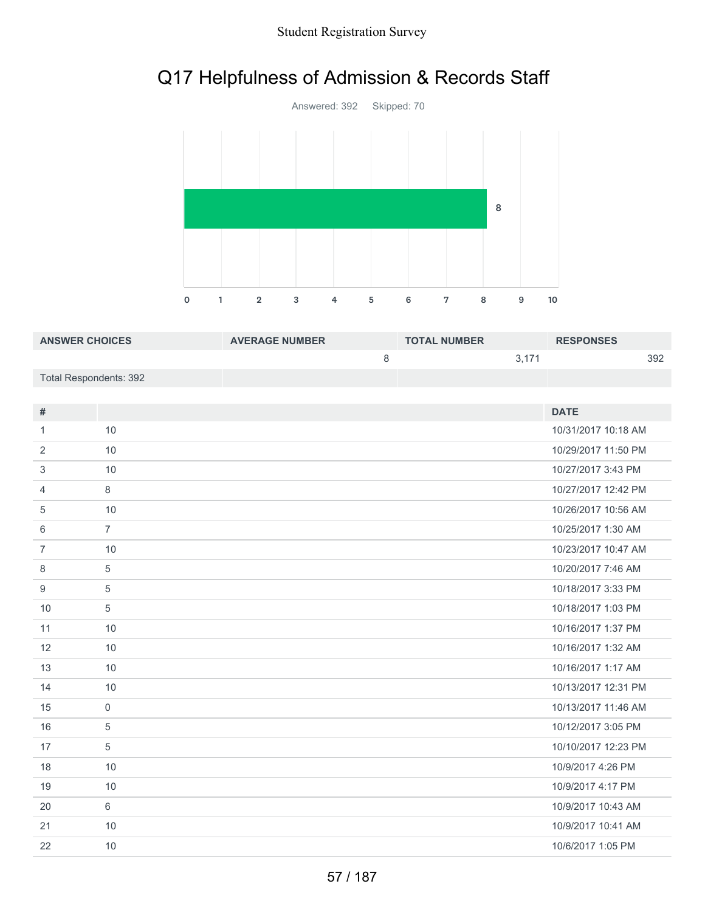# Q17 Helpfulness of Admission & Records Staff

Answered: 392 Skipped: 70

| ANSWER CHOICES | AVERAGE NUMBER | TOTAL NUMBER | RESPONSES |
|---|---|---|---|
| | 8 | 3,171 | 392 |
| Total Respondents: 392 | | | |

| # | | DATE |
|---|---|---|
| 1 | 10 | 10/31/2017 10:18 AM |
| 2 | 10 | 10/29/2017 11:50 PM |
| 3 | 10 | 10/27/2017 3:43 PM |
| 4 | 8 | 10/27/2017 12:42 PM |
| 5 | 10 | 10/26/2017 10:56 AM |
| 6 | 7 | 10/25/2017 1:30 AM |
| 7 | 10 | 10/23/2017 10:47 AM |
| 8 | 5 | 10/20/2017 7:46 AM |
| 9 | 5 | 10/18/2017 3:33 PM |
| 10 | 5 | 10/18/2017 1:03 PM |
| 11 | 10 | 10/16/2017 1:37 PM |
| 12 | 10 | 10/16/2017 1:32 AM |
| 13 | 10 | 10/16/2017 1:17 AM |
| 14 | 10 | 10/13/2017 12:31 PM |
| 15 | 0 | 10/13/2017 11:46 AM |
| 16 | 5 | 10/12/2017 3:05 PM |
| 17 | 5 | 10/10/2017 12:23 PM |
| 18 | 10 | 10/9/2017 4:26 PM |
| 19 | 10 | 10/9/2017 4:17 PM |
| 20 | 6 | 10/9/2017 10:43 AM |
| 21 | 10 | 10/9/2017 10:41 AM |
| 22 | 10 | 10/6/2017 1:05 PM |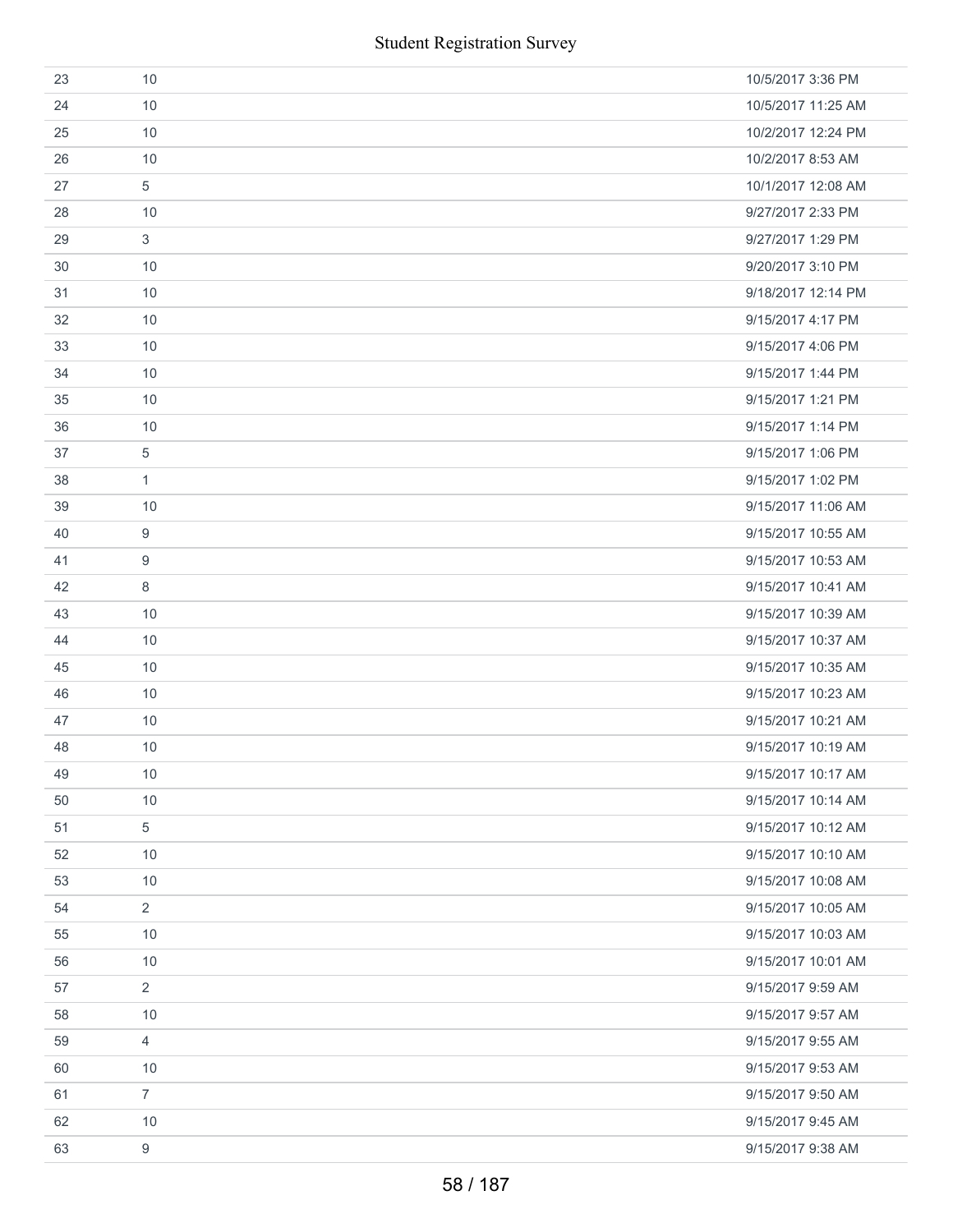| | | |
|---|---|---|
| 23 | 10 | 10/5/2017 3:36 PM |
| 24 | 10 | 10/5/2017 11:25 AM |
| 25 | 10 | 10/2/2017 12:24 PM |
| 26 | 10 | 10/2/2017 8:53 AM |
| 27 | 5 | 10/1/2017 12:08 AM |
| 28 | 10 | 9/27/2017 2:33 PM |
| 29 | 3 | 9/27/2017 1:29 PM |
| 30 | 10 | 9/20/2017 3:10 PM |
| 31 | 10 | 9/18/2017 12:14 PM |
| 32 | 10 | 9/15/2017 4:17 PM |
| 33 | 10 | 9/15/2017 4:06 PM |
| 34 | 10 | 9/15/2017 1:44 PM |
| 35 | 10 | 9/15/2017 1:21 PM |
| 36 | 10 | 9/15/2017 1:14 PM |
| 37 | 5 | 9/15/2017 1:06 PM |
| 38 | 1 | 9/15/2017 1:02 PM |
| 39 | 10 | 9/15/2017 11:06 AM |
| 40 | 9 | 9/15/2017 10:55 AM |
| 41 | 9 | 9/15/2017 10:53 AM |
| 42 | 8 | 9/15/2017 10:41 AM |
| 43 | 10 | 9/15/2017 10:39 AM |
| 44 | 10 | 9/15/2017 10:37 AM |
| 45 | 10 | 9/15/2017 10:35 AM |
| 46 | 10 | 9/15/2017 10:23 AM |
| 47 | 10 | 9/15/2017 10:21 AM |
| 48 | 10 | 9/15/2017 10:19 AM |
| 49 | 10 | 9/15/2017 10:17 AM |
| 50 | 10 | 9/15/2017 10:14 AM |
| 51 | 5 | 9/15/2017 10:12 AM |
| 52 | 10 | 9/15/2017 10:10 AM |
| 53 | 10 | 9/15/2017 10:08 AM |
| 54 | 2 | 9/15/2017 10:05 AM |
| 55 | 10 | 9/15/2017 10:03 AM |
| 56 | 10 | 9/15/2017 10:01 AM |
| 57 | 2 | 9/15/2017 9:59 AM |
| 58 | 10 | 9/15/2017 9:57 AM |
| 59 | 4 | 9/15/2017 9:55 AM |
| 60 | 10 | 9/15/2017 9:53 AM |
| 61 | 7 | 9/15/2017 9:50 AM |
| 62 | 10 | 9/15/2017 9:45 AM |
| 63 | 9 | 9/15/2017 9:38 AM |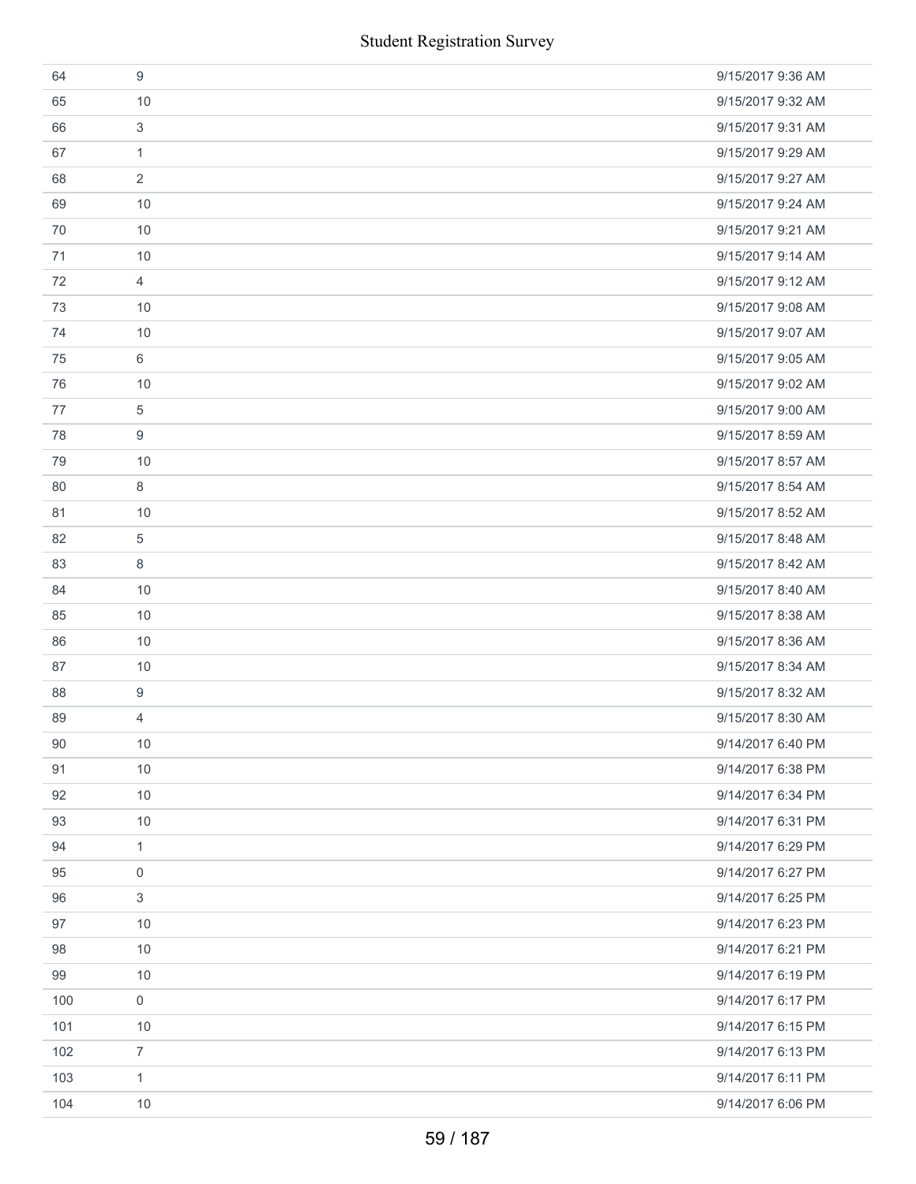| | | |
|---|---|---|
| 64 | 9 | 9/15/2017 9:36 AM |
| 65 | 10 | 9/15/2017 9:32 AM |
| 66 | 3 | 9/15/2017 9:31 AM |
| 67 | 1 | 9/15/2017 9:29 AM |
| 68 | 2 | 9/15/2017 9:27 AM |
| 69 | 10 | 9/15/2017 9:24 AM |
| 70 | 10 | 9/15/2017 9:21 AM |
| 71 | 10 | 9/15/2017 9:14 AM |
| 72 | 4 | 9/15/2017 9:12 AM |
| 73 | 10 | 9/15/2017 9:08 AM |
| 74 | 10 | 9/15/2017 9:07 AM |
| 75 | 6 | 9/15/2017 9:05 AM |
| 76 | 10 | 9/15/2017 9:02 AM |
| 77 | 5 | 9/15/2017 9:00 AM |
| 78 | 9 | 9/15/2017 8:59 AM |
| 79 | 10 | 9/15/2017 8:57 AM |
| 80 | 8 | 9/15/2017 8:54 AM |
| 81 | 10 | 9/15/2017 8:52 AM |
| 82 | 5 | 9/15/2017 8:48 AM |
| 83 | 8 | 9/15/2017 8:42 AM |
| 84 | 10 | 9/15/2017 8:40 AM |
| 85 | 10 | 9/15/2017 8:38 AM |
| 86 | 10 | 9/15/2017 8:36 AM |
| 87 | 10 | 9/15/2017 8:34 AM |
| 88 | 9 | 9/15/2017 8:32 AM |
| 89 | 4 | 9/15/2017 8:30 AM |
| 90 | 10 | 9/14/2017 6:40 PM |
| 91 | 10 | 9/14/2017 6:38 PM |
| 92 | 10 | 9/14/2017 6:34 PM |
| 93 | 10 | 9/14/2017 6:31 PM |
| 94 | 1 | 9/14/2017 6:29 PM |
| 95 | 0 | 9/14/2017 6:27 PM |
| 96 | 3 | 9/14/2017 6:25 PM |
| 97 | 10 | 9/14/2017 6:23 PM |
| 98 | 10 | 9/14/2017 6:21 PM |
| 99 | 10 | 9/14/2017 6:19 PM |
| 100 | 0 | 9/14/2017 6:17 PM |
| 101 | 10 | 9/14/2017 6:15 PM |
| 102 | 7 | 9/14/2017 6:13 PM |
| 103 | 1 | 9/14/2017 6:11 PM |
| 104 | 10 | 9/14/2017 6:06 PM |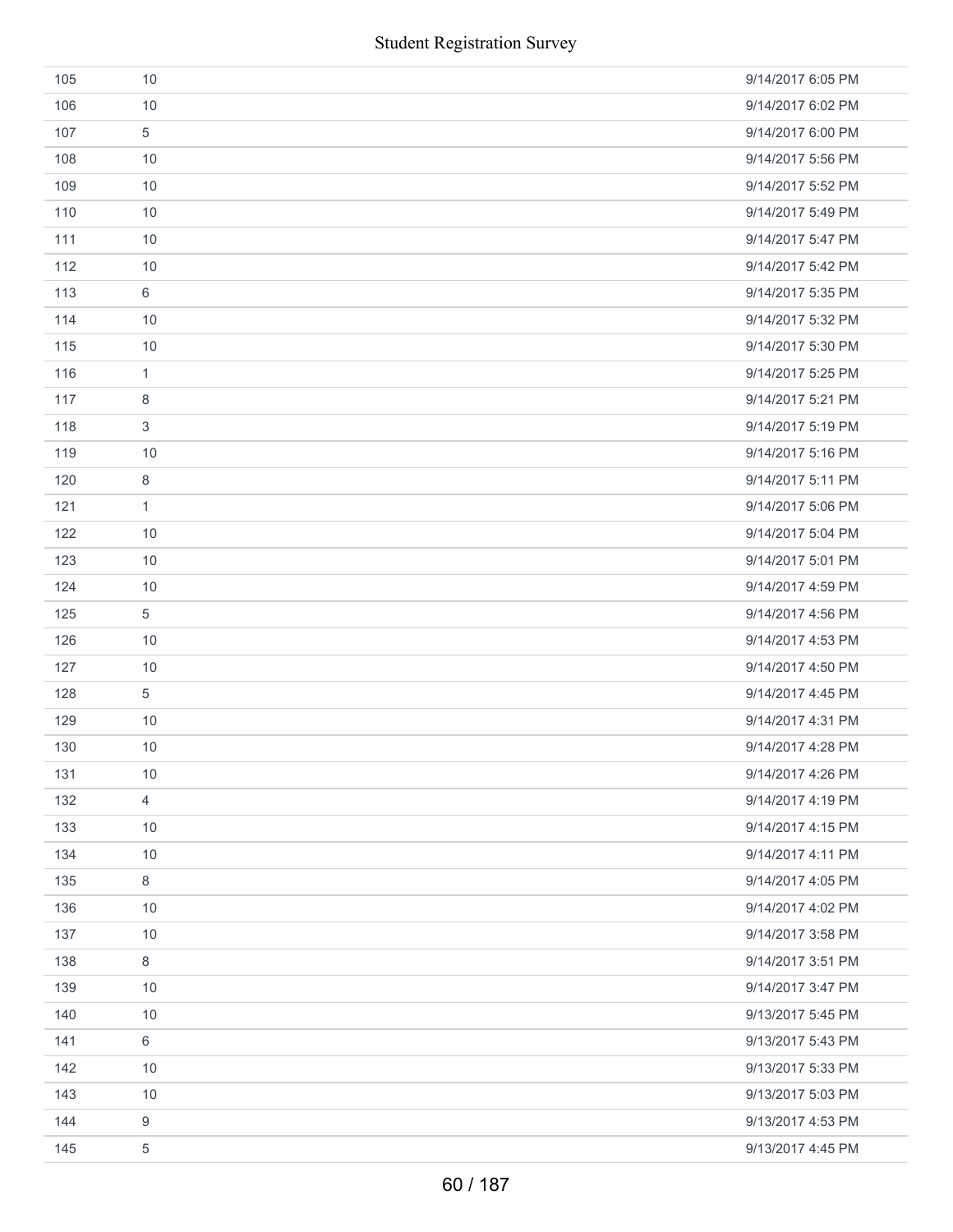| | | |
|---|---|---|
| 105 | 10 | 9/14/2017 6:05 PM |
| 106 | 10 | 9/14/2017 6:02 PM |
| 107 | 5 | 9/14/2017 6:00 PM |
| 108 | 10 | 9/14/2017 5:56 PM |
| 109 | 10 | 9/14/2017 5:52 PM |
| 110 | 10 | 9/14/2017 5:49 PM |
| 111 | 10 | 9/14/2017 5:47 PM |
| 112 | 10 | 9/14/2017 5:42 PM |
| 113 | 6 | 9/14/2017 5:35 PM |
| 114 | 10 | 9/14/2017 5:32 PM |
| 115 | 10 | 9/14/2017 5:30 PM |
| 116 | 1 | 9/14/2017 5:25 PM |
| 117 | 8 | 9/14/2017 5:21 PM |
| 118 | 3 | 9/14/2017 5:19 PM |
| 119 | 10 | 9/14/2017 5:16 PM |
| 120 | 8 | 9/14/2017 5:11 PM |
| 121 | 1 | 9/14/2017 5:06 PM |
| 122 | 10 | 9/14/2017 5:04 PM |
| 123 | 10 | 9/14/2017 5:01 PM |
| 124 | 10 | 9/14/2017 4:59 PM |
| 125 | 5 | 9/14/2017 4:56 PM |
| 126 | 10 | 9/14/2017 4:53 PM |
| 127 | 10 | 9/14/2017 4:50 PM |
| 128 | 5 | 9/14/2017 4:45 PM |
| 129 | 10 | 9/14/2017 4:31 PM |
| 130 | 10 | 9/14/2017 4:28 PM |
| 131 | 10 | 9/14/2017 4:26 PM |
| 132 | 4 | 9/14/2017 4:19 PM |
| 133 | 10 | 9/14/2017 4:15 PM |
| 134 | 10 | 9/14/2017 4:11 PM |
| 135 | 8 | 9/14/2017 4:05 PM |
| 136 | 10 | 9/14/2017 4:02 PM |
| 137 | 10 | 9/14/2017 3:58 PM |
| 138 | 8 | 9/14/2017 3:51 PM |
| 139 | 10 | 9/14/2017 3:47 PM |
| 140 | 10 | 9/13/2017 5:45 PM |
| 141 | 6 | 9/13/2017 5:43 PM |
| 142 | 10 | 9/13/2017 5:33 PM |
| 143 | 10 | 9/13/2017 5:03 PM |
| 144 | 9 | 9/13/2017 4:53 PM |
| 145 | 5 | 9/13/2017 4:45 PM |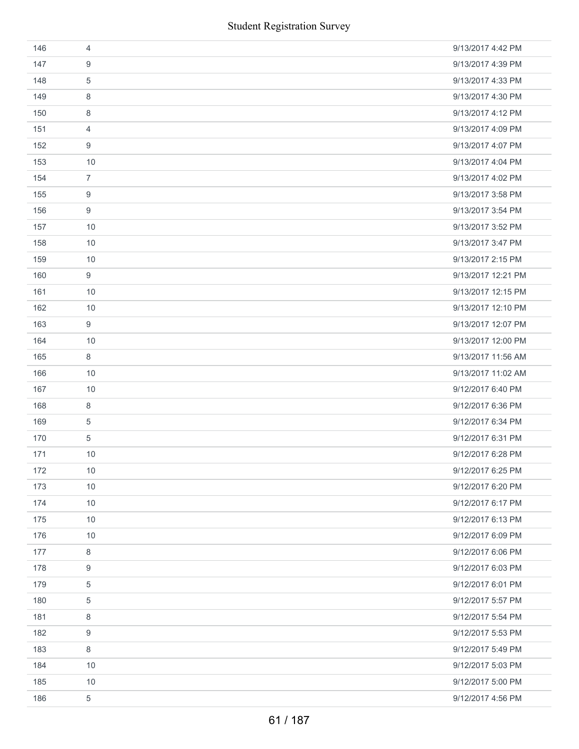| | | |
|---|---|---|
| 146 | 4 | 9/13/2017 4:42 PM |
| 147 | 9 | 9/13/2017 4:39 PM |
| 148 | 5 | 9/13/2017 4:33 PM |
| 149 | 8 | 9/13/2017 4:30 PM |
| 150 | 8 | 9/13/2017 4:12 PM |
| 151 | 4 | 9/13/2017 4:09 PM |
| 152 | 9 | 9/13/2017 4:07 PM |
| 153 | 10 | 9/13/2017 4:04 PM |
| 154 | 7 | 9/13/2017 4:02 PM |
| 155 | 9 | 9/13/2017 3:58 PM |
| 156 | 9 | 9/13/2017 3:54 PM |
| 157 | 10 | 9/13/2017 3:52 PM |
| 158 | 10 | 9/13/2017 3:47 PM |
| 159 | 10 | 9/13/2017 2:15 PM |
| 160 | 9 | 9/13/2017 12:21 PM |
| 161 | 10 | 9/13/2017 12:15 PM |
| 162 | 10 | 9/13/2017 12:10 PM |
| 163 | 9 | 9/13/2017 12:07 PM |
| 164 | 10 | 9/13/2017 12:00 PM |
| 165 | 8 | 9/13/2017 11:56 AM |
| 166 | 10 | 9/13/2017 11:02 AM |
| 167 | 10 | 9/12/2017 6:40 PM |
| 168 | 8 | 9/12/2017 6:36 PM |
| 169 | 5 | 9/12/2017 6:34 PM |
| 170 | 5 | 9/12/2017 6:31 PM |
| 171 | 10 | 9/12/2017 6:28 PM |
| 172 | 10 | 9/12/2017 6:25 PM |
| 173 | 10 | 9/12/2017 6:20 PM |
| 174 | 10 | 9/12/2017 6:17 PM |
| 175 | 10 | 9/12/2017 6:13 PM |
| 176 | 10 | 9/12/2017 6:09 PM |
| 177 | 8 | 9/12/2017 6:06 PM |
| 178 | 9 | 9/12/2017 6:03 PM |
| 179 | 5 | 9/12/2017 6:01 PM |
| 180 | 5 | 9/12/2017 5:57 PM |
| 181 | 8 | 9/12/2017 5:54 PM |
| 182 | 9 | 9/12/2017 5:53 PM |
| 183 | 8 | 9/12/2017 5:49 PM |
| 184 | 10 | 9/12/2017 5:03 PM |
| 185 | 10 | 9/12/2017 5:00 PM |
| 186 | 5 | 9/12/2017 4:56 PM |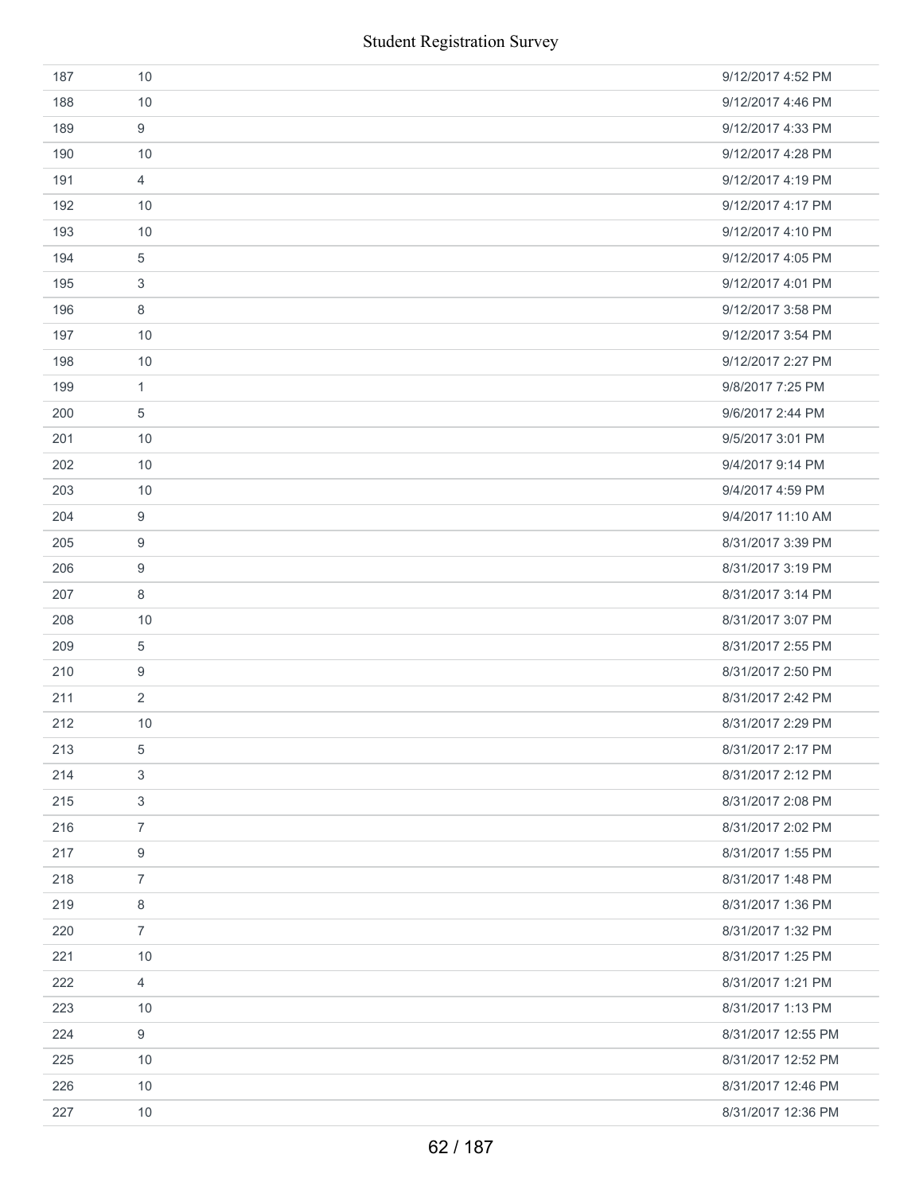| | | |
|---|---|---|
| 187 | 10 | 9/12/2017 4:52 PM |
| 188 | 10 | 9/12/2017 4:46 PM |
| 189 | 9 | 9/12/2017 4:33 PM |
| 190 | 10 | 9/12/2017 4:28 PM |
| 191 | 4 | 9/12/2017 4:19 PM |
| 192 | 10 | 9/12/2017 4:17 PM |
| 193 | 10 | 9/12/2017 4:10 PM |
| 194 | 5 | 9/12/2017 4:05 PM |
| 195 | 3 | 9/12/2017 4:01 PM |
| 196 | 8 | 9/12/2017 3:58 PM |
| 197 | 10 | 9/12/2017 3:54 PM |
| 198 | 10 | 9/12/2017 2:27 PM |
| 199 | 1 | 9/8/2017 7:25 PM |
| 200 | 5 | 9/6/2017 2:44 PM |
| 201 | 10 | 9/5/2017 3:01 PM |
| 202 | 10 | 9/4/2017 9:14 PM |
| 203 | 10 | 9/4/2017 4:59 PM |
| 204 | 9 | 9/4/2017 11:10 AM |
| 205 | 9 | 8/31/2017 3:39 PM |
| 206 | 9 | 8/31/2017 3:19 PM |
| 207 | 8 | 8/31/2017 3:14 PM |
| 208 | 10 | 8/31/2017 3:07 PM |
| 209 | 5 | 8/31/2017 2:55 PM |
| 210 | 9 | 8/31/2017 2:50 PM |
| 211 | 2 | 8/31/2017 2:42 PM |
| 212 | 10 | 8/31/2017 2:29 PM |
| 213 | 5 | 8/31/2017 2:17 PM |
| 214 | 3 | 8/31/2017 2:12 PM |
| 215 | 3 | 8/31/2017 2:08 PM |
| 216 | 7 | 8/31/2017 2:02 PM |
| 217 | 9 | 8/31/2017 1:55 PM |
| 218 | 7 | 8/31/2017 1:48 PM |
| 219 | 8 | 8/31/2017 1:36 PM |
| 220 | 7 | 8/31/2017 1:32 PM |
| 221 | 10 | 8/31/2017 1:25 PM |
| 222 | 4 | 8/31/2017 1:21 PM |
| 223 | 10 | 8/31/2017 1:13 PM |
| 224 | 9 | 8/31/2017 12:55 PM |
| 225 | 10 | 8/31/2017 12:52 PM |
| 226 | 10 | 8/31/2017 12:46 PM |
| 227 | 10 | 8/31/2017 12:36 PM |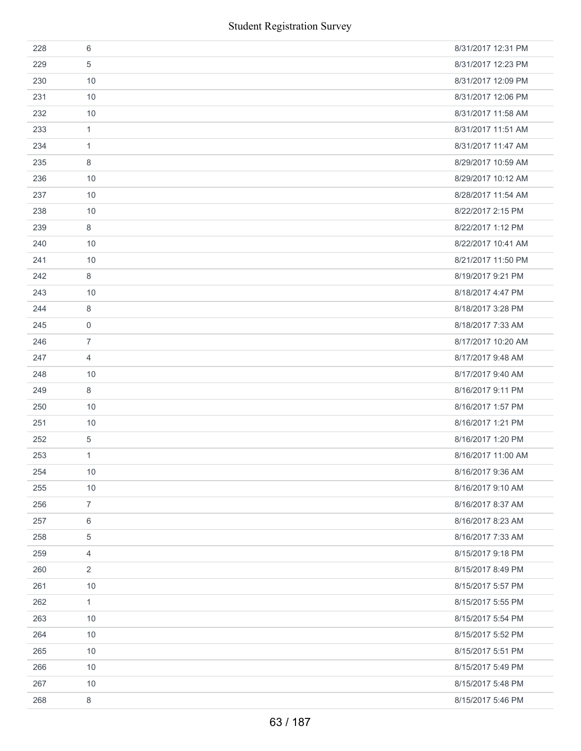| | | |
|---|---|---|
| 228 | 6 | 8/31/2017 12:31 PM |
| 229 | 5 | 8/31/2017 12:23 PM |
| 230 | 10 | 8/31/2017 12:09 PM |
| 231 | 10 | 8/31/2017 12:06 PM |
| 232 | 10 | 8/31/2017 11:58 AM |
| 233 | 1 | 8/31/2017 11:51 AM |
| 234 | 1 | 8/31/2017 11:47 AM |
| 235 | 8 | 8/29/2017 10:59 AM |
| 236 | 10 | 8/29/2017 10:12 AM |
| 237 | 10 | 8/28/2017 11:54 AM |
| 238 | 10 | 8/22/2017 2:15 PM |
| 239 | 8 | 8/22/2017 1:12 PM |
| 240 | 10 | 8/22/2017 10:41 AM |
| 241 | 10 | 8/21/2017 11:50 PM |
| 242 | 8 | 8/19/2017 9:21 PM |
| 243 | 10 | 8/18/2017 4:47 PM |
| 244 | 8 | 8/18/2017 3:28 PM |
| 245 | 0 | 8/18/2017 7:33 AM |
| 246 | 7 | 8/17/2017 10:20 AM |
| 247 | 4 | 8/17/2017 9:48 AM |
| 248 | 10 | 8/17/2017 9:40 AM |
| 249 | 8 | 8/16/2017 9:11 PM |
| 250 | 10 | 8/16/2017 1:57 PM |
| 251 | 10 | 8/16/2017 1:21 PM |
| 252 | 5 | 8/16/2017 1:20 PM |
| 253 | 1 | 8/16/2017 11:00 AM |
| 254 | 10 | 8/16/2017 9:36 AM |
| 255 | 10 | 8/16/2017 9:10 AM |
| 256 | 7 | 8/16/2017 8:37 AM |
| 257 | 6 | 8/16/2017 8:23 AM |
| 258 | 5 | 8/16/2017 7:33 AM |
| 259 | 4 | 8/15/2017 9:18 PM |
| 260 | 2 | 8/15/2017 8:49 PM |
| 261 | 10 | 8/15/2017 5:57 PM |
| 262 | 1 | 8/15/2017 5:55 PM |
| 263 | 10 | 8/15/2017 5:54 PM |
| 264 | 10 | 8/15/2017 5:52 PM |
| 265 | 10 | 8/15/2017 5:51 PM |
| 266 | 10 | 8/15/2017 5:49 PM |
| 267 | 10 | 8/15/2017 5:48 PM |
| 268 | 8 | 8/15/2017 5:46 PM |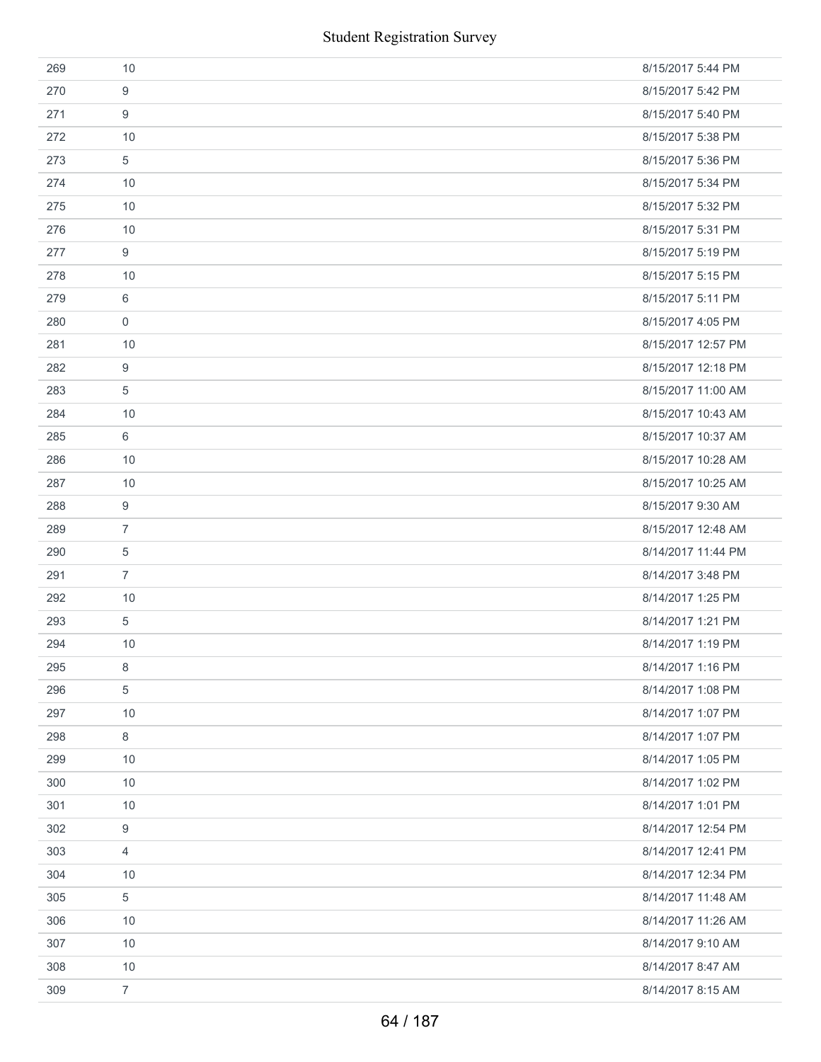| | | |
|---|---|---|
| 269 | 10 | 8/15/2017 5:44 PM |
| 270 | 9 | 8/15/2017 5:42 PM |
| 271 | 9 | 8/15/2017 5:40 PM |
| 272 | 10 | 8/15/2017 5:38 PM |
| 273 | 5 | 8/15/2017 5:36 PM |
| 274 | 10 | 8/15/2017 5:34 PM |
| 275 | 10 | 8/15/2017 5:32 PM |
| 276 | 10 | 8/15/2017 5:31 PM |
| 277 | 9 | 8/15/2017 5:19 PM |
| 278 | 10 | 8/15/2017 5:15 PM |
| 279 | 6 | 8/15/2017 5:11 PM |
| 280 | 0 | 8/15/2017 4:05 PM |
| 281 | 10 | 8/15/2017 12:57 PM |
| 282 | 9 | 8/15/2017 12:18 PM |
| 283 | 5 | 8/15/2017 11:00 AM |
| 284 | 10 | 8/15/2017 10:43 AM |
| 285 | 6 | 8/15/2017 10:37 AM |
| 286 | 10 | 8/15/2017 10:28 AM |
| 287 | 10 | 8/15/2017 10:25 AM |
| 288 | 9 | 8/15/2017 9:30 AM |
| 289 | 7 | 8/15/2017 12:48 AM |
| 290 | 5 | 8/14/2017 11:44 PM |
| 291 | 7 | 8/14/2017 3:48 PM |
| 292 | 10 | 8/14/2017 1:25 PM |
| 293 | 5 | 8/14/2017 1:21 PM |
| 294 | 10 | 8/14/2017 1:19 PM |
| 295 | 8 | 8/14/2017 1:16 PM |
| 296 | 5 | 8/14/2017 1:08 PM |
| 297 | 10 | 8/14/2017 1:07 PM |
| 298 | 8 | 8/14/2017 1:07 PM |
| 299 | 10 | 8/14/2017 1:05 PM |
| 300 | 10 | 8/14/2017 1:02 PM |
| 301 | 10 | 8/14/2017 1:01 PM |
| 302 | 9 | 8/14/2017 12:54 PM |
| 303 | 4 | 8/14/2017 12:41 PM |
| 304 | 10 | 8/14/2017 12:34 PM |
| 305 | 5 | 8/14/2017 11:48 AM |
| 306 | 10 | 8/14/2017 11:26 AM |
| 307 | 10 | 8/14/2017 9:10 AM |
| 308 | 10 | 8/14/2017 8:47 AM |
| 309 | 7 | 8/14/2017 8:15 AM |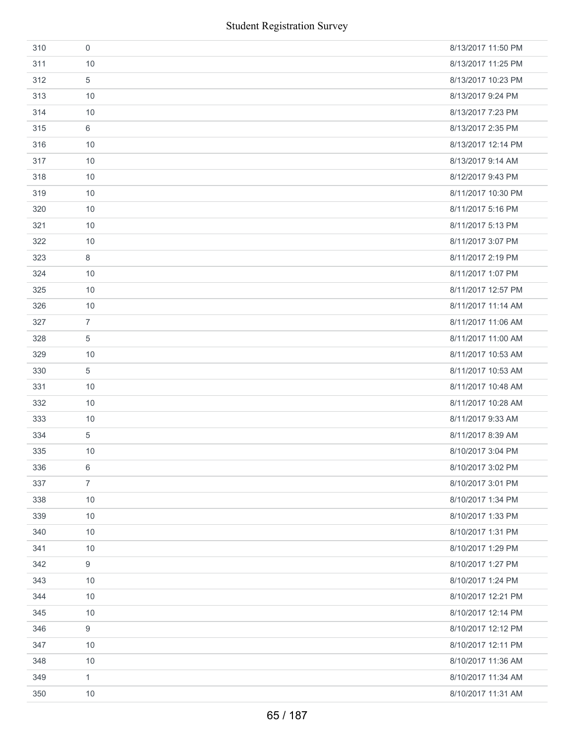| | | |
|---|---|---|
| 310 | 0 | 8/13/2017 11:50 PM |
| 311 | 10 | 8/13/2017 11:25 PM |
| 312 | 5 | 8/13/2017 10:23 PM |
| 313 | 10 | 8/13/2017 9:24 PM |
| 314 | 10 | 8/13/2017 7:23 PM |
| 315 | 6 | 8/13/2017 2:35 PM |
| 316 | 10 | 8/13/2017 12:14 PM |
| 317 | 10 | 8/13/2017 9:14 AM |
| 318 | 10 | 8/12/2017 9:43 PM |
| 319 | 10 | 8/11/2017 10:30 PM |
| 320 | 10 | 8/11/2017 5:16 PM |
| 321 | 10 | 8/11/2017 5:13 PM |
| 322 | 10 | 8/11/2017 3:07 PM |
| 323 | 8 | 8/11/2017 2:19 PM |
| 324 | 10 | 8/11/2017 1:07 PM |
| 325 | 10 | 8/11/2017 12:57 PM |
| 326 | 10 | 8/11/2017 11:14 AM |
| 327 | 7 | 8/11/2017 11:06 AM |
| 328 | 5 | 8/11/2017 11:00 AM |
| 329 | 10 | 8/11/2017 10:53 AM |
| 330 | 5 | 8/11/2017 10:53 AM |
| 331 | 10 | 8/11/2017 10:48 AM |
| 332 | 10 | 8/11/2017 10:28 AM |
| 333 | 10 | 8/11/2017 9:33 AM |
| 334 | 5 | 8/11/2017 8:39 AM |
| 335 | 10 | 8/10/2017 3:04 PM |
| 336 | 6 | 8/10/2017 3:02 PM |
| 337 | 7 | 8/10/2017 3:01 PM |
| 338 | 10 | 8/10/2017 1:34 PM |
| 339 | 10 | 8/10/2017 1:33 PM |
| 340 | 10 | 8/10/2017 1:31 PM |
| 341 | 10 | 8/10/2017 1:29 PM |
| 342 | 9 | 8/10/2017 1:27 PM |
| 343 | 10 | 8/10/2017 1:24 PM |
| 344 | 10 | 8/10/2017 12:21 PM |
| 345 | 10 | 8/10/2017 12:14 PM |
| 346 | 9 | 8/10/2017 12:12 PM |
| 347 | 10 | 8/10/2017 12:11 PM |
| 348 | 10 | 8/10/2017 11:36 AM |
| 349 | 1 | 8/10/2017 11:34 AM |
| 350 | 10 | 8/10/2017 11:31 AM |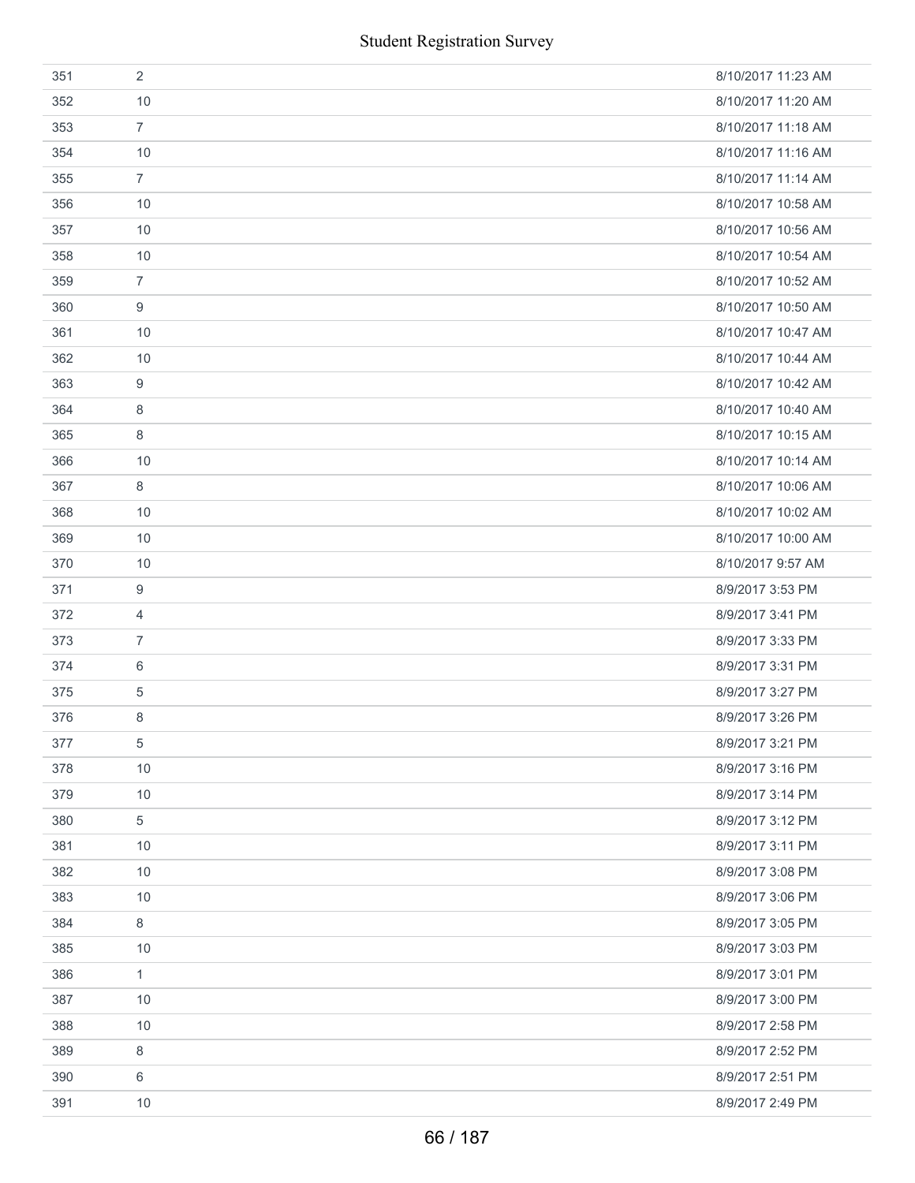| | | |
|---|---|---|
| 351 | 2 | 8/10/2017 11:23 AM |
| 352 | 10 | 8/10/2017 11:20 AM |
| 353 | 7 | 8/10/2017 11:18 AM |
| 354 | 10 | 8/10/2017 11:16 AM |
| 355 | 7 | 8/10/2017 11:14 AM |
| 356 | 10 | 8/10/2017 10:58 AM |
| 357 | 10 | 8/10/2017 10:56 AM |
| 358 | 10 | 8/10/2017 10:54 AM |
| 359 | 7 | 8/10/2017 10:52 AM |
| 360 | 9 | 8/10/2017 10:50 AM |
| 361 | 10 | 8/10/2017 10:47 AM |
| 362 | 10 | 8/10/2017 10:44 AM |
| 363 | 9 | 8/10/2017 10:42 AM |
| 364 | 8 | 8/10/2017 10:40 AM |
| 365 | 8 | 8/10/2017 10:15 AM |
| 366 | 10 | 8/10/2017 10:14 AM |
| 367 | 8 | 8/10/2017 10:06 AM |
| 368 | 10 | 8/10/2017 10:02 AM |
| 369 | 10 | 8/10/2017 10:00 AM |
| 370 | 10 | 8/10/2017 9:57 AM |
| 371 | 9 | 8/9/2017 3:53 PM |
| 372 | 4 | 8/9/2017 3:41 PM |
| 373 | 7 | 8/9/2017 3:33 PM |
| 374 | 6 | 8/9/2017 3:31 PM |
| 375 | 5 | 8/9/2017 3:27 PM |
| 376 | 8 | 8/9/2017 3:26 PM |
| 377 | 5 | 8/9/2017 3:21 PM |
| 378 | 10 | 8/9/2017 3:16 PM |
| 379 | 10 | 8/9/2017 3:14 PM |
| 380 | 5 | 8/9/2017 3:12 PM |
| 381 | 10 | 8/9/2017 3:11 PM |
| 382 | 10 | 8/9/2017 3:08 PM |
| 383 | 10 | 8/9/2017 3:06 PM |
| 384 | 8 | 8/9/2017 3:05 PM |
| 385 | 10 | 8/9/2017 3:03 PM |
| 386 | 1 | 8/9/2017 3:01 PM |
| 387 | 10 | 8/9/2017 3:00 PM |
| 388 | 10 | 8/9/2017 2:58 PM |
| 389 | 8 | 8/9/2017 2:52 PM |
| 390 | 6 | 8/9/2017 2:51 PM |
| 391 | 10 | 8/9/2017 2:49 PM |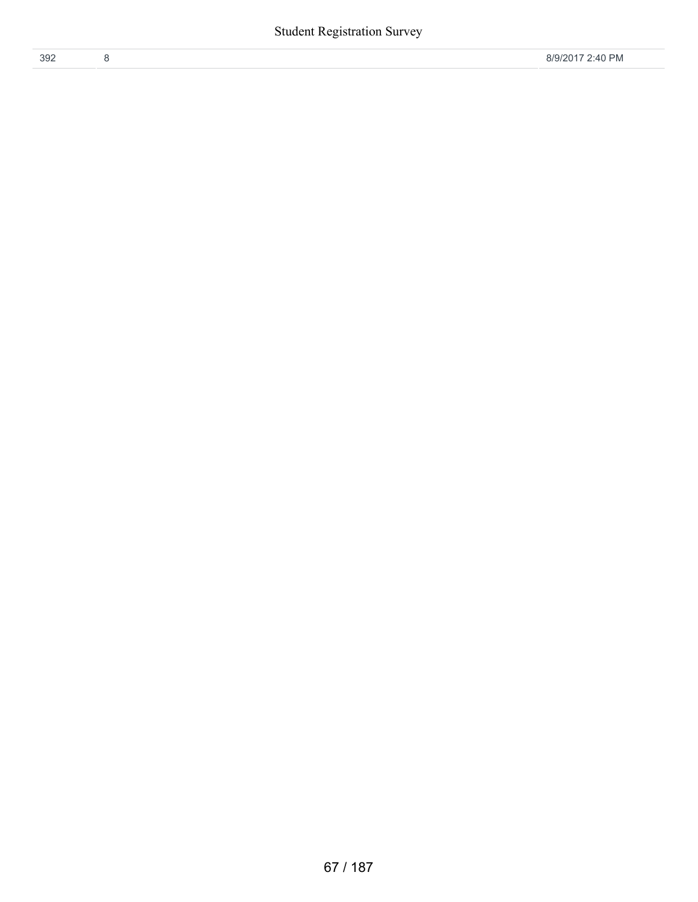| 392 | 8 | 8/9/2017 2:40 PM |
|---|---|---|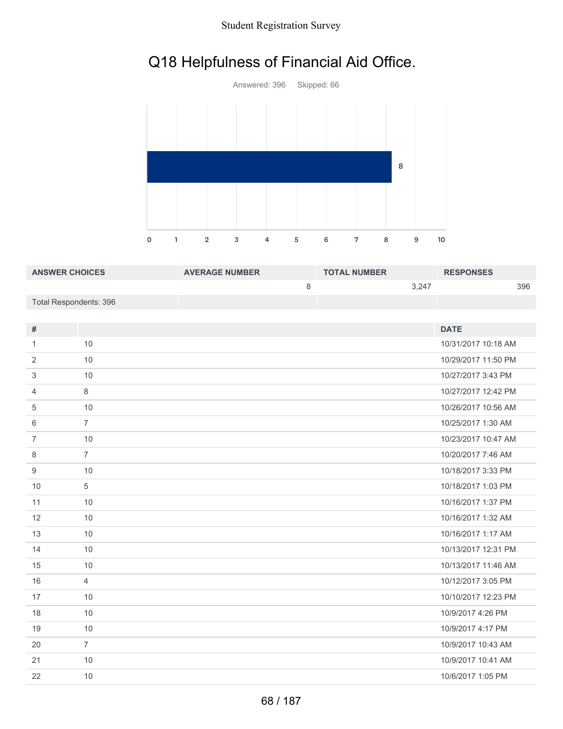# Q18 Helpfulness of Financial Aid Office.

Answered: 396 Skipped: 66

| ANSWER CHOICES | AVERAGE NUMBER | TOTAL NUMBER | RESPONSES |
|---|---|---|---|
| | 8 | 3,247 | 396 |
| Total Respondents: 396 | | | |

| # | | DATE |
|---|---|---|
| 1 | 10 | 10/31/2017 10:18 AM |
| 2 | 10 | 10/29/2017 11:50 PM |
| 3 | 10 | 10/27/2017 3:43 PM |
| 4 | 8 | 10/27/2017 12:42 PM |
| 5 | 10 | 10/26/2017 10:56 AM |
| 6 | 7 | 10/25/2017 1:30 AM |
| 7 | 10 | 10/23/2017 10:47 AM |
| 8 | 7 | 10/20/2017 7:46 AM |
| 9 | 10 | 10/18/2017 3:33 PM |
| 10 | 5 | 10/18/2017 1:03 PM |
| 11 | 10 | 10/16/2017 1:37 PM |
| 12 | 10 | 10/16/2017 1:32 AM |
| 13 | 10 | 10/16/2017 1:17 AM |
| 14 | 10 | 10/13/2017 12:31 PM |
| 15 | 10 | 10/13/2017 11:46 AM |
| 16 | 4 | 10/12/2017 3:05 PM |
| 17 | 10 | 10/10/2017 12:23 PM |
| 18 | 10 | 10/9/2017 4:26 PM |
| 19 | 10 | 10/9/2017 4:17 PM |
| 20 | 7 | 10/9/2017 10:43 AM |
| 21 | 10 | 10/9/2017 10:41 AM |
| 22 | 10 | 10/6/2017 1:05 PM |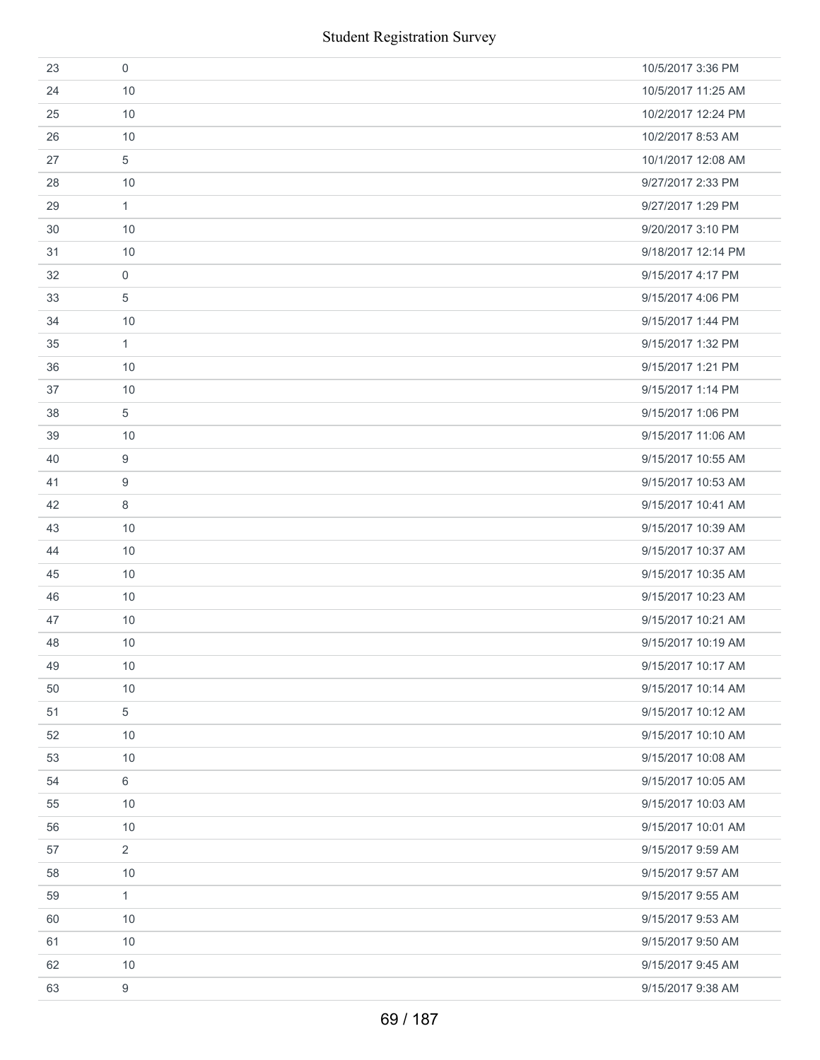| | | |
|---|---|---|
| 23 | 0 | 10/5/2017 3:36 PM |
| 24 | 10 | 10/5/2017 11:25 AM |
| 25 | 10 | 10/2/2017 12:24 PM |
| 26 | 10 | 10/2/2017 8:53 AM |
| 27 | 5 | 10/1/2017 12:08 AM |
| 28 | 10 | 9/27/2017 2:33 PM |
| 29 | 1 | 9/27/2017 1:29 PM |
| 30 | 10 | 9/20/2017 3:10 PM |
| 31 | 10 | 9/18/2017 12:14 PM |
| 32 | 0 | 9/15/2017 4:17 PM |
| 33 | 5 | 9/15/2017 4:06 PM |
| 34 | 10 | 9/15/2017 1:44 PM |
| 35 | 1 | 9/15/2017 1:32 PM |
| 36 | 10 | 9/15/2017 1:21 PM |
| 37 | 10 | 9/15/2017 1:14 PM |
| 38 | 5 | 9/15/2017 1:06 PM |
| 39 | 10 | 9/15/2017 11:06 AM |
| 40 | 9 | 9/15/2017 10:55 AM |
| 41 | 9 | 9/15/2017 10:53 AM |
| 42 | 8 | 9/15/2017 10:41 AM |
| 43 | 10 | 9/15/2017 10:39 AM |
| 44 | 10 | 9/15/2017 10:37 AM |
| 45 | 10 | 9/15/2017 10:35 AM |
| 46 | 10 | 9/15/2017 10:23 AM |
| 47 | 10 | 9/15/2017 10:21 AM |
| 48 | 10 | 9/15/2017 10:19 AM |
| 49 | 10 | 9/15/2017 10:17 AM |
| 50 | 10 | 9/15/2017 10:14 AM |
| 51 | 5 | 9/15/2017 10:12 AM |
| 52 | 10 | 9/15/2017 10:10 AM |
| 53 | 10 | 9/15/2017 10:08 AM |
| 54 | 6 | 9/15/2017 10:05 AM |
| 55 | 10 | 9/15/2017 10:03 AM |
| 56 | 10 | 9/15/2017 10:01 AM |
| 57 | 2 | 9/15/2017 9:59 AM |
| 58 | 10 | 9/15/2017 9:57 AM |
| 59 | 1 | 9/15/2017 9:55 AM |
| 60 | 10 | 9/15/2017 9:53 AM |
| 61 | 10 | 9/15/2017 9:50 AM |
| 62 | 10 | 9/15/2017 9:45 AM |
| 63 | 9 | 9/15/2017 9:38 AM |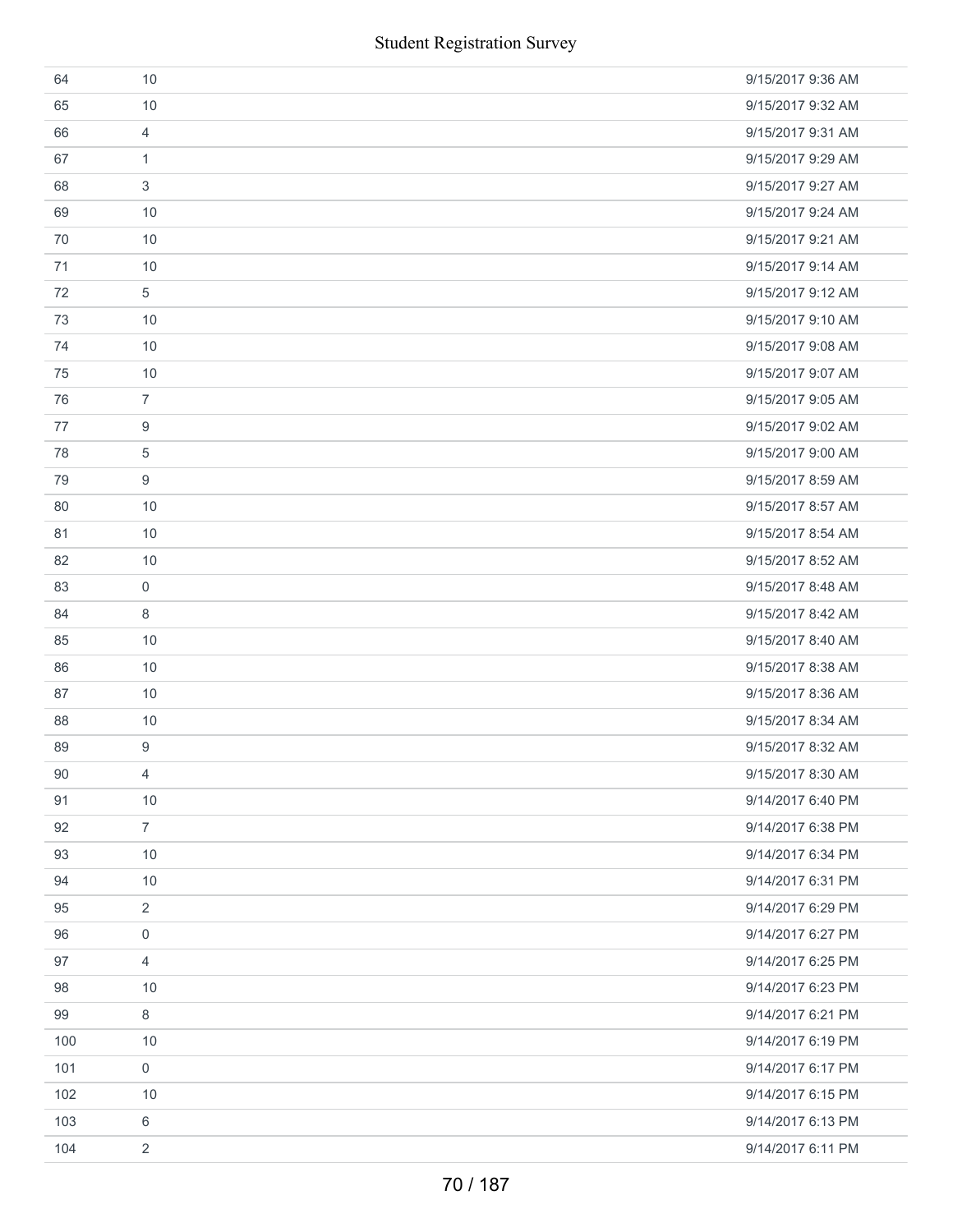| | | |
|---|---|---|
| 64 | 10 | 9/15/2017 9:36 AM |
| 65 | 10 | 9/15/2017 9:32 AM |
| 66 | 4 | 9/15/2017 9:31 AM |
| 67 | 1 | 9/15/2017 9:29 AM |
| 68 | 3 | 9/15/2017 9:27 AM |
| 69 | 10 | 9/15/2017 9:24 AM |
| 70 | 10 | 9/15/2017 9:21 AM |
| 71 | 10 | 9/15/2017 9:14 AM |
| 72 | 5 | 9/15/2017 9:12 AM |
| 73 | 10 | 9/15/2017 9:10 AM |
| 74 | 10 | 9/15/2017 9:08 AM |
| 75 | 10 | 9/15/2017 9:07 AM |
| 76 | 7 | 9/15/2017 9:05 AM |
| 77 | 9 | 9/15/2017 9:02 AM |
| 78 | 5 | 9/15/2017 9:00 AM |
| 79 | 9 | 9/15/2017 8:59 AM |
| 80 | 10 | 9/15/2017 8:57 AM |
| 81 | 10 | 9/15/2017 8:54 AM |
| 82 | 10 | 9/15/2017 8:52 AM |
| 83 | 0 | 9/15/2017 8:48 AM |
| 84 | 8 | 9/15/2017 8:42 AM |
| 85 | 10 | 9/15/2017 8:40 AM |
| 86 | 10 | 9/15/2017 8:38 AM |
| 87 | 10 | 9/15/2017 8:36 AM |
| 88 | 10 | 9/15/2017 8:34 AM |
| 89 | 9 | 9/15/2017 8:32 AM |
| 90 | 4 | 9/15/2017 8:30 AM |
| 91 | 10 | 9/14/2017 6:40 PM |
| 92 | 7 | 9/14/2017 6:38 PM |
| 93 | 10 | 9/14/2017 6:34 PM |
| 94 | 10 | 9/14/2017 6:31 PM |
| 95 | 2 | 9/14/2017 6:29 PM |
| 96 | 0 | 9/14/2017 6:27 PM |
| 97 | 4 | 9/14/2017 6:25 PM |
| 98 | 10 | 9/14/2017 6:23 PM |
| 99 | 8 | 9/14/2017 6:21 PM |
| 100 | 10 | 9/14/2017 6:19 PM |
| 101 | 0 | 9/14/2017 6:17 PM |
| 102 | 10 | 9/14/2017 6:15 PM |
| 103 | 6 | 9/14/2017 6:13 PM |
| 104 | 2 | 9/14/2017 6:11 PM |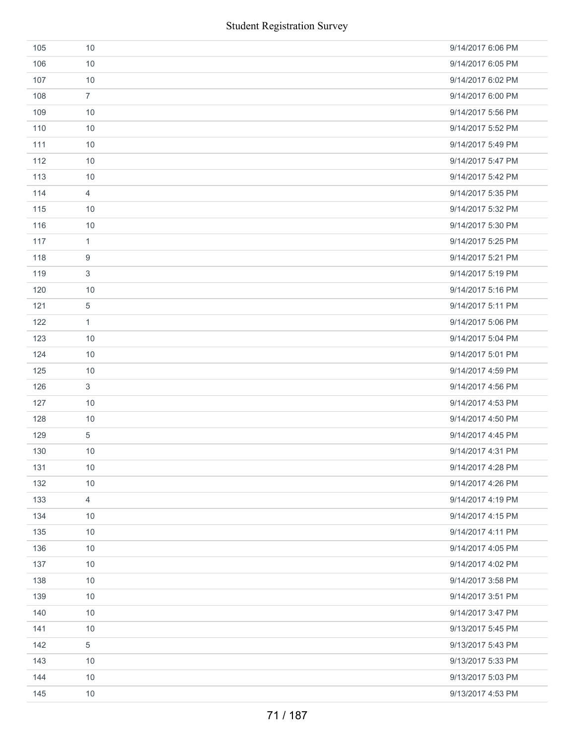| | | |
|---|---|---|
| 105 | 10 | 9/14/2017 6:06 PM |
| 106 | 10 | 9/14/2017 6:05 PM |
| 107 | 10 | 9/14/2017 6:02 PM |
| 108 | 7 | 9/14/2017 6:00 PM |
| 109 | 10 | 9/14/2017 5:56 PM |
| 110 | 10 | 9/14/2017 5:52 PM |
| 111 | 10 | 9/14/2017 5:49 PM |
| 112 | 10 | 9/14/2017 5:47 PM |
| 113 | 10 | 9/14/2017 5:42 PM |
| 114 | 4 | 9/14/2017 5:35 PM |
| 115 | 10 | 9/14/2017 5:32 PM |
| 116 | 10 | 9/14/2017 5:30 PM |
| 117 | 1 | 9/14/2017 5:25 PM |
| 118 | 9 | 9/14/2017 5:21 PM |
| 119 | 3 | 9/14/2017 5:19 PM |
| 120 | 10 | 9/14/2017 5:16 PM |
| 121 | 5 | 9/14/2017 5:11 PM |
| 122 | 1 | 9/14/2017 5:06 PM |
| 123 | 10 | 9/14/2017 5:04 PM |
| 124 | 10 | 9/14/2017 5:01 PM |
| 125 | 10 | 9/14/2017 4:59 PM |
| 126 | 3 | 9/14/2017 4:56 PM |
| 127 | 10 | 9/14/2017 4:53 PM |
| 128 | 10 | 9/14/2017 4:50 PM |
| 129 | 5 | 9/14/2017 4:45 PM |
| 130 | 10 | 9/14/2017 4:31 PM |
| 131 | 10 | 9/14/2017 4:28 PM |
| 132 | 10 | 9/14/2017 4:26 PM |
| 133 | 4 | 9/14/2017 4:19 PM |
| 134 | 10 | 9/14/2017 4:15 PM |
| 135 | 10 | 9/14/2017 4:11 PM |
| 136 | 10 | 9/14/2017 4:05 PM |
| 137 | 10 | 9/14/2017 4:02 PM |
| 138 | 10 | 9/14/2017 3:58 PM |
| 139 | 10 | 9/14/2017 3:51 PM |
| 140 | 10 | 9/14/2017 3:47 PM |
| 141 | 10 | 9/13/2017 5:45 PM |
| 142 | 5 | 9/13/2017 5:43 PM |
| 143 | 10 | 9/13/2017 5:33 PM |
| 144 | 10 | 9/13/2017 5:03 PM |
| 145 | 10 | 9/13/2017 4:53 PM |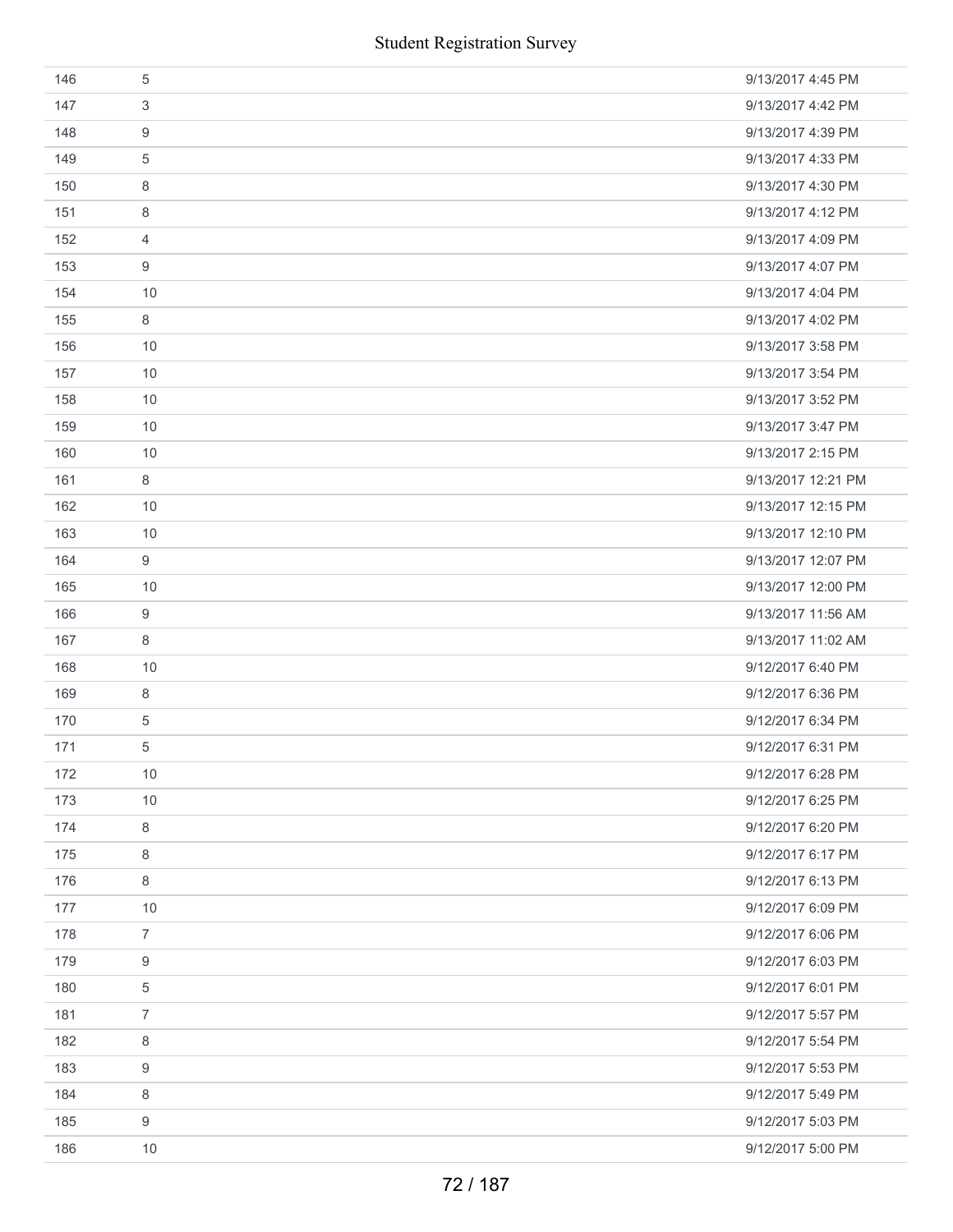| | | |
|---|---|---|
| 146 | 5 | 9/13/2017 4:45 PM |
| 147 | 3 | 9/13/2017 4:42 PM |
| 148 | 9 | 9/13/2017 4:39 PM |
| 149 | 5 | 9/13/2017 4:33 PM |
| 150 | 8 | 9/13/2017 4:30 PM |
| 151 | 8 | 9/13/2017 4:12 PM |
| 152 | 4 | 9/13/2017 4:09 PM |
| 153 | 9 | 9/13/2017 4:07 PM |
| 154 | 10 | 9/13/2017 4:04 PM |
| 155 | 8 | 9/13/2017 4:02 PM |
| 156 | 10 | 9/13/2017 3:58 PM |
| 157 | 10 | 9/13/2017 3:54 PM |
| 158 | 10 | 9/13/2017 3:52 PM |
| 159 | 10 | 9/13/2017 3:47 PM |
| 160 | 10 | 9/13/2017 2:15 PM |
| 161 | 8 | 9/13/2017 12:21 PM |
| 162 | 10 | 9/13/2017 12:15 PM |
| 163 | 10 | 9/13/2017 12:10 PM |
| 164 | 9 | 9/13/2017 12:07 PM |
| 165 | 10 | 9/13/2017 12:00 PM |
| 166 | 9 | 9/13/2017 11:56 AM |
| 167 | 8 | 9/13/2017 11:02 AM |
| 168 | 10 | 9/12/2017 6:40 PM |
| 169 | 8 | 9/12/2017 6:36 PM |
| 170 | 5 | 9/12/2017 6:34 PM |
| 171 | 5 | 9/12/2017 6:31 PM |
| 172 | 10 | 9/12/2017 6:28 PM |
| 173 | 10 | 9/12/2017 6:25 PM |
| 174 | 8 | 9/12/2017 6:20 PM |
| 175 | 8 | 9/12/2017 6:17 PM |
| 176 | 8 | 9/12/2017 6:13 PM |
| 177 | 10 | 9/12/2017 6:09 PM |
| 178 | 7 | 9/12/2017 6:06 PM |
| 179 | 9 | 9/12/2017 6:03 PM |
| 180 | 5 | 9/12/2017 6:01 PM |
| 181 | 7 | 9/12/2017 5:57 PM |
| 182 | 8 | 9/12/2017 5:54 PM |
| 183 | 9 | 9/12/2017 5:53 PM |
| 184 | 8 | 9/12/2017 5:49 PM |
| 185 | 9 | 9/12/2017 5:03 PM |
| 186 | 10 | 9/12/2017 5:00 PM |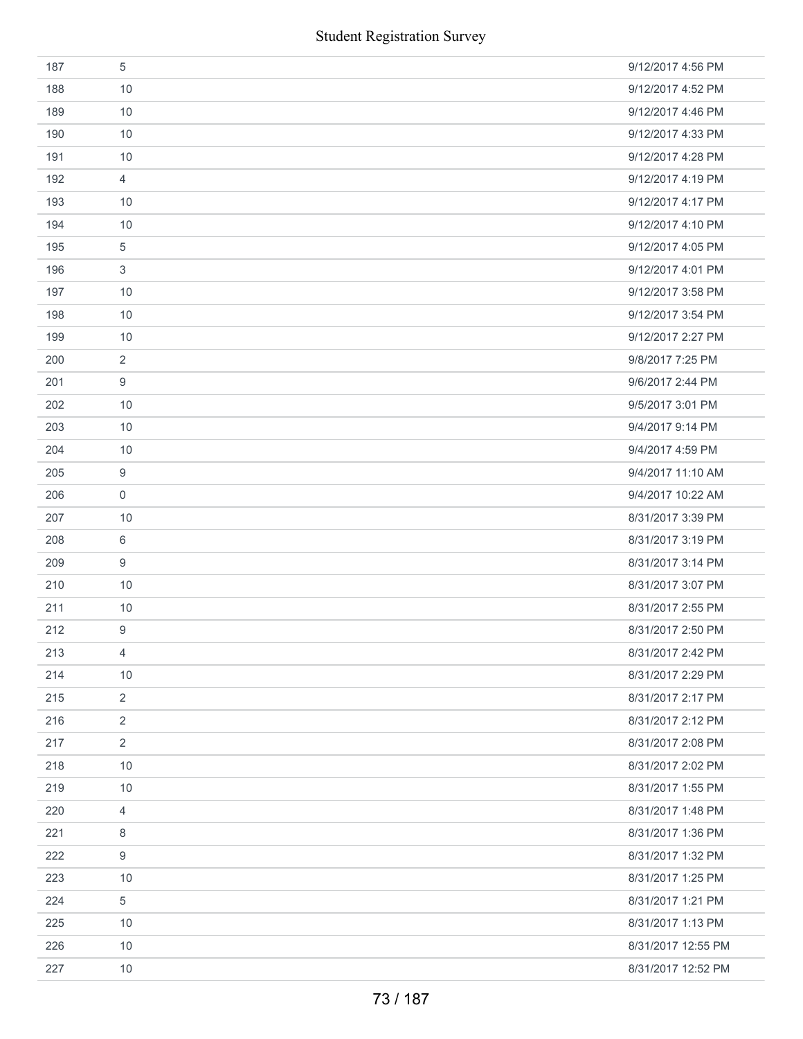| | | |
|---|---|---|
| 187 | 5 | 9/12/2017 4:56 PM |
| 188 | 10 | 9/12/2017 4:52 PM |
| 189 | 10 | 9/12/2017 4:46 PM |
| 190 | 10 | 9/12/2017 4:33 PM |
| 191 | 10 | 9/12/2017 4:28 PM |
| 192 | 4 | 9/12/2017 4:19 PM |
| 193 | 10 | 9/12/2017 4:17 PM |
| 194 | 10 | 9/12/2017 4:10 PM |
| 195 | 5 | 9/12/2017 4:05 PM |
| 196 | 3 | 9/12/2017 4:01 PM |
| 197 | 10 | 9/12/2017 3:58 PM |
| 198 | 10 | 9/12/2017 3:54 PM |
| 199 | 10 | 9/12/2017 2:27 PM |
| 200 | 2 | 9/8/2017 7:25 PM |
| 201 | 9 | 9/6/2017 2:44 PM |
| 202 | 10 | 9/5/2017 3:01 PM |
| 203 | 10 | 9/4/2017 9:14 PM |
| 204 | 10 | 9/4/2017 4:59 PM |
| 205 | 9 | 9/4/2017 11:10 AM |
| 206 | 0 | 9/4/2017 10:22 AM |
| 207 | 10 | 8/31/2017 3:39 PM |
| 208 | 6 | 8/31/2017 3:19 PM |
| 209 | 9 | 8/31/2017 3:14 PM |
| 210 | 10 | 8/31/2017 3:07 PM |
| 211 | 10 | 8/31/2017 2:55 PM |
| 212 | 9 | 8/31/2017 2:50 PM |
| 213 | 4 | 8/31/2017 2:42 PM |
| 214 | 10 | 8/31/2017 2:29 PM |
| 215 | 2 | 8/31/2017 2:17 PM |
| 216 | 2 | 8/31/2017 2:12 PM |
| 217 | 2 | 8/31/2017 2:08 PM |
| 218 | 10 | 8/31/2017 2:02 PM |
| 219 | 10 | 8/31/2017 1:55 PM |
| 220 | 4 | 8/31/2017 1:48 PM |
| 221 | 8 | 8/31/2017 1:36 PM |
| 222 | 9 | 8/31/2017 1:32 PM |
| 223 | 10 | 8/31/2017 1:25 PM |
| 224 | 5 | 8/31/2017 1:21 PM |
| 225 | 10 | 8/31/2017 1:13 PM |
| 226 | 10 | 8/31/2017 12:55 PM |
| 227 | 10 | 8/31/2017 12:52 PM |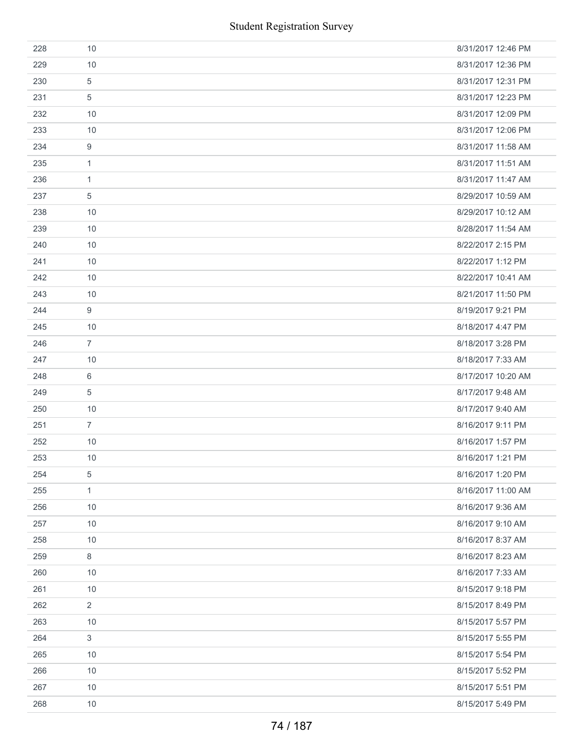| | | |
|---|---|---|
| 228 | 10 | 8/31/2017 12:46 PM |
| 229 | 10 | 8/31/2017 12:36 PM |
| 230 | 5 | 8/31/2017 12:31 PM |
| 231 | 5 | 8/31/2017 12:23 PM |
| 232 | 10 | 8/31/2017 12:09 PM |
| 233 | 10 | 8/31/2017 12:06 PM |
| 234 | 9 | 8/31/2017 11:58 AM |
| 235 | 1 | 8/31/2017 11:51 AM |
| 236 | 1 | 8/31/2017 11:47 AM |
| 237 | 5 | 8/29/2017 10:59 AM |
| 238 | 10 | 8/29/2017 10:12 AM |
| 239 | 10 | 8/28/2017 11:54 AM |
| 240 | 10 | 8/22/2017 2:15 PM |
| 241 | 10 | 8/22/2017 1:12 PM |
| 242 | 10 | 8/22/2017 10:41 AM |
| 243 | 10 | 8/21/2017 11:50 PM |
| 244 | 9 | 8/19/2017 9:21 PM |
| 245 | 10 | 8/18/2017 4:47 PM |
| 246 | 7 | 8/18/2017 3:28 PM |
| 247 | 10 | 8/18/2017 7:33 AM |
| 248 | 6 | 8/17/2017 10:20 AM |
| 249 | 5 | 8/17/2017 9:48 AM |
| 250 | 10 | 8/17/2017 9:40 AM |
| 251 | 7 | 8/16/2017 9:11 PM |
| 252 | 10 | 8/16/2017 1:57 PM |
| 253 | 10 | 8/16/2017 1:21 PM |
| 254 | 5 | 8/16/2017 1:20 PM |
| 255 | 1 | 8/16/2017 11:00 AM |
| 256 | 10 | 8/16/2017 9:36 AM |
| 257 | 10 | 8/16/2017 9:10 AM |
| 258 | 10 | 8/16/2017 8:37 AM |
| 259 | 8 | 8/16/2017 8:23 AM |
| 260 | 10 | 8/16/2017 7:33 AM |
| 261 | 10 | 8/15/2017 9:18 PM |
| 262 | 2 | 8/15/2017 8:49 PM |
| 263 | 10 | 8/15/2017 5:57 PM |
| 264 | 3 | 8/15/2017 5:55 PM |
| 265 | 10 | 8/15/2017 5:54 PM |
| 266 | 10 | 8/15/2017 5:52 PM |
| 267 | 10 | 8/15/2017 5:51 PM |
| 268 | 10 | 8/15/2017 5:49 PM |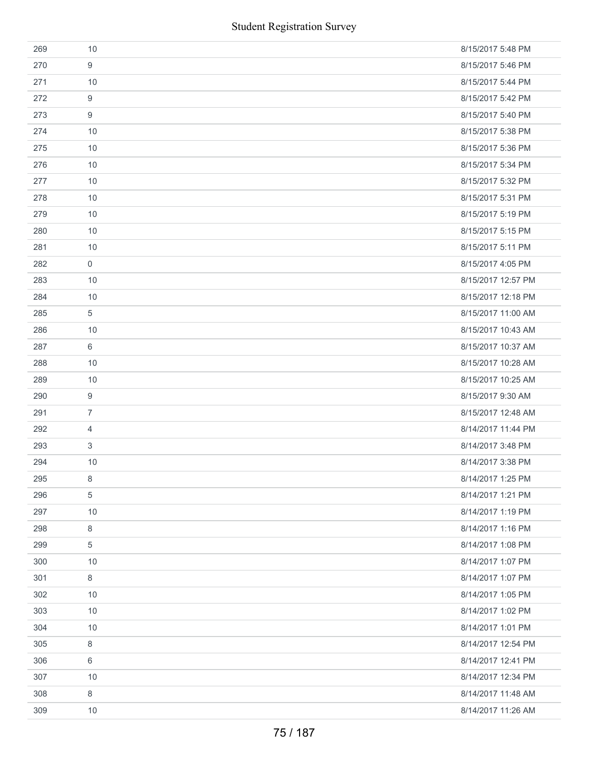| | | |
|---|---|---|
| 269 | 10 | 8/15/2017 5:48 PM |
| 270 | 9 | 8/15/2017 5:46 PM |
| 271 | 10 | 8/15/2017 5:44 PM |
| 272 | 9 | 8/15/2017 5:42 PM |
| 273 | 9 | 8/15/2017 5:40 PM |
| 274 | 10 | 8/15/2017 5:38 PM |
| 275 | 10 | 8/15/2017 5:36 PM |
| 276 | 10 | 8/15/2017 5:34 PM |
| 277 | 10 | 8/15/2017 5:32 PM |
| 278 | 10 | 8/15/2017 5:31 PM |
| 279 | 10 | 8/15/2017 5:19 PM |
| 280 | 10 | 8/15/2017 5:15 PM |
| 281 | 10 | 8/15/2017 5:11 PM |
| 282 | 0 | 8/15/2017 4:05 PM |
| 283 | 10 | 8/15/2017 12:57 PM |
| 284 | 10 | 8/15/2017 12:18 PM |
| 285 | 5 | 8/15/2017 11:00 AM |
| 286 | 10 | 8/15/2017 10:43 AM |
| 287 | 6 | 8/15/2017 10:37 AM |
| 288 | 10 | 8/15/2017 10:28 AM |
| 289 | 10 | 8/15/2017 10:25 AM |
| 290 | 9 | 8/15/2017 9:30 AM |
| 291 | 7 | 8/15/2017 12:48 AM |
| 292 | 4 | 8/14/2017 11:44 PM |
| 293 | 3 | 8/14/2017 3:48 PM |
| 294 | 10 | 8/14/2017 3:38 PM |
| 295 | 8 | 8/14/2017 1:25 PM |
| 296 | 5 | 8/14/2017 1:21 PM |
| 297 | 10 | 8/14/2017 1:19 PM |
| 298 | 8 | 8/14/2017 1:16 PM |
| 299 | 5 | 8/14/2017 1:08 PM |
| 300 | 10 | 8/14/2017 1:07 PM |
| 301 | 8 | 8/14/2017 1:07 PM |
| 302 | 10 | 8/14/2017 1:05 PM |
| 303 | 10 | 8/14/2017 1:02 PM |
| 304 | 10 | 8/14/2017 1:01 PM |
| 305 | 8 | 8/14/2017 12:54 PM |
| 306 | 6 | 8/14/2017 12:41 PM |
| 307 | 10 | 8/14/2017 12:34 PM |
| 308 | 8 | 8/14/2017 11:48 AM |
| 309 | 10 | 8/14/2017 11:26 AM |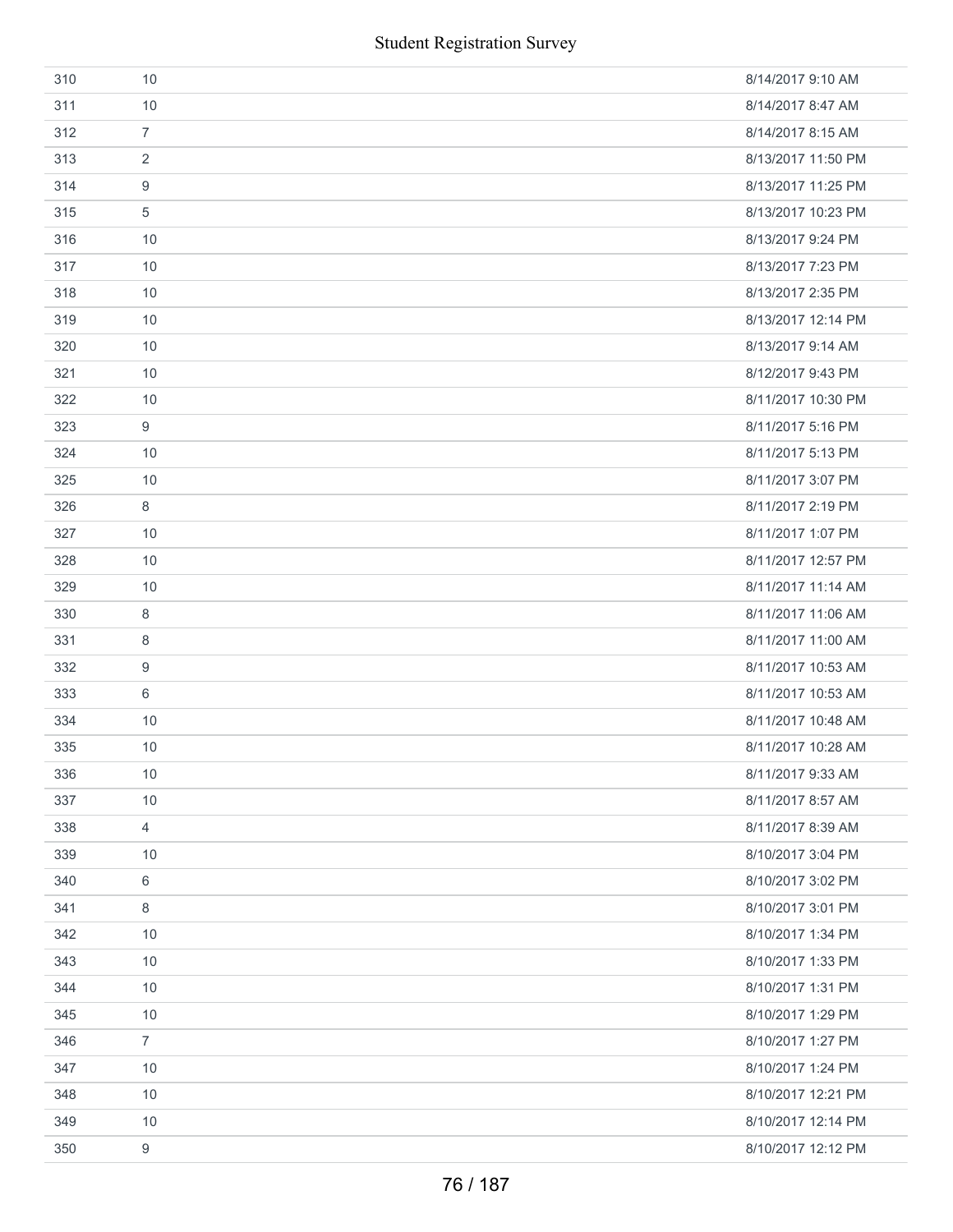| | | |
|---|---|---|
| 310 | 10 | 8/14/2017 9:10 AM |
| 311 | 10 | 8/14/2017 8:47 AM |
| 312 | 7 | 8/14/2017 8:15 AM |
| 313 | 2 | 8/13/2017 11:50 PM |
| 314 | 9 | 8/13/2017 11:25 PM |
| 315 | 5 | 8/13/2017 10:23 PM |
| 316 | 10 | 8/13/2017 9:24 PM |
| 317 | 10 | 8/13/2017 7:23 PM |
| 318 | 10 | 8/13/2017 2:35 PM |
| 319 | 10 | 8/13/2017 12:14 PM |
| 320 | 10 | 8/13/2017 9:14 AM |
| 321 | 10 | 8/12/2017 9:43 PM |
| 322 | 10 | 8/11/2017 10:30 PM |
| 323 | 9 | 8/11/2017 5:16 PM |
| 324 | 10 | 8/11/2017 5:13 PM |
| 325 | 10 | 8/11/2017 3:07 PM |
| 326 | 8 | 8/11/2017 2:19 PM |
| 327 | 10 | 8/11/2017 1:07 PM |
| 328 | 10 | 8/11/2017 12:57 PM |
| 329 | 10 | 8/11/2017 11:14 AM |
| 330 | 8 | 8/11/2017 11:06 AM |
| 331 | 8 | 8/11/2017 11:00 AM |
| 332 | 9 | 8/11/2017 10:53 AM |
| 333 | 6 | 8/11/2017 10:53 AM |
| 334 | 10 | 8/11/2017 10:48 AM |
| 335 | 10 | 8/11/2017 10:28 AM |
| 336 | 10 | 8/11/2017 9:33 AM |
| 337 | 10 | 8/11/2017 8:57 AM |
| 338 | 4 | 8/11/2017 8:39 AM |
| 339 | 10 | 8/10/2017 3:04 PM |
| 340 | 6 | 8/10/2017 3:02 PM |
| 341 | 8 | 8/10/2017 3:01 PM |
| 342 | 10 | 8/10/2017 1:34 PM |
| 343 | 10 | 8/10/2017 1:33 PM |
| 344 | 10 | 8/10/2017 1:31 PM |
| 345 | 10 | 8/10/2017 1:29 PM |
| 346 | 7 | 8/10/2017 1:27 PM |
| 347 | 10 | 8/10/2017 1:24 PM |
| 348 | 10 | 8/10/2017 12:21 PM |
| 349 | 10 | 8/10/2017 12:14 PM |
| 350 | 9 | 8/10/2017 12:12 PM |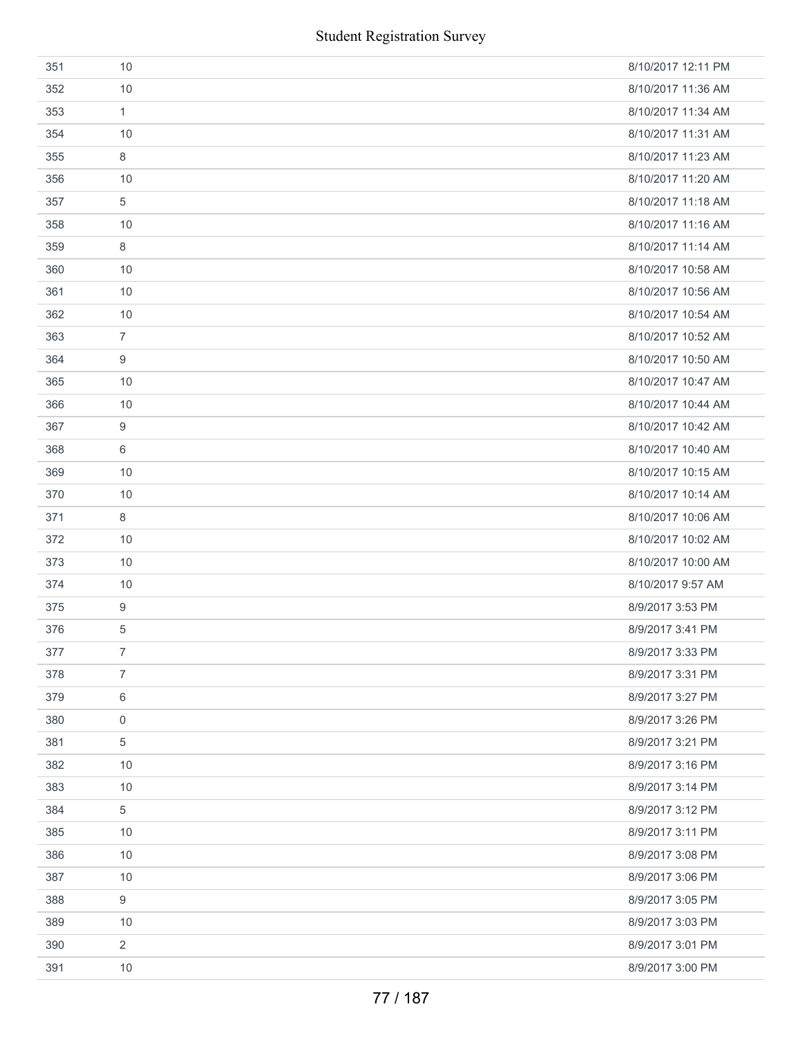| | | |
|---|---|---|
| 351 | 10 | 8/10/2017 12:11 PM |
| 352 | 10 | 8/10/2017 11:36 AM |
| 353 | 1 | 8/10/2017 11:34 AM |
| 354 | 10 | 8/10/2017 11:31 AM |
| 355 | 8 | 8/10/2017 11:23 AM |
| 356 | 10 | 8/10/2017 11:20 AM |
| 357 | 5 | 8/10/2017 11:18 AM |
| 358 | 10 | 8/10/2017 11:16 AM |
| 359 | 8 | 8/10/2017 11:14 AM |
| 360 | 10 | 8/10/2017 10:58 AM |
| 361 | 10 | 8/10/2017 10:56 AM |
| 362 | 10 | 8/10/2017 10:54 AM |
| 363 | 7 | 8/10/2017 10:52 AM |
| 364 | 9 | 8/10/2017 10:50 AM |
| 365 | 10 | 8/10/2017 10:47 AM |
| 366 | 10 | 8/10/2017 10:44 AM |
| 367 | 9 | 8/10/2017 10:42 AM |
| 368 | 6 | 8/10/2017 10:40 AM |
| 369 | 10 | 8/10/2017 10:15 AM |
| 370 | 10 | 8/10/2017 10:14 AM |
| 371 | 8 | 8/10/2017 10:06 AM |
| 372 | 10 | 8/10/2017 10:02 AM |
| 373 | 10 | 8/10/2017 10:00 AM |
| 374 | 10 | 8/10/2017 9:57 AM |
| 375 | 9 | 8/9/2017 3:53 PM |
| 376 | 5 | 8/9/2017 3:41 PM |
| 377 | 7 | 8/9/2017 3:33 PM |
| 378 | 7 | 8/9/2017 3:31 PM |
| 379 | 6 | 8/9/2017 3:27 PM |
| 380 | 0 | 8/9/2017 3:26 PM |
| 381 | 5 | 8/9/2017 3:21 PM |
| 382 | 10 | 8/9/2017 3:16 PM |
| 383 | 10 | 8/9/2017 3:14 PM |
| 384 | 5 | 8/9/2017 3:12 PM |
| 385 | 10 | 8/9/2017 3:11 PM |
| 386 | 10 | 8/9/2017 3:08 PM |
| 387 | 10 | 8/9/2017 3:06 PM |
| 388 | 9 | 8/9/2017 3:05 PM |
| 389 | 10 | 8/9/2017 3:03 PM |
| 390 | 2 | 8/9/2017 3:01 PM |
| 391 | 10 | 8/9/2017 3:00 PM |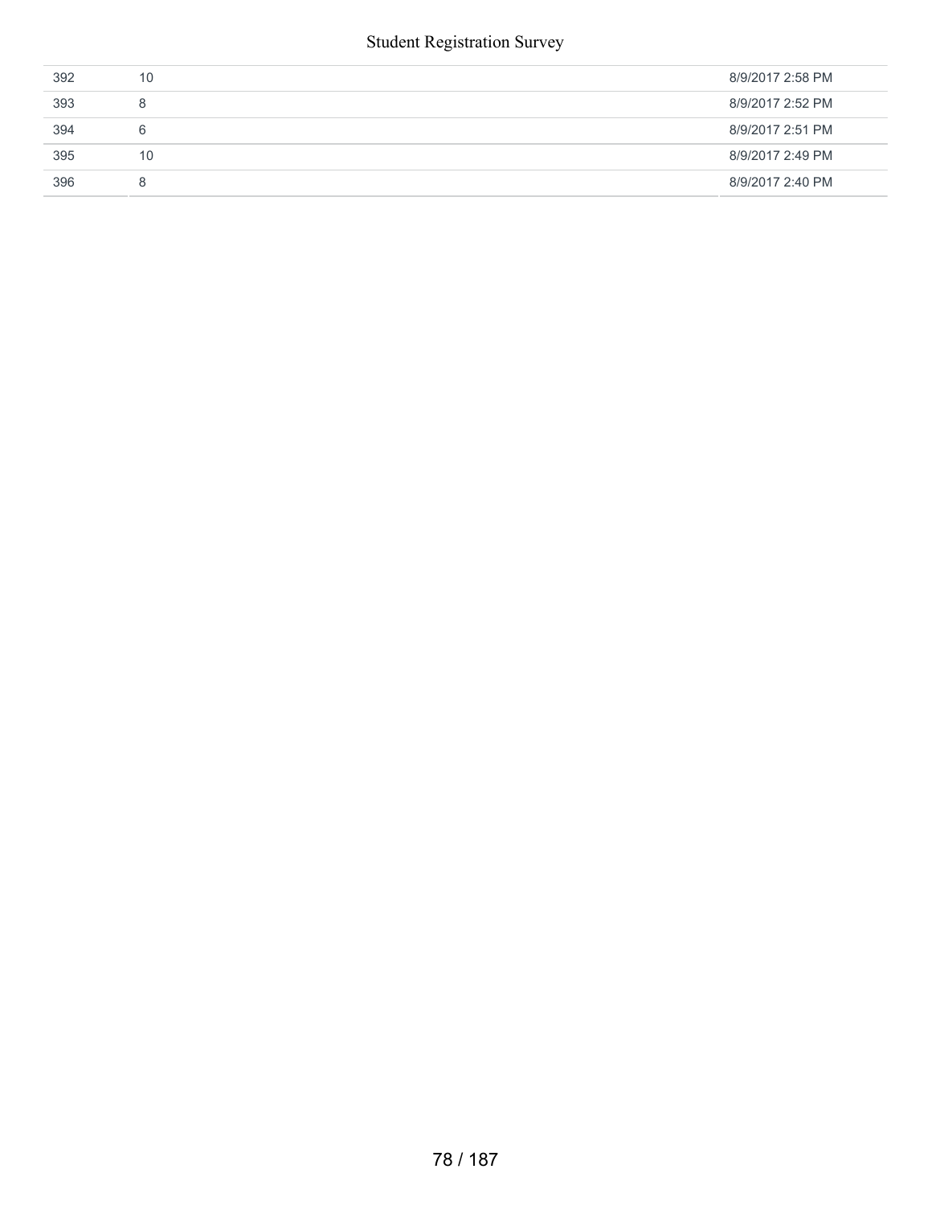| | | |
|---|---|---|
| 392 | 10 | 8/9/2017 2:58 PM |
| 393 | 8 | 8/9/2017 2:52 PM |
| 394 | 6 | 8/9/2017 2:51 PM |
| 395 | 10 | 8/9/2017 2:49 PM |
| 396 | 8 | 8/9/2017 2:40 PM |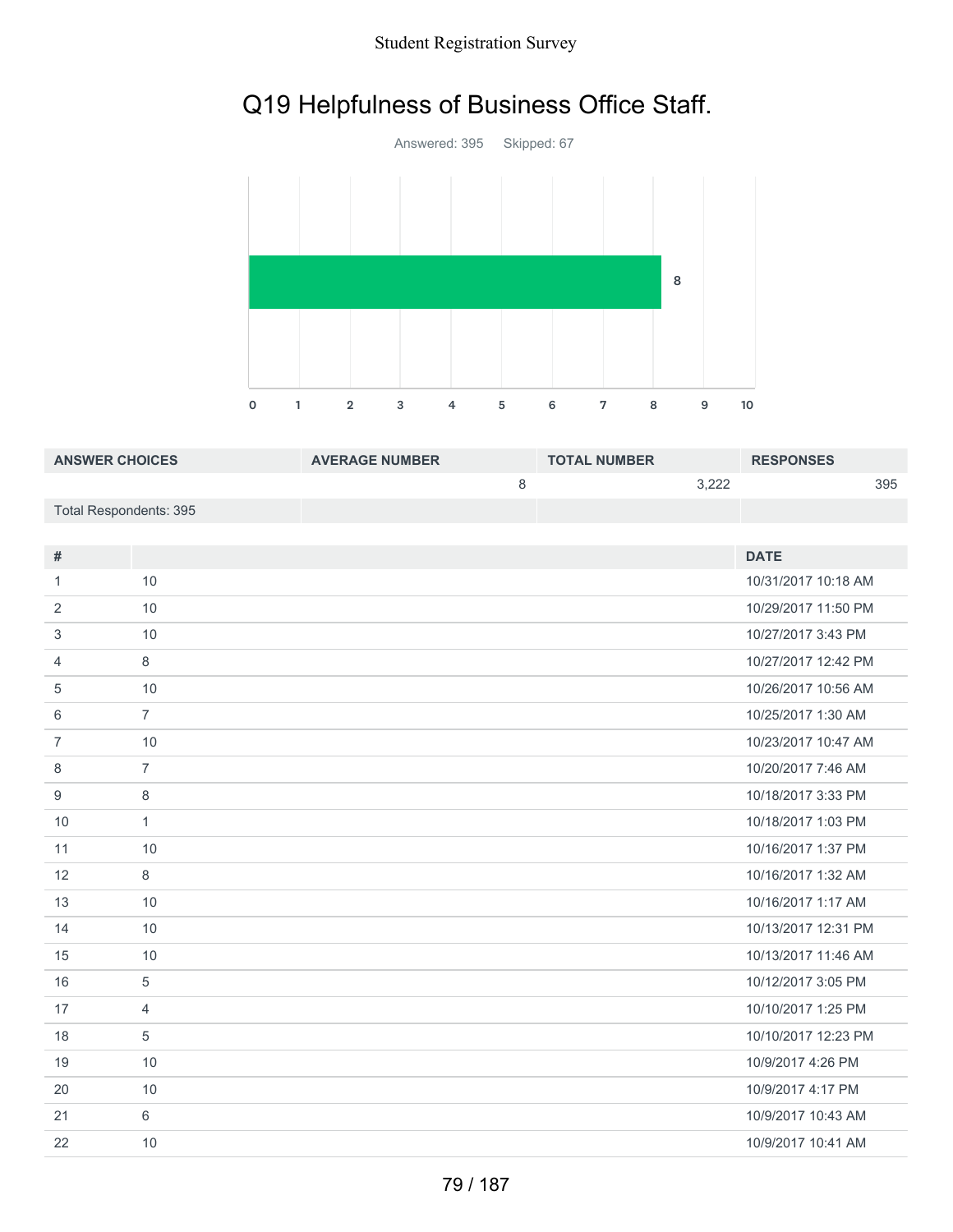# Q19 Helpfulness of Business Office Staff.

Answered: 395 Skipped: 67

| ANSWER CHOICES | AVERAGE NUMBER | TOTAL NUMBER | RESPONSES |
|---|---|---|---|
| | 8 | 3,222 | 395 |
| Total Respondents: 395 | | | |

| # | | DATE |
|---|---|---|
| 1 | 10 | 10/31/2017 10:18 AM |
| 2 | 10 | 10/29/2017 11:50 PM |
| 3 | 10 | 10/27/2017 3:43 PM |
| 4 | 8 | 10/27/2017 12:42 PM |
| 5 | 10 | 10/26/2017 10:56 AM |
| 6 | 7 | 10/25/2017 1:30 AM |
| 7 | 10 | 10/23/2017 10:47 AM |
| 8 | 7 | 10/20/2017 7:46 AM |
| 9 | 8 | 10/18/2017 3:33 PM |
| 10 | 1 | 10/18/2017 1:03 PM |
| 11 | 10 | 10/16/2017 1:37 PM |
| 12 | 8 | 10/16/2017 1:32 AM |
| 13 | 10 | 10/16/2017 1:17 AM |
| 14 | 10 | 10/13/2017 12:31 PM |
| 15 | 10 | 10/13/2017 11:46 AM |
| 16 | 5 | 10/12/2017 3:05 PM |
| 17 | 4 | 10/10/2017 1:25 PM |
| 18 | 5 | 10/10/2017 12:23 PM |
| 19 | 10 | 10/9/2017 4:26 PM |
| 20 | 10 | 10/9/2017 4:17 PM |
| 21 | 6 | 10/9/2017 10:43 AM |
| 22 | 10 | 10/9/2017 10:41 AM |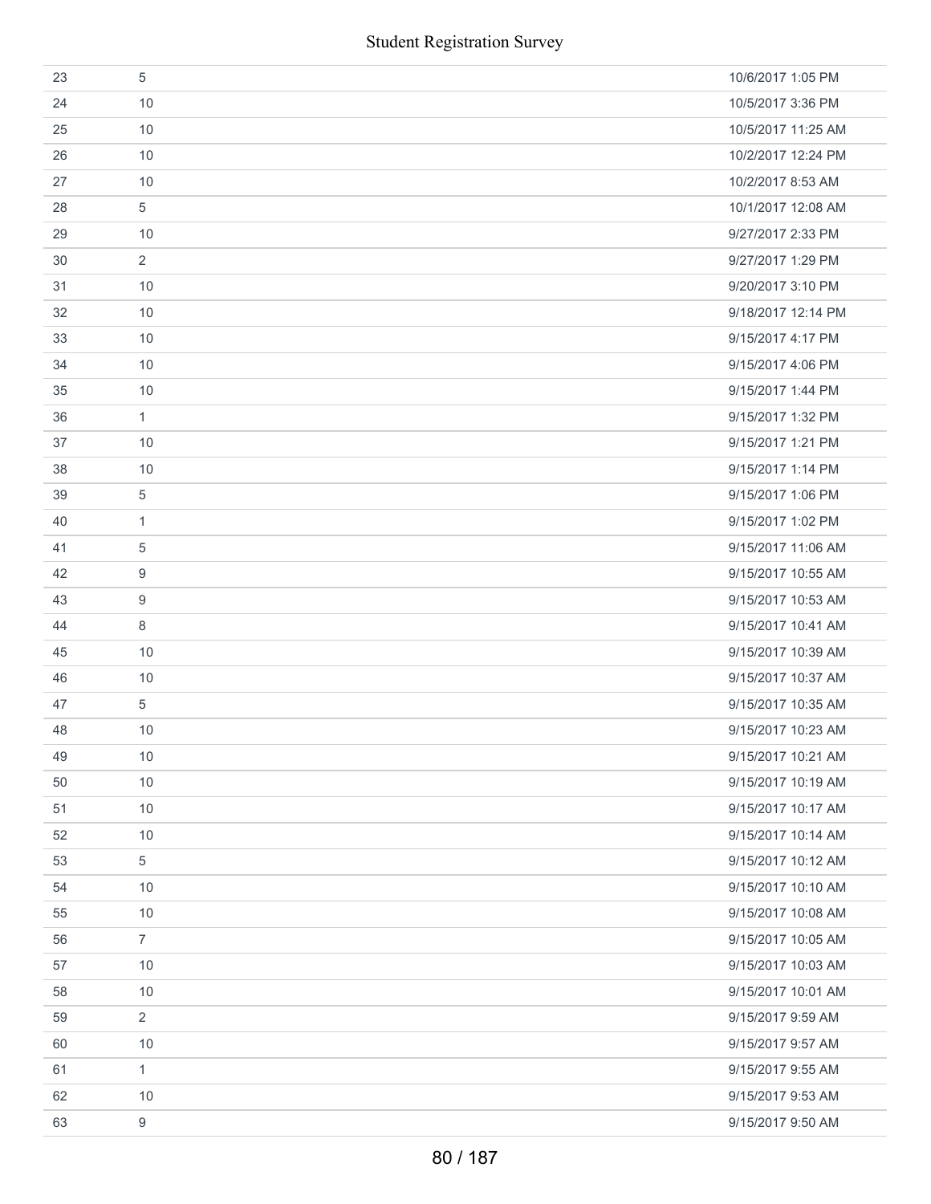| | | |
|---|---|---|
| 23 | 5 | 10/6/2017 1:05 PM |
| 24 | 10 | 10/5/2017 3:36 PM |
| 25 | 10 | 10/5/2017 11:25 AM |
| 26 | 10 | 10/2/2017 12:24 PM |
| 27 | 10 | 10/2/2017 8:53 AM |
| 28 | 5 | 10/1/2017 12:08 AM |
| 29 | 10 | 9/27/2017 2:33 PM |
| 30 | 2 | 9/27/2017 1:29 PM |
| 31 | 10 | 9/20/2017 3:10 PM |
| 32 | 10 | 9/18/2017 12:14 PM |
| 33 | 10 | 9/15/2017 4:17 PM |
| 34 | 10 | 9/15/2017 4:06 PM |
| 35 | 10 | 9/15/2017 1:44 PM |
| 36 | 1 | 9/15/2017 1:32 PM |
| 37 | 10 | 9/15/2017 1:21 PM |
| 38 | 10 | 9/15/2017 1:14 PM |
| 39 | 5 | 9/15/2017 1:06 PM |
| 40 | 1 | 9/15/2017 1:02 PM |
| 41 | 5 | 9/15/2017 11:06 AM |
| 42 | 9 | 9/15/2017 10:55 AM |
| 43 | 9 | 9/15/2017 10:53 AM |
| 44 | 8 | 9/15/2017 10:41 AM |
| 45 | 10 | 9/15/2017 10:39 AM |
| 46 | 10 | 9/15/2017 10:37 AM |
| 47 | 5 | 9/15/2017 10:35 AM |
| 48 | 10 | 9/15/2017 10:23 AM |
| 49 | 10 | 9/15/2017 10:21 AM |
| 50 | 10 | 9/15/2017 10:19 AM |
| 51 | 10 | 9/15/2017 10:17 AM |
| 52 | 10 | 9/15/2017 10:14 AM |
| 53 | 5 | 9/15/2017 10:12 AM |
| 54 | 10 | 9/15/2017 10:10 AM |
| 55 | 10 | 9/15/2017 10:08 AM |
| 56 | 7 | 9/15/2017 10:05 AM |
| 57 | 10 | 9/15/2017 10:03 AM |
| 58 | 10 | 9/15/2017 10:01 AM |
| 59 | 2 | 9/15/2017 9:59 AM |
| 60 | 10 | 9/15/2017 9:57 AM |
| 61 | 1 | 9/15/2017 9:55 AM |
| 62 | 10 | 9/15/2017 9:53 AM |
| 63 | 9 | 9/15/2017 9:50 AM |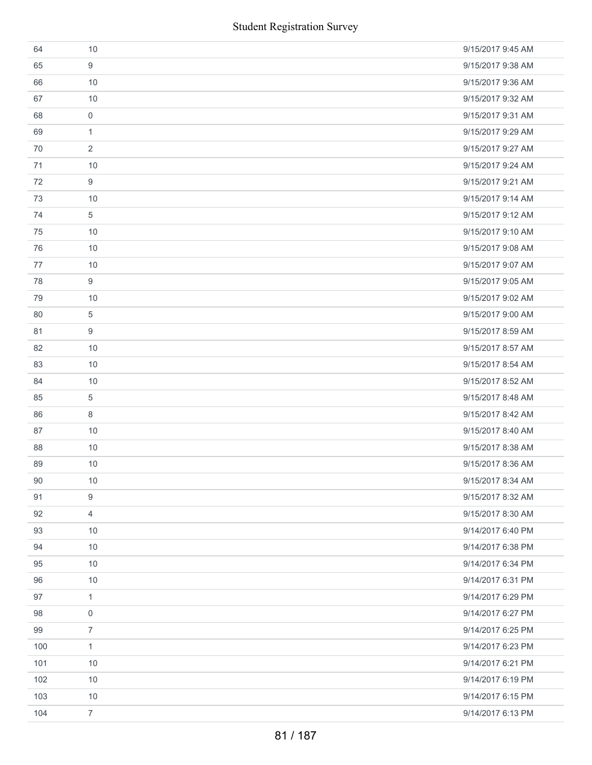| | | |
|---|---|---|
| 64 | 10 | 9/15/2017 9:45 AM |
| 65 | 9 | 9/15/2017 9:38 AM |
| 66 | 10 | 9/15/2017 9:36 AM |
| 67 | 10 | 9/15/2017 9:32 AM |
| 68 | 0 | 9/15/2017 9:31 AM |
| 69 | 1 | 9/15/2017 9:29 AM |
| 70 | 2 | 9/15/2017 9:27 AM |
| 71 | 10 | 9/15/2017 9:24 AM |
| 72 | 9 | 9/15/2017 9:21 AM |
| 73 | 10 | 9/15/2017 9:14 AM |
| 74 | 5 | 9/15/2017 9:12 AM |
| 75 | 10 | 9/15/2017 9:10 AM |
| 76 | 10 | 9/15/2017 9:08 AM |
| 77 | 10 | 9/15/2017 9:07 AM |
| 78 | 9 | 9/15/2017 9:05 AM |
| 79 | 10 | 9/15/2017 9:02 AM |
| 80 | 5 | 9/15/2017 9:00 AM |
| 81 | 9 | 9/15/2017 8:59 AM |
| 82 | 10 | 9/15/2017 8:57 AM |
| 83 | 10 | 9/15/2017 8:54 AM |
| 84 | 10 | 9/15/2017 8:52 AM |
| 85 | 5 | 9/15/2017 8:48 AM |
| 86 | 8 | 9/15/2017 8:42 AM |
| 87 | 10 | 9/15/2017 8:40 AM |
| 88 | 10 | 9/15/2017 8:38 AM |
| 89 | 10 | 9/15/2017 8:36 AM |
| 90 | 10 | 9/15/2017 8:34 AM |
| 91 | 9 | 9/15/2017 8:32 AM |
| 92 | 4 | 9/15/2017 8:30 AM |
| 93 | 10 | 9/14/2017 6:40 PM |
| 94 | 10 | 9/14/2017 6:38 PM |
| 95 | 10 | 9/14/2017 6:34 PM |
| 96 | 10 | 9/14/2017 6:31 PM |
| 97 | 1 | 9/14/2017 6:29 PM |
| 98 | 0 | 9/14/2017 6:27 PM |
| 99 | 7 | 9/14/2017 6:25 PM |
| 100 | 1 | 9/14/2017 6:23 PM |
| 101 | 10 | 9/14/2017 6:21 PM |
| 102 | 10 | 9/14/2017 6:19 PM |
| 103 | 10 | 9/14/2017 6:15 PM |
| 104 | 7 | 9/14/2017 6:13 PM |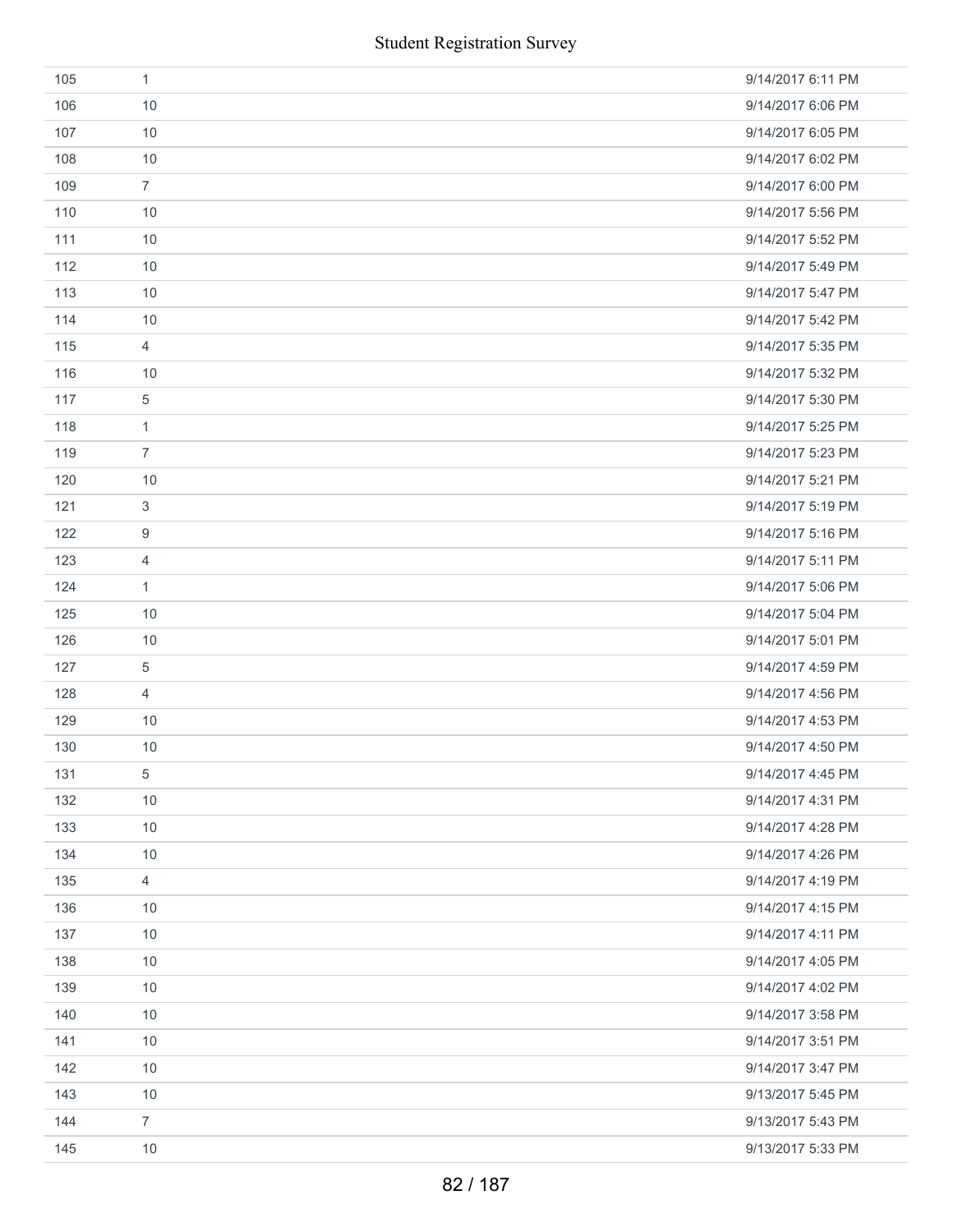| | | |
|---|---|---|
| 105 | 1 | 9/14/2017 6:11 PM |
| 106 | 10 | 9/14/2017 6:06 PM |
| 107 | 10 | 9/14/2017 6:05 PM |
| 108 | 10 | 9/14/2017 6:02 PM |
| 109 | 7 | 9/14/2017 6:00 PM |
| 110 | 10 | 9/14/2017 5:56 PM |
| 111 | 10 | 9/14/2017 5:52 PM |
| 112 | 10 | 9/14/2017 5:49 PM |
| 113 | 10 | 9/14/2017 5:47 PM |
| 114 | 10 | 9/14/2017 5:42 PM |
| 115 | 4 | 9/14/2017 5:35 PM |
| 116 | 10 | 9/14/2017 5:32 PM |
| 117 | 5 | 9/14/2017 5:30 PM |
| 118 | 1 | 9/14/2017 5:25 PM |
| 119 | 7 | 9/14/2017 5:23 PM |
| 120 | 10 | 9/14/2017 5:21 PM |
| 121 | 3 | 9/14/2017 5:19 PM |
| 122 | 9 | 9/14/2017 5:16 PM |
| 123 | 4 | 9/14/2017 5:11 PM |
| 124 | 1 | 9/14/2017 5:06 PM |
| 125 | 10 | 9/14/2017 5:04 PM |
| 126 | 10 | 9/14/2017 5:01 PM |
| 127 | 5 | 9/14/2017 4:59 PM |
| 128 | 4 | 9/14/2017 4:56 PM |
| 129 | 10 | 9/14/2017 4:53 PM |
| 130 | 10 | 9/14/2017 4:50 PM |
| 131 | 5 | 9/14/2017 4:45 PM |
| 132 | 10 | 9/14/2017 4:31 PM |
| 133 | 10 | 9/14/2017 4:28 PM |
| 134 | 10 | 9/14/2017 4:26 PM |
| 135 | 4 | 9/14/2017 4:19 PM |
| 136 | 10 | 9/14/2017 4:15 PM |
| 137 | 10 | 9/14/2017 4:11 PM |
| 138 | 10 | 9/14/2017 4:05 PM |
| 139 | 10 | 9/14/2017 4:02 PM |
| 140 | 10 | 9/14/2017 3:58 PM |
| 141 | 10 | 9/14/2017 3:51 PM |
| 142 | 10 | 9/14/2017 3:47 PM |
| 143 | 10 | 9/13/2017 5:45 PM |
| 144 | 7 | 9/13/2017 5:43 PM |
| 145 | 10 | 9/13/2017 5:33 PM |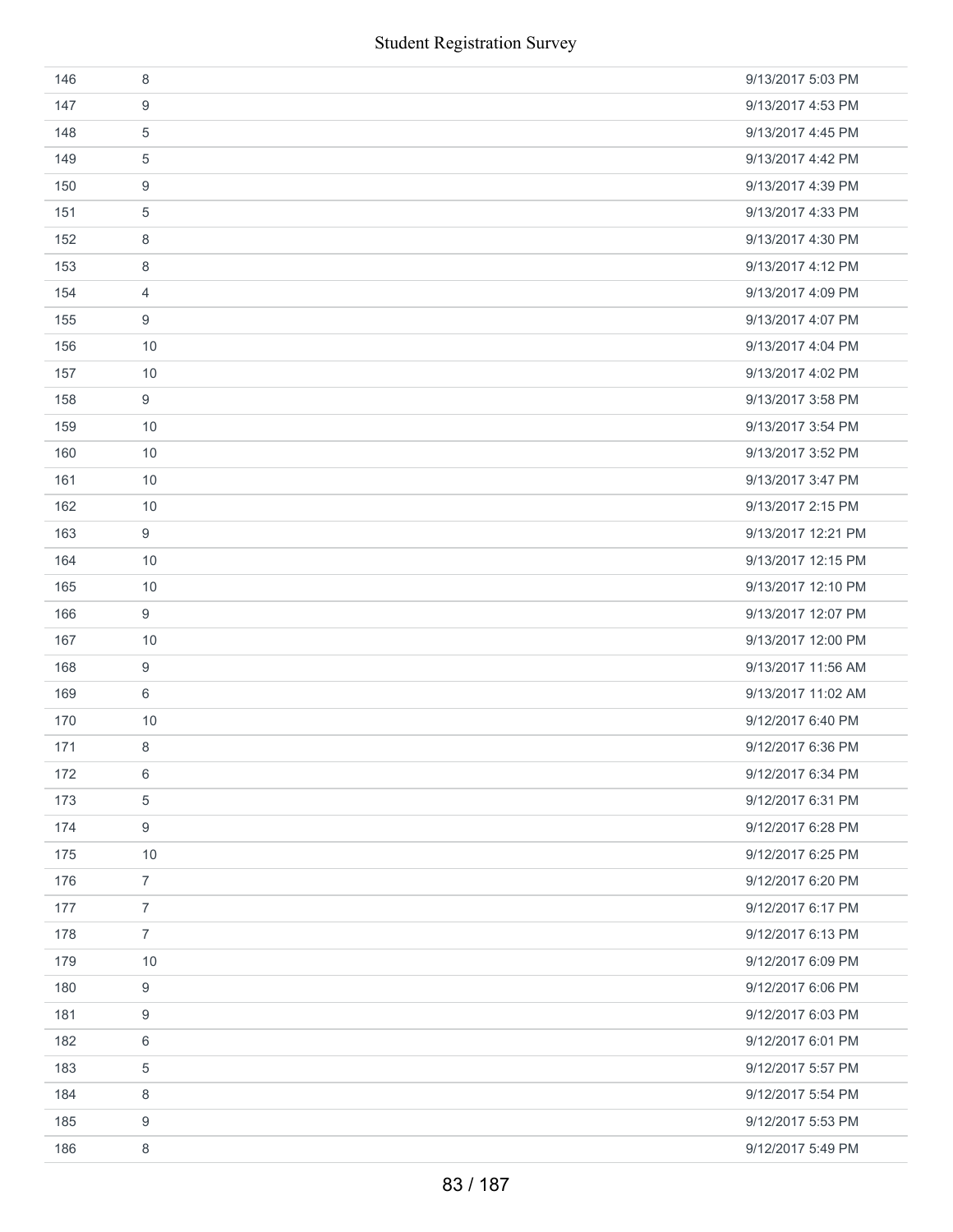| | | |
|---|---|---|
| 146 | 8 | 9/13/2017 5:03 PM |
| 147 | 9 | 9/13/2017 4:53 PM |
| 148 | 5 | 9/13/2017 4:45 PM |
| 149 | 5 | 9/13/2017 4:42 PM |
| 150 | 9 | 9/13/2017 4:39 PM |
| 151 | 5 | 9/13/2017 4:33 PM |
| 152 | 8 | 9/13/2017 4:30 PM |
| 153 | 8 | 9/13/2017 4:12 PM |
| 154 | 4 | 9/13/2017 4:09 PM |
| 155 | 9 | 9/13/2017 4:07 PM |
| 156 | 10 | 9/13/2017 4:04 PM |
| 157 | 10 | 9/13/2017 4:02 PM |
| 158 | 9 | 9/13/2017 3:58 PM |
| 159 | 10 | 9/13/2017 3:54 PM |
| 160 | 10 | 9/13/2017 3:52 PM |
| 161 | 10 | 9/13/2017 3:47 PM |
| 162 | 10 | 9/13/2017 2:15 PM |
| 163 | 9 | 9/13/2017 12:21 PM |
| 164 | 10 | 9/13/2017 12:15 PM |
| 165 | 10 | 9/13/2017 12:10 PM |
| 166 | 9 | 9/13/2017 12:07 PM |
| 167 | 10 | 9/13/2017 12:00 PM |
| 168 | 9 | 9/13/2017 11:56 AM |
| 169 | 6 | 9/13/2017 11:02 AM |
| 170 | 10 | 9/12/2017 6:40 PM |
| 171 | 8 | 9/12/2017 6:36 PM |
| 172 | 6 | 9/12/2017 6:34 PM |
| 173 | 5 | 9/12/2017 6:31 PM |
| 174 | 9 | 9/12/2017 6:28 PM |
| 175 | 10 | 9/12/2017 6:25 PM |
| 176 | 7 | 9/12/2017 6:20 PM |
| 177 | 7 | 9/12/2017 6:17 PM |
| 178 | 7 | 9/12/2017 6:13 PM |
| 179 | 10 | 9/12/2017 6:09 PM |
| 180 | 9 | 9/12/2017 6:06 PM |
| 181 | 9 | 9/12/2017 6:03 PM |
| 182 | 6 | 9/12/2017 6:01 PM |
| 183 | 5 | 9/12/2017 5:57 PM |
| 184 | 8 | 9/12/2017 5:54 PM |
| 185 | 9 | 9/12/2017 5:53 PM |
| 186 | 8 | 9/12/2017 5:49 PM |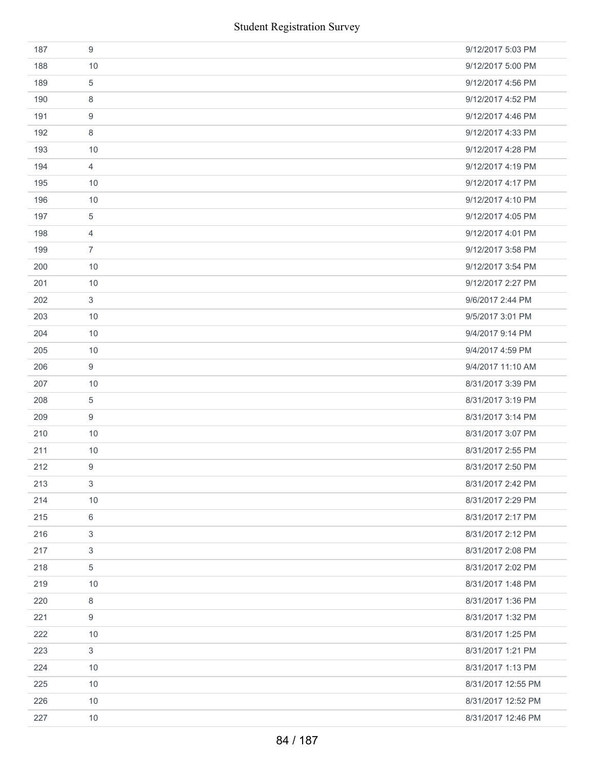| | | |
|---|---|---|
| 187 | 9 | 9/12/2017 5:03 PM |
| 188 | 10 | 9/12/2017 5:00 PM |
| 189 | 5 | 9/12/2017 4:56 PM |
| 190 | 8 | 9/12/2017 4:52 PM |
| 191 | 9 | 9/12/2017 4:46 PM |
| 192 | 8 | 9/12/2017 4:33 PM |
| 193 | 10 | 9/12/2017 4:28 PM |
| 194 | 4 | 9/12/2017 4:19 PM |
| 195 | 10 | 9/12/2017 4:17 PM |
| 196 | 10 | 9/12/2017 4:10 PM |
| 197 | 5 | 9/12/2017 4:05 PM |
| 198 | 4 | 9/12/2017 4:01 PM |
| 199 | 7 | 9/12/2017 3:58 PM |
| 200 | 10 | 9/12/2017 3:54 PM |
| 201 | 10 | 9/12/2017 2:27 PM |
| 202 | 3 | 9/6/2017 2:44 PM |
| 203 | 10 | 9/5/2017 3:01 PM |
| 204 | 10 | 9/4/2017 9:14 PM |
| 205 | 10 | 9/4/2017 4:59 PM |
| 206 | 9 | 9/4/2017 11:10 AM |
| 207 | 10 | 8/31/2017 3:39 PM |
| 208 | 5 | 8/31/2017 3:19 PM |
| 209 | 9 | 8/31/2017 3:14 PM |
| 210 | 10 | 8/31/2017 3:07 PM |
| 211 | 10 | 8/31/2017 2:55 PM |
| 212 | 9 | 8/31/2017 2:50 PM |
| 213 | 3 | 8/31/2017 2:42 PM |
| 214 | 10 | 8/31/2017 2:29 PM |
| 215 | 6 | 8/31/2017 2:17 PM |
| 216 | 3 | 8/31/2017 2:12 PM |
| 217 | 3 | 8/31/2017 2:08 PM |
| 218 | 5 | 8/31/2017 2:02 PM |
| 219 | 10 | 8/31/2017 1:48 PM |
| 220 | 8 | 8/31/2017 1:36 PM |
| 221 | 9 | 8/31/2017 1:32 PM |
| 222 | 10 | 8/31/2017 1:25 PM |
| 223 | 3 | 8/31/2017 1:21 PM |
| 224 | 10 | 8/31/2017 1:13 PM |
| 225 | 10 | 8/31/2017 12:55 PM |
| 226 | 10 | 8/31/2017 12:52 PM |
| 227 | 10 | 8/31/2017 12:46 PM |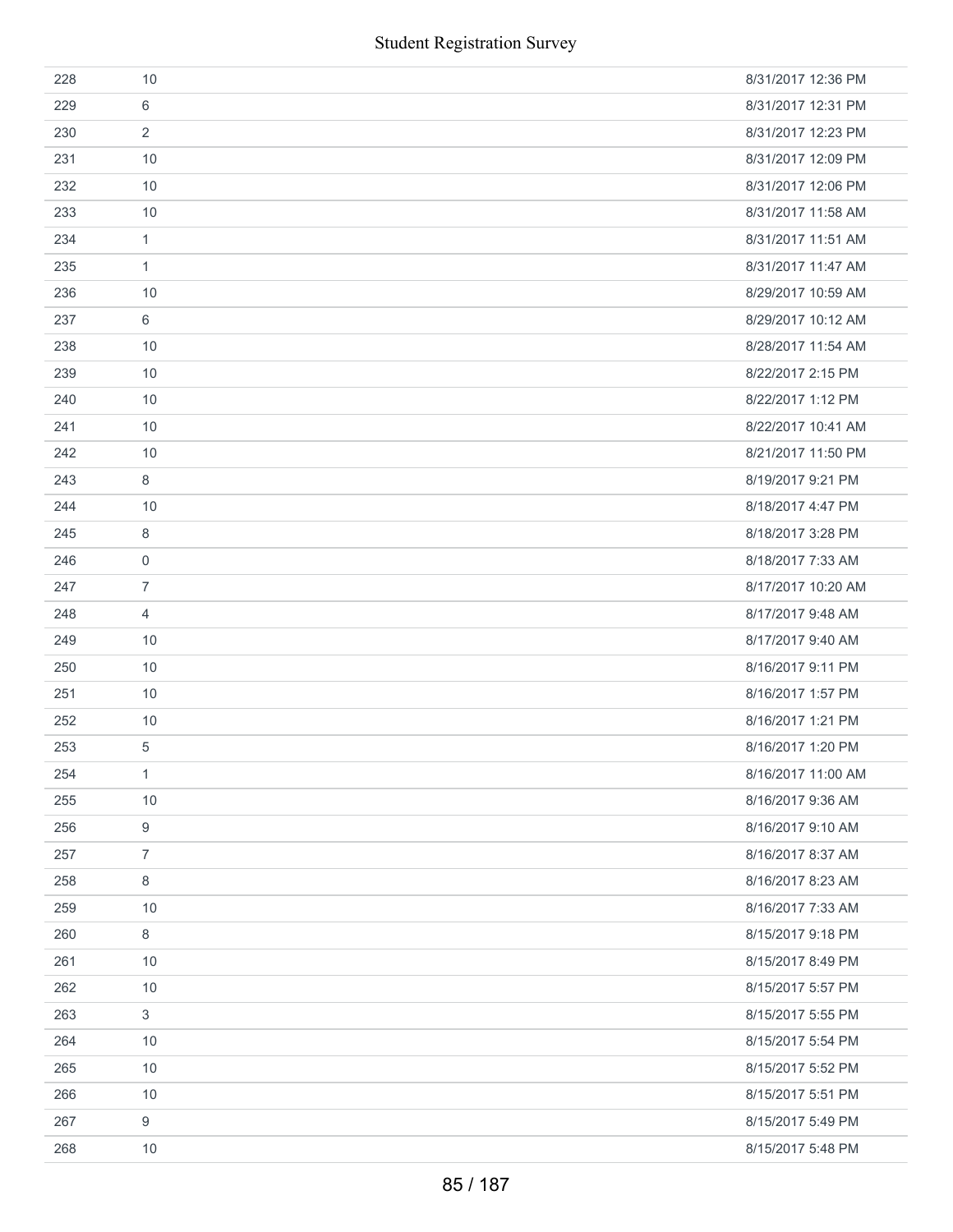| | | |
|---|---|---|
| 228 | 10 | 8/31/2017 12:36 PM |
| 229 | 6 | 8/31/2017 12:31 PM |
| 230 | 2 | 8/31/2017 12:23 PM |
| 231 | 10 | 8/31/2017 12:09 PM |
| 232 | 10 | 8/31/2017 12:06 PM |
| 233 | 10 | 8/31/2017 11:58 AM |
| 234 | 1 | 8/31/2017 11:51 AM |
| 235 | 1 | 8/31/2017 11:47 AM |
| 236 | 10 | 8/29/2017 10:59 AM |
| 237 | 6 | 8/29/2017 10:12 AM |
| 238 | 10 | 8/28/2017 11:54 AM |
| 239 | 10 | 8/22/2017 2:15 PM |
| 240 | 10 | 8/22/2017 1:12 PM |
| 241 | 10 | 8/22/2017 10:41 AM |
| 242 | 10 | 8/21/2017 11:50 PM |
| 243 | 8 | 8/19/2017 9:21 PM |
| 244 | 10 | 8/18/2017 4:47 PM |
| 245 | 8 | 8/18/2017 3:28 PM |
| 246 | 0 | 8/18/2017 7:33 AM |
| 247 | 7 | 8/17/2017 10:20 AM |
| 248 | 4 | 8/17/2017 9:48 AM |
| 249 | 10 | 8/17/2017 9:40 AM |
| 250 | 10 | 8/16/2017 9:11 PM |
| 251 | 10 | 8/16/2017 1:57 PM |
| 252 | 10 | 8/16/2017 1:21 PM |
| 253 | 5 | 8/16/2017 1:20 PM |
| 254 | 1 | 8/16/2017 11:00 AM |
| 255 | 10 | 8/16/2017 9:36 AM |
| 256 | 9 | 8/16/2017 9:10 AM |
| 257 | 7 | 8/16/2017 8:37 AM |
| 258 | 8 | 8/16/2017 8:23 AM |
| 259 | 10 | 8/16/2017 7:33 AM |
| 260 | 8 | 8/15/2017 9:18 PM |
| 261 | 10 | 8/15/2017 8:49 PM |
| 262 | 10 | 8/15/2017 5:57 PM |
| 263 | 3 | 8/15/2017 5:55 PM |
| 264 | 10 | 8/15/2017 5:54 PM |
| 265 | 10 | 8/15/2017 5:52 PM |
| 266 | 10 | 8/15/2017 5:51 PM |
| 267 | 9 | 8/15/2017 5:49 PM |
| 268 | 10 | 8/15/2017 5:48 PM |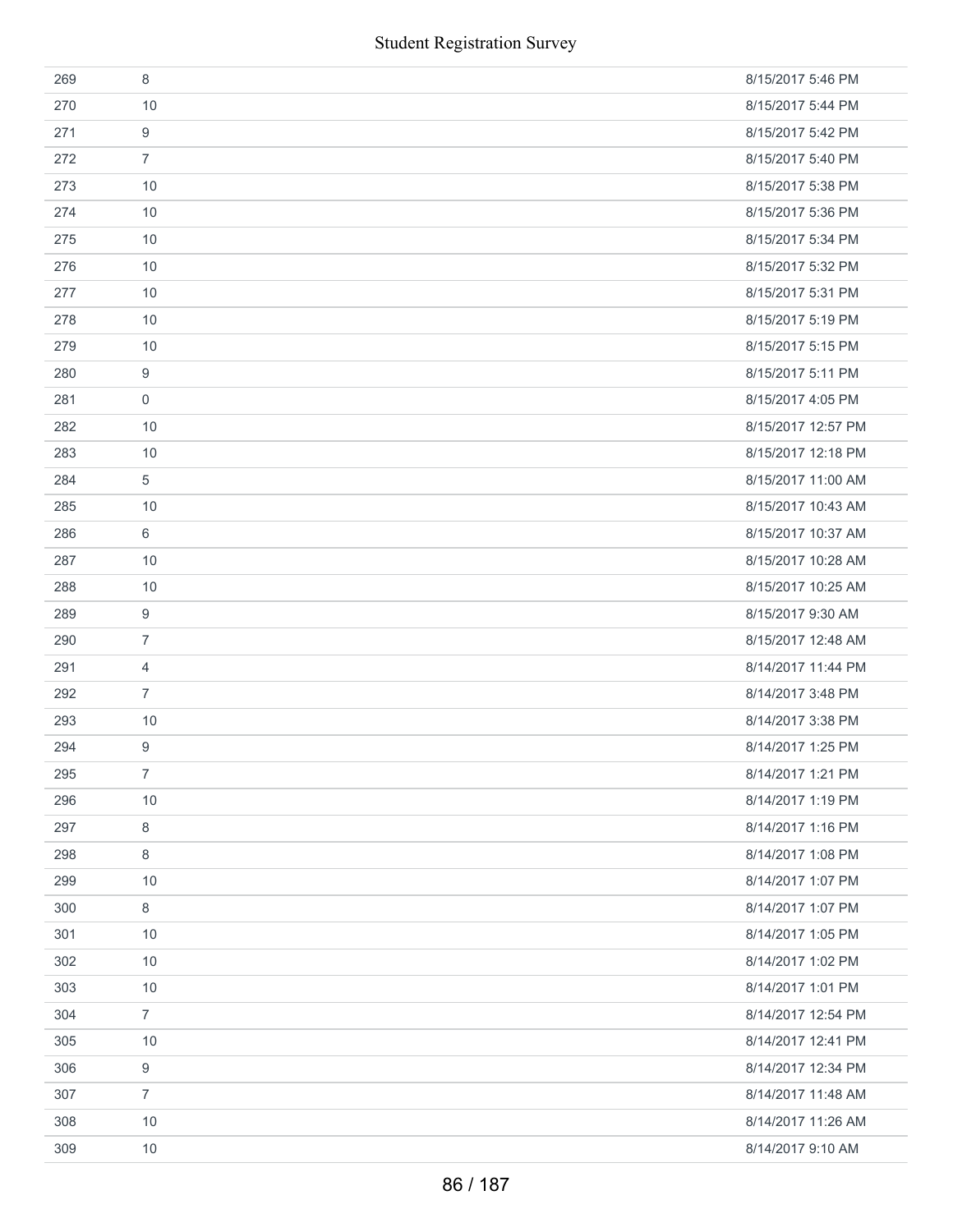| | | |
|---|---|---|
| 269 | 8 | 8/15/2017 5:46 PM |
| 270 | 10 | 8/15/2017 5:44 PM |
| 271 | 9 | 8/15/2017 5:42 PM |
| 272 | 7 | 8/15/2017 5:40 PM |
| 273 | 10 | 8/15/2017 5:38 PM |
| 274 | 10 | 8/15/2017 5:36 PM |
| 275 | 10 | 8/15/2017 5:34 PM |
| 276 | 10 | 8/15/2017 5:32 PM |
| 277 | 10 | 8/15/2017 5:31 PM |
| 278 | 10 | 8/15/2017 5:19 PM |
| 279 | 10 | 8/15/2017 5:15 PM |
| 280 | 9 | 8/15/2017 5:11 PM |
| 281 | 0 | 8/15/2017 4:05 PM |
| 282 | 10 | 8/15/2017 12:57 PM |
| 283 | 10 | 8/15/2017 12:18 PM |
| 284 | 5 | 8/15/2017 11:00 AM |
| 285 | 10 | 8/15/2017 10:43 AM |
| 286 | 6 | 8/15/2017 10:37 AM |
| 287 | 10 | 8/15/2017 10:28 AM |
| 288 | 10 | 8/15/2017 10:25 AM |
| 289 | 9 | 8/15/2017 9:30 AM |
| 290 | 7 | 8/15/2017 12:48 AM |
| 291 | 4 | 8/14/2017 11:44 PM |
| 292 | 7 | 8/14/2017 3:48 PM |
| 293 | 10 | 8/14/2017 3:38 PM |
| 294 | 9 | 8/14/2017 1:25 PM |
| 295 | 7 | 8/14/2017 1:21 PM |
| 296 | 10 | 8/14/2017 1:19 PM |
| 297 | 8 | 8/14/2017 1:16 PM |
| 298 | 8 | 8/14/2017 1:08 PM |
| 299 | 10 | 8/14/2017 1:07 PM |
| 300 | 8 | 8/14/2017 1:07 PM |
| 301 | 10 | 8/14/2017 1:05 PM |
| 302 | 10 | 8/14/2017 1:02 PM |
| 303 | 10 | 8/14/2017 1:01 PM |
| 304 | 7 | 8/14/2017 12:54 PM |
| 305 | 10 | 8/14/2017 12:41 PM |
| 306 | 9 | 8/14/2017 12:34 PM |
| 307 | 7 | 8/14/2017 11:48 AM |
| 308 | 10 | 8/14/2017 11:26 AM |
| 309 | 10 | 8/14/2017 9:10 AM |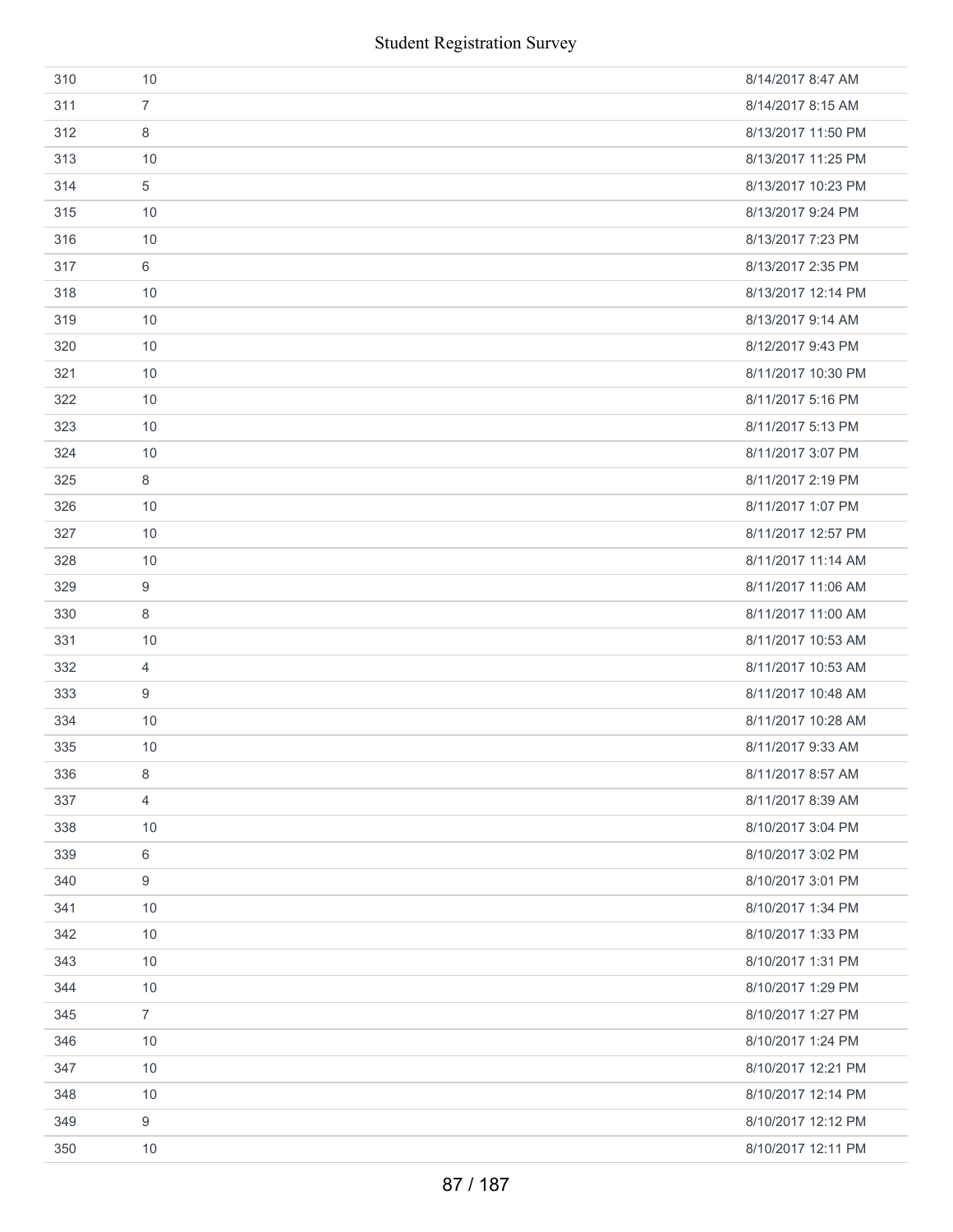| | | |
|---|---|---|
| 310 | 10 | 8/14/2017 8:47 AM |
| 311 | 7 | 8/14/2017 8:15 AM |
| 312 | 8 | 8/13/2017 11:50 PM |
| 313 | 10 | 8/13/2017 11:25 PM |
| 314 | 5 | 8/13/2017 10:23 PM |
| 315 | 10 | 8/13/2017 9:24 PM |
| 316 | 10 | 8/13/2017 7:23 PM |
| 317 | 6 | 8/13/2017 2:35 PM |
| 318 | 10 | 8/13/2017 12:14 PM |
| 319 | 10 | 8/13/2017 9:14 AM |
| 320 | 10 | 8/12/2017 9:43 PM |
| 321 | 10 | 8/11/2017 10:30 PM |
| 322 | 10 | 8/11/2017 5:16 PM |
| 323 | 10 | 8/11/2017 5:13 PM |
| 324 | 10 | 8/11/2017 3:07 PM |
| 325 | 8 | 8/11/2017 2:19 PM |
| 326 | 10 | 8/11/2017 1:07 PM |
| 327 | 10 | 8/11/2017 12:57 PM |
| 328 | 10 | 8/11/2017 11:14 AM |
| 329 | 9 | 8/11/2017 11:06 AM |
| 330 | 8 | 8/11/2017 11:00 AM |
| 331 | 10 | 8/11/2017 10:53 AM |
| 332 | 4 | 8/11/2017 10:53 AM |
| 333 | 9 | 8/11/2017 10:48 AM |
| 334 | 10 | 8/11/2017 10:28 AM |
| 335 | 10 | 8/11/2017 9:33 AM |
| 336 | 8 | 8/11/2017 8:57 AM |
| 337 | 4 | 8/11/2017 8:39 AM |
| 338 | 10 | 8/10/2017 3:04 PM |
| 339 | 6 | 8/10/2017 3:02 PM |
| 340 | 9 | 8/10/2017 3:01 PM |
| 341 | 10 | 8/10/2017 1:34 PM |
| 342 | 10 | 8/10/2017 1:33 PM |
| 343 | 10 | 8/10/2017 1:31 PM |
| 344 | 10 | 8/10/2017 1:29 PM |
| 345 | 7 | 8/10/2017 1:27 PM |
| 346 | 10 | 8/10/2017 1:24 PM |
| 347 | 10 | 8/10/2017 12:21 PM |
| 348 | 10 | 8/10/2017 12:14 PM |
| 349 | 9 | 8/10/2017 12:12 PM |
| 350 | 10 | 8/10/2017 12:11 PM |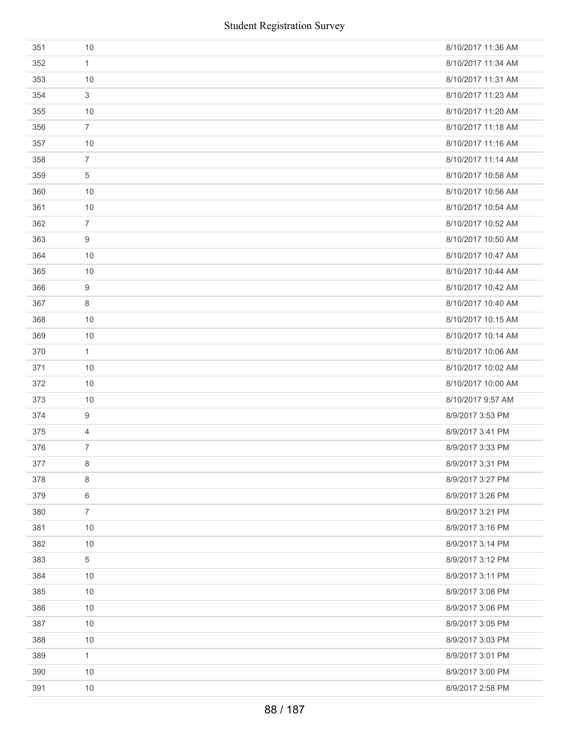| | | |
|---|---|---|
| 351 | 10 | 8/10/2017 11:36 AM |
| 352 | 1 | 8/10/2017 11:34 AM |
| 353 | 10 | 8/10/2017 11:31 AM |
| 354 | 3 | 8/10/2017 11:23 AM |
| 355 | 10 | 8/10/2017 11:20 AM |
| 356 | 7 | 8/10/2017 11:18 AM |
| 357 | 10 | 8/10/2017 11:16 AM |
| 358 | 7 | 8/10/2017 11:14 AM |
| 359 | 5 | 8/10/2017 10:58 AM |
| 360 | 10 | 8/10/2017 10:56 AM |
| 361 | 10 | 8/10/2017 10:54 AM |
| 362 | 7 | 8/10/2017 10:52 AM |
| 363 | 9 | 8/10/2017 10:50 AM |
| 364 | 10 | 8/10/2017 10:47 AM |
| 365 | 10 | 8/10/2017 10:44 AM |
| 366 | 9 | 8/10/2017 10:42 AM |
| 367 | 8 | 8/10/2017 10:40 AM |
| 368 | 10 | 8/10/2017 10:15 AM |
| 369 | 10 | 8/10/2017 10:14 AM |
| 370 | 1 | 8/10/2017 10:06 AM |
| 371 | 10 | 8/10/2017 10:02 AM |
| 372 | 10 | 8/10/2017 10:00 AM |
| 373 | 10 | 8/10/2017 9:57 AM |
| 374 | 9 | 8/9/2017 3:53 PM |
| 375 | 4 | 8/9/2017 3:41 PM |
| 376 | 7 | 8/9/2017 3:33 PM |
| 377 | 8 | 8/9/2017 3:31 PM |
| 378 | 8 | 8/9/2017 3:27 PM |
| 379 | 6 | 8/9/2017 3:26 PM |
| 380 | 7 | 8/9/2017 3:21 PM |
| 381 | 10 | 8/9/2017 3:16 PM |
| 382 | 10 | 8/9/2017 3:14 PM |
| 383 | 5 | 8/9/2017 3:12 PM |
| 384 | 10 | 8/9/2017 3:11 PM |
| 385 | 10 | 8/9/2017 3:08 PM |
| 386 | 10 | 8/9/2017 3:06 PM |
| 387 | 10 | 8/9/2017 3:05 PM |
| 388 | 10 | 8/9/2017 3:03 PM |
| 389 | 1 | 8/9/2017 3:01 PM |
| 390 | 10 | 8/9/2017 3:00 PM |
| 391 | 10 | 8/9/2017 2:58 PM |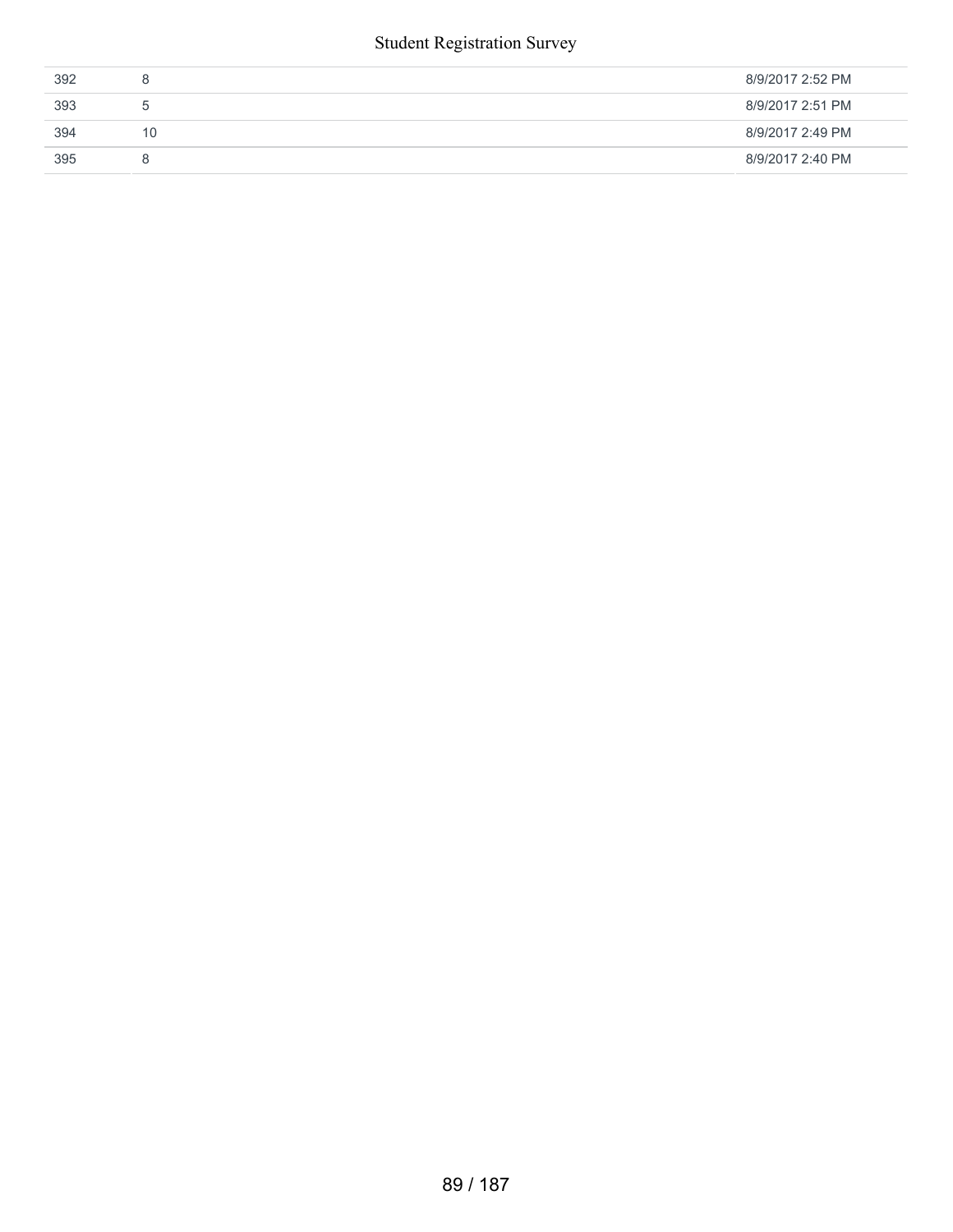| | | |
|---|---|---|
| 392 | 8 | 8/9/2017 2:52 PM |
| 393 | 5 | 8/9/2017 2:51 PM |
| 394 | 10 | 8/9/2017 2:49 PM |
| 395 | 8 | 8/9/2017 2:40 PM |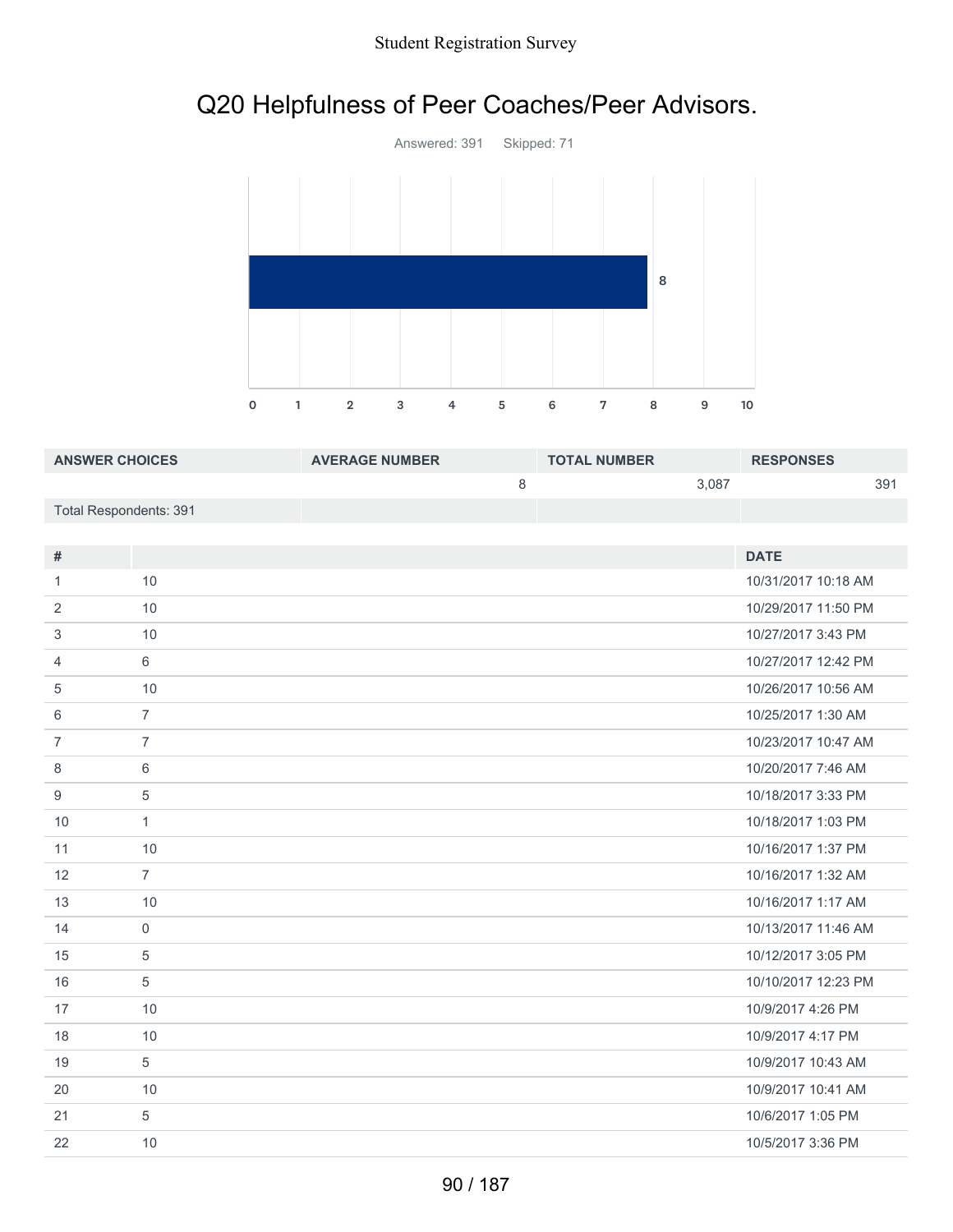## Q20 Helpfulness of Peer Coaches/Peer Advisors.

Answered: 391 Skipped: 71

| ANSWER CHOICES | AVERAGE NUMBER | TOTAL NUMBER | RESPONSES |
|---|---|---|---|
| | 8 | 3,087 | 391 |
| Total Respondents: 391 | | | |

| # | | DATE |
|---|---|---|
| 1 | 10 | 10/31/2017 10:18 AM |
| 2 | 10 | 10/29/2017 11:50 PM |
| 3 | 10 | 10/27/2017 3:43 PM |
| 4 | 6 | 10/27/2017 12:42 PM |
| 5 | 10 | 10/26/2017 10:56 AM |
| 6 | 7 | 10/25/2017 1:30 AM |
| 7 | 7 | 10/23/2017 10:47 AM |
| 8 | 6 | 10/20/2017 7:46 AM |
| 9 | 5 | 10/18/2017 3:33 PM |
| 10 | 1 | 10/18/2017 1:03 PM |
| 11 | 10 | 10/16/2017 1:37 PM |
| 12 | 7 | 10/16/2017 1:32 AM |
| 13 | 10 | 10/16/2017 1:17 AM |
| 14 | 0 | 10/13/2017 11:46 AM |
| 15 | 5 | 10/12/2017 3:05 PM |
| 16 | 5 | 10/10/2017 12:23 PM |
| 17 | 10 | 10/9/2017 4:26 PM |
| 18 | 10 | 10/9/2017 4:17 PM |
| 19 | 5 | 10/9/2017 10:43 AM |
| 20 | 10 | 10/9/2017 10:41 AM |
| 21 | 5 | 10/6/2017 1:05 PM |
| 22 | 10 | 10/5/2017 3:36 PM |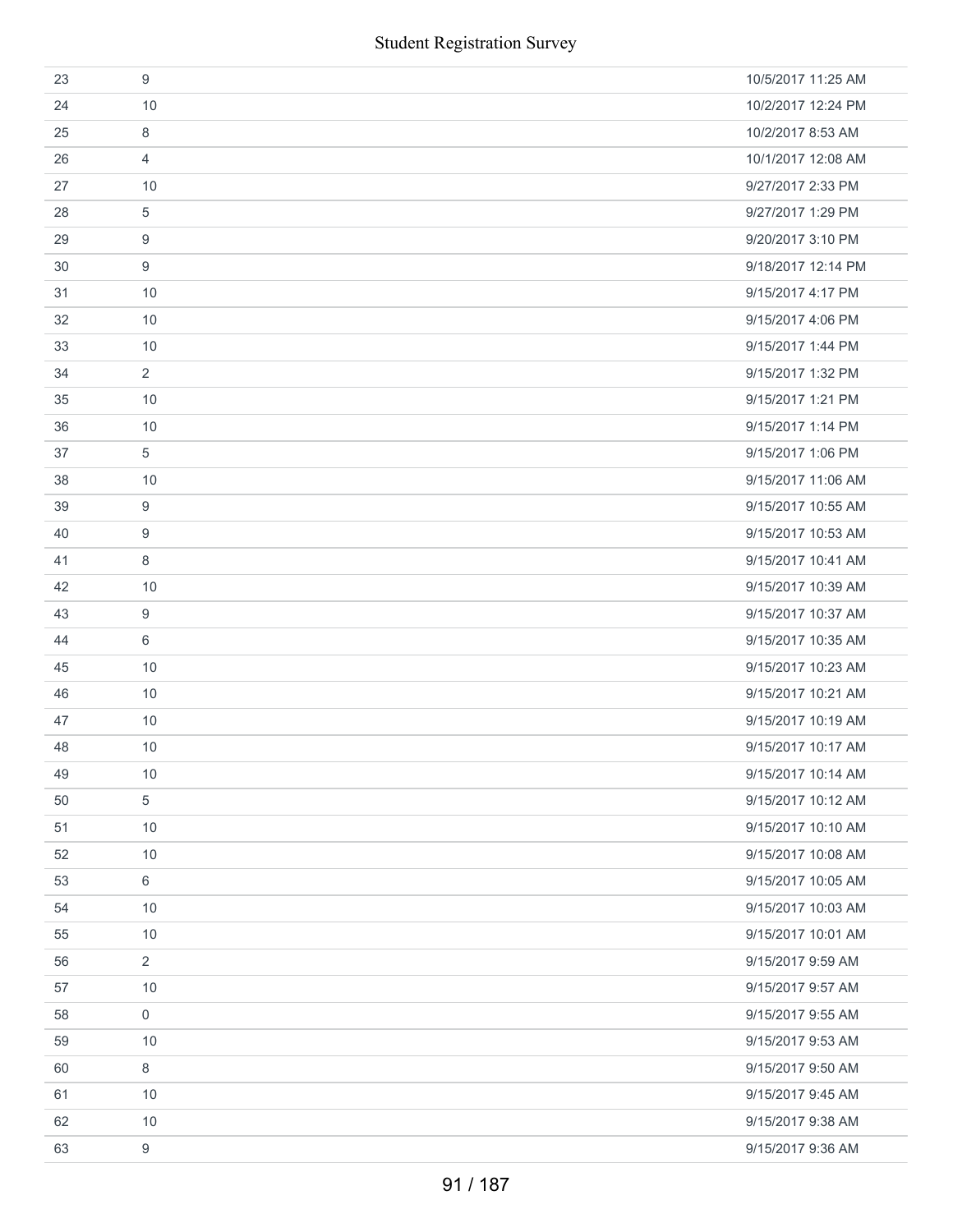| | | |
|---|---|---|
| 23 | 9 | 10/5/2017 11:25 AM |
| 24 | 10 | 10/2/2017 12:24 PM |
| 25 | 8 | 10/2/2017 8:53 AM |
| 26 | 4 | 10/1/2017 12:08 AM |
| 27 | 10 | 9/27/2017 2:33 PM |
| 28 | 5 | 9/27/2017 1:29 PM |
| 29 | 9 | 9/20/2017 3:10 PM |
| 30 | 9 | 9/18/2017 12:14 PM |
| 31 | 10 | 9/15/2017 4:17 PM |
| 32 | 10 | 9/15/2017 4:06 PM |
| 33 | 10 | 9/15/2017 1:44 PM |
| 34 | 2 | 9/15/2017 1:32 PM |
| 35 | 10 | 9/15/2017 1:21 PM |
| 36 | 10 | 9/15/2017 1:14 PM |
| 37 | 5 | 9/15/2017 1:06 PM |
| 38 | 10 | 9/15/2017 11:06 AM |
| 39 | 9 | 9/15/2017 10:55 AM |
| 40 | 9 | 9/15/2017 10:53 AM |
| 41 | 8 | 9/15/2017 10:41 AM |
| 42 | 10 | 9/15/2017 10:39 AM |
| 43 | 9 | 9/15/2017 10:37 AM |
| 44 | 6 | 9/15/2017 10:35 AM |
| 45 | 10 | 9/15/2017 10:23 AM |
| 46 | 10 | 9/15/2017 10:21 AM |
| 47 | 10 | 9/15/2017 10:19 AM |
| 48 | 10 | 9/15/2017 10:17 AM |
| 49 | 10 | 9/15/2017 10:14 AM |
| 50 | 5 | 9/15/2017 10:12 AM |
| 51 | 10 | 9/15/2017 10:10 AM |
| 52 | 10 | 9/15/2017 10:08 AM |
| 53 | 6 | 9/15/2017 10:05 AM |
| 54 | 10 | 9/15/2017 10:03 AM |
| 55 | 10 | 9/15/2017 10:01 AM |
| 56 | 2 | 9/15/2017 9:59 AM |
| 57 | 10 | 9/15/2017 9:57 AM |
| 58 | 0 | 9/15/2017 9:55 AM |
| 59 | 10 | 9/15/2017 9:53 AM |
| 60 | 8 | 9/15/2017 9:50 AM |
| 61 | 10 | 9/15/2017 9:45 AM |
| 62 | 10 | 9/15/2017 9:38 AM |
| 63 | 9 | 9/15/2017 9:36 AM |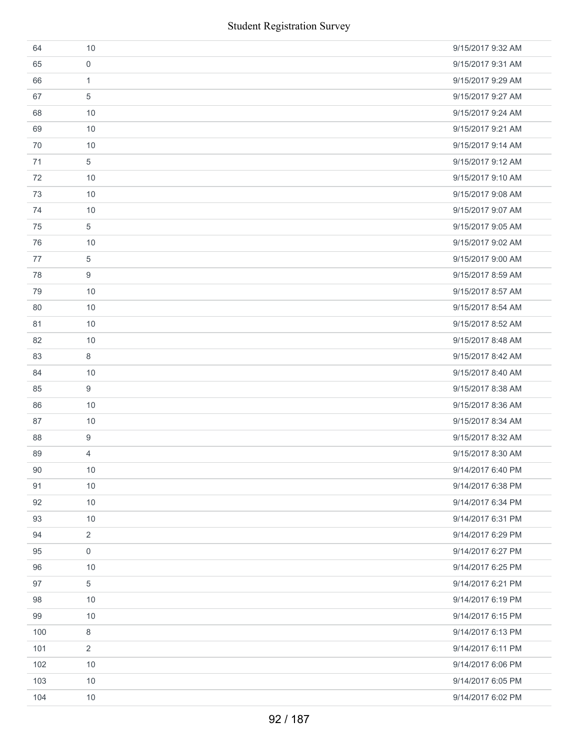| | | |
|---|---|---|
| 64 | 10 | 9/15/2017 9:32 AM |
| 65 | 0 | 9/15/2017 9:31 AM |
| 66 | 1 | 9/15/2017 9:29 AM |
| 67 | 5 | 9/15/2017 9:27 AM |
| 68 | 10 | 9/15/2017 9:24 AM |
| 69 | 10 | 9/15/2017 9:21 AM |
| 70 | 10 | 9/15/2017 9:14 AM |
| 71 | 5 | 9/15/2017 9:12 AM |
| 72 | 10 | 9/15/2017 9:10 AM |
| 73 | 10 | 9/15/2017 9:08 AM |
| 74 | 10 | 9/15/2017 9:07 AM |
| 75 | 5 | 9/15/2017 9:05 AM |
| 76 | 10 | 9/15/2017 9:02 AM |
| 77 | 5 | 9/15/2017 9:00 AM |
| 78 | 9 | 9/15/2017 8:59 AM |
| 79 | 10 | 9/15/2017 8:57 AM |
| 80 | 10 | 9/15/2017 8:54 AM |
| 81 | 10 | 9/15/2017 8:52 AM |
| 82 | 10 | 9/15/2017 8:48 AM |
| 83 | 8 | 9/15/2017 8:42 AM |
| 84 | 10 | 9/15/2017 8:40 AM |
| 85 | 9 | 9/15/2017 8:38 AM |
| 86 | 10 | 9/15/2017 8:36 AM |
| 87 | 10 | 9/15/2017 8:34 AM |
| 88 | 9 | 9/15/2017 8:32 AM |
| 89 | 4 | 9/15/2017 8:30 AM |
| 90 | 10 | 9/14/2017 6:40 PM |
| 91 | 10 | 9/14/2017 6:38 PM |
| 92 | 10 | 9/14/2017 6:34 PM |
| 93 | 10 | 9/14/2017 6:31 PM |
| 94 | 2 | 9/14/2017 6:29 PM |
| 95 | 0 | 9/14/2017 6:27 PM |
| 96 | 10 | 9/14/2017 6:25 PM |
| 97 | 5 | 9/14/2017 6:21 PM |
| 98 | 10 | 9/14/2017 6:19 PM |
| 99 | 10 | 9/14/2017 6:15 PM |
| 100 | 8 | 9/14/2017 6:13 PM |
| 101 | 2 | 9/14/2017 6:11 PM |
| 102 | 10 | 9/14/2017 6:06 PM |
| 103 | 10 | 9/14/2017 6:05 PM |
| 104 | 10 | 9/14/2017 6:02 PM |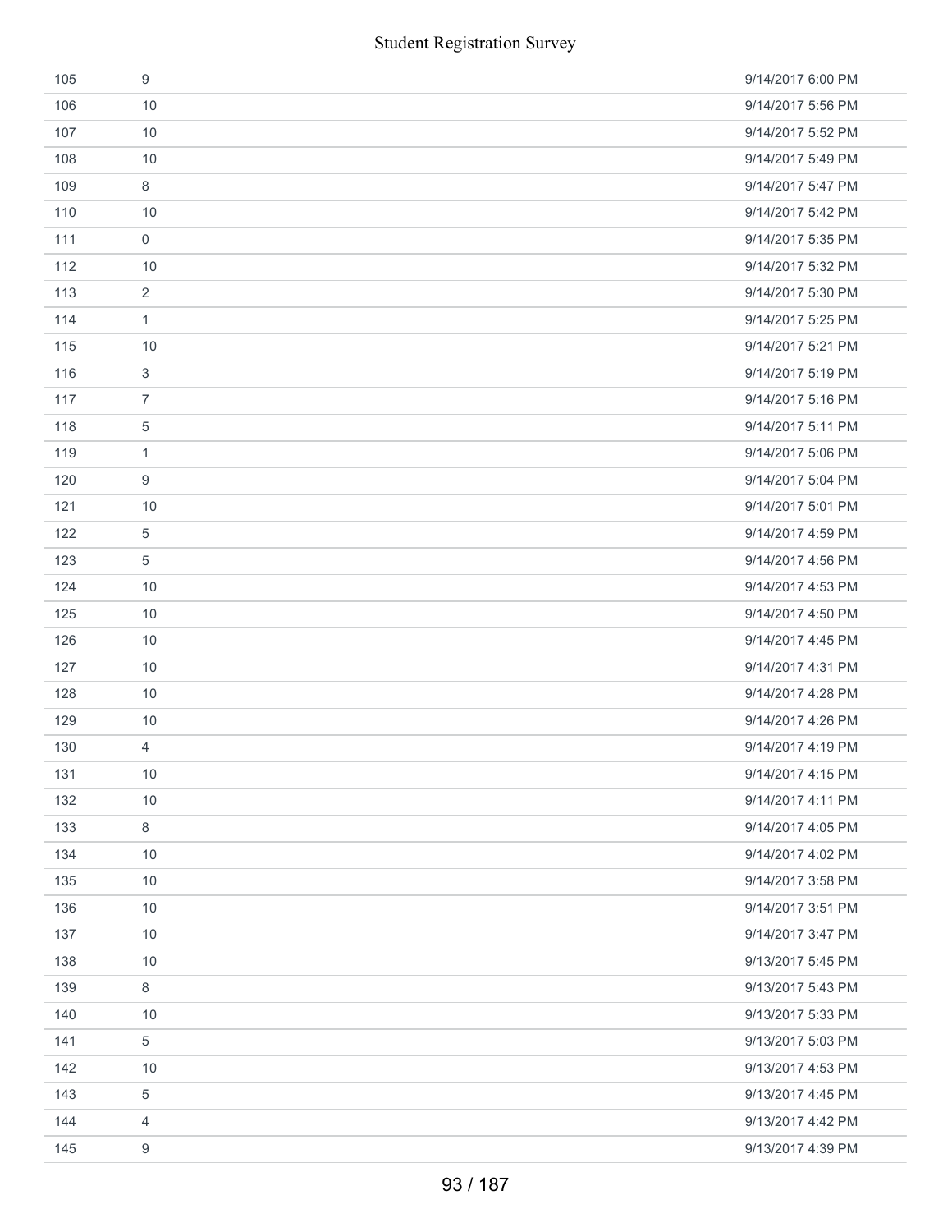| | | |
|---|---|---|
| 105 | 9 | 9/14/2017 6:00 PM |
| 106 | 10 | 9/14/2017 5:56 PM |
| 107 | 10 | 9/14/2017 5:52 PM |
| 108 | 10 | 9/14/2017 5:49 PM |
| 109 | 8 | 9/14/2017 5:47 PM |
| 110 | 10 | 9/14/2017 5:42 PM |
| 111 | 0 | 9/14/2017 5:35 PM |
| 112 | 10 | 9/14/2017 5:32 PM |
| 113 | 2 | 9/14/2017 5:30 PM |
| 114 | 1 | 9/14/2017 5:25 PM |
| 115 | 10 | 9/14/2017 5:21 PM |
| 116 | 3 | 9/14/2017 5:19 PM |
| 117 | 7 | 9/14/2017 5:16 PM |
| 118 | 5 | 9/14/2017 5:11 PM |
| 119 | 1 | 9/14/2017 5:06 PM |
| 120 | 9 | 9/14/2017 5:04 PM |
| 121 | 10 | 9/14/2017 5:01 PM |
| 122 | 5 | 9/14/2017 4:59 PM |
| 123 | 5 | 9/14/2017 4:56 PM |
| 124 | 10 | 9/14/2017 4:53 PM |
| 125 | 10 | 9/14/2017 4:50 PM |
| 126 | 10 | 9/14/2017 4:45 PM |
| 127 | 10 | 9/14/2017 4:31 PM |
| 128 | 10 | 9/14/2017 4:28 PM |
| 129 | 10 | 9/14/2017 4:26 PM |
| 130 | 4 | 9/14/2017 4:19 PM |
| 131 | 10 | 9/14/2017 4:15 PM |
| 132 | 10 | 9/14/2017 4:11 PM |
| 133 | 8 | 9/14/2017 4:05 PM |
| 134 | 10 | 9/14/2017 4:02 PM |
| 135 | 10 | 9/14/2017 3:58 PM |
| 136 | 10 | 9/14/2017 3:51 PM |
| 137 | 10 | 9/14/2017 3:47 PM |
| 138 | 10 | 9/13/2017 5:45 PM |
| 139 | 8 | 9/13/2017 5:43 PM |
| 140 | 10 | 9/13/2017 5:33 PM |
| 141 | 5 | 9/13/2017 5:03 PM |
| 142 | 10 | 9/13/2017 4:53 PM |
| 143 | 5 | 9/13/2017 4:45 PM |
| 144 | 4 | 9/13/2017 4:42 PM |
| 145 | 9 | 9/13/2017 4:39 PM |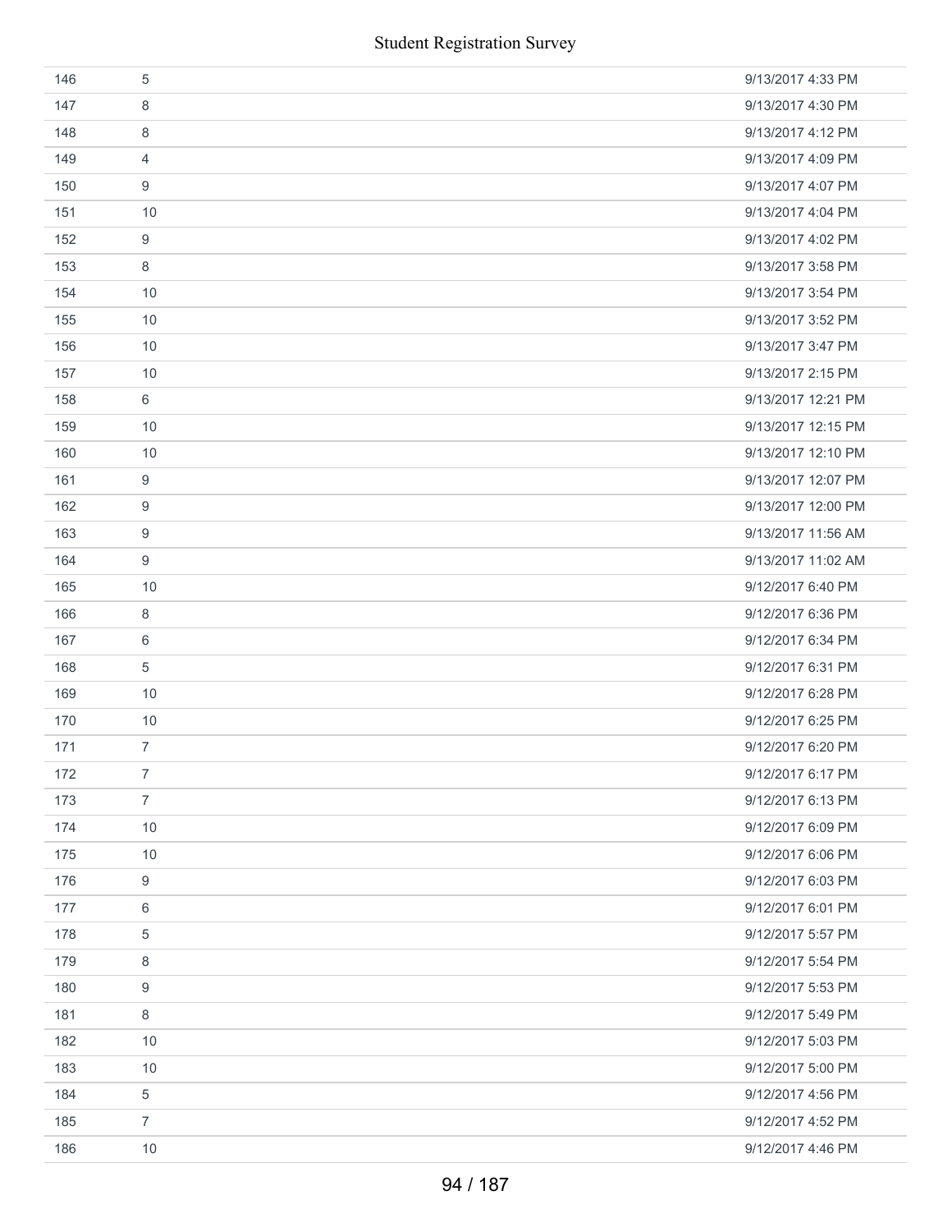| | | |
|---|---|---|
| 146 | 5 | 9/13/2017 4:33 PM |
| 147 | 8 | 9/13/2017 4:30 PM |
| 148 | 8 | 9/13/2017 4:12 PM |
| 149 | 4 | 9/13/2017 4:09 PM |
| 150 | 9 | 9/13/2017 4:07 PM |
| 151 | 10 | 9/13/2017 4:04 PM |
| 152 | 9 | 9/13/2017 4:02 PM |
| 153 | 8 | 9/13/2017 3:58 PM |
| 154 | 10 | 9/13/2017 3:54 PM |
| 155 | 10 | 9/13/2017 3:52 PM |
| 156 | 10 | 9/13/2017 3:47 PM |
| 157 | 10 | 9/13/2017 2:15 PM |
| 158 | 6 | 9/13/2017 12:21 PM |
| 159 | 10 | 9/13/2017 12:15 PM |
| 160 | 10 | 9/13/2017 12:10 PM |
| 161 | 9 | 9/13/2017 12:07 PM |
| 162 | 9 | 9/13/2017 12:00 PM |
| 163 | 9 | 9/13/2017 11:56 AM |
| 164 | 9 | 9/13/2017 11:02 AM |
| 165 | 10 | 9/12/2017 6:40 PM |
| 166 | 8 | 9/12/2017 6:36 PM |
| 167 | 6 | 9/12/2017 6:34 PM |
| 168 | 5 | 9/12/2017 6:31 PM |
| 169 | 10 | 9/12/2017 6:28 PM |
| 170 | 10 | 9/12/2017 6:25 PM |
| 171 | 7 | 9/12/2017 6:20 PM |
| 172 | 7 | 9/12/2017 6:17 PM |
| 173 | 7 | 9/12/2017 6:13 PM |
| 174 | 10 | 9/12/2017 6:09 PM |
| 175 | 10 | 9/12/2017 6:06 PM |
| 176 | 9 | 9/12/2017 6:03 PM |
| 177 | 6 | 9/12/2017 6:01 PM |
| 178 | 5 | 9/12/2017 5:57 PM |
| 179 | 8 | 9/12/2017 5:54 PM |
| 180 | 9 | 9/12/2017 5:53 PM |
| 181 | 8 | 9/12/2017 5:49 PM |
| 182 | 10 | 9/12/2017 5:03 PM |
| 183 | 10 | 9/12/2017 5:00 PM |
| 184 | 5 | 9/12/2017 4:56 PM |
| 185 | 7 | 9/12/2017 4:52 PM |
| 186 | 10 | 9/12/2017 4:46 PM |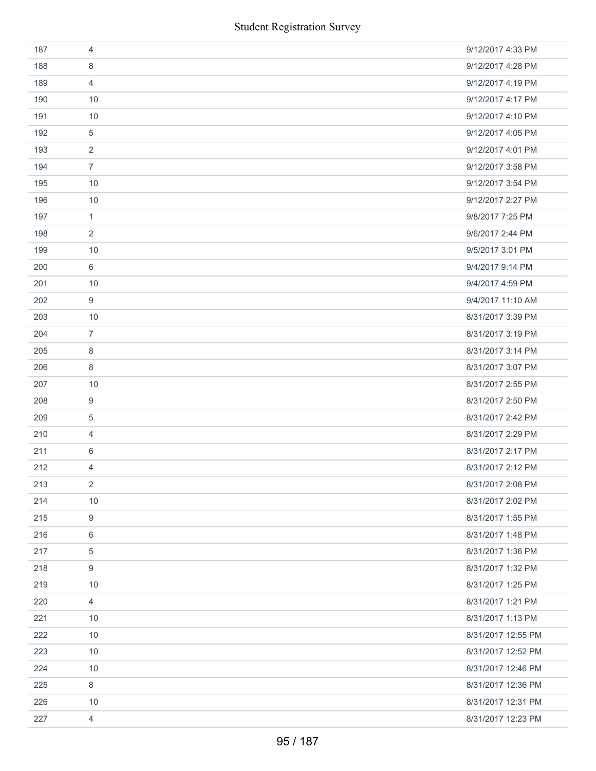| | | |
|---|---|---|
| 187 | 4 | 9/12/2017 4:33 PM |
| 188 | 8 | 9/12/2017 4:28 PM |
| 189 | 4 | 9/12/2017 4:19 PM |
| 190 | 10 | 9/12/2017 4:17 PM |
| 191 | 10 | 9/12/2017 4:10 PM |
| 192 | 5 | 9/12/2017 4:05 PM |
| 193 | 2 | 9/12/2017 4:01 PM |
| 194 | 7 | 9/12/2017 3:58 PM |
| 195 | 10 | 9/12/2017 3:54 PM |
| 196 | 10 | 9/12/2017 2:27 PM |
| 197 | 1 | 9/8/2017 7:25 PM |
| 198 | 2 | 9/6/2017 2:44 PM |
| 199 | 10 | 9/5/2017 3:01 PM |
| 200 | 6 | 9/4/2017 9:14 PM |
| 201 | 10 | 9/4/2017 4:59 PM |
| 202 | 9 | 9/4/2017 11:10 AM |
| 203 | 10 | 8/31/2017 3:39 PM |
| 204 | 7 | 8/31/2017 3:19 PM |
| 205 | 8 | 8/31/2017 3:14 PM |
| 206 | 8 | 8/31/2017 3:07 PM |
| 207 | 10 | 8/31/2017 2:55 PM |
| 208 | 9 | 8/31/2017 2:50 PM |
| 209 | 5 | 8/31/2017 2:42 PM |
| 210 | 4 | 8/31/2017 2:29 PM |
| 211 | 6 | 8/31/2017 2:17 PM |
| 212 | 4 | 8/31/2017 2:12 PM |
| 213 | 2 | 8/31/2017 2:08 PM |
| 214 | 10 | 8/31/2017 2:02 PM |
| 215 | 9 | 8/31/2017 1:55 PM |
| 216 | 6 | 8/31/2017 1:48 PM |
| 217 | 5 | 8/31/2017 1:36 PM |
| 218 | 9 | 8/31/2017 1:32 PM |
| 219 | 10 | 8/31/2017 1:25 PM |
| 220 | 4 | 8/31/2017 1:21 PM |
| 221 | 10 | 8/31/2017 1:13 PM |
| 222 | 10 | 8/31/2017 12:55 PM |
| 223 | 10 | 8/31/2017 12:52 PM |
| 224 | 10 | 8/31/2017 12:46 PM |
| 225 | 8 | 8/31/2017 12:36 PM |
| 226 | 10 | 8/31/2017 12:31 PM |
| 227 | 4 | 8/31/2017 12:23 PM |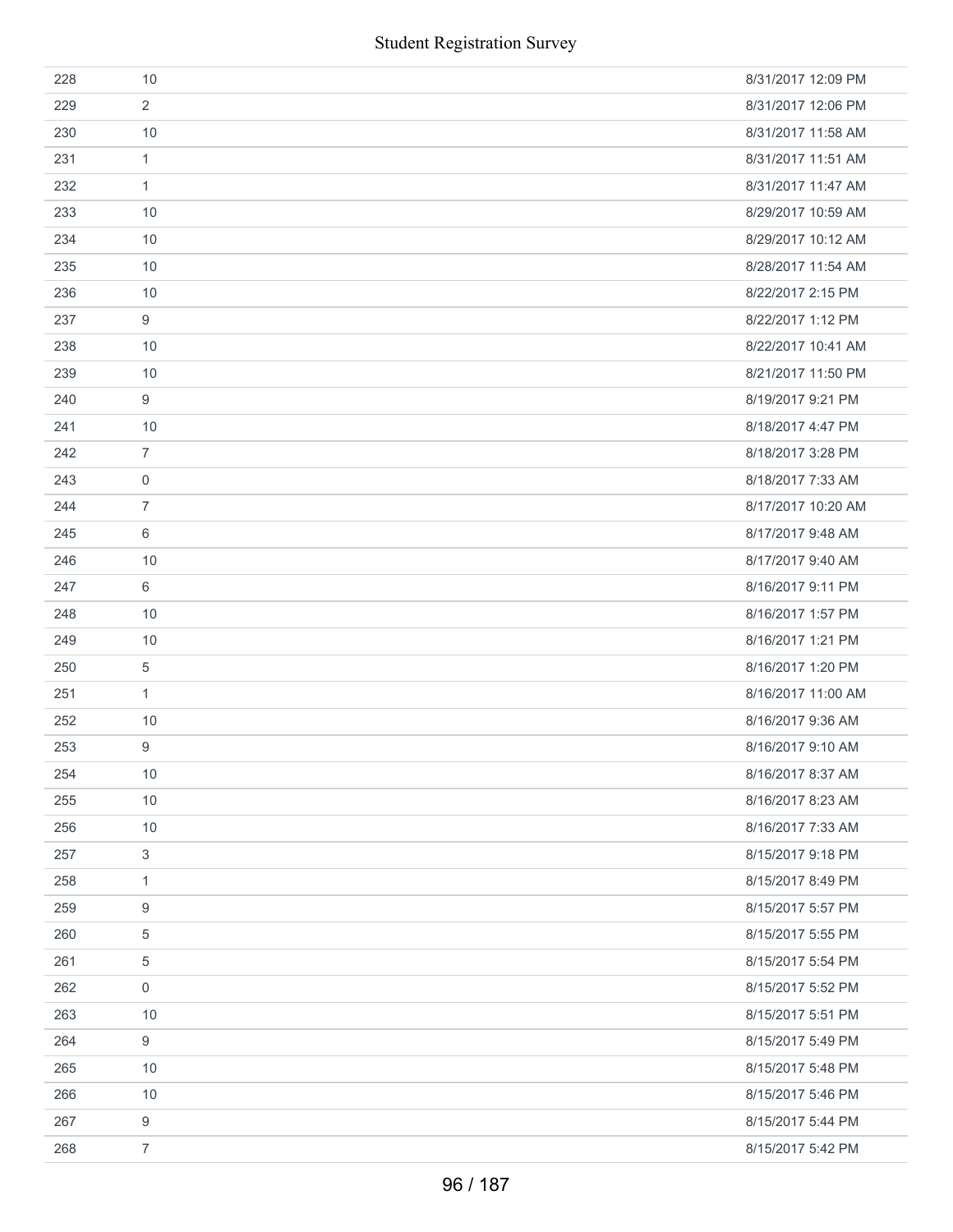| | | |
|---|---|---|
| 228 | 10 | 8/31/2017 12:09 PM |
| 229 | 2 | 8/31/2017 12:06 PM |
| 230 | 10 | 8/31/2017 11:58 AM |
| 231 | 1 | 8/31/2017 11:51 AM |
| 232 | 1 | 8/31/2017 11:47 AM |
| 233 | 10 | 8/29/2017 10:59 AM |
| 234 | 10 | 8/29/2017 10:12 AM |
| 235 | 10 | 8/28/2017 11:54 AM |
| 236 | 10 | 8/22/2017 2:15 PM |
| 237 | 9 | 8/22/2017 1:12 PM |
| 238 | 10 | 8/22/2017 10:41 AM |
| 239 | 10 | 8/21/2017 11:50 PM |
| 240 | 9 | 8/19/2017 9:21 PM |
| 241 | 10 | 8/18/2017 4:47 PM |
| 242 | 7 | 8/18/2017 3:28 PM |
| 243 | 0 | 8/18/2017 7:33 AM |
| 244 | 7 | 8/17/2017 10:20 AM |
| 245 | 6 | 8/17/2017 9:48 AM |
| 246 | 10 | 8/17/2017 9:40 AM |
| 247 | 6 | 8/16/2017 9:11 PM |
| 248 | 10 | 8/16/2017 1:57 PM |
| 249 | 10 | 8/16/2017 1:21 PM |
| 250 | 5 | 8/16/2017 1:20 PM |
| 251 | 1 | 8/16/2017 11:00 AM |
| 252 | 10 | 8/16/2017 9:36 AM |
| 253 | 9 | 8/16/2017 9:10 AM |
| 254 | 10 | 8/16/2017 8:37 AM |
| 255 | 10 | 8/16/2017 8:23 AM |
| 256 | 10 | 8/16/2017 7:33 AM |
| 257 | 3 | 8/15/2017 9:18 PM |
| 258 | 1 | 8/15/2017 8:49 PM |
| 259 | 9 | 8/15/2017 5:57 PM |
| 260 | 5 | 8/15/2017 5:55 PM |
| 261 | 5 | 8/15/2017 5:54 PM |
| 262 | 0 | 8/15/2017 5:52 PM |
| 263 | 10 | 8/15/2017 5:51 PM |
| 264 | 9 | 8/15/2017 5:49 PM |
| 265 | 10 | 8/15/2017 5:48 PM |
| 266 | 10 | 8/15/2017 5:46 PM |
| 267 | 9 | 8/15/2017 5:44 PM |
| 268 | 7 | 8/15/2017 5:42 PM |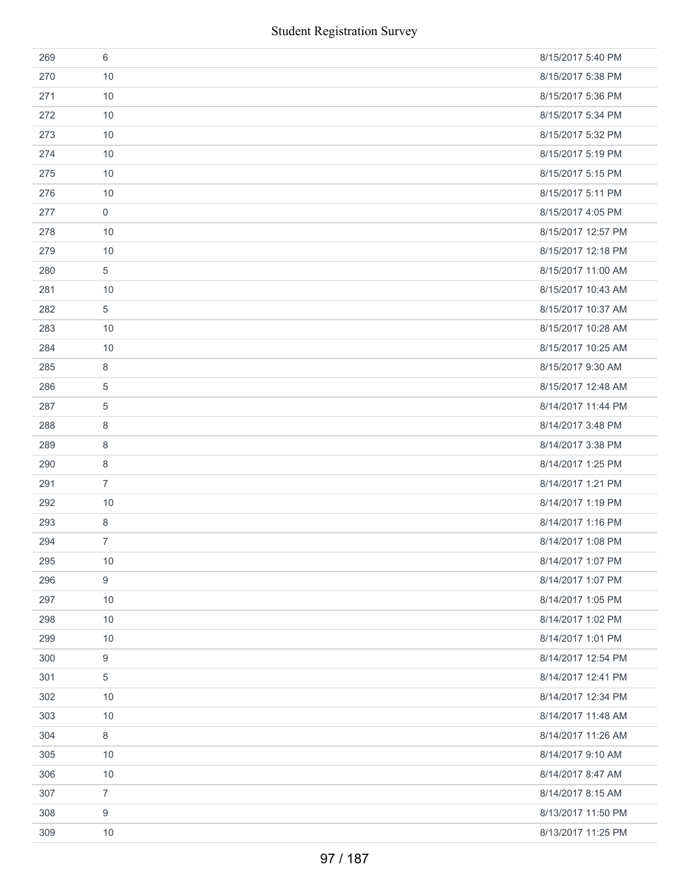| | | |
|---|---|---|
| 269 | 6 | 8/15/2017 5:40 PM |
| 270 | 10 | 8/15/2017 5:38 PM |
| 271 | 10 | 8/15/2017 5:36 PM |
| 272 | 10 | 8/15/2017 5:34 PM |
| 273 | 10 | 8/15/2017 5:32 PM |
| 274 | 10 | 8/15/2017 5:19 PM |
| 275 | 10 | 8/15/2017 5:15 PM |
| 276 | 10 | 8/15/2017 5:11 PM |
| 277 | 0 | 8/15/2017 4:05 PM |
| 278 | 10 | 8/15/2017 12:57 PM |
| 279 | 10 | 8/15/2017 12:18 PM |
| 280 | 5 | 8/15/2017 11:00 AM |
| 281 | 10 | 8/15/2017 10:43 AM |
| 282 | 5 | 8/15/2017 10:37 AM |
| 283 | 10 | 8/15/2017 10:28 AM |
| 284 | 10 | 8/15/2017 10:25 AM |
| 285 | 8 | 8/15/2017 9:30 AM |
| 286 | 5 | 8/15/2017 12:48 AM |
| 287 | 5 | 8/14/2017 11:44 PM |
| 288 | 8 | 8/14/2017 3:48 PM |
| 289 | 8 | 8/14/2017 3:38 PM |
| 290 | 8 | 8/14/2017 1:25 PM |
| 291 | 7 | 8/14/2017 1:21 PM |
| 292 | 10 | 8/14/2017 1:19 PM |
| 293 | 8 | 8/14/2017 1:16 PM |
| 294 | 7 | 8/14/2017 1:08 PM |
| 295 | 10 | 8/14/2017 1:07 PM |
| 296 | 9 | 8/14/2017 1:07 PM |
| 297 | 10 | 8/14/2017 1:05 PM |
| 298 | 10 | 8/14/2017 1:02 PM |
| 299 | 10 | 8/14/2017 1:01 PM |
| 300 | 9 | 8/14/2017 12:54 PM |
| 301 | 5 | 8/14/2017 12:41 PM |
| 302 | 10 | 8/14/2017 12:34 PM |
| 303 | 10 | 8/14/2017 11:48 AM |
| 304 | 8 | 8/14/2017 11:26 AM |
| 305 | 10 | 8/14/2017 9:10 AM |
| 306 | 10 | 8/14/2017 8:47 AM |
| 307 | 7 | 8/14/2017 8:15 AM |
| 308 | 9 | 8/13/2017 11:50 PM |
| 309 | 10 | 8/13/2017 11:25 PM |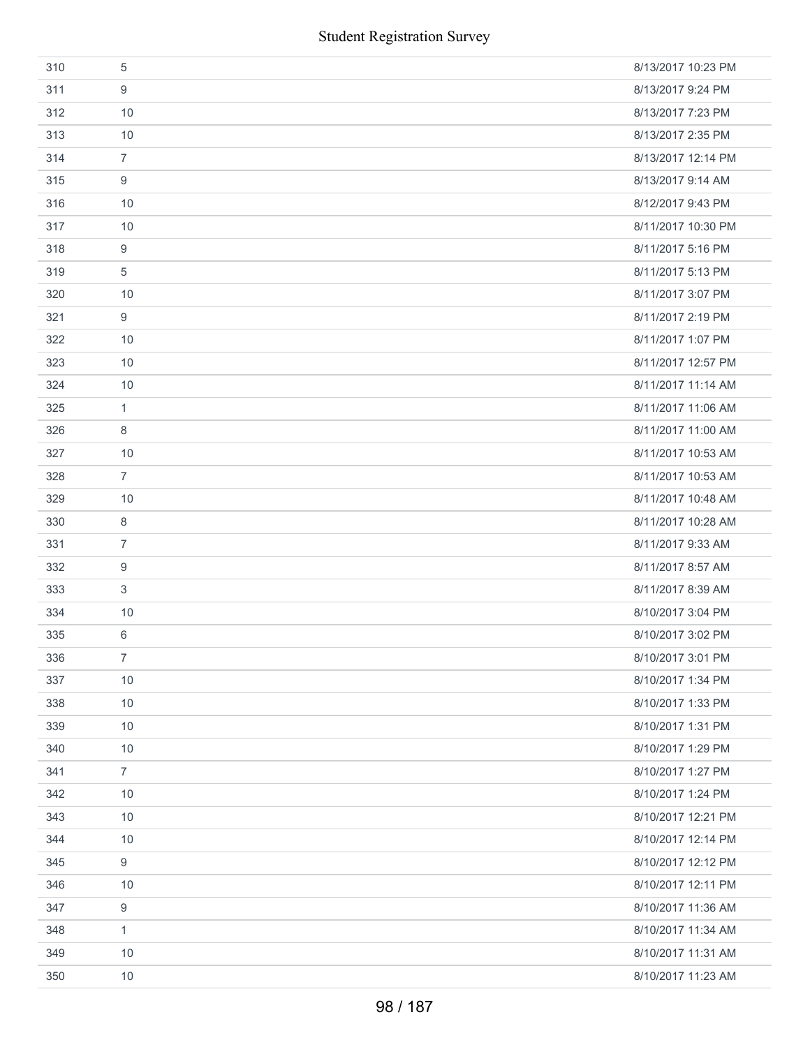| | | |
|---|---|---|
| 310 | 5 | 8/13/2017 10:23 PM |
| 311 | 9 | 8/13/2017 9:24 PM |
| 312 | 10 | 8/13/2017 7:23 PM |
| 313 | 10 | 8/13/2017 2:35 PM |
| 314 | 7 | 8/13/2017 12:14 PM |
| 315 | 9 | 8/13/2017 9:14 AM |
| 316 | 10 | 8/12/2017 9:43 PM |
| 317 | 10 | 8/11/2017 10:30 PM |
| 318 | 9 | 8/11/2017 5:16 PM |
| 319 | 5 | 8/11/2017 5:13 PM |
| 320 | 10 | 8/11/2017 3:07 PM |
| 321 | 9 | 8/11/2017 2:19 PM |
| 322 | 10 | 8/11/2017 1:07 PM |
| 323 | 10 | 8/11/2017 12:57 PM |
| 324 | 10 | 8/11/2017 11:14 AM |
| 325 | 1 | 8/11/2017 11:06 AM |
| 326 | 8 | 8/11/2017 11:00 AM |
| 327 | 10 | 8/11/2017 10:53 AM |
| 328 | 7 | 8/11/2017 10:53 AM |
| 329 | 10 | 8/11/2017 10:48 AM |
| 330 | 8 | 8/11/2017 10:28 AM |
| 331 | 7 | 8/11/2017 9:33 AM |
| 332 | 9 | 8/11/2017 8:57 AM |
| 333 | 3 | 8/11/2017 8:39 AM |
| 334 | 10 | 8/10/2017 3:04 PM |
| 335 | 6 | 8/10/2017 3:02 PM |
| 336 | 7 | 8/10/2017 3:01 PM |
| 337 | 10 | 8/10/2017 1:34 PM |
| 338 | 10 | 8/10/2017 1:33 PM |
| 339 | 10 | 8/10/2017 1:31 PM |
| 340 | 10 | 8/10/2017 1:29 PM |
| 341 | 7 | 8/10/2017 1:27 PM |
| 342 | 10 | 8/10/2017 1:24 PM |
| 343 | 10 | 8/10/2017 12:21 PM |
| 344 | 10 | 8/10/2017 12:14 PM |
| 345 | 9 | 8/10/2017 12:12 PM |
| 346 | 10 | 8/10/2017 12:11 PM |
| 347 | 9 | 8/10/2017 11:36 AM |
| 348 | 1 | 8/10/2017 11:34 AM |
| 349 | 10 | 8/10/2017 11:31 AM |
| 350 | 10 | 8/10/2017 11:23 AM |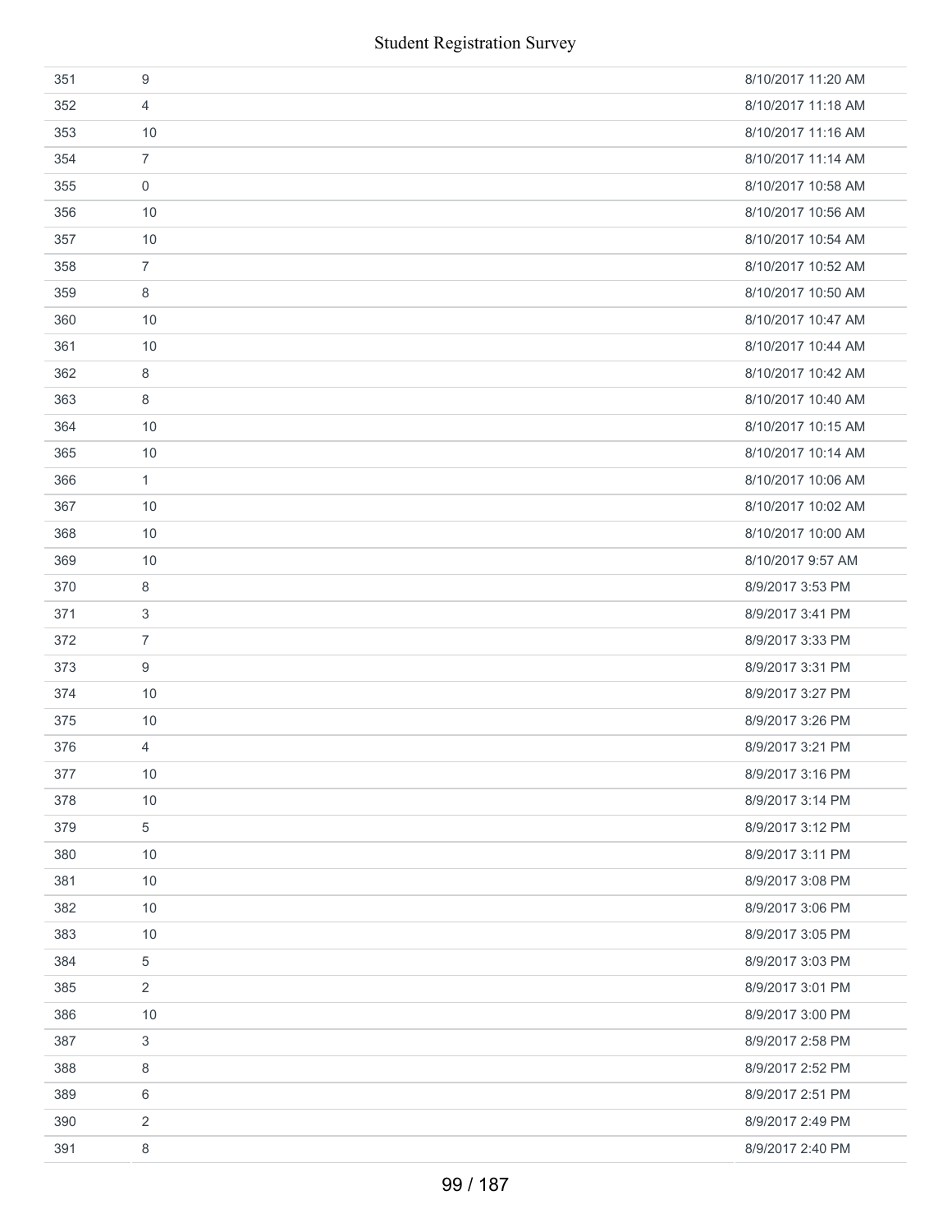| | | |
|---|---|---|
| 351 | 9 | 8/10/2017 11:20 AM |
| 352 | 4 | 8/10/2017 11:18 AM |
| 353 | 10 | 8/10/2017 11:16 AM |
| 354 | 7 | 8/10/2017 11:14 AM |
| 355 | 0 | 8/10/2017 10:58 AM |
| 356 | 10 | 8/10/2017 10:56 AM |
| 357 | 10 | 8/10/2017 10:54 AM |
| 358 | 7 | 8/10/2017 10:52 AM |
| 359 | 8 | 8/10/2017 10:50 AM |
| 360 | 10 | 8/10/2017 10:47 AM |
| 361 | 10 | 8/10/2017 10:44 AM |
| 362 | 8 | 8/10/2017 10:42 AM |
| 363 | 8 | 8/10/2017 10:40 AM |
| 364 | 10 | 8/10/2017 10:15 AM |
| 365 | 10 | 8/10/2017 10:14 AM |
| 366 | 1 | 8/10/2017 10:06 AM |
| 367 | 10 | 8/10/2017 10:02 AM |
| 368 | 10 | 8/10/2017 10:00 AM |
| 369 | 10 | 8/10/2017 9:57 AM |
| 370 | 8 | 8/9/2017 3:53 PM |
| 371 | 3 | 8/9/2017 3:41 PM |
| 372 | 7 | 8/9/2017 3:33 PM |
| 373 | 9 | 8/9/2017 3:31 PM |
| 374 | 10 | 8/9/2017 3:27 PM |
| 375 | 10 | 8/9/2017 3:26 PM |
| 376 | 4 | 8/9/2017 3:21 PM |
| 377 | 10 | 8/9/2017 3:16 PM |
| 378 | 10 | 8/9/2017 3:14 PM |
| 379 | 5 | 8/9/2017 3:12 PM |
| 380 | 10 | 8/9/2017 3:11 PM |
| 381 | 10 | 8/9/2017 3:08 PM |
| 382 | 10 | 8/9/2017 3:06 PM |
| 383 | 10 | 8/9/2017 3:05 PM |
| 384 | 5 | 8/9/2017 3:03 PM |
| 385 | 2 | 8/9/2017 3:01 PM |
| 386 | 10 | 8/9/2017 3:00 PM |
| 387 | 3 | 8/9/2017 2:58 PM |
| 388 | 8 | 8/9/2017 2:52 PM |
| 389 | 6 | 8/9/2017 2:51 PM |
| 390 | 2 | 8/9/2017 2:49 PM |
| 391 | 8 | 8/9/2017 2:40 PM |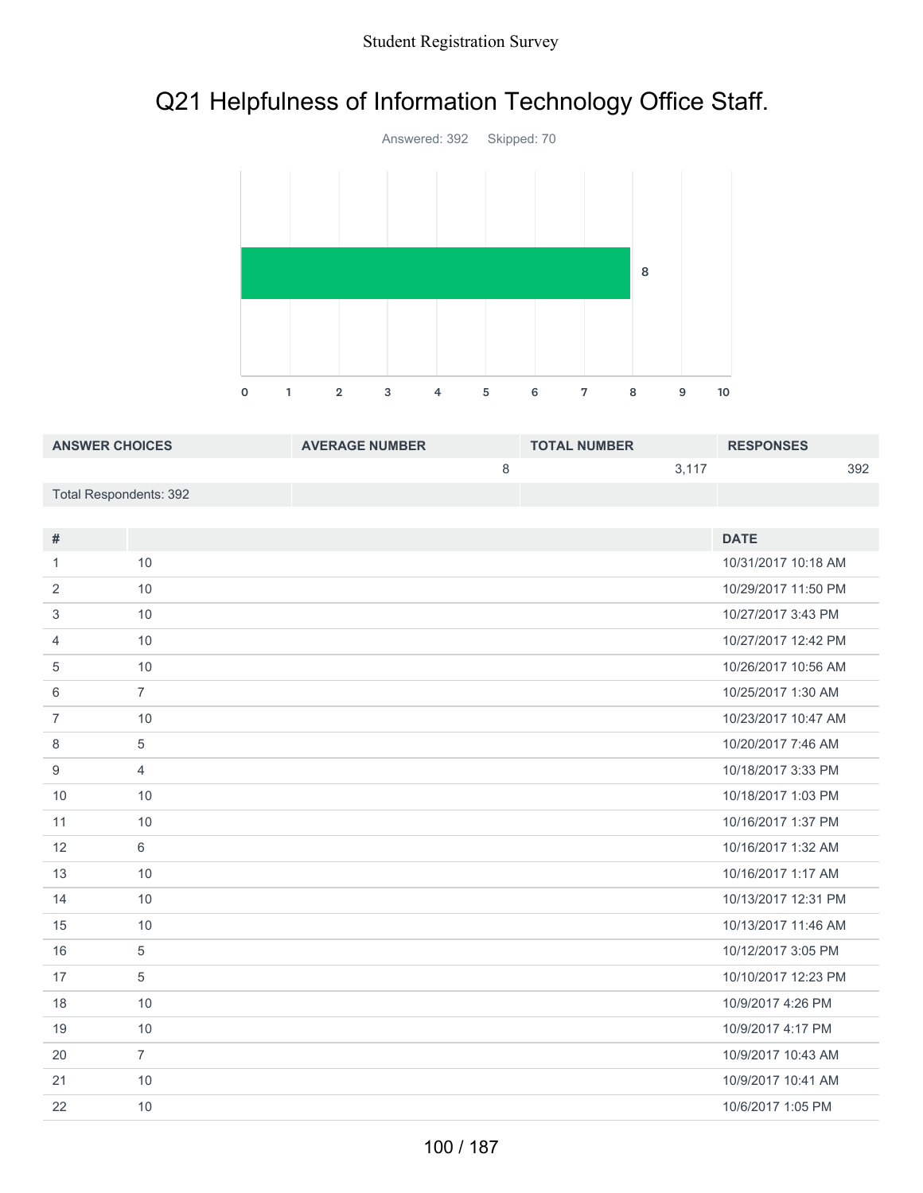# Q21 Helpfulness of Information Technology Office Staff.

Answered: 392 Skipped: 70

| ANSWER CHOICES | AVERAGE NUMBER | TOTAL NUMBER | RESPONSES |
|---|---|---|---|
| | 8 | 3,117 | 392 |
| Total Respondents: 392 | | | |

| # | | DATE |
|---|---|---|
| 1 | 10 | 10/31/2017 10:18 AM |
| 2 | 10 | 10/29/2017 11:50 PM |
| 3 | 10 | 10/27/2017 3:43 PM |
| 4 | 10 | 10/27/2017 12:42 PM |
| 5 | 10 | 10/26/2017 10:56 AM |
| 6 | 7 | 10/25/2017 1:30 AM |
| 7 | 10 | 10/23/2017 10:47 AM |
| 8 | 5 | 10/20/2017 7:46 AM |
| 9 | 4 | 10/18/2017 3:33 PM |
| 10 | 10 | 10/18/2017 1:03 PM |
| 11 | 10 | 10/16/2017 1:37 PM |
| 12 | 6 | 10/16/2017 1:32 AM |
| 13 | 10 | 10/16/2017 1:17 AM |
| 14 | 10 | 10/13/2017 12:31 PM |
| 15 | 10 | 10/13/2017 11:46 AM |
| 16 | 5 | 10/12/2017 3:05 PM |
| 17 | 5 | 10/10/2017 12:23 PM |
| 18 | 10 | 10/9/2017 4:26 PM |
| 19 | 10 | 10/9/2017 4:17 PM |
| 20 | 7 | 10/9/2017 10:43 AM |
| 21 | 10 | 10/9/2017 10:41 AM |
| 22 | 10 | 10/6/2017 1:05 PM |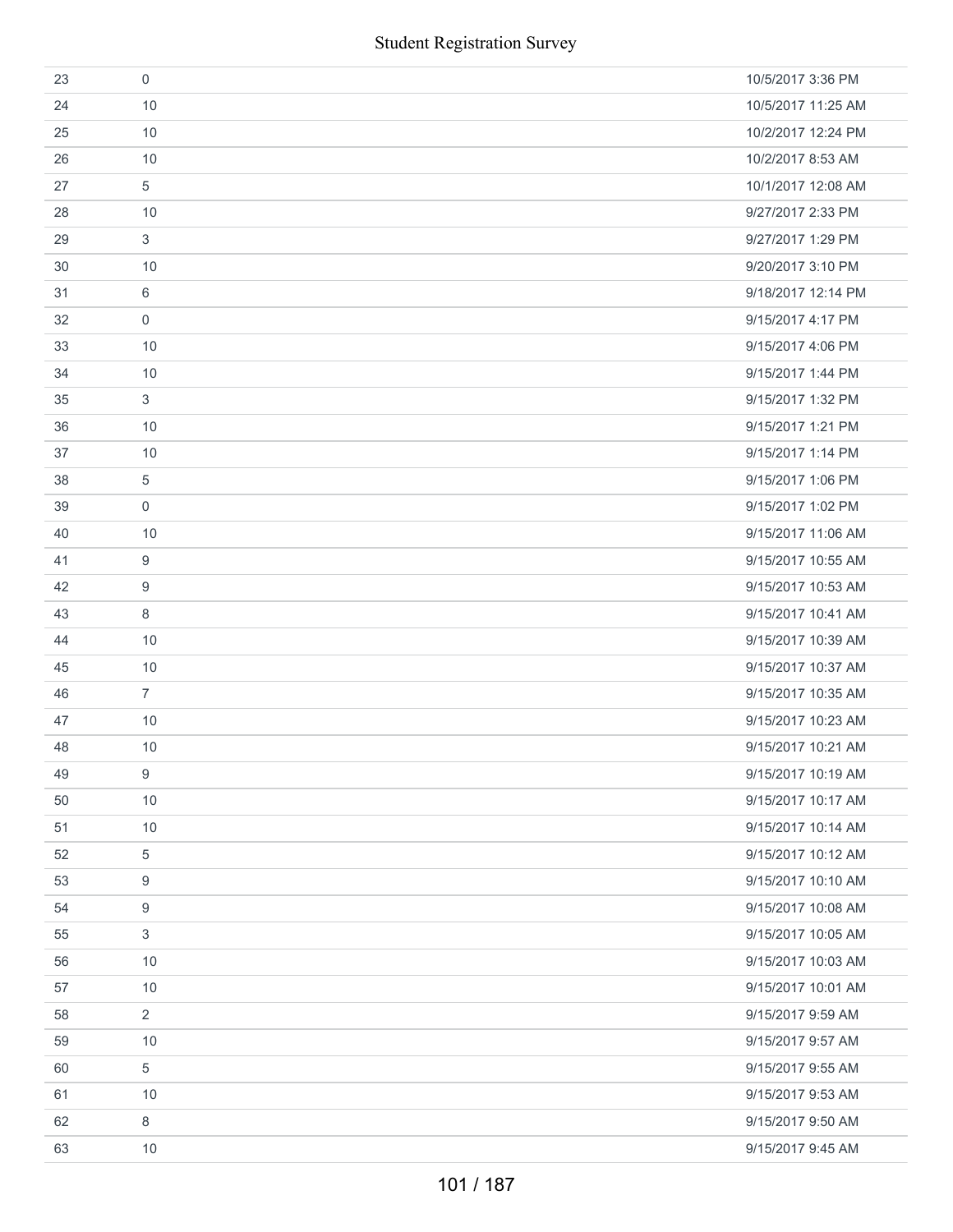| | | |
|---|---|---|
| 23 | 0 | 10/5/2017 3:36 PM |
| 24 | 10 | 10/5/2017 11:25 AM |
| 25 | 10 | 10/2/2017 12:24 PM |
| 26 | 10 | 10/2/2017 8:53 AM |
| 27 | 5 | 10/1/2017 12:08 AM |
| 28 | 10 | 9/27/2017 2:33 PM |
| 29 | 3 | 9/27/2017 1:29 PM |
| 30 | 10 | 9/20/2017 3:10 PM |
| 31 | 6 | 9/18/2017 12:14 PM |
| 32 | 0 | 9/15/2017 4:17 PM |
| 33 | 10 | 9/15/2017 4:06 PM |
| 34 | 10 | 9/15/2017 1:44 PM |
| 35 | 3 | 9/15/2017 1:32 PM |
| 36 | 10 | 9/15/2017 1:21 PM |
| 37 | 10 | 9/15/2017 1:14 PM |
| 38 | 5 | 9/15/2017 1:06 PM |
| 39 | 0 | 9/15/2017 1:02 PM |
| 40 | 10 | 9/15/2017 11:06 AM |
| 41 | 9 | 9/15/2017 10:55 AM |
| 42 | 9 | 9/15/2017 10:53 AM |
| 43 | 8 | 9/15/2017 10:41 AM |
| 44 | 10 | 9/15/2017 10:39 AM |
| 45 | 10 | 9/15/2017 10:37 AM |
| 46 | 7 | 9/15/2017 10:35 AM |
| 47 | 10 | 9/15/2017 10:23 AM |
| 48 | 10 | 9/15/2017 10:21 AM |
| 49 | 9 | 9/15/2017 10:19 AM |
| 50 | 10 | 9/15/2017 10:17 AM |
| 51 | 10 | 9/15/2017 10:14 AM |
| 52 | 5 | 9/15/2017 10:12 AM |
| 53 | 9 | 9/15/2017 10:10 AM |
| 54 | 9 | 9/15/2017 10:08 AM |
| 55 | 3 | 9/15/2017 10:05 AM |
| 56 | 10 | 9/15/2017 10:03 AM |
| 57 | 10 | 9/15/2017 10:01 AM |
| 58 | 2 | 9/15/2017 9:59 AM |
| 59 | 10 | 9/15/2017 9:57 AM |
| 60 | 5 | 9/15/2017 9:55 AM |
| 61 | 10 | 9/15/2017 9:53 AM |
| 62 | 8 | 9/15/2017 9:50 AM |
| 63 | 10 | 9/15/2017 9:45 AM |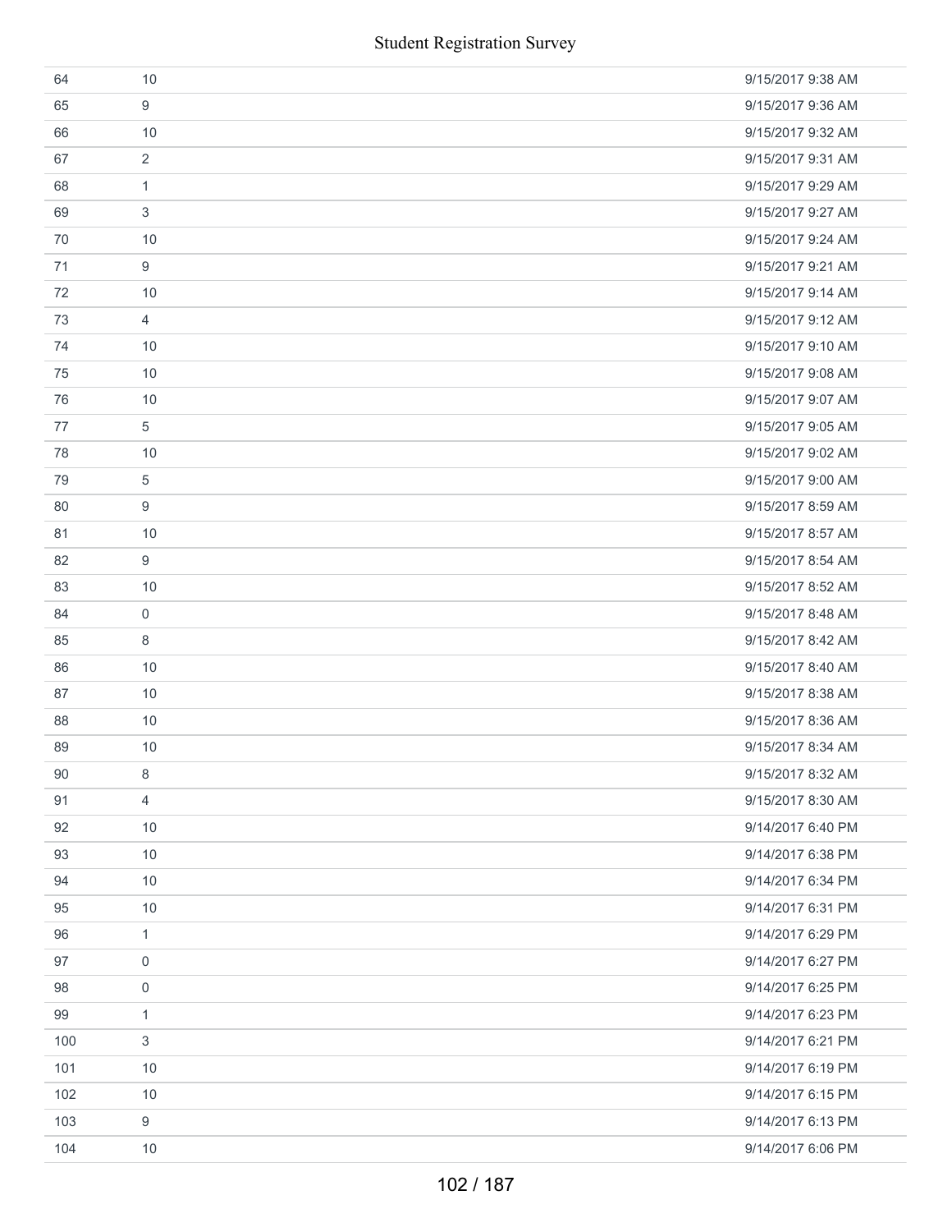| | | |
|---|---|---|
| 64 | 10 | 9/15/2017 9:38 AM |
| 65 | 9 | 9/15/2017 9:36 AM |
| 66 | 10 | 9/15/2017 9:32 AM |
| 67 | 2 | 9/15/2017 9:31 AM |
| 68 | 1 | 9/15/2017 9:29 AM |
| 69 | 3 | 9/15/2017 9:27 AM |
| 70 | 10 | 9/15/2017 9:24 AM |
| 71 | 9 | 9/15/2017 9:21 AM |
| 72 | 10 | 9/15/2017 9:14 AM |
| 73 | 4 | 9/15/2017 9:12 AM |
| 74 | 10 | 9/15/2017 9:10 AM |
| 75 | 10 | 9/15/2017 9:08 AM |
| 76 | 10 | 9/15/2017 9:07 AM |
| 77 | 5 | 9/15/2017 9:05 AM |
| 78 | 10 | 9/15/2017 9:02 AM |
| 79 | 5 | 9/15/2017 9:00 AM |
| 80 | 9 | 9/15/2017 8:59 AM |
| 81 | 10 | 9/15/2017 8:57 AM |
| 82 | 9 | 9/15/2017 8:54 AM |
| 83 | 10 | 9/15/2017 8:52 AM |
| 84 | 0 | 9/15/2017 8:48 AM |
| 85 | 8 | 9/15/2017 8:42 AM |
| 86 | 10 | 9/15/2017 8:40 AM |
| 87 | 10 | 9/15/2017 8:38 AM |
| 88 | 10 | 9/15/2017 8:36 AM |
| 89 | 10 | 9/15/2017 8:34 AM |
| 90 | 8 | 9/15/2017 8:32 AM |
| 91 | 4 | 9/15/2017 8:30 AM |
| 92 | 10 | 9/14/2017 6:40 PM |
| 93 | 10 | 9/14/2017 6:38 PM |
| 94 | 10 | 9/14/2017 6:34 PM |
| 95 | 10 | 9/14/2017 6:31 PM |
| 96 | 1 | 9/14/2017 6:29 PM |
| 97 | 0 | 9/14/2017 6:27 PM |
| 98 | 0 | 9/14/2017 6:25 PM |
| 99 | 1 | 9/14/2017 6:23 PM |
| 100 | 3 | 9/14/2017 6:21 PM |
| 101 | 10 | 9/14/2017 6:19 PM |
| 102 | 10 | 9/14/2017 6:15 PM |
| 103 | 9 | 9/14/2017 6:13 PM |
| 104 | 10 | 9/14/2017 6:06 PM |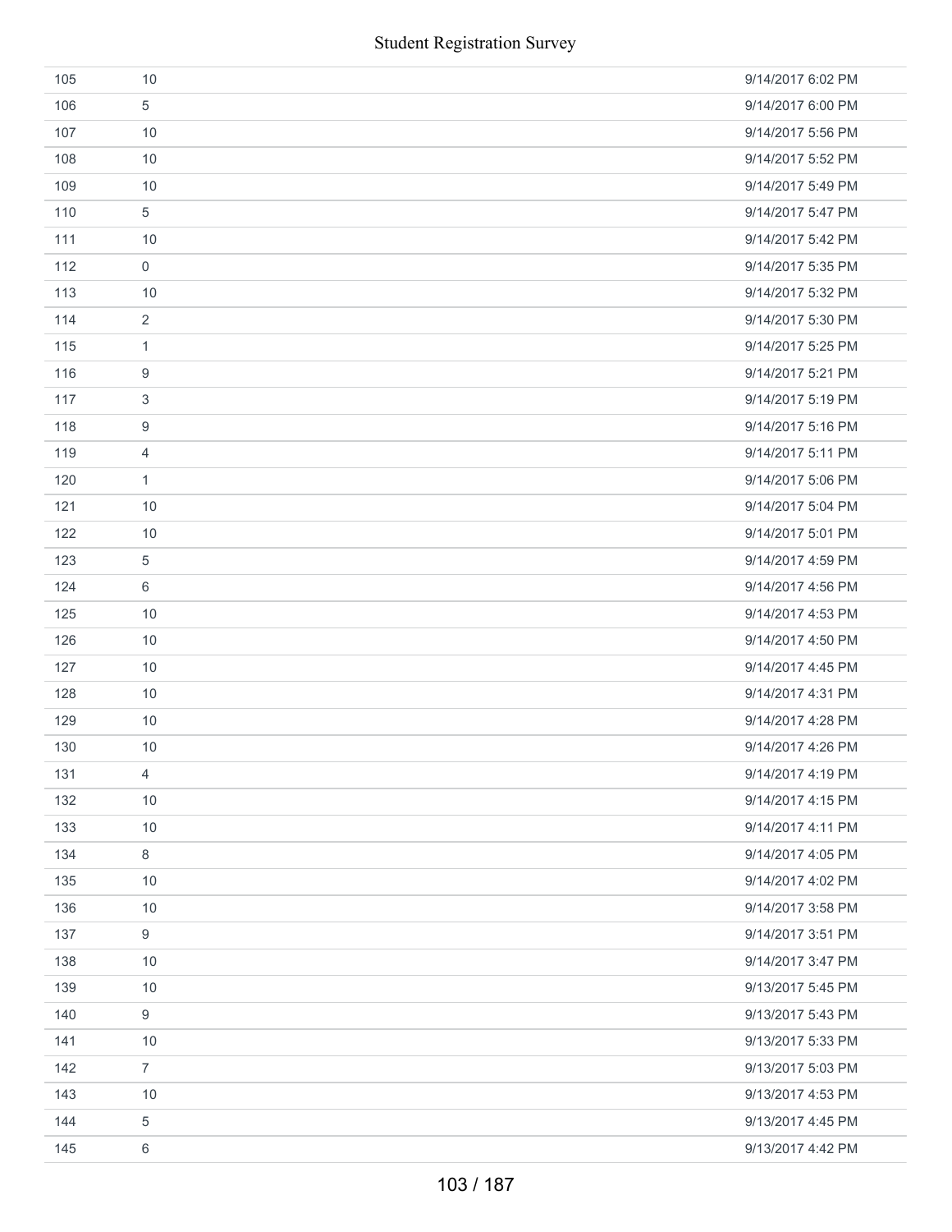| | | |
|---|---|---|
| 105 | 10 | 9/14/2017 6:02 PM |
| 106 | 5 | 9/14/2017 6:00 PM |
| 107 | 10 | 9/14/2017 5:56 PM |
| 108 | 10 | 9/14/2017 5:52 PM |
| 109 | 10 | 9/14/2017 5:49 PM |
| 110 | 5 | 9/14/2017 5:47 PM |
| 111 | 10 | 9/14/2017 5:42 PM |
| 112 | 0 | 9/14/2017 5:35 PM |
| 113 | 10 | 9/14/2017 5:32 PM |
| 114 | 2 | 9/14/2017 5:30 PM |
| 115 | 1 | 9/14/2017 5:25 PM |
| 116 | 9 | 9/14/2017 5:21 PM |
| 117 | 3 | 9/14/2017 5:19 PM |
| 118 | 9 | 9/14/2017 5:16 PM |
| 119 | 4 | 9/14/2017 5:11 PM |
| 120 | 1 | 9/14/2017 5:06 PM |
| 121 | 10 | 9/14/2017 5:04 PM |
| 122 | 10 | 9/14/2017 5:01 PM |
| 123 | 5 | 9/14/2017 4:59 PM |
| 124 | 6 | 9/14/2017 4:56 PM |
| 125 | 10 | 9/14/2017 4:53 PM |
| 126 | 10 | 9/14/2017 4:50 PM |
| 127 | 10 | 9/14/2017 4:45 PM |
| 128 | 10 | 9/14/2017 4:31 PM |
| 129 | 10 | 9/14/2017 4:28 PM |
| 130 | 10 | 9/14/2017 4:26 PM |
| 131 | 4 | 9/14/2017 4:19 PM |
| 132 | 10 | 9/14/2017 4:15 PM |
| 133 | 10 | 9/14/2017 4:11 PM |
| 134 | 8 | 9/14/2017 4:05 PM |
| 135 | 10 | 9/14/2017 4:02 PM |
| 136 | 10 | 9/14/2017 3:58 PM |
| 137 | 9 | 9/14/2017 3:51 PM |
| 138 | 10 | 9/14/2017 3:47 PM |
| 139 | 10 | 9/13/2017 5:45 PM |
| 140 | 9 | 9/13/2017 5:43 PM |
| 141 | 10 | 9/13/2017 5:33 PM |
| 142 | 7 | 9/13/2017 5:03 PM |
| 143 | 10 | 9/13/2017 4:53 PM |
| 144 | 5 | 9/13/2017 4:45 PM |
| 145 | 6 | 9/13/2017 4:42 PM |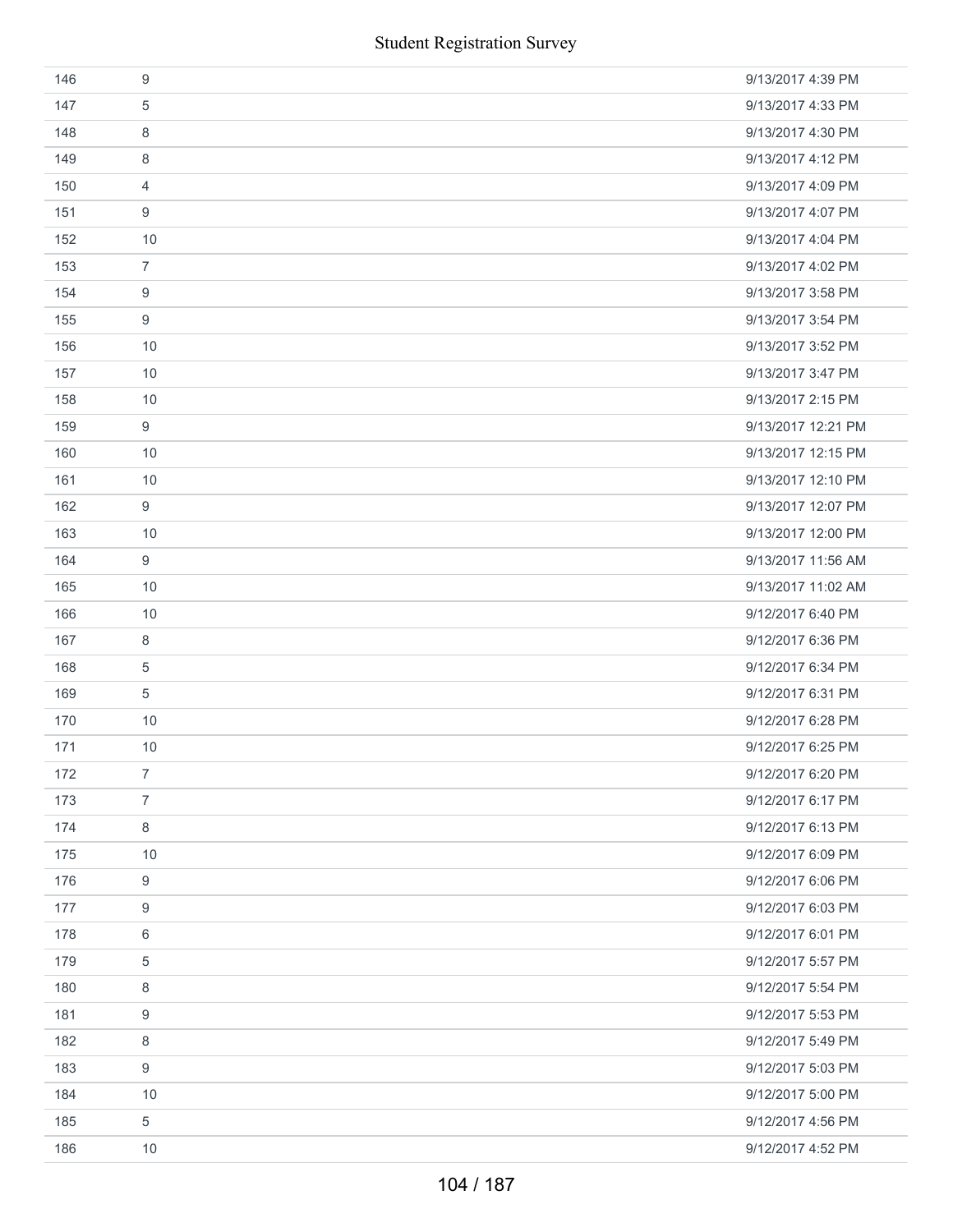| | | |
|---|---|---|
| 146 | 9 | 9/13/2017 4:39 PM |
| 147 | 5 | 9/13/2017 4:33 PM |
| 148 | 8 | 9/13/2017 4:30 PM |
| 149 | 8 | 9/13/2017 4:12 PM |
| 150 | 4 | 9/13/2017 4:09 PM |
| 151 | 9 | 9/13/2017 4:07 PM |
| 152 | 10 | 9/13/2017 4:04 PM |
| 153 | 7 | 9/13/2017 4:02 PM |
| 154 | 9 | 9/13/2017 3:58 PM |
| 155 | 9 | 9/13/2017 3:54 PM |
| 156 | 10 | 9/13/2017 3:52 PM |
| 157 | 10 | 9/13/2017 3:47 PM |
| 158 | 10 | 9/13/2017 2:15 PM |
| 159 | 9 | 9/13/2017 12:21 PM |
| 160 | 10 | 9/13/2017 12:15 PM |
| 161 | 10 | 9/13/2017 12:10 PM |
| 162 | 9 | 9/13/2017 12:07 PM |
| 163 | 10 | 9/13/2017 12:00 PM |
| 164 | 9 | 9/13/2017 11:56 AM |
| 165 | 10 | 9/13/2017 11:02 AM |
| 166 | 10 | 9/12/2017 6:40 PM |
| 167 | 8 | 9/12/2017 6:36 PM |
| 168 | 5 | 9/12/2017 6:34 PM |
| 169 | 5 | 9/12/2017 6:31 PM |
| 170 | 10 | 9/12/2017 6:28 PM |
| 171 | 10 | 9/12/2017 6:25 PM |
| 172 | 7 | 9/12/2017 6:20 PM |
| 173 | 7 | 9/12/2017 6:17 PM |
| 174 | 8 | 9/12/2017 6:13 PM |
| 175 | 10 | 9/12/2017 6:09 PM |
| 176 | 9 | 9/12/2017 6:06 PM |
| 177 | 9 | 9/12/2017 6:03 PM |
| 178 | 6 | 9/12/2017 6:01 PM |
| 179 | 5 | 9/12/2017 5:57 PM |
| 180 | 8 | 9/12/2017 5:54 PM |
| 181 | 9 | 9/12/2017 5:53 PM |
| 182 | 8 | 9/12/2017 5:49 PM |
| 183 | 9 | 9/12/2017 5:03 PM |
| 184 | 10 | 9/12/2017 5:00 PM |
| 185 | 5 | 9/12/2017 4:56 PM |
| 186 | 10 | 9/12/2017 4:52 PM |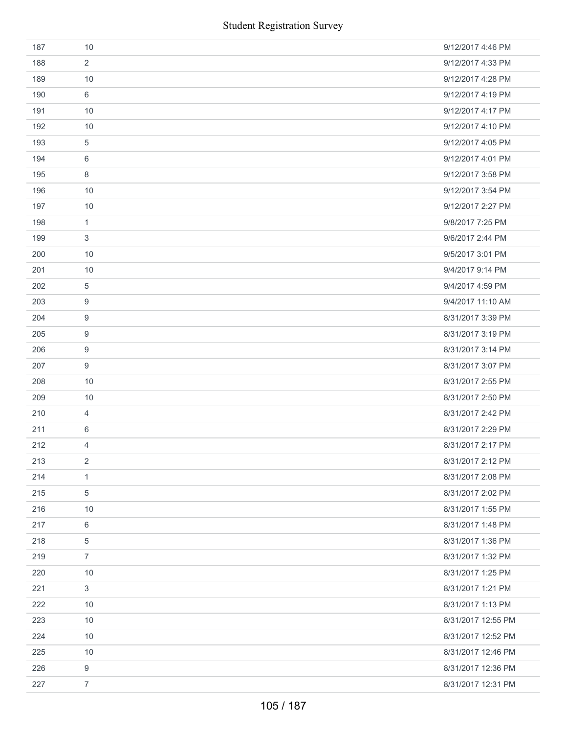| | | |
|---|---|---|
| 187 | 10 | 9/12/2017 4:46 PM |
| 188 | 2 | 9/12/2017 4:33 PM |
| 189 | 10 | 9/12/2017 4:28 PM |
| 190 | 6 | 9/12/2017 4:19 PM |
| 191 | 10 | 9/12/2017 4:17 PM |
| 192 | 10 | 9/12/2017 4:10 PM |
| 193 | 5 | 9/12/2017 4:05 PM |
| 194 | 6 | 9/12/2017 4:01 PM |
| 195 | 8 | 9/12/2017 3:58 PM |
| 196 | 10 | 9/12/2017 3:54 PM |
| 197 | 10 | 9/12/2017 2:27 PM |
| 198 | 1 | 9/8/2017 7:25 PM |
| 199 | 3 | 9/6/2017 2:44 PM |
| 200 | 10 | 9/5/2017 3:01 PM |
| 201 | 10 | 9/4/2017 9:14 PM |
| 202 | 5 | 9/4/2017 4:59 PM |
| 203 | 9 | 9/4/2017 11:10 AM |
| 204 | 9 | 8/31/2017 3:39 PM |
| 205 | 9 | 8/31/2017 3:19 PM |
| 206 | 9 | 8/31/2017 3:14 PM |
| 207 | 9 | 8/31/2017 3:07 PM |
| 208 | 10 | 8/31/2017 2:55 PM |
| 209 | 10 | 8/31/2017 2:50 PM |
| 210 | 4 | 8/31/2017 2:42 PM |
| 211 | 6 | 8/31/2017 2:29 PM |
| 212 | 4 | 8/31/2017 2:17 PM |
| 213 | 2 | 8/31/2017 2:12 PM |
| 214 | 1 | 8/31/2017 2:08 PM |
| 215 | 5 | 8/31/2017 2:02 PM |
| 216 | 10 | 8/31/2017 1:55 PM |
| 217 | 6 | 8/31/2017 1:48 PM |
| 218 | 5 | 8/31/2017 1:36 PM |
| 219 | 7 | 8/31/2017 1:32 PM |
| 220 | 10 | 8/31/2017 1:25 PM |
| 221 | 3 | 8/31/2017 1:21 PM |
| 222 | 10 | 8/31/2017 1:13 PM |
| 223 | 10 | 8/31/2017 12:55 PM |
| 224 | 10 | 8/31/2017 12:52 PM |
| 225 | 10 | 8/31/2017 12:46 PM |
| 226 | 9 | 8/31/2017 12:36 PM |
| 227 | 7 | 8/31/2017 12:31 PM |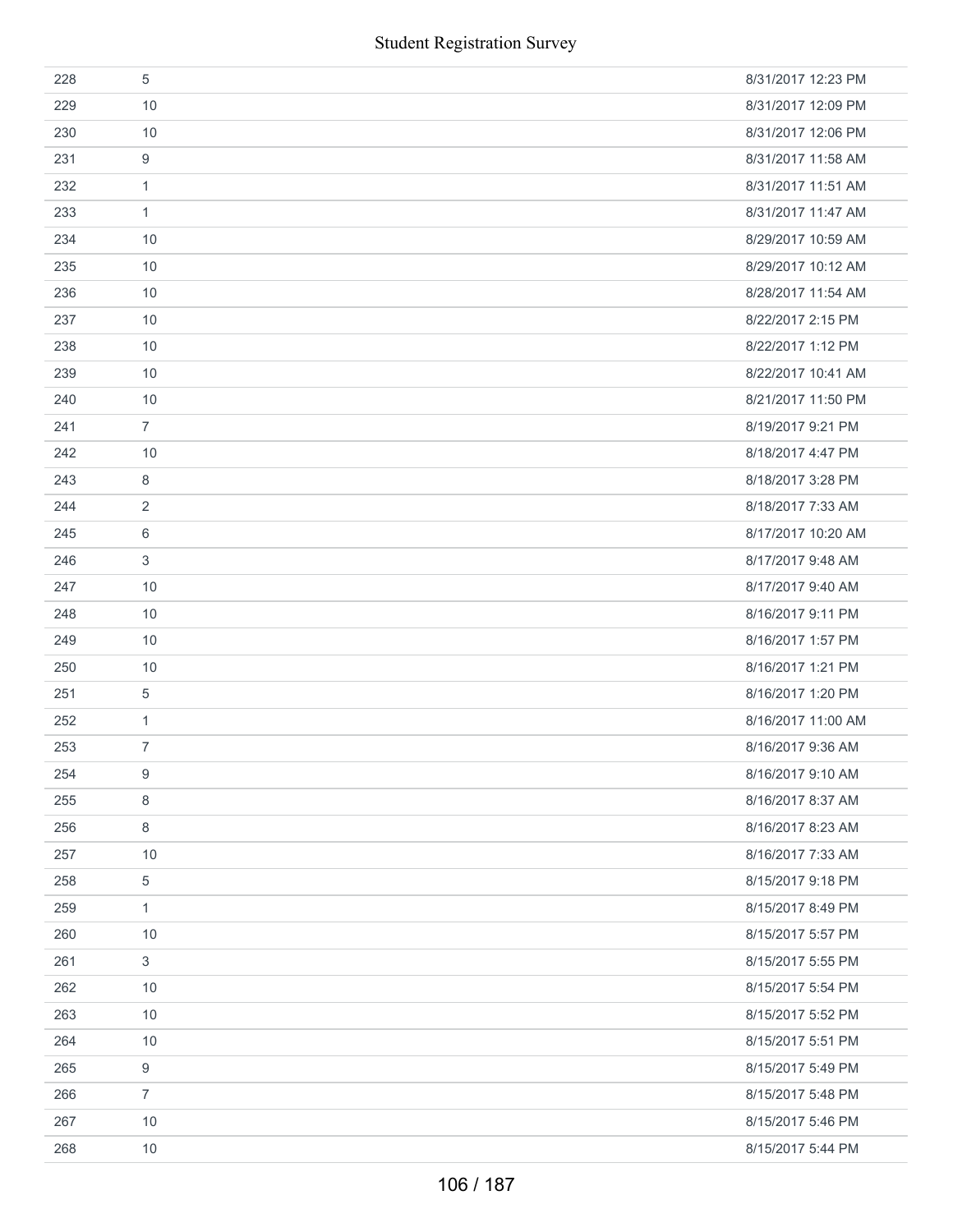| | | |
|---|---|---|
| 228 | 5 | 8/31/2017 12:23 PM |
| 229 | 10 | 8/31/2017 12:09 PM |
| 230 | 10 | 8/31/2017 12:06 PM |
| 231 | 9 | 8/31/2017 11:58 AM |
| 232 | 1 | 8/31/2017 11:51 AM |
| 233 | 1 | 8/31/2017 11:47 AM |
| 234 | 10 | 8/29/2017 10:59 AM |
| 235 | 10 | 8/29/2017 10:12 AM |
| 236 | 10 | 8/28/2017 11:54 AM |
| 237 | 10 | 8/22/2017 2:15 PM |
| 238 | 10 | 8/22/2017 1:12 PM |
| 239 | 10 | 8/22/2017 10:41 AM |
| 240 | 10 | 8/21/2017 11:50 PM |
| 241 | 7 | 8/19/2017 9:21 PM |
| 242 | 10 | 8/18/2017 4:47 PM |
| 243 | 8 | 8/18/2017 3:28 PM |
| 244 | 2 | 8/18/2017 7:33 AM |
| 245 | 6 | 8/17/2017 10:20 AM |
| 246 | 3 | 8/17/2017 9:48 AM |
| 247 | 10 | 8/17/2017 9:40 AM |
| 248 | 10 | 8/16/2017 9:11 PM |
| 249 | 10 | 8/16/2017 1:57 PM |
| 250 | 10 | 8/16/2017 1:21 PM |
| 251 | 5 | 8/16/2017 1:20 PM |
| 252 | 1 | 8/16/2017 11:00 AM |
| 253 | 7 | 8/16/2017 9:36 AM |
| 254 | 9 | 8/16/2017 9:10 AM |
| 255 | 8 | 8/16/2017 8:37 AM |
| 256 | 8 | 8/16/2017 8:23 AM |
| 257 | 10 | 8/16/2017 7:33 AM |
| 258 | 5 | 8/15/2017 9:18 PM |
| 259 | 1 | 8/15/2017 8:49 PM |
| 260 | 10 | 8/15/2017 5:57 PM |
| 261 | 3 | 8/15/2017 5:55 PM |
| 262 | 10 | 8/15/2017 5:54 PM |
| 263 | 10 | 8/15/2017 5:52 PM |
| 264 | 10 | 8/15/2017 5:51 PM |
| 265 | 9 | 8/15/2017 5:49 PM |
| 266 | 7 | 8/15/2017 5:48 PM |
| 267 | 10 | 8/15/2017 5:46 PM |
| 268 | 10 | 8/15/2017 5:44 PM |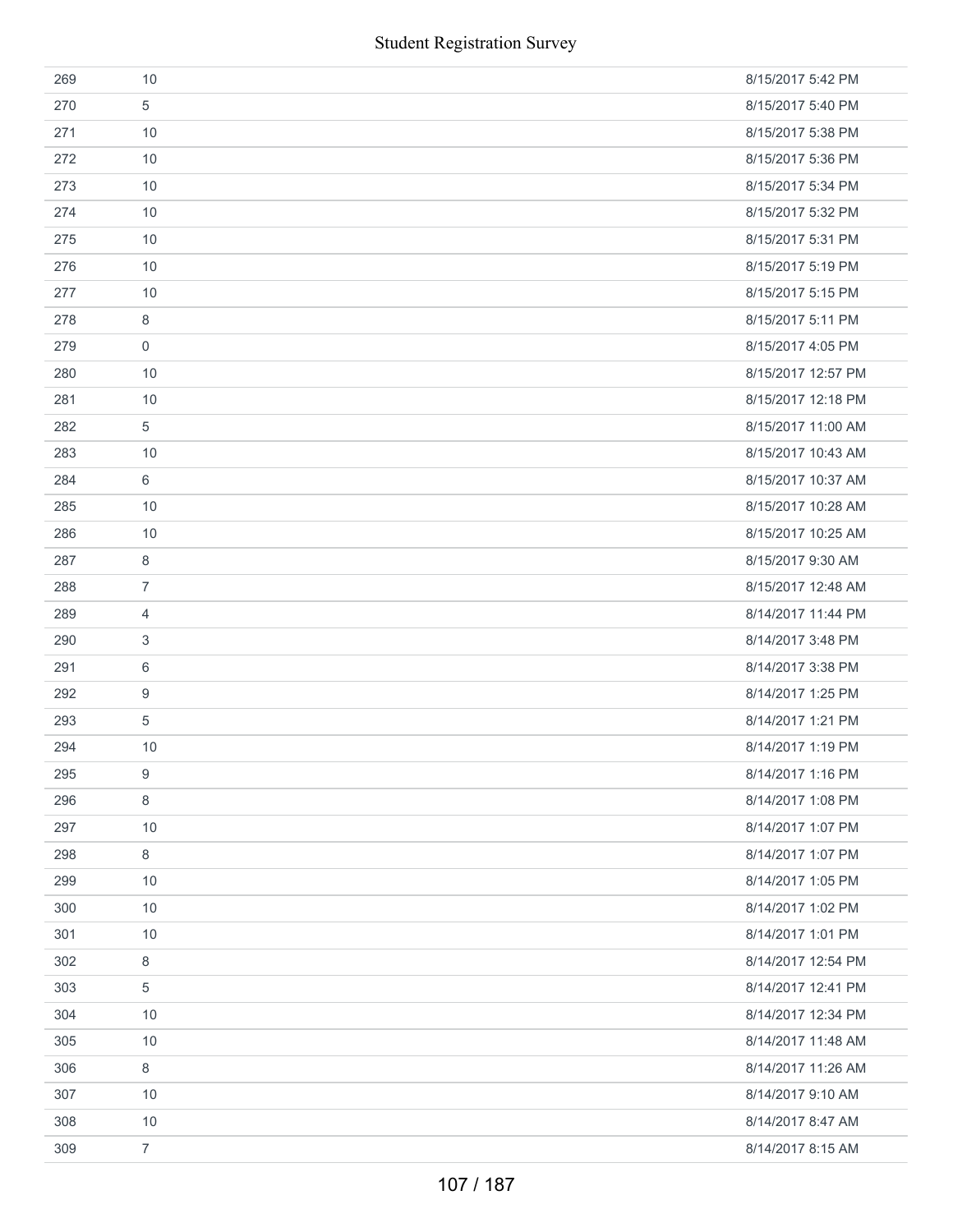| | | |
|---|---|---|
| 269 | 10 | 8/15/2017 5:42 PM |
| 270 | 5 | 8/15/2017 5:40 PM |
| 271 | 10 | 8/15/2017 5:38 PM |
| 272 | 10 | 8/15/2017 5:36 PM |
| 273 | 10 | 8/15/2017 5:34 PM |
| 274 | 10 | 8/15/2017 5:32 PM |
| 275 | 10 | 8/15/2017 5:31 PM |
| 276 | 10 | 8/15/2017 5:19 PM |
| 277 | 10 | 8/15/2017 5:15 PM |
| 278 | 8 | 8/15/2017 5:11 PM |
| 279 | 0 | 8/15/2017 4:05 PM |
| 280 | 10 | 8/15/2017 12:57 PM |
| 281 | 10 | 8/15/2017 12:18 PM |
| 282 | 5 | 8/15/2017 11:00 AM |
| 283 | 10 | 8/15/2017 10:43 AM |
| 284 | 6 | 8/15/2017 10:37 AM |
| 285 | 10 | 8/15/2017 10:28 AM |
| 286 | 10 | 8/15/2017 10:25 AM |
| 287 | 8 | 8/15/2017 9:30 AM |
| 288 | 7 | 8/15/2017 12:48 AM |
| 289 | 4 | 8/14/2017 11:44 PM |
| 290 | 3 | 8/14/2017 3:48 PM |
| 291 | 6 | 8/14/2017 3:38 PM |
| 292 | 9 | 8/14/2017 1:25 PM |
| 293 | 5 | 8/14/2017 1:21 PM |
| 294 | 10 | 8/14/2017 1:19 PM |
| 295 | 9 | 8/14/2017 1:16 PM |
| 296 | 8 | 8/14/2017 1:08 PM |
| 297 | 10 | 8/14/2017 1:07 PM |
| 298 | 8 | 8/14/2017 1:07 PM |
| 299 | 10 | 8/14/2017 1:05 PM |
| 300 | 10 | 8/14/2017 1:02 PM |
| 301 | 10 | 8/14/2017 1:01 PM |
| 302 | 8 | 8/14/2017 12:54 PM |
| 303 | 5 | 8/14/2017 12:41 PM |
| 304 | 10 | 8/14/2017 12:34 PM |
| 305 | 10 | 8/14/2017 11:48 AM |
| 306 | 8 | 8/14/2017 11:26 AM |
| 307 | 10 | 8/14/2017 9:10 AM |
| 308 | 10 | 8/14/2017 8:47 AM |
| 309 | 7 | 8/14/2017 8:15 AM |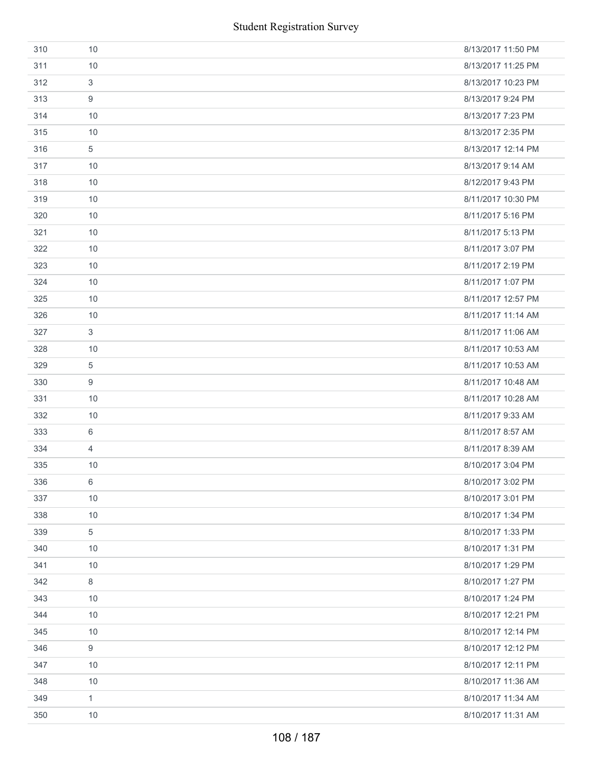| | | |
|---|---|---|
| 310 | 10 | 8/13/2017 11:50 PM |
| 311 | 10 | 8/13/2017 11:25 PM |
| 312 | 3 | 8/13/2017 10:23 PM |
| 313 | 9 | 8/13/2017 9:24 PM |
| 314 | 10 | 8/13/2017 7:23 PM |
| 315 | 10 | 8/13/2017 2:35 PM |
| 316 | 5 | 8/13/2017 12:14 PM |
| 317 | 10 | 8/13/2017 9:14 AM |
| 318 | 10 | 8/12/2017 9:43 PM |
| 319 | 10 | 8/11/2017 10:30 PM |
| 320 | 10 | 8/11/2017 5:16 PM |
| 321 | 10 | 8/11/2017 5:13 PM |
| 322 | 10 | 8/11/2017 3:07 PM |
| 323 | 10 | 8/11/2017 2:19 PM |
| 324 | 10 | 8/11/2017 1:07 PM |
| 325 | 10 | 8/11/2017 12:57 PM |
| 326 | 10 | 8/11/2017 11:14 AM |
| 327 | 3 | 8/11/2017 11:06 AM |
| 328 | 10 | 8/11/2017 10:53 AM |
| 329 | 5 | 8/11/2017 10:53 AM |
| 330 | 9 | 8/11/2017 10:48 AM |
| 331 | 10 | 8/11/2017 10:28 AM |
| 332 | 10 | 8/11/2017 9:33 AM |
| 333 | 6 | 8/11/2017 8:57 AM |
| 334 | 4 | 8/11/2017 8:39 AM |
| 335 | 10 | 8/10/2017 3:04 PM |
| 336 | 6 | 8/10/2017 3:02 PM |
| 337 | 10 | 8/10/2017 3:01 PM |
| 338 | 10 | 8/10/2017 1:34 PM |
| 339 | 5 | 8/10/2017 1:33 PM |
| 340 | 10 | 8/10/2017 1:31 PM |
| 341 | 10 | 8/10/2017 1:29 PM |
| 342 | 8 | 8/10/2017 1:27 PM |
| 343 | 10 | 8/10/2017 1:24 PM |
| 344 | 10 | 8/10/2017 12:21 PM |
| 345 | 10 | 8/10/2017 12:14 PM |
| 346 | 9 | 8/10/2017 12:12 PM |
| 347 | 10 | 8/10/2017 12:11 PM |
| 348 | 10 | 8/10/2017 11:36 AM |
| 349 | 1 | 8/10/2017 11:34 AM |
| 350 | 10 | 8/10/2017 11:31 AM |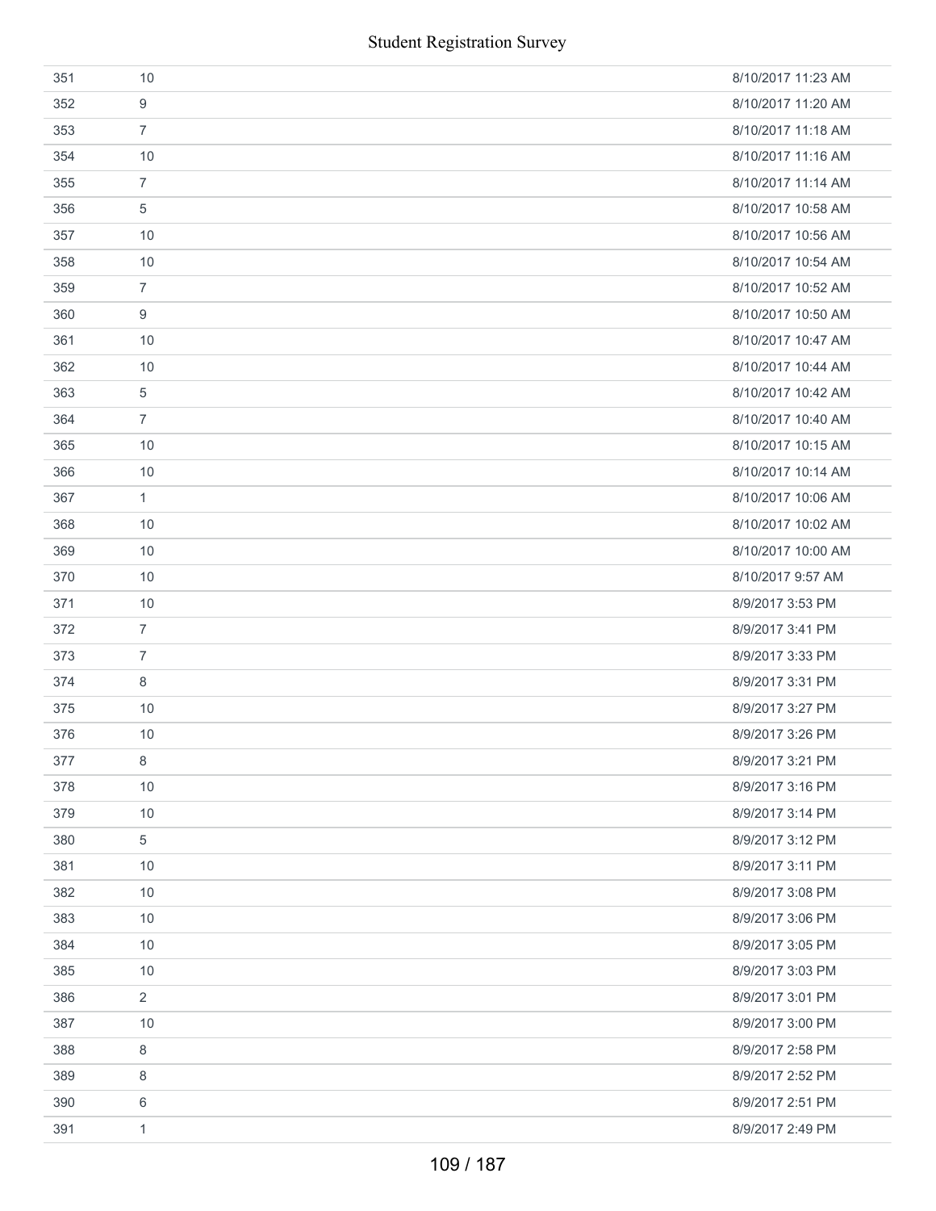| | | |
|---|---|---|
| 351 | 10 | 8/10/2017 11:23 AM |
| 352 | 9 | 8/10/2017 11:20 AM |
| 353 | 7 | 8/10/2017 11:18 AM |
| 354 | 10 | 8/10/2017 11:16 AM |
| 355 | 7 | 8/10/2017 11:14 AM |
| 356 | 5 | 8/10/2017 10:58 AM |
| 357 | 10 | 8/10/2017 10:56 AM |
| 358 | 10 | 8/10/2017 10:54 AM |
| 359 | 7 | 8/10/2017 10:52 AM |
| 360 | 9 | 8/10/2017 10:50 AM |
| 361 | 10 | 8/10/2017 10:47 AM |
| 362 | 10 | 8/10/2017 10:44 AM |
| 363 | 5 | 8/10/2017 10:42 AM |
| 364 | 7 | 8/10/2017 10:40 AM |
| 365 | 10 | 8/10/2017 10:15 AM |
| 366 | 10 | 8/10/2017 10:14 AM |
| 367 | 1 | 8/10/2017 10:06 AM |
| 368 | 10 | 8/10/2017 10:02 AM |
| 369 | 10 | 8/10/2017 10:00 AM |
| 370 | 10 | 8/10/2017 9:57 AM |
| 371 | 10 | 8/9/2017 3:53 PM |
| 372 | 7 | 8/9/2017 3:41 PM |
| 373 | 7 | 8/9/2017 3:33 PM |
| 374 | 8 | 8/9/2017 3:31 PM |
| 375 | 10 | 8/9/2017 3:27 PM |
| 376 | 10 | 8/9/2017 3:26 PM |
| 377 | 8 | 8/9/2017 3:21 PM |
| 378 | 10 | 8/9/2017 3:16 PM |
| 379 | 10 | 8/9/2017 3:14 PM |
| 380 | 5 | 8/9/2017 3:12 PM |
| 381 | 10 | 8/9/2017 3:11 PM |
| 382 | 10 | 8/9/2017 3:08 PM |
| 383 | 10 | 8/9/2017 3:06 PM |
| 384 | 10 | 8/9/2017 3:05 PM |
| 385 | 10 | 8/9/2017 3:03 PM |
| 386 | 2 | 8/9/2017 3:01 PM |
| 387 | 10 | 8/9/2017 3:00 PM |
| 388 | 8 | 8/9/2017 2:58 PM |
| 389 | 8 | 8/9/2017 2:52 PM |
| 390 | 6 | 8/9/2017 2:51 PM |
| 391 | 1 | 8/9/2017 2:49 PM |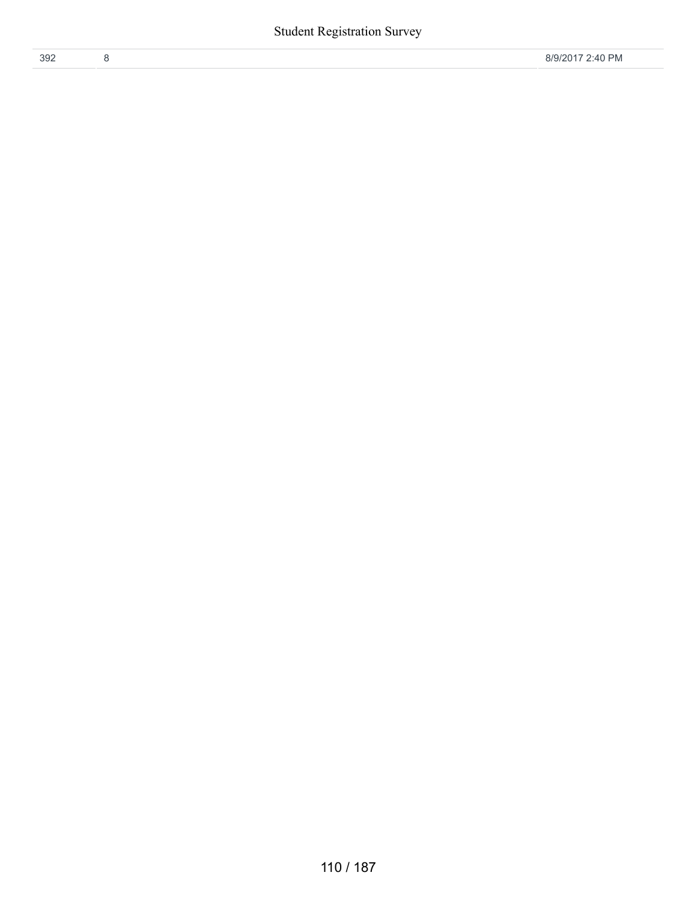| 392 | 8 | 8/9/2017 2:40 PM |
|---|---|---|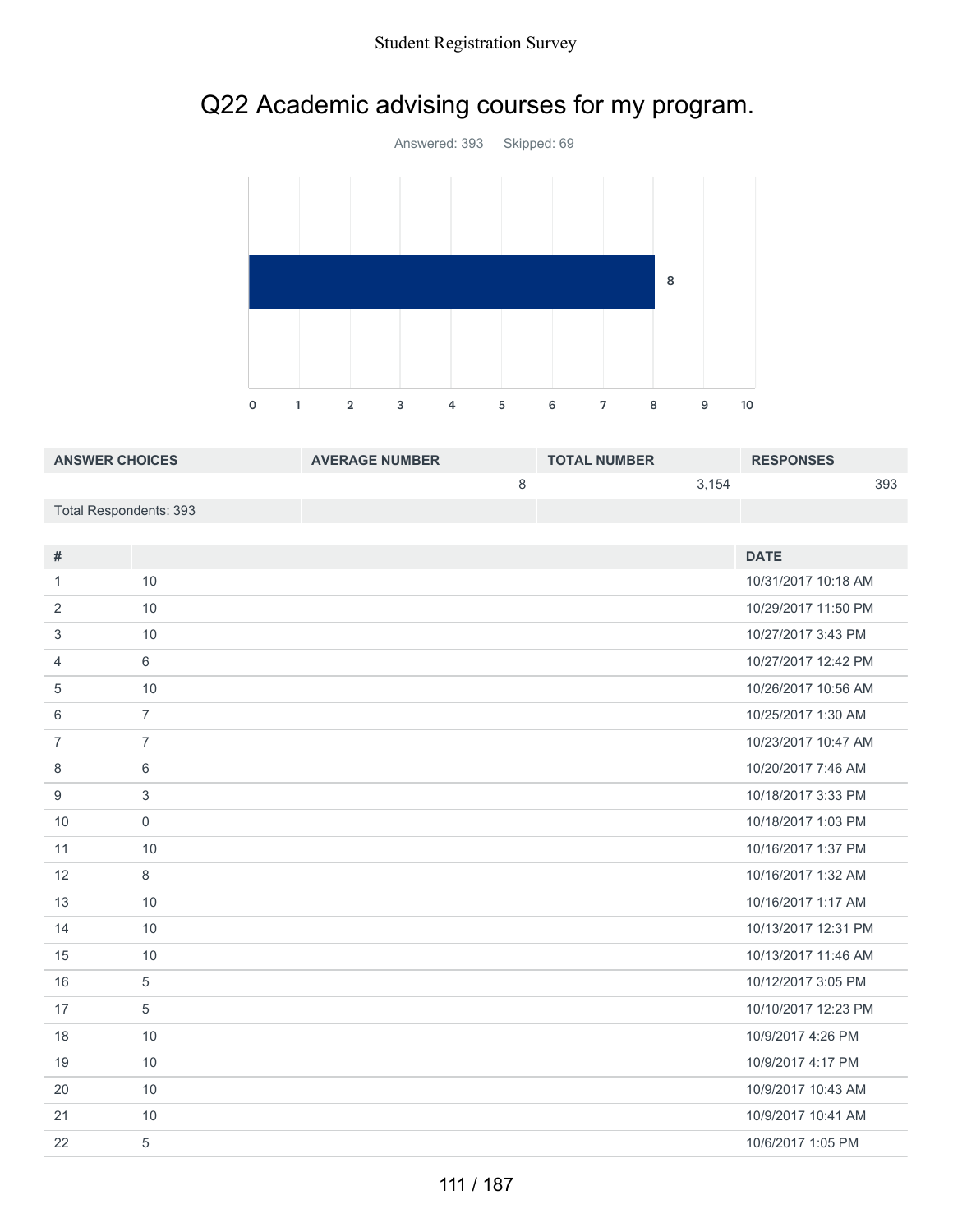# Q22 Academic advising courses for my program.

Answered: 393 Skipped: 69

| ANSWER CHOICES | AVERAGE NUMBER | TOTAL NUMBER | RESPONSES |
|---|---|---|---|
| | 8 | 3,154 | 393 |
| Total Respondents: 393 | | | |

| # | | DATE |
|---|---|---|
| 1 | 10 | 10/31/2017 10:18 AM |
| 2 | 10 | 10/29/2017 11:50 PM |
| 3 | 10 | 10/27/2017 3:43 PM |
| 4 | 6 | 10/27/2017 12:42 PM |
| 5 | 10 | 10/26/2017 10:56 AM |
| 6 | 7 | 10/25/2017 1:30 AM |
| 7 | 7 | 10/23/2017 10:47 AM |
| 8 | 6 | 10/20/2017 7:46 AM |
| 9 | 3 | 10/18/2017 3:33 PM |
| 10 | 0 | 10/18/2017 1:03 PM |
| 11 | 10 | 10/16/2017 1:37 PM |
| 12 | 8 | 10/16/2017 1:32 AM |
| 13 | 10 | 10/16/2017 1:17 AM |
| 14 | 10 | 10/13/2017 12:31 PM |
| 15 | 10 | 10/13/2017 11:46 AM |
| 16 | 5 | 10/12/2017 3:05 PM |
| 17 | 5 | 10/10/2017 12:23 PM |
| 18 | 10 | 10/9/2017 4:26 PM |
| 19 | 10 | 10/9/2017 4:17 PM |
| 20 | 10 | 10/9/2017 10:43 AM |
| 21 | 10 | 10/9/2017 10:41 AM |
| 22 | 5 | 10/6/2017 1:05 PM |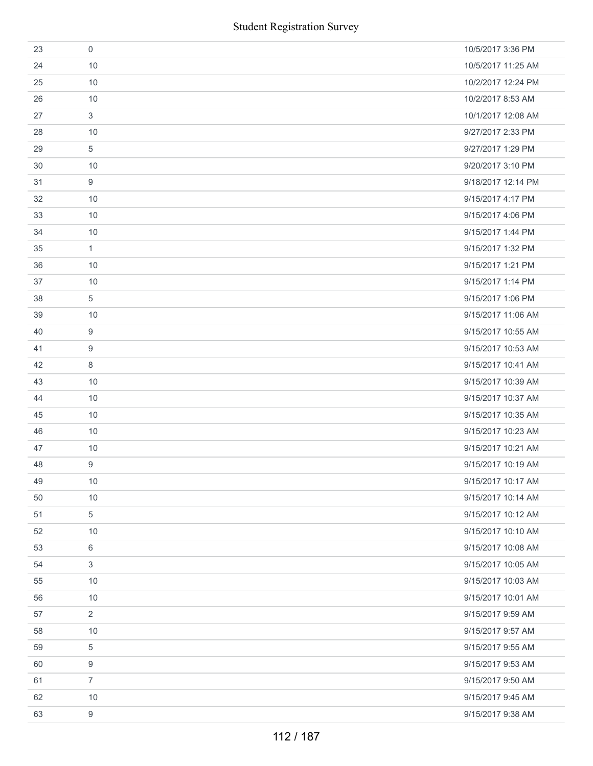| | | |
|---|---|---|
| 23 | 0 | 10/5/2017 3:36 PM |
| 24 | 10 | 10/5/2017 11:25 AM |
| 25 | 10 | 10/2/2017 12:24 PM |
| 26 | 10 | 10/2/2017 8:53 AM |
| 27 | 3 | 10/1/2017 12:08 AM |
| 28 | 10 | 9/27/2017 2:33 PM |
| 29 | 5 | 9/27/2017 1:29 PM |
| 30 | 10 | 9/20/2017 3:10 PM |
| 31 | 9 | 9/18/2017 12:14 PM |
| 32 | 10 | 9/15/2017 4:17 PM |
| 33 | 10 | 9/15/2017 4:06 PM |
| 34 | 10 | 9/15/2017 1:44 PM |
| 35 | 1 | 9/15/2017 1:32 PM |
| 36 | 10 | 9/15/2017 1:21 PM |
| 37 | 10 | 9/15/2017 1:14 PM |
| 38 | 5 | 9/15/2017 1:06 PM |
| 39 | 10 | 9/15/2017 11:06 AM |
| 40 | 9 | 9/15/2017 10:55 AM |
| 41 | 9 | 9/15/2017 10:53 AM |
| 42 | 8 | 9/15/2017 10:41 AM |
| 43 | 10 | 9/15/2017 10:39 AM |
| 44 | 10 | 9/15/2017 10:37 AM |
| 45 | 10 | 9/15/2017 10:35 AM |
| 46 | 10 | 9/15/2017 10:23 AM |
| 47 | 10 | 9/15/2017 10:21 AM |
| 48 | 9 | 9/15/2017 10:19 AM |
| 49 | 10 | 9/15/2017 10:17 AM |
| 50 | 10 | 9/15/2017 10:14 AM |
| 51 | 5 | 9/15/2017 10:12 AM |
| 52 | 10 | 9/15/2017 10:10 AM |
| 53 | 6 | 9/15/2017 10:08 AM |
| 54 | 3 | 9/15/2017 10:05 AM |
| 55 | 10 | 9/15/2017 10:03 AM |
| 56 | 10 | 9/15/2017 10:01 AM |
| 57 | 2 | 9/15/2017 9:59 AM |
| 58 | 10 | 9/15/2017 9:57 AM |
| 59 | 5 | 9/15/2017 9:55 AM |
| 60 | 9 | 9/15/2017 9:53 AM |
| 61 | 7 | 9/15/2017 9:50 AM |
| 62 | 10 | 9/15/2017 9:45 AM |
| 63 | 9 | 9/15/2017 9:38 AM |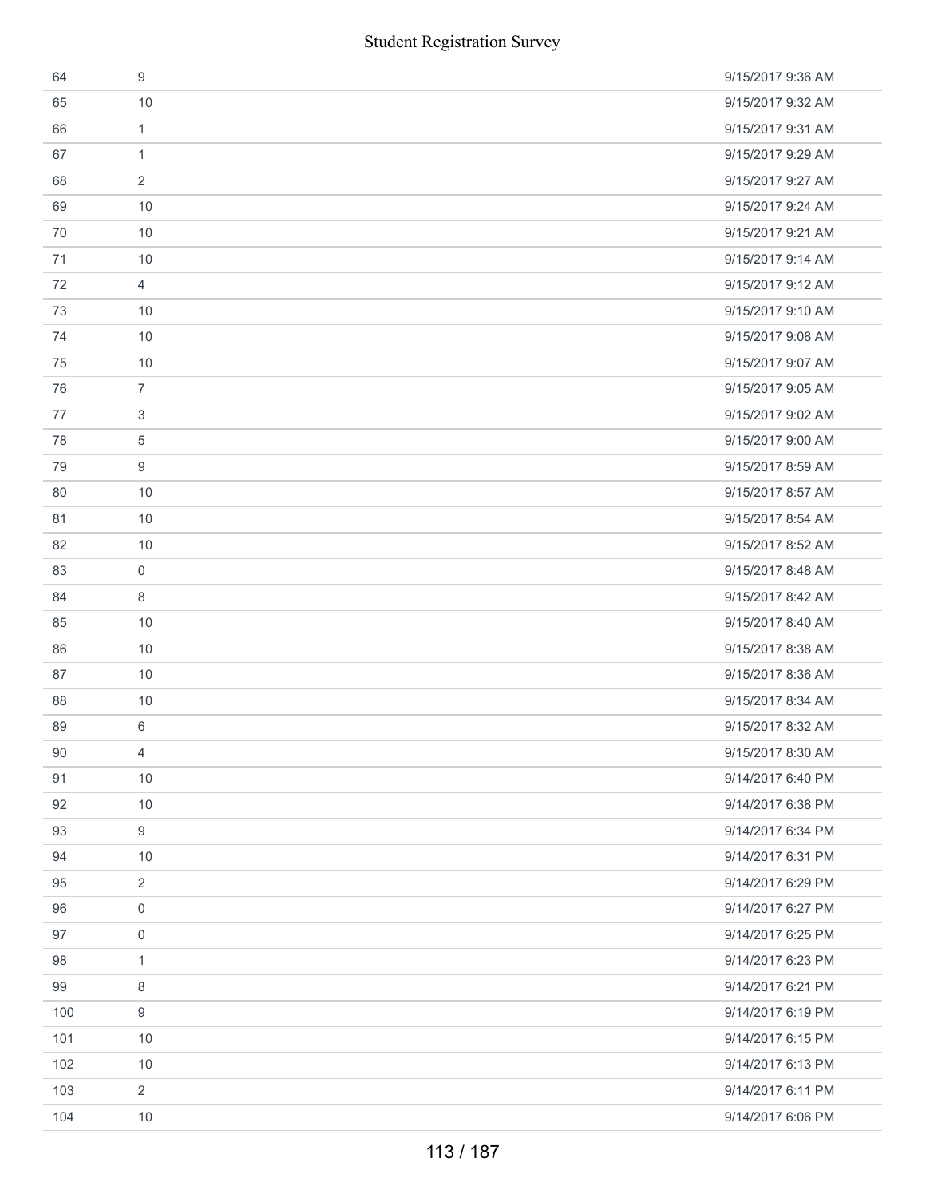| | | |
|---|---|---|
| 64 | 9 | 9/15/2017 9:36 AM |
| 65 | 10 | 9/15/2017 9:32 AM |
| 66 | 1 | 9/15/2017 9:31 AM |
| 67 | 1 | 9/15/2017 9:29 AM |
| 68 | 2 | 9/15/2017 9:27 AM |
| 69 | 10 | 9/15/2017 9:24 AM |
| 70 | 10 | 9/15/2017 9:21 AM |
| 71 | 10 | 9/15/2017 9:14 AM |
| 72 | 4 | 9/15/2017 9:12 AM |
| 73 | 10 | 9/15/2017 9:10 AM |
| 74 | 10 | 9/15/2017 9:08 AM |
| 75 | 10 | 9/15/2017 9:07 AM |
| 76 | 7 | 9/15/2017 9:05 AM |
| 77 | 3 | 9/15/2017 9:02 AM |
| 78 | 5 | 9/15/2017 9:00 AM |
| 79 | 9 | 9/15/2017 8:59 AM |
| 80 | 10 | 9/15/2017 8:57 AM |
| 81 | 10 | 9/15/2017 8:54 AM |
| 82 | 10 | 9/15/2017 8:52 AM |
| 83 | 0 | 9/15/2017 8:48 AM |
| 84 | 8 | 9/15/2017 8:42 AM |
| 85 | 10 | 9/15/2017 8:40 AM |
| 86 | 10 | 9/15/2017 8:38 AM |
| 87 | 10 | 9/15/2017 8:36 AM |
| 88 | 10 | 9/15/2017 8:34 AM |
| 89 | 6 | 9/15/2017 8:32 AM |
| 90 | 4 | 9/15/2017 8:30 AM |
| 91 | 10 | 9/14/2017 6:40 PM |
| 92 | 10 | 9/14/2017 6:38 PM |
| 93 | 9 | 9/14/2017 6:34 PM |
| 94 | 10 | 9/14/2017 6:31 PM |
| 95 | 2 | 9/14/2017 6:29 PM |
| 96 | 0 | 9/14/2017 6:27 PM |
| 97 | 0 | 9/14/2017 6:25 PM |
| 98 | 1 | 9/14/2017 6:23 PM |
| 99 | 8 | 9/14/2017 6:21 PM |
| 100 | 9 | 9/14/2017 6:19 PM |
| 101 | 10 | 9/14/2017 6:15 PM |
| 102 | 10 | 9/14/2017 6:13 PM |
| 103 | 2 | 9/14/2017 6:11 PM |
| 104 | 10 | 9/14/2017 6:06 PM |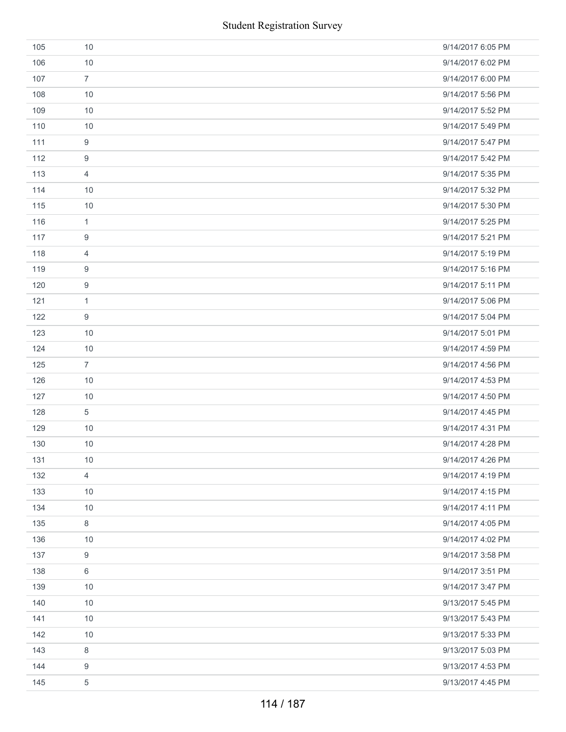| | | |
|---|---|---|
| 105 | 10 | 9/14/2017 6:05 PM |
| 106 | 10 | 9/14/2017 6:02 PM |
| 107 | 7 | 9/14/2017 6:00 PM |
| 108 | 10 | 9/14/2017 5:56 PM |
| 109 | 10 | 9/14/2017 5:52 PM |
| 110 | 10 | 9/14/2017 5:49 PM |
| 111 | 9 | 9/14/2017 5:47 PM |
| 112 | 9 | 9/14/2017 5:42 PM |
| 113 | 4 | 9/14/2017 5:35 PM |
| 114 | 10 | 9/14/2017 5:32 PM |
| 115 | 10 | 9/14/2017 5:30 PM |
| 116 | 1 | 9/14/2017 5:25 PM |
| 117 | 9 | 9/14/2017 5:21 PM |
| 118 | 4 | 9/14/2017 5:19 PM |
| 119 | 9 | 9/14/2017 5:16 PM |
| 120 | 9 | 9/14/2017 5:11 PM |
| 121 | 1 | 9/14/2017 5:06 PM |
| 122 | 9 | 9/14/2017 5:04 PM |
| 123 | 10 | 9/14/2017 5:01 PM |
| 124 | 10 | 9/14/2017 4:59 PM |
| 125 | 7 | 9/14/2017 4:56 PM |
| 126 | 10 | 9/14/2017 4:53 PM |
| 127 | 10 | 9/14/2017 4:50 PM |
| 128 | 5 | 9/14/2017 4:45 PM |
| 129 | 10 | 9/14/2017 4:31 PM |
| 130 | 10 | 9/14/2017 4:28 PM |
| 131 | 10 | 9/14/2017 4:26 PM |
| 132 | 4 | 9/14/2017 4:19 PM |
| 133 | 10 | 9/14/2017 4:15 PM |
| 134 | 10 | 9/14/2017 4:11 PM |
| 135 | 8 | 9/14/2017 4:05 PM |
| 136 | 10 | 9/14/2017 4:02 PM |
| 137 | 9 | 9/14/2017 3:58 PM |
| 138 | 6 | 9/14/2017 3:51 PM |
| 139 | 10 | 9/14/2017 3:47 PM |
| 140 | 10 | 9/13/2017 5:45 PM |
| 141 | 10 | 9/13/2017 5:43 PM |
| 142 | 10 | 9/13/2017 5:33 PM |
| 143 | 8 | 9/13/2017 5:03 PM |
| 144 | 9 | 9/13/2017 4:53 PM |
| 145 | 5 | 9/13/2017 4:45 PM |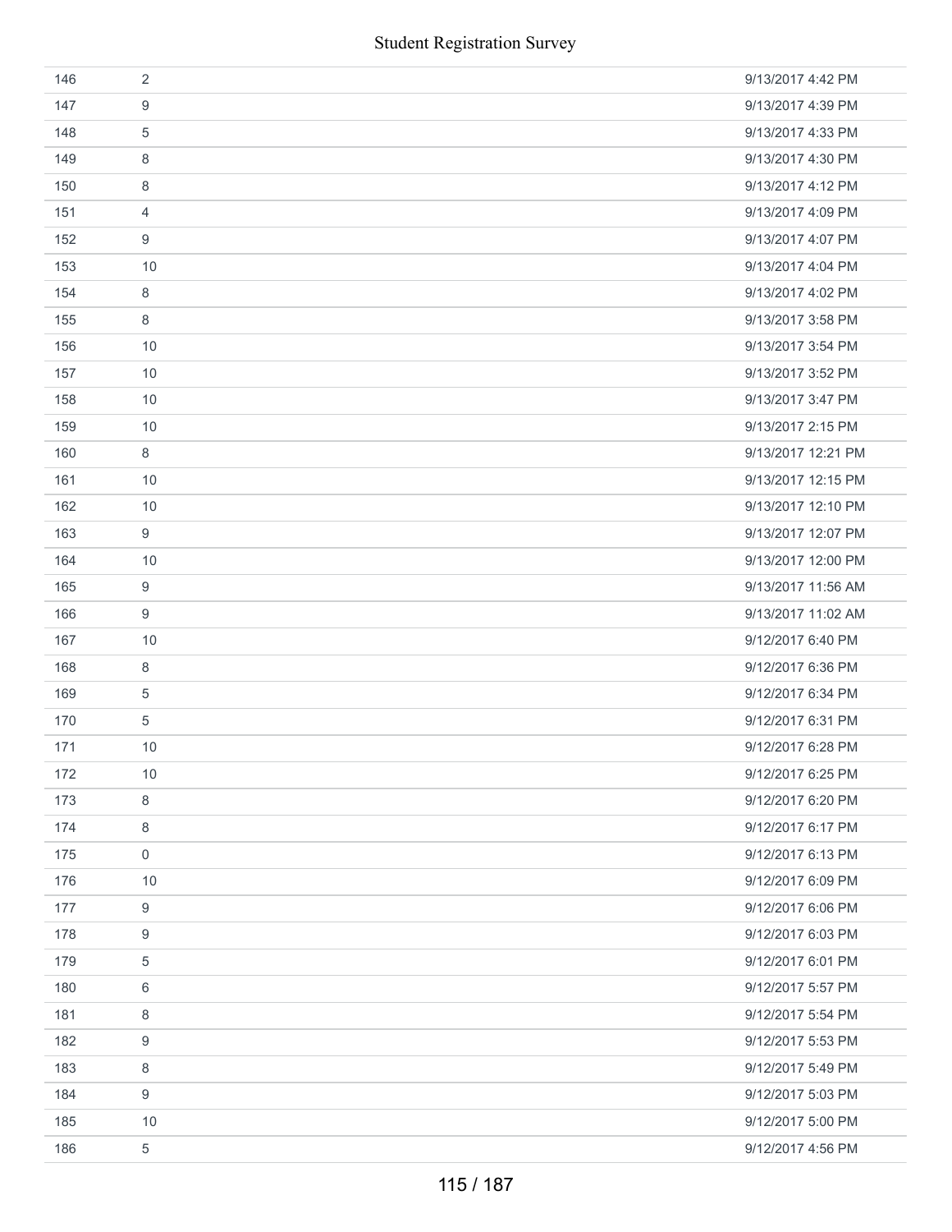| | | |
|---|---|---|
| 146 | 2 | 9/13/2017 4:42 PM |
| 147 | 9 | 9/13/2017 4:39 PM |
| 148 | 5 | 9/13/2017 4:33 PM |
| 149 | 8 | 9/13/2017 4:30 PM |
| 150 | 8 | 9/13/2017 4:12 PM |
| 151 | 4 | 9/13/2017 4:09 PM |
| 152 | 9 | 9/13/2017 4:07 PM |
| 153 | 10 | 9/13/2017 4:04 PM |
| 154 | 8 | 9/13/2017 4:02 PM |
| 155 | 8 | 9/13/2017 3:58 PM |
| 156 | 10 | 9/13/2017 3:54 PM |
| 157 | 10 | 9/13/2017 3:52 PM |
| 158 | 10 | 9/13/2017 3:47 PM |
| 159 | 10 | 9/13/2017 2:15 PM |
| 160 | 8 | 9/13/2017 12:21 PM |
| 161 | 10 | 9/13/2017 12:15 PM |
| 162 | 10 | 9/13/2017 12:10 PM |
| 163 | 9 | 9/13/2017 12:07 PM |
| 164 | 10 | 9/13/2017 12:00 PM |
| 165 | 9 | 9/13/2017 11:56 AM |
| 166 | 9 | 9/13/2017 11:02 AM |
| 167 | 10 | 9/12/2017 6:40 PM |
| 168 | 8 | 9/12/2017 6:36 PM |
| 169 | 5 | 9/12/2017 6:34 PM |
| 170 | 5 | 9/12/2017 6:31 PM |
| 171 | 10 | 9/12/2017 6:28 PM |
| 172 | 10 | 9/12/2017 6:25 PM |
| 173 | 8 | 9/12/2017 6:20 PM |
| 174 | 8 | 9/12/2017 6:17 PM |
| 175 | 0 | 9/12/2017 6:13 PM |
| 176 | 10 | 9/12/2017 6:09 PM |
| 177 | 9 | 9/12/2017 6:06 PM |
| 178 | 9 | 9/12/2017 6:03 PM |
| 179 | 5 | 9/12/2017 6:01 PM |
| 180 | 6 | 9/12/2017 5:57 PM |
| 181 | 8 | 9/12/2017 5:54 PM |
| 182 | 9 | 9/12/2017 5:53 PM |
| 183 | 8 | 9/12/2017 5:49 PM |
| 184 | 9 | 9/12/2017 5:03 PM |
| 185 | 10 | 9/12/2017 5:00 PM |
| 186 | 5 | 9/12/2017 4:56 PM |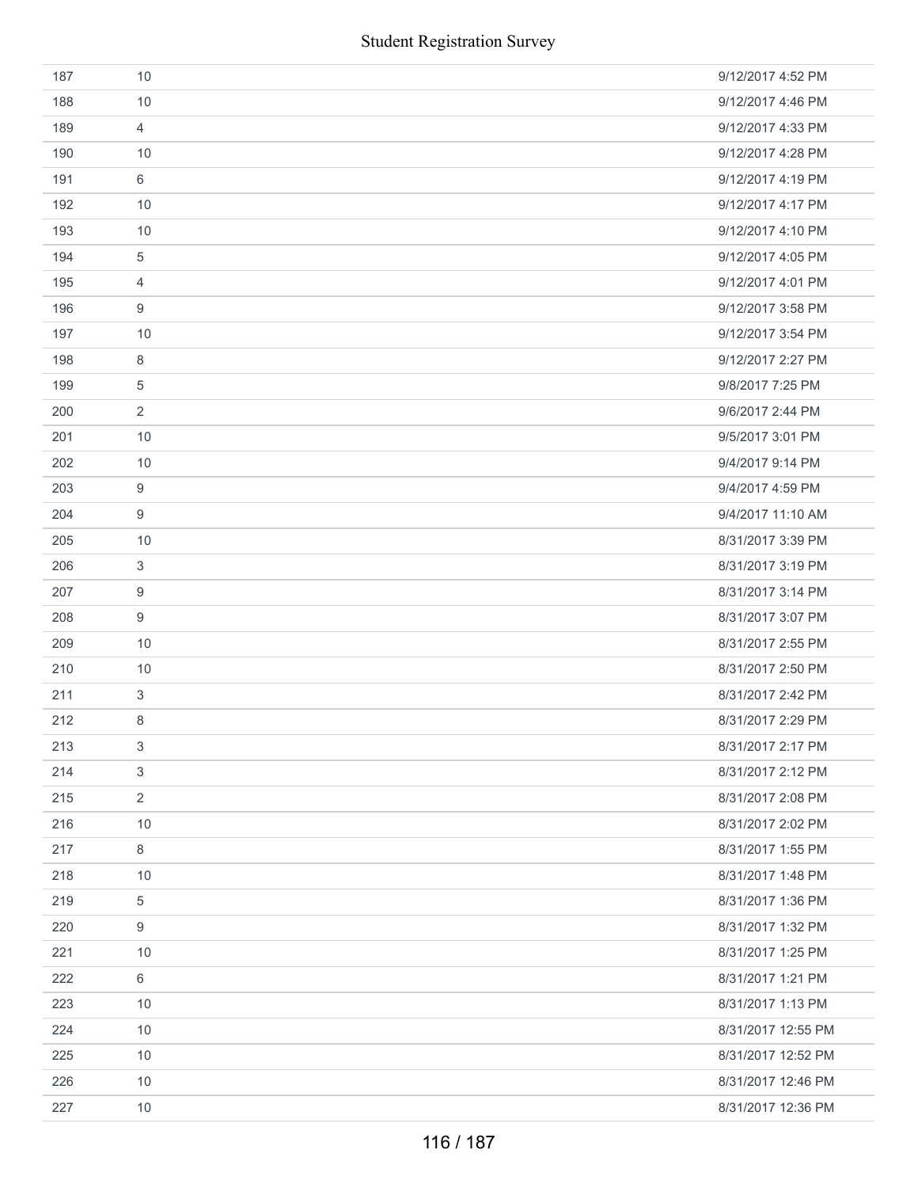| | | |
|---|---|---|
| 187 | 10 | 9/12/2017 4:52 PM |
| 188 | 10 | 9/12/2017 4:46 PM |
| 189 | 4 | 9/12/2017 4:33 PM |
| 190 | 10 | 9/12/2017 4:28 PM |
| 191 | 6 | 9/12/2017 4:19 PM |
| 192 | 10 | 9/12/2017 4:17 PM |
| 193 | 10 | 9/12/2017 4:10 PM |
| 194 | 5 | 9/12/2017 4:05 PM |
| 195 | 4 | 9/12/2017 4:01 PM |
| 196 | 9 | 9/12/2017 3:58 PM |
| 197 | 10 | 9/12/2017 3:54 PM |
| 198 | 8 | 9/12/2017 2:27 PM |
| 199 | 5 | 9/8/2017 7:25 PM |
| 200 | 2 | 9/6/2017 2:44 PM |
| 201 | 10 | 9/5/2017 3:01 PM |
| 202 | 10 | 9/4/2017 9:14 PM |
| 203 | 9 | 9/4/2017 4:59 PM |
| 204 | 9 | 9/4/2017 11:10 AM |
| 205 | 10 | 8/31/2017 3:39 PM |
| 206 | 3 | 8/31/2017 3:19 PM |
| 207 | 9 | 8/31/2017 3:14 PM |
| 208 | 9 | 8/31/2017 3:07 PM |
| 209 | 10 | 8/31/2017 2:55 PM |
| 210 | 10 | 8/31/2017 2:50 PM |
| 211 | 3 | 8/31/2017 2:42 PM |
| 212 | 8 | 8/31/2017 2:29 PM |
| 213 | 3 | 8/31/2017 2:17 PM |
| 214 | 3 | 8/31/2017 2:12 PM |
| 215 | 2 | 8/31/2017 2:08 PM |
| 216 | 10 | 8/31/2017 2:02 PM |
| 217 | 8 | 8/31/2017 1:55 PM |
| 218 | 10 | 8/31/2017 1:48 PM |
| 219 | 5 | 8/31/2017 1:36 PM |
| 220 | 9 | 8/31/2017 1:32 PM |
| 221 | 10 | 8/31/2017 1:25 PM |
| 222 | 6 | 8/31/2017 1:21 PM |
| 223 | 10 | 8/31/2017 1:13 PM |
| 224 | 10 | 8/31/2017 12:55 PM |
| 225 | 10 | 8/31/2017 12:52 PM |
| 226 | 10 | 8/31/2017 12:46 PM |
| 227 | 10 | 8/31/2017 12:36 PM |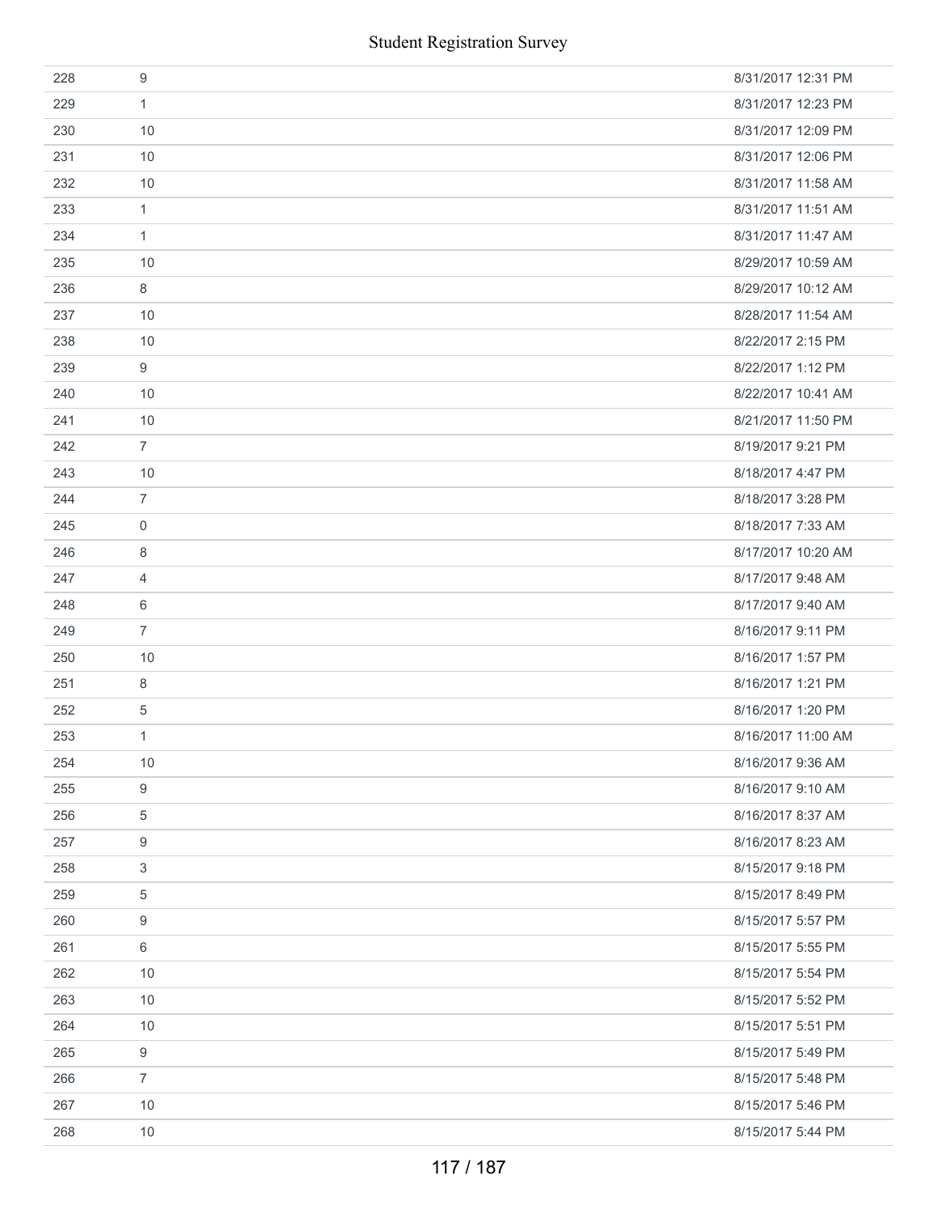| | | |
|---|---|---|
| 228 | 9 | 8/31/2017 12:31 PM |
| 229 | 1 | 8/31/2017 12:23 PM |
| 230 | 10 | 8/31/2017 12:09 PM |
| 231 | 10 | 8/31/2017 12:06 PM |
| 232 | 10 | 8/31/2017 11:58 AM |
| 233 | 1 | 8/31/2017 11:51 AM |
| 234 | 1 | 8/31/2017 11:47 AM |
| 235 | 10 | 8/29/2017 10:59 AM |
| 236 | 8 | 8/29/2017 10:12 AM |
| 237 | 10 | 8/28/2017 11:54 AM |
| 238 | 10 | 8/22/2017 2:15 PM |
| 239 | 9 | 8/22/2017 1:12 PM |
| 240 | 10 | 8/22/2017 10:41 AM |
| 241 | 10 | 8/21/2017 11:50 PM |
| 242 | 7 | 8/19/2017 9:21 PM |
| 243 | 10 | 8/18/2017 4:47 PM |
| 244 | 7 | 8/18/2017 3:28 PM |
| 245 | 0 | 8/18/2017 7:33 AM |
| 246 | 8 | 8/17/2017 10:20 AM |
| 247 | 4 | 8/17/2017 9:48 AM |
| 248 | 6 | 8/17/2017 9:40 AM |
| 249 | 7 | 8/16/2017 9:11 PM |
| 250 | 10 | 8/16/2017 1:57 PM |
| 251 | 8 | 8/16/2017 1:21 PM |
| 252 | 5 | 8/16/2017 1:20 PM |
| 253 | 1 | 8/16/2017 11:00 AM |
| 254 | 10 | 8/16/2017 9:36 AM |
| 255 | 9 | 8/16/2017 9:10 AM |
| 256 | 5 | 8/16/2017 8:37 AM |
| 257 | 9 | 8/16/2017 8:23 AM |
| 258 | 3 | 8/15/2017 9:18 PM |
| 259 | 5 | 8/15/2017 8:49 PM |
| 260 | 9 | 8/15/2017 5:57 PM |
| 261 | 6 | 8/15/2017 5:55 PM |
| 262 | 10 | 8/15/2017 5:54 PM |
| 263 | 10 | 8/15/2017 5:52 PM |
| 264 | 10 | 8/15/2017 5:51 PM |
| 265 | 9 | 8/15/2017 5:49 PM |
| 266 | 7 | 8/15/2017 5:48 PM |
| 267 | 10 | 8/15/2017 5:46 PM |
| 268 | 10 | 8/15/2017 5:44 PM |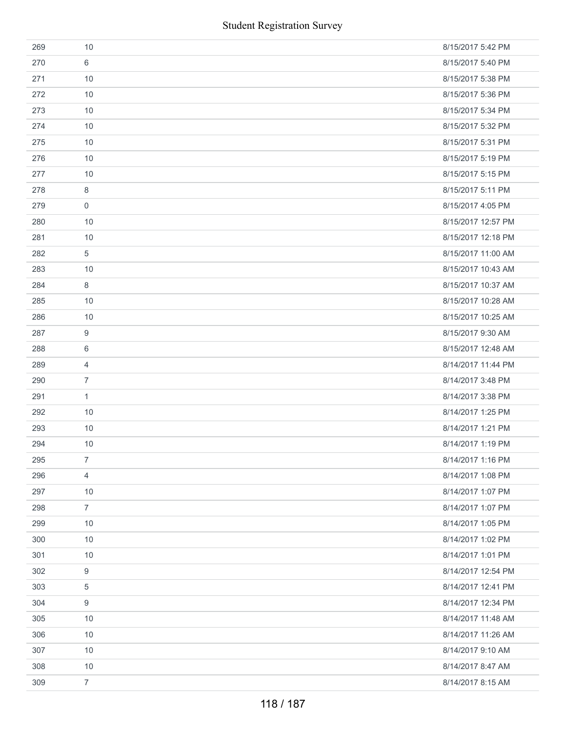| | | |
|---|---|---|
| 269 | 10 | 8/15/2017 5:42 PM |
| 270 | 6 | 8/15/2017 5:40 PM |
| 271 | 10 | 8/15/2017 5:38 PM |
| 272 | 10 | 8/15/2017 5:36 PM |
| 273 | 10 | 8/15/2017 5:34 PM |
| 274 | 10 | 8/15/2017 5:32 PM |
| 275 | 10 | 8/15/2017 5:31 PM |
| 276 | 10 | 8/15/2017 5:19 PM |
| 277 | 10 | 8/15/2017 5:15 PM |
| 278 | 8 | 8/15/2017 5:11 PM |
| 279 | 0 | 8/15/2017 4:05 PM |
| 280 | 10 | 8/15/2017 12:57 PM |
| 281 | 10 | 8/15/2017 12:18 PM |
| 282 | 5 | 8/15/2017 11:00 AM |
| 283 | 10 | 8/15/2017 10:43 AM |
| 284 | 8 | 8/15/2017 10:37 AM |
| 285 | 10 | 8/15/2017 10:28 AM |
| 286 | 10 | 8/15/2017 10:25 AM |
| 287 | 9 | 8/15/2017 9:30 AM |
| 288 | 6 | 8/15/2017 12:48 AM |
| 289 | 4 | 8/14/2017 11:44 PM |
| 290 | 7 | 8/14/2017 3:48 PM |
| 291 | 1 | 8/14/2017 3:38 PM |
| 292 | 10 | 8/14/2017 1:25 PM |
| 293 | 10 | 8/14/2017 1:21 PM |
| 294 | 10 | 8/14/2017 1:19 PM |
| 295 | 7 | 8/14/2017 1:16 PM |
| 296 | 4 | 8/14/2017 1:08 PM |
| 297 | 10 | 8/14/2017 1:07 PM |
| 298 | 7 | 8/14/2017 1:07 PM |
| 299 | 10 | 8/14/2017 1:05 PM |
| 300 | 10 | 8/14/2017 1:02 PM |
| 301 | 10 | 8/14/2017 1:01 PM |
| 302 | 9 | 8/14/2017 12:54 PM |
| 303 | 5 | 8/14/2017 12:41 PM |
| 304 | 9 | 8/14/2017 12:34 PM |
| 305 | 10 | 8/14/2017 11:48 AM |
| 306 | 10 | 8/14/2017 11:26 AM |
| 307 | 10 | 8/14/2017 9:10 AM |
| 308 | 10 | 8/14/2017 8:47 AM |
| 309 | 7 | 8/14/2017 8:15 AM |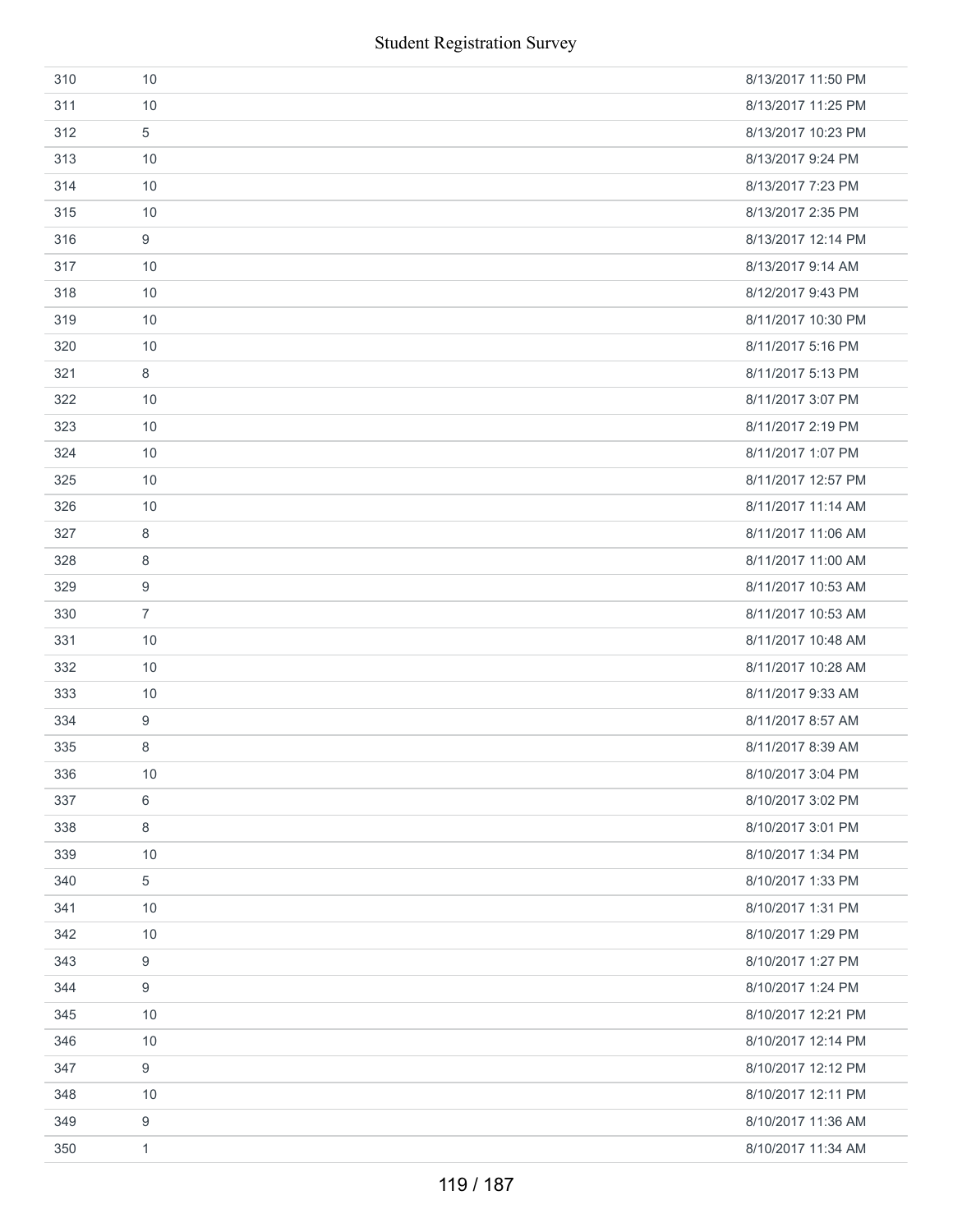| | | |
|---|---|---|
| 310 | 10 | 8/13/2017 11:50 PM |
| 311 | 10 | 8/13/2017 11:25 PM |
| 312 | 5 | 8/13/2017 10:23 PM |
| 313 | 10 | 8/13/2017 9:24 PM |
| 314 | 10 | 8/13/2017 7:23 PM |
| 315 | 10 | 8/13/2017 2:35 PM |
| 316 | 9 | 8/13/2017 12:14 PM |
| 317 | 10 | 8/13/2017 9:14 AM |
| 318 | 10 | 8/12/2017 9:43 PM |
| 319 | 10 | 8/11/2017 10:30 PM |
| 320 | 10 | 8/11/2017 5:16 PM |
| 321 | 8 | 8/11/2017 5:13 PM |
| 322 | 10 | 8/11/2017 3:07 PM |
| 323 | 10 | 8/11/2017 2:19 PM |
| 324 | 10 | 8/11/2017 1:07 PM |
| 325 | 10 | 8/11/2017 12:57 PM |
| 326 | 10 | 8/11/2017 11:14 AM |
| 327 | 8 | 8/11/2017 11:06 AM |
| 328 | 8 | 8/11/2017 11:00 AM |
| 329 | 9 | 8/11/2017 10:53 AM |
| 330 | 7 | 8/11/2017 10:53 AM |
| 331 | 10 | 8/11/2017 10:48 AM |
| 332 | 10 | 8/11/2017 10:28 AM |
| 333 | 10 | 8/11/2017 9:33 AM |
| 334 | 9 | 8/11/2017 8:57 AM |
| 335 | 8 | 8/11/2017 8:39 AM |
| 336 | 10 | 8/10/2017 3:04 PM |
| 337 | 6 | 8/10/2017 3:02 PM |
| 338 | 8 | 8/10/2017 3:01 PM |
| 339 | 10 | 8/10/2017 1:34 PM |
| 340 | 5 | 8/10/2017 1:33 PM |
| 341 | 10 | 8/10/2017 1:31 PM |
| 342 | 10 | 8/10/2017 1:29 PM |
| 343 | 9 | 8/10/2017 1:27 PM |
| 344 | 9 | 8/10/2017 1:24 PM |
| 345 | 10 | 8/10/2017 12:21 PM |
| 346 | 10 | 8/10/2017 12:14 PM |
| 347 | 9 | 8/10/2017 12:12 PM |
| 348 | 10 | 8/10/2017 12:11 PM |
| 349 | 9 | 8/10/2017 11:36 AM |
| 350 | 1 | 8/10/2017 11:34 AM |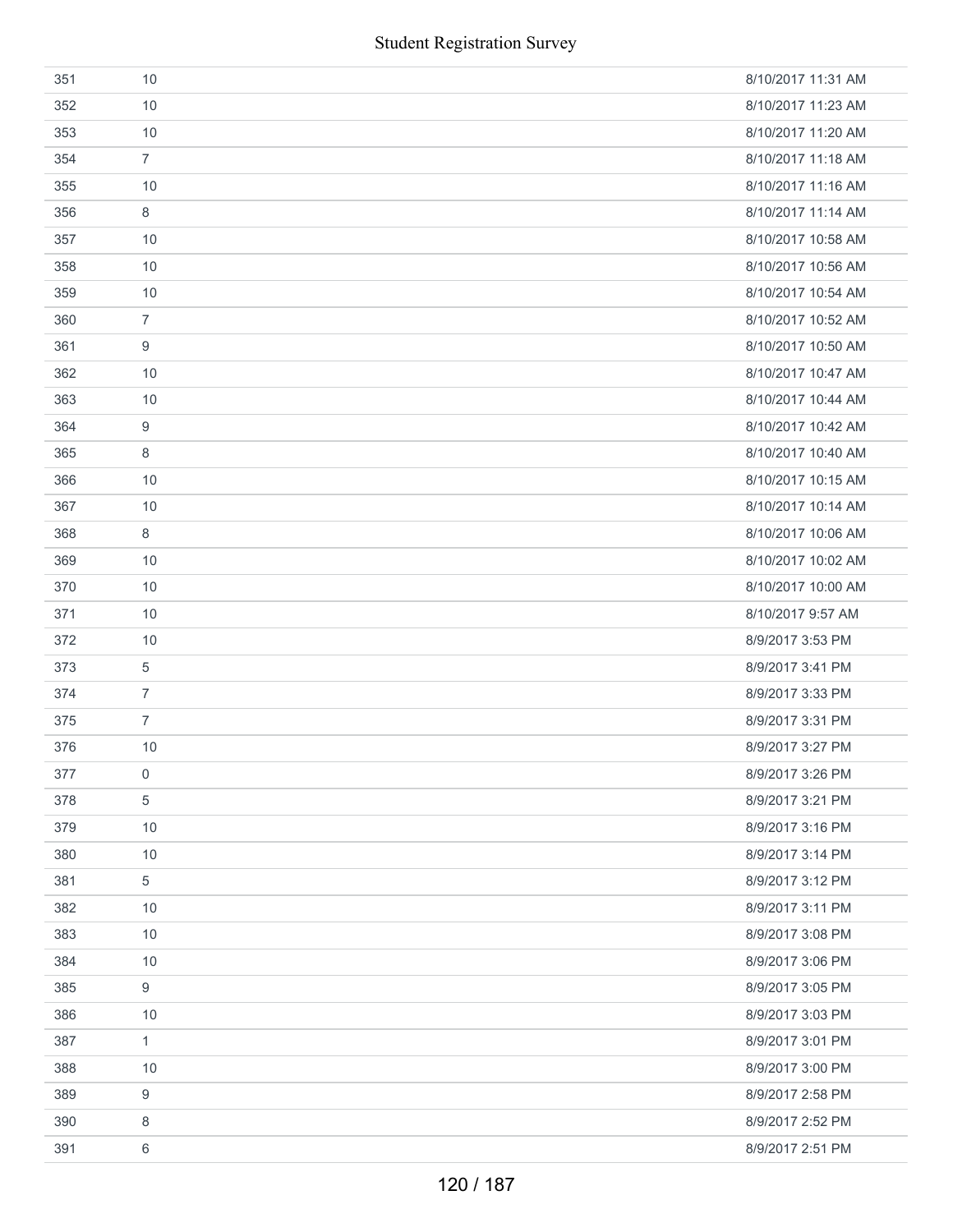| | | |
|---|---|---|
| 351 | 10 | 8/10/2017 11:31 AM |
| 352 | 10 | 8/10/2017 11:23 AM |
| 353 | 10 | 8/10/2017 11:20 AM |
| 354 | 7 | 8/10/2017 11:18 AM |
| 355 | 10 | 8/10/2017 11:16 AM |
| 356 | 8 | 8/10/2017 11:14 AM |
| 357 | 10 | 8/10/2017 10:58 AM |
| 358 | 10 | 8/10/2017 10:56 AM |
| 359 | 10 | 8/10/2017 10:54 AM |
| 360 | 7 | 8/10/2017 10:52 AM |
| 361 | 9 | 8/10/2017 10:50 AM |
| 362 | 10 | 8/10/2017 10:47 AM |
| 363 | 10 | 8/10/2017 10:44 AM |
| 364 | 9 | 8/10/2017 10:42 AM |
| 365 | 8 | 8/10/2017 10:40 AM |
| 366 | 10 | 8/10/2017 10:15 AM |
| 367 | 10 | 8/10/2017 10:14 AM |
| 368 | 8 | 8/10/2017 10:06 AM |
| 369 | 10 | 8/10/2017 10:02 AM |
| 370 | 10 | 8/10/2017 10:00 AM |
| 371 | 10 | 8/10/2017 9:57 AM |
| 372 | 10 | 8/9/2017 3:53 PM |
| 373 | 5 | 8/9/2017 3:41 PM |
| 374 | 7 | 8/9/2017 3:33 PM |
| 375 | 7 | 8/9/2017 3:31 PM |
| 376 | 10 | 8/9/2017 3:27 PM |
| 377 | 0 | 8/9/2017 3:26 PM |
| 378 | 5 | 8/9/2017 3:21 PM |
| 379 | 10 | 8/9/2017 3:16 PM |
| 380 | 10 | 8/9/2017 3:14 PM |
| 381 | 5 | 8/9/2017 3:12 PM |
| 382 | 10 | 8/9/2017 3:11 PM |
| 383 | 10 | 8/9/2017 3:08 PM |
| 384 | 10 | 8/9/2017 3:06 PM |
| 385 | 9 | 8/9/2017 3:05 PM |
| 386 | 10 | 8/9/2017 3:03 PM |
| 387 | 1 | 8/9/2017 3:01 PM |
| 388 | 10 | 8/9/2017 3:00 PM |
| 389 | 9 | 8/9/2017 2:58 PM |
| 390 | 8 | 8/9/2017 2:52 PM |
| 391 | 6 | 8/9/2017 2:51 PM |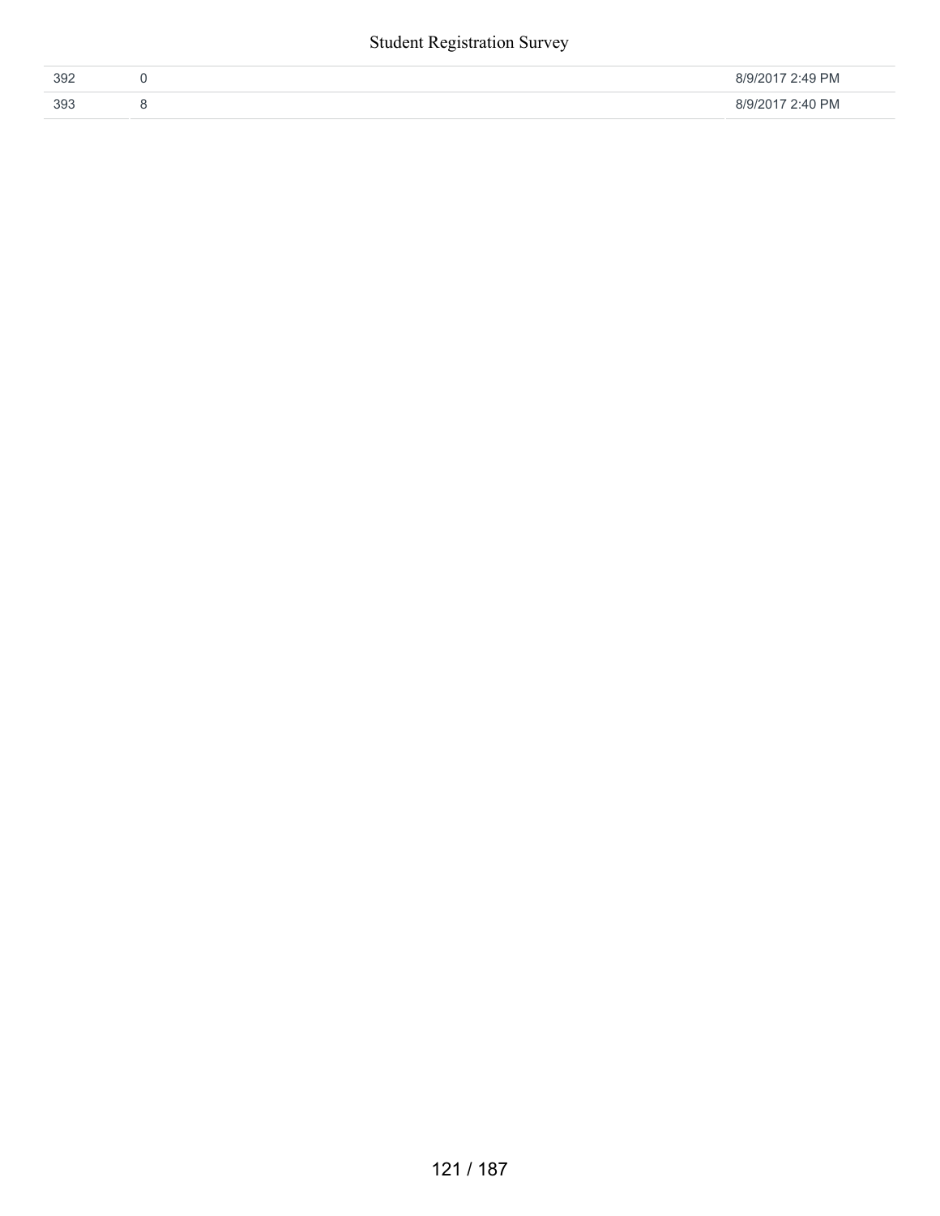| | | |
|---|---|---|
| 392 | 0 | 8/9/2017 2:49 PM |
| 393 | 8 | 8/9/2017 2:40 PM |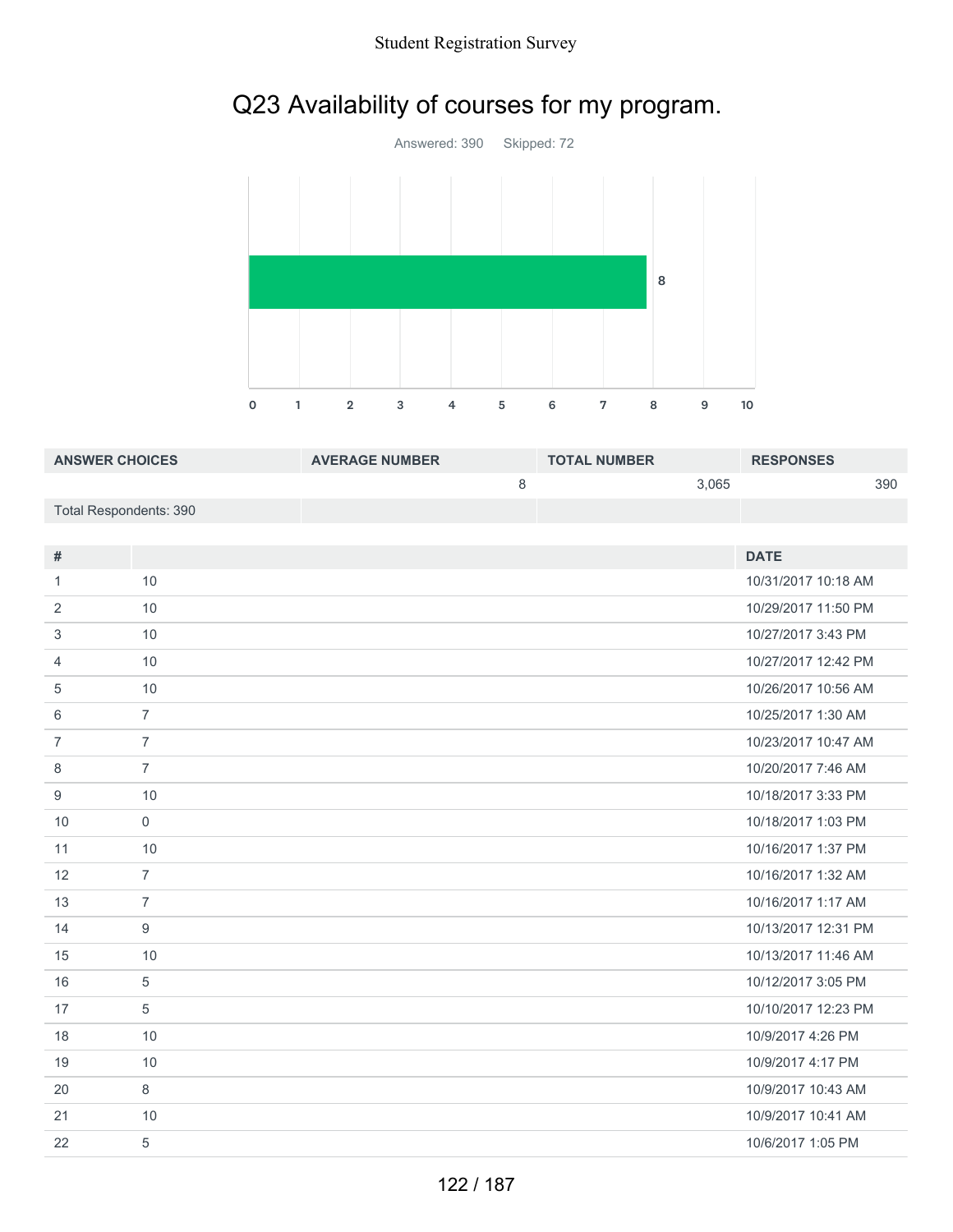# Q23 Availability of courses for my program.

Answered: 390 Skipped: 72

| ANSWER CHOICES | AVERAGE NUMBER | TOTAL NUMBER | RESPONSES |
|---|---|---|---|
| | 8 | 3,065 | 390 |
| Total Respondents: 390 | | | |

| # | | DATE |
|---|---|---|
| 1 | 10 | 10/31/2017 10:18 AM |
| 2 | 10 | 10/29/2017 11:50 PM |
| 3 | 10 | 10/27/2017 3:43 PM |
| 4 | 10 | 10/27/2017 12:42 PM |
| 5 | 10 | 10/26/2017 10:56 AM |
| 6 | 7 | 10/25/2017 1:30 AM |
| 7 | 7 | 10/23/2017 10:47 AM |
| 8 | 7 | 10/20/2017 7:46 AM |
| 9 | 10 | 10/18/2017 3:33 PM |
| 10 | 0 | 10/18/2017 1:03 PM |
| 11 | 10 | 10/16/2017 1:37 PM |
| 12 | 7 | 10/16/2017 1:32 AM |
| 13 | 7 | 10/16/2017 1:17 AM |
| 14 | 9 | 10/13/2017 12:31 PM |
| 15 | 10 | 10/13/2017 11:46 AM |
| 16 | 5 | 10/12/2017 3:05 PM |
| 17 | 5 | 10/10/2017 12:23 PM |
| 18 | 10 | 10/9/2017 4:26 PM |
| 19 | 10 | 10/9/2017 4:17 PM |
| 20 | 8 | 10/9/2017 10:43 AM |
| 21 | 10 | 10/9/2017 10:41 AM |
| 22 | 5 | 10/6/2017 1:05 PM |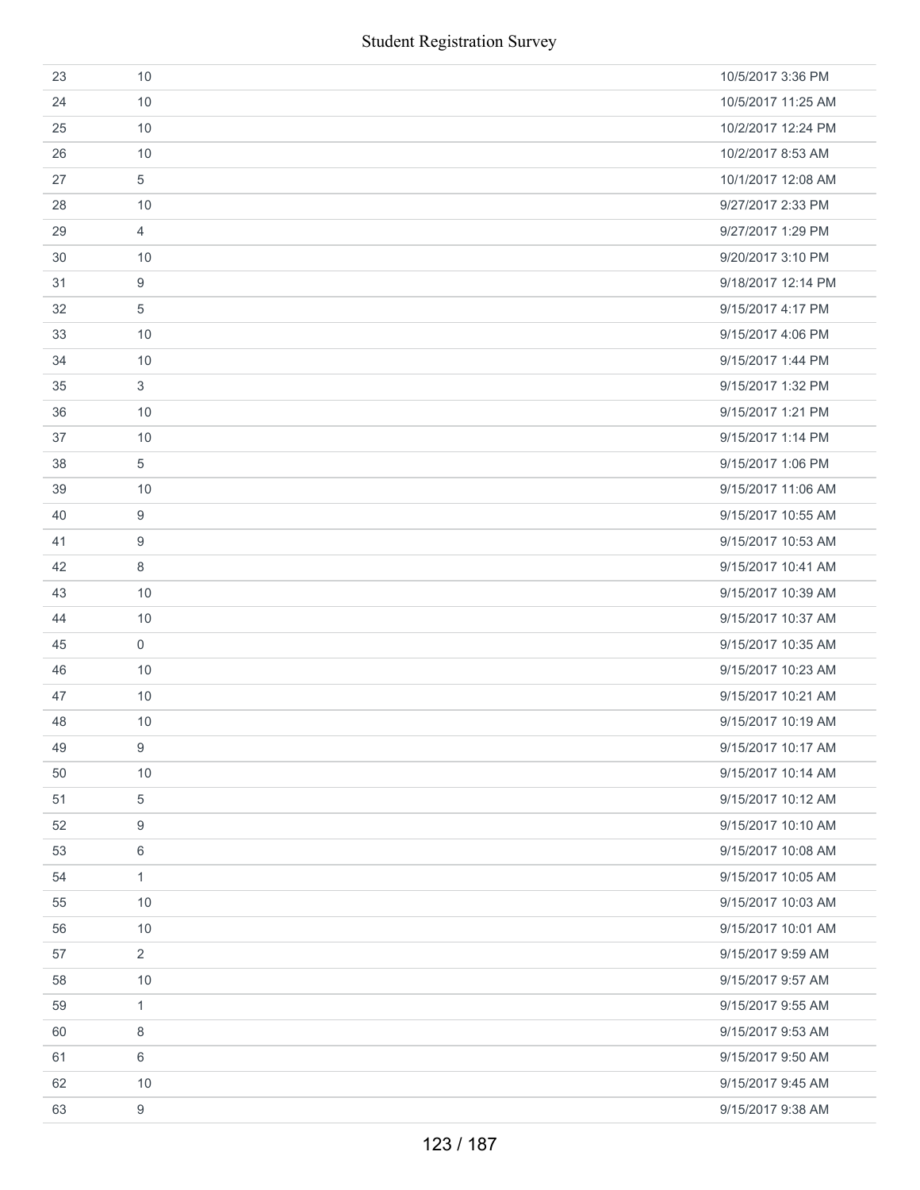| | | |
|---|---|---|
| 23 | 10 | 10/5/2017 3:36 PM |
| 24 | 10 | 10/5/2017 11:25 AM |
| 25 | 10 | 10/2/2017 12:24 PM |
| 26 | 10 | 10/2/2017 8:53 AM |
| 27 | 5 | 10/1/2017 12:08 AM |
| 28 | 10 | 9/27/2017 2:33 PM |
| 29 | 4 | 9/27/2017 1:29 PM |
| 30 | 10 | 9/20/2017 3:10 PM |
| 31 | 9 | 9/18/2017 12:14 PM |
| 32 | 5 | 9/15/2017 4:17 PM |
| 33 | 10 | 9/15/2017 4:06 PM |
| 34 | 10 | 9/15/2017 1:44 PM |
| 35 | 3 | 9/15/2017 1:32 PM |
| 36 | 10 | 9/15/2017 1:21 PM |
| 37 | 10 | 9/15/2017 1:14 PM |
| 38 | 5 | 9/15/2017 1:06 PM |
| 39 | 10 | 9/15/2017 11:06 AM |
| 40 | 9 | 9/15/2017 10:55 AM |
| 41 | 9 | 9/15/2017 10:53 AM |
| 42 | 8 | 9/15/2017 10:41 AM |
| 43 | 10 | 9/15/2017 10:39 AM |
| 44 | 10 | 9/15/2017 10:37 AM |
| 45 | 0 | 9/15/2017 10:35 AM |
| 46 | 10 | 9/15/2017 10:23 AM |
| 47 | 10 | 9/15/2017 10:21 AM |
| 48 | 10 | 9/15/2017 10:19 AM |
| 49 | 9 | 9/15/2017 10:17 AM |
| 50 | 10 | 9/15/2017 10:14 AM |
| 51 | 5 | 9/15/2017 10:12 AM |
| 52 | 9 | 9/15/2017 10:10 AM |
| 53 | 6 | 9/15/2017 10:08 AM |
| 54 | 1 | 9/15/2017 10:05 AM |
| 55 | 10 | 9/15/2017 10:03 AM |
| 56 | 10 | 9/15/2017 10:01 AM |
| 57 | 2 | 9/15/2017 9:59 AM |
| 58 | 10 | 9/15/2017 9:57 AM |
| 59 | 1 | 9/15/2017 9:55 AM |
| 60 | 8 | 9/15/2017 9:53 AM |
| 61 | 6 | 9/15/2017 9:50 AM |
| 62 | 10 | 9/15/2017 9:45 AM |
| 63 | 9 | 9/15/2017 9:38 AM |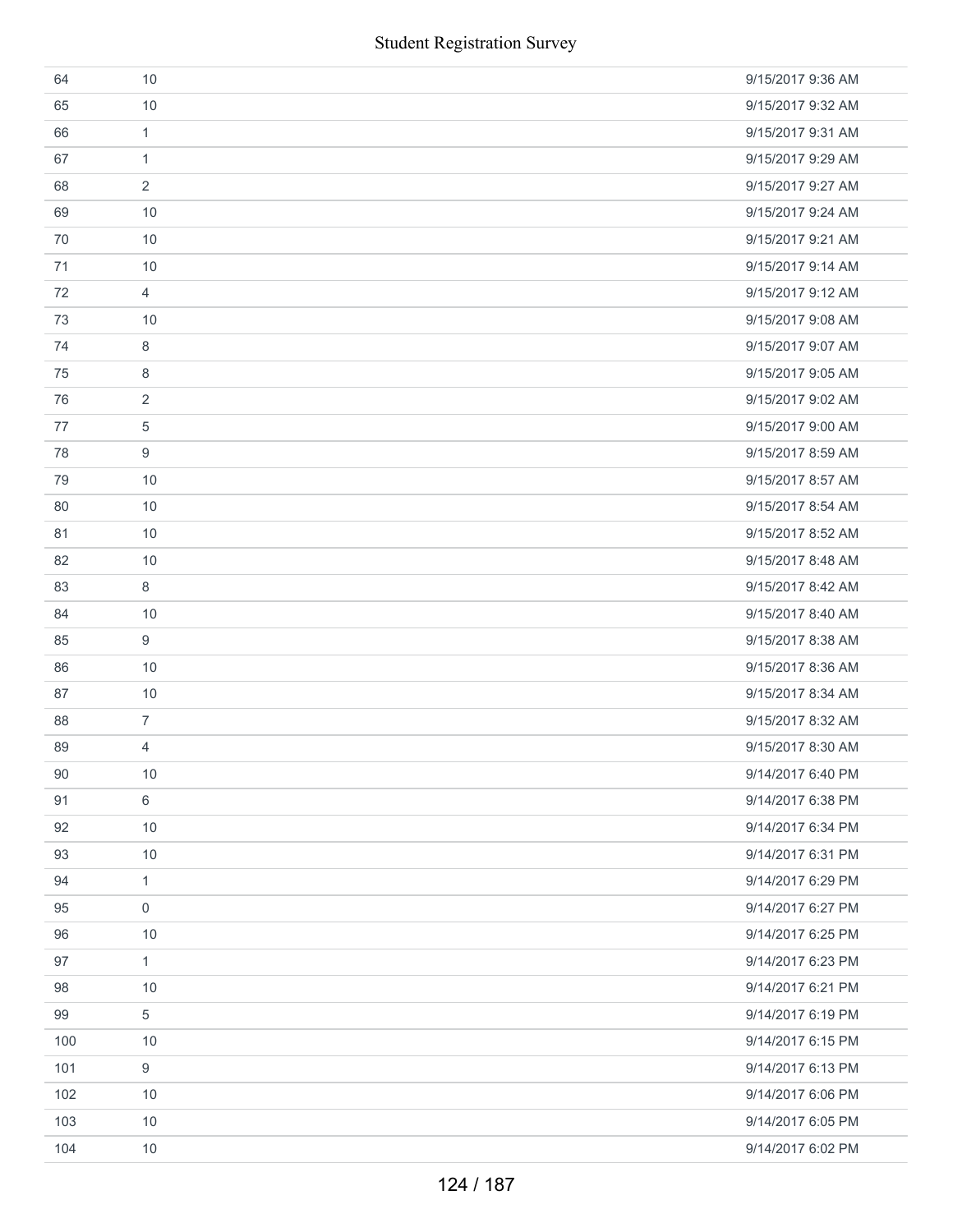| | | |
|---|---|---|
| 64 | 10 | 9/15/2017 9:36 AM |
| 65 | 10 | 9/15/2017 9:32 AM |
| 66 | 1 | 9/15/2017 9:31 AM |
| 67 | 1 | 9/15/2017 9:29 AM |
| 68 | 2 | 9/15/2017 9:27 AM |
| 69 | 10 | 9/15/2017 9:24 AM |
| 70 | 10 | 9/15/2017 9:21 AM |
| 71 | 10 | 9/15/2017 9:14 AM |
| 72 | 4 | 9/15/2017 9:12 AM |
| 73 | 10 | 9/15/2017 9:08 AM |
| 74 | 8 | 9/15/2017 9:07 AM |
| 75 | 8 | 9/15/2017 9:05 AM |
| 76 | 2 | 9/15/2017 9:02 AM |
| 77 | 5 | 9/15/2017 9:00 AM |
| 78 | 9 | 9/15/2017 8:59 AM |
| 79 | 10 | 9/15/2017 8:57 AM |
| 80 | 10 | 9/15/2017 8:54 AM |
| 81 | 10 | 9/15/2017 8:52 AM |
| 82 | 10 | 9/15/2017 8:48 AM |
| 83 | 8 | 9/15/2017 8:42 AM |
| 84 | 10 | 9/15/2017 8:40 AM |
| 85 | 9 | 9/15/2017 8:38 AM |
| 86 | 10 | 9/15/2017 8:36 AM |
| 87 | 10 | 9/15/2017 8:34 AM |
| 88 | 7 | 9/15/2017 8:32 AM |
| 89 | 4 | 9/15/2017 8:30 AM |
| 90 | 10 | 9/14/2017 6:40 PM |
| 91 | 6 | 9/14/2017 6:38 PM |
| 92 | 10 | 9/14/2017 6:34 PM |
| 93 | 10 | 9/14/2017 6:31 PM |
| 94 | 1 | 9/14/2017 6:29 PM |
| 95 | 0 | 9/14/2017 6:27 PM |
| 96 | 10 | 9/14/2017 6:25 PM |
| 97 | 1 | 9/14/2017 6:23 PM |
| 98 | 10 | 9/14/2017 6:21 PM |
| 99 | 5 | 9/14/2017 6:19 PM |
| 100 | 10 | 9/14/2017 6:15 PM |
| 101 | 9 | 9/14/2017 6:13 PM |
| 102 | 10 | 9/14/2017 6:06 PM |
| 103 | 10 | 9/14/2017 6:05 PM |
| 104 | 10 | 9/14/2017 6:02 PM |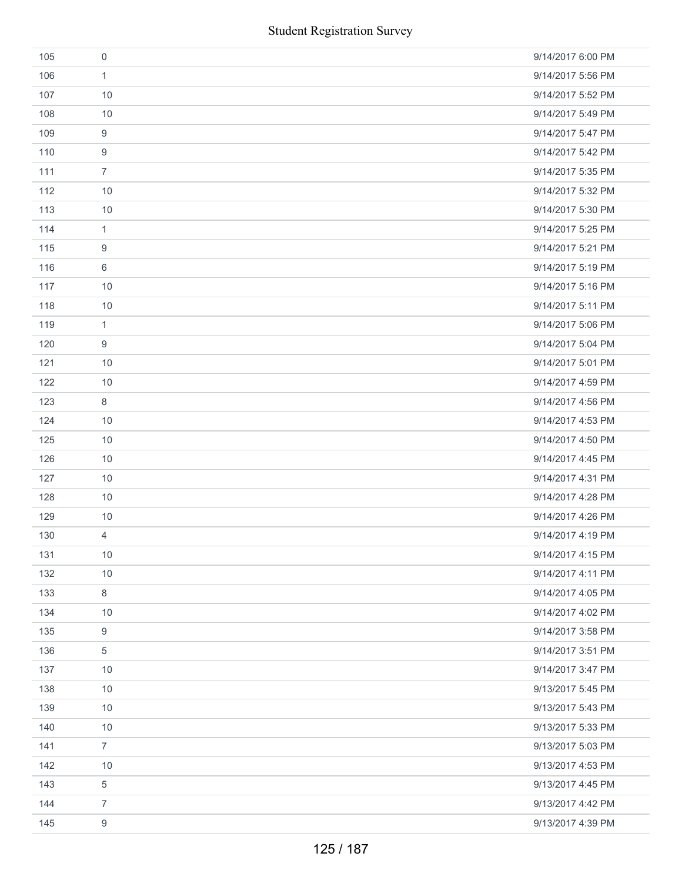| | | |
|---|---|---|
| 105 | 0 | 9/14/2017 6:00 PM |
| 106 | 1 | 9/14/2017 5:56 PM |
| 107 | 10 | 9/14/2017 5:52 PM |
| 108 | 10 | 9/14/2017 5:49 PM |
| 109 | 9 | 9/14/2017 5:47 PM |
| 110 | 9 | 9/14/2017 5:42 PM |
| 111 | 7 | 9/14/2017 5:35 PM |
| 112 | 10 | 9/14/2017 5:32 PM |
| 113 | 10 | 9/14/2017 5:30 PM |
| 114 | 1 | 9/14/2017 5:25 PM |
| 115 | 9 | 9/14/2017 5:21 PM |
| 116 | 6 | 9/14/2017 5:19 PM |
| 117 | 10 | 9/14/2017 5:16 PM |
| 118 | 10 | 9/14/2017 5:11 PM |
| 119 | 1 | 9/14/2017 5:06 PM |
| 120 | 9 | 9/14/2017 5:04 PM |
| 121 | 10 | 9/14/2017 5:01 PM |
| 122 | 10 | 9/14/2017 4:59 PM |
| 123 | 8 | 9/14/2017 4:56 PM |
| 124 | 10 | 9/14/2017 4:53 PM |
| 125 | 10 | 9/14/2017 4:50 PM |
| 126 | 10 | 9/14/2017 4:45 PM |
| 127 | 10 | 9/14/2017 4:31 PM |
| 128 | 10 | 9/14/2017 4:28 PM |
| 129 | 10 | 9/14/2017 4:26 PM |
| 130 | 4 | 9/14/2017 4:19 PM |
| 131 | 10 | 9/14/2017 4:15 PM |
| 132 | 10 | 9/14/2017 4:11 PM |
| 133 | 8 | 9/14/2017 4:05 PM |
| 134 | 10 | 9/14/2017 4:02 PM |
| 135 | 9 | 9/14/2017 3:58 PM |
| 136 | 5 | 9/14/2017 3:51 PM |
| 137 | 10 | 9/14/2017 3:47 PM |
| 138 | 10 | 9/13/2017 5:45 PM |
| 139 | 10 | 9/13/2017 5:43 PM |
| 140 | 10 | 9/13/2017 5:33 PM |
| 141 | 7 | 9/13/2017 5:03 PM |
| 142 | 10 | 9/13/2017 4:53 PM |
| 143 | 5 | 9/13/2017 4:45 PM |
| 144 | 7 | 9/13/2017 4:42 PM |
| 145 | 9 | 9/13/2017 4:39 PM |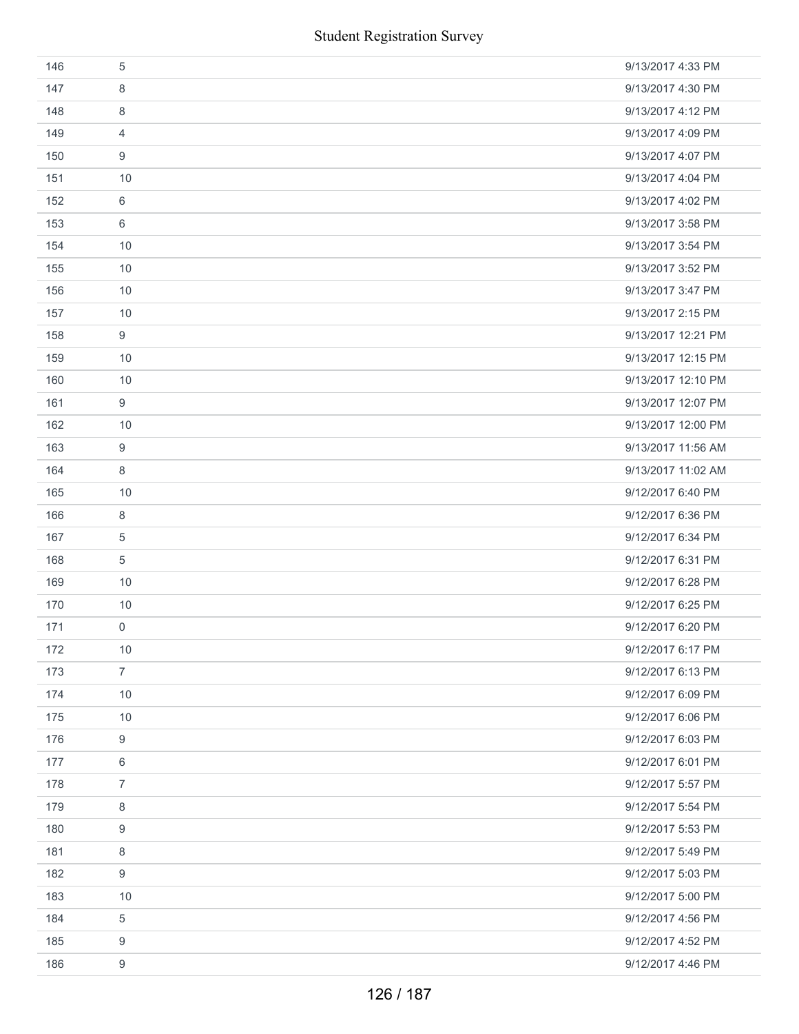| | | |
|---|---|---|
| 146 | 5 | 9/13/2017 4:33 PM |
| 147 | 8 | 9/13/2017 4:30 PM |
| 148 | 8 | 9/13/2017 4:12 PM |
| 149 | 4 | 9/13/2017 4:09 PM |
| 150 | 9 | 9/13/2017 4:07 PM |
| 151 | 10 | 9/13/2017 4:04 PM |
| 152 | 6 | 9/13/2017 4:02 PM |
| 153 | 6 | 9/13/2017 3:58 PM |
| 154 | 10 | 9/13/2017 3:54 PM |
| 155 | 10 | 9/13/2017 3:52 PM |
| 156 | 10 | 9/13/2017 3:47 PM |
| 157 | 10 | 9/13/2017 2:15 PM |
| 158 | 9 | 9/13/2017 12:21 PM |
| 159 | 10 | 9/13/2017 12:15 PM |
| 160 | 10 | 9/13/2017 12:10 PM |
| 161 | 9 | 9/13/2017 12:07 PM |
| 162 | 10 | 9/13/2017 12:00 PM |
| 163 | 9 | 9/13/2017 11:56 AM |
| 164 | 8 | 9/13/2017 11:02 AM |
| 165 | 10 | 9/12/2017 6:40 PM |
| 166 | 8 | 9/12/2017 6:36 PM |
| 167 | 5 | 9/12/2017 6:34 PM |
| 168 | 5 | 9/12/2017 6:31 PM |
| 169 | 10 | 9/12/2017 6:28 PM |
| 170 | 10 | 9/12/2017 6:25 PM |
| 171 | 0 | 9/12/2017 6:20 PM |
| 172 | 10 | 9/12/2017 6:17 PM |
| 173 | 7 | 9/12/2017 6:13 PM |
| 174 | 10 | 9/12/2017 6:09 PM |
| 175 | 10 | 9/12/2017 6:06 PM |
| 176 | 9 | 9/12/2017 6:03 PM |
| 177 | 6 | 9/12/2017 6:01 PM |
| 178 | 7 | 9/12/2017 5:57 PM |
| 179 | 8 | 9/12/2017 5:54 PM |
| 180 | 9 | 9/12/2017 5:53 PM |
| 181 | 8 | 9/12/2017 5:49 PM |
| 182 | 9 | 9/12/2017 5:03 PM |
| 183 | 10 | 9/12/2017 5:00 PM |
| 184 | 5 | 9/12/2017 4:56 PM |
| 185 | 9 | 9/12/2017 4:52 PM |
| 186 | 9 | 9/12/2017 4:46 PM |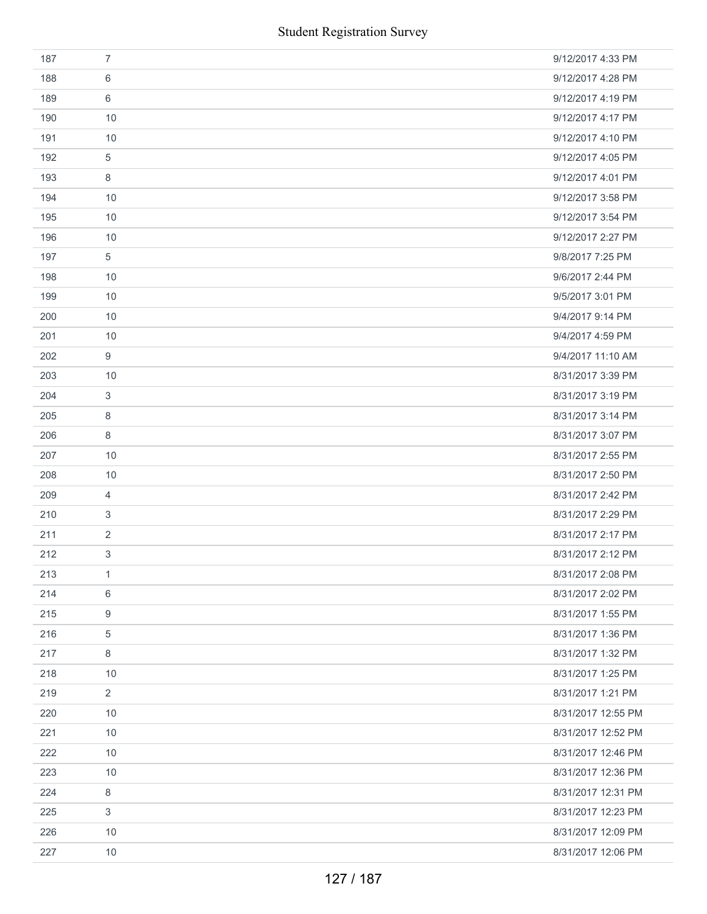| | | |
|---|---|---|
| 187 | 7 | 9/12/2017 4:33 PM |
| 188 | 6 | 9/12/2017 4:28 PM |
| 189 | 6 | 9/12/2017 4:19 PM |
| 190 | 10 | 9/12/2017 4:17 PM |
| 191 | 10 | 9/12/2017 4:10 PM |
| 192 | 5 | 9/12/2017 4:05 PM |
| 193 | 8 | 9/12/2017 4:01 PM |
| 194 | 10 | 9/12/2017 3:58 PM |
| 195 | 10 | 9/12/2017 3:54 PM |
| 196 | 10 | 9/12/2017 2:27 PM |
| 197 | 5 | 9/8/2017 7:25 PM |
| 198 | 10 | 9/6/2017 2:44 PM |
| 199 | 10 | 9/5/2017 3:01 PM |
| 200 | 10 | 9/4/2017 9:14 PM |
| 201 | 10 | 9/4/2017 4:59 PM |
| 202 | 9 | 9/4/2017 11:10 AM |
| 203 | 10 | 8/31/2017 3:39 PM |
| 204 | 3 | 8/31/2017 3:19 PM |
| 205 | 8 | 8/31/2017 3:14 PM |
| 206 | 8 | 8/31/2017 3:07 PM |
| 207 | 10 | 8/31/2017 2:55 PM |
| 208 | 10 | 8/31/2017 2:50 PM |
| 209 | 4 | 8/31/2017 2:42 PM |
| 210 | 3 | 8/31/2017 2:29 PM |
| 211 | 2 | 8/31/2017 2:17 PM |
| 212 | 3 | 8/31/2017 2:12 PM |
| 213 | 1 | 8/31/2017 2:08 PM |
| 214 | 6 | 8/31/2017 2:02 PM |
| 215 | 9 | 8/31/2017 1:55 PM |
| 216 | 5 | 8/31/2017 1:36 PM |
| 217 | 8 | 8/31/2017 1:32 PM |
| 218 | 10 | 8/31/2017 1:25 PM |
| 219 | 2 | 8/31/2017 1:21 PM |
| 220 | 10 | 8/31/2017 12:55 PM |
| 221 | 10 | 8/31/2017 12:52 PM |
| 222 | 10 | 8/31/2017 12:46 PM |
| 223 | 10 | 8/31/2017 12:36 PM |
| 224 | 8 | 8/31/2017 12:31 PM |
| 225 | 3 | 8/31/2017 12:23 PM |
| 226 | 10 | 8/31/2017 12:09 PM |
| 227 | 10 | 8/31/2017 12:06 PM |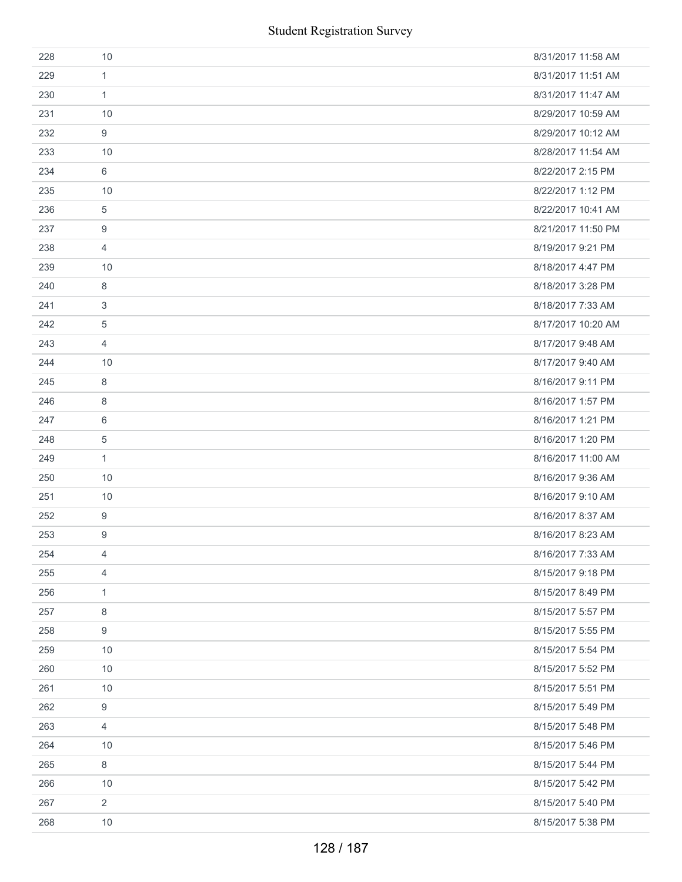| | | |
|---|---|---|
| 228 | 10 | 8/31/2017 11:58 AM |
| 229 | 1 | 8/31/2017 11:51 AM |
| 230 | 1 | 8/31/2017 11:47 AM |
| 231 | 10 | 8/29/2017 10:59 AM |
| 232 | 9 | 8/29/2017 10:12 AM |
| 233 | 10 | 8/28/2017 11:54 AM |
| 234 | 6 | 8/22/2017 2:15 PM |
| 235 | 10 | 8/22/2017 1:12 PM |
| 236 | 5 | 8/22/2017 10:41 AM |
| 237 | 9 | 8/21/2017 11:50 PM |
| 238 | 4 | 8/19/2017 9:21 PM |
| 239 | 10 | 8/18/2017 4:47 PM |
| 240 | 8 | 8/18/2017 3:28 PM |
| 241 | 3 | 8/18/2017 7:33 AM |
| 242 | 5 | 8/17/2017 10:20 AM |
| 243 | 4 | 8/17/2017 9:48 AM |
| 244 | 10 | 8/17/2017 9:40 AM |
| 245 | 8 | 8/16/2017 9:11 PM |
| 246 | 8 | 8/16/2017 1:57 PM |
| 247 | 6 | 8/16/2017 1:21 PM |
| 248 | 5 | 8/16/2017 1:20 PM |
| 249 | 1 | 8/16/2017 11:00 AM |
| 250 | 10 | 8/16/2017 9:36 AM |
| 251 | 10 | 8/16/2017 9:10 AM |
| 252 | 9 | 8/16/2017 8:37 AM |
| 253 | 9 | 8/16/2017 8:23 AM |
| 254 | 4 | 8/16/2017 7:33 AM |
| 255 | 4 | 8/15/2017 9:18 PM |
| 256 | 1 | 8/15/2017 8:49 PM |
| 257 | 8 | 8/15/2017 5:57 PM |
| 258 | 9 | 8/15/2017 5:55 PM |
| 259 | 10 | 8/15/2017 5:54 PM |
| 260 | 10 | 8/15/2017 5:52 PM |
| 261 | 10 | 8/15/2017 5:51 PM |
| 262 | 9 | 8/15/2017 5:49 PM |
| 263 | 4 | 8/15/2017 5:48 PM |
| 264 | 10 | 8/15/2017 5:46 PM |
| 265 | 8 | 8/15/2017 5:44 PM |
| 266 | 10 | 8/15/2017 5:42 PM |
| 267 | 2 | 8/15/2017 5:40 PM |
| 268 | 10 | 8/15/2017 5:38 PM |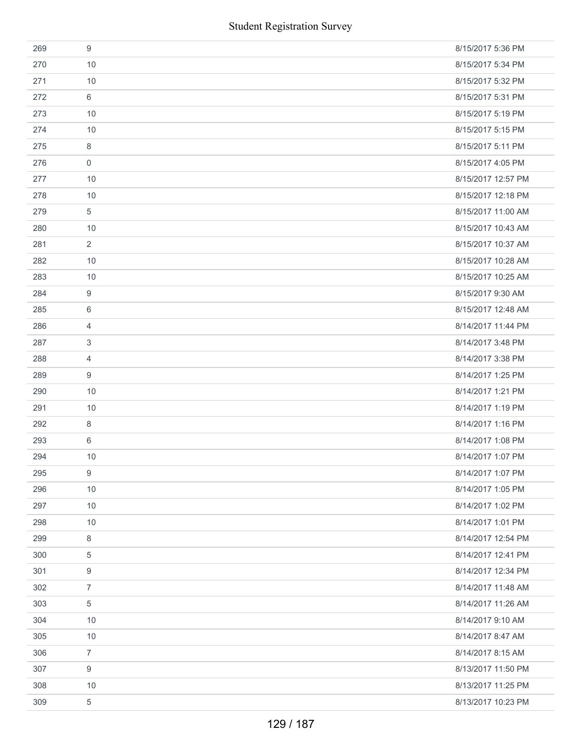| | | |
|---|---|---|
| 269 | 9 | 8/15/2017 5:36 PM |
| 270 | 10 | 8/15/2017 5:34 PM |
| 271 | 10 | 8/15/2017 5:32 PM |
| 272 | 6 | 8/15/2017 5:31 PM |
| 273 | 10 | 8/15/2017 5:19 PM |
| 274 | 10 | 8/15/2017 5:15 PM |
| 275 | 8 | 8/15/2017 5:11 PM |
| 276 | 0 | 8/15/2017 4:05 PM |
| 277 | 10 | 8/15/2017 12:57 PM |
| 278 | 10 | 8/15/2017 12:18 PM |
| 279 | 5 | 8/15/2017 11:00 AM |
| 280 | 10 | 8/15/2017 10:43 AM |
| 281 | 2 | 8/15/2017 10:37 AM |
| 282 | 10 | 8/15/2017 10:28 AM |
| 283 | 10 | 8/15/2017 10:25 AM |
| 284 | 9 | 8/15/2017 9:30 AM |
| 285 | 6 | 8/15/2017 12:48 AM |
| 286 | 4 | 8/14/2017 11:44 PM |
| 287 | 3 | 8/14/2017 3:48 PM |
| 288 | 4 | 8/14/2017 3:38 PM |
| 289 | 9 | 8/14/2017 1:25 PM |
| 290 | 10 | 8/14/2017 1:21 PM |
| 291 | 10 | 8/14/2017 1:19 PM |
| 292 | 8 | 8/14/2017 1:16 PM |
| 293 | 6 | 8/14/2017 1:08 PM |
| 294 | 10 | 8/14/2017 1:07 PM |
| 295 | 9 | 8/14/2017 1:07 PM |
| 296 | 10 | 8/14/2017 1:05 PM |
| 297 | 10 | 8/14/2017 1:02 PM |
| 298 | 10 | 8/14/2017 1:01 PM |
| 299 | 8 | 8/14/2017 12:54 PM |
| 300 | 5 | 8/14/2017 12:41 PM |
| 301 | 9 | 8/14/2017 12:34 PM |
| 302 | 7 | 8/14/2017 11:48 AM |
| 303 | 5 | 8/14/2017 11:26 AM |
| 304 | 10 | 8/14/2017 9:10 AM |
| 305 | 10 | 8/14/2017 8:47 AM |
| 306 | 7 | 8/14/2017 8:15 AM |
| 307 | 9 | 8/13/2017 11:50 PM |
| 308 | 10 | 8/13/2017 11:25 PM |
| 309 | 5 | 8/13/2017 10:23 PM |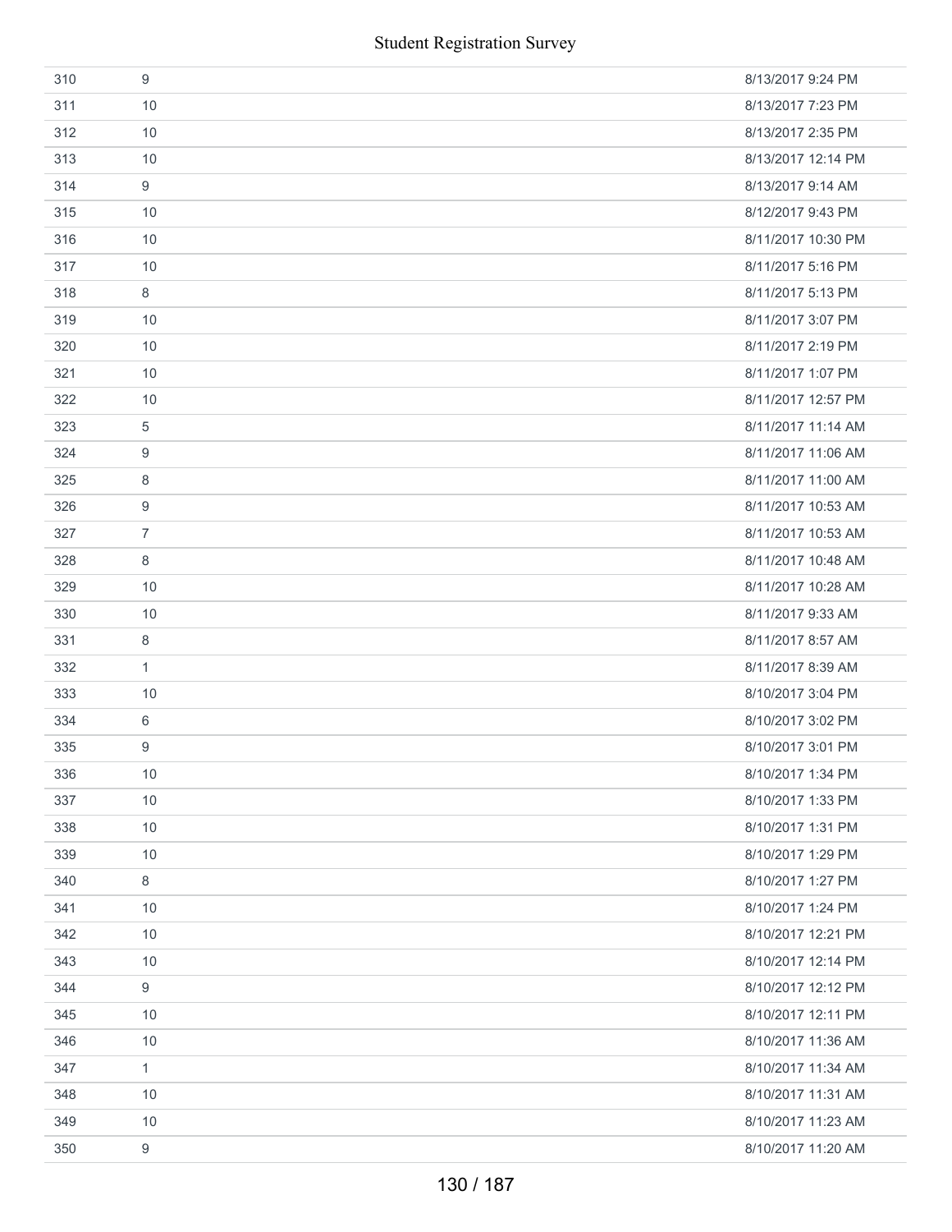| | | |
|---|---|---|
| 310 | 9 | 8/13/2017 9:24 PM |
| 311 | 10 | 8/13/2017 7:23 PM |
| 312 | 10 | 8/13/2017 2:35 PM |
| 313 | 10 | 8/13/2017 12:14 PM |
| 314 | 9 | 8/13/2017 9:14 AM |
| 315 | 10 | 8/12/2017 9:43 PM |
| 316 | 10 | 8/11/2017 10:30 PM |
| 317 | 10 | 8/11/2017 5:16 PM |
| 318 | 8 | 8/11/2017 5:13 PM |
| 319 | 10 | 8/11/2017 3:07 PM |
| 320 | 10 | 8/11/2017 2:19 PM |
| 321 | 10 | 8/11/2017 1:07 PM |
| 322 | 10 | 8/11/2017 12:57 PM |
| 323 | 5 | 8/11/2017 11:14 AM |
| 324 | 9 | 8/11/2017 11:06 AM |
| 325 | 8 | 8/11/2017 11:00 AM |
| 326 | 9 | 8/11/2017 10:53 AM |
| 327 | 7 | 8/11/2017 10:53 AM |
| 328 | 8 | 8/11/2017 10:48 AM |
| 329 | 10 | 8/11/2017 10:28 AM |
| 330 | 10 | 8/11/2017 9:33 AM |
| 331 | 8 | 8/11/2017 8:57 AM |
| 332 | 1 | 8/11/2017 8:39 AM |
| 333 | 10 | 8/10/2017 3:04 PM |
| 334 | 6 | 8/10/2017 3:02 PM |
| 335 | 9 | 8/10/2017 3:01 PM |
| 336 | 10 | 8/10/2017 1:34 PM |
| 337 | 10 | 8/10/2017 1:33 PM |
| 338 | 10 | 8/10/2017 1:31 PM |
| 339 | 10 | 8/10/2017 1:29 PM |
| 340 | 8 | 8/10/2017 1:27 PM |
| 341 | 10 | 8/10/2017 1:24 PM |
| 342 | 10 | 8/10/2017 12:21 PM |
| 343 | 10 | 8/10/2017 12:14 PM |
| 344 | 9 | 8/10/2017 12:12 PM |
| 345 | 10 | 8/10/2017 12:11 PM |
| 346 | 10 | 8/10/2017 11:36 AM |
| 347 | 1 | 8/10/2017 11:34 AM |
| 348 | 10 | 8/10/2017 11:31 AM |
| 349 | 10 | 8/10/2017 11:23 AM |
| 350 | 9 | 8/10/2017 11:20 AM |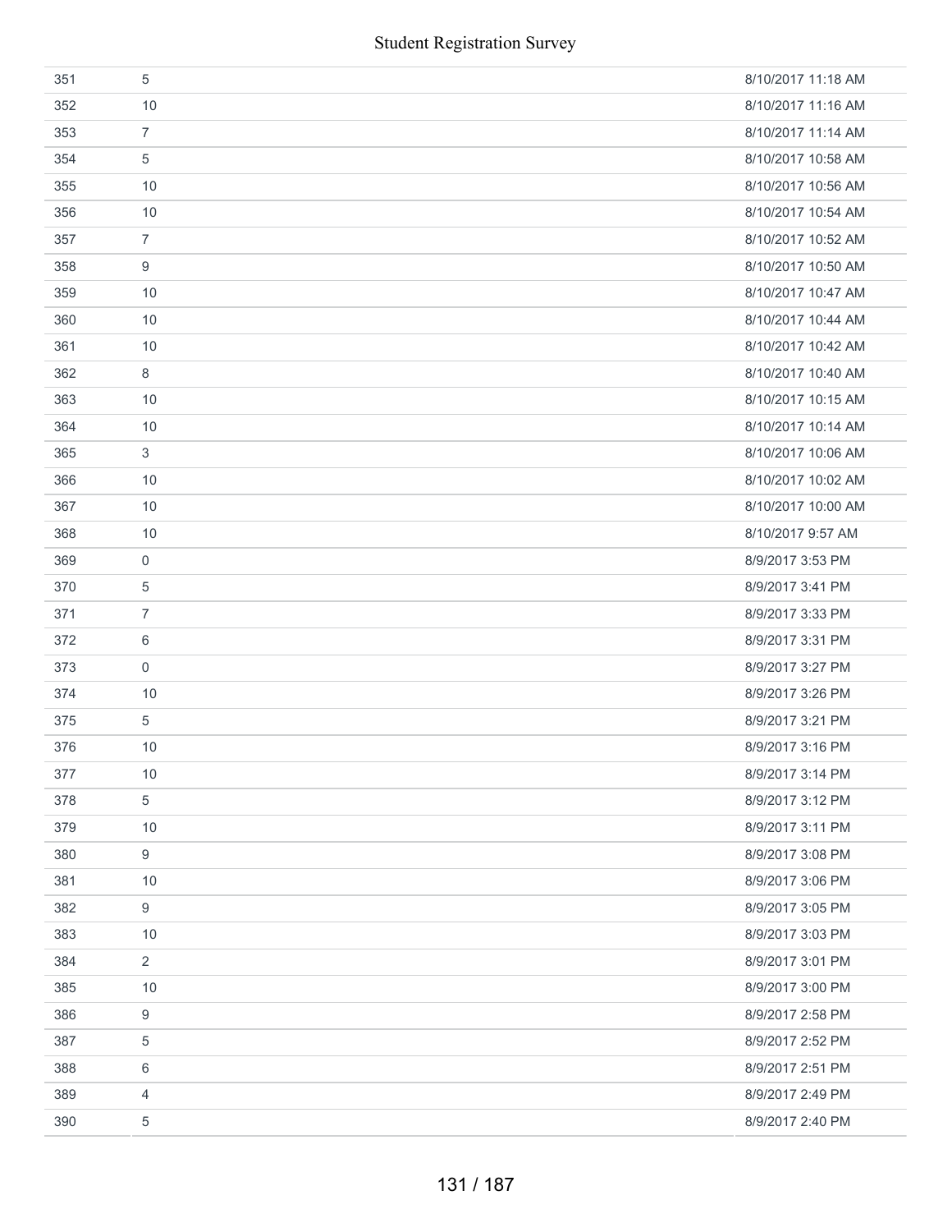| | | |
|---|---|---|
| 351 | 5 | 8/10/2017 11:18 AM |
| 352 | 10 | 8/10/2017 11:16 AM |
| 353 | 7 | 8/10/2017 11:14 AM |
| 354 | 5 | 8/10/2017 10:58 AM |
| 355 | 10 | 8/10/2017 10:56 AM |
| 356 | 10 | 8/10/2017 10:54 AM |
| 357 | 7 | 8/10/2017 10:52 AM |
| 358 | 9 | 8/10/2017 10:50 AM |
| 359 | 10 | 8/10/2017 10:47 AM |
| 360 | 10 | 8/10/2017 10:44 AM |
| 361 | 10 | 8/10/2017 10:42 AM |
| 362 | 8 | 8/10/2017 10:40 AM |
| 363 | 10 | 8/10/2017 10:15 AM |
| 364 | 10 | 8/10/2017 10:14 AM |
| 365 | 3 | 8/10/2017 10:06 AM |
| 366 | 10 | 8/10/2017 10:02 AM |
| 367 | 10 | 8/10/2017 10:00 AM |
| 368 | 10 | 8/10/2017 9:57 AM |
| 369 | 0 | 8/9/2017 3:53 PM |
| 370 | 5 | 8/9/2017 3:41 PM |
| 371 | 7 | 8/9/2017 3:33 PM |
| 372 | 6 | 8/9/2017 3:31 PM |
| 373 | 0 | 8/9/2017 3:27 PM |
| 374 | 10 | 8/9/2017 3:26 PM |
| 375 | 5 | 8/9/2017 3:21 PM |
| 376 | 10 | 8/9/2017 3:16 PM |
| 377 | 10 | 8/9/2017 3:14 PM |
| 378 | 5 | 8/9/2017 3:12 PM |
| 379 | 10 | 8/9/2017 3:11 PM |
| 380 | 9 | 8/9/2017 3:08 PM |
| 381 | 10 | 8/9/2017 3:06 PM |
| 382 | 9 | 8/9/2017 3:05 PM |
| 383 | 10 | 8/9/2017 3:03 PM |
| 384 | 2 | 8/9/2017 3:01 PM |
| 385 | 10 | 8/9/2017 3:00 PM |
| 386 | 9 | 8/9/2017 2:58 PM |
| 387 | 5 | 8/9/2017 2:52 PM |
| 388 | 6 | 8/9/2017 2:51 PM |
| 389 | 4 | 8/9/2017 2:49 PM |
| 390 | 5 | 8/9/2017 2:40 PM |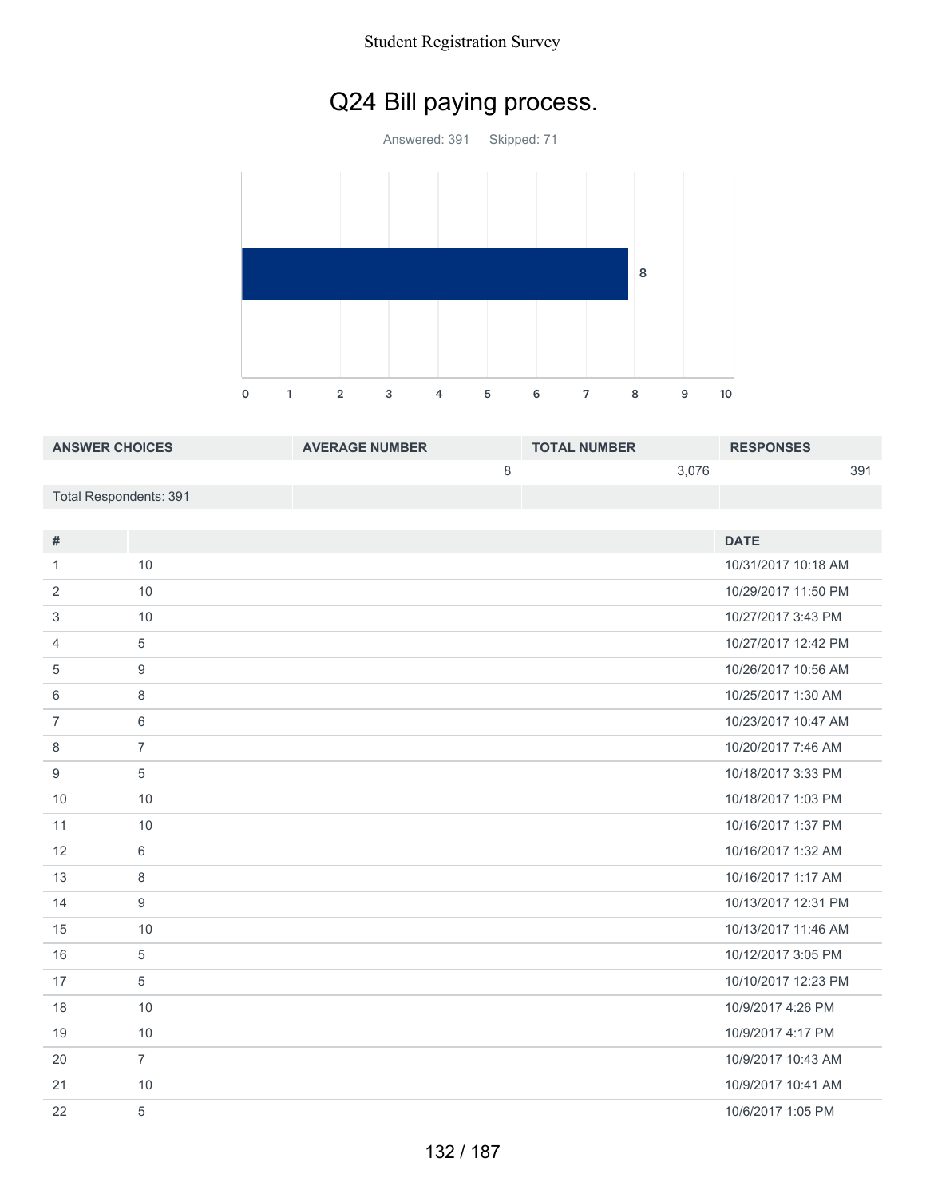# Q24 Bill paying process.

Answered: 391 Skipped: 71

| ANSWER CHOICES | AVERAGE NUMBER | TOTAL NUMBER | RESPONSES |
|---|---|---|---|
| | 8 | 3,076 | 391 |
| Total Respondents: 391 | | | |

| # | | DATE |
|---|---|---|
| 1 | 10 | 10/31/2017 10:18 AM |
| 2 | 10 | 10/29/2017 11:50 PM |
| 3 | 10 | 10/27/2017 3:43 PM |
| 4 | 5 | 10/27/2017 12:42 PM |
| 5 | 9 | 10/26/2017 10:56 AM |
| 6 | 8 | 10/25/2017 1:30 AM |
| 7 | 6 | 10/23/2017 10:47 AM |
| 8 | 7 | 10/20/2017 7:46 AM |
| 9 | 5 | 10/18/2017 3:33 PM |
| 10 | 10 | 10/18/2017 1:03 PM |
| 11 | 10 | 10/16/2017 1:37 PM |
| 12 | 6 | 10/16/2017 1:32 AM |
| 13 | 8 | 10/16/2017 1:17 AM |
| 14 | 9 | 10/13/2017 12:31 PM |
| 15 | 10 | 10/13/2017 11:46 AM |
| 16 | 5 | 10/12/2017 3:05 PM |
| 17 | 5 | 10/10/2017 12:23 PM |
| 18 | 10 | 10/9/2017 4:26 PM |
| 19 | 10 | 10/9/2017 4:17 PM |
| 20 | 7 | 10/9/2017 10:43 AM |
| 21 | 10 | 10/9/2017 10:41 AM |
| 22 | 5 | 10/6/2017 1:05 PM |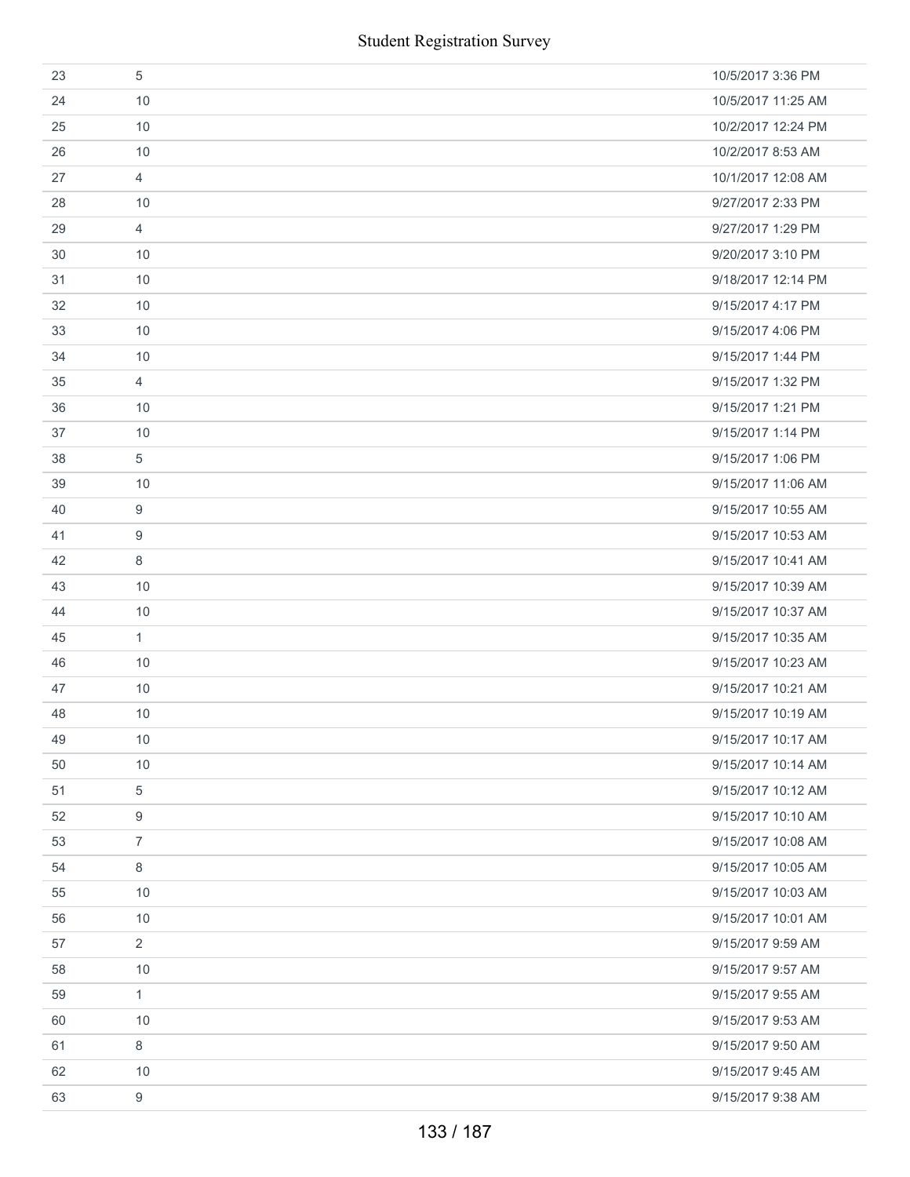| | | |
|---|---|---|
| 23 | 5 | 10/5/2017 3:36 PM |
| 24 | 10 | 10/5/2017 11:25 AM |
| 25 | 10 | 10/2/2017 12:24 PM |
| 26 | 10 | 10/2/2017 8:53 AM |
| 27 | 4 | 10/1/2017 12:08 AM |
| 28 | 10 | 9/27/2017 2:33 PM |
| 29 | 4 | 9/27/2017 1:29 PM |
| 30 | 10 | 9/20/2017 3:10 PM |
| 31 | 10 | 9/18/2017 12:14 PM |
| 32 | 10 | 9/15/2017 4:17 PM |
| 33 | 10 | 9/15/2017 4:06 PM |
| 34 | 10 | 9/15/2017 1:44 PM |
| 35 | 4 | 9/15/2017 1:32 PM |
| 36 | 10 | 9/15/2017 1:21 PM |
| 37 | 10 | 9/15/2017 1:14 PM |
| 38 | 5 | 9/15/2017 1:06 PM |
| 39 | 10 | 9/15/2017 11:06 AM |
| 40 | 9 | 9/15/2017 10:55 AM |
| 41 | 9 | 9/15/2017 10:53 AM |
| 42 | 8 | 9/15/2017 10:41 AM |
| 43 | 10 | 9/15/2017 10:39 AM |
| 44 | 10 | 9/15/2017 10:37 AM |
| 45 | 1 | 9/15/2017 10:35 AM |
| 46 | 10 | 9/15/2017 10:23 AM |
| 47 | 10 | 9/15/2017 10:21 AM |
| 48 | 10 | 9/15/2017 10:19 AM |
| 49 | 10 | 9/15/2017 10:17 AM |
| 50 | 10 | 9/15/2017 10:14 AM |
| 51 | 5 | 9/15/2017 10:12 AM |
| 52 | 9 | 9/15/2017 10:10 AM |
| 53 | 7 | 9/15/2017 10:08 AM |
| 54 | 8 | 9/15/2017 10:05 AM |
| 55 | 10 | 9/15/2017 10:03 AM |
| 56 | 10 | 9/15/2017 10:01 AM |
| 57 | 2 | 9/15/2017 9:59 AM |
| 58 | 10 | 9/15/2017 9:57 AM |
| 59 | 1 | 9/15/2017 9:55 AM |
| 60 | 10 | 9/15/2017 9:53 AM |
| 61 | 8 | 9/15/2017 9:50 AM |
| 62 | 10 | 9/15/2017 9:45 AM |
| 63 | 9 | 9/15/2017 9:38 AM |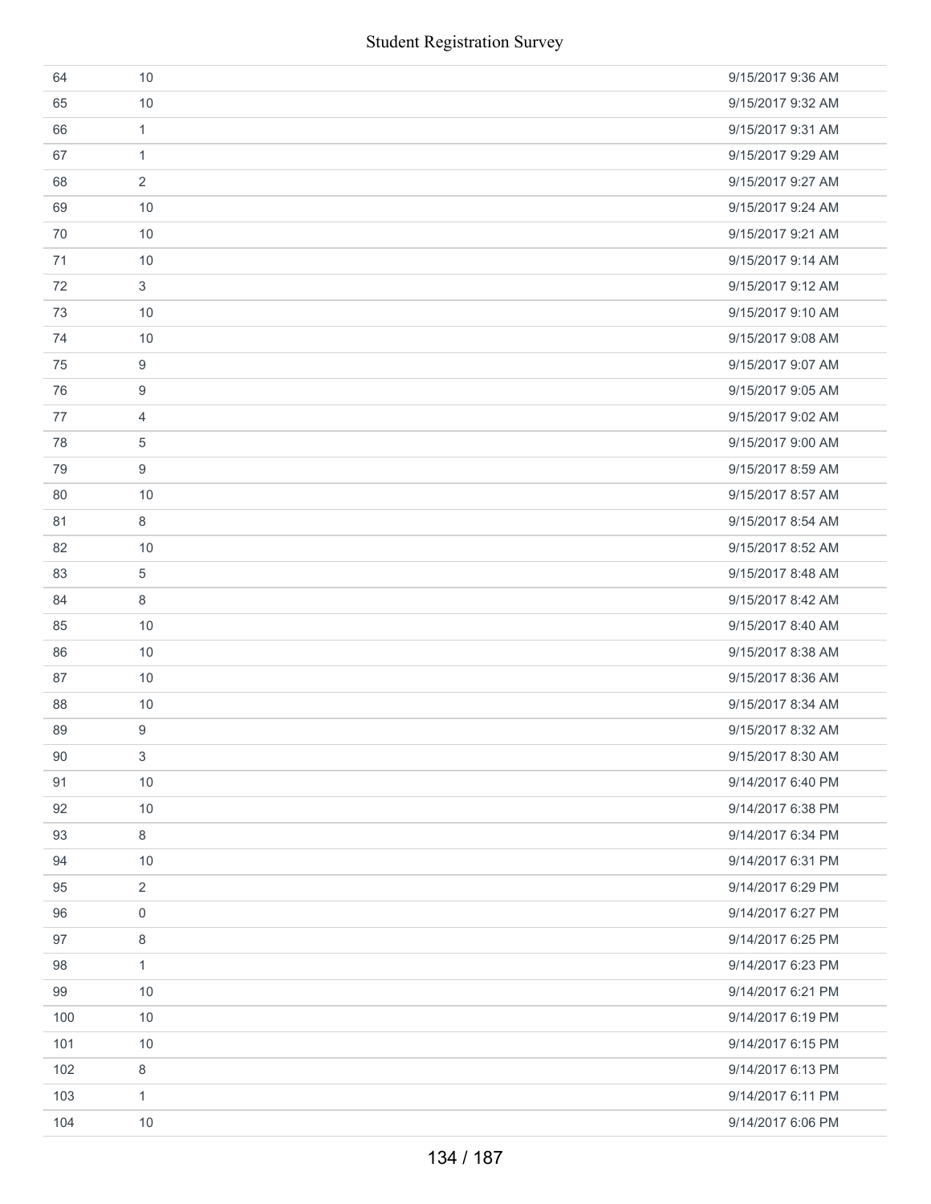| | | |
|---|---|---|
| 64 | 10 | 9/15/2017 9:36 AM |
| 65 | 10 | 9/15/2017 9:32 AM |
| 66 | 1 | 9/15/2017 9:31 AM |
| 67 | 1 | 9/15/2017 9:29 AM |
| 68 | 2 | 9/15/2017 9:27 AM |
| 69 | 10 | 9/15/2017 9:24 AM |
| 70 | 10 | 9/15/2017 9:21 AM |
| 71 | 10 | 9/15/2017 9:14 AM |
| 72 | 3 | 9/15/2017 9:12 AM |
| 73 | 10 | 9/15/2017 9:10 AM |
| 74 | 10 | 9/15/2017 9:08 AM |
| 75 | 9 | 9/15/2017 9:07 AM |
| 76 | 9 | 9/15/2017 9:05 AM |
| 77 | 4 | 9/15/2017 9:02 AM |
| 78 | 5 | 9/15/2017 9:00 AM |
| 79 | 9 | 9/15/2017 8:59 AM |
| 80 | 10 | 9/15/2017 8:57 AM |
| 81 | 8 | 9/15/2017 8:54 AM |
| 82 | 10 | 9/15/2017 8:52 AM |
| 83 | 5 | 9/15/2017 8:48 AM |
| 84 | 8 | 9/15/2017 8:42 AM |
| 85 | 10 | 9/15/2017 8:40 AM |
| 86 | 10 | 9/15/2017 8:38 AM |
| 87 | 10 | 9/15/2017 8:36 AM |
| 88 | 10 | 9/15/2017 8:34 AM |
| 89 | 9 | 9/15/2017 8:32 AM |
| 90 | 3 | 9/15/2017 8:30 AM |
| 91 | 10 | 9/14/2017 6:40 PM |
| 92 | 10 | 9/14/2017 6:38 PM |
| 93 | 8 | 9/14/2017 6:34 PM |
| 94 | 10 | 9/14/2017 6:31 PM |
| 95 | 2 | 9/14/2017 6:29 PM |
| 96 | 0 | 9/14/2017 6:27 PM |
| 97 | 8 | 9/14/2017 6:25 PM |
| 98 | 1 | 9/14/2017 6:23 PM |
| 99 | 10 | 9/14/2017 6:21 PM |
| 100 | 10 | 9/14/2017 6:19 PM |
| 101 | 10 | 9/14/2017 6:15 PM |
| 102 | 8 | 9/14/2017 6:13 PM |
| 103 | 1 | 9/14/2017 6:11 PM |
| 104 | 10 | 9/14/2017 6:06 PM |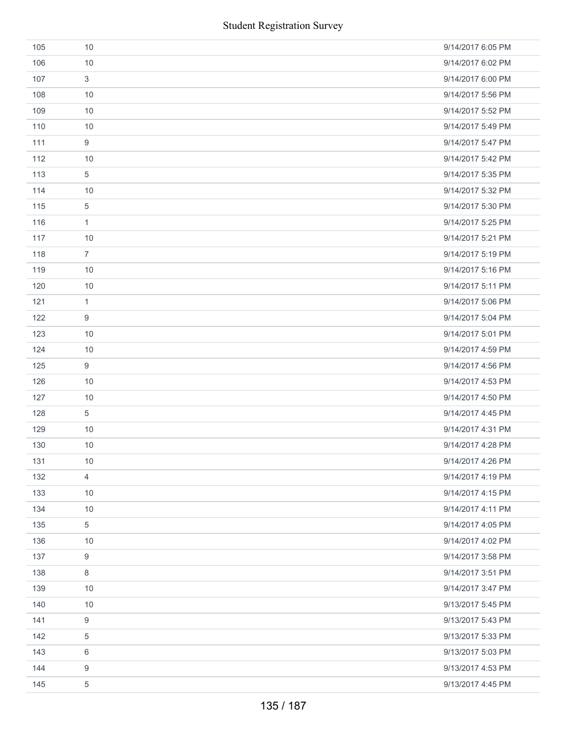| | | |
|---|---|---|
| 105 | 10 | 9/14/2017 6:05 PM |
| 106 | 10 | 9/14/2017 6:02 PM |
| 107 | 3 | 9/14/2017 6:00 PM |
| 108 | 10 | 9/14/2017 5:56 PM |
| 109 | 10 | 9/14/2017 5:52 PM |
| 110 | 10 | 9/14/2017 5:49 PM |
| 111 | 9 | 9/14/2017 5:47 PM |
| 112 | 10 | 9/14/2017 5:42 PM |
| 113 | 5 | 9/14/2017 5:35 PM |
| 114 | 10 | 9/14/2017 5:32 PM |
| 115 | 5 | 9/14/2017 5:30 PM |
| 116 | 1 | 9/14/2017 5:25 PM |
| 117 | 10 | 9/14/2017 5:21 PM |
| 118 | 7 | 9/14/2017 5:19 PM |
| 119 | 10 | 9/14/2017 5:16 PM |
| 120 | 10 | 9/14/2017 5:11 PM |
| 121 | 1 | 9/14/2017 5:06 PM |
| 122 | 9 | 9/14/2017 5:04 PM |
| 123 | 10 | 9/14/2017 5:01 PM |
| 124 | 10 | 9/14/2017 4:59 PM |
| 125 | 9 | 9/14/2017 4:56 PM |
| 126 | 10 | 9/14/2017 4:53 PM |
| 127 | 10 | 9/14/2017 4:50 PM |
| 128 | 5 | 9/14/2017 4:45 PM |
| 129 | 10 | 9/14/2017 4:31 PM |
| 130 | 10 | 9/14/2017 4:28 PM |
| 131 | 10 | 9/14/2017 4:26 PM |
| 132 | 4 | 9/14/2017 4:19 PM |
| 133 | 10 | 9/14/2017 4:15 PM |
| 134 | 10 | 9/14/2017 4:11 PM |
| 135 | 5 | 9/14/2017 4:05 PM |
| 136 | 10 | 9/14/2017 4:02 PM |
| 137 | 9 | 9/14/2017 3:58 PM |
| 138 | 8 | 9/14/2017 3:51 PM |
| 139 | 10 | 9/14/2017 3:47 PM |
| 140 | 10 | 9/13/2017 5:45 PM |
| 141 | 9 | 9/13/2017 5:43 PM |
| 142 | 5 | 9/13/2017 5:33 PM |
| 143 | 6 | 9/13/2017 5:03 PM |
| 144 | 9 | 9/13/2017 4:53 PM |
| 145 | 5 | 9/13/2017 4:45 PM |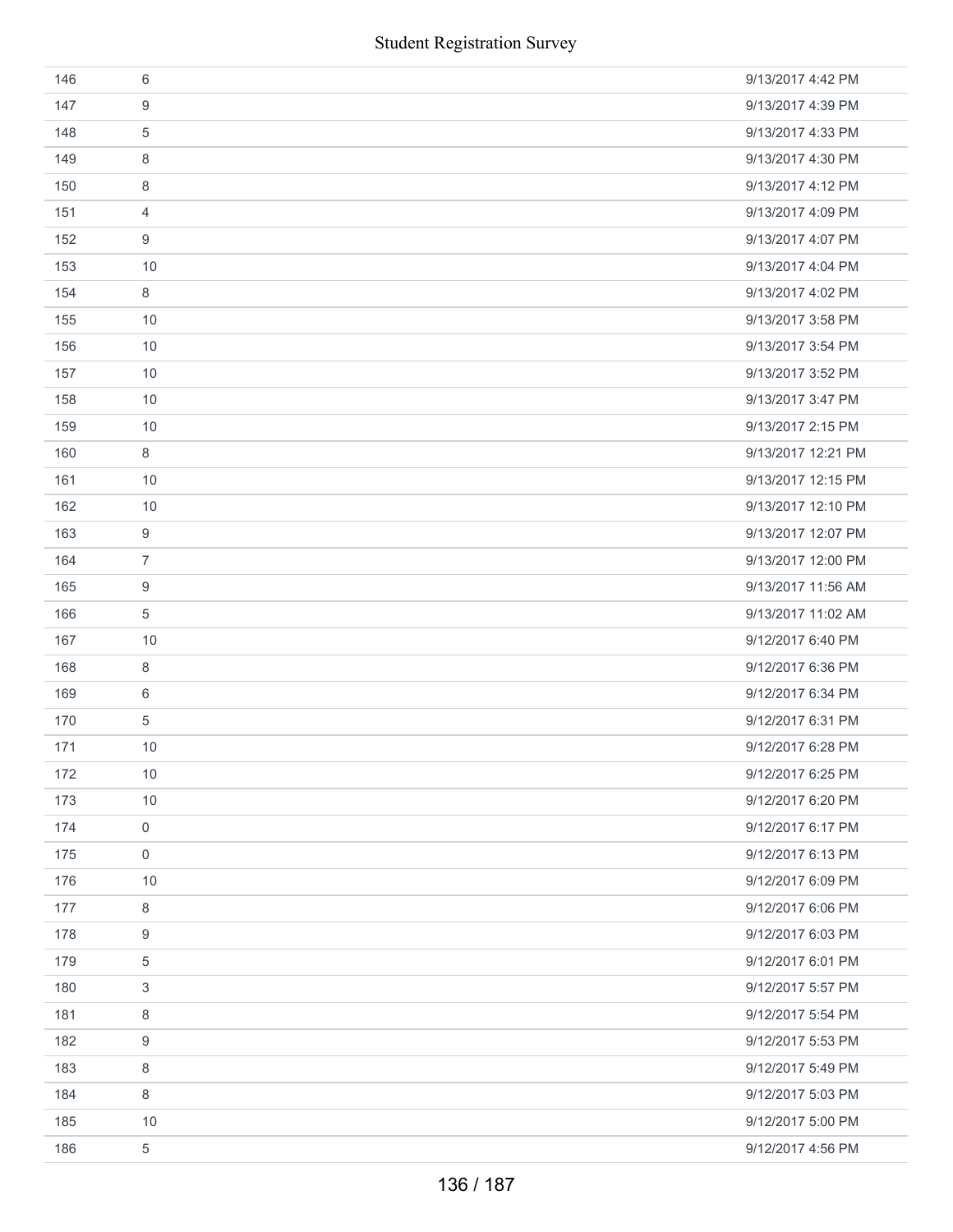| | | |
|---|---|---|
| 146 | 6 | 9/13/2017 4:42 PM |
| 147 | 9 | 9/13/2017 4:39 PM |
| 148 | 5 | 9/13/2017 4:33 PM |
| 149 | 8 | 9/13/2017 4:30 PM |
| 150 | 8 | 9/13/2017 4:12 PM |
| 151 | 4 | 9/13/2017 4:09 PM |
| 152 | 9 | 9/13/2017 4:07 PM |
| 153 | 10 | 9/13/2017 4:04 PM |
| 154 | 8 | 9/13/2017 4:02 PM |
| 155 | 10 | 9/13/2017 3:58 PM |
| 156 | 10 | 9/13/2017 3:54 PM |
| 157 | 10 | 9/13/2017 3:52 PM |
| 158 | 10 | 9/13/2017 3:47 PM |
| 159 | 10 | 9/13/2017 2:15 PM |
| 160 | 8 | 9/13/2017 12:21 PM |
| 161 | 10 | 9/13/2017 12:15 PM |
| 162 | 10 | 9/13/2017 12:10 PM |
| 163 | 9 | 9/13/2017 12:07 PM |
| 164 | 7 | 9/13/2017 12:00 PM |
| 165 | 9 | 9/13/2017 11:56 AM |
| 166 | 5 | 9/13/2017 11:02 AM |
| 167 | 10 | 9/12/2017 6:40 PM |
| 168 | 8 | 9/12/2017 6:36 PM |
| 169 | 6 | 9/12/2017 6:34 PM |
| 170 | 5 | 9/12/2017 6:31 PM |
| 171 | 10 | 9/12/2017 6:28 PM |
| 172 | 10 | 9/12/2017 6:25 PM |
| 173 | 10 | 9/12/2017 6:20 PM |
| 174 | 0 | 9/12/2017 6:17 PM |
| 175 | 0 | 9/12/2017 6:13 PM |
| 176 | 10 | 9/12/2017 6:09 PM |
| 177 | 8 | 9/12/2017 6:06 PM |
| 178 | 9 | 9/12/2017 6:03 PM |
| 179 | 5 | 9/12/2017 6:01 PM |
| 180 | 3 | 9/12/2017 5:57 PM |
| 181 | 8 | 9/12/2017 5:54 PM |
| 182 | 9 | 9/12/2017 5:53 PM |
| 183 | 8 | 9/12/2017 5:49 PM |
| 184 | 8 | 9/12/2017 5:03 PM |
| 185 | 10 | 9/12/2017 5:00 PM |
| 186 | 5 | 9/12/2017 4:56 PM |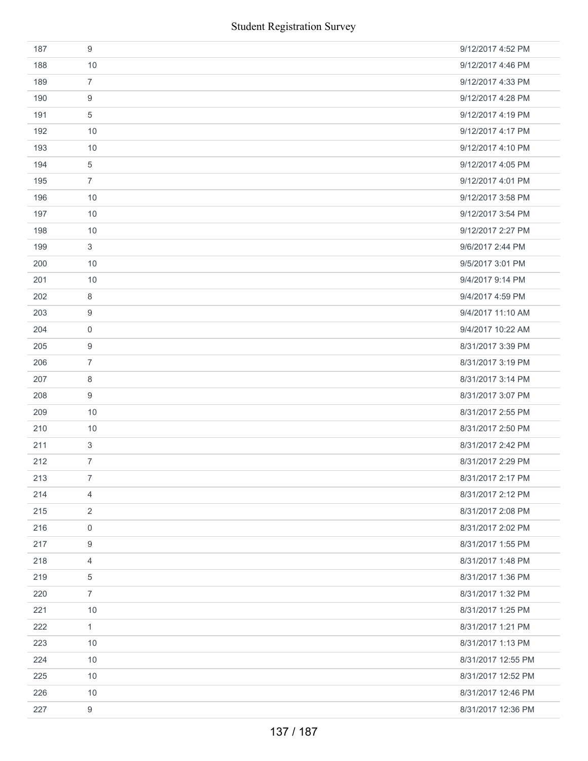| | | |
|---|---|---|
| 187 | 9 | 9/12/2017 4:52 PM |
| 188 | 10 | 9/12/2017 4:46 PM |
| 189 | 7 | 9/12/2017 4:33 PM |
| 190 | 9 | 9/12/2017 4:28 PM |
| 191 | 5 | 9/12/2017 4:19 PM |
| 192 | 10 | 9/12/2017 4:17 PM |
| 193 | 10 | 9/12/2017 4:10 PM |
| 194 | 5 | 9/12/2017 4:05 PM |
| 195 | 7 | 9/12/2017 4:01 PM |
| 196 | 10 | 9/12/2017 3:58 PM |
| 197 | 10 | 9/12/2017 3:54 PM |
| 198 | 10 | 9/12/2017 2:27 PM |
| 199 | 3 | 9/6/2017 2:44 PM |
| 200 | 10 | 9/5/2017 3:01 PM |
| 201 | 10 | 9/4/2017 9:14 PM |
| 202 | 8 | 9/4/2017 4:59 PM |
| 203 | 9 | 9/4/2017 11:10 AM |
| 204 | 0 | 9/4/2017 10:22 AM |
| 205 | 9 | 8/31/2017 3:39 PM |
| 206 | 7 | 8/31/2017 3:19 PM |
| 207 | 8 | 8/31/2017 3:14 PM |
| 208 | 9 | 8/31/2017 3:07 PM |
| 209 | 10 | 8/31/2017 2:55 PM |
| 210 | 10 | 8/31/2017 2:50 PM |
| 211 | 3 | 8/31/2017 2:42 PM |
| 212 | 7 | 8/31/2017 2:29 PM |
| 213 | 7 | 8/31/2017 2:17 PM |
| 214 | 4 | 8/31/2017 2:12 PM |
| 215 | 2 | 8/31/2017 2:08 PM |
| 216 | 0 | 8/31/2017 2:02 PM |
| 217 | 9 | 8/31/2017 1:55 PM |
| 218 | 4 | 8/31/2017 1:48 PM |
| 219 | 5 | 8/31/2017 1:36 PM |
| 220 | 7 | 8/31/2017 1:32 PM |
| 221 | 10 | 8/31/2017 1:25 PM |
| 222 | 1 | 8/31/2017 1:21 PM |
| 223 | 10 | 8/31/2017 1:13 PM |
| 224 | 10 | 8/31/2017 12:55 PM |
| 225 | 10 | 8/31/2017 12:52 PM |
| 226 | 10 | 8/31/2017 12:46 PM |
| 227 | 9 | 8/31/2017 12:36 PM |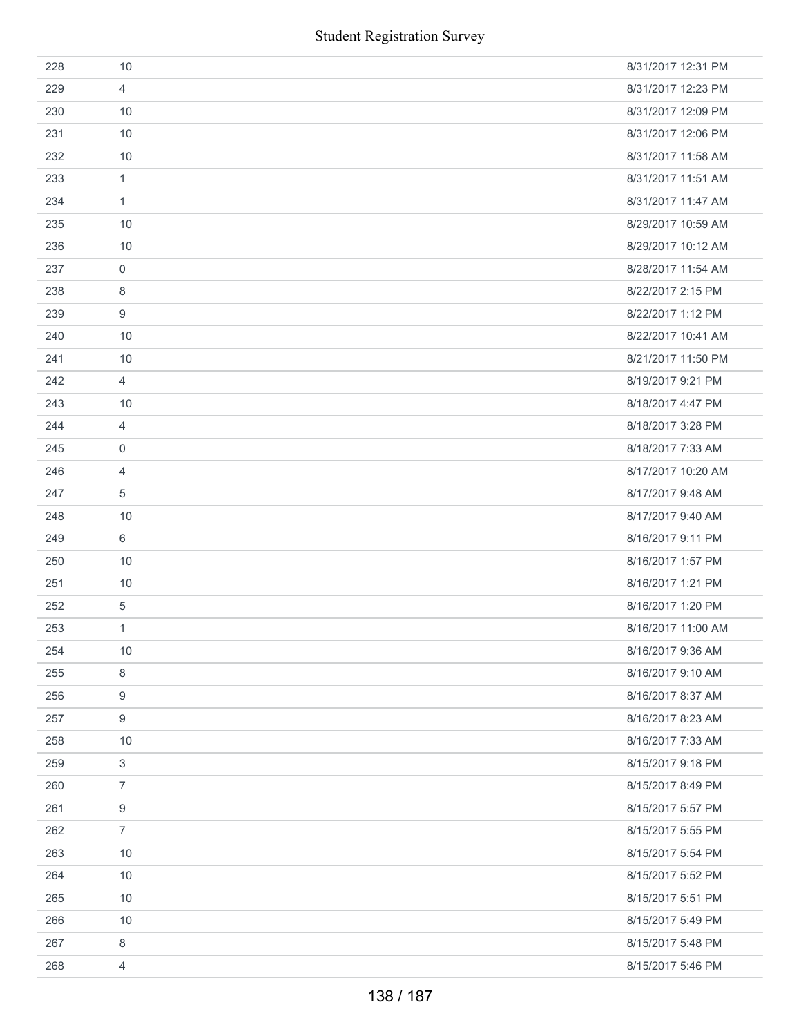| | | |
|---|---|---|
| 228 | 10 | 8/31/2017 12:31 PM |
| 229 | 4 | 8/31/2017 12:23 PM |
| 230 | 10 | 8/31/2017 12:09 PM |
| 231 | 10 | 8/31/2017 12:06 PM |
| 232 | 10 | 8/31/2017 11:58 AM |
| 233 | 1 | 8/31/2017 11:51 AM |
| 234 | 1 | 8/31/2017 11:47 AM |
| 235 | 10 | 8/29/2017 10:59 AM |
| 236 | 10 | 8/29/2017 10:12 AM |
| 237 | 0 | 8/28/2017 11:54 AM |
| 238 | 8 | 8/22/2017 2:15 PM |
| 239 | 9 | 8/22/2017 1:12 PM |
| 240 | 10 | 8/22/2017 10:41 AM |
| 241 | 10 | 8/21/2017 11:50 PM |
| 242 | 4 | 8/19/2017 9:21 PM |
| 243 | 10 | 8/18/2017 4:47 PM |
| 244 | 4 | 8/18/2017 3:28 PM |
| 245 | 0 | 8/18/2017 7:33 AM |
| 246 | 4 | 8/17/2017 10:20 AM |
| 247 | 5 | 8/17/2017 9:48 AM |
| 248 | 10 | 8/17/2017 9:40 AM |
| 249 | 6 | 8/16/2017 9:11 PM |
| 250 | 10 | 8/16/2017 1:57 PM |
| 251 | 10 | 8/16/2017 1:21 PM |
| 252 | 5 | 8/16/2017 1:20 PM |
| 253 | 1 | 8/16/2017 11:00 AM |
| 254 | 10 | 8/16/2017 9:36 AM |
| 255 | 8 | 8/16/2017 9:10 AM |
| 256 | 9 | 8/16/2017 8:37 AM |
| 257 | 9 | 8/16/2017 8:23 AM |
| 258 | 10 | 8/16/2017 7:33 AM |
| 259 | 3 | 8/15/2017 9:18 PM |
| 260 | 7 | 8/15/2017 8:49 PM |
| 261 | 9 | 8/15/2017 5:57 PM |
| 262 | 7 | 8/15/2017 5:55 PM |
| 263 | 10 | 8/15/2017 5:54 PM |
| 264 | 10 | 8/15/2017 5:52 PM |
| 265 | 10 | 8/15/2017 5:51 PM |
| 266 | 10 | 8/15/2017 5:49 PM |
| 267 | 8 | 8/15/2017 5:48 PM |
| 268 | 4 | 8/15/2017 5:46 PM |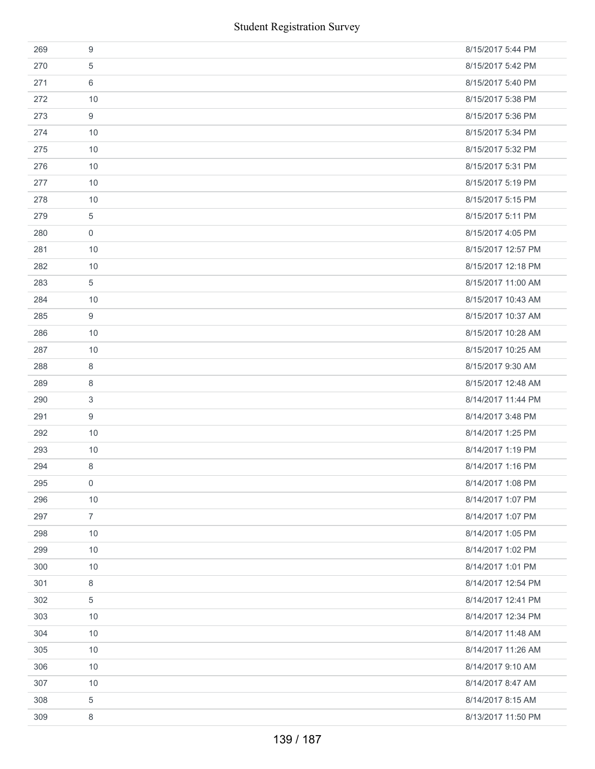| | | |
|---|---|---|
| 269 | 9 | 8/15/2017 5:44 PM |
| 270 | 5 | 8/15/2017 5:42 PM |
| 271 | 6 | 8/15/2017 5:40 PM |
| 272 | 10 | 8/15/2017 5:38 PM |
| 273 | 9 | 8/15/2017 5:36 PM |
| 274 | 10 | 8/15/2017 5:34 PM |
| 275 | 10 | 8/15/2017 5:32 PM |
| 276 | 10 | 8/15/2017 5:31 PM |
| 277 | 10 | 8/15/2017 5:19 PM |
| 278 | 10 | 8/15/2017 5:15 PM |
| 279 | 5 | 8/15/2017 5:11 PM |
| 280 | 0 | 8/15/2017 4:05 PM |
| 281 | 10 | 8/15/2017 12:57 PM |
| 282 | 10 | 8/15/2017 12:18 PM |
| 283 | 5 | 8/15/2017 11:00 AM |
| 284 | 10 | 8/15/2017 10:43 AM |
| 285 | 9 | 8/15/2017 10:37 AM |
| 286 | 10 | 8/15/2017 10:28 AM |
| 287 | 10 | 8/15/2017 10:25 AM |
| 288 | 8 | 8/15/2017 9:30 AM |
| 289 | 8 | 8/15/2017 12:48 AM |
| 290 | 3 | 8/14/2017 11:44 PM |
| 291 | 9 | 8/14/2017 3:48 PM |
| 292 | 10 | 8/14/2017 1:25 PM |
| 293 | 10 | 8/14/2017 1:19 PM |
| 294 | 8 | 8/14/2017 1:16 PM |
| 295 | 0 | 8/14/2017 1:08 PM |
| 296 | 10 | 8/14/2017 1:07 PM |
| 297 | 7 | 8/14/2017 1:07 PM |
| 298 | 10 | 8/14/2017 1:05 PM |
| 299 | 10 | 8/14/2017 1:02 PM |
| 300 | 10 | 8/14/2017 1:01 PM |
| 301 | 8 | 8/14/2017 12:54 PM |
| 302 | 5 | 8/14/2017 12:41 PM |
| 303 | 10 | 8/14/2017 12:34 PM |
| 304 | 10 | 8/14/2017 11:48 AM |
| 305 | 10 | 8/14/2017 11:26 AM |
| 306 | 10 | 8/14/2017 9:10 AM |
| 307 | 10 | 8/14/2017 8:47 AM |
| 308 | 5 | 8/14/2017 8:15 AM |
| 309 | 8 | 8/13/2017 11:50 PM |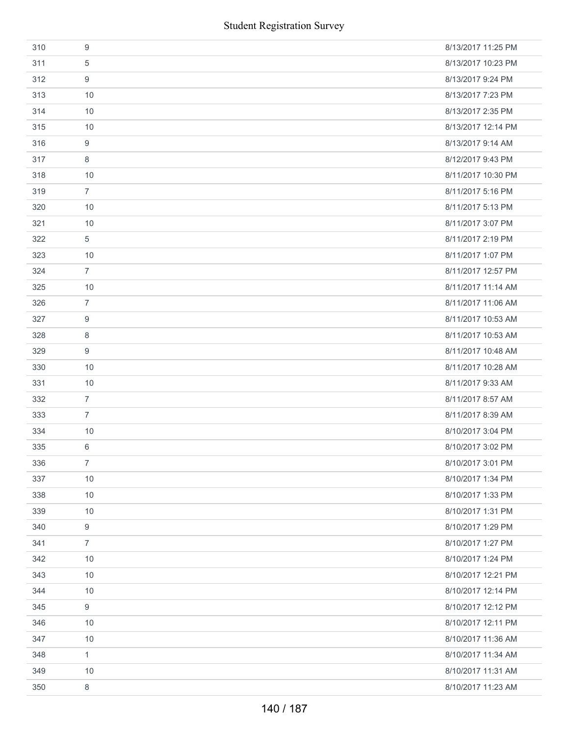| | | |
|---|---|---|
| 310 | 9 | 8/13/2017 11:25 PM |
| 311 | 5 | 8/13/2017 10:23 PM |
| 312 | 9 | 8/13/2017 9:24 PM |
| 313 | 10 | 8/13/2017 7:23 PM |
| 314 | 10 | 8/13/2017 2:35 PM |
| 315 | 10 | 8/13/2017 12:14 PM |
| 316 | 9 | 8/13/2017 9:14 AM |
| 317 | 8 | 8/12/2017 9:43 PM |
| 318 | 10 | 8/11/2017 10:30 PM |
| 319 | 7 | 8/11/2017 5:16 PM |
| 320 | 10 | 8/11/2017 5:13 PM |
| 321 | 10 | 8/11/2017 3:07 PM |
| 322 | 5 | 8/11/2017 2:19 PM |
| 323 | 10 | 8/11/2017 1:07 PM |
| 324 | 7 | 8/11/2017 12:57 PM |
| 325 | 10 | 8/11/2017 11:14 AM |
| 326 | 7 | 8/11/2017 11:06 AM |
| 327 | 9 | 8/11/2017 10:53 AM |
| 328 | 8 | 8/11/2017 10:53 AM |
| 329 | 9 | 8/11/2017 10:48 AM |
| 330 | 10 | 8/11/2017 10:28 AM |
| 331 | 10 | 8/11/2017 9:33 AM |
| 332 | 7 | 8/11/2017 8:57 AM |
| 333 | 7 | 8/11/2017 8:39 AM |
| 334 | 10 | 8/10/2017 3:04 PM |
| 335 | 6 | 8/10/2017 3:02 PM |
| 336 | 7 | 8/10/2017 3:01 PM |
| 337 | 10 | 8/10/2017 1:34 PM |
| 338 | 10 | 8/10/2017 1:33 PM |
| 339 | 10 | 8/10/2017 1:31 PM |
| 340 | 9 | 8/10/2017 1:29 PM |
| 341 | 7 | 8/10/2017 1:27 PM |
| 342 | 10 | 8/10/2017 1:24 PM |
| 343 | 10 | 8/10/2017 12:21 PM |
| 344 | 10 | 8/10/2017 12:14 PM |
| 345 | 9 | 8/10/2017 12:12 PM |
| 346 | 10 | 8/10/2017 12:11 PM |
| 347 | 10 | 8/10/2017 11:36 AM |
| 348 | 1 | 8/10/2017 11:34 AM |
| 349 | 10 | 8/10/2017 11:31 AM |
| 350 | 8 | 8/10/2017 11:23 AM |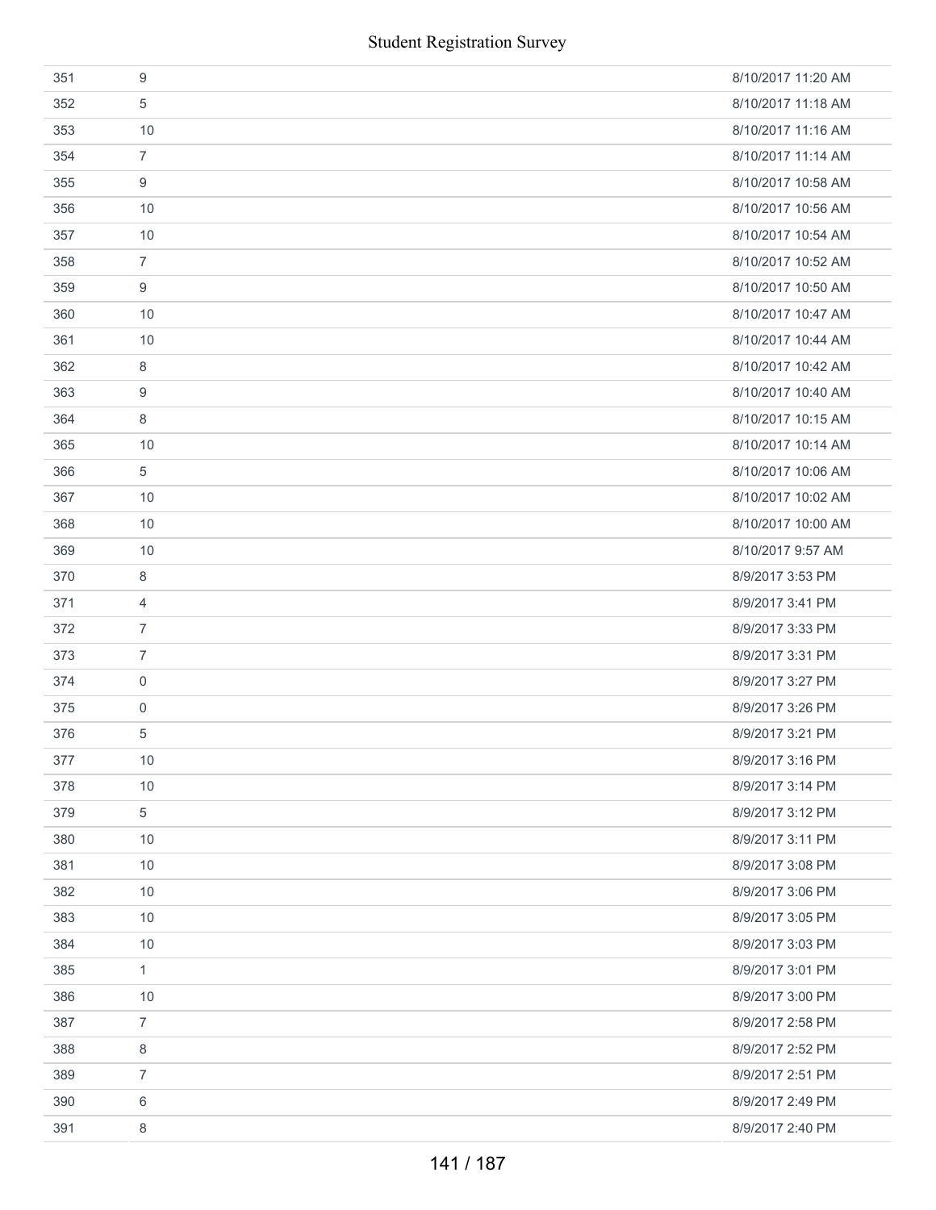| | | |
|---|---|---|
| 351 | 9 | 8/10/2017 11:20 AM |
| 352 | 5 | 8/10/2017 11:18 AM |
| 353 | 10 | 8/10/2017 11:16 AM |
| 354 | 7 | 8/10/2017 11:14 AM |
| 355 | 9 | 8/10/2017 10:58 AM |
| 356 | 10 | 8/10/2017 10:56 AM |
| 357 | 10 | 8/10/2017 10:54 AM |
| 358 | 7 | 8/10/2017 10:52 AM |
| 359 | 9 | 8/10/2017 10:50 AM |
| 360 | 10 | 8/10/2017 10:47 AM |
| 361 | 10 | 8/10/2017 10:44 AM |
| 362 | 8 | 8/10/2017 10:42 AM |
| 363 | 9 | 8/10/2017 10:40 AM |
| 364 | 8 | 8/10/2017 10:15 AM |
| 365 | 10 | 8/10/2017 10:14 AM |
| 366 | 5 | 8/10/2017 10:06 AM |
| 367 | 10 | 8/10/2017 10:02 AM |
| 368 | 10 | 8/10/2017 10:00 AM |
| 369 | 10 | 8/10/2017 9:57 AM |
| 370 | 8 | 8/9/2017 3:53 PM |
| 371 | 4 | 8/9/2017 3:41 PM |
| 372 | 7 | 8/9/2017 3:33 PM |
| 373 | 7 | 8/9/2017 3:31 PM |
| 374 | 0 | 8/9/2017 3:27 PM |
| 375 | 0 | 8/9/2017 3:26 PM |
| 376 | 5 | 8/9/2017 3:21 PM |
| 377 | 10 | 8/9/2017 3:16 PM |
| 378 | 10 | 8/9/2017 3:14 PM |
| 379 | 5 | 8/9/2017 3:12 PM |
| 380 | 10 | 8/9/2017 3:11 PM |
| 381 | 10 | 8/9/2017 3:08 PM |
| 382 | 10 | 8/9/2017 3:06 PM |
| 383 | 10 | 8/9/2017 3:05 PM |
| 384 | 10 | 8/9/2017 3:03 PM |
| 385 | 1 | 8/9/2017 3:01 PM |
| 386 | 10 | 8/9/2017 3:00 PM |
| 387 | 7 | 8/9/2017 2:58 PM |
| 388 | 8 | 8/9/2017 2:52 PM |
| 389 | 7 | 8/9/2017 2:51 PM |
| 390 | 6 | 8/9/2017 2:49 PM |
| 391 | 8 | 8/9/2017 2:40 PM |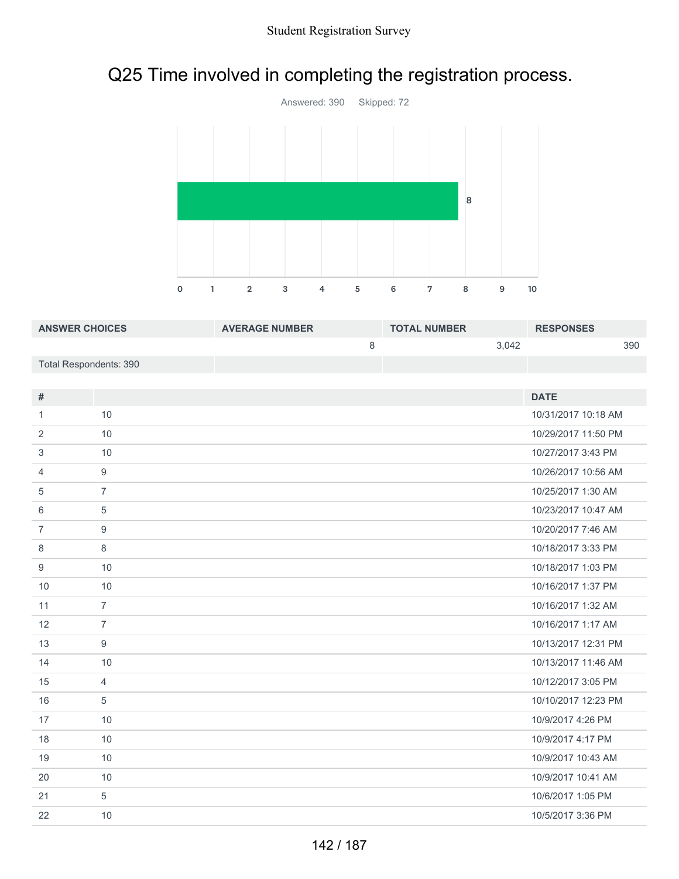# Q25 Time involved in completing the registration process.

Answered: 390 Skipped: 72

| ANSWER CHOICES | AVERAGE NUMBER | TOTAL NUMBER | RESPONSES |
|---|---|---|---|
| | 8 | 3,042 | 390 |
| Total Respondents: 390 | | | |

| # | | DATE |
|---|---|---|
| 1 | 10 | 10/31/2017 10:18 AM |
| 2 | 10 | 10/29/2017 11:50 PM |
| 3 | 10 | 10/27/2017 3:43 PM |
| 4 | 9 | 10/26/2017 10:56 AM |
| 5 | 7 | 10/25/2017 1:30 AM |
| 6 | 5 | 10/23/2017 10:47 AM |
| 7 | 9 | 10/20/2017 7:46 AM |
| 8 | 8 | 10/18/2017 3:33 PM |
| 9 | 10 | 10/18/2017 1:03 PM |
| 10 | 10 | 10/16/2017 1:37 PM |
| 11 | 7 | 10/16/2017 1:32 AM |
| 12 | 7 | 10/16/2017 1:17 AM |
| 13 | 9 | 10/13/2017 12:31 PM |
| 14 | 10 | 10/13/2017 11:46 AM |
| 15 | 4 | 10/12/2017 3:05 PM |
| 16 | 5 | 10/10/2017 12:23 PM |
| 17 | 10 | 10/9/2017 4:26 PM |
| 18 | 10 | 10/9/2017 4:17 PM |
| 19 | 10 | 10/9/2017 10:43 AM |
| 20 | 10 | 10/9/2017 10:41 AM |
| 21 | 5 | 10/6/2017 1:05 PM |
| 22 | 10 | 10/5/2017 3:36 PM |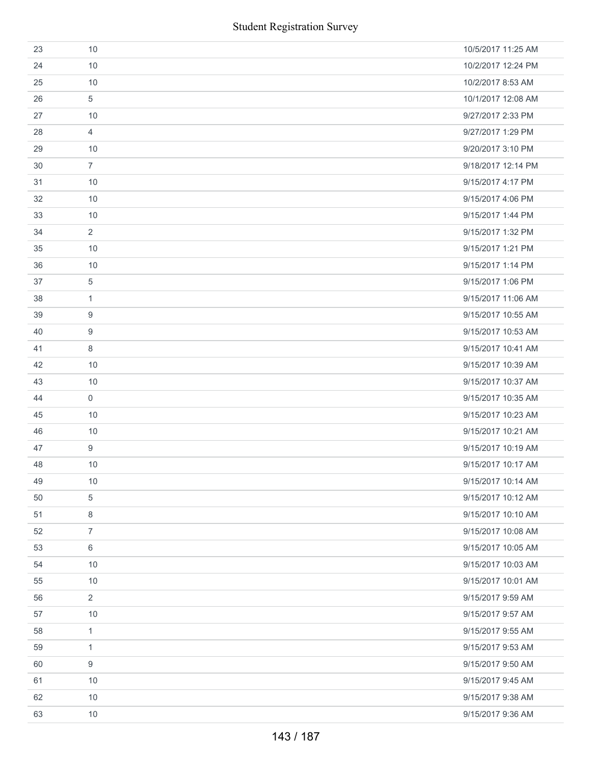| | | |
|---|---|---|
| 23 | 10 | 10/5/2017 11:25 AM |
| 24 | 10 | 10/2/2017 12:24 PM |
| 25 | 10 | 10/2/2017 8:53 AM |
| 26 | 5 | 10/1/2017 12:08 AM |
| 27 | 10 | 9/27/2017 2:33 PM |
| 28 | 4 | 9/27/2017 1:29 PM |
| 29 | 10 | 9/20/2017 3:10 PM |
| 30 | 7 | 9/18/2017 12:14 PM |
| 31 | 10 | 9/15/2017 4:17 PM |
| 32 | 10 | 9/15/2017 4:06 PM |
| 33 | 10 | 9/15/2017 1:44 PM |
| 34 | 2 | 9/15/2017 1:32 PM |
| 35 | 10 | 9/15/2017 1:21 PM |
| 36 | 10 | 9/15/2017 1:14 PM |
| 37 | 5 | 9/15/2017 1:06 PM |
| 38 | 1 | 9/15/2017 11:06 AM |
| 39 | 9 | 9/15/2017 10:55 AM |
| 40 | 9 | 9/15/2017 10:53 AM |
| 41 | 8 | 9/15/2017 10:41 AM |
| 42 | 10 | 9/15/2017 10:39 AM |
| 43 | 10 | 9/15/2017 10:37 AM |
| 44 | 0 | 9/15/2017 10:35 AM |
| 45 | 10 | 9/15/2017 10:23 AM |
| 46 | 10 | 9/15/2017 10:21 AM |
| 47 | 9 | 9/15/2017 10:19 AM |
| 48 | 10 | 9/15/2017 10:17 AM |
| 49 | 10 | 9/15/2017 10:14 AM |
| 50 | 5 | 9/15/2017 10:12 AM |
| 51 | 8 | 9/15/2017 10:10 AM |
| 52 | 7 | 9/15/2017 10:08 AM |
| 53 | 6 | 9/15/2017 10:05 AM |
| 54 | 10 | 9/15/2017 10:03 AM |
| 55 | 10 | 9/15/2017 10:01 AM |
| 56 | 2 | 9/15/2017 9:59 AM |
| 57 | 10 | 9/15/2017 9:57 AM |
| 58 | 1 | 9/15/2017 9:55 AM |
| 59 | 1 | 9/15/2017 9:53 AM |
| 60 | 9 | 9/15/2017 9:50 AM |
| 61 | 10 | 9/15/2017 9:45 AM |
| 62 | 10 | 9/15/2017 9:38 AM |
| 63 | 10 | 9/15/2017 9:36 AM |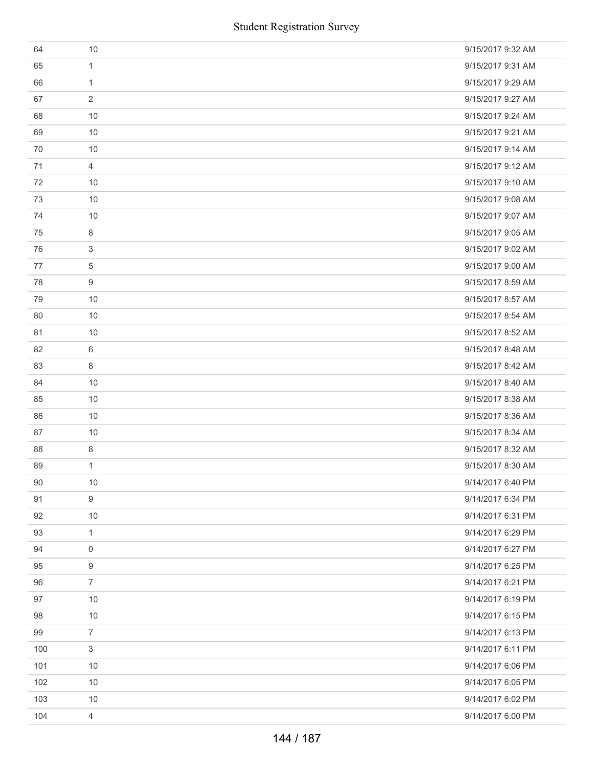| | | |
|---|---|---|
| 64 | 10 | 9/15/2017 9:32 AM |
| 65 | 1 | 9/15/2017 9:31 AM |
| 66 | 1 | 9/15/2017 9:29 AM |
| 67 | 2 | 9/15/2017 9:27 AM |
| 68 | 10 | 9/15/2017 9:24 AM |
| 69 | 10 | 9/15/2017 9:21 AM |
| 70 | 10 | 9/15/2017 9:14 AM |
| 71 | 4 | 9/15/2017 9:12 AM |
| 72 | 10 | 9/15/2017 9:10 AM |
| 73 | 10 | 9/15/2017 9:08 AM |
| 74 | 10 | 9/15/2017 9:07 AM |
| 75 | 8 | 9/15/2017 9:05 AM |
| 76 | 3 | 9/15/2017 9:02 AM |
| 77 | 5 | 9/15/2017 9:00 AM |
| 78 | 9 | 9/15/2017 8:59 AM |
| 79 | 10 | 9/15/2017 8:57 AM |
| 80 | 10 | 9/15/2017 8:54 AM |
| 81 | 10 | 9/15/2017 8:52 AM |
| 82 | 6 | 9/15/2017 8:48 AM |
| 83 | 8 | 9/15/2017 8:42 AM |
| 84 | 10 | 9/15/2017 8:40 AM |
| 85 | 10 | 9/15/2017 8:38 AM |
| 86 | 10 | 9/15/2017 8:36 AM |
| 87 | 10 | 9/15/2017 8:34 AM |
| 88 | 8 | 9/15/2017 8:32 AM |
| 89 | 1 | 9/15/2017 8:30 AM |
| 90 | 10 | 9/14/2017 6:40 PM |
| 91 | 9 | 9/14/2017 6:34 PM |
| 92 | 10 | 9/14/2017 6:31 PM |
| 93 | 1 | 9/14/2017 6:29 PM |
| 94 | 0 | 9/14/2017 6:27 PM |
| 95 | 9 | 9/14/2017 6:25 PM |
| 96 | 7 | 9/14/2017 6:21 PM |
| 97 | 10 | 9/14/2017 6:19 PM |
| 98 | 10 | 9/14/2017 6:15 PM |
| 99 | 7 | 9/14/2017 6:13 PM |
| 100 | 3 | 9/14/2017 6:11 PM |
| 101 | 10 | 9/14/2017 6:06 PM |
| 102 | 10 | 9/14/2017 6:05 PM |
| 103 | 10 | 9/14/2017 6:02 PM |
| 104 | 4 | 9/14/2017 6:00 PM |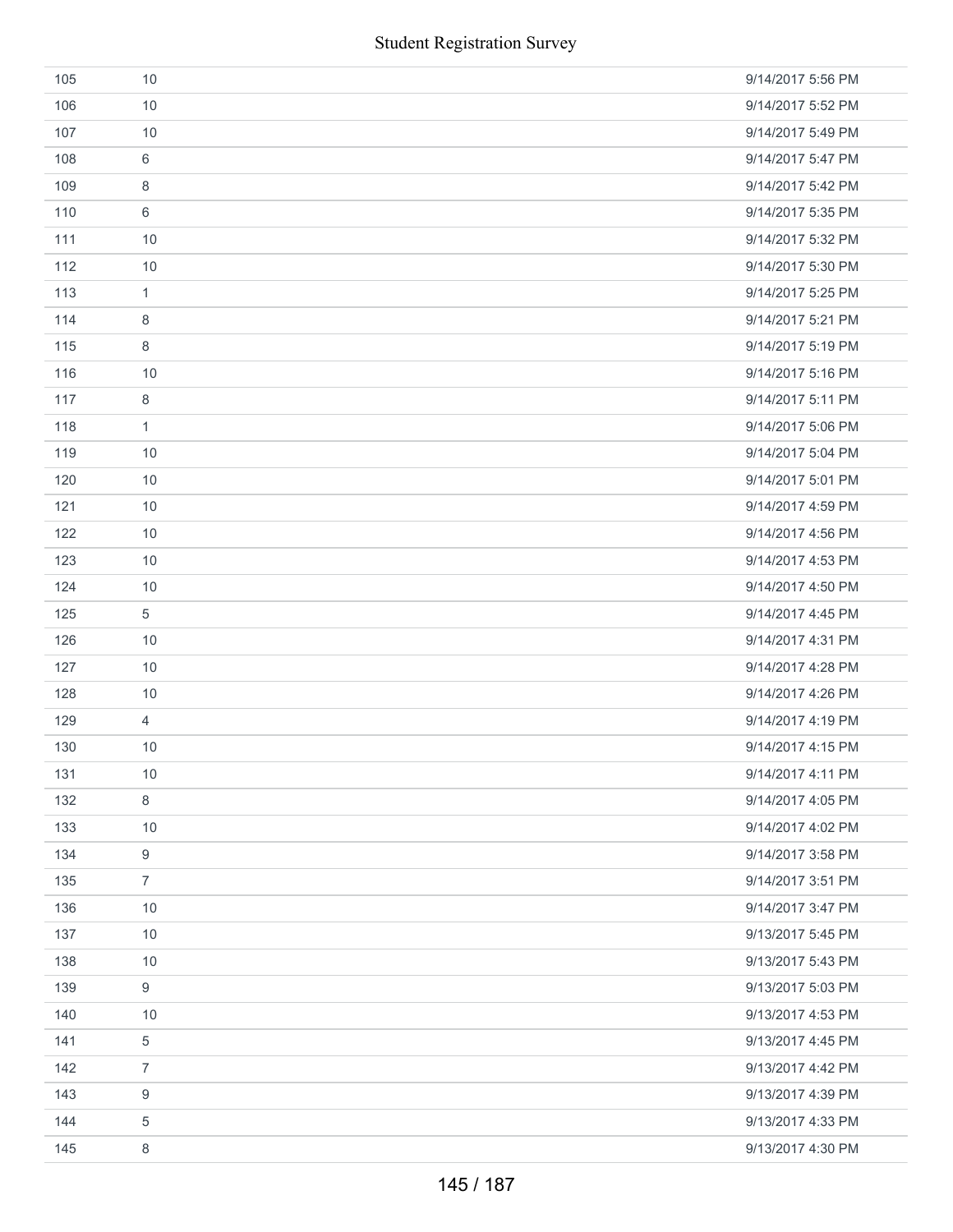| | | |
|---|---|---|
| 105 | 10 | 9/14/2017 5:56 PM |
| 106 | 10 | 9/14/2017 5:52 PM |
| 107 | 10 | 9/14/2017 5:49 PM |
| 108 | 6 | 9/14/2017 5:47 PM |
| 109 | 8 | 9/14/2017 5:42 PM |
| 110 | 6 | 9/14/2017 5:35 PM |
| 111 | 10 | 9/14/2017 5:32 PM |
| 112 | 10 | 9/14/2017 5:30 PM |
| 113 | 1 | 9/14/2017 5:25 PM |
| 114 | 8 | 9/14/2017 5:21 PM |
| 115 | 8 | 9/14/2017 5:19 PM |
| 116 | 10 | 9/14/2017 5:16 PM |
| 117 | 8 | 9/14/2017 5:11 PM |
| 118 | 1 | 9/14/2017 5:06 PM |
| 119 | 10 | 9/14/2017 5:04 PM |
| 120 | 10 | 9/14/2017 5:01 PM |
| 121 | 10 | 9/14/2017 4:59 PM |
| 122 | 10 | 9/14/2017 4:56 PM |
| 123 | 10 | 9/14/2017 4:53 PM |
| 124 | 10 | 9/14/2017 4:50 PM |
| 125 | 5 | 9/14/2017 4:45 PM |
| 126 | 10 | 9/14/2017 4:31 PM |
| 127 | 10 | 9/14/2017 4:28 PM |
| 128 | 10 | 9/14/2017 4:26 PM |
| 129 | 4 | 9/14/2017 4:19 PM |
| 130 | 10 | 9/14/2017 4:15 PM |
| 131 | 10 | 9/14/2017 4:11 PM |
| 132 | 8 | 9/14/2017 4:05 PM |
| 133 | 10 | 9/14/2017 4:02 PM |
| 134 | 9 | 9/14/2017 3:58 PM |
| 135 | 7 | 9/14/2017 3:51 PM |
| 136 | 10 | 9/14/2017 3:47 PM |
| 137 | 10 | 9/13/2017 5:45 PM |
| 138 | 10 | 9/13/2017 5:43 PM |
| 139 | 9 | 9/13/2017 5:03 PM |
| 140 | 10 | 9/13/2017 4:53 PM |
| 141 | 5 | 9/13/2017 4:45 PM |
| 142 | 7 | 9/13/2017 4:42 PM |
| 143 | 9 | 9/13/2017 4:39 PM |
| 144 | 5 | 9/13/2017 4:33 PM |
| 145 | 8 | 9/13/2017 4:30 PM |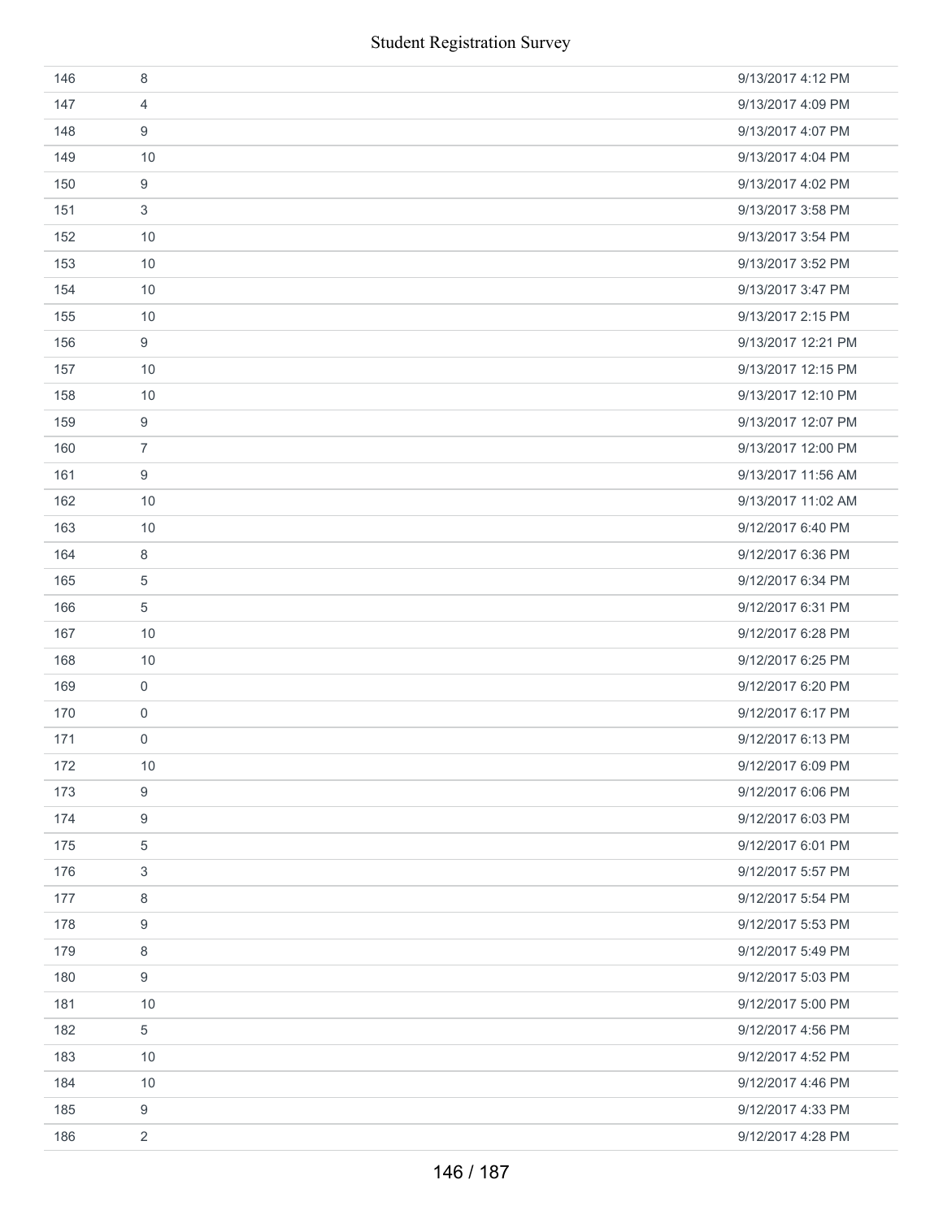| | | |
|---|---|---|
| 146 | 8 | 9/13/2017 4:12 PM |
| 147 | 4 | 9/13/2017 4:09 PM |
| 148 | 9 | 9/13/2017 4:07 PM |
| 149 | 10 | 9/13/2017 4:04 PM |
| 150 | 9 | 9/13/2017 4:02 PM |
| 151 | 3 | 9/13/2017 3:58 PM |
| 152 | 10 | 9/13/2017 3:54 PM |
| 153 | 10 | 9/13/2017 3:52 PM |
| 154 | 10 | 9/13/2017 3:47 PM |
| 155 | 10 | 9/13/2017 2:15 PM |
| 156 | 9 | 9/13/2017 12:21 PM |
| 157 | 10 | 9/13/2017 12:15 PM |
| 158 | 10 | 9/13/2017 12:10 PM |
| 159 | 9 | 9/13/2017 12:07 PM |
| 160 | 7 | 9/13/2017 12:00 PM |
| 161 | 9 | 9/13/2017 11:56 AM |
| 162 | 10 | 9/13/2017 11:02 AM |
| 163 | 10 | 9/12/2017 6:40 PM |
| 164 | 8 | 9/12/2017 6:36 PM |
| 165 | 5 | 9/12/2017 6:34 PM |
| 166 | 5 | 9/12/2017 6:31 PM |
| 167 | 10 | 9/12/2017 6:28 PM |
| 168 | 10 | 9/12/2017 6:25 PM |
| 169 | 0 | 9/12/2017 6:20 PM |
| 170 | 0 | 9/12/2017 6:17 PM |
| 171 | 0 | 9/12/2017 6:13 PM |
| 172 | 10 | 9/12/2017 6:09 PM |
| 173 | 9 | 9/12/2017 6:06 PM |
| 174 | 9 | 9/12/2017 6:03 PM |
| 175 | 5 | 9/12/2017 6:01 PM |
| 176 | 3 | 9/12/2017 5:57 PM |
| 177 | 8 | 9/12/2017 5:54 PM |
| 178 | 9 | 9/12/2017 5:53 PM |
| 179 | 8 | 9/12/2017 5:49 PM |
| 180 | 9 | 9/12/2017 5:03 PM |
| 181 | 10 | 9/12/2017 5:00 PM |
| 182 | 5 | 9/12/2017 4:56 PM |
| 183 | 10 | 9/12/2017 4:52 PM |
| 184 | 10 | 9/12/2017 4:46 PM |
| 185 | 9 | 9/12/2017 4:33 PM |
| 186 | 2 | 9/12/2017 4:28 PM |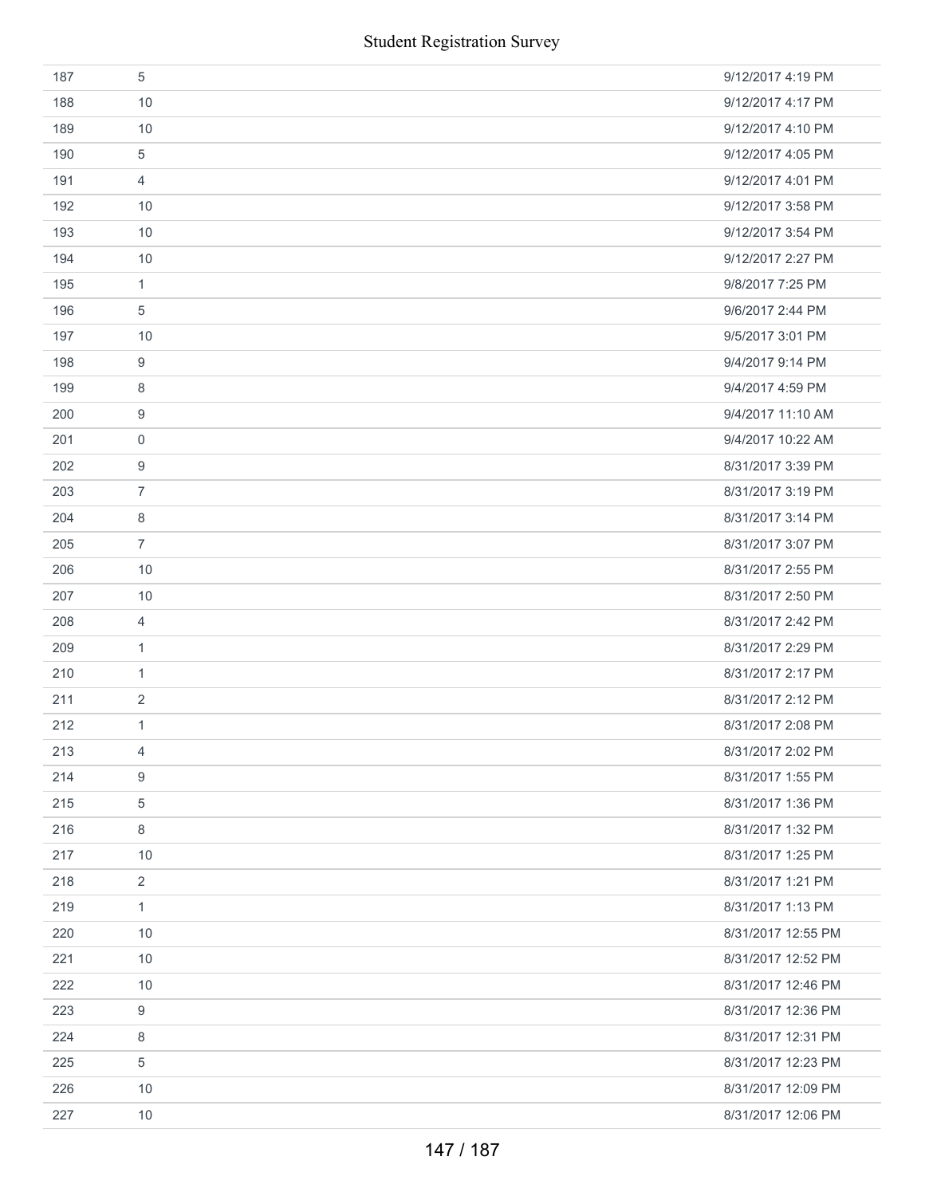| | | |
|---|---|---|
| 187 | 5 | 9/12/2017 4:19 PM |
| 188 | 10 | 9/12/2017 4:17 PM |
| 189 | 10 | 9/12/2017 4:10 PM |
| 190 | 5 | 9/12/2017 4:05 PM |
| 191 | 4 | 9/12/2017 4:01 PM |
| 192 | 10 | 9/12/2017 3:58 PM |
| 193 | 10 | 9/12/2017 3:54 PM |
| 194 | 10 | 9/12/2017 2:27 PM |
| 195 | 1 | 9/8/2017 7:25 PM |
| 196 | 5 | 9/6/2017 2:44 PM |
| 197 | 10 | 9/5/2017 3:01 PM |
| 198 | 9 | 9/4/2017 9:14 PM |
| 199 | 8 | 9/4/2017 4:59 PM |
| 200 | 9 | 9/4/2017 11:10 AM |
| 201 | 0 | 9/4/2017 10:22 AM |
| 202 | 9 | 8/31/2017 3:39 PM |
| 203 | 7 | 8/31/2017 3:19 PM |
| 204 | 8 | 8/31/2017 3:14 PM |
| 205 | 7 | 8/31/2017 3:07 PM |
| 206 | 10 | 8/31/2017 2:55 PM |
| 207 | 10 | 8/31/2017 2:50 PM |
| 208 | 4 | 8/31/2017 2:42 PM |
| 209 | 1 | 8/31/2017 2:29 PM |
| 210 | 1 | 8/31/2017 2:17 PM |
| 211 | 2 | 8/31/2017 2:12 PM |
| 212 | 1 | 8/31/2017 2:08 PM |
| 213 | 4 | 8/31/2017 2:02 PM |
| 214 | 9 | 8/31/2017 1:55 PM |
| 215 | 5 | 8/31/2017 1:36 PM |
| 216 | 8 | 8/31/2017 1:32 PM |
| 217 | 10 | 8/31/2017 1:25 PM |
| 218 | 2 | 8/31/2017 1:21 PM |
| 219 | 1 | 8/31/2017 1:13 PM |
| 220 | 10 | 8/31/2017 12:55 PM |
| 221 | 10 | 8/31/2017 12:52 PM |
| 222 | 10 | 8/31/2017 12:46 PM |
| 223 | 9 | 8/31/2017 12:36 PM |
| 224 | 8 | 8/31/2017 12:31 PM |
| 225 | 5 | 8/31/2017 12:23 PM |
| 226 | 10 | 8/31/2017 12:09 PM |
| 227 | 10 | 8/31/2017 12:06 PM |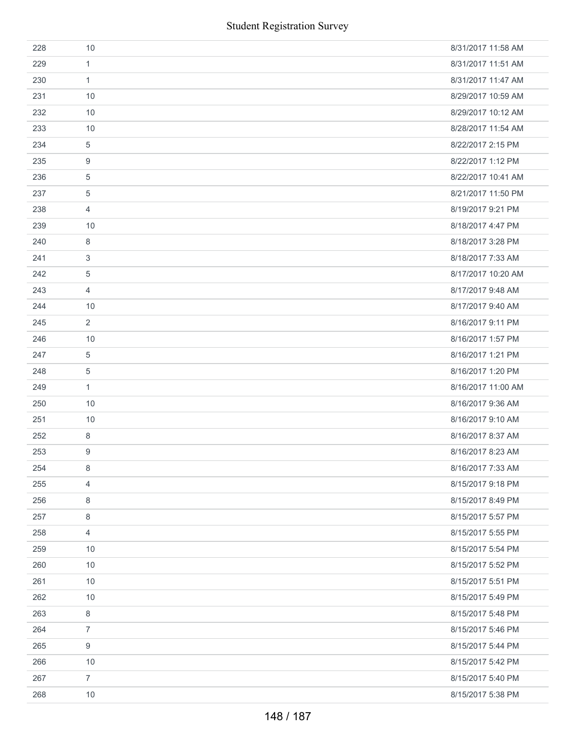| | | |
|---|---|---|
| 228 | 10 | 8/31/2017 11:58 AM |
| 229 | 1 | 8/31/2017 11:51 AM |
| 230 | 1 | 8/31/2017 11:47 AM |
| 231 | 10 | 8/29/2017 10:59 AM |
| 232 | 10 | 8/29/2017 10:12 AM |
| 233 | 10 | 8/28/2017 11:54 AM |
| 234 | 5 | 8/22/2017 2:15 PM |
| 235 | 9 | 8/22/2017 1:12 PM |
| 236 | 5 | 8/22/2017 10:41 AM |
| 237 | 5 | 8/21/2017 11:50 PM |
| 238 | 4 | 8/19/2017 9:21 PM |
| 239 | 10 | 8/18/2017 4:47 PM |
| 240 | 8 | 8/18/2017 3:28 PM |
| 241 | 3 | 8/18/2017 7:33 AM |
| 242 | 5 | 8/17/2017 10:20 AM |
| 243 | 4 | 8/17/2017 9:48 AM |
| 244 | 10 | 8/17/2017 9:40 AM |
| 245 | 2 | 8/16/2017 9:11 PM |
| 246 | 10 | 8/16/2017 1:57 PM |
| 247 | 5 | 8/16/2017 1:21 PM |
| 248 | 5 | 8/16/2017 1:20 PM |
| 249 | 1 | 8/16/2017 11:00 AM |
| 250 | 10 | 8/16/2017 9:36 AM |
| 251 | 10 | 8/16/2017 9:10 AM |
| 252 | 8 | 8/16/2017 8:37 AM |
| 253 | 9 | 8/16/2017 8:23 AM |
| 254 | 8 | 8/16/2017 7:33 AM |
| 255 | 4 | 8/15/2017 9:18 PM |
| 256 | 8 | 8/15/2017 8:49 PM |
| 257 | 8 | 8/15/2017 5:57 PM |
| 258 | 4 | 8/15/2017 5:55 PM |
| 259 | 10 | 8/15/2017 5:54 PM |
| 260 | 10 | 8/15/2017 5:52 PM |
| 261 | 10 | 8/15/2017 5:51 PM |
| 262 | 10 | 8/15/2017 5:49 PM |
| 263 | 8 | 8/15/2017 5:48 PM |
| 264 | 7 | 8/15/2017 5:46 PM |
| 265 | 9 | 8/15/2017 5:44 PM |
| 266 | 10 | 8/15/2017 5:42 PM |
| 267 | 7 | 8/15/2017 5:40 PM |
| 268 | 10 | 8/15/2017 5:38 PM |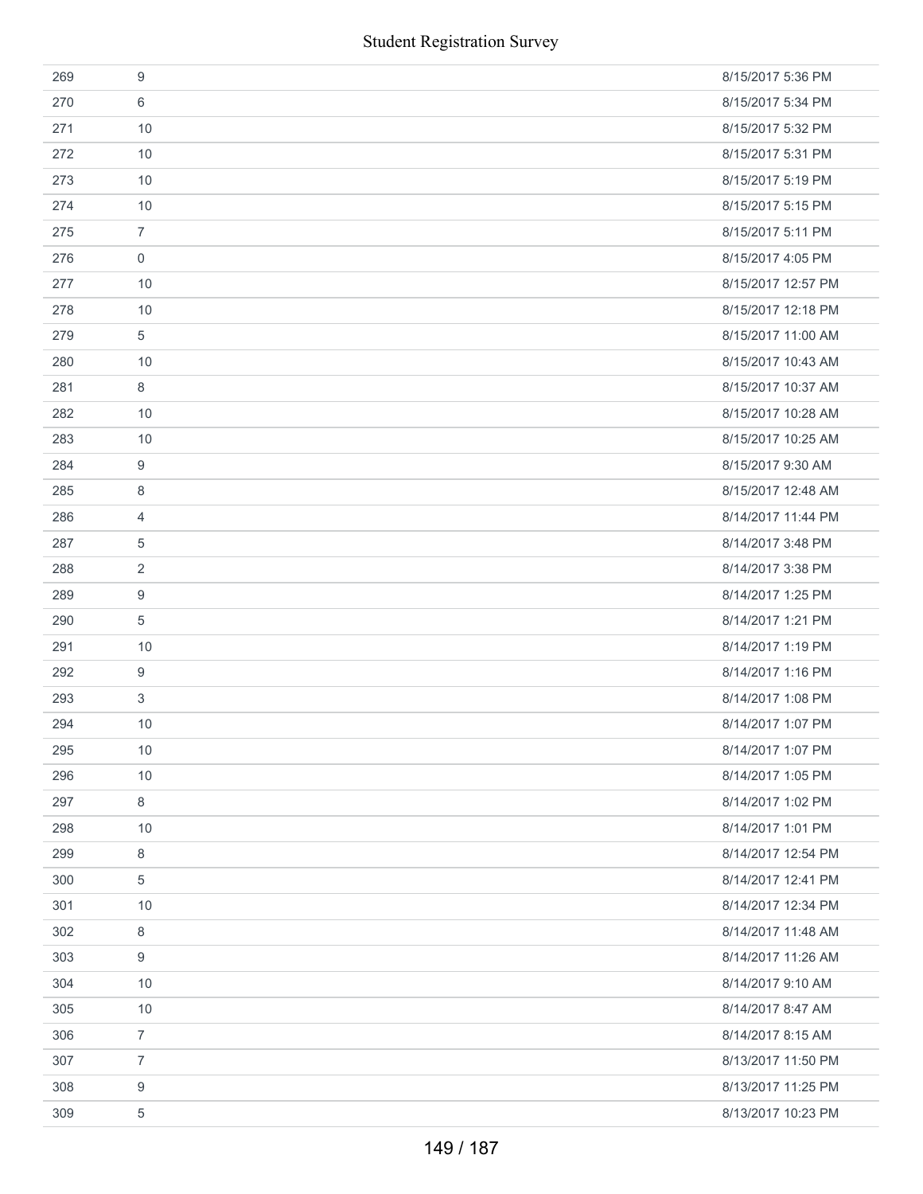| | | |
|---|---|---|
| 269 | 9 | 8/15/2017 5:36 PM |
| 270 | 6 | 8/15/2017 5:34 PM |
| 271 | 10 | 8/15/2017 5:32 PM |
| 272 | 10 | 8/15/2017 5:31 PM |
| 273 | 10 | 8/15/2017 5:19 PM |
| 274 | 10 | 8/15/2017 5:15 PM |
| 275 | 7 | 8/15/2017 5:11 PM |
| 276 | 0 | 8/15/2017 4:05 PM |
| 277 | 10 | 8/15/2017 12:57 PM |
| 278 | 10 | 8/15/2017 12:18 PM |
| 279 | 5 | 8/15/2017 11:00 AM |
| 280 | 10 | 8/15/2017 10:43 AM |
| 281 | 8 | 8/15/2017 10:37 AM |
| 282 | 10 | 8/15/2017 10:28 AM |
| 283 | 10 | 8/15/2017 10:25 AM |
| 284 | 9 | 8/15/2017 9:30 AM |
| 285 | 8 | 8/15/2017 12:48 AM |
| 286 | 4 | 8/14/2017 11:44 PM |
| 287 | 5 | 8/14/2017 3:48 PM |
| 288 | 2 | 8/14/2017 3:38 PM |
| 289 | 9 | 8/14/2017 1:25 PM |
| 290 | 5 | 8/14/2017 1:21 PM |
| 291 | 10 | 8/14/2017 1:19 PM |
| 292 | 9 | 8/14/2017 1:16 PM |
| 293 | 3 | 8/14/2017 1:08 PM |
| 294 | 10 | 8/14/2017 1:07 PM |
| 295 | 10 | 8/14/2017 1:07 PM |
| 296 | 10 | 8/14/2017 1:05 PM |
| 297 | 8 | 8/14/2017 1:02 PM |
| 298 | 10 | 8/14/2017 1:01 PM |
| 299 | 8 | 8/14/2017 12:54 PM |
| 300 | 5 | 8/14/2017 12:41 PM |
| 301 | 10 | 8/14/2017 12:34 PM |
| 302 | 8 | 8/14/2017 11:48 AM |
| 303 | 9 | 8/14/2017 11:26 AM |
| 304 | 10 | 8/14/2017 9:10 AM |
| 305 | 10 | 8/14/2017 8:47 AM |
| 306 | 7 | 8/14/2017 8:15 AM |
| 307 | 7 | 8/13/2017 11:50 PM |
| 308 | 9 | 8/13/2017 11:25 PM |
| 309 | 5 | 8/13/2017 10:23 PM |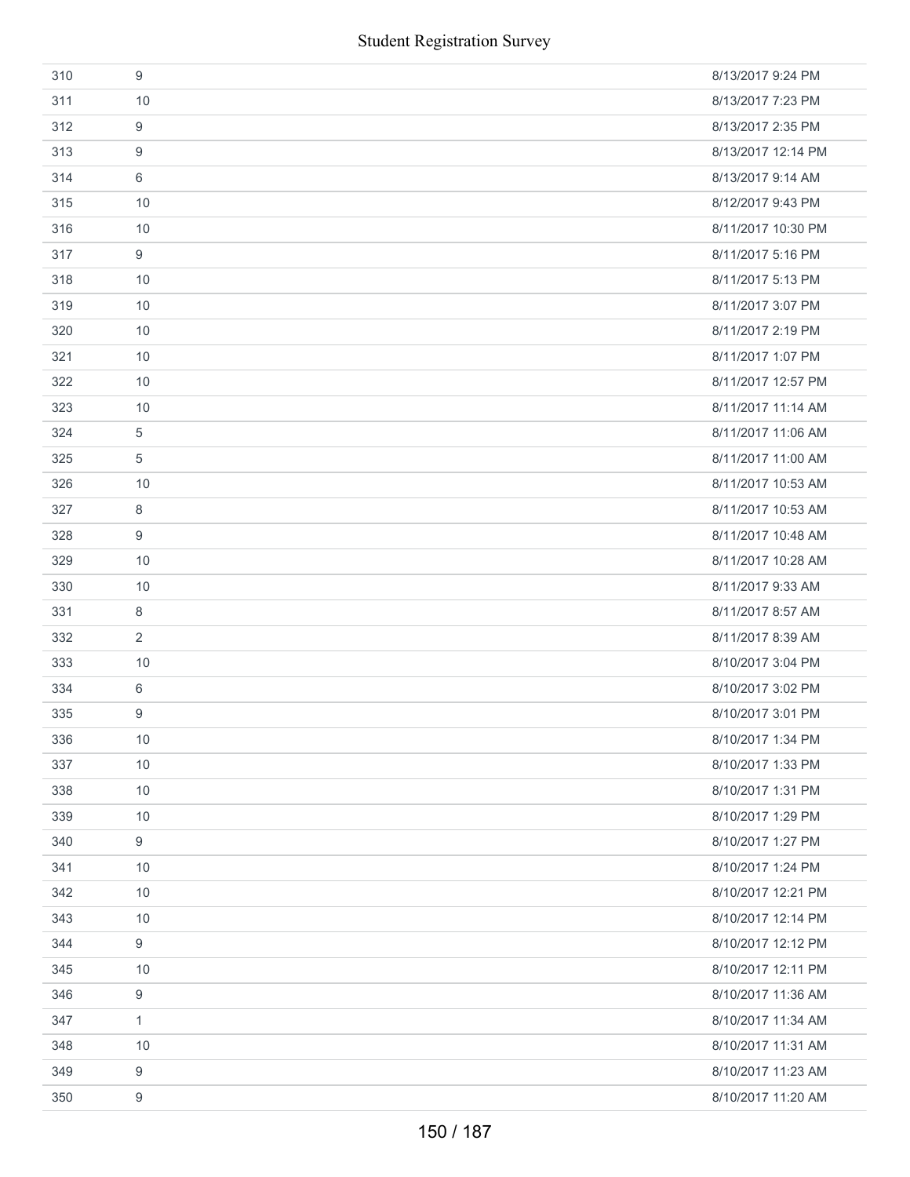| | | |
|---|---|---|
| 310 | 9 | 8/13/2017 9:24 PM |
| 311 | 10 | 8/13/2017 7:23 PM |
| 312 | 9 | 8/13/2017 2:35 PM |
| 313 | 9 | 8/13/2017 12:14 PM |
| 314 | 6 | 8/13/2017 9:14 AM |
| 315 | 10 | 8/12/2017 9:43 PM |
| 316 | 10 | 8/11/2017 10:30 PM |
| 317 | 9 | 8/11/2017 5:16 PM |
| 318 | 10 | 8/11/2017 5:13 PM |
| 319 | 10 | 8/11/2017 3:07 PM |
| 320 | 10 | 8/11/2017 2:19 PM |
| 321 | 10 | 8/11/2017 1:07 PM |
| 322 | 10 | 8/11/2017 12:57 PM |
| 323 | 10 | 8/11/2017 11:14 AM |
| 324 | 5 | 8/11/2017 11:06 AM |
| 325 | 5 | 8/11/2017 11:00 AM |
| 326 | 10 | 8/11/2017 10:53 AM |
| 327 | 8 | 8/11/2017 10:53 AM |
| 328 | 9 | 8/11/2017 10:48 AM |
| 329 | 10 | 8/11/2017 10:28 AM |
| 330 | 10 | 8/11/2017 9:33 AM |
| 331 | 8 | 8/11/2017 8:57 AM |
| 332 | 2 | 8/11/2017 8:39 AM |
| 333 | 10 | 8/10/2017 3:04 PM |
| 334 | 6 | 8/10/2017 3:02 PM |
| 335 | 9 | 8/10/2017 3:01 PM |
| 336 | 10 | 8/10/2017 1:34 PM |
| 337 | 10 | 8/10/2017 1:33 PM |
| 338 | 10 | 8/10/2017 1:31 PM |
| 339 | 10 | 8/10/2017 1:29 PM |
| 340 | 9 | 8/10/2017 1:27 PM |
| 341 | 10 | 8/10/2017 1:24 PM |
| 342 | 10 | 8/10/2017 12:21 PM |
| 343 | 10 | 8/10/2017 12:14 PM |
| 344 | 9 | 8/10/2017 12:12 PM |
| 345 | 10 | 8/10/2017 12:11 PM |
| 346 | 9 | 8/10/2017 11:36 AM |
| 347 | 1 | 8/10/2017 11:34 AM |
| 348 | 10 | 8/10/2017 11:31 AM |
| 349 | 9 | 8/10/2017 11:23 AM |
| 350 | 9 | 8/10/2017 11:20 AM |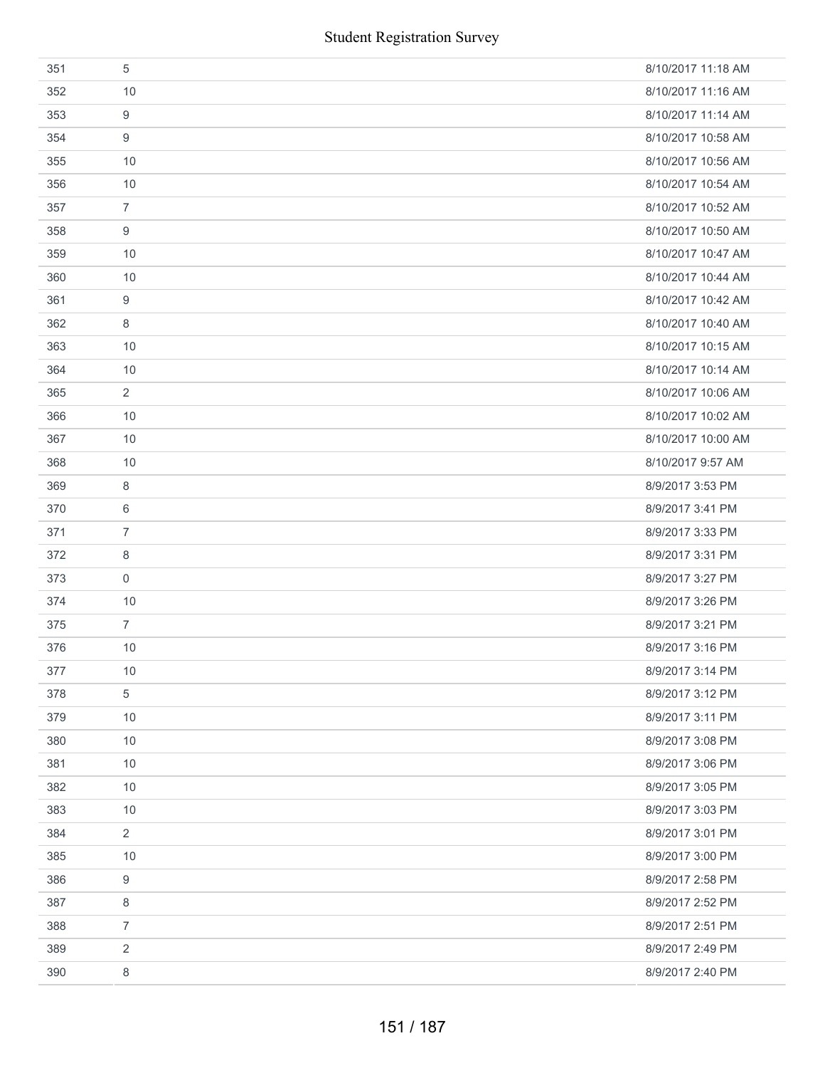| | | |
|---|---|---|
| 351 | 5 | 8/10/2017 11:18 AM |
| 352 | 10 | 8/10/2017 11:16 AM |
| 353 | 9 | 8/10/2017 11:14 AM |
| 354 | 9 | 8/10/2017 10:58 AM |
| 355 | 10 | 8/10/2017 10:56 AM |
| 356 | 10 | 8/10/2017 10:54 AM |
| 357 | 7 | 8/10/2017 10:52 AM |
| 358 | 9 | 8/10/2017 10:50 AM |
| 359 | 10 | 8/10/2017 10:47 AM |
| 360 | 10 | 8/10/2017 10:44 AM |
| 361 | 9 | 8/10/2017 10:42 AM |
| 362 | 8 | 8/10/2017 10:40 AM |
| 363 | 10 | 8/10/2017 10:15 AM |
| 364 | 10 | 8/10/2017 10:14 AM |
| 365 | 2 | 8/10/2017 10:06 AM |
| 366 | 10 | 8/10/2017 10:02 AM |
| 367 | 10 | 8/10/2017 10:00 AM |
| 368 | 10 | 8/10/2017 9:57 AM |
| 369 | 8 | 8/9/2017 3:53 PM |
| 370 | 6 | 8/9/2017 3:41 PM |
| 371 | 7 | 8/9/2017 3:33 PM |
| 372 | 8 | 8/9/2017 3:31 PM |
| 373 | 0 | 8/9/2017 3:27 PM |
| 374 | 10 | 8/9/2017 3:26 PM |
| 375 | 7 | 8/9/2017 3:21 PM |
| 376 | 10 | 8/9/2017 3:16 PM |
| 377 | 10 | 8/9/2017 3:14 PM |
| 378 | 5 | 8/9/2017 3:12 PM |
| 379 | 10 | 8/9/2017 3:11 PM |
| 380 | 10 | 8/9/2017 3:08 PM |
| 381 | 10 | 8/9/2017 3:06 PM |
| 382 | 10 | 8/9/2017 3:05 PM |
| 383 | 10 | 8/9/2017 3:03 PM |
| 384 | 2 | 8/9/2017 3:01 PM |
| 385 | 10 | 8/9/2017 3:00 PM |
| 386 | 9 | 8/9/2017 2:58 PM |
| 387 | 8 | 8/9/2017 2:52 PM |
| 388 | 7 | 8/9/2017 2:51 PM |
| 389 | 2 | 8/9/2017 2:49 PM |
| 390 | 8 | 8/9/2017 2:40 PM |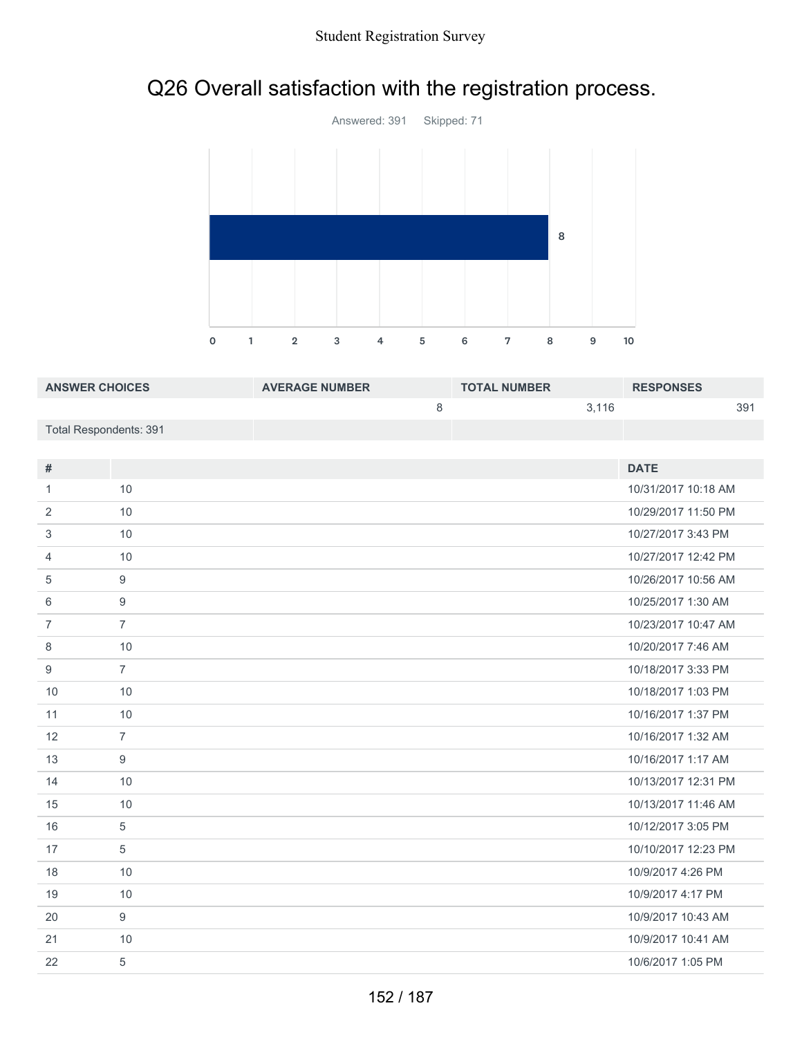# Q26 Overall satisfaction with the registration process.

Answered: 391 Skipped: 71

| ANSWER CHOICES | AVERAGE NUMBER | TOTAL NUMBER | RESPONSES |
|---|---|---|---|
| | 8 | 3,116 | 391 |
| Total Respondents: 391 | | | |

| # | | DATE |
|---|---|---|
| 1 | 10 | 10/31/2017 10:18 AM |
| 2 | 10 | 10/29/2017 11:50 PM |
| 3 | 10 | 10/27/2017 3:43 PM |
| 4 | 10 | 10/27/2017 12:42 PM |
| 5 | 9 | 10/26/2017 10:56 AM |
| 6 | 9 | 10/25/2017 1:30 AM |
| 7 | 7 | 10/23/2017 10:47 AM |
| 8 | 10 | 10/20/2017 7:46 AM |
| 9 | 7 | 10/18/2017 3:33 PM |
| 10 | 10 | 10/18/2017 1:03 PM |
| 11 | 10 | 10/16/2017 1:37 PM |
| 12 | 7 | 10/16/2017 1:32 AM |
| 13 | 9 | 10/16/2017 1:17 AM |
| 14 | 10 | 10/13/2017 12:31 PM |
| 15 | 10 | 10/13/2017 11:46 AM |
| 16 | 5 | 10/12/2017 3:05 PM |
| 17 | 5 | 10/10/2017 12:23 PM |
| 18 | 10 | 10/9/2017 4:26 PM |
| 19 | 10 | 10/9/2017 4:17 PM |
| 20 | 9 | 10/9/2017 10:43 AM |
| 21 | 10 | 10/9/2017 10:41 AM |
| 22 | 5 | 10/6/2017 1:05 PM |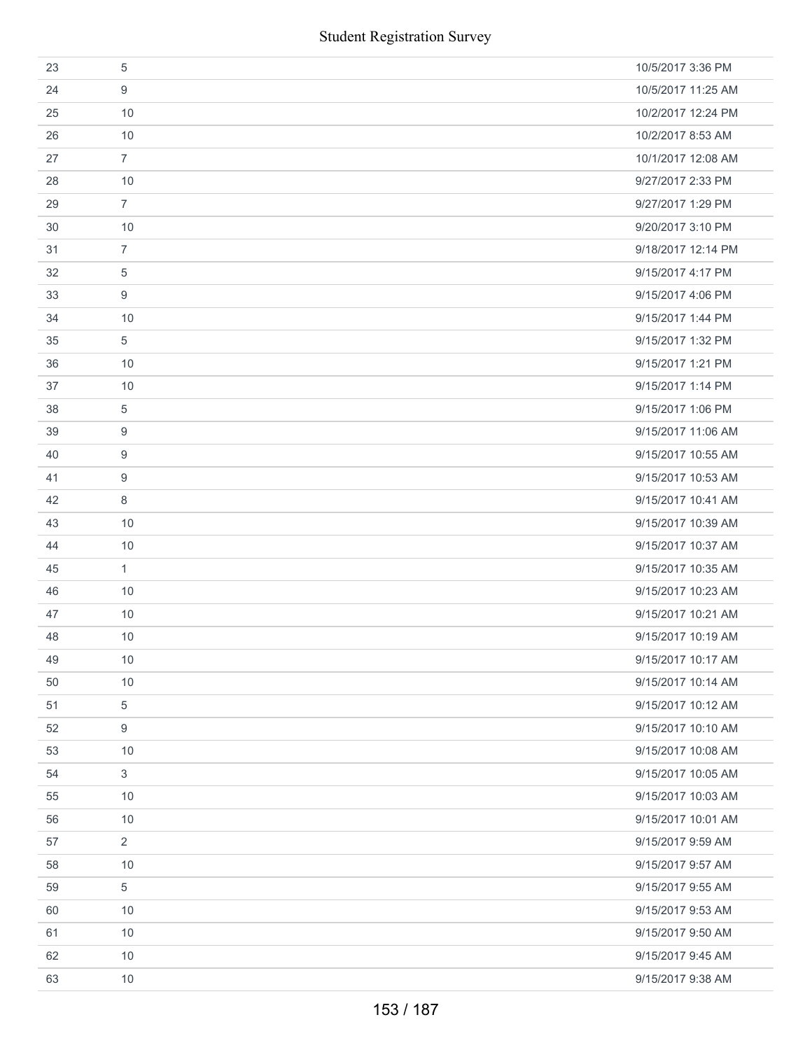| | | |
|---|---|---|
| 23 | 5 | 10/5/2017 3:36 PM |
| 24 | 9 | 10/5/2017 11:25 AM |
| 25 | 10 | 10/2/2017 12:24 PM |
| 26 | 10 | 10/2/2017 8:53 AM |
| 27 | 7 | 10/1/2017 12:08 AM |
| 28 | 10 | 9/27/2017 2:33 PM |
| 29 | 7 | 9/27/2017 1:29 PM |
| 30 | 10 | 9/20/2017 3:10 PM |
| 31 | 7 | 9/18/2017 12:14 PM |
| 32 | 5 | 9/15/2017 4:17 PM |
| 33 | 9 | 9/15/2017 4:06 PM |
| 34 | 10 | 9/15/2017 1:44 PM |
| 35 | 5 | 9/15/2017 1:32 PM |
| 36 | 10 | 9/15/2017 1:21 PM |
| 37 | 10 | 9/15/2017 1:14 PM |
| 38 | 5 | 9/15/2017 1:06 PM |
| 39 | 9 | 9/15/2017 11:06 AM |
| 40 | 9 | 9/15/2017 10:55 AM |
| 41 | 9 | 9/15/2017 10:53 AM |
| 42 | 8 | 9/15/2017 10:41 AM |
| 43 | 10 | 9/15/2017 10:39 AM |
| 44 | 10 | 9/15/2017 10:37 AM |
| 45 | 1 | 9/15/2017 10:35 AM |
| 46 | 10 | 9/15/2017 10:23 AM |
| 47 | 10 | 9/15/2017 10:21 AM |
| 48 | 10 | 9/15/2017 10:19 AM |
| 49 | 10 | 9/15/2017 10:17 AM |
| 50 | 10 | 9/15/2017 10:14 AM |
| 51 | 5 | 9/15/2017 10:12 AM |
| 52 | 9 | 9/15/2017 10:10 AM |
| 53 | 10 | 9/15/2017 10:08 AM |
| 54 | 3 | 9/15/2017 10:05 AM |
| 55 | 10 | 9/15/2017 10:03 AM |
| 56 | 10 | 9/15/2017 10:01 AM |
| 57 | 2 | 9/15/2017 9:59 AM |
| 58 | 10 | 9/15/2017 9:57 AM |
| 59 | 5 | 9/15/2017 9:55 AM |
| 60 | 10 | 9/15/2017 9:53 AM |
| 61 | 10 | 9/15/2017 9:50 AM |
| 62 | 10 | 9/15/2017 9:45 AM |
| 63 | 10 | 9/15/2017 9:38 AM |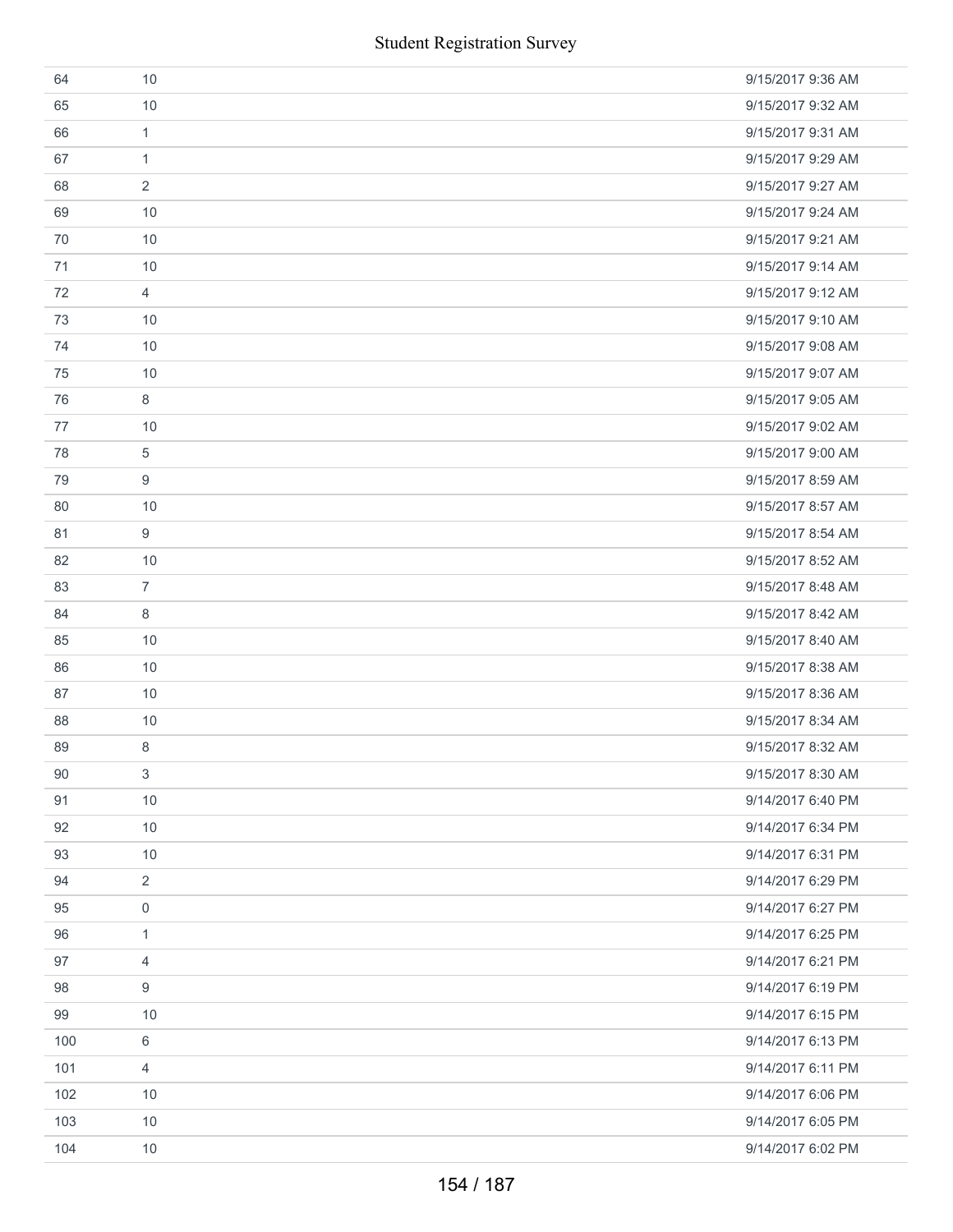| | | |
|---|---|---|
| 64 | 10 | 9/15/2017 9:36 AM |
| 65 | 10 | 9/15/2017 9:32 AM |
| 66 | 1 | 9/15/2017 9:31 AM |
| 67 | 1 | 9/15/2017 9:29 AM |
| 68 | 2 | 9/15/2017 9:27 AM |
| 69 | 10 | 9/15/2017 9:24 AM |
| 70 | 10 | 9/15/2017 9:21 AM |
| 71 | 10 | 9/15/2017 9:14 AM |
| 72 | 4 | 9/15/2017 9:12 AM |
| 73 | 10 | 9/15/2017 9:10 AM |
| 74 | 10 | 9/15/2017 9:08 AM |
| 75 | 10 | 9/15/2017 9:07 AM |
| 76 | 8 | 9/15/2017 9:05 AM |
| 77 | 10 | 9/15/2017 9:02 AM |
| 78 | 5 | 9/15/2017 9:00 AM |
| 79 | 9 | 9/15/2017 8:59 AM |
| 80 | 10 | 9/15/2017 8:57 AM |
| 81 | 9 | 9/15/2017 8:54 AM |
| 82 | 10 | 9/15/2017 8:52 AM |
| 83 | 7 | 9/15/2017 8:48 AM |
| 84 | 8 | 9/15/2017 8:42 AM |
| 85 | 10 | 9/15/2017 8:40 AM |
| 86 | 10 | 9/15/2017 8:38 AM |
| 87 | 10 | 9/15/2017 8:36 AM |
| 88 | 10 | 9/15/2017 8:34 AM |
| 89 | 8 | 9/15/2017 8:32 AM |
| 90 | 3 | 9/15/2017 8:30 AM |
| 91 | 10 | 9/14/2017 6:40 PM |
| 92 | 10 | 9/14/2017 6:34 PM |
| 93 | 10 | 9/14/2017 6:31 PM |
| 94 | 2 | 9/14/2017 6:29 PM |
| 95 | 0 | 9/14/2017 6:27 PM |
| 96 | 1 | 9/14/2017 6:25 PM |
| 97 | 4 | 9/14/2017 6:21 PM |
| 98 | 9 | 9/14/2017 6:19 PM |
| 99 | 10 | 9/14/2017 6:15 PM |
| 100 | 6 | 9/14/2017 6:13 PM |
| 101 | 4 | 9/14/2017 6:11 PM |
| 102 | 10 | 9/14/2017 6:06 PM |
| 103 | 10 | 9/14/2017 6:05 PM |
| 104 | 10 | 9/14/2017 6:02 PM |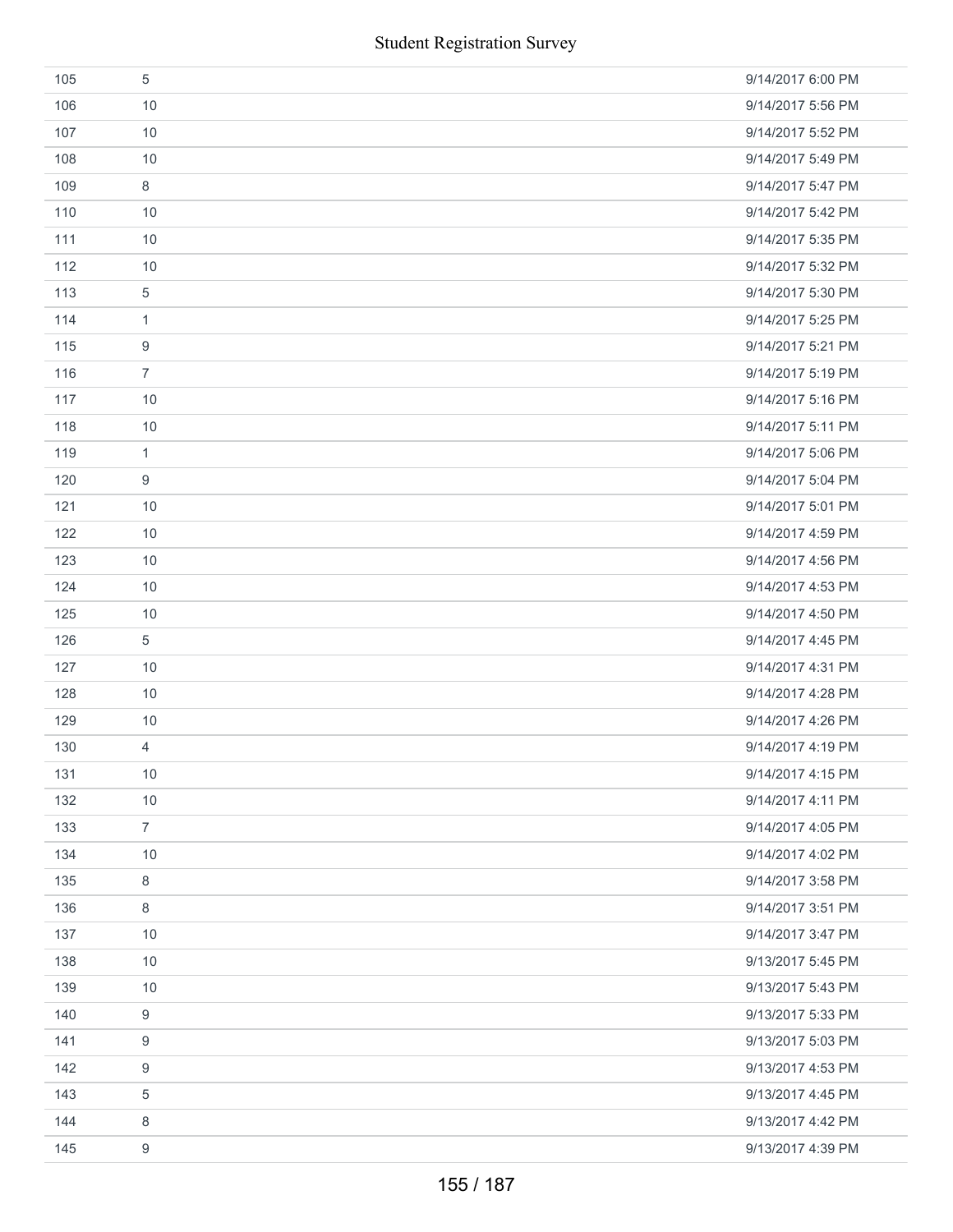| | | |
|---|---|---|
| 105 | 5 | 9/14/2017 6:00 PM |
| 106 | 10 | 9/14/2017 5:56 PM |
| 107 | 10 | 9/14/2017 5:52 PM |
| 108 | 10 | 9/14/2017 5:49 PM |
| 109 | 8 | 9/14/2017 5:47 PM |
| 110 | 10 | 9/14/2017 5:42 PM |
| 111 | 10 | 9/14/2017 5:35 PM |
| 112 | 10 | 9/14/2017 5:32 PM |
| 113 | 5 | 9/14/2017 5:30 PM |
| 114 | 1 | 9/14/2017 5:25 PM |
| 115 | 9 | 9/14/2017 5:21 PM |
| 116 | 7 | 9/14/2017 5:19 PM |
| 117 | 10 | 9/14/2017 5:16 PM |
| 118 | 10 | 9/14/2017 5:11 PM |
| 119 | 1 | 9/14/2017 5:06 PM |
| 120 | 9 | 9/14/2017 5:04 PM |
| 121 | 10 | 9/14/2017 5:01 PM |
| 122 | 10 | 9/14/2017 4:59 PM |
| 123 | 10 | 9/14/2017 4:56 PM |
| 124 | 10 | 9/14/2017 4:53 PM |
| 125 | 10 | 9/14/2017 4:50 PM |
| 126 | 5 | 9/14/2017 4:45 PM |
| 127 | 10 | 9/14/2017 4:31 PM |
| 128 | 10 | 9/14/2017 4:28 PM |
| 129 | 10 | 9/14/2017 4:26 PM |
| 130 | 4 | 9/14/2017 4:19 PM |
| 131 | 10 | 9/14/2017 4:15 PM |
| 132 | 10 | 9/14/2017 4:11 PM |
| 133 | 7 | 9/14/2017 4:05 PM |
| 134 | 10 | 9/14/2017 4:02 PM |
| 135 | 8 | 9/14/2017 3:58 PM |
| 136 | 8 | 9/14/2017 3:51 PM |
| 137 | 10 | 9/14/2017 3:47 PM |
| 138 | 10 | 9/13/2017 5:45 PM |
| 139 | 10 | 9/13/2017 5:43 PM |
| 140 | 9 | 9/13/2017 5:33 PM |
| 141 | 9 | 9/13/2017 5:03 PM |
| 142 | 9 | 9/13/2017 4:53 PM |
| 143 | 5 | 9/13/2017 4:45 PM |
| 144 | 8 | 9/13/2017 4:42 PM |
| 145 | 9 | 9/13/2017 4:39 PM |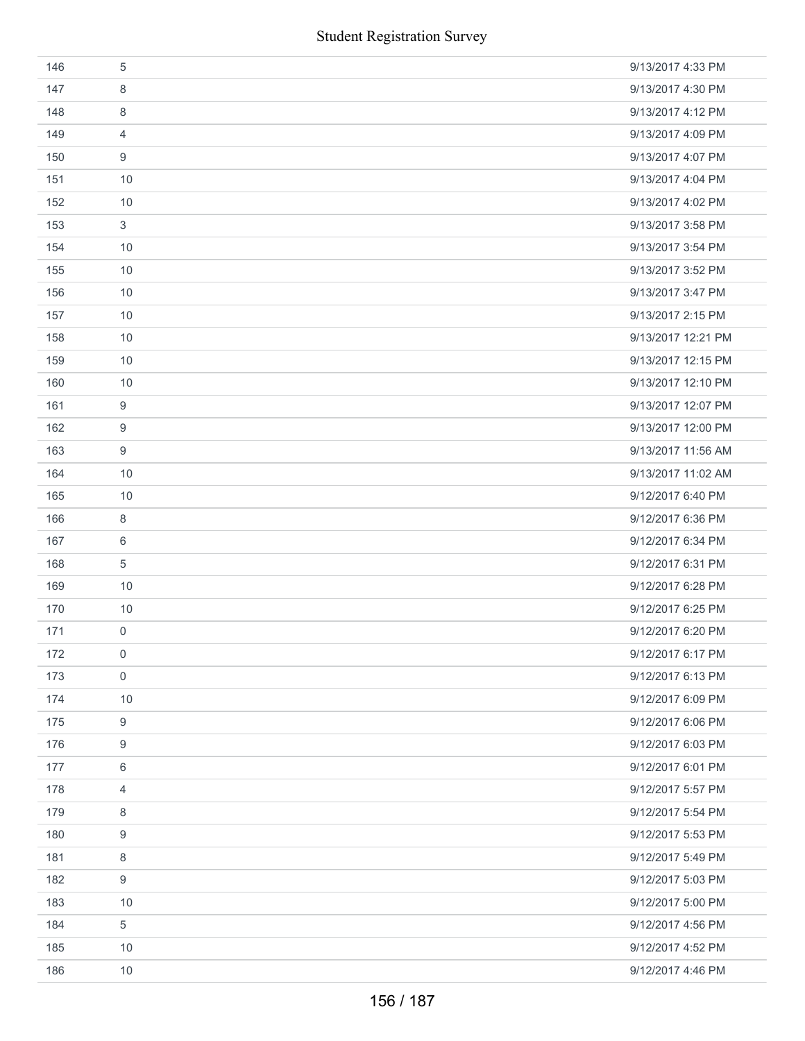| | | |
|---|---|---|
| 146 | 5 | 9/13/2017 4:33 PM |
| 147 | 8 | 9/13/2017 4:30 PM |
| 148 | 8 | 9/13/2017 4:12 PM |
| 149 | 4 | 9/13/2017 4:09 PM |
| 150 | 9 | 9/13/2017 4:07 PM |
| 151 | 10 | 9/13/2017 4:04 PM |
| 152 | 10 | 9/13/2017 4:02 PM |
| 153 | 3 | 9/13/2017 3:58 PM |
| 154 | 10 | 9/13/2017 3:54 PM |
| 155 | 10 | 9/13/2017 3:52 PM |
| 156 | 10 | 9/13/2017 3:47 PM |
| 157 | 10 | 9/13/2017 2:15 PM |
| 158 | 10 | 9/13/2017 12:21 PM |
| 159 | 10 | 9/13/2017 12:15 PM |
| 160 | 10 | 9/13/2017 12:10 PM |
| 161 | 9 | 9/13/2017 12:07 PM |
| 162 | 9 | 9/13/2017 12:00 PM |
| 163 | 9 | 9/13/2017 11:56 AM |
| 164 | 10 | 9/13/2017 11:02 AM |
| 165 | 10 | 9/12/2017 6:40 PM |
| 166 | 8 | 9/12/2017 6:36 PM |
| 167 | 6 | 9/12/2017 6:34 PM |
| 168 | 5 | 9/12/2017 6:31 PM |
| 169 | 10 | 9/12/2017 6:28 PM |
| 170 | 10 | 9/12/2017 6:25 PM |
| 171 | 0 | 9/12/2017 6:20 PM |
| 172 | 0 | 9/12/2017 6:17 PM |
| 173 | 0 | 9/12/2017 6:13 PM |
| 174 | 10 | 9/12/2017 6:09 PM |
| 175 | 9 | 9/12/2017 6:06 PM |
| 176 | 9 | 9/12/2017 6:03 PM |
| 177 | 6 | 9/12/2017 6:01 PM |
| 178 | 4 | 9/12/2017 5:57 PM |
| 179 | 8 | 9/12/2017 5:54 PM |
| 180 | 9 | 9/12/2017 5:53 PM |
| 181 | 8 | 9/12/2017 5:49 PM |
| 182 | 9 | 9/12/2017 5:03 PM |
| 183 | 10 | 9/12/2017 5:00 PM |
| 184 | 5 | 9/12/2017 4:56 PM |
| 185 | 10 | 9/12/2017 4:52 PM |
| 186 | 10 | 9/12/2017 4:46 PM |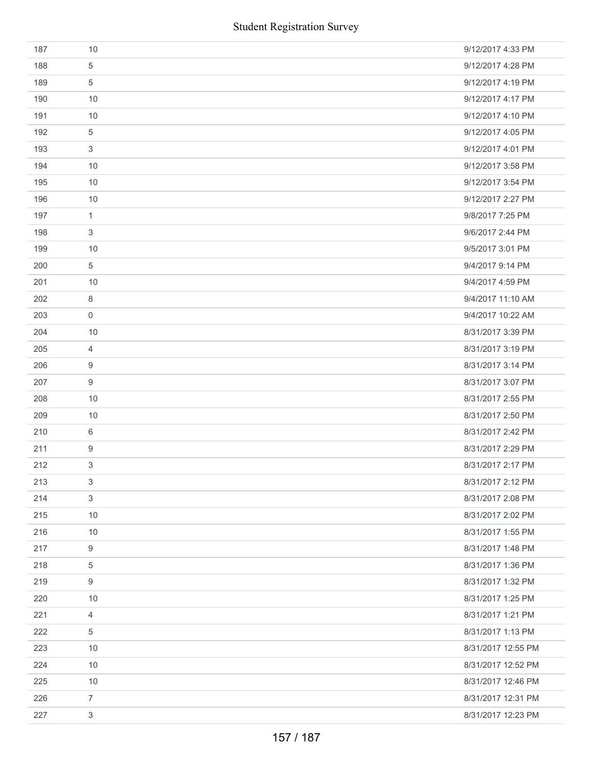| | | |
|---|---|---|
| 187 | 10 | 9/12/2017 4:33 PM |
| 188 | 5 | 9/12/2017 4:28 PM |
| 189 | 5 | 9/12/2017 4:19 PM |
| 190 | 10 | 9/12/2017 4:17 PM |
| 191 | 10 | 9/12/2017 4:10 PM |
| 192 | 5 | 9/12/2017 4:05 PM |
| 193 | 3 | 9/12/2017 4:01 PM |
| 194 | 10 | 9/12/2017 3:58 PM |
| 195 | 10 | 9/12/2017 3:54 PM |
| 196 | 10 | 9/12/2017 2:27 PM |
| 197 | 1 | 9/8/2017 7:25 PM |
| 198 | 3 | 9/6/2017 2:44 PM |
| 199 | 10 | 9/5/2017 3:01 PM |
| 200 | 5 | 9/4/2017 9:14 PM |
| 201 | 10 | 9/4/2017 4:59 PM |
| 202 | 8 | 9/4/2017 11:10 AM |
| 203 | 0 | 9/4/2017 10:22 AM |
| 204 | 10 | 8/31/2017 3:39 PM |
| 205 | 4 | 8/31/2017 3:19 PM |
| 206 | 9 | 8/31/2017 3:14 PM |
| 207 | 9 | 8/31/2017 3:07 PM |
| 208 | 10 | 8/31/2017 2:55 PM |
| 209 | 10 | 8/31/2017 2:50 PM |
| 210 | 6 | 8/31/2017 2:42 PM |
| 211 | 9 | 8/31/2017 2:29 PM |
| 212 | 3 | 8/31/2017 2:17 PM |
| 213 | 3 | 8/31/2017 2:12 PM |
| 214 | 3 | 8/31/2017 2:08 PM |
| 215 | 10 | 8/31/2017 2:02 PM |
| 216 | 10 | 8/31/2017 1:55 PM |
| 217 | 9 | 8/31/2017 1:48 PM |
| 218 | 5 | 8/31/2017 1:36 PM |
| 219 | 9 | 8/31/2017 1:32 PM |
| 220 | 10 | 8/31/2017 1:25 PM |
| 221 | 4 | 8/31/2017 1:21 PM |
| 222 | 5 | 8/31/2017 1:13 PM |
| 223 | 10 | 8/31/2017 12:55 PM |
| 224 | 10 | 8/31/2017 12:52 PM |
| 225 | 10 | 8/31/2017 12:46 PM |
| 226 | 7 | 8/31/2017 12:31 PM |
| 227 | 3 | 8/31/2017 12:23 PM |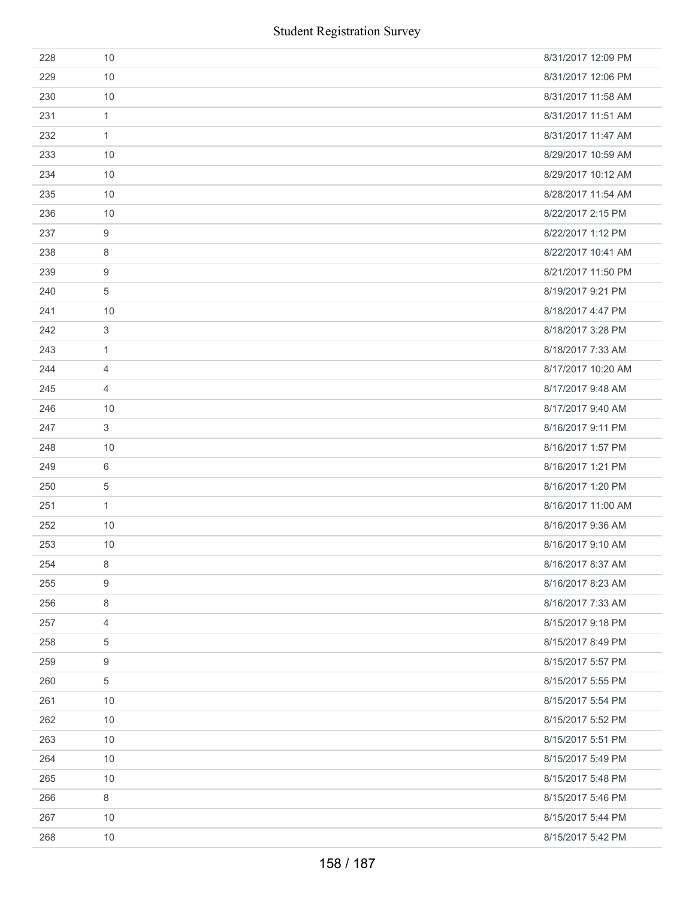| | | |
|---|---|---|
| 228 | 10 | 8/31/2017 12:09 PM |
| 229 | 10 | 8/31/2017 12:06 PM |
| 230 | 10 | 8/31/2017 11:58 AM |
| 231 | 1 | 8/31/2017 11:51 AM |
| 232 | 1 | 8/31/2017 11:47 AM |
| 233 | 10 | 8/29/2017 10:59 AM |
| 234 | 10 | 8/29/2017 10:12 AM |
| 235 | 10 | 8/28/2017 11:54 AM |
| 236 | 10 | 8/22/2017 2:15 PM |
| 237 | 9 | 8/22/2017 1:12 PM |
| 238 | 8 | 8/22/2017 10:41 AM |
| 239 | 9 | 8/21/2017 11:50 PM |
| 240 | 5 | 8/19/2017 9:21 PM |
| 241 | 10 | 8/18/2017 4:47 PM |
| 242 | 3 | 8/18/2017 3:28 PM |
| 243 | 1 | 8/18/2017 7:33 AM |
| 244 | 4 | 8/17/2017 10:20 AM |
| 245 | 4 | 8/17/2017 9:48 AM |
| 246 | 10 | 8/17/2017 9:40 AM |
| 247 | 3 | 8/16/2017 9:11 PM |
| 248 | 10 | 8/16/2017 1:57 PM |
| 249 | 6 | 8/16/2017 1:21 PM |
| 250 | 5 | 8/16/2017 1:20 PM |
| 251 | 1 | 8/16/2017 11:00 AM |
| 252 | 10 | 8/16/2017 9:36 AM |
| 253 | 10 | 8/16/2017 9:10 AM |
| 254 | 8 | 8/16/2017 8:37 AM |
| 255 | 9 | 8/16/2017 8:23 AM |
| 256 | 8 | 8/16/2017 7:33 AM |
| 257 | 4 | 8/15/2017 9:18 PM |
| 258 | 5 | 8/15/2017 8:49 PM |
| 259 | 9 | 8/15/2017 5:57 PM |
| 260 | 5 | 8/15/2017 5:55 PM |
| 261 | 10 | 8/15/2017 5:54 PM |
| 262 | 10 | 8/15/2017 5:52 PM |
| 263 | 10 | 8/15/2017 5:51 PM |
| 264 | 10 | 8/15/2017 5:49 PM |
| 265 | 10 | 8/15/2017 5:48 PM |
| 266 | 8 | 8/15/2017 5:46 PM |
| 267 | 10 | 8/15/2017 5:44 PM |
| 268 | 10 | 8/15/2017 5:42 PM |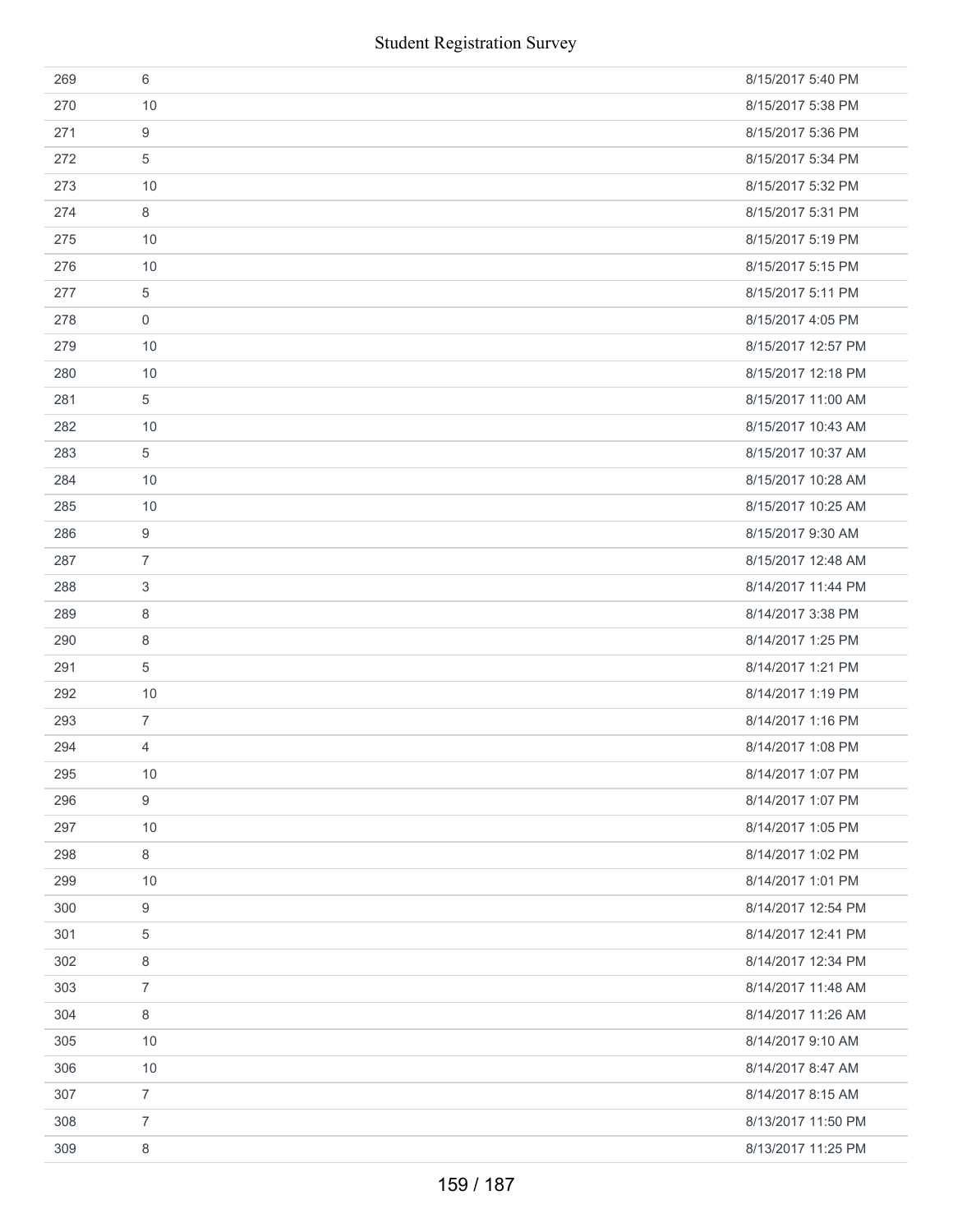| | | |
|---|---|---|
| 269 | 6 | 8/15/2017 5:40 PM |
| 270 | 10 | 8/15/2017 5:38 PM |
| 271 | 9 | 8/15/2017 5:36 PM |
| 272 | 5 | 8/15/2017 5:34 PM |
| 273 | 10 | 8/15/2017 5:32 PM |
| 274 | 8 | 8/15/2017 5:31 PM |
| 275 | 10 | 8/15/2017 5:19 PM |
| 276 | 10 | 8/15/2017 5:15 PM |
| 277 | 5 | 8/15/2017 5:11 PM |
| 278 | 0 | 8/15/2017 4:05 PM |
| 279 | 10 | 8/15/2017 12:57 PM |
| 280 | 10 | 8/15/2017 12:18 PM |
| 281 | 5 | 8/15/2017 11:00 AM |
| 282 | 10 | 8/15/2017 10:43 AM |
| 283 | 5 | 8/15/2017 10:37 AM |
| 284 | 10 | 8/15/2017 10:28 AM |
| 285 | 10 | 8/15/2017 10:25 AM |
| 286 | 9 | 8/15/2017 9:30 AM |
| 287 | 7 | 8/15/2017 12:48 AM |
| 288 | 3 | 8/14/2017 11:44 PM |
| 289 | 8 | 8/14/2017 3:38 PM |
| 290 | 8 | 8/14/2017 1:25 PM |
| 291 | 5 | 8/14/2017 1:21 PM |
| 292 | 10 | 8/14/2017 1:19 PM |
| 293 | 7 | 8/14/2017 1:16 PM |
| 294 | 4 | 8/14/2017 1:08 PM |
| 295 | 10 | 8/14/2017 1:07 PM |
| 296 | 9 | 8/14/2017 1:07 PM |
| 297 | 10 | 8/14/2017 1:05 PM |
| 298 | 8 | 8/14/2017 1:02 PM |
| 299 | 10 | 8/14/2017 1:01 PM |
| 300 | 9 | 8/14/2017 12:54 PM |
| 301 | 5 | 8/14/2017 12:41 PM |
| 302 | 8 | 8/14/2017 12:34 PM |
| 303 | 7 | 8/14/2017 11:48 AM |
| 304 | 8 | 8/14/2017 11:26 AM |
| 305 | 10 | 8/14/2017 9:10 AM |
| 306 | 10 | 8/14/2017 8:47 AM |
| 307 | 7 | 8/14/2017 8:15 AM |
| 308 | 7 | 8/13/2017 11:50 PM |
| 309 | 8 | 8/13/2017 11:25 PM |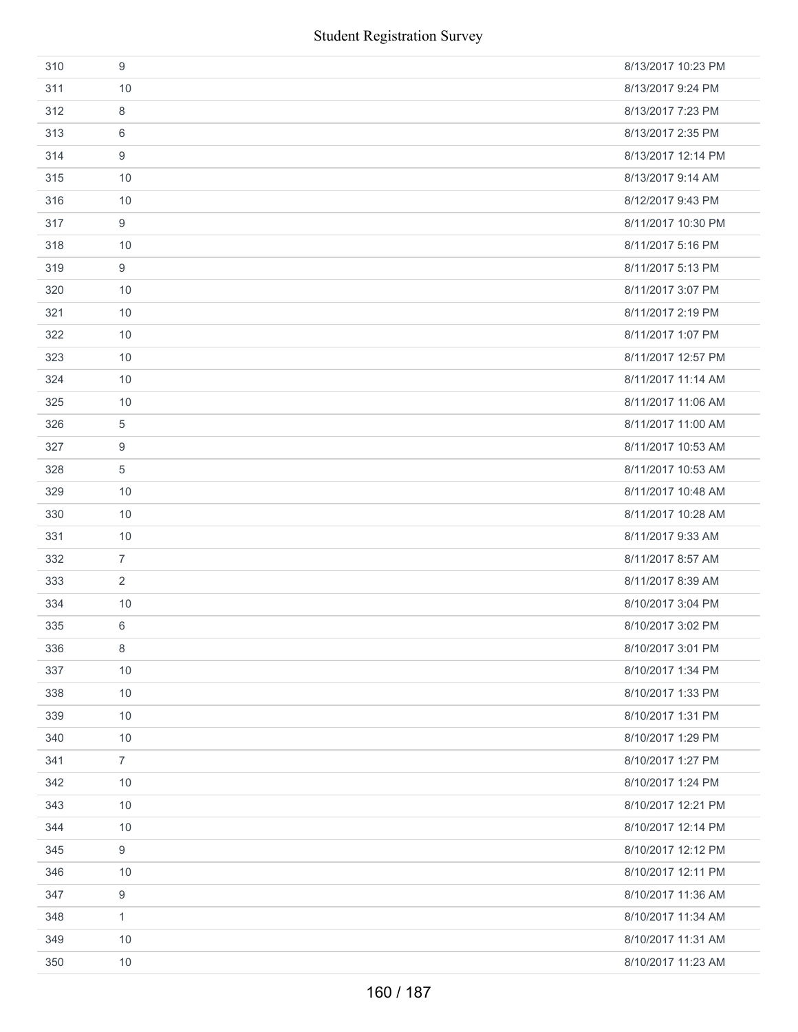| | | |
|---|---|---|
| 310 | 9 | 8/13/2017 10:23 PM |
| 311 | 10 | 8/13/2017 9:24 PM |
| 312 | 8 | 8/13/2017 7:23 PM |
| 313 | 6 | 8/13/2017 2:35 PM |
| 314 | 9 | 8/13/2017 12:14 PM |
| 315 | 10 | 8/13/2017 9:14 AM |
| 316 | 10 | 8/12/2017 9:43 PM |
| 317 | 9 | 8/11/2017 10:30 PM |
| 318 | 10 | 8/11/2017 5:16 PM |
| 319 | 9 | 8/11/2017 5:13 PM |
| 320 | 10 | 8/11/2017 3:07 PM |
| 321 | 10 | 8/11/2017 2:19 PM |
| 322 | 10 | 8/11/2017 1:07 PM |
| 323 | 10 | 8/11/2017 12:57 PM |
| 324 | 10 | 8/11/2017 11:14 AM |
| 325 | 10 | 8/11/2017 11:06 AM |
| 326 | 5 | 8/11/2017 11:00 AM |
| 327 | 9 | 8/11/2017 10:53 AM |
| 328 | 5 | 8/11/2017 10:53 AM |
| 329 | 10 | 8/11/2017 10:48 AM |
| 330 | 10 | 8/11/2017 10:28 AM |
| 331 | 10 | 8/11/2017 9:33 AM |
| 332 | 7 | 8/11/2017 8:57 AM |
| 333 | 2 | 8/11/2017 8:39 AM |
| 334 | 10 | 8/10/2017 3:04 PM |
| 335 | 6 | 8/10/2017 3:02 PM |
| 336 | 8 | 8/10/2017 3:01 PM |
| 337 | 10 | 8/10/2017 1:34 PM |
| 338 | 10 | 8/10/2017 1:33 PM |
| 339 | 10 | 8/10/2017 1:31 PM |
| 340 | 10 | 8/10/2017 1:29 PM |
| 341 | 7 | 8/10/2017 1:27 PM |
| 342 | 10 | 8/10/2017 1:24 PM |
| 343 | 10 | 8/10/2017 12:21 PM |
| 344 | 10 | 8/10/2017 12:14 PM |
| 345 | 9 | 8/10/2017 12:12 PM |
| 346 | 10 | 8/10/2017 12:11 PM |
| 347 | 9 | 8/10/2017 11:36 AM |
| 348 | 1 | 8/10/2017 11:34 AM |
| 349 | 10 | 8/10/2017 11:31 AM |
| 350 | 10 | 8/10/2017 11:23 AM |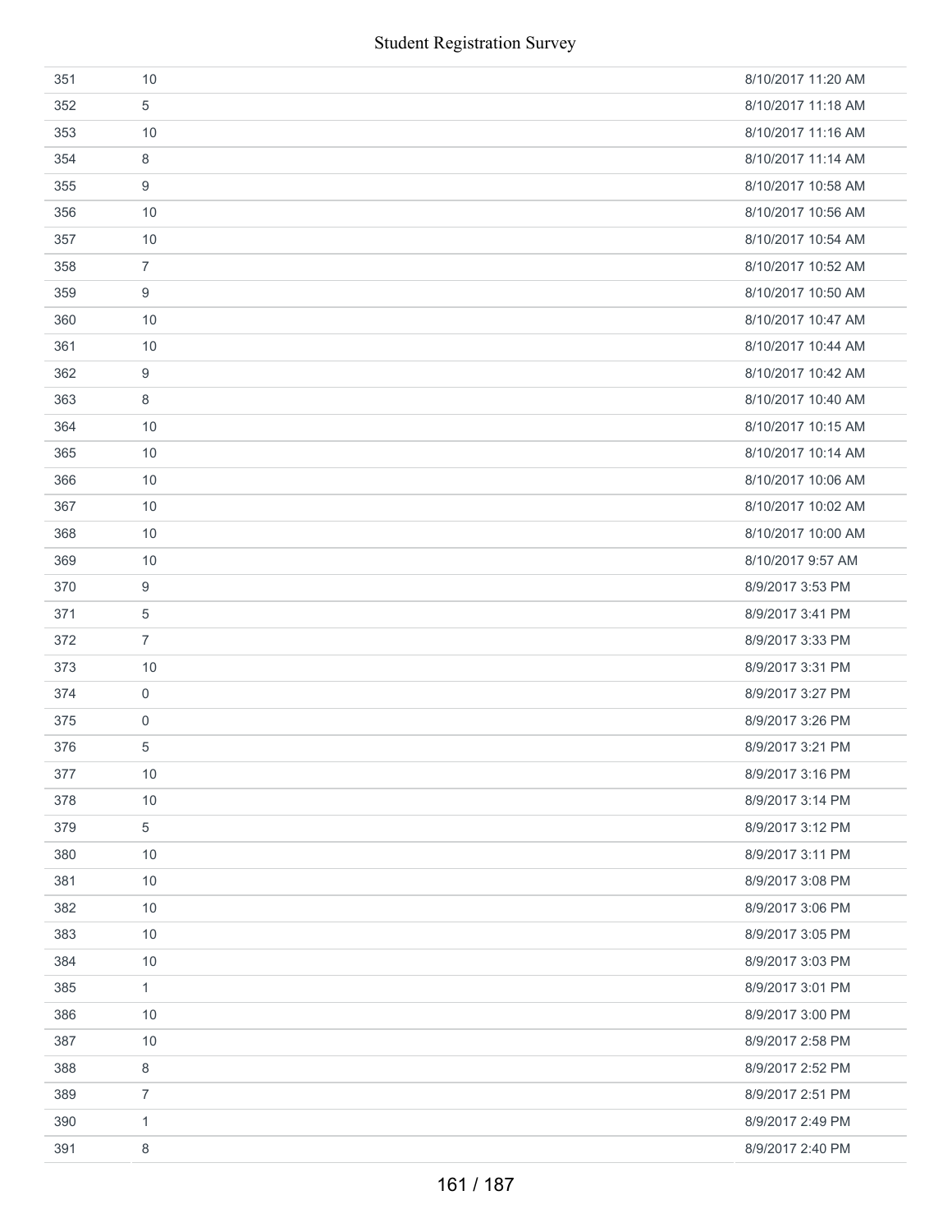| | | |
|---|---|---|
| 351 | 10 | 8/10/2017 11:20 AM |
| 352 | 5 | 8/10/2017 11:18 AM |
| 353 | 10 | 8/10/2017 11:16 AM |
| 354 | 8 | 8/10/2017 11:14 AM |
| 355 | 9 | 8/10/2017 10:58 AM |
| 356 | 10 | 8/10/2017 10:56 AM |
| 357 | 10 | 8/10/2017 10:54 AM |
| 358 | 7 | 8/10/2017 10:52 AM |
| 359 | 9 | 8/10/2017 10:50 AM |
| 360 | 10 | 8/10/2017 10:47 AM |
| 361 | 10 | 8/10/2017 10:44 AM |
| 362 | 9 | 8/10/2017 10:42 AM |
| 363 | 8 | 8/10/2017 10:40 AM |
| 364 | 10 | 8/10/2017 10:15 AM |
| 365 | 10 | 8/10/2017 10:14 AM |
| 366 | 10 | 8/10/2017 10:06 AM |
| 367 | 10 | 8/10/2017 10:02 AM |
| 368 | 10 | 8/10/2017 10:00 AM |
| 369 | 10 | 8/10/2017 9:57 AM |
| 370 | 9 | 8/9/2017 3:53 PM |
| 371 | 5 | 8/9/2017 3:41 PM |
| 372 | 7 | 8/9/2017 3:33 PM |
| 373 | 10 | 8/9/2017 3:31 PM |
| 374 | 0 | 8/9/2017 3:27 PM |
| 375 | 0 | 8/9/2017 3:26 PM |
| 376 | 5 | 8/9/2017 3:21 PM |
| 377 | 10 | 8/9/2017 3:16 PM |
| 378 | 10 | 8/9/2017 3:14 PM |
| 379 | 5 | 8/9/2017 3:12 PM |
| 380 | 10 | 8/9/2017 3:11 PM |
| 381 | 10 | 8/9/2017 3:08 PM |
| 382 | 10 | 8/9/2017 3:06 PM |
| 383 | 10 | 8/9/2017 3:05 PM |
| 384 | 10 | 8/9/2017 3:03 PM |
| 385 | 1 | 8/9/2017 3:01 PM |
| 386 | 10 | 8/9/2017 3:00 PM |
| 387 | 10 | 8/9/2017 2:58 PM |
| 388 | 8 | 8/9/2017 2:52 PM |
| 389 | 7 | 8/9/2017 2:51 PM |
| 390 | 1 | 8/9/2017 2:49 PM |
| 391 | 8 | 8/9/2017 2:40 PM |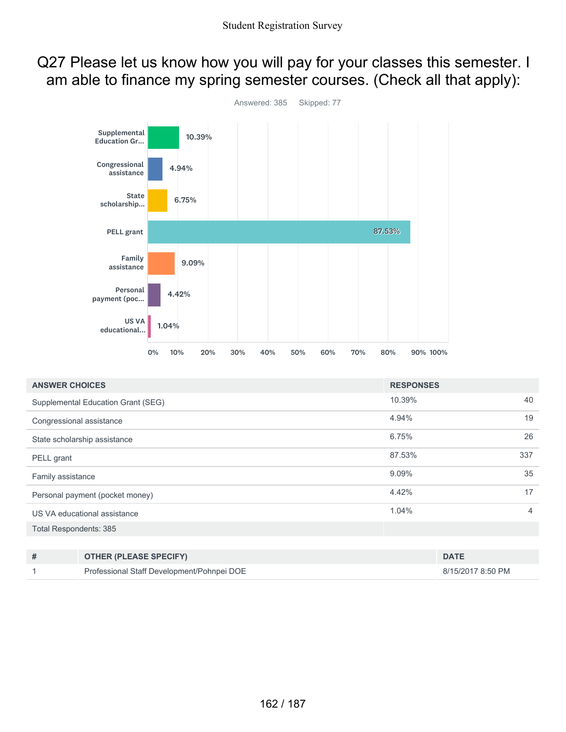# Q27 Please let us know how you will pay for your classes this semester. I am able to finance my spring semester courses. (Check all that apply):

Answered: 385 Skipped: 77

| ANSWER CHOICES | RESPONSES | |
|---|---|---|
| Supplemental Education Grant (SEG) | 10.39% | 40 |
| Congressional assistance | 4.94% | 19 |
| State scholarship assistance | 6.75% | 26 |
| PELL grant | 87.53% | 337 |
| Family assistance | 9.09% | 35 |
| Personal payment (pocket money) | 4.42% | 17 |
| US VA educational assistance | 1.04% | 4 |
| Total Respondents: 385 | | |

| # | OTHER (PLEASE SPECIFY) | DATE |
|---|---|---|
| 1 | Professional Staff Development/Pohnpei DOE | 8/15/2017 8:50 PM |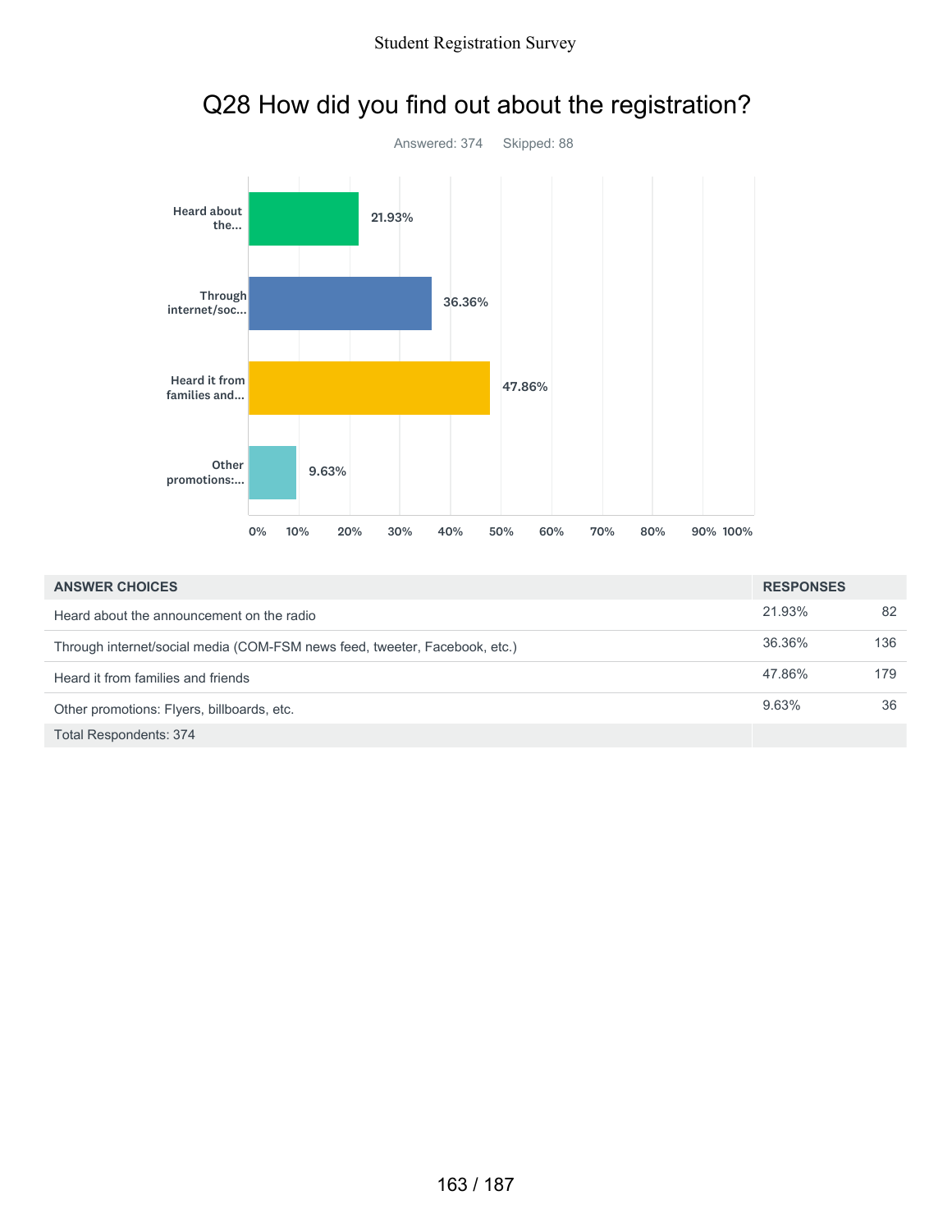# Q28 How did you find out about the registration?

Answered: 374 Skipped: 88

| ANSWER CHOICES | RESPONSES | |
|---|---|---|
| Heard about the announcement on the radio | 21.93% | 82 |
| Through internet/social media (COM-FSM news feed, tweeter, Facebook, etc.) | 36.36% | 136 |
| Heard it from families and friends | 47.86% | 179 |
| Other promotions: Flyers, billboards, etc. | 9.63% | 36 |
| Total Respondents: 374 | | |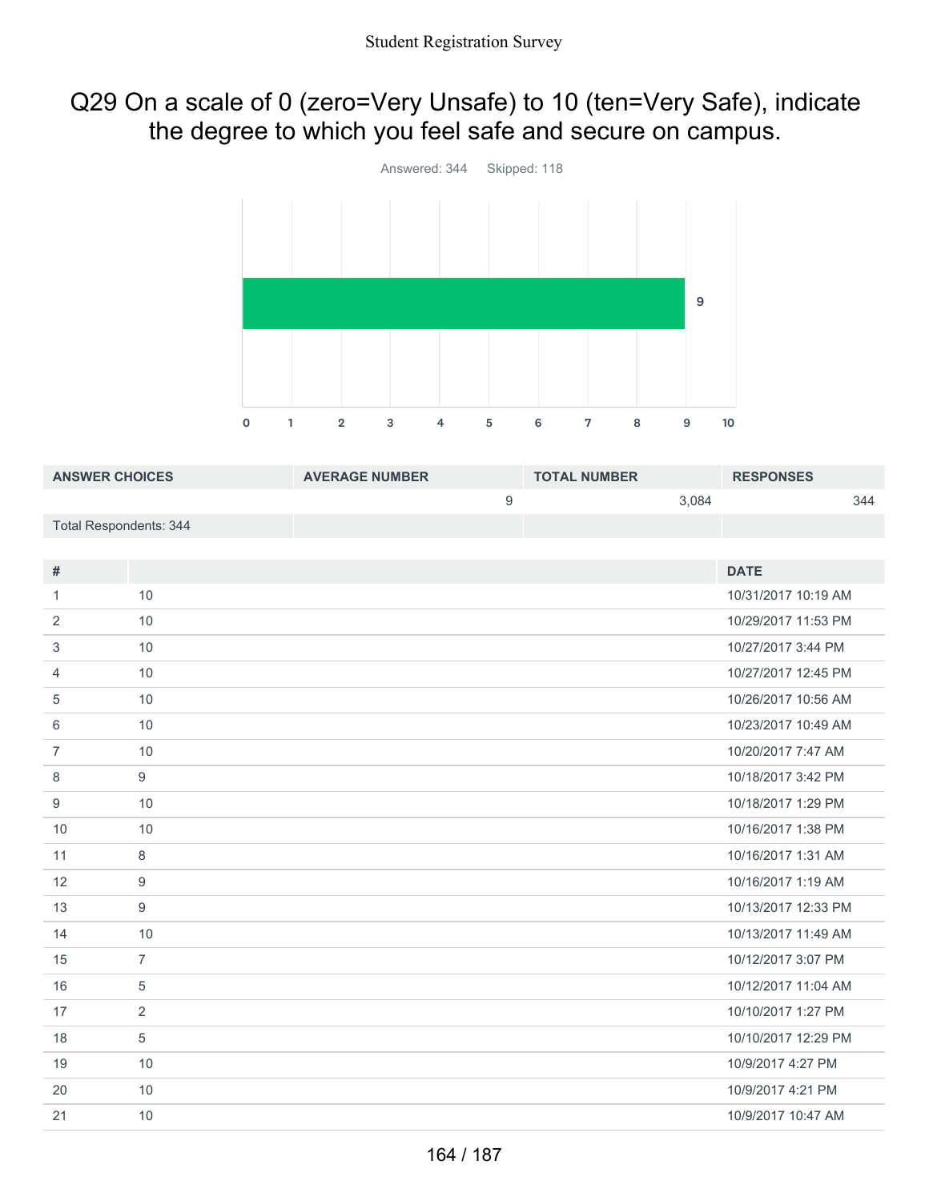# Q29 On a scale of 0 (zero=Very Unsafe) to 10 (ten=Very Safe), indicate the degree to which you feel safe and secure on campus.

Answered: 344 Skipped: 118

| ANSWER CHOICES | AVERAGE NUMBER | TOTAL NUMBER | RESPONSES |
|---|---|---|---|
| | 9 | 3,084 | 344 |
| Total Respondents: 344 | | | |

| # | | DATE |
|---|---|---|
| 1 | 10 | 10/31/2017 10:19 AM |
| 2 | 10 | 10/29/2017 11:53 PM |
| 3 | 10 | 10/27/2017 3:44 PM |
| 4 | 10 | 10/27/2017 12:45 PM |
| 5 | 10 | 10/26/2017 10:56 AM |
| 6 | 10 | 10/23/2017 10:49 AM |
| 7 | 10 | 10/20/2017 7:47 AM |
| 8 | 9 | 10/18/2017 3:42 PM |
| 9 | 10 | 10/18/2017 1:29 PM |
| 10 | 10 | 10/16/2017 1:38 PM |
| 11 | 8 | 10/16/2017 1:31 AM |
| 12 | 9 | 10/16/2017 1:19 AM |
| 13 | 9 | 10/13/2017 12:33 PM |
| 14 | 10 | 10/13/2017 11:49 AM |
| 15 | 7 | 10/12/2017 3:07 PM |
| 16 | 5 | 10/12/2017 11:04 AM |
| 17 | 2 | 10/10/2017 1:27 PM |
| 18 | 5 | 10/10/2017 12:29 PM |
| 19 | 10 | 10/9/2017 4:27 PM |
| 20 | 10 | 10/9/2017 4:21 PM |
| 21 | 10 | 10/9/2017 10:47 AM |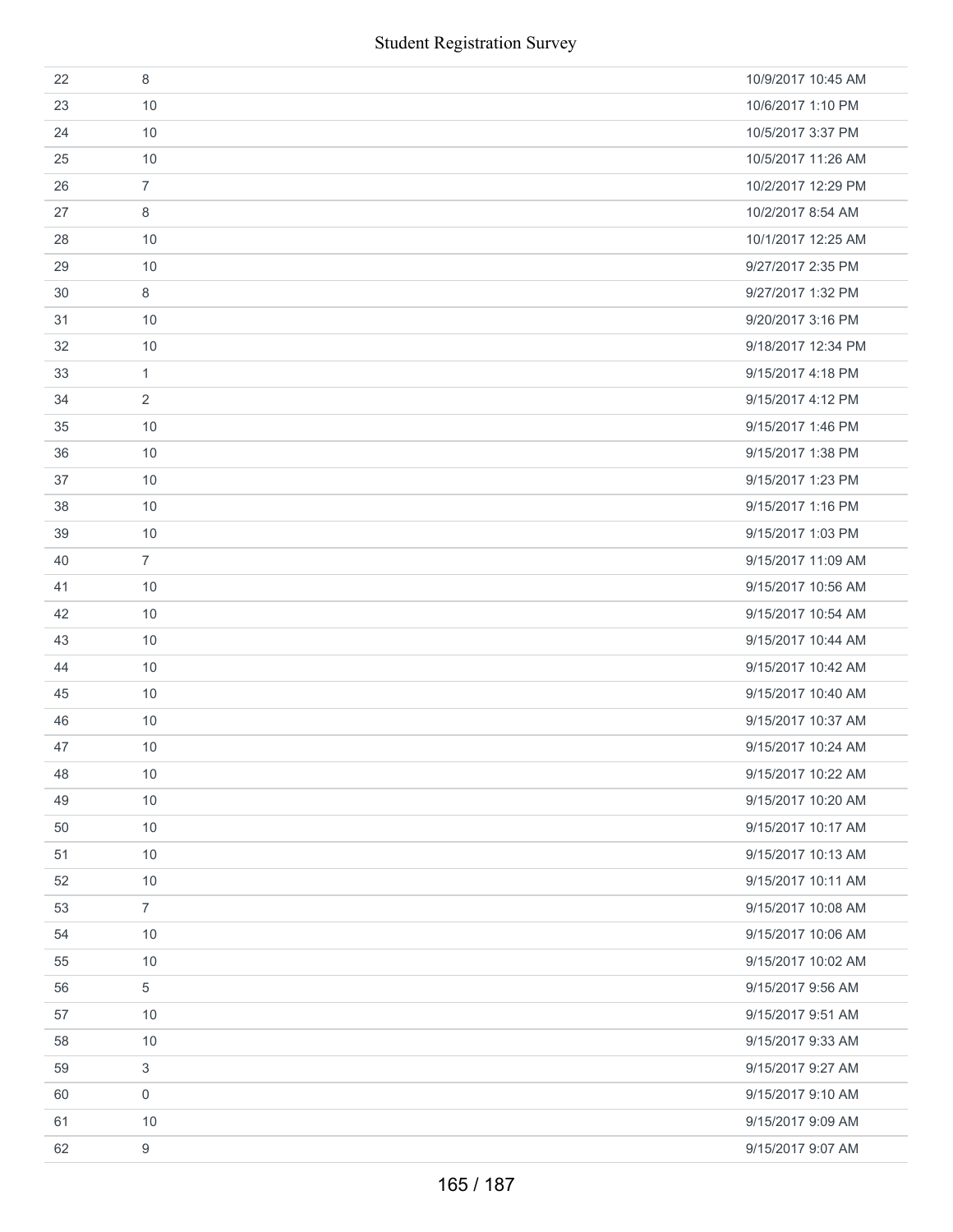| | | |
|---|---|---|
| 22 | 8 | 10/9/2017 10:45 AM |
| 23 | 10 | 10/6/2017 1:10 PM |
| 24 | 10 | 10/5/2017 3:37 PM |
| 25 | 10 | 10/5/2017 11:26 AM |
| 26 | 7 | 10/2/2017 12:29 PM |
| 27 | 8 | 10/2/2017 8:54 AM |
| 28 | 10 | 10/1/2017 12:25 AM |
| 29 | 10 | 9/27/2017 2:35 PM |
| 30 | 8 | 9/27/2017 1:32 PM |
| 31 | 10 | 9/20/2017 3:16 PM |
| 32 | 10 | 9/18/2017 12:34 PM |
| 33 | 1 | 9/15/2017 4:18 PM |
| 34 | 2 | 9/15/2017 4:12 PM |
| 35 | 10 | 9/15/2017 1:46 PM |
| 36 | 10 | 9/15/2017 1:38 PM |
| 37 | 10 | 9/15/2017 1:23 PM |
| 38 | 10 | 9/15/2017 1:16 PM |
| 39 | 10 | 9/15/2017 1:03 PM |
| 40 | 7 | 9/15/2017 11:09 AM |
| 41 | 10 | 9/15/2017 10:56 AM |
| 42 | 10 | 9/15/2017 10:54 AM |
| 43 | 10 | 9/15/2017 10:44 AM |
| 44 | 10 | 9/15/2017 10:42 AM |
| 45 | 10 | 9/15/2017 10:40 AM |
| 46 | 10 | 9/15/2017 10:37 AM |
| 47 | 10 | 9/15/2017 10:24 AM |
| 48 | 10 | 9/15/2017 10:22 AM |
| 49 | 10 | 9/15/2017 10:20 AM |
| 50 | 10 | 9/15/2017 10:17 AM |
| 51 | 10 | 9/15/2017 10:13 AM |
| 52 | 10 | 9/15/2017 10:11 AM |
| 53 | 7 | 9/15/2017 10:08 AM |
| 54 | 10 | 9/15/2017 10:06 AM |
| 55 | 10 | 9/15/2017 10:02 AM |
| 56 | 5 | 9/15/2017 9:56 AM |
| 57 | 10 | 9/15/2017 9:51 AM |
| 58 | 10 | 9/15/2017 9:33 AM |
| 59 | 3 | 9/15/2017 9:27 AM |
| 60 | 0 | 9/15/2017 9:10 AM |
| 61 | 10 | 9/15/2017 9:09 AM |
| 62 | 9 | 9/15/2017 9:07 AM |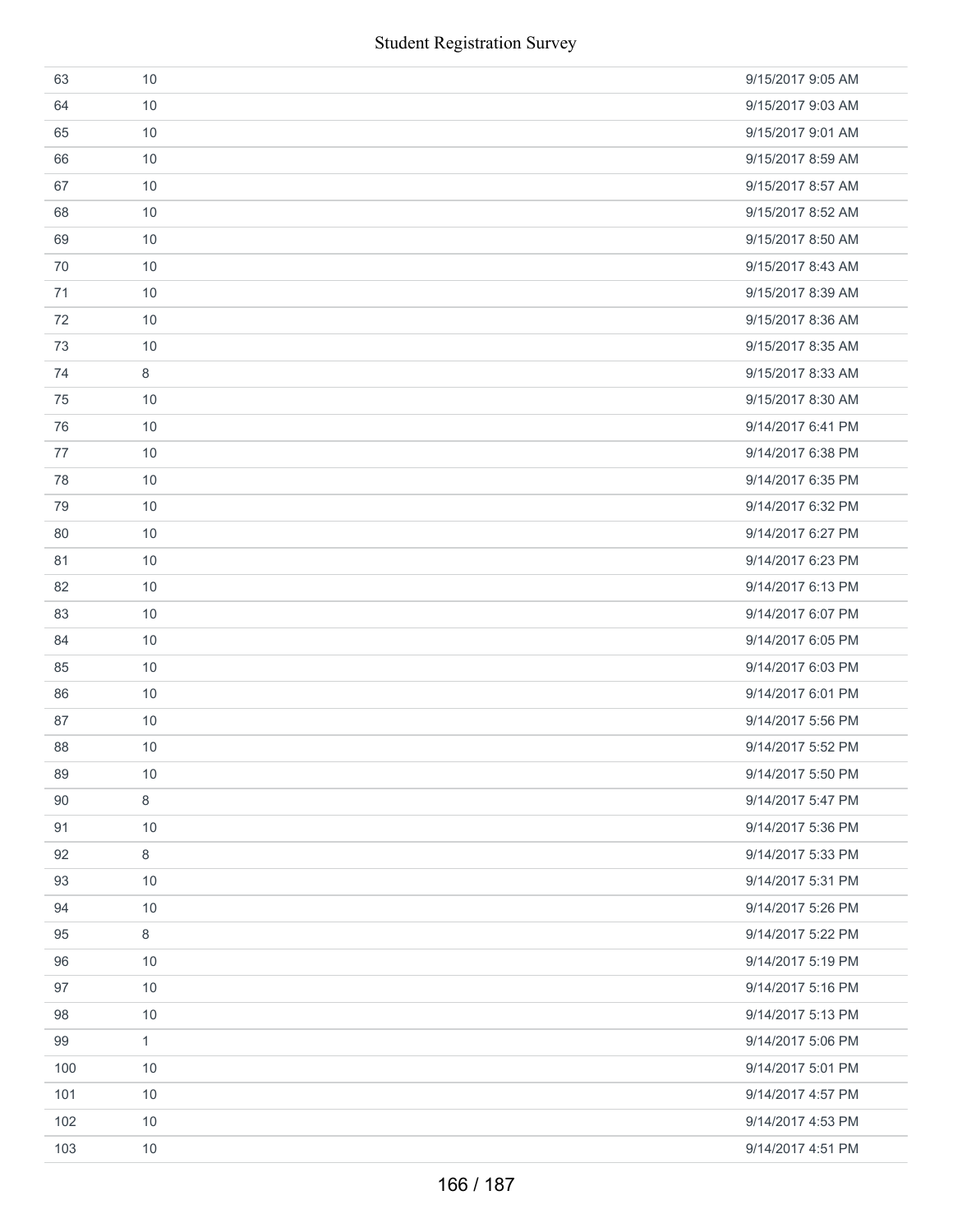| | | |
|---|---|---|
| 63 | 10 | 9/15/2017 9:05 AM |
| 64 | 10 | 9/15/2017 9:03 AM |
| 65 | 10 | 9/15/2017 9:01 AM |
| 66 | 10 | 9/15/2017 8:59 AM |
| 67 | 10 | 9/15/2017 8:57 AM |
| 68 | 10 | 9/15/2017 8:52 AM |
| 69 | 10 | 9/15/2017 8:50 AM |
| 70 | 10 | 9/15/2017 8:43 AM |
| 71 | 10 | 9/15/2017 8:39 AM |
| 72 | 10 | 9/15/2017 8:36 AM |
| 73 | 10 | 9/15/2017 8:35 AM |
| 74 | 8 | 9/15/2017 8:33 AM |
| 75 | 10 | 9/15/2017 8:30 AM |
| 76 | 10 | 9/14/2017 6:41 PM |
| 77 | 10 | 9/14/2017 6:38 PM |
| 78 | 10 | 9/14/2017 6:35 PM |
| 79 | 10 | 9/14/2017 6:32 PM |
| 80 | 10 | 9/14/2017 6:27 PM |
| 81 | 10 | 9/14/2017 6:23 PM |
| 82 | 10 | 9/14/2017 6:13 PM |
| 83 | 10 | 9/14/2017 6:07 PM |
| 84 | 10 | 9/14/2017 6:05 PM |
| 85 | 10 | 9/14/2017 6:03 PM |
| 86 | 10 | 9/14/2017 6:01 PM |
| 87 | 10 | 9/14/2017 5:56 PM |
| 88 | 10 | 9/14/2017 5:52 PM |
| 89 | 10 | 9/14/2017 5:50 PM |
| 90 | 8 | 9/14/2017 5:47 PM |
| 91 | 10 | 9/14/2017 5:36 PM |
| 92 | 8 | 9/14/2017 5:33 PM |
| 93 | 10 | 9/14/2017 5:31 PM |
| 94 | 10 | 9/14/2017 5:26 PM |
| 95 | 8 | 9/14/2017 5:22 PM |
| 96 | 10 | 9/14/2017 5:19 PM |
| 97 | 10 | 9/14/2017 5:16 PM |
| 98 | 10 | 9/14/2017 5:13 PM |
| 99 | 1 | 9/14/2017 5:06 PM |
| 100 | 10 | 9/14/2017 5:01 PM |
| 101 | 10 | 9/14/2017 4:57 PM |
| 102 | 10 | 9/14/2017 4:53 PM |
| 103 | 10 | 9/14/2017 4:51 PM |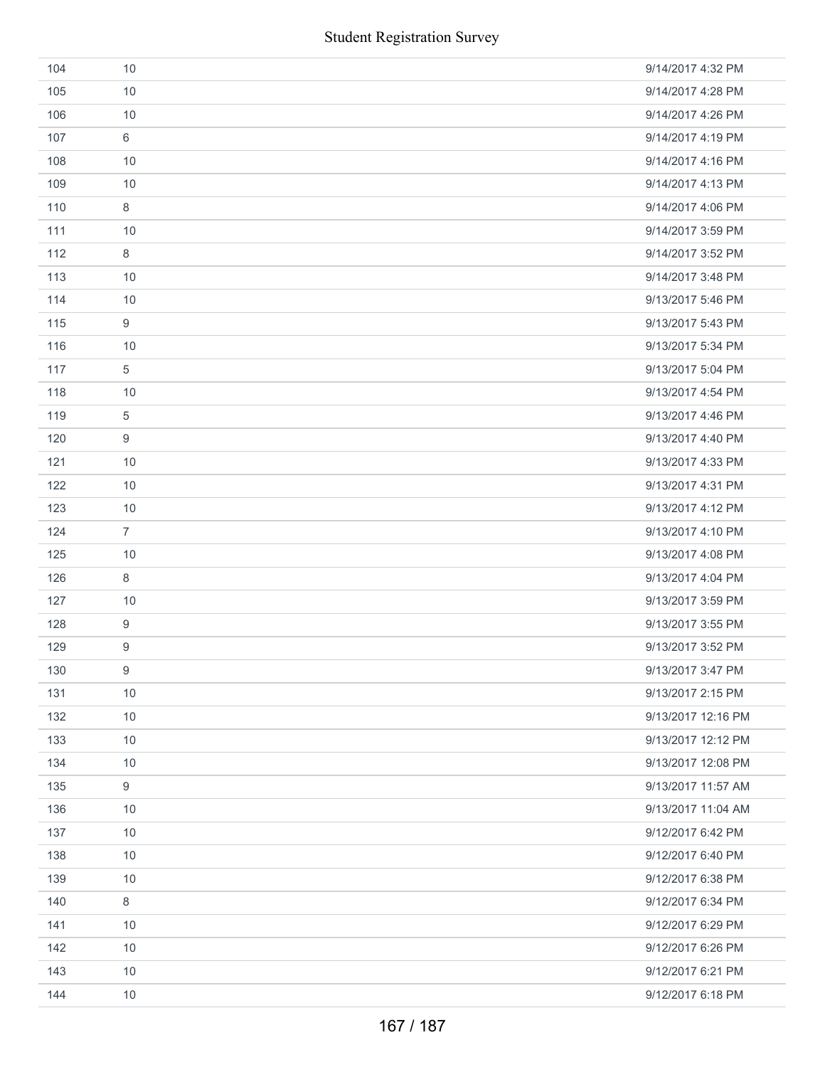| | | |
|---|---|---|
| 104 | 10 | 9/14/2017 4:32 PM |
| 105 | 10 | 9/14/2017 4:28 PM |
| 106 | 10 | 9/14/2017 4:26 PM |
| 107 | 6 | 9/14/2017 4:19 PM |
| 108 | 10 | 9/14/2017 4:16 PM |
| 109 | 10 | 9/14/2017 4:13 PM |
| 110 | 8 | 9/14/2017 4:06 PM |
| 111 | 10 | 9/14/2017 3:59 PM |
| 112 | 8 | 9/14/2017 3:52 PM |
| 113 | 10 | 9/14/2017 3:48 PM |
| 114 | 10 | 9/13/2017 5:46 PM |
| 115 | 9 | 9/13/2017 5:43 PM |
| 116 | 10 | 9/13/2017 5:34 PM |
| 117 | 5 | 9/13/2017 5:04 PM |
| 118 | 10 | 9/13/2017 4:54 PM |
| 119 | 5 | 9/13/2017 4:46 PM |
| 120 | 9 | 9/13/2017 4:40 PM |
| 121 | 10 | 9/13/2017 4:33 PM |
| 122 | 10 | 9/13/2017 4:31 PM |
| 123 | 10 | 9/13/2017 4:12 PM |
| 124 | 7 | 9/13/2017 4:10 PM |
| 125 | 10 | 9/13/2017 4:08 PM |
| 126 | 8 | 9/13/2017 4:04 PM |
| 127 | 10 | 9/13/2017 3:59 PM |
| 128 | 9 | 9/13/2017 3:55 PM |
| 129 | 9 | 9/13/2017 3:52 PM |
| 130 | 9 | 9/13/2017 3:47 PM |
| 131 | 10 | 9/13/2017 2:15 PM |
| 132 | 10 | 9/13/2017 12:16 PM |
| 133 | 10 | 9/13/2017 12:12 PM |
| 134 | 10 | 9/13/2017 12:08 PM |
| 135 | 9 | 9/13/2017 11:57 AM |
| 136 | 10 | 9/13/2017 11:04 AM |
| 137 | 10 | 9/12/2017 6:42 PM |
| 138 | 10 | 9/12/2017 6:40 PM |
| 139 | 10 | 9/12/2017 6:38 PM |
| 140 | 8 | 9/12/2017 6:34 PM |
| 141 | 10 | 9/12/2017 6:29 PM |
| 142 | 10 | 9/12/2017 6:26 PM |
| 143 | 10 | 9/12/2017 6:21 PM |
| 144 | 10 | 9/12/2017 6:18 PM |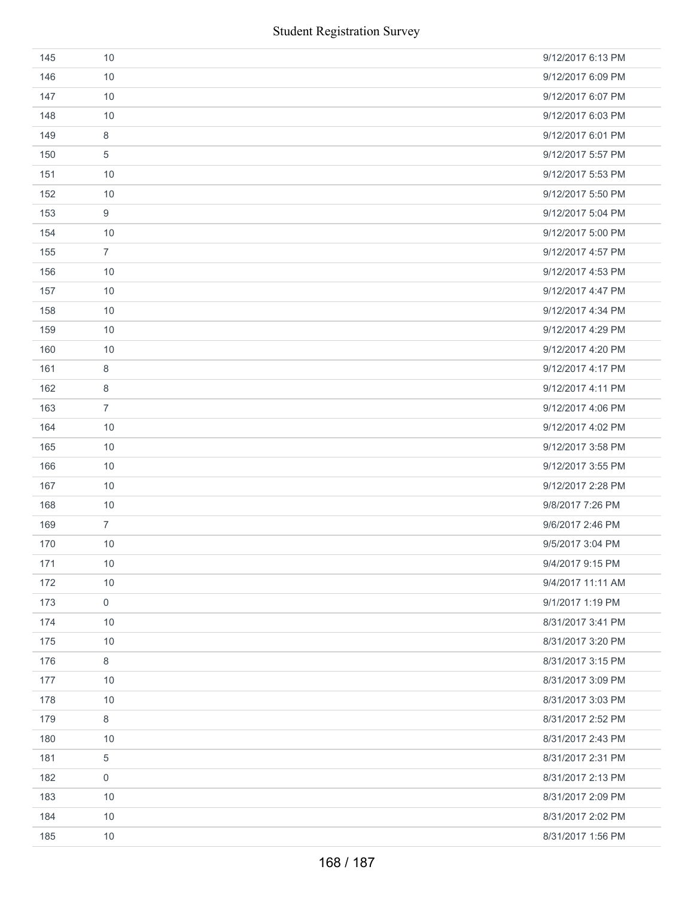| | | |
|---|---|---|
| 145 | 10 | 9/12/2017 6:13 PM |
| 146 | 10 | 9/12/2017 6:09 PM |
| 147 | 10 | 9/12/2017 6:07 PM |
| 148 | 10 | 9/12/2017 6:03 PM |
| 149 | 8 | 9/12/2017 6:01 PM |
| 150 | 5 | 9/12/2017 5:57 PM |
| 151 | 10 | 9/12/2017 5:53 PM |
| 152 | 10 | 9/12/2017 5:50 PM |
| 153 | 9 | 9/12/2017 5:04 PM |
| 154 | 10 | 9/12/2017 5:00 PM |
| 155 | 7 | 9/12/2017 4:57 PM |
| 156 | 10 | 9/12/2017 4:53 PM |
| 157 | 10 | 9/12/2017 4:47 PM |
| 158 | 10 | 9/12/2017 4:34 PM |
| 159 | 10 | 9/12/2017 4:29 PM |
| 160 | 10 | 9/12/2017 4:20 PM |
| 161 | 8 | 9/12/2017 4:17 PM |
| 162 | 8 | 9/12/2017 4:11 PM |
| 163 | 7 | 9/12/2017 4:06 PM |
| 164 | 10 | 9/12/2017 4:02 PM |
| 165 | 10 | 9/12/2017 3:58 PM |
| 166 | 10 | 9/12/2017 3:55 PM |
| 167 | 10 | 9/12/2017 2:28 PM |
| 168 | 10 | 9/8/2017 7:26 PM |
| 169 | 7 | 9/6/2017 2:46 PM |
| 170 | 10 | 9/5/2017 3:04 PM |
| 171 | 10 | 9/4/2017 9:15 PM |
| 172 | 10 | 9/4/2017 11:11 AM |
| 173 | 0 | 9/1/2017 1:19 PM |
| 174 | 10 | 8/31/2017 3:41 PM |
| 175 | 10 | 8/31/2017 3:20 PM |
| 176 | 8 | 8/31/2017 3:15 PM |
| 177 | 10 | 8/31/2017 3:09 PM |
| 178 | 10 | 8/31/2017 3:03 PM |
| 179 | 8 | 8/31/2017 2:52 PM |
| 180 | 10 | 8/31/2017 2:43 PM |
| 181 | 5 | 8/31/2017 2:31 PM |
| 182 | 0 | 8/31/2017 2:13 PM |
| 183 | 10 | 8/31/2017 2:09 PM |
| 184 | 10 | 8/31/2017 2:02 PM |
| 185 | 10 | 8/31/2017 1:56 PM |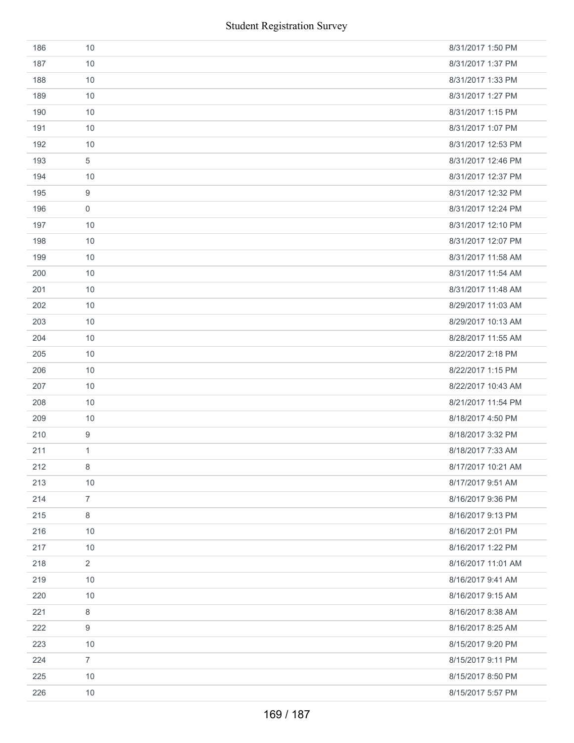| | | |
|---|---|---|
| 186 | 10 | 8/31/2017 1:50 PM |
| 187 | 10 | 8/31/2017 1:37 PM |
| 188 | 10 | 8/31/2017 1:33 PM |
| 189 | 10 | 8/31/2017 1:27 PM |
| 190 | 10 | 8/31/2017 1:15 PM |
| 191 | 10 | 8/31/2017 1:07 PM |
| 192 | 10 | 8/31/2017 12:53 PM |
| 193 | 5 | 8/31/2017 12:46 PM |
| 194 | 10 | 8/31/2017 12:37 PM |
| 195 | 9 | 8/31/2017 12:32 PM |
| 196 | 0 | 8/31/2017 12:24 PM |
| 197 | 10 | 8/31/2017 12:10 PM |
| 198 | 10 | 8/31/2017 12:07 PM |
| 199 | 10 | 8/31/2017 11:58 AM |
| 200 | 10 | 8/31/2017 11:54 AM |
| 201 | 10 | 8/31/2017 11:48 AM |
| 202 | 10 | 8/29/2017 11:03 AM |
| 203 | 10 | 8/29/2017 10:13 AM |
| 204 | 10 | 8/28/2017 11:55 AM |
| 205 | 10 | 8/22/2017 2:18 PM |
| 206 | 10 | 8/22/2017 1:15 PM |
| 207 | 10 | 8/22/2017 10:43 AM |
| 208 | 10 | 8/21/2017 11:54 PM |
| 209 | 10 | 8/18/2017 4:50 PM |
| 210 | 9 | 8/18/2017 3:32 PM |
| 211 | 1 | 8/18/2017 7:33 AM |
| 212 | 8 | 8/17/2017 10:21 AM |
| 213 | 10 | 8/17/2017 9:51 AM |
| 214 | 7 | 8/16/2017 9:36 PM |
| 215 | 8 | 8/16/2017 9:13 PM |
| 216 | 10 | 8/16/2017 2:01 PM |
| 217 | 10 | 8/16/2017 1:22 PM |
| 218 | 2 | 8/16/2017 11:01 AM |
| 219 | 10 | 8/16/2017 9:41 AM |
| 220 | 10 | 8/16/2017 9:15 AM |
| 221 | 8 | 8/16/2017 8:38 AM |
| 222 | 9 | 8/16/2017 8:25 AM |
| 223 | 10 | 8/15/2017 9:20 PM |
| 224 | 7 | 8/15/2017 9:11 PM |
| 225 | 10 | 8/15/2017 8:50 PM |
| 226 | 10 | 8/15/2017 5:57 PM |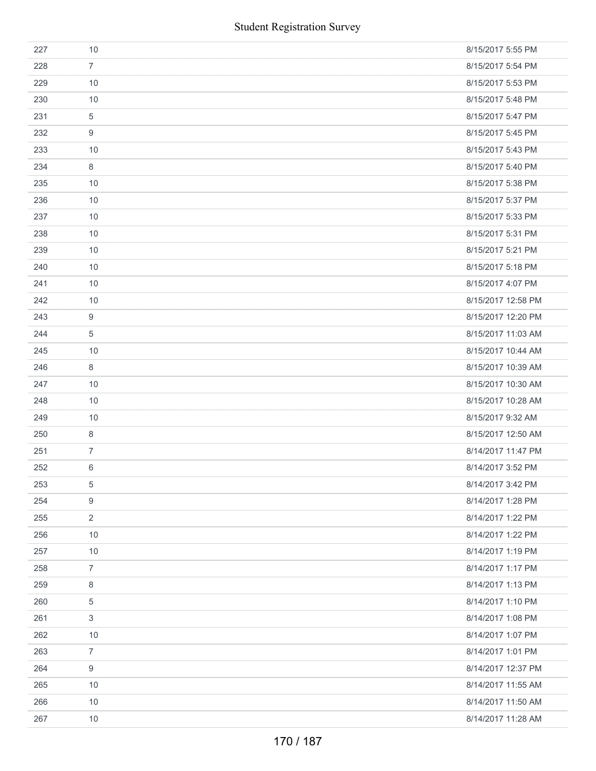| | | |
|---|---|---|
| 227 | 10 | 8/15/2017 5:55 PM |
| 228 | 7 | 8/15/2017 5:54 PM |
| 229 | 10 | 8/15/2017 5:53 PM |
| 230 | 10 | 8/15/2017 5:48 PM |
| 231 | 5 | 8/15/2017 5:47 PM |
| 232 | 9 | 8/15/2017 5:45 PM |
| 233 | 10 | 8/15/2017 5:43 PM |
| 234 | 8 | 8/15/2017 5:40 PM |
| 235 | 10 | 8/15/2017 5:38 PM |
| 236 | 10 | 8/15/2017 5:37 PM |
| 237 | 10 | 8/15/2017 5:33 PM |
| 238 | 10 | 8/15/2017 5:31 PM |
| 239 | 10 | 8/15/2017 5:21 PM |
| 240 | 10 | 8/15/2017 5:18 PM |
| 241 | 10 | 8/15/2017 4:07 PM |
| 242 | 10 | 8/15/2017 12:58 PM |
| 243 | 9 | 8/15/2017 12:20 PM |
| 244 | 5 | 8/15/2017 11:03 AM |
| 245 | 10 | 8/15/2017 10:44 AM |
| 246 | 8 | 8/15/2017 10:39 AM |
| 247 | 10 | 8/15/2017 10:30 AM |
| 248 | 10 | 8/15/2017 10:28 AM |
| 249 | 10 | 8/15/2017 9:32 AM |
| 250 | 8 | 8/15/2017 12:50 AM |
| 251 | 7 | 8/14/2017 11:47 PM |
| 252 | 6 | 8/14/2017 3:52 PM |
| 253 | 5 | 8/14/2017 3:42 PM |
| 254 | 9 | 8/14/2017 1:28 PM |
| 255 | 2 | 8/14/2017 1:22 PM |
| 256 | 10 | 8/14/2017 1:22 PM |
| 257 | 10 | 8/14/2017 1:19 PM |
| 258 | 7 | 8/14/2017 1:17 PM |
| 259 | 8 | 8/14/2017 1:13 PM |
| 260 | 5 | 8/14/2017 1:10 PM |
| 261 | 3 | 8/14/2017 1:08 PM |
| 262 | 10 | 8/14/2017 1:07 PM |
| 263 | 7 | 8/14/2017 1:01 PM |
| 264 | 9 | 8/14/2017 12:37 PM |
| 265 | 10 | 8/14/2017 11:55 AM |
| 266 | 10 | 8/14/2017 11:50 AM |
| 267 | 10 | 8/14/2017 11:28 AM |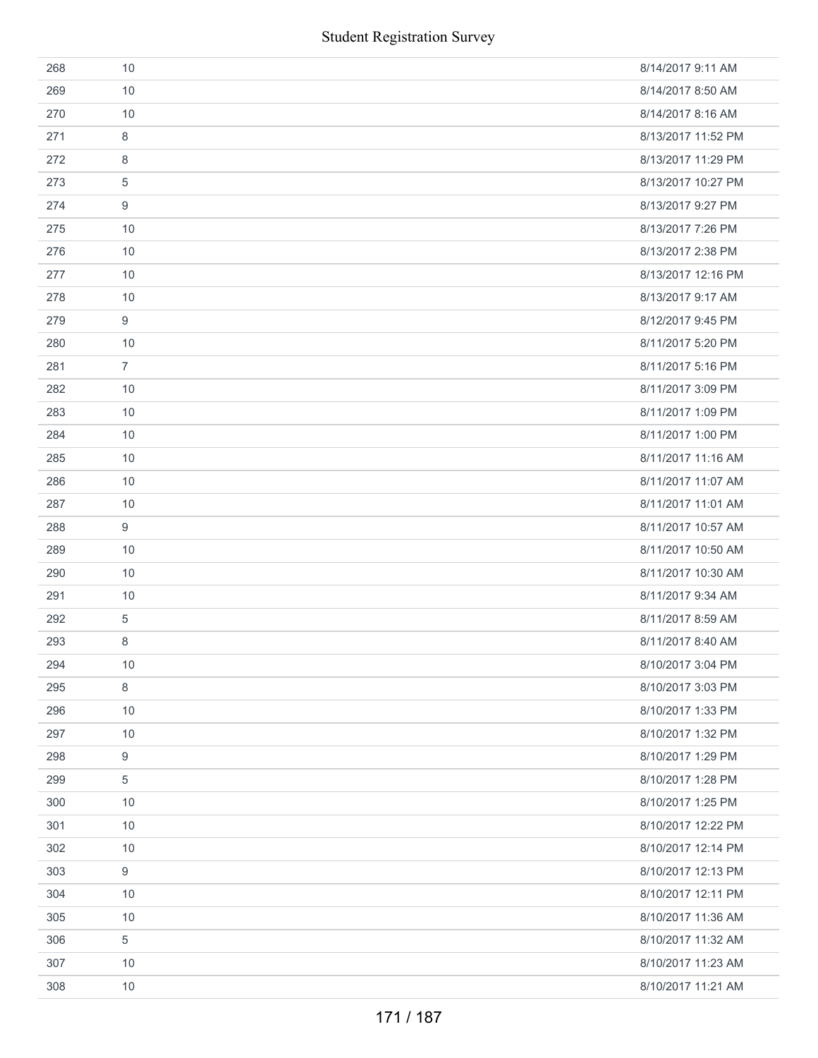| | | |
|---|---|---|
| 268 | 10 | 8/14/2017 9:11 AM |
| 269 | 10 | 8/14/2017 8:50 AM |
| 270 | 10 | 8/14/2017 8:16 AM |
| 271 | 8 | 8/13/2017 11:52 PM |
| 272 | 8 | 8/13/2017 11:29 PM |
| 273 | 5 | 8/13/2017 10:27 PM |
| 274 | 9 | 8/13/2017 9:27 PM |
| 275 | 10 | 8/13/2017 7:26 PM |
| 276 | 10 | 8/13/2017 2:38 PM |
| 277 | 10 | 8/13/2017 12:16 PM |
| 278 | 10 | 8/13/2017 9:17 AM |
| 279 | 9 | 8/12/2017 9:45 PM |
| 280 | 10 | 8/11/2017 5:20 PM |
| 281 | 7 | 8/11/2017 5:16 PM |
| 282 | 10 | 8/11/2017 3:09 PM |
| 283 | 10 | 8/11/2017 1:09 PM |
| 284 | 10 | 8/11/2017 1:00 PM |
| 285 | 10 | 8/11/2017 11:16 AM |
| 286 | 10 | 8/11/2017 11:07 AM |
| 287 | 10 | 8/11/2017 11:01 AM |
| 288 | 9 | 8/11/2017 10:57 AM |
| 289 | 10 | 8/11/2017 10:50 AM |
| 290 | 10 | 8/11/2017 10:30 AM |
| 291 | 10 | 8/11/2017 9:34 AM |
| 292 | 5 | 8/11/2017 8:59 AM |
| 293 | 8 | 8/11/2017 8:40 AM |
| 294 | 10 | 8/10/2017 3:04 PM |
| 295 | 8 | 8/10/2017 3:03 PM |
| 296 | 10 | 8/10/2017 1:33 PM |
| 297 | 10 | 8/10/2017 1:32 PM |
| 298 | 9 | 8/10/2017 1:29 PM |
| 299 | 5 | 8/10/2017 1:28 PM |
| 300 | 10 | 8/10/2017 1:25 PM |
| 301 | 10 | 8/10/2017 12:22 PM |
| 302 | 10 | 8/10/2017 12:14 PM |
| 303 | 9 | 8/10/2017 12:13 PM |
| 304 | 10 | 8/10/2017 12:11 PM |
| 305 | 10 | 8/10/2017 11:36 AM |
| 306 | 5 | 8/10/2017 11:32 AM |
| 307 | 10 | 8/10/2017 11:23 AM |
| 308 | 10 | 8/10/2017 11:21 AM |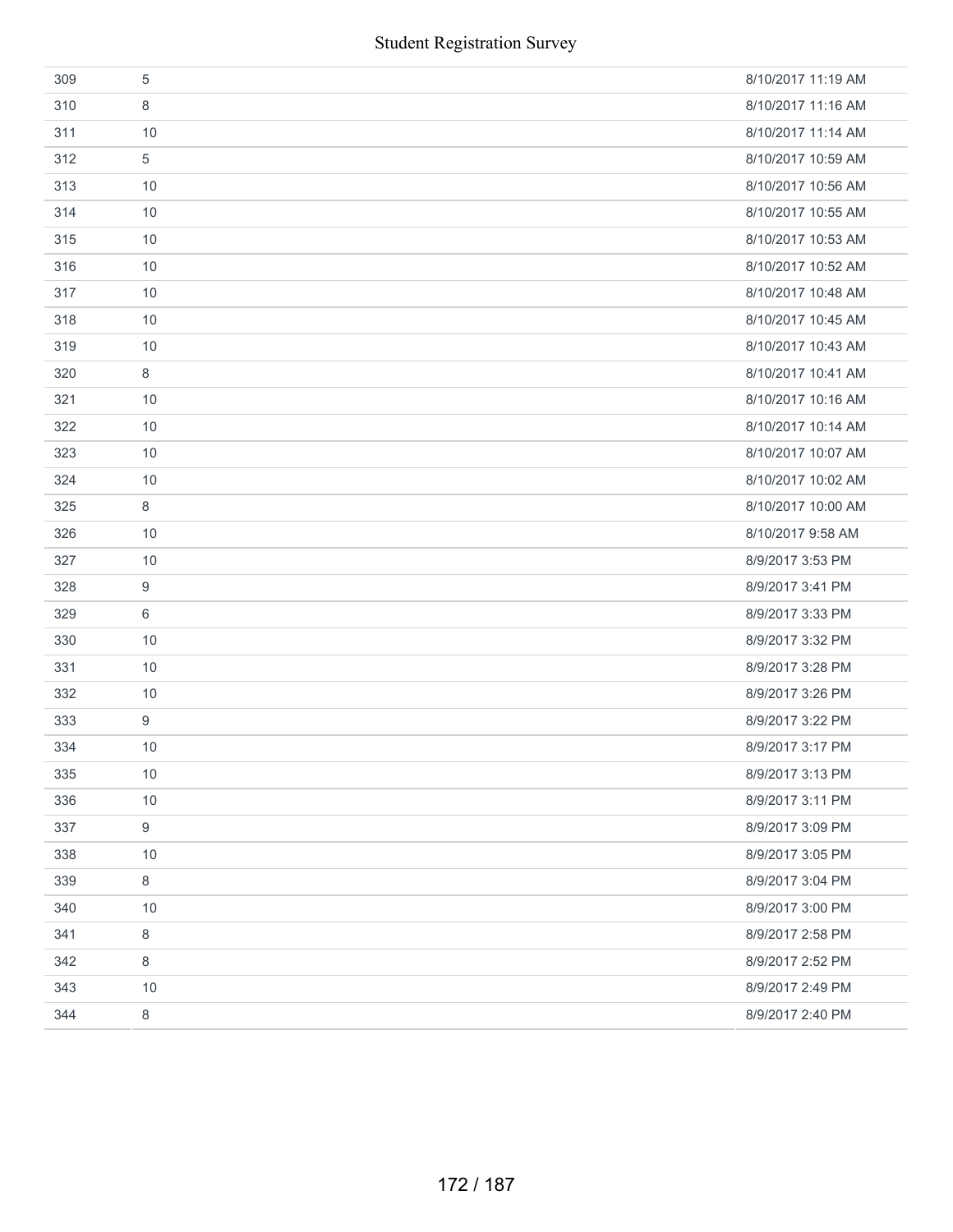| | | |
|---|---|---|
| 309 | 5 | 8/10/2017 11:19 AM |
| 310 | 8 | 8/10/2017 11:16 AM |
| 311 | 10 | 8/10/2017 11:14 AM |
| 312 | 5 | 8/10/2017 10:59 AM |
| 313 | 10 | 8/10/2017 10:56 AM |
| 314 | 10 | 8/10/2017 10:55 AM |
| 315 | 10 | 8/10/2017 10:53 AM |
| 316 | 10 | 8/10/2017 10:52 AM |
| 317 | 10 | 8/10/2017 10:48 AM |
| 318 | 10 | 8/10/2017 10:45 AM |
| 319 | 10 | 8/10/2017 10:43 AM |
| 320 | 8 | 8/10/2017 10:41 AM |
| 321 | 10 | 8/10/2017 10:16 AM |
| 322 | 10 | 8/10/2017 10:14 AM |
| 323 | 10 | 8/10/2017 10:07 AM |
| 324 | 10 | 8/10/2017 10:02 AM |
| 325 | 8 | 8/10/2017 10:00 AM |
| 326 | 10 | 8/10/2017 9:58 AM |
| 327 | 10 | 8/9/2017 3:53 PM |
| 328 | 9 | 8/9/2017 3:41 PM |
| 329 | 6 | 8/9/2017 3:33 PM |
| 330 | 10 | 8/9/2017 3:32 PM |
| 331 | 10 | 8/9/2017 3:28 PM |
| 332 | 10 | 8/9/2017 3:26 PM |
| 333 | 9 | 8/9/2017 3:22 PM |
| 334 | 10 | 8/9/2017 3:17 PM |
| 335 | 10 | 8/9/2017 3:13 PM |
| 336 | 10 | 8/9/2017 3:11 PM |
| 337 | 9 | 8/9/2017 3:09 PM |
| 338 | 10 | 8/9/2017 3:05 PM |
| 339 | 8 | 8/9/2017 3:04 PM |
| 340 | 10 | 8/9/2017 3:00 PM |
| 341 | 8 | 8/9/2017 2:58 PM |
| 342 | 8 | 8/9/2017 2:52 PM |
| 343 | 10 | 8/9/2017 2:49 PM |
| 344 | 8 | 8/9/2017 2:40 PM |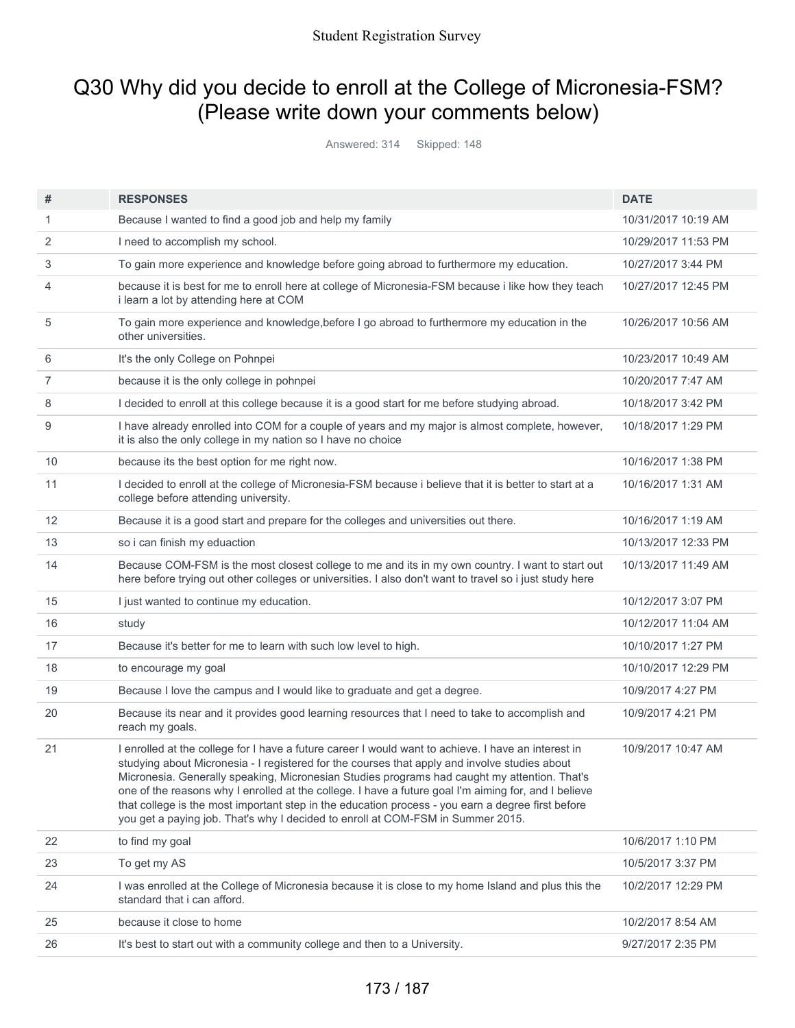# Q30 Why did you decide to enroll at the College of Micronesia-FSM? (Please write down your comments below)

Answered: 314 Skipped: 148

| # | RESPONSES | DATE |
|---|---|---|
| 1 | Because I wanted to find a good job and help my family | 10/31/2017 10:19 AM |
| 2 | I need to accomplish my school. | 10/29/2017 11:53 PM |
| 3 | To gain more experience and knowledge before going abroad to furthermore my education. | 10/27/2017 3:44 PM |
| 4 | because it is best for me to enroll here at college of Micronesia-FSM because i like how they teach i learn a lot by attending here at COM | 10/27/2017 12:45 PM |
| 5 | To gain more experience and knowledge,before I go abroad to furthermore my education in the other universities. | 10/26/2017 10:56 AM |
| 6 | It's the only College on Pohnpei | 10/23/2017 10:49 AM |
| 7 | because it is the only college in pohnpei | 10/20/2017 7:47 AM |
| 8 | I decided to enroll at this college because it is a good start for me before studying abroad. | 10/18/2017 3:42 PM |
| 9 | I have already enrolled into COM for a couple of years and my major is almost complete, however, it is also the only college in my nation so I have no choice | 10/18/2017 1:29 PM |
| 10 | because its the best option for me right now. | 10/16/2017 1:38 PM |
| 11 | I decided to enroll at the college of Micronesia-FSM because i believe that it is better to start at a college before attending university. | 10/16/2017 1:31 AM |
| 12 | Because it is a good start and prepare for the colleges and universities out there. | 10/16/2017 1:19 AM |
| 13 | so i can finish my eduaction | 10/13/2017 12:33 PM |
| 14 | Because COM-FSM is the most closest college to me and its in my own country. I want to start out here before trying out other colleges or universities. I also don't want to travel so i just study here | 10/13/2017 11:49 AM |
| 15 | I just wanted to continue my education. | 10/12/2017 3:07 PM |
| 16 | study | 10/12/2017 11:04 AM |
| 17 | Because it's better for me to learn with such low level to high. | 10/10/2017 1:27 PM |
| 18 | to encourage my goal | 10/10/2017 12:29 PM |
| 19 | Because I love the campus and I would like to graduate and get a degree. | 10/9/2017 4:27 PM |
| 20 | Because its near and it provides good learning resources that I need to take to accomplish and reach my goals. | 10/9/2017 4:21 PM |
| 21 | I enrolled at the college for I have a future career I would want to achieve. I have an interest in studying about Micronesia - I registered for the courses that apply and involve studies about Micronesia. Generally speaking, Micronesian Studies programs had caught my attention. That's one of the reasons why I enrolled at the college. I have a future goal I'm aiming for, and I believe that college is the most important step in the education process - you earn a degree first before you get a paying job. That's why I decided to enroll at COM-FSM in Summer 2015. | 10/9/2017 10:47 AM |
| 22 | to find my goal | 10/6/2017 1:10 PM |
| 23 | To get my AS | 10/5/2017 3:37 PM |
| 24 | I was enrolled at the College of Micronesia because it is close to my home Island and plus this the standard that i can afford. | 10/2/2017 12:29 PM |
| 25 | because it close to home | 10/2/2017 8:54 AM |
| 26 | It's best to start out with a community college and then to a University. | 9/27/2017 2:35 PM |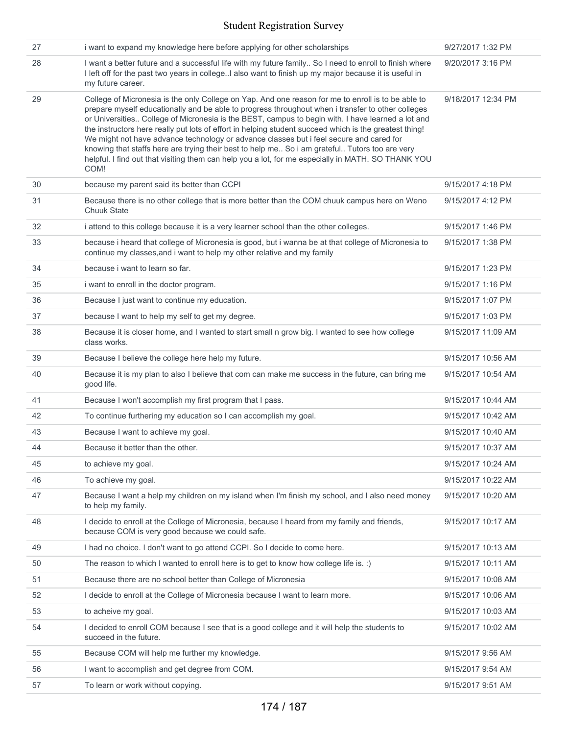| | | |
|---|---|---|
| 27 | i want to expand my knowledge here before applying for other scholarships | 9/27/2017 1:32 PM |
| 28 | I want a better future and a successful life with my future family.. So I need to enroll to finish where I left off for the past two years in college..I also want to finish up my major because it is useful in my future career. | 9/20/2017 3:16 PM |
| 29 | College of Micronesia is the only College on Yap. And one reason for me to enroll is to be able to prepare myself educationally and be able to progress throughout when i transfer to other colleges or Universities.. College of Micronesia is the BEST, campus to begin with. I have learned a lot and the instructors here really put lots of effort in helping student succeed which is the greatest thing! We might not have advance technology or advance classes but i feel secure and cared for knowing that staffs here are trying their best to help me.. So i am grateful.. Tutors too are very helpful. I find out that visiting them can help you a lot, for me especially in MATH. SO THANK YOU COM! | 9/18/2017 12:34 PM |
| 30 | because my parent said its better than CCPI | 9/15/2017 4:18 PM |
| 31 | Because there is no other college that is more better than the COM chuuk campus here on Weno Chuuk State | 9/15/2017 4:12 PM |
| 32 | i attend to this college because it is a very learner school than the other colleges. | 9/15/2017 1:46 PM |
| 33 | because i heard that college of Micronesia is good, but i wanna be at that college of Micronesia to continue my classes,and i want to help my other relative and my family | 9/15/2017 1:38 PM |
| 34 | because i want to learn so far. | 9/15/2017 1:23 PM |
| 35 | i want to enroll in the doctor program. | 9/15/2017 1:16 PM |
| 36 | Because I just want to continue my education. | 9/15/2017 1:07 PM |
| 37 | because I want to help my self to get my degree. | 9/15/2017 1:03 PM |
| 38 | Because it is closer home, and I wanted to start small n grow big. I wanted to see how college class works. | 9/15/2017 11:09 AM |
| 39 | Because I believe the college here help my future. | 9/15/2017 10:56 AM |
| 40 | Because it is my plan to also I believe that com can make me success in the future, can bring me good life. | 9/15/2017 10:54 AM |
| 41 | Because I won't accomplish my first program that I pass. | 9/15/2017 10:44 AM |
| 42 | To continue furthering my education so I can accomplish my goal. | 9/15/2017 10:42 AM |
| 43 | Because I want to achieve my goal. | 9/15/2017 10:40 AM |
| 44 | Because it better than the other. | 9/15/2017 10:37 AM |
| 45 | to achieve my goal. | 9/15/2017 10:24 AM |
| 46 | To achieve my goal. | 9/15/2017 10:22 AM |
| 47 | Because I want a help my children on my island when I'm finish my school, and I also need money to help my family. | 9/15/2017 10:20 AM |
| 48 | I decide to enroll at the College of Micronesia, because I heard from my family and friends, because COM is very good because we could safe. | 9/15/2017 10:17 AM |
| 49 | I had no choice. I don't want to go attend CCPI. So I decide to come here. | 9/15/2017 10:13 AM |
| 50 | The reason to which I wanted to enroll here is to get to know how college life is. :) | 9/15/2017 10:11 AM |
| 51 | Because there are no school better than College of Micronesia | 9/15/2017 10:08 AM |
| 52 | I decide to enroll at the College of Micronesia because I want to learn more. | 9/15/2017 10:06 AM |
| 53 | to acheive my goal. | 9/15/2017 10:03 AM |
| 54 | I decided to enroll COM because I see that is a good college and it will help the students to succeed in the future. | 9/15/2017 10:02 AM |
| 55 | Because COM will help me further my knowledge. | 9/15/2017 9:56 AM |
| 56 | I want to accomplish and get degree from COM. | 9/15/2017 9:54 AM |
| 57 | To learn or work without copying. | 9/15/2017 9:51 AM |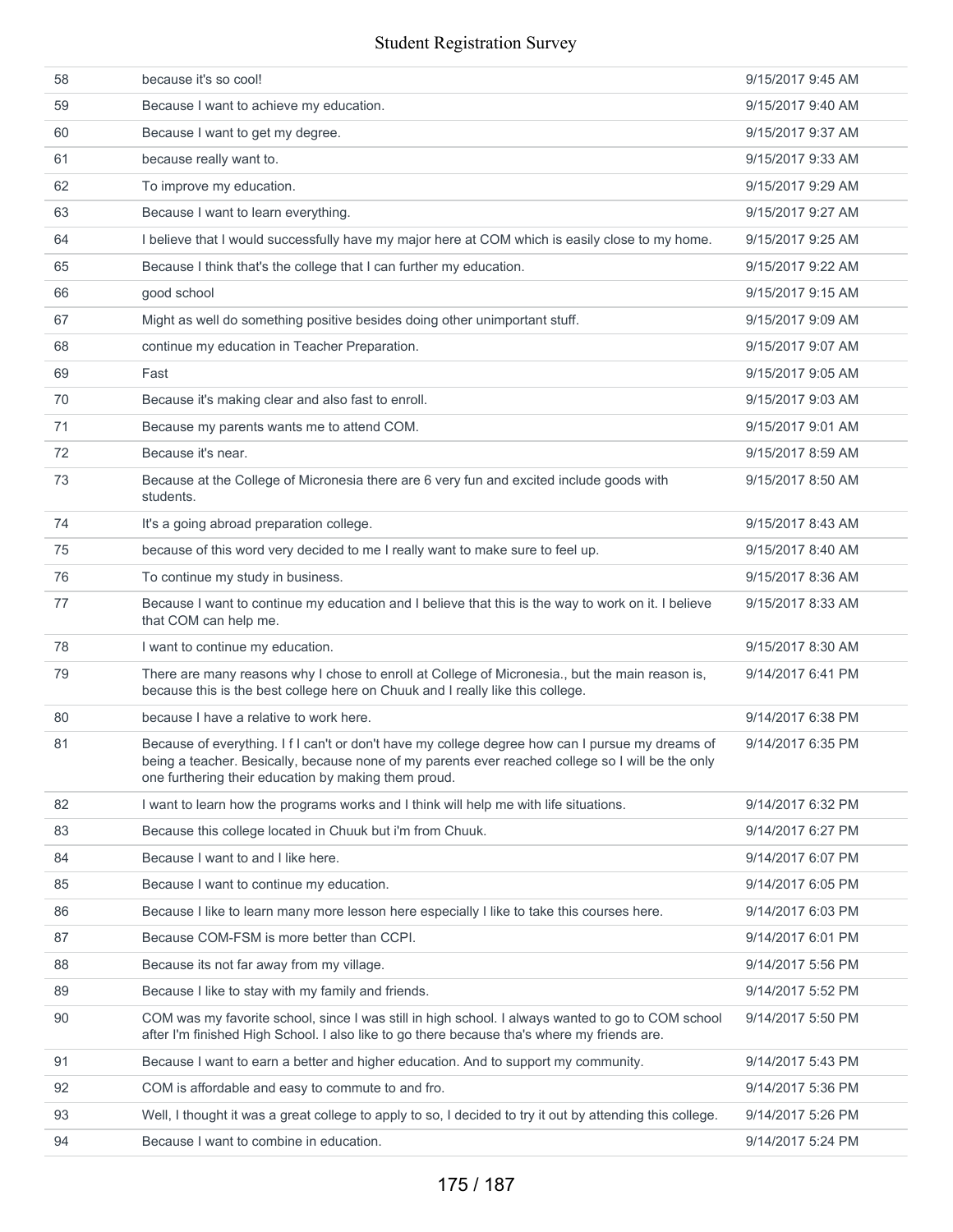| | | |
|---|---|---|
| 58 | because it's so cool! | 9/15/2017 9:45 AM |
| 59 | Because I want to achieve my education. | 9/15/2017 9:40 AM |
| 60 | Because I want to get my degree. | 9/15/2017 9:37 AM |
| 61 | because really want to. | 9/15/2017 9:33 AM |
| 62 | To improve my education. | 9/15/2017 9:29 AM |
| 63 | Because I want to learn everything. | 9/15/2017 9:27 AM |
| 64 | I believe that I would successfully have my major here at COM which is easily close to my home. | 9/15/2017 9:25 AM |
| 65 | Because I think that's the college that I can further my education. | 9/15/2017 9:22 AM |
| 66 | good school | 9/15/2017 9:15 AM |
| 67 | Might as well do something positive besides doing other unimportant stuff. | 9/15/2017 9:09 AM |
| 68 | continue my education in Teacher Preparation. | 9/15/2017 9:07 AM |
| 69 | Fast | 9/15/2017 9:05 AM |
| 70 | Because it's making clear and also fast to enroll. | 9/15/2017 9:03 AM |
| 71 | Because my parents wants me to attend COM. | 9/15/2017 9:01 AM |
| 72 | Because it's near. | 9/15/2017 8:59 AM |
| 73 | Because at the College of Micronesia there are 6 very fun and excited include goods with students. | 9/15/2017 8:50 AM |
| 74 | It's a going abroad preparation college. | 9/15/2017 8:43 AM |
| 75 | because of this word very decided to me I really want to make sure to feel up. | 9/15/2017 8:40 AM |
| 76 | To continue my study in business. | 9/15/2017 8:36 AM |
| 77 | Because I want to continue my education and I believe that this is the way to work on it. I believe that COM can help me. | 9/15/2017 8:33 AM |
| 78 | I want to continue my education. | 9/15/2017 8:30 AM |
| 79 | There are many reasons why I chose to enroll at College of Micronesia., but the main reason is, because this is the best college here on Chuuk and I really like this college. | 9/14/2017 6:41 PM |
| 80 | because I have a relative to work here. | 9/14/2017 6:38 PM |
| 81 | Because of everything. I f I can't or don't have my college degree how can I pursue my dreams of being a teacher. Besically, because none of my parents ever reached college so I will be the only one furthering their education by making them proud. | 9/14/2017 6:35 PM |
| 82 | I want to learn how the programs works and I think will help me with life situations. | 9/14/2017 6:32 PM |
| 83 | Because this college located in Chuuk but i'm from Chuuk. | 9/14/2017 6:27 PM |
| 84 | Because I want to and I like here. | 9/14/2017 6:07 PM |
| 85 | Because I want to continue my education. | 9/14/2017 6:05 PM |
| 86 | Because I like to learn many more lesson here especially I like to take this courses here. | 9/14/2017 6:03 PM |
| 87 | Because COM-FSM is more better than CCPI. | 9/14/2017 6:01 PM |
| 88 | Because its not far away from my village. | 9/14/2017 5:56 PM |
| 89 | Because I like to stay with my family and friends. | 9/14/2017 5:52 PM |
| 90 | COM was my favorite school, since I was still in high school. I always wanted to go to COM school after I'm finished High School. I also like to go there because tha's where my friends are. | 9/14/2017 5:50 PM |
| 91 | Because I want to earn a better and higher education. And to support my community. | 9/14/2017 5:43 PM |
| 92 | COM is affordable and easy to commute to and fro. | 9/14/2017 5:36 PM |
| 93 | Well, I thought it was a great college to apply to so, I decided to try it out by attending this college. | 9/14/2017 5:26 PM |
| 94 | Because I want to combine in education. | 9/14/2017 5:24 PM |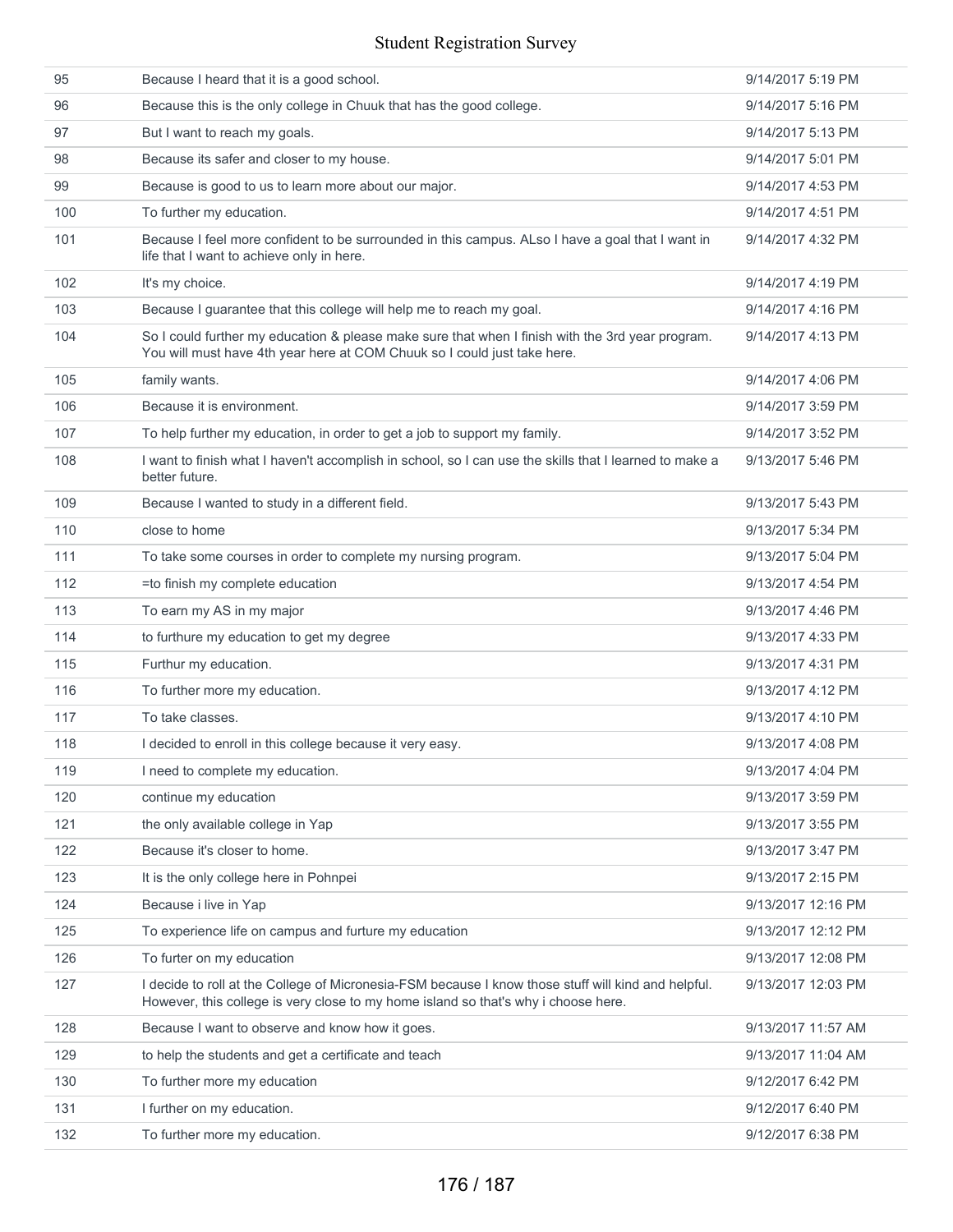| | | |
|---|---|---|
| 95 | Because I heard that it is a good school. | 9/14/2017 5:19 PM |
| 96 | Because this is the only college in Chuuk that has the good college. | 9/14/2017 5:16 PM |
| 97 | But I want to reach my goals. | 9/14/2017 5:13 PM |
| 98 | Because its safer and closer to my house. | 9/14/2017 5:01 PM |
| 99 | Because is good to us to learn more about our major. | 9/14/2017 4:53 PM |
| 100 | To further my education. | 9/14/2017 4:51 PM |
| 101 | Because I feel more confident to be surrounded in this campus. ALso I have a goal that I want in life that I want to achieve only in here. | 9/14/2017 4:32 PM |
| 102 | It's my choice. | 9/14/2017 4:19 PM |
| 103 | Because I guarantee that this college will help me to reach my goal. | 9/14/2017 4:16 PM |
| 104 | So I could further my education & please make sure that when I finish with the 3rd year program. You will must have 4th year here at COM Chuuk so I could just take here. | 9/14/2017 4:13 PM |
| 105 | family wants. | 9/14/2017 4:06 PM |
| 106 | Because it is environment. | 9/14/2017 3:59 PM |
| 107 | To help further my education, in order to get a job to support my family. | 9/14/2017 3:52 PM |
| 108 | I want to finish what I haven't accomplish in school, so I can use the skills that I learned to make a better future. | 9/13/2017 5:46 PM |
| 109 | Because I wanted to study in a different field. | 9/13/2017 5:43 PM |
| 110 | close to home | 9/13/2017 5:34 PM |
| 111 | To take some courses in order to complete my nursing program. | 9/13/2017 5:04 PM |
| 112 | =to finish my complete education | 9/13/2017 4:54 PM |
| 113 | To earn my AS in my major | 9/13/2017 4:46 PM |
| 114 | to furthure my education to get my degree | 9/13/2017 4:33 PM |
| 115 | Furthur my education. | 9/13/2017 4:31 PM |
| 116 | To further more my education. | 9/13/2017 4:12 PM |
| 117 | To take classes. | 9/13/2017 4:10 PM |
| 118 | I decided to enroll in this college because it very easy. | 9/13/2017 4:08 PM |
| 119 | I need to complete my education. | 9/13/2017 4:04 PM |
| 120 | continue my education | 9/13/2017 3:59 PM |
| 121 | the only available college in Yap | 9/13/2017 3:55 PM |
| 122 | Because it's closer to home. | 9/13/2017 3:47 PM |
| 123 | It is the only college here in Pohnpei | 9/13/2017 2:15 PM |
| 124 | Because i live in Yap | 9/13/2017 12:16 PM |
| 125 | To experience life on campus and furture my education | 9/13/2017 12:12 PM |
| 126 | To furter on my education | 9/13/2017 12:08 PM |
| 127 | I decide to roll at the College of Micronesia-FSM because I know those stuff will kind and helpful. However, this college is very close to my home island so that's why i choose here. | 9/13/2017 12:03 PM |
| 128 | Because I want to observe and know how it goes. | 9/13/2017 11:57 AM |
| 129 | to help the students and get a certificate and teach | 9/13/2017 11:04 AM |
| 130 | To further more my education | 9/12/2017 6:42 PM |
| 131 | I further on my education. | 9/12/2017 6:40 PM |
| 132 | To further more my education. | 9/12/2017 6:38 PM |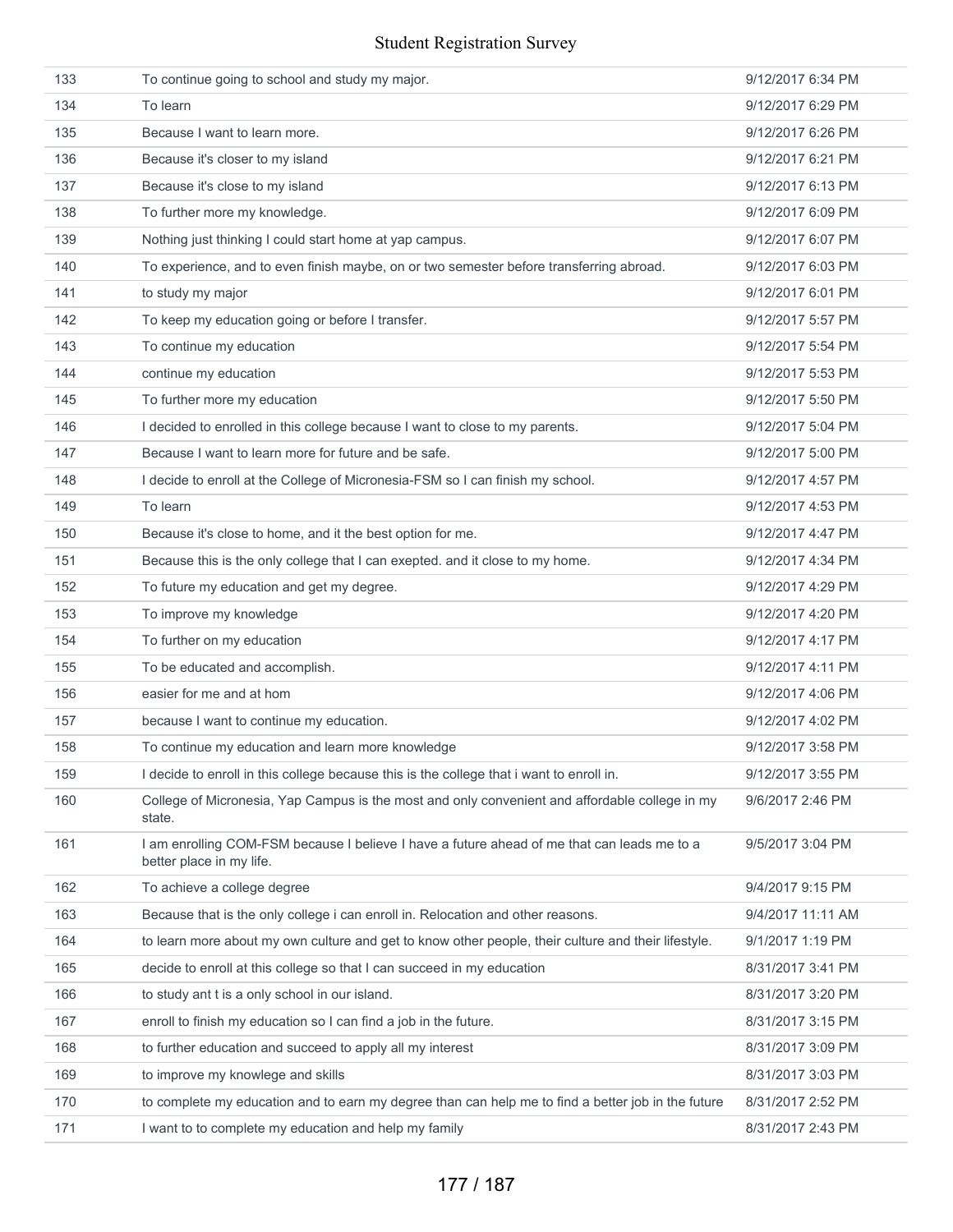| | | |
|---|---|---|
| 133 | To continue going to school and study my major. | 9/12/2017 6:34 PM |
| 134 | To learn | 9/12/2017 6:29 PM |
| 135 | Because I want to learn more. | 9/12/2017 6:26 PM |
| 136 | Because it's closer to my island | 9/12/2017 6:21 PM |
| 137 | Because it's close to my island | 9/12/2017 6:13 PM |
| 138 | To further more my knowledge. | 9/12/2017 6:09 PM |
| 139 | Nothing just thinking I could start home at yap campus. | 9/12/2017 6:07 PM |
| 140 | To experience, and to even finish maybe, on or two semester before transferring abroad. | 9/12/2017 6:03 PM |
| 141 | to study my major | 9/12/2017 6:01 PM |
| 142 | To keep my education going or before I transfer. | 9/12/2017 5:57 PM |
| 143 | To continue my education | 9/12/2017 5:54 PM |
| 144 | continue my education | 9/12/2017 5:53 PM |
| 145 | To further more my education | 9/12/2017 5:50 PM |
| 146 | I decided to enrolled in this college because I want to close to my parents. | 9/12/2017 5:04 PM |
| 147 | Because I want to learn more for future and be safe. | 9/12/2017 5:00 PM |
| 148 | I decide to enroll at the College of Micronesia-FSM so I can finish my school. | 9/12/2017 4:57 PM |
| 149 | To learn | 9/12/2017 4:53 PM |
| 150 | Because it's close to home, and it the best option for me. | 9/12/2017 4:47 PM |
| 151 | Because this is the only college that I can exepted. and it close to my home. | 9/12/2017 4:34 PM |
| 152 | To future my education and get my degree. | 9/12/2017 4:29 PM |
| 153 | To improve my knowledge | 9/12/2017 4:20 PM |
| 154 | To further on my education | 9/12/2017 4:17 PM |
| 155 | To be educated and accomplish. | 9/12/2017 4:11 PM |
| 156 | easier for me and at hom | 9/12/2017 4:06 PM |
| 157 | because I want to continue my education. | 9/12/2017 4:02 PM |
| 158 | To continue my education and learn more knowledge | 9/12/2017 3:58 PM |
| 159 | I decide to enroll in this college because this is the college that i want to enroll in. | 9/12/2017 3:55 PM |
| 160 | College of Micronesia, Yap Campus is the most and only convenient and affordable college in my state. | 9/6/2017 2:46 PM |
| 161 | I am enrolling COM-FSM because I believe I have a future ahead of me that can leads me to a better place in my life. | 9/5/2017 3:04 PM |
| 162 | To achieve a college degree | 9/4/2017 9:15 PM |
| 163 | Because that is the only college i can enroll in. Relocation and other reasons. | 9/4/2017 11:11 AM |
| 164 | to learn more about my own culture and get to know other people, their culture and their lifestyle. | 9/1/2017 1:19 PM |
| 165 | decide to enroll at this college so that I can succeed in my education | 8/31/2017 3:41 PM |
| 166 | to study ant t is a only school in our island. | 8/31/2017 3:20 PM |
| 167 | enroll to finish my education so I can find a job in the future. | 8/31/2017 3:15 PM |
| 168 | to further education and succeed to apply all my interest | 8/31/2017 3:09 PM |
| 169 | to improve my knowlege and skills | 8/31/2017 3:03 PM |
| 170 | to complete my education and to earn my degree than can help me to find a better job in the future | 8/31/2017 2:52 PM |
| 171 | I want to to complete my education and help my family | 8/31/2017 2:43 PM |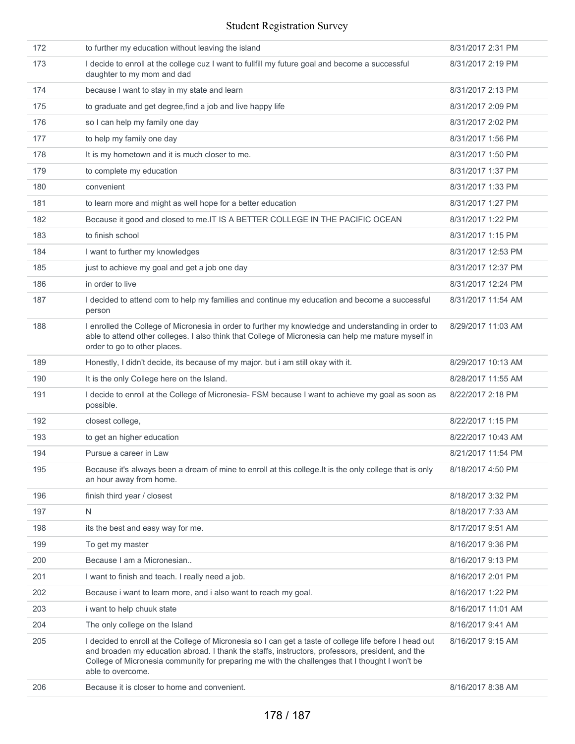| | | |
|---|---|---|
| 172 | to further my education without leaving the island | 8/31/2017 2:31 PM |
| 173 | I decide to enroll at the college cuz I want to fullfill my future goal and become a successful daughter to my mom and dad | 8/31/2017 2:19 PM |
| 174 | because I want to stay in my state and learn | 8/31/2017 2:13 PM |
| 175 | to graduate and get degree,find a job and live happy life | 8/31/2017 2:09 PM |
| 176 | so I can help my family one day | 8/31/2017 2:02 PM |
| 177 | to help my family one day | 8/31/2017 1:56 PM |
| 178 | It is my hometown and it is much closer to me. | 8/31/2017 1:50 PM |
| 179 | to complete my education | 8/31/2017 1:37 PM |
| 180 | convenient | 8/31/2017 1:33 PM |
| 181 | to learn more and might as well hope for a better education | 8/31/2017 1:27 PM |
| 182 | Because it good and closed to me.IT IS A BETTER COLLEGE IN THE PACIFIC OCEAN | 8/31/2017 1:22 PM |
| 183 | to finish school | 8/31/2017 1:15 PM |
| 184 | I want to further my knowledges | 8/31/2017 12:53 PM |
| 185 | just to achieve my goal and get a job one day | 8/31/2017 12:37 PM |
| 186 | in order to live | 8/31/2017 12:24 PM |
| 187 | I decided to attend com to help my families and continue my education and become a successful person | 8/31/2017 11:54 AM |
| 188 | I enrolled the College of Micronesia in order to further my knowledge and understanding in order to able to attend other colleges. I also think that College of Micronesia can help me mature myself in order to go to other places. | 8/29/2017 11:03 AM |
| 189 | Honestly, I didn't decide, its because of my major. but i am still okay with it. | 8/29/2017 10:13 AM |
| 190 | It is the only College here on the Island. | 8/28/2017 11:55 AM |
| 191 | I decide to enroll at the College of Micronesia- FSM because I want to achieve my goal as soon as possible. | 8/22/2017 2:18 PM |
| 192 | closest college, | 8/22/2017 1:15 PM |
| 193 | to get an higher education | 8/22/2017 10:43 AM |
| 194 | Pursue a career in Law | 8/21/2017 11:54 PM |
| 195 | Because it's always been a dream of mine to enroll at this college.It is the only college that is only an hour away from home. | 8/18/2017 4:50 PM |
| 196 | finish third year / closest | 8/18/2017 3:32 PM |
| 197 | N | 8/18/2017 7:33 AM |
| 198 | its the best and easy way for me. | 8/17/2017 9:51 AM |
| 199 | To get my master | 8/16/2017 9:36 PM |
| 200 | Because I am a Micronesian.. | 8/16/2017 9:13 PM |
| 201 | I want to finish and teach. I really need a job. | 8/16/2017 2:01 PM |
| 202 | Because i want to learn more, and i also want to reach my goal. | 8/16/2017 1:22 PM |
| 203 | i want to help chuuk state | 8/16/2017 11:01 AM |
| 204 | The only college on the Island | 8/16/2017 9:41 AM |
| 205 | I decided to enroll at the College of Micronesia so I can get a taste of college life before I head out and broaden my education abroad. I thank the staffs, instructors, professors, president, and the College of Micronesia community for preparing me with the challenges that I thought I won't be able to overcome. | 8/16/2017 9:15 AM |
| 206 | Because it is closer to home and convenient. | 8/16/2017 8:38 AM |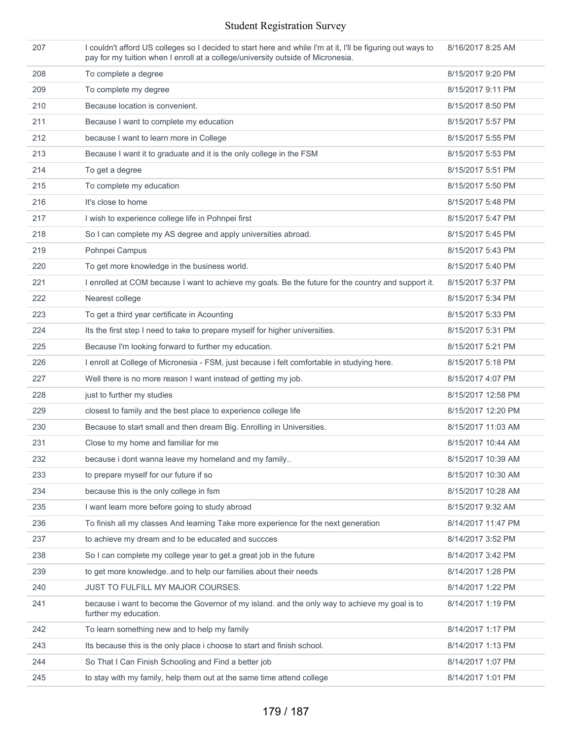| | | |
|---|---|---|
| 207 | I couldn't afford US colleges so I decided to start here and while I'm at it, I'll be figuring out ways to pay for my tuition when I enroll at a college/university outside of Micronesia. | 8/16/2017 8:25 AM |
| 208 | To complete a degree | 8/15/2017 9:20 PM |
| 209 | To complete my degree | 8/15/2017 9:11 PM |
| 210 | Because location is convenient. | 8/15/2017 8:50 PM |
| 211 | Because I want to complete my education | 8/15/2017 5:57 PM |
| 212 | because I want to learn more in College | 8/15/2017 5:55 PM |
| 213 | Because I want it to graduate and it is the only college in the FSM | 8/15/2017 5:53 PM |
| 214 | To get a degree | 8/15/2017 5:51 PM |
| 215 | To complete my education | 8/15/2017 5:50 PM |
| 216 | It's close to home | 8/15/2017 5:48 PM |
| 217 | I wish to experience college life in Pohnpei first | 8/15/2017 5:47 PM |
| 218 | So I can complete my AS degree and apply universities abroad. | 8/15/2017 5:45 PM |
| 219 | Pohnpei Campus | 8/15/2017 5:43 PM |
| 220 | To get more knowledge in the business world. | 8/15/2017 5:40 PM |
| 221 | I enrolled at COM because I want to achieve my goals. Be the future for the country and support it. | 8/15/2017 5:37 PM |
| 222 | Nearest college | 8/15/2017 5:34 PM |
| 223 | To get a third year certificate in Acounting | 8/15/2017 5:33 PM |
| 224 | Its the first step I need to take to prepare myself for higher universities. | 8/15/2017 5:31 PM |
| 225 | Because I'm looking forward to further my education. | 8/15/2017 5:21 PM |
| 226 | I enroll at College of Micronesia - FSM, just because i felt comfortable in studying here. | 8/15/2017 5:18 PM |
| 227 | Well there is no more reason I want instead of getting my job. | 8/15/2017 4:07 PM |
| 228 | just to further my studies | 8/15/2017 12:58 PM |
| 229 | closest to family and the best place to experience college life | 8/15/2017 12:20 PM |
| 230 | Because to start small and then dream Big. Enrolling in Universities. | 8/15/2017 11:03 AM |
| 231 | Close to my home and familiar for me | 8/15/2017 10:44 AM |
| 232 | because i dont wanna leave my homeland and my family.. | 8/15/2017 10:39 AM |
| 233 | to prepare myself for our future if so | 8/15/2017 10:30 AM |
| 234 | because this is the only college in fsm | 8/15/2017 10:28 AM |
| 235 | I want learn more before going to study abroad | 8/15/2017 9:32 AM |
| 236 | To finish all my classes And learning Take more experience for the next generation | 8/14/2017 11:47 PM |
| 237 | to achieve my dream and to be educated and succces | 8/14/2017 3:52 PM |
| 238 | So I can complete my college year to get a great job in the future | 8/14/2017 3:42 PM |
| 239 | to get more knowledge..and to help our families about their needs | 8/14/2017 1:28 PM |
| 240 | JUST TO FULFILL MY MAJOR COURSES. | 8/14/2017 1:22 PM |
| 241 | because i want to become the Governor of my island. and the only way to achieve my goal is to further my education. | 8/14/2017 1:19 PM |
| 242 | To learn something new and to help my family | 8/14/2017 1:17 PM |
| 243 | Its because this is the only place i choose to start and finish school. | 8/14/2017 1:13 PM |
| 244 | So That I Can Finish Schooling and Find a better job | 8/14/2017 1:07 PM |
| 245 | to stay with my family, help them out at the same time attend college | 8/14/2017 1:01 PM |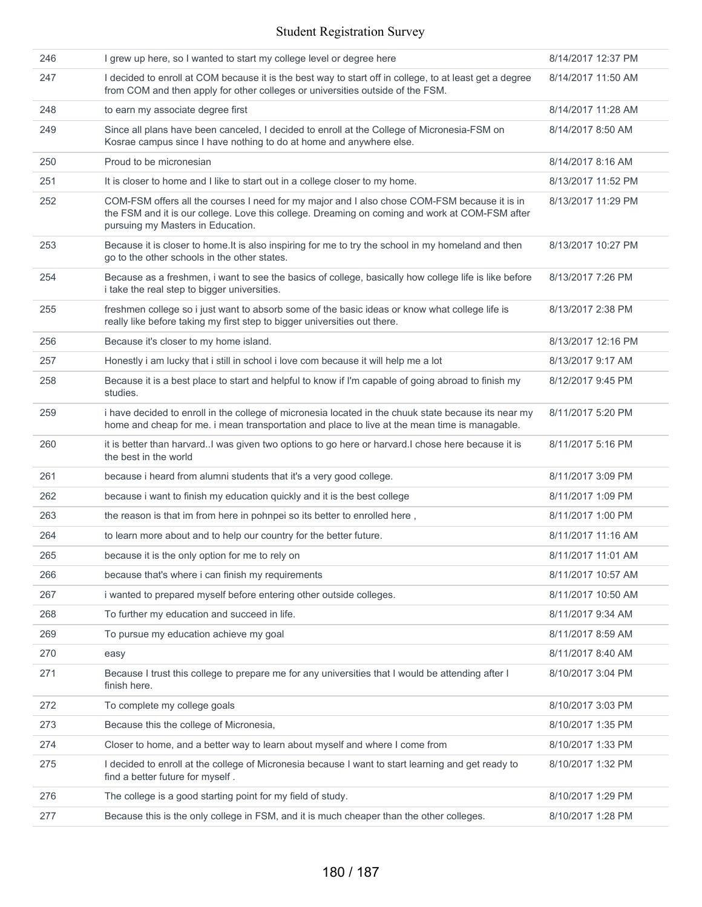| | | |
|---|---|---|
| 246 | I grew up here, so I wanted to start my college level or degree here | 8/14/2017 12:37 PM |
| 247 | I decided to enroll at COM because it is the best way to start off in college, to at least get a degree from COM and then apply for other colleges or universities outside of the FSM. | 8/14/2017 11:50 AM |
| 248 | to earn my associate degree first | 8/14/2017 11:28 AM |
| 249 | Since all plans have been canceled, I decided to enroll at the College of Micronesia-FSM on Kosrae campus since I have nothing to do at home and anywhere else. | 8/14/2017 8:50 AM |
| 250 | Proud to be micronesian | 8/14/2017 8:16 AM |
| 251 | It is closer to home and I like to start out in a college closer to my home. | 8/13/2017 11:52 PM |
| 252 | COM-FSM offers all the courses I need for my major and I also chose COM-FSM because it is in the FSM and it is our college. Love this college. Dreaming on coming and work at COM-FSM after pursuing my Masters in Education. | 8/13/2017 11:29 PM |
| 253 | Because it is closer to home.It is also inspiring for me to try the school in my homeland and then go to the other schools in the other states. | 8/13/2017 10:27 PM |
| 254 | Because as a freshmen, i want to see the basics of college, basically how college life is like before i take the real step to bigger universities. | 8/13/2017 7:26 PM |
| 255 | freshmen college so i just want to absorb some of the basic ideas or know what college life is really like before taking my first step to bigger universities out there. | 8/13/2017 2:38 PM |
| 256 | Because it's closer to my home island. | 8/13/2017 12:16 PM |
| 257 | Honestly i am lucky that i still in school i love com because it will help me a lot | 8/13/2017 9:17 AM |
| 258 | Because it is a best place to start and helpful to know if I'm capable of going abroad to finish my studies. | 8/12/2017 9:45 PM |
| 259 | i have decided to enroll in the college of micronesia located in the chuuk state because its near my home and cheap for me. i mean transportation and place to live at the mean time is managable. | 8/11/2017 5:20 PM |
| 260 | it is better than harvard..I was given two options to go here or harvard.I chose here because it is the best in the world | 8/11/2017 5:16 PM |
| 261 | because i heard from alumni students that it's a very good college. | 8/11/2017 3:09 PM |
| 262 | because i want to finish my education quickly and it is the best college | 8/11/2017 1:09 PM |
| 263 | the reason is that im from here in pohnpei so its better to enrolled here , | 8/11/2017 1:00 PM |
| 264 | to learn more about and to help our country for the better future. | 8/11/2017 11:16 AM |
| 265 | because it is the only option for me to rely on | 8/11/2017 11:01 AM |
| 266 | because that's where i can finish my requirements | 8/11/2017 10:57 AM |
| 267 | i wanted to prepared myself before entering other outside colleges. | 8/11/2017 10:50 AM |
| 268 | To further my education and succeed in life. | 8/11/2017 9:34 AM |
| 269 | To pursue my education achieve my goal | 8/11/2017 8:59 AM |
| 270 | easy | 8/11/2017 8:40 AM |
| 271 | Because I trust this college to prepare me for any universities that I would be attending after I finish here. | 8/10/2017 3:04 PM |
| 272 | To complete my college goals | 8/10/2017 3:03 PM |
| 273 | Because this the college of Micronesia, | 8/10/2017 1:35 PM |
| 274 | Closer to home, and a better way to learn about myself and where I come from | 8/10/2017 1:33 PM |
| 275 | I decided to enroll at the college of Micronesia because I want to start learning and get ready to find a better future for myself . | 8/10/2017 1:32 PM |
| 276 | The college is a good starting point for my field of study. | 8/10/2017 1:29 PM |
| 277 | Because this is the only college in FSM, and it is much cheaper than the other colleges. | 8/10/2017 1:28 PM |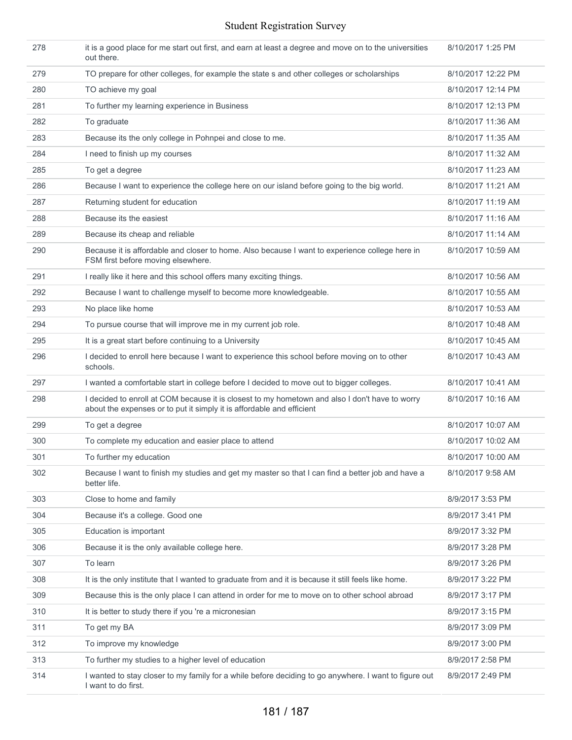| | | |
|---|---|---|
| 278 | it is a good place for me start out first, and earn at least a degree and move on to the universities out there. | 8/10/2017 1:25 PM |
| 279 | TO prepare for other colleges, for example the state s and other colleges or scholarships | 8/10/2017 12:22 PM |
| 280 | TO achieve my goal | 8/10/2017 12:14 PM |
| 281 | To further my learning experience in Business | 8/10/2017 12:13 PM |
| 282 | To graduate | 8/10/2017 11:36 AM |
| 283 | Because its the only college in Pohnpei and close to me. | 8/10/2017 11:35 AM |
| 284 | I need to finish up my courses | 8/10/2017 11:32 AM |
| 285 | To get a degree | 8/10/2017 11:23 AM |
| 286 | Because I want to experience the college here on our island before going to the big world. | 8/10/2017 11:21 AM |
| 287 | Returning student for education | 8/10/2017 11:19 AM |
| 288 | Because its the easiest | 8/10/2017 11:16 AM |
| 289 | Because its cheap and reliable | 8/10/2017 11:14 AM |
| 290 | Because it is affordable and closer to home. Also because I want to experience college here in FSM first before moving elsewhere. | 8/10/2017 10:59 AM |
| 291 | I really like it here and this school offers many exciting things. | 8/10/2017 10:56 AM |
| 292 | Because I want to challenge myself to become more knowledgeable. | 8/10/2017 10:55 AM |
| 293 | No place like home | 8/10/2017 10:53 AM |
| 294 | To pursue course that will improve me in my current job role. | 8/10/2017 10:48 AM |
| 295 | It is a great start before continuing to a University | 8/10/2017 10:45 AM |
| 296 | I decided to enroll here because I want to experience this school before moving on to other schools. | 8/10/2017 10:43 AM |
| 297 | I wanted a comfortable start in college before I decided to move out to bigger colleges. | 8/10/2017 10:41 AM |
| 298 | I decided to enroll at COM because it is closest to my hometown and also I don't have to worry about the expenses or to put it simply it is affordable and efficient | 8/10/2017 10:16 AM |
| 299 | To get a degree | 8/10/2017 10:07 AM |
| 300 | To complete my education and easier place to attend | 8/10/2017 10:02 AM |
| 301 | To further my education | 8/10/2017 10:00 AM |
| 302 | Because I want to finish my studies and get my master so that I can find a better job and have a better life. | 8/10/2017 9:58 AM |
| 303 | Close to home and family | 8/9/2017 3:53 PM |
| 304 | Because it's a college. Good one | 8/9/2017 3:41 PM |
| 305 | Education is important | 8/9/2017 3:32 PM |
| 306 | Because it is the only available college here. | 8/9/2017 3:28 PM |
| 307 | To learn | 8/9/2017 3:26 PM |
| 308 | It is the only institute that I wanted to graduate from and it is because it still feels like home. | 8/9/2017 3:22 PM |
| 309 | Because this is the only place I can attend in order for me to move on to other school abroad | 8/9/2017 3:17 PM |
| 310 | It is better to study there if you 're a micronesian | 8/9/2017 3:15 PM |
| 311 | To get my BA | 8/9/2017 3:09 PM |
| 312 | To improve my knowledge | 8/9/2017 3:00 PM |
| 313 | To further my studies to a higher level of education | 8/9/2017 2:58 PM |
| 314 | I wanted to stay closer to my family for a while before deciding to go anywhere. I want to figure out I want to do first. | 8/9/2017 2:49 PM |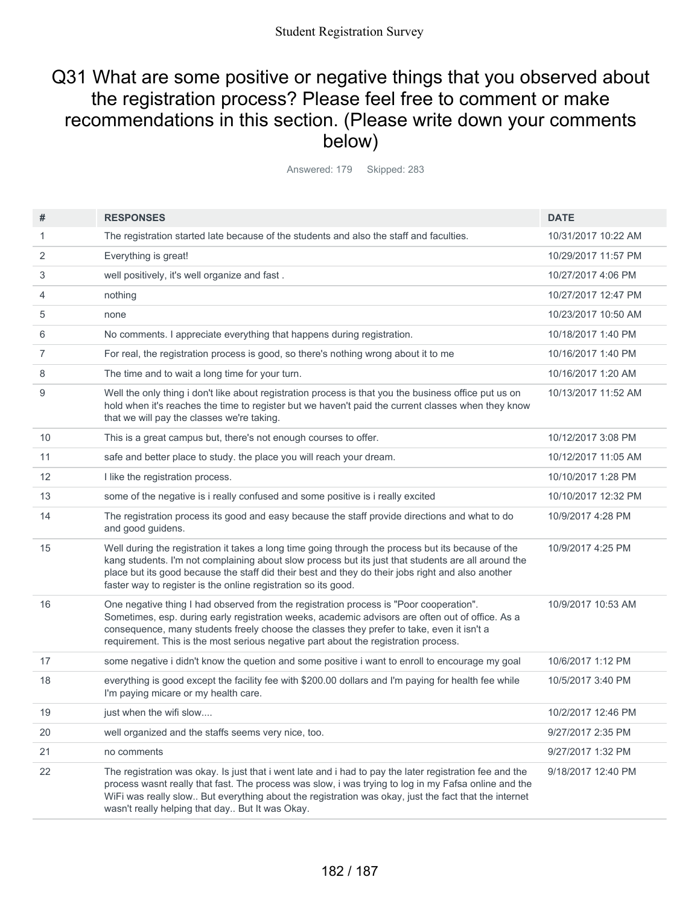# Q31 What are some positive or negative things that you observed about the registration process? Please feel free to comment or make recommendations in this section. (Please write down your comments below)

Answered: 179 Skipped: 283

| # | RESPONSES | DATE |
|---|---|---|
| 1 | The registration started late because of the students and also the staff and faculties. | 10/31/2017 10:22 AM |
| 2 | Everything is great! | 10/29/2017 11:57 PM |
| 3 | well positively, it's well organize and fast . | 10/27/2017 4:06 PM |
| 4 | nothing | 10/27/2017 12:47 PM |
| 5 | none | 10/23/2017 10:50 AM |
| 6 | No comments. I appreciate everything that happens during registration. | 10/18/2017 1:40 PM |
| 7 | For real, the registration process is good, so there's nothing wrong about it to me | 10/16/2017 1:40 PM |
| 8 | The time and to wait a long time for your turn. | 10/16/2017 1:20 AM |
| 9 | Well the only thing i don't like about registration process is that you the business office put us on hold when it's reaches the time to register but we haven't paid the current classes when they know that we will pay the classes we're taking. | 10/13/2017 11:52 AM |
| 10 | This is a great campus but, there's not enough courses to offer. | 10/12/2017 3:08 PM |
| 11 | safe and better place to study. the place you will reach your dream. | 10/12/2017 11:05 AM |
| 12 | I like the registration process. | 10/10/2017 1:28 PM |
| 13 | some of the negative is i really confused and some positive is i really excited | 10/10/2017 12:32 PM |
| 14 | The registration process its good and easy because the staff provide directions and what to do and good guidens. | 10/9/2017 4:28 PM |
| 15 | Well during the registration it takes a long time going through the process but its because of the kang students. I'm not complaining about slow process but its just that students are all around the place but its good because the staff did their best and they do their jobs right and also another faster way to register is the online registration so its good. | 10/9/2017 4:25 PM |
| 16 | One negative thing I had observed from the registration process is "Poor cooperation". Sometimes, esp. during early registration weeks, academic advisors are often out of office. As a consequence, many students freely choose the classes they prefer to take, even it isn't a requirement. This is the most serious negative part about the registration process. | 10/9/2017 10:53 AM |
| 17 | some negative i didn't know the quetion and some positive i want to enroll to encourage my goal | 10/6/2017 1:12 PM |
| 18 | everything is good except the facility fee with $200.00 dollars and I'm paying for health fee while I'm paying micare or my health care. | 10/5/2017 3:40 PM |
| 19 | just when the wifi slow.... | 10/2/2017 12:46 PM |
| 20 | well organized and the staffs seems very nice, too. | 9/27/2017 2:35 PM |
| 21 | no comments | 9/27/2017 1:32 PM |
| 22 | The registration was okay. Is just that i went late and i had to pay the later registration fee and the process wasnt really that fast. The process was slow, i was trying to log in my Fafsa online and the WiFi was really slow.. But everything about the registration was okay, just the fact that the internet wasn't really helping that day.. But It was Okay. | 9/18/2017 12:40 PM |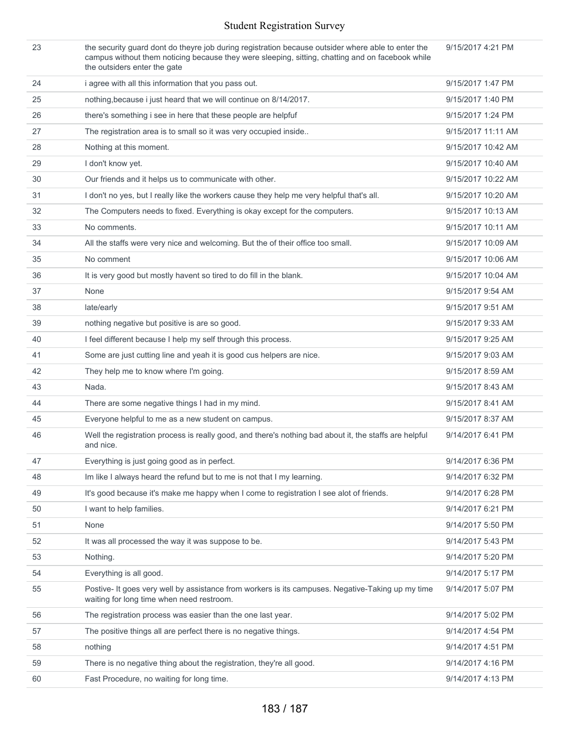| | | |
|---|---|---|
| 23 | the security guard dont do theyre job during registration because outsider where able to enter the campus without them noticing because they were sleeping, sitting, chatting and on facebook while the outsiders enter the gate | 9/15/2017 4:21 PM |
| 24 | i agree with all this information that you pass out. | 9/15/2017 1:47 PM |
| 25 | nothing,because i just heard that we will continue on 8/14/2017. | 9/15/2017 1:40 PM |
| 26 | there's something i see in here that these people are helpfuf | 9/15/2017 1:24 PM |
| 27 | The registration area is to small so it was very occupied inside.. | 9/15/2017 11:11 AM |
| 28 | Nothing at this moment. | 9/15/2017 10:42 AM |
| 29 | I don't know yet. | 9/15/2017 10:40 AM |
| 30 | Our friends and it helps us to communicate with other. | 9/15/2017 10:22 AM |
| 31 | I don't no yes, but I really like the workers cause they help me very helpful that's all. | 9/15/2017 10:20 AM |
| 32 | The Computers needs to fixed. Everything is okay except for the computers. | 9/15/2017 10:13 AM |
| 33 | No comments. | 9/15/2017 10:11 AM |
| 34 | All the staffs were very nice and welcoming. But the of their office too small. | 9/15/2017 10:09 AM |
| 35 | No comment | 9/15/2017 10:06 AM |
| 36 | It is very good but mostly havent so tired to do fill in the blank. | 9/15/2017 10:04 AM |
| 37 | None | 9/15/2017 9:54 AM |
| 38 | late/early | 9/15/2017 9:51 AM |
| 39 | nothing negative but positive is are so good. | 9/15/2017 9:33 AM |
| 40 | I feel different because I help my self through this process. | 9/15/2017 9:25 AM |
| 41 | Some are just cutting line and yeah it is good cus helpers are nice. | 9/15/2017 9:03 AM |
| 42 | They help me to know where I'm going. | 9/15/2017 8:59 AM |
| 43 | Nada. | 9/15/2017 8:43 AM |
| 44 | There are some negative things I had in my mind. | 9/15/2017 8:41 AM |
| 45 | Everyone helpful to me as a new student on campus. | 9/15/2017 8:37 AM |
| 46 | Well the registration process is really good, and there's nothing bad about it, the staffs are helpful and nice. | 9/14/2017 6:41 PM |
| 47 | Everything is just going good as in perfect. | 9/14/2017 6:36 PM |
| 48 | Im like I always heard the refund but to me is not that I my learning. | 9/14/2017 6:32 PM |
| 49 | It's good because it's make me happy when I come to registration I see alot of friends. | 9/14/2017 6:28 PM |
| 50 | I want to help families. | 9/14/2017 6:21 PM |
| 51 | None | 9/14/2017 5:50 PM |
| 52 | It was all processed the way it was suppose to be. | 9/14/2017 5:43 PM |
| 53 | Nothing. | 9/14/2017 5:20 PM |
| 54 | Everything is all good. | 9/14/2017 5:17 PM |
| 55 | Postive- It goes very well by assistance from workers is its campuses. Negative-Taking up my time waiting for long time when need restroom. | 9/14/2017 5:07 PM |
| 56 | The registration process was easier than the one last year. | 9/14/2017 5:02 PM |
| 57 | The positive things all are perfect there is no negative things. | 9/14/2017 4:54 PM |
| 58 | nothing | 9/14/2017 4:51 PM |
| 59 | There is no negative thing about the registration, they're all good. | 9/14/2017 4:16 PM |
| 60 | Fast Procedure, no waiting for long time. | 9/14/2017 4:13 PM |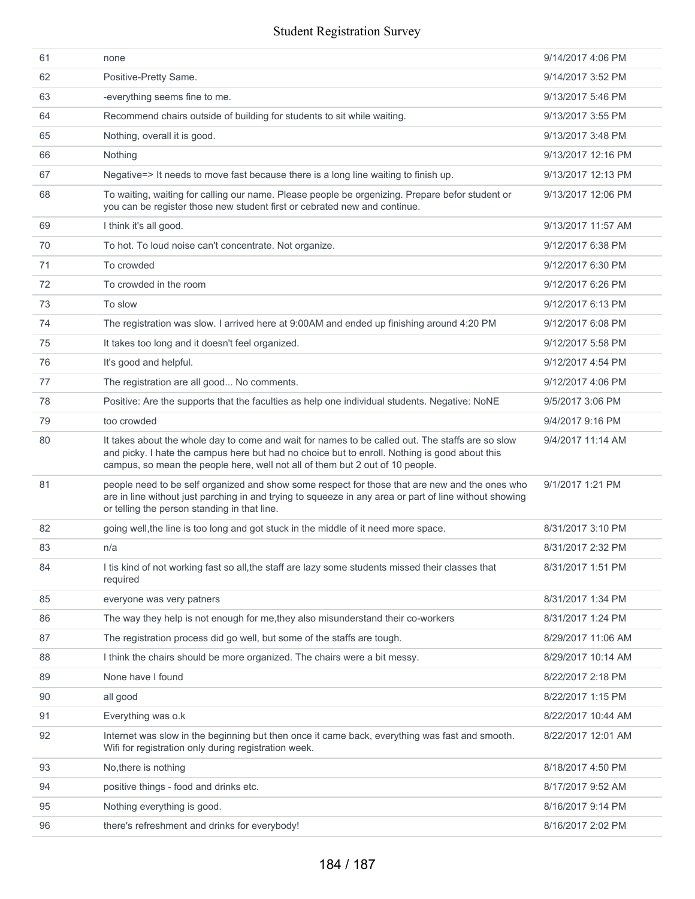| | | |
|---|---|---|
| 61 | none | 9/14/2017 4:06 PM |
| 62 | Positive-Pretty Same. | 9/14/2017 3:52 PM |
| 63 | -everything seems fine to me. | 9/13/2017 5:46 PM |
| 64 | Recommend chairs outside of building for students to sit while waiting. | 9/13/2017 3:55 PM |
| 65 | Nothing, overall it is good. | 9/13/2017 3:48 PM |
| 66 | Nothing | 9/13/2017 12:16 PM |
| 67 | Negative=> It needs to move fast because there is a long line waiting to finish up. | 9/13/2017 12:13 PM |
| 68 | To waiting, waiting for calling our name. Please people be orgenizing. Prepare befor student or you can be register those new student first or cebrated new and continue. | 9/13/2017 12:06 PM |
| 69 | I think it's all good. | 9/13/2017 11:57 AM |
| 70 | To hot. To loud noise can't concentrate. Not organize. | 9/12/2017 6:38 PM |
| 71 | To crowded | 9/12/2017 6:30 PM |
| 72 | To crowded in the room | 9/12/2017 6:26 PM |
| 73 | To slow | 9/12/2017 6:13 PM |
| 74 | The registration was slow. I arrived here at 9:00AM and ended up finishing around 4:20 PM | 9/12/2017 6:08 PM |
| 75 | It takes too long and it doesn't feel organized. | 9/12/2017 5:58 PM |
| 76 | It's good and helpful. | 9/12/2017 4:54 PM |
| 77 | The registration are all good... No comments. | 9/12/2017 4:06 PM |
| 78 | Positive: Are the supports that the faculties as help one individual students. Negative: NoNE | 9/5/2017 3:06 PM |
| 79 | too crowded | 9/4/2017 9:16 PM |
| 80 | It takes about the whole day to come and wait for names to be called out. The staffs are so slow and picky. I hate the campus here but had no choice but to enroll. Nothing is good about this campus, so mean the people here, well not all of them but 2 out of 10 people. | 9/4/2017 11:14 AM |
| 81 | people need to be self organized and show some respect for those that are new and the ones who are in line without just parching in and trying to squeeze in any area or part of line without showing or telling the person standing in that line. | 9/1/2017 1:21 PM |
| 82 | going well,the line is too long and got stuck in the middle of it need more space. | 8/31/2017 3:10 PM |
| 83 | n/a | 8/31/2017 2:32 PM |
| 84 | I tis kind of not working fast so all,the staff are lazy some students missed their classes that required | 8/31/2017 1:51 PM |
| 85 | everyone was very patners | 8/31/2017 1:34 PM |
| 86 | The way they help is not enough for me,they also misunderstand their co-workers | 8/31/2017 1:24 PM |
| 87 | The registration process did go well, but some of the staffs are tough. | 8/29/2017 11:06 AM |
| 88 | I think the chairs should be more organized. The chairs were a bit messy. | 8/29/2017 10:14 AM |
| 89 | None have I found | 8/22/2017 2:18 PM |
| 90 | all good | 8/22/2017 1:15 PM |
| 91 | Everything was o.k | 8/22/2017 10:44 AM |
| 92 | Internet was slow in the beginning but then once it came back, everything was fast and smooth. Wifi for registration only during registration week. | 8/22/2017 12:01 AM |
| 93 | No,there is nothing | 8/18/2017 4:50 PM |
| 94 | positive things - food and drinks etc. | 8/17/2017 9:52 AM |
| 95 | Nothing everything is good. | 8/16/2017 9:14 PM |
| 96 | there's refreshment and drinks for everybody! | 8/16/2017 2:02 PM |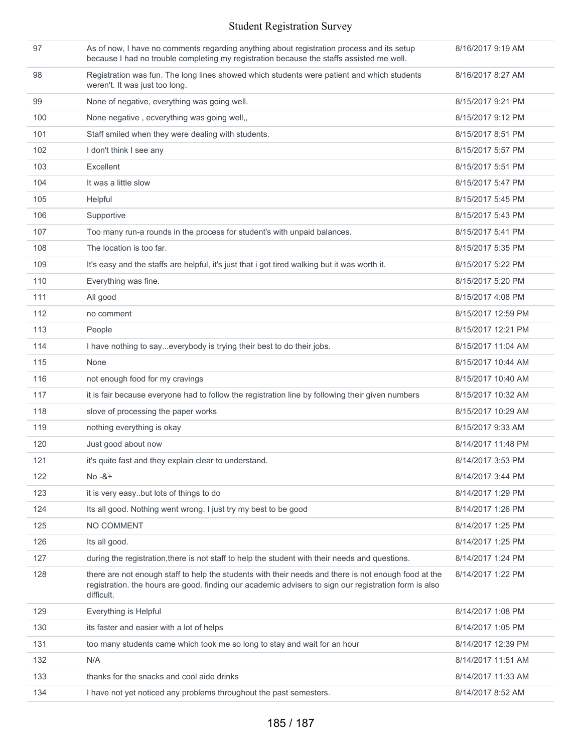| | | |
|---|---|---|
| 97 | As of now, I have no comments regarding anything about registration process and its setup because I had no trouble completing my registration because the staffs assisted me well. | 8/16/2017 9:19 AM |
| 98 | Registration was fun. The long lines showed which students were patient and which students weren't. It was just too long. | 8/16/2017 8:27 AM |
| 99 | None of negative, everything was going well. | 8/15/2017 9:21 PM |
| 100 | None negative , ecverything was going well,, | 8/15/2017 9:12 PM |
| 101 | Staff smiled when they were dealing with students. | 8/15/2017 8:51 PM |
| 102 | I don't think I see any | 8/15/2017 5:57 PM |
| 103 | Excellent | 8/15/2017 5:51 PM |
| 104 | It was a little slow | 8/15/2017 5:47 PM |
| 105 | Helpful | 8/15/2017 5:45 PM |
| 106 | Supportive | 8/15/2017 5:43 PM |
| 107 | Too many run-a rounds in the process for student's with unpaid balances. | 8/15/2017 5:41 PM |
| 108 | The location is too far. | 8/15/2017 5:35 PM |
| 109 | It's easy and the staffs are helpful, it's just that i got tired walking but it was worth it. | 8/15/2017 5:22 PM |
| 110 | Everything was fine. | 8/15/2017 5:20 PM |
| 111 | All good | 8/15/2017 4:08 PM |
| 112 | no comment | 8/15/2017 12:59 PM |
| 113 | People | 8/15/2017 12:21 PM |
| 114 | I have nothing to say...everybody is trying their best to do their jobs. | 8/15/2017 11:04 AM |
| 115 | None | 8/15/2017 10:44 AM |
| 116 | not enough food for my cravings | 8/15/2017 10:40 AM |
| 117 | it is fair because everyone had to follow the registration line by following their given numbers | 8/15/2017 10:32 AM |
| 118 | slove of processing the paper works | 8/15/2017 10:29 AM |
| 119 | nothing everything is okay | 8/15/2017 9:33 AM |
| 120 | Just good about now | 8/14/2017 11:48 PM |
| 121 | it's quite fast and they explain clear to understand. | 8/14/2017 3:53 PM |
| 122 | No -&+ | 8/14/2017 3:44 PM |
| 123 | it is very easy..but lots of things to do | 8/14/2017 1:29 PM |
| 124 | Its all good. Nothing went wrong. I just try my best to be good | 8/14/2017 1:26 PM |
| 125 | NO COMMENT | 8/14/2017 1:25 PM |
| 126 | Its all good. | 8/14/2017 1:25 PM |
| 127 | during the registration,there is not staff to help the student with their needs and questions. | 8/14/2017 1:24 PM |
| 128 | there are not enough staff to help the students with their needs and there is not enough food at the registration. the hours are good. finding our academic advisers to sign our registration form is also difficult. | 8/14/2017 1:22 PM |
| 129 | Everything is Helpful | 8/14/2017 1:08 PM |
| 130 | its faster and easier with a lot of helps | 8/14/2017 1:05 PM |
| 131 | too many students came which took me so long to stay and wait for an hour | 8/14/2017 12:39 PM |
| 132 | N/A | 8/14/2017 11:51 AM |
| 133 | thanks for the snacks and cool aide drinks | 8/14/2017 11:33 AM |
| 134 | I have not yet noticed any problems throughout the past semesters. | 8/14/2017 8:52 AM |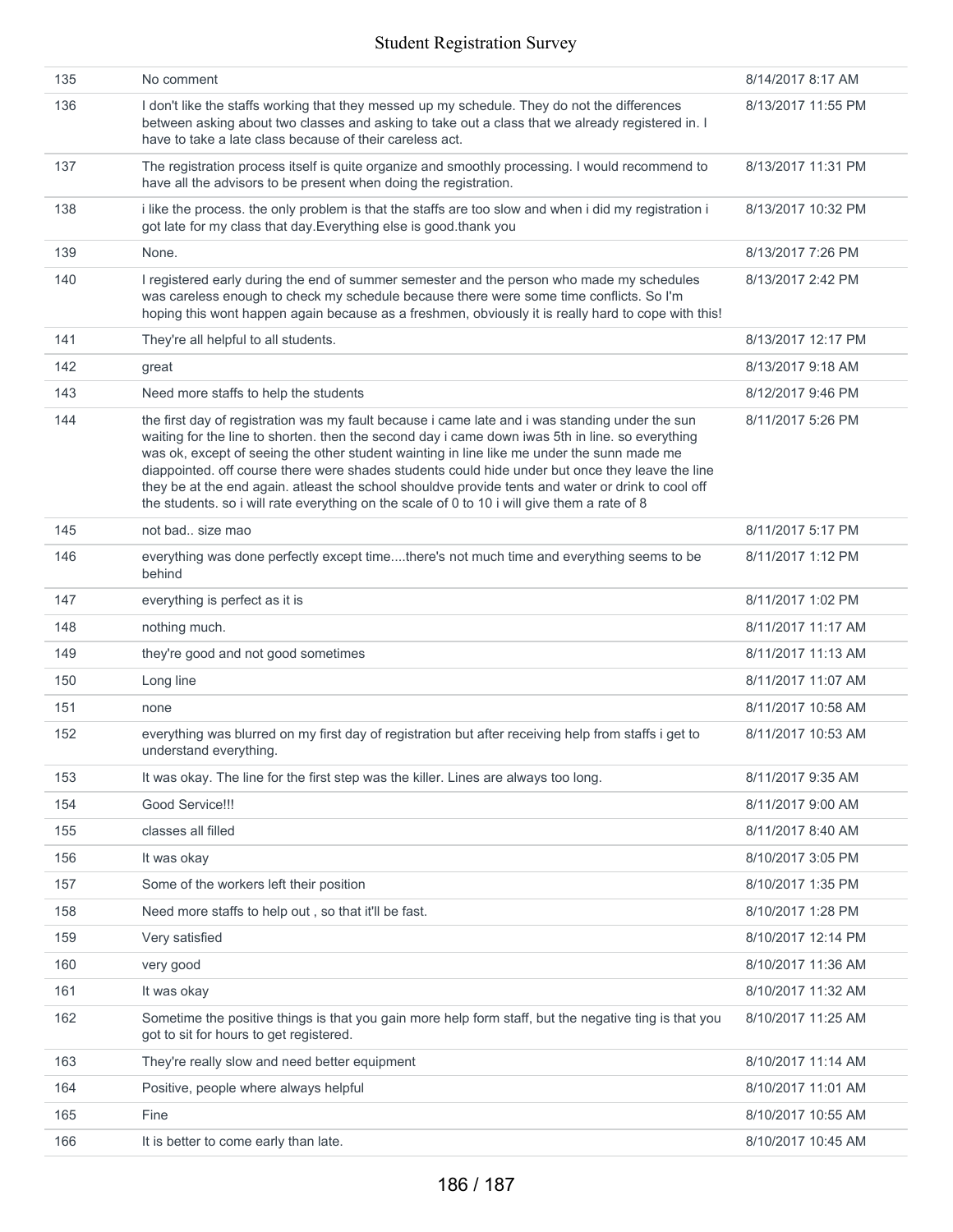| | | |
|---|---|---|
| 135 | No comment | 8/14/2017 8:17 AM |
| 136 | I don't like the staffs working that they messed up my schedule. They do not the differences between asking about two classes and asking to take out a class that we already registered in. I have to take a late class because of their careless act. | 8/13/2017 11:55 PM |
| 137 | The registration process itself is quite organize and smoothly processing. I would recommend to have all the advisors to be present when doing the registration. | 8/13/2017 11:31 PM |
| 138 | i like the process. the only problem is that the staffs are too slow and when i did my registration i got late for my class that day.Everything else is good.thank you | 8/13/2017 10:32 PM |
| 139 | None. | 8/13/2017 7:26 PM |
| 140 | I registered early during the end of summer semester and the person who made my schedules was careless enough to check my schedule because there were some time conflicts. So I'm hoping this wont happen again because as a freshmen, obviously it is really hard to cope with this! | 8/13/2017 2:42 PM |
| 141 | They're all helpful to all students. | 8/13/2017 12:17 PM |
| 142 | great | 8/13/2017 9:18 AM |
| 143 | Need more staffs to help the students | 8/12/2017 9:46 PM |
| 144 | the first day of registration was my fault because i came late and i was standing under the sun waiting for the line to shorten. then the second day i came down iwas 5th in line. so everything was ok, except of seeing the other student wainting in line like me under the sunn made me diappointed. off course there were shades students could hide under but once they leave the line they be at the end again. atleast the school shouldve provide tents and water or drink to cool off the students. so i will rate everything on the scale of 0 to 10 i will give them a rate of 8 | 8/11/2017 5:26 PM |
| 145 | not bad.. size mao | 8/11/2017 5:17 PM |
| 146 | everything was done perfectly except time....there's not much time and everything seems to be behind | 8/11/2017 1:12 PM |
| 147 | everything is perfect as it is | 8/11/2017 1:02 PM |
| 148 | nothing much. | 8/11/2017 11:17 AM |
| 149 | they're good and not good sometimes | 8/11/2017 11:13 AM |
| 150 | Long line | 8/11/2017 11:07 AM |
| 151 | none | 8/11/2017 10:58 AM |
| 152 | everything was blurred on my first day of registration but after receiving help from staffs i get to understand everything. | 8/11/2017 10:53 AM |
| 153 | It was okay. The line for the first step was the killer. Lines are always too long. | 8/11/2017 9:35 AM |
| 154 | Good Service!!! | 8/11/2017 9:00 AM |
| 155 | classes all filled | 8/11/2017 8:40 AM |
| 156 | It was okay | 8/10/2017 3:05 PM |
| 157 | Some of the workers left their position | 8/10/2017 1:35 PM |
| 158 | Need more staffs to help out , so that it'll be fast. | 8/10/2017 1:28 PM |
| 159 | Very satisfied | 8/10/2017 12:14 PM |
| 160 | very good | 8/10/2017 11:36 AM |
| 161 | It was okay | 8/10/2017 11:32 AM |
| 162 | Sometime the positive things is that you gain more help form staff, but the negative ting is that you got to sit for hours to get registered. | 8/10/2017 11:25 AM |
| 163 | They're really slow and need better equipment | 8/10/2017 11:14 AM |
| 164 | Positive, people where always helpful | 8/10/2017 11:01 AM |
| 165 | Fine | 8/10/2017 10:55 AM |
| 166 | It is better to come early than late. | 8/10/2017 10:45 AM |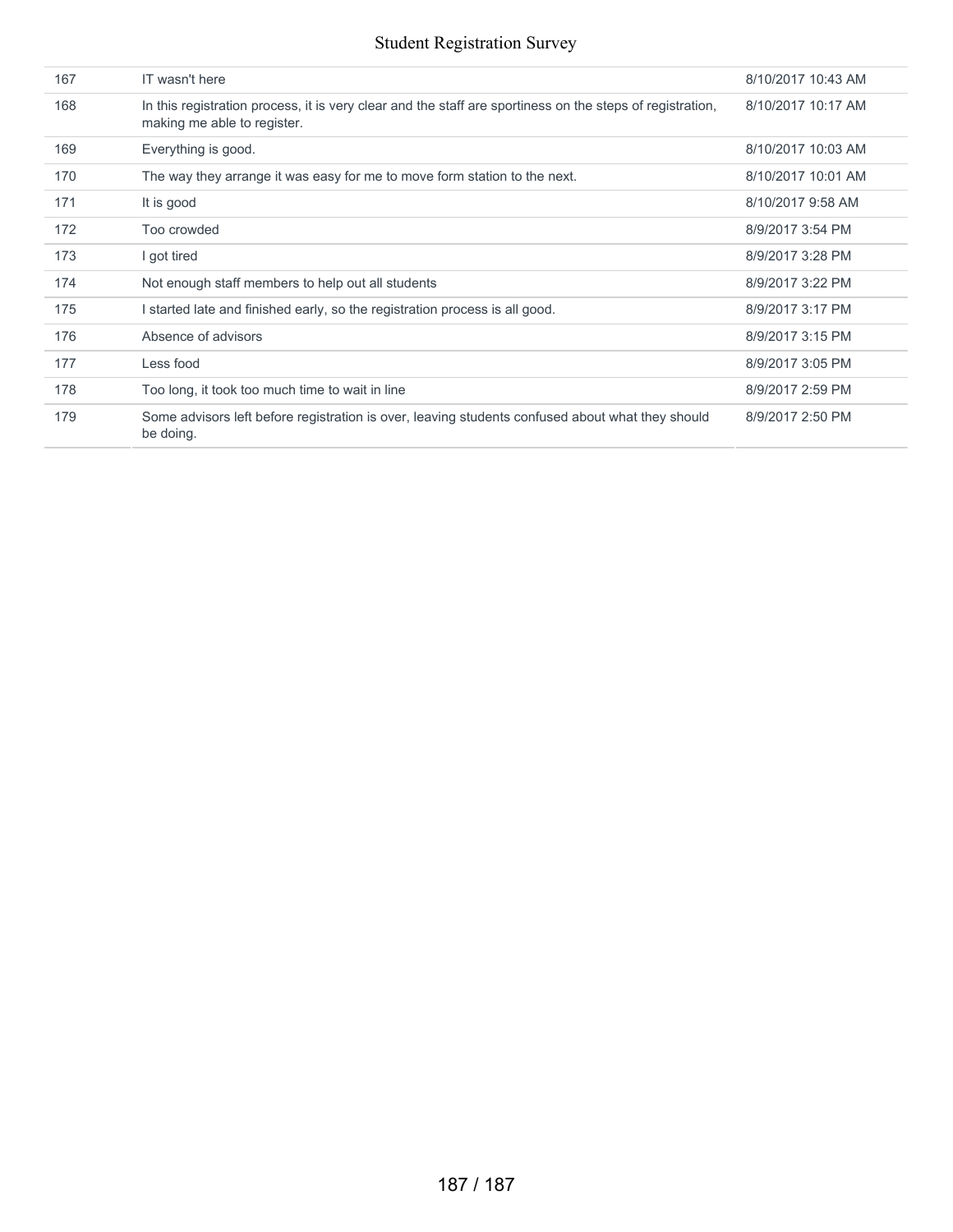| | | |
|---|---|---|
| 167 | IT wasn't here | 8/10/2017 10:43 AM |
| 168 | In this registration process, it is very clear and the staff are sportiness on the steps of registration, making me able to register. | 8/10/2017 10:17 AM |
| 169 | Everything is good. | 8/10/2017 10:03 AM |
| 170 | The way they arrange it was easy for me to move form station to the next. | 8/10/2017 10:01 AM |
| 171 | It is good | 8/10/2017 9:58 AM |
| 172 | Too crowded | 8/9/2017 3:54 PM |
| 173 | I got tired | 8/9/2017 3:28 PM |
| 174 | Not enough staff members to help out all students | 8/9/2017 3:22 PM |
| 175 | I started late and finished early, so the registration process is all good. | 8/9/2017 3:17 PM |
| 176 | Absence of advisors | 8/9/2017 3:15 PM |
| 177 | Less food | 8/9/2017 3:05 PM |
| 178 | Too long, it took too much time to wait in line | 8/9/2017 2:59 PM |
| 179 | Some advisors left before registration is over, leaving students confused about what they should be doing. | 8/9/2017 2:50 PM |